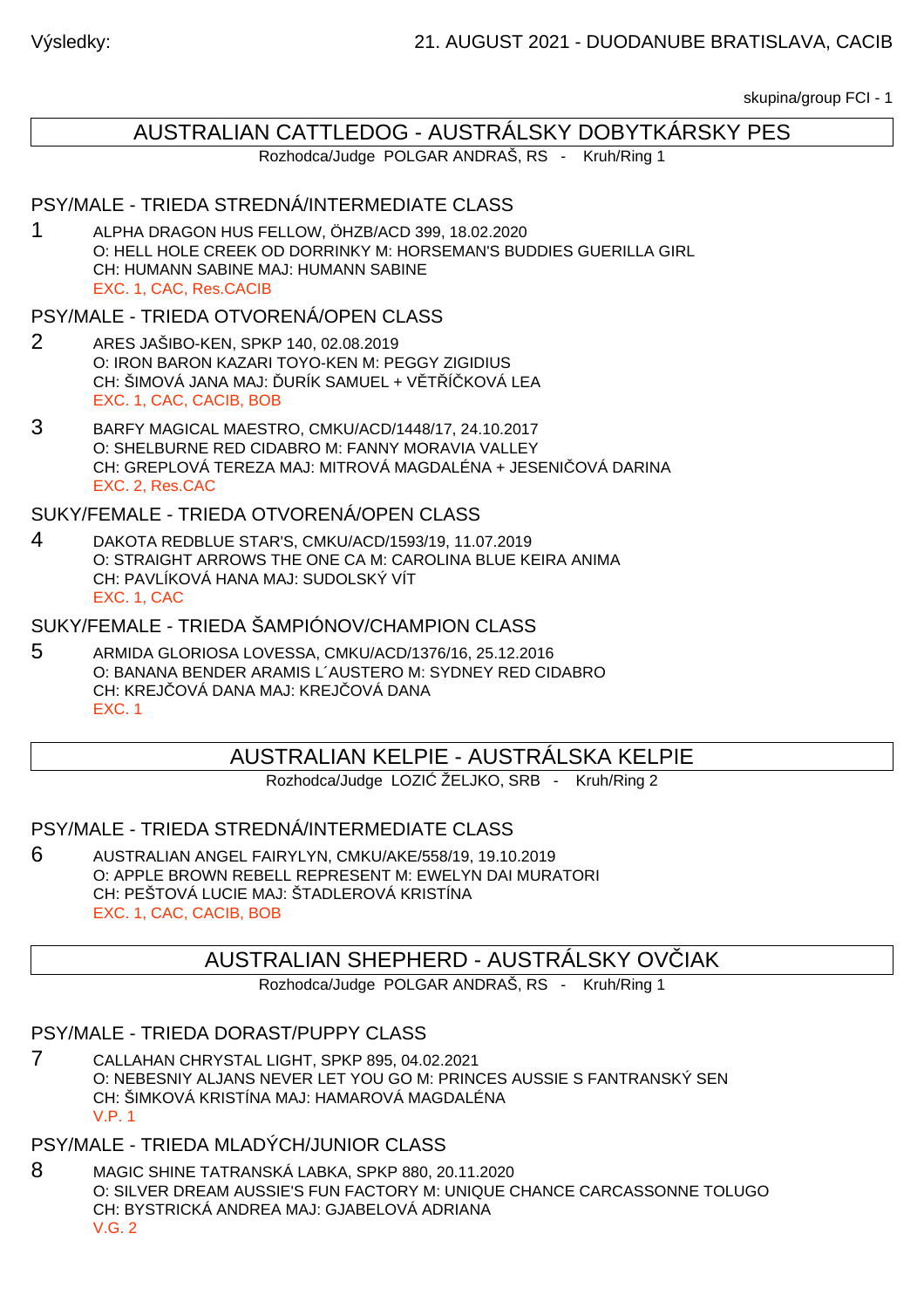Výsledky: 21. AUGUST 2021 - DUODANUBE BRATISLAVA, CACIB

skupina/group FCI - 1

## AUSTRALIAN CATTLEDOG - AUSTRÁLSKY DOBYTKÁRSKY PES

Rozhodca/Judge POLGAR ANDRAŠ, RS - Kruh/Ring 1

### PSY/MALE - TRIEDA STREDNÁ/INTERMEDIATE CLASS

1 ALPHA DRAGON HUS FELLOW, ÖHZB/ACD 399, 18.02.2020
O: HELL HOLE CREEK OD DORRINKY M: HORSEMAN'S BUDDIES GUERILLA GIRL
CH: HUMANN SABINE MAJ: HUMANN SABINE
EXC. 1, CAC, Res.CACIB

### PSY/MALE - TRIEDA OTVORENÁ/OPEN CLASS

2 ARES JAŠIBO-KEN, SPKP 140, 02.08.2019
O: IRON BARON KAZARI TOYO-KEN M: PEGGY ZIGIDIUS
CH: ŠIMOVÁ JANA MAJ: ĎURÍK SAMUEL + VĚTŘÍČKOVÁ LEA
EXC. 1, CAC, CACIB, BOB

3 BARFY MAGICAL MAESTRO, CMKU/ACD/1448/17, 24.10.2017
O: SHELBURNE RED CIDABRO M: FANNY MORAVIA VALLEY
CH: GREPLOVÁ TEREZA MAJ: MITROVÁ MAGDALÉNA + JESENIČOVÁ DARINA
EXC. 2, Res.CAC

### SUKY/FEMALE - TRIEDA OTVORENÁ/OPEN CLASS

4 DAKOTA REDBLUE STAR'S, CMKU/ACD/1593/19, 11.07.2019
O: STRAIGHT ARROWS THE ONE CA M: CAROLINA BLUE KEIRA ANIMA
CH: PAVLÍKOVÁ HANA MAJ: SUDOLSKÝ VÍT
EXC. 1, CAC

### SUKY/FEMALE - TRIEDA ŠAMPIÓNOV/CHAMPION CLASS

5 ARMIDA GLORIOSA LOVESSA, CMKU/ACD/1376/16, 25.12.2016
O: BANANA BENDER ARAMIS L´AUSTERO M: SYDNEY RED CIDABRO
CH: KREJČOVÁ DANA MAJ: KREJČOVÁ DANA
EXC. 1

## AUSTRALIAN KELPIE - AUSTRÁLSKA KELPIE

Rozhodca/Judge LOZIĆ ŽELJKO, SRB - Kruh/Ring 2

### PSY/MALE - TRIEDA STREDNÁ/INTERMEDIATE CLASS

6 AUSTRALIAN ANGEL FAIRYLYN, CMKU/AKE/558/19, 19.10.2019
O: APPLE BROWN REBELL REPRESENT M: EWELYN DAI MURATORI
CH: PEŠTOVÁ LUCIE MAJ: ŠTADLEROVÁ KRISTÍNA
EXC. 1, CAC, CACIB, BOB

## AUSTRALIAN SHEPHERD - AUSTRÁLSKY OVČIAK

Rozhodca/Judge POLGAR ANDRAŠ, RS - Kruh/Ring 1

### PSY/MALE - TRIEDA DORAST/PUPPY CLASS

7 CALLAHAN CHRYSTAL LIGHT, SPKP 895, 04.02.2021
O: NEBESNIY ALJANS NEVER LET YOU GO M: PRINCES AUSSIE S FANTRANSKÝ SEN
CH: ŠIMKOVÁ KRISTÍNA MAJ: HAMAROVÁ MAGDALÉNA
V.P. 1

### PSY/MALE - TRIEDA MLADÝCH/JUNIOR CLASS

8 MAGIC SHINE TATRANSKÁ LABKA, SPKP 880, 20.11.2020
O: SILVER DREAM AUSSIE'S FUN FACTORY M: UNIQUE CHANCE CARCASSONNE TOLUGO
CH: BYSTRICKÁ ANDREA MAJ: GJABELOVÁ ADRIANA
V.G. 2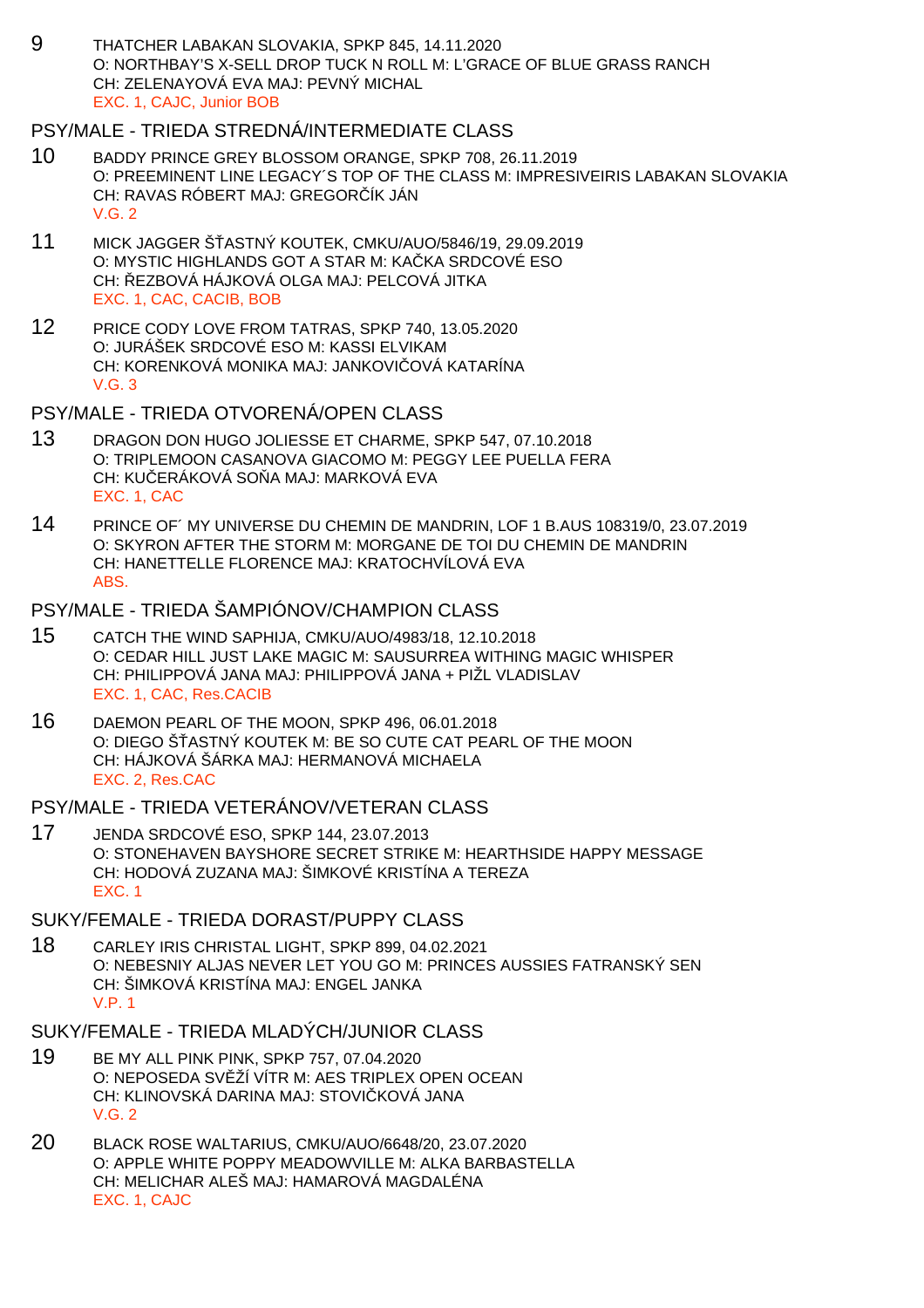9 THATCHER LABAKAN SLOVAKIA, SPKP 845, 14.11.2020
O: NORTHBAY'S X-SELL DROP TUCK N ROLL M: L'GRACE OF BLUE GRASS RANCH
CH: ZELENAYOVÁ EVA MAJ: PEVNÝ MICHAL
EXC. 1, CAJC, Junior BOB

## PSY/MALE - TRIEDA STREDNÁ/INTERMEDIATE CLASS

10 BADDY PRINCE GREY BLOSSOM ORANGE, SPKP 708, 26.11.2019
O: PREEMINENT LINE LEGACY´S TOP OF THE CLASS M: IMPRESIVEIRIS LABAKAN SLOVAKIA
CH: RAVAS RÓBERT MAJ: GREGORČÍK JÁN
V.G. 2

11 MICK JAGGER ŠŤASTNÝ KOUTEK, CMKU/AUO/5846/19, 29.09.2019
O: MYSTIC HIGHLANDS GOT A STAR M: KAČKA SRDCOVÉ ESO
CH: ŘEZBOVÁ HÁJKOVÁ OLGA MAJ: PELCOVÁ JITKA
EXC. 1, CAC, CACIB, BOB

12 PRICE CODY LOVE FROM TATRAS, SPKP 740, 13.05.2020
O: JURÁŠEK SRDCOVÉ ESO M: KASSI ELVIKAM
CH: KORENKOVÁ MONIKA MAJ: JANKOVIČOVÁ KATARÍNA
V.G. 3

## PSY/MALE - TRIEDA OTVORENÁ/OPEN CLASS

13 DRAGON DON HUGO JOLIESSE ET CHARME, SPKP 547, 07.10.2018
O: TRIPLEMOON CASANOVA GIACOMO M: PEGGY LEE PUELLA FERA
CH: KUČERÁKOVÁ SOŇA MAJ: MARKOVÁ EVA
EXC. 1, CAC

14 PRINCE OF´ MY UNIVERSE DU CHEMIN DE MANDRIN, LOF 1 B.AUS 108319/0, 23.07.2019
O: SKYRON AFTER THE STORM M: MORGANE DE TOI DU CHEMIN DE MANDRIN
CH: HANETTELLE FLORENCE MAJ: KRATOCHVÍLOVÁ EVA
ABS.

## PSY/MALE - TRIEDA ŠAMPIÓNOV/CHAMPION CLASS

15 CATCH THE WIND SAPHIJA, CMKU/AUO/4983/18, 12.10.2018
O: CEDAR HILL JUST LAKE MAGIC M: SAUSURREA WITHING MAGIC WHISPER
CH: PHILIPPOVÁ JANA MAJ: PHILIPPOVÁ JANA + PIŽL VLADISLAV
EXC. 1, CAC, Res.CACIB

16 DAEMON PEARL OF THE MOON, SPKP 496, 06.01.2018
O: DIEGO ŠŤASTNÝ KOUTEK M: BE SO CUTE CAT PEARL OF THE MOON
CH: HÁJKOVÁ ŠÁRKA MAJ: HERMANOVÁ MICHAELA
EXC. 2, Res.CAC

## PSY/MALE - TRIEDA VETERÁNOV/VETERAN CLASS

17 JENDA SRDCOVÉ ESO, SPKP 144, 23.07.2013
O: STONEHAVEN BAYSHORE SECRET STRIKE M: HEARTHSIDE HAPPY MESSAGE
CH: HODOVÁ ZUZANA MAJ: ŠIMKOVÉ KRISTÍNA A TEREZA
EXC. 1

## SUKY/FEMALE - TRIEDA DORAST/PUPPY CLASS

18 CARLEY IRIS CHRISTAL LIGHT, SPKP 899, 04.02.2021
O: NEBESNIY ALJAS NEVER LET YOU GO M: PRINCES AUSSIES FATRANSKÝ SEN
CH: ŠIMKOVÁ KRISTÍNA MAJ: ENGEL JANKA
V.P. 1

## SUKY/FEMALE - TRIEDA MLADÝCH/JUNIOR CLASS

19 BE MY ALL PINK PINK, SPKP 757, 07.04.2020
O: NEPOSEDA SVĚŽÍ VÍTR M: AES TRIPLEX OPEN OCEAN
CH: KLINOVSKÁ DARINA MAJ: STOVIČKOVÁ JANA
V.G. 2

20 BLACK ROSE WALTARIUS, CMKU/AUO/6648/20, 23.07.2020
O: APPLE WHITE POPPY MEADOWVILLE M: ALKA BARBASTELLA
CH: MELICHAR ALEŠ MAJ: HAMAROVÁ MAGDALÉNA
EXC. 1, CAJC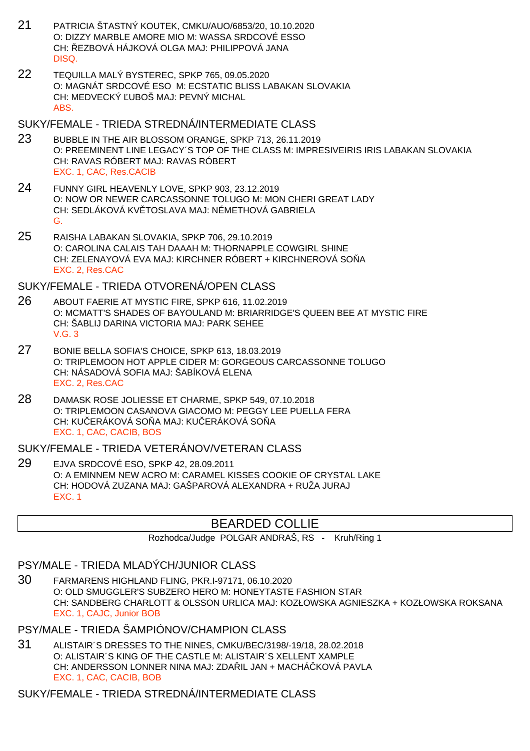21 PATRICIA ŠTASTNÝ KOUTEK, CMKU/AUO/6853/20, 10.10.2020
O: DIZZY MARBLE AMORE MIO M: WASSA SRDCOVÉ ESSO
CH: ŘEZBOVÁ HÁJKOVÁ OLGA MAJ: PHILIPPOVÁ JANA
DISQ.

22 TEQUILLA MALÝ BYSTEREC, SPKP 765, 09.05.2020
O: MAGNÁT SRDCOVÉ ESO M: ECSTATIC BLISS LABAKAN SLOVAKIA
CH: MEDVECKÝ ĽUBOŠ MAJ: PEVNÝ MICHAL
ABS.

## SUKY/FEMALE - TRIEDA STREDNÁ/INTERMEDIATE CLASS

23 BUBBLE IN THE AIR BLOSSOM ORANGE, SPKP 713, 26.11.2019
O: PREEMINENT LINE LEGACY´S TOP OF THE CLASS M: IMPRESIVEIRIS IRIS LABAKAN SLOVAKIA
CH: RAVAS RÓBERT MAJ: RAVAS RÓBERT
EXC. 1, CAC, Res.CACIB

24 FUNNY GIRL HEAVENLY LOVE, SPKP 903, 23.12.2019
O: NOW OR NEWER CARCASSONNE TOLUGO M: MON CHERI GREAT LADY
CH: SEDLÁKOVÁ KVĚTOSLAVA MAJ: NÉMETHOVÁ GABRIELA
G.

25 RAISHA LABAKAN SLOVAKIA, SPKP 706, 29.10.2019
O: CAROLINA CALAIS TAH DAAAH M: THORNAPPLE COWGIRL SHINE
CH: ZELENAYOVÁ EVA MAJ: KIRCHNER RÓBERT + KIRCHNEROVÁ SOŇA
EXC. 2, Res.CAC

## SUKY/FEMALE - TRIEDA OTVORENÁ/OPEN CLASS

26 ABOUT FAERIE AT MYSTIC FIRE, SPKP 616, 11.02.2019
O: MCMATT'S SHADES OF BAYOULAND M: BRIARRIDGE'S QUEEN BEE AT MYSTIC FIRE
CH: ŠABLIJ DARINA VICTORIA MAJ: PARK SEHEE
V.G. 3

27 BONIE BELLA SOFIA'S CHOICE, SPKP 613, 18.03.2019
O: TRIPLEMOON HOT APPLE CIDER M: GORGEOUS CARCASSONNE TOLUGO
CH: NÁSADOVÁ SOFIA MAJ: ŠABÍKOVÁ ELENA
EXC. 2, Res.CAC

28 DAMASK ROSE JOLIESSE ET CHARME, SPKP 549, 07.10.2018
O: TRIPLEMOON CASANOVA GIACOMO M: PEGGY LEE PUELLA FERA
CH: KUČERÁKOVÁ SOŇA MAJ: KUČERÁKOVÁ SOŇA
EXC. 1, CAC, CACIB, BOS

## SUKY/FEMALE - TRIEDA VETERÁNOV/VETERAN CLASS

29 EJVA SRDCOVÉ ESO, SPKP 42, 28.09.2011
O: A EMINNEM NEW ACRO M: CARAMEL KISSES COOKIE OF CRYSTAL LAKE
CH: HODOVÁ ZUZANA MAJ: GAŠPAROVÁ ALEXANDRA + RUŽA JURAJ
EXC. 1

# BEARDED COLLIE

Rozhodca/Judge POLGAR ANDRAŠ, RS - Kruh/Ring 1

## PSY/MALE - TRIEDA MLADÝCH/JUNIOR CLASS

30 FARMARENS HIGHLAND FLING, PKR.I-97171, 06.10.2020
O: OLD SMUGGLER'S SUBZERO HERO M: HONEYTASTE FASHION STAR
CH: SANDBERG CHARLOTT & OLSSON URLICA MAJ: KOZŁOWSKA AGNIESZKA + KOZŁOWSKA ROKSANA
EXC. 1, CAJC, Junior BOB

## PSY/MALE - TRIEDA ŠAMPIÓNOV/CHAMPION CLASS

31 ALISTAIR´S DRESSES TO THE NINES, CMKU/BEC/3198/-19/18, 28.02.2018
O: ALISTAIR´S KING OF THE CASTLE M: ALISTAIR´S XELLENT XAMPLE
CH: ANDERSSON LONNER NINA MAJ: ZDAŘIL JAN + MACHÁČKOVÁ PAVLA
EXC. 1, CAC, CACIB, BOB

## SUKY/FEMALE - TRIEDA STREDNÁ/INTERMEDIATE CLASS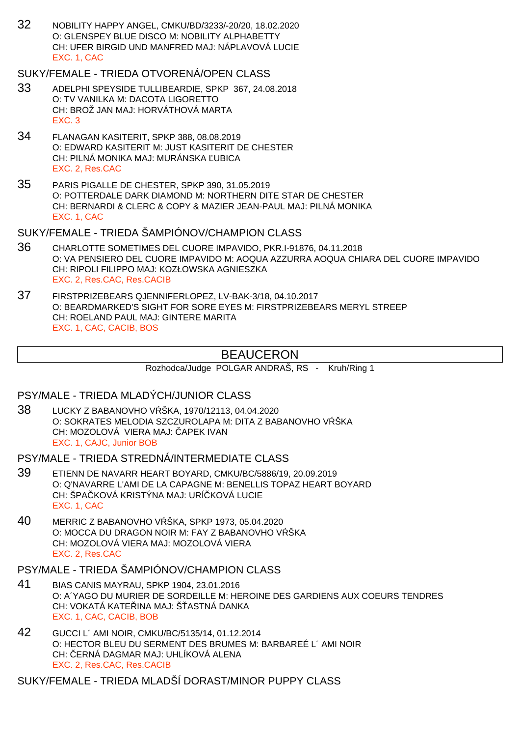32 NOBILITY HAPPY ANGEL, CMKU/BD/3233/-20/20, 18.02.2020
O: GLENSPEY BLUE DISCO M: NOBILITY ALPHABETTY
CH: UFER BIRGID UND MANFRED MAJ: NÁPLAVOVÁ LUCIE
EXC. 1, CAC

### SUKY/FEMALE - TRIEDA OTVORENÁ/OPEN CLASS

33 ADELPHI SPEYSIDE TULLIBEARDIE, SPKP 367, 24.08.2018
O: TV VANILKA M: DACOTA LIGORETTO
CH: BROŽ JAN MAJ: HORVÁTHOVÁ MARTA
EXC. 3

34 FLANAGAN KASITERIT, SPKP 388, 08.08.2019
O: EDWARD KASITERIT M: JUST KASITERIT DE CHESTER
CH: PILNÁ MONIKA MAJ: MURÁNSKA ĽUBICA
EXC. 2, Res.CAC

35 PARIS PIGALLE DE CHESTER, SPKP 390, 31.05.2019
O: POTTERDALE DARK DIAMOND M: NORTHERN DITE STAR DE CHESTER
CH: BERNARDI & CLERC & COPY & MAZIER JEAN-PAUL MAJ: PILNÁ MONIKA
EXC. 1, CAC

### SUKY/FEMALE - TRIEDA ŠAMPIÓNOV/CHAMPION CLASS

36 CHARLOTTE SOMETIMES DEL CUORE IMPAVIDO, PKR.I-91876, 04.11.2018
O: VA PENSIERO DEL CUORE IMPAVIDO M: AOQUA AZZURRA AOQUA CHIARA DEL CUORE IMPAVIDO
CH: RIPOLI FILIPPO MAJ: KOZŁOWSKA AGNIESZKA
EXC. 2, Res.CAC, Res.CACIB

37 FIRSTPRIZEBEARS QJENNIFERLOPEZ, LV-BAK-3/18, 04.10.2017
O: BEARDMARKED'S SIGHT FOR SORE EYES M: FIRSTPRIZEBEARS MERYL STREEP
CH: ROELAND PAUL MAJ: GINTERE MARITA
EXC. 1, CAC, CACIB, BOS

## BEAUCERON

Rozhodca/Judge POLGAR ANDRAŠ, RS - Kruh/Ring 1

### PSY/MALE - TRIEDA MLADÝCH/JUNIOR CLASS

38 LUCKY Z BABANOVHO VŔŠKA, 1970/12113, 04.04.2020
O: SOKRATES MELODIA SZCZUROLAPA M: DITA Z BABANOVHO VŔŠKA
CH: MOZOLOVÁ VIERA MAJ: ČAPEK IVAN
EXC. 1, CAJC, Junior BOB

### PSY/MALE - TRIEDA STREDNÁ/INTERMEDIATE CLASS

39 ETIENN DE NAVARR HEART BOYARD, CMKU/BC/5886/19, 20.09.2019
O: Q'NAVARRE L'AMI DE LA CAPAGNE M: BENELLIS TOPAZ HEART BOYARD
CH: ŠPAČKOVÁ KRISTÝNA MAJ: URÍČKOVÁ LUCIE
EXC. 1, CAC

40 MERRIC Z BABANOVHO VŔŠKA, SPKP 1973, 05.04.2020
O: MOCCA DU DRAGON NOIR M: FAY Z BABANOVHO VŔŠKA
CH: MOZOLOVÁ VIERA MAJ: MOZOLOVÁ VIERA
EXC. 2, Res.CAC

### PSY/MALE - TRIEDA ŠAMPIÓNOV/CHAMPION CLASS

41 BIAS CANIS MAYRAU, SPKP 1904, 23.01.2016
O: A´YAGO DU MURIER DE SORDEILLE M: HEROINE DES GARDIENS AUX COEURS TENDRES
CH: VOKATÁ KATEŘINA MAJ: ŠŤASTNÁ DANKA
EXC. 1, CAC, CACIB, BOB

42 GUCCI L´ AMI NOIR, CMKU/BC/5135/14, 01.12.2014
O: HECTOR BLEU DU SERMENT DES BRUMES M: BARBAREÉ L´ AMI NOIR
CH: ČERNÁ DAGMAR MAJ: UHLÍKOVÁ ALENA
EXC. 2, Res.CAC, Res.CACIB

### SUKY/FEMALE - TRIEDA MLADŠÍ DORAST/MINOR PUPPY CLASS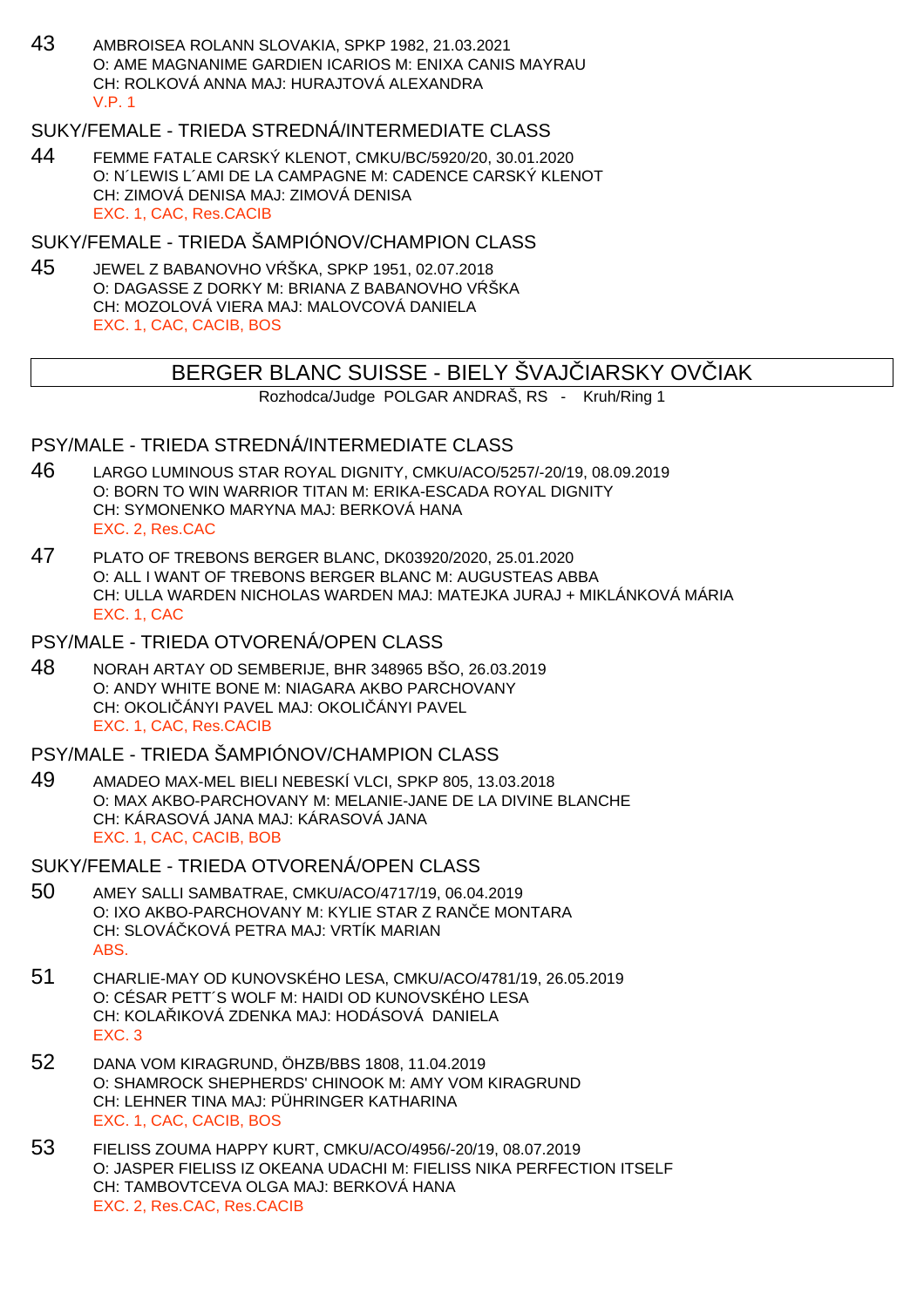43 AMBROISEA ROLANN SLOVAKIA, SPKP 1982, 21.03.2021
O: AME MAGNANIME GARDIEN ICARIOS M: ENIXA CANIS MAYRAU
CH: ROLKOVÁ ANNA MAJ: HURAJTOVÁ ALEXANDRA
V.P. 1

## SUKY/FEMALE - TRIEDA STREDNÁ/INTERMEDIATE CLASS

44 FEMME FATALE CARSKÝ KLENOT, CMKU/BC/5920/20, 30.01.2020
O: N´LEWIS L´AMI DE LA CAMPAGNE M: CADENCE CARSKÝ KLENOT
CH: ZIMOVÁ DENISA MAJ: ZIMOVÁ DENISA
EXC. 1, CAC, Res.CACIB

## SUKY/FEMALE - TRIEDA ŠAMPIÓNOV/CHAMPION CLASS

45 JEWEL Z BABANOVHO VŔŠKA, SPKP 1951, 02.07.2018
O: DAGASSE Z DORKY M: BRIANA Z BABANOVHO VŔŠKA
CH: MOZOLOVÁ VIERA MAJ: MALOVCOVÁ DANIELA
EXC. 1, CAC, CACIB, BOS

# BERGER BLANC SUISSE - BIELY ŠVAJČIARSKY OVČIAK

Rozhodca/Judge POLGAR ANDRAŠ, RS - Kruh/Ring 1

## PSY/MALE - TRIEDA STREDNÁ/INTERMEDIATE CLASS

46 LARGO LUMINOUS STAR ROYAL DIGNITY, CMKU/ACO/5257/-20/19, 08.09.2019
O: BORN TO WIN WARRIOR TITAN M: ERIKA-ESCADA ROYAL DIGNITY
CH: SYMONENKO MARYNA MAJ: BERKOVÁ HANA
EXC. 2, Res.CAC

47 PLATO OF TREBONS BERGER BLANC, DK03920/2020, 25.01.2020
O: ALL I WANT OF TREBONS BERGER BLANC M: AUGUSTEAS ABBA
CH: ULLA WARDEN NICHOLAS WARDEN MAJ: MATEJKA JURAJ + MIKLÁNKOVÁ MÁRIA
EXC. 1, CAC

## PSY/MALE - TRIEDA OTVORENÁ/OPEN CLASS

48 NORAH ARTAY OD SEMBERIJE, BHR 348965 BŠO, 26.03.2019
O: ANDY WHITE BONE M: NIAGARA AKBO PARCHOVANY
CH: OKOLIČÁNYI PAVEL MAJ: OKOLIČÁNYI PAVEL
EXC. 1, CAC, Res.CACIB

## PSY/MALE - TRIEDA ŠAMPIÓNOV/CHAMPION CLASS

49 AMADEO MAX-MEL BIELI NEBESKÍ VLCI, SPKP 805, 13.03.2018
O: MAX AKBO-PARCHOVANY M: MELANIE-JANE DE LA DIVINE BLANCHE
CH: KÁRASOVÁ JANA MAJ: KÁRASOVÁ JANA
EXC. 1, CAC, CACIB, BOB

## SUKY/FEMALE - TRIEDA OTVORENÁ/OPEN CLASS

50 AMEY SALLI SAMBATRAE, CMKU/ACO/4717/19, 06.04.2019
O: IXO AKBO-PARCHOVANY M: KYLIE STAR Z RANČE MONTARA
CH: SLOVÁČKOVÁ PETRA MAJ: VRTÍK MARIAN
ABS.

51 CHARLIE-MAY OD KUNOVSKÉHO LESA, CMKU/ACO/4781/19, 26.05.2019
O: CÉSAR PETT´S WOLF M: HAIDI OD KUNOVSKÉHO LESA
CH: KOLAŘIKOVÁ ZDENKA MAJ: HODÁSOVÁ DANIELA
EXC. 3

52 DANA VOM KIRAGRUND, ÖHZB/BBS 1808, 11.04.2019
O: SHAMROCK SHEPHERDS' CHINOOK M: AMY VOM KIRAGRUND
CH: LEHNER TINA MAJ: PÜHRINGER KATHARINA
EXC. 1, CAC, CACIB, BOS

53 FIELISS ZOUMA HAPPY KURT, CMKU/ACO/4956/-20/19, 08.07.2019
O: JASPER FIELISS IZ OKEANA UDACHI M: FIELISS NIKA PERFECTION ITSELF
CH: TAMBOVTCEVA OLGA MAJ: BERKOVÁ HANA
EXC. 2, Res.CAC, Res.CACIB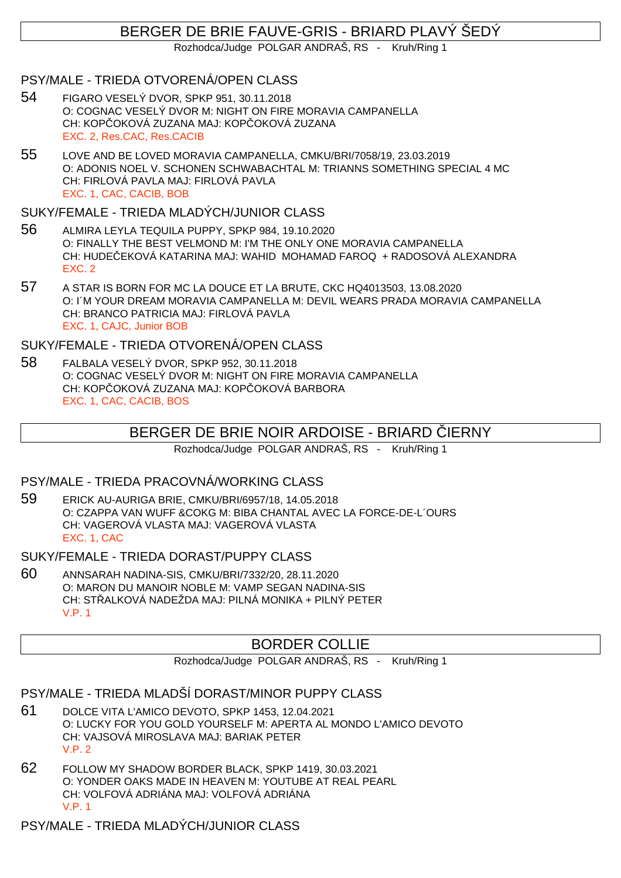## BERGER DE BRIE FAUVE-GRIS - BRIARD PLAVÝ ŠEDÝ

Rozhodca/Judge POLGAR ANDRAŠ, RS - Kruh/Ring 1

### PSY/MALE - TRIEDA OTVORENÁ/OPEN CLASS

54 FIGARO VESELÝ DVOR, SPKP 951, 30.11.2018
O: COGNAC VESELÝ DVOR M: NIGHT ON FIRE MORAVIA CAMPANELLA
CH: KOPČOKOVÁ ZUZANA MAJ: KOPČOKOVÁ ZUZANA
EXC. 2, Res.CAC, Res.CACIB

55 LOVE AND BE LOVED MORAVIA CAMPANELLA, CMKU/BRI/7058/19, 23.03.2019
O: ADONIS NOEL V. SCHONEN SCHWABACHTAL M: TRIANNS SOMETHING SPECIAL 4 MC
CH: FIRLOVÁ PAVLA MAJ: FIRLOVÁ PAVLA
EXC. 1, CAC, CACIB, BOB

### SUKY/FEMALE - TRIEDA MLADÝCH/JUNIOR CLASS

56 ALMIRA LEYLA TEQUILA PUPPY, SPKP 984, 19.10.2020
O: FINALLY THE BEST VELMOND M: I'M THE ONLY ONE MORAVIA CAMPANELLA
CH: HUDEČEKOVÁ KATARINA MAJ: WAHID MOHAMAD FAROQ + RADOSOVÁ ALEXANDRA
EXC. 2

57 A STAR IS BORN FOR MC LA DOUCE ET LA BRUTE, CKC HQ4013503, 13.08.2020
O: I´M YOUR DREAM MORAVIA CAMPANELLA M: DEVIL WEARS PRADA MORAVIA CAMPANELLA
CH: BRANCO PATRICIA MAJ: FIRLOVÁ PAVLA
EXC. 1, CAJC, Junior BOB

### SUKY/FEMALE - TRIEDA OTVORENÁ/OPEN CLASS

58 FALBALA VESELÝ DVOR, SPKP 952, 30.11.2018
O: COGNAC VESELÝ DVOR M: NIGHT ON FIRE MORAVIA CAMPANELLA
CH: KOPČOKOVÁ ZUZANA MAJ: KOPČOKOVÁ BARBORA
EXC. 1, CAC, CACIB, BOS

## BERGER DE BRIE NOIR ARDOISE - BRIARD ČIERNY

Rozhodca/Judge POLGAR ANDRAŠ, RS - Kruh/Ring 1

### PSY/MALE - TRIEDA PRACOVNÁ/WORKING CLASS

59 ERICK AU-AURIGA BRIE, CMKU/BRI/6957/18, 14.05.2018
O: CZAPPA VAN WUFF &COKG M: BIBA CHANTAL AVEC LA FORCE-DE-L´OURS
CH: VAGEROVÁ VLASTA MAJ: VAGEROVÁ VLASTA
EXC. 1, CAC

### SUKY/FEMALE - TRIEDA DORAST/PUPPY CLASS

60 ANNSARAH NADINA-SIS, CMKU/BRI/7332/20, 28.11.2020
O: MARON DU MANOIR NOBLE M: VAMP SEGAN NADINA-SIS
CH: STŘALKOVÁ NADEŽDA MAJ: PILNÁ MONIKA + PILNÝ PETER
V.P. 1

## BORDER COLLIE

Rozhodca/Judge POLGAR ANDRAŠ, RS - Kruh/Ring 1

### PSY/MALE - TRIEDA MLADŠÍ DORAST/MINOR PUPPY CLASS

61 DOLCE VITA L'AMICO DEVOTO, SPKP 1453, 12.04.2021
O: LUCKY FOR YOU GOLD YOURSELF M: APERTA AL MONDO L'AMICO DEVOTO
CH: VAJSOVÁ MIROSLAVA MAJ: BARIAK PETER
V.P. 2

62 FOLLOW MY SHADOW BORDER BLACK, SPKP 1419, 30.03.2021
O: YONDER OAKS MADE IN HEAVEN M: YOUTUBE AT REAL PEARL
CH: VOLFOVÁ ADRIÁNA MAJ: VOLFOVÁ ADRIÁNA
V.P. 1

### PSY/MALE - TRIEDA MLADÝCH/JUNIOR CLASS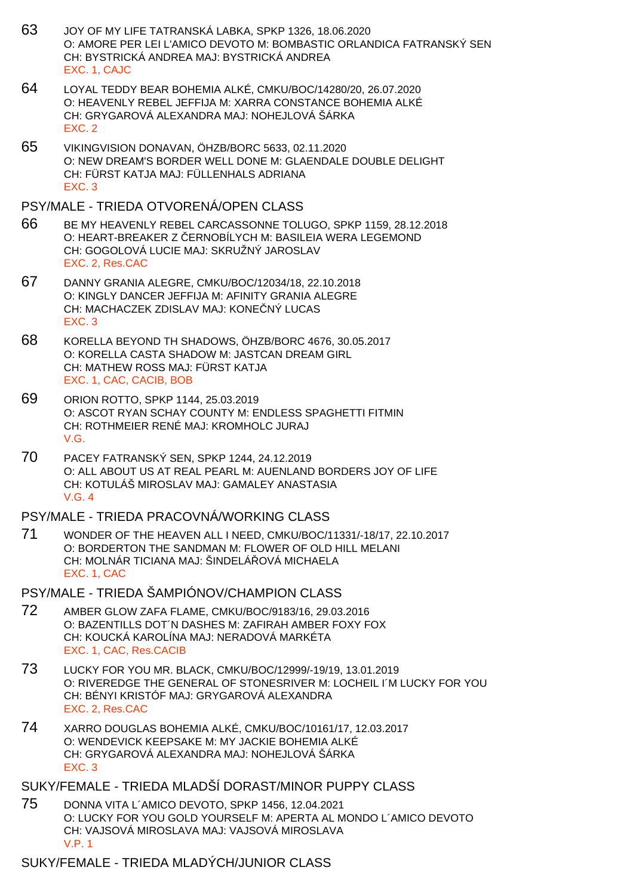63 JOY OF MY LIFE TATRANSKÁ LABKA, SPKP 1326, 18.06.2020
O: AMORE PER LEI L'AMICO DEVOTO M: BOMBASTIC ORLANDICA FATRANSKÝ SEN
CH: BYSTRICKÁ ANDREA MAJ: BYSTRICKÁ ANDREA
EXC. 1, CAJC

64 LOYAL TEDDY BEAR BOHEMIA ALKÉ, CMKU/BOC/14280/20, 26.07.2020
O: HEAVENLY REBEL JEFFIJA M: XARRA CONSTANCE BOHEMIA ALKÉ
CH: GRYGAROVÁ ALEXANDRA MAJ: NOHEJLOVÁ ŠÁRKA
EXC. 2

65 VIKINGVISION DONAVAN, ÖHZB/BORC 5633, 02.11.2020
O: NEW DREAM'S BORDER WELL DONE M: GLAENDALE DOUBLE DELIGHT
CH: FÜRST KATJA MAJ: FÜLLENHALS ADRIANA
EXC. 3

## PSY/MALE - TRIEDA OTVORENÁ/OPEN CLASS

66 BE MY HEAVENLY REBEL CARCASSONNE TOLUGO, SPKP 1159, 28.12.2018
O: HEART-BREAKER Z ČERNOBÍLYCH M: BASILEIA WERA LEGEMOND
CH: GOGOLOVÁ LUCIE MAJ: SKRUŽNÝ JAROSLAV
EXC. 2, Res.CAC

67 DANNY GRANIA ALEGRE, CMKU/BOC/12034/18, 22.10.2018
O: KINGLY DANCER JEFFIJA M: AFINITY GRANIA ALEGRE
CH: MACHACZEK ZDISLAV MAJ: KONEČNÝ LUCAS
EXC. 3

68 KORELLA BEYOND TH SHADOWS, ÖHZB/BORC 4676, 30.05.2017
O: KORELLA CASTA SHADOW M: JASTCAN DREAM GIRL
CH: MATHEW ROSS MAJ: FÜRST KATJA
EXC. 1, CAC, CACIB, BOB

69 ORION ROTTO, SPKP 1144, 25.03.2019
O: ASCOT RYAN SCHAY COUNTY M: ENDLESS SPAGHETTI FITMIN
CH: ROTHMEIER RENÉ MAJ: KROMHOLC JURAJ
V.G.

70 PACEY FATRANSKÝ SEN, SPKP 1244, 24.12.2019
O: ALL ABOUT US AT REAL PEARL M: AUENLAND BORDERS JOY OF LIFE
CH: KOTULÁŠ MIROSLAV MAJ: GAMALEY ANASTASIA
V.G. 4

## PSY/MALE - TRIEDA PRACOVNÁ/WORKING CLASS

71 WONDER OF THE HEAVEN ALL I NEED, CMKU/BOC/11331/-18/17, 22.10.2017
O: BORDERTON THE SANDMAN M: FLOWER OF OLD HILL MELANI
CH: MOLNÁR TICIANA MAJ: ŠINDELÁŘOVÁ MICHAELA
EXC. 1, CAC

## PSY/MALE - TRIEDA ŠAMPIÓNOV/CHAMPION CLASS

72 AMBER GLOW ZAFA FLAME, CMKU/BOC/9183/16, 29.03.2016
O: BAZENTILLS DOT´N DASHES M: ZAFIRAH AMBER FOXY FOX
CH: KOUCKÁ KAROLÍNA MAJ: NERADOVÁ MARKÉTA
EXC. 1, CAC, Res.CACIB

73 LUCKY FOR YOU MR. BLACK, CMKU/BOC/12999/-19/19, 13.01.2019
O: RIVEREDGE THE GENERAL OF STONESRIVER M: LOCHEIL I´M LUCKY FOR YOU
CH: BÉNYI KRISTÓF MAJ: GRYGAROVÁ ALEXANDRA
EXC. 2, Res.CAC

74 XARRO DOUGLAS BOHEMIA ALKÉ, CMKU/BOC/10161/17, 12.03.2017
O: WENDEVICK KEEPSAKE M: MY JACKIE BOHEMIA ALKÉ
CH: GRYGAROVÁ ALEXANDRA MAJ: NOHEJLOVÁ ŠÁRKA
EXC. 3

## SUKY/FEMALE - TRIEDA MLADŠÍ DORAST/MINOR PUPPY CLASS

75 DONNA VITA L´AMICO DEVOTO, SPKP 1456, 12.04.2021
O: LUCKY FOR YOU GOLD YOURSELF M: APERTA AL MONDO L´AMICO DEVOTO
CH: VAJSOVÁ MIROSLAVA MAJ: VAJSOVÁ MIROSLAVA
V.P. 1

## SUKY/FEMALE - TRIEDA MLADÝCH/JUNIOR CLASS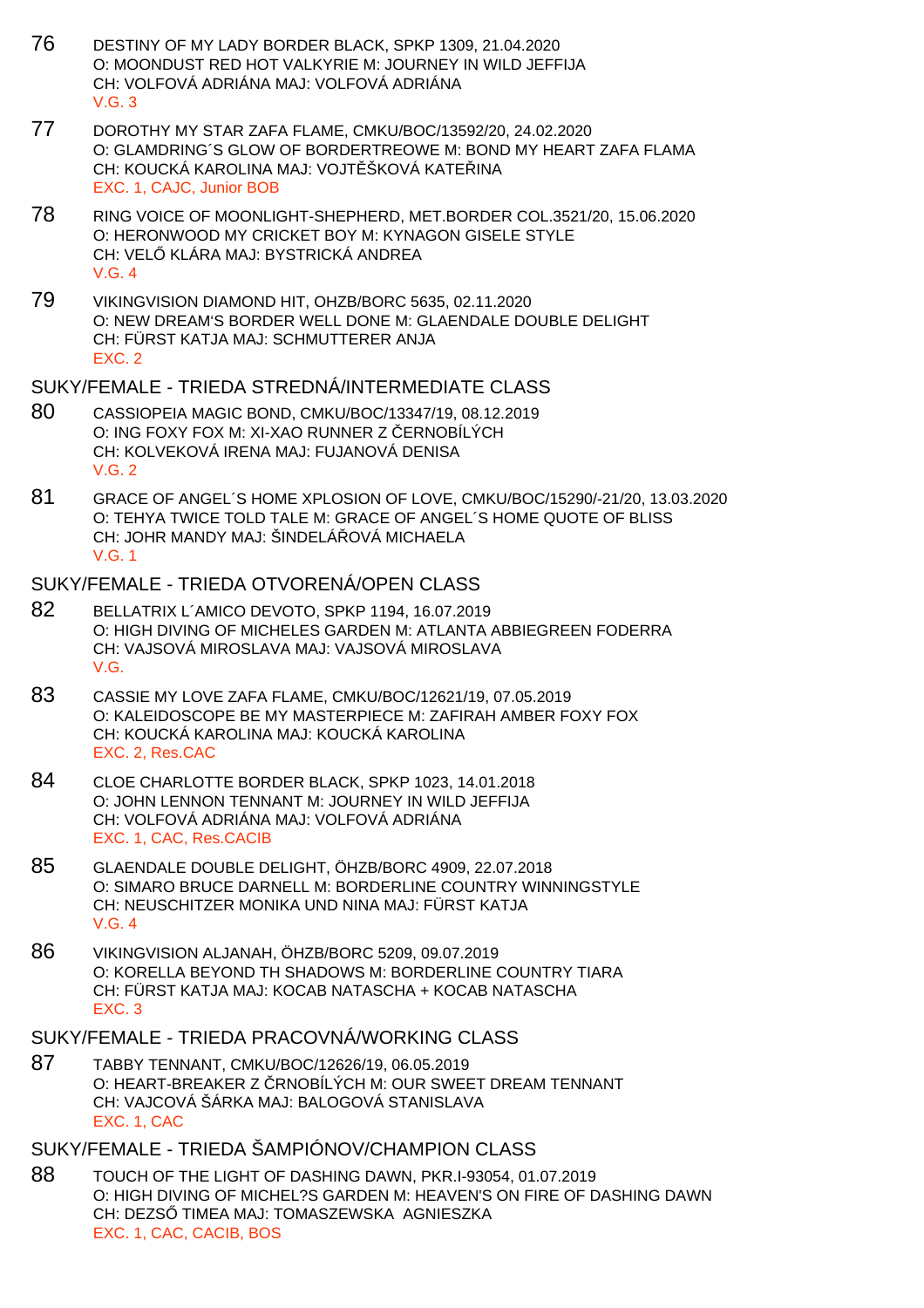76 DESTINY OF MY LADY BORDER BLACK, SPKP 1309, 21.04.2020
O: MOONDUST RED HOT VALKYRIE M: JOURNEY IN WILD JEFFIJA
CH: VOLFOVÁ ADRIÁNA MAJ: VOLFOVÁ ADRIÁNA
V.G. 3

77 DOROTHY MY STAR ZAFA FLAME, CMKU/BOC/13592/20, 24.02.2020
O: GLAMDRING´S GLOW OF BORDERTREOWE M: BOND MY HEART ZAFA FLAMA
CH: KOUCKÁ KAROLINA MAJ: VOJTĚŠKOVÁ KATEŘINA
EXC. 1, CAJC, Junior BOB

78 RING VOICE OF MOONLIGHT-SHEPHERD, MET.BORDER COL.3521/20, 15.06.2020
O: HERONWOOD MY CRICKET BOY M: KYNAGON GISELE STYLE
CH: VELŐ KLÁRA MAJ: BYSTRICKÁ ANDREA
V.G. 4

79 VIKINGVISION DIAMOND HIT, OHZB/BORC 5635, 02.11.2020
O: NEW DREAM'S BORDER WELL DONE M: GLAENDALE DOUBLE DELIGHT
CH: FÜRST KATJA MAJ: SCHMUTTERER ANJA
EXC. 2

## SUKY/FEMALE - TRIEDA STREDNÁ/INTERMEDIATE CLASS

80 CASSIOPEIA MAGIC BOND, CMKU/BOC/13347/19, 08.12.2019
O: ING FOXY FOX M: XI-XAO RUNNER Z ČERNOBÍLÝCH
CH: KOLVEKOVÁ IRENA MAJ: FUJANOVÁ DENISA
V.G. 2

81 GRACE OF ANGEL´S HOME XPLOSION OF LOVE, CMKU/BOC/15290/-21/20, 13.03.2020
O: TEHYA TWICE TOLD TALE M: GRACE OF ANGEL´S HOME QUOTE OF BLISS
CH: JOHR MANDY MAJ: ŠINDELÁŘOVÁ MICHAELA
V.G. 1

## SUKY/FEMALE - TRIEDA OTVORENÁ/OPEN CLASS

82 BELLATRIX L´AMICO DEVOTO, SPKP 1194, 16.07.2019
O: HIGH DIVING OF MICHELES GARDEN M: ATLANTA ABBIEGREEN FODERRA
CH: VAJSOVÁ MIROSLAVA MAJ: VAJSOVÁ MIROSLAVA
V.G.

83 CASSIE MY LOVE ZAFA FLAME, CMKU/BOC/12621/19, 07.05.2019
O: KALEIDOSCOPE BE MY MASTERPIECE M: ZAFIRAH AMBER FOXY FOX
CH: KOUCKÁ KAROLINA MAJ: KOUCKÁ KAROLINA
EXC. 2, Res.CAC

84 CLOE CHARLOTTE BORDER BLACK, SPKP 1023, 14.01.2018
O: JOHN LENNON TENNANT M: JOURNEY IN WILD JEFFIJA
CH: VOLFOVÁ ADRIÁNA MAJ: VOLFOVÁ ADRIÁNA
EXC. 1, CAC, Res.CACIB

85 GLAENDALE DOUBLE DELIGHT, ÖHZB/BORC 4909, 22.07.2018
O: SIMARO BRUCE DARNELL M: BORDERLINE COUNTRY WINNINGSTYLE
CH: NEUSCHITZER MONIKA UND NINA MAJ: FÜRST KATJA
V.G. 4

86 VIKINGVISION ALJANAH, ÖHZB/BORC 5209, 09.07.2019
O: KORELLA BEYOND TH SHADOWS M: BORDERLINE COUNTRY TIARA
CH: FÜRST KATJA MAJ: KOCAB NATASCHA + KOCAB NATASCHA
EXC. 3

## SUKY/FEMALE - TRIEDA PRACOVNÁ/WORKING CLASS

87 TABBY TENNANT, CMKU/BOC/12626/19, 06.05.2019
O: HEART-BREAKER Z ČRNOBÍLÝCH M: OUR SWEET DREAM TENNANT
CH: VAJCOVÁ ŠÁRKA MAJ: BALOGOVÁ STANISLAVA
EXC. 1, CAC

## SUKY/FEMALE - TRIEDA ŠAMPIÓNOV/CHAMPION CLASS

88 TOUCH OF THE LIGHT OF DASHING DAWN, PKR.I-93054, 01.07.2019
O: HIGH DIVING OF MICHEL?S GARDEN M: HEAVEN'S ON FIRE OF DASHING DAWN
CH: DEZSŐ TIMEA MAJ: TOMASZEWSKA AGNIESZKA
EXC. 1, CAC, CACIB, BOS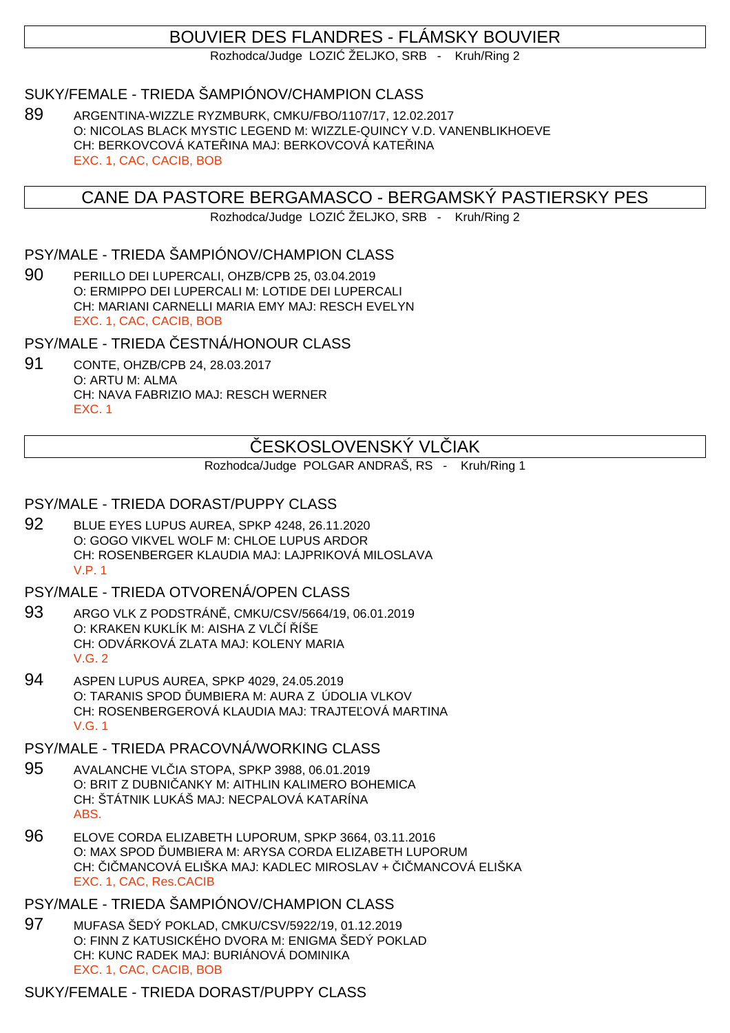## BOUVIER DES FLANDRES - FLÁMSKY BOUVIER

Rozhodca/Judge LOZIĆ ŽELJKO, SRB - Kruh/Ring 2

### SUKY/FEMALE - TRIEDA ŠAMPIÓNOV/CHAMPION CLASS

89 ARGENTINA-WIZZLE RYZMBURK, CMKU/FBO/1107/17, 12.02.2017
O: NICOLAS BLACK MYSTIC LEGEND M: WIZZLE-QUINCY V.D. VANENBLIKHOEVE
CH: BERKOVCOVÁ KATEŘINA MAJ: BERKOVCOVÁ KATEŘINA
EXC. 1, CAC, CACIB, BOB

## CANE DA PASTORE BERGAMASCO - BERGAMSKÝ PASTIERSKY PES

Rozhodca/Judge LOZIĆ ŽELJKO, SRB - Kruh/Ring 2

### PSY/MALE - TRIEDA ŠAMPIÓNOV/CHAMPION CLASS

90 PERILLO DEI LUPERCALI, OHZB/CPB 25, 03.04.2019
O: ERMIPPO DEI LUPERCALI M: LOTIDE DEI LUPERCALI
CH: MARIANI CARNELLI MARIA EMY MAJ: RESCH EVELYN
EXC. 1, CAC, CACIB, BOB

### PSY/MALE - TRIEDA ČESTNÁ/HONOUR CLASS

91 CONTE, OHZB/CPB 24, 28.03.2017
O: ARTU M: ALMA
CH: NAVA FABRIZIO MAJ: RESCH WERNER
EXC. 1

## ČESKOSLOVENSKÝ VLČIAK

Rozhodca/Judge POLGAR ANDRAŠ, RS - Kruh/Ring 1

### PSY/MALE - TRIEDA DORAST/PUPPY CLASS

92 BLUE EYES LUPUS AUREA, SPKP 4248, 26.11.2020
O: GOGO VIKVEL WOLF M: CHLOE LUPUS ARDOR
CH: ROSENBERGER KLAUDIA MAJ: LAJPRIKOVÁ MILOSLAVA
V.P. 1

### PSY/MALE - TRIEDA OTVORENÁ/OPEN CLASS

93 ARGO VLK Z PODSTRÁNĚ, CMKU/CSV/5664/19, 06.01.2019
O: KRAKEN KUKLÍK M: AISHA Z VLČÍ ŘÍŠE
CH: ODVÁRKOVÁ ZLATA MAJ: KOLENY MARIA
V.G. 2

94 ASPEN LUPUS AUREA, SPKP 4029, 24.05.2019
O: TARANIS SPOD ĎUMBIERA M: AURA Z ÚDOLIA VLKOV
CH: ROSENBERGEROVÁ KLAUDIA MAJ: TRAJTEĽOVÁ MARTINA
V.G. 1

### PSY/MALE - TRIEDA PRACOVNÁ/WORKING CLASS

95 AVALANCHE VLČIA STOPA, SPKP 3988, 06.01.2019
O: BRIT Z DUBNIČANKY M: AITHLIN KALIMERO BOHEMICA
CH: ŠTÁTNIK LUKÁŠ MAJ: NECPALOVÁ KATARÍNA
ABS.

96 ELOVE CORDA ELIZABETH LUPORUM, SPKP 3664, 03.11.2016
O: MAX SPOD ĎUMBIERA M: ARYSA CORDA ELIZABETH LUPORUM
CH: ČIČMANCOVÁ ELIŠKA MAJ: KADLEC MIROSLAV + ČIČMANCOVÁ ELIŠKA
EXC. 1, CAC, Res.CACIB

### PSY/MALE - TRIEDA ŠAMPIÓNOV/CHAMPION CLASS

97 MUFASA ŠEDÝ POKLAD, CMKU/CSV/5922/19, 01.12.2019
O: FINN Z KATUSICKÉHO DVORA M: ENIGMA ŠEDÝ POKLAD
CH: KUNC RADEK MAJ: BURIÁNOVÁ DOMINIKA
EXC. 1, CAC, CACIB, BOB

### SUKY/FEMALE - TRIEDA DORAST/PUPPY CLASS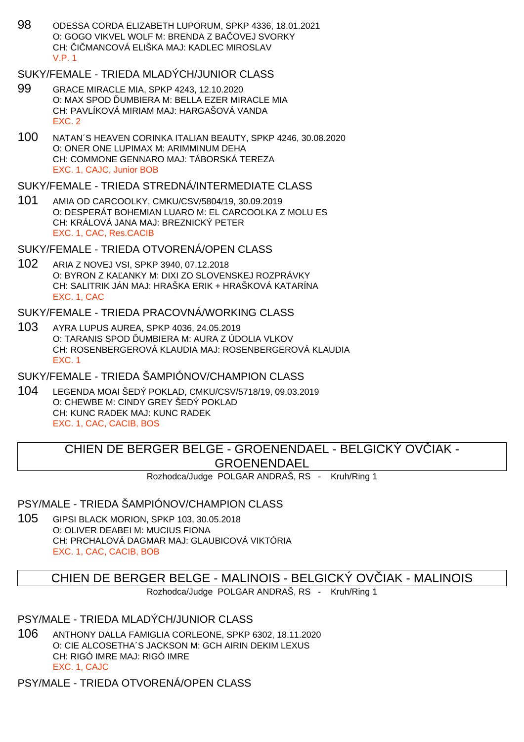98 ODESSA CORDA ELIZABETH LUPORUM, SPKP 4336, 18.01.2021
O: GOGO VIKVEL WOLF M: BRENDA Z BAČOVEJ SVORKY
CH: ČIČMANCOVÁ ELIŠKA MAJ: KADLEC MIROSLAV
V.P. 1

SUKY/FEMALE - TRIEDA MLADÝCH/JUNIOR CLASS

99 GRACE MIRACLE MIA, SPKP 4243, 12.10.2020
O: MAX SPOD ĎUMBIERA M: BELLA EZER MIRACLE MIA
CH: PAVLÍKOVÁ MIRIAM MAJ: HARGAŠOVÁ VANDA
EXC. 2

100 NATAN´S HEAVEN CORINKA ITALIAN BEAUTY, SPKP 4246, 30.08.2020
O: ONER ONE LUPIMAX M: ARIMMINUM DEHA
CH: COMMONE GENNARO MAJ: TÁBORSKÁ TEREZA
EXC. 1, CAJC, Junior BOB

SUKY/FEMALE - TRIEDA STREDNÁ/INTERMEDIATE CLASS

101 AMIA OD CARCOOLKY, CMKU/CSV/5804/19, 30.09.2019
O: DESPERÁT BOHEMIAN LUARO M: EL CARCOOLKA Z MOLU ES
CH: KRÁLOVÁ JANA MAJ: BREZNICKÝ PETER
EXC. 1, CAC, Res.CACIB

SUKY/FEMALE - TRIEDA OTVORENÁ/OPEN CLASS

102 ARIA Z NOVEJ VSI, SPKP 3940, 07.12.2018
O: BYRON Z KAĽANKY M: DIXI ZO SLOVENSKEJ ROZPRÁVKY
CH: SALITRIK JÁN MAJ: HRAŠKA ERIK + HRAŠKOVÁ KATARÍNA
EXC. 1, CAC

SUKY/FEMALE - TRIEDA PRACOVNÁ/WORKING CLASS

103 AYRA LUPUS AUREA, SPKP 4036, 24.05.2019
O: TARANIS SPOD ĎUMBIERA M: AURA Z ÚDOLIA VLKOV
CH: ROSENBERGEROVÁ KLAUDIA MAJ: ROSENBERGEROVÁ KLAUDIA
EXC. 1

SUKY/FEMALE - TRIEDA ŠAMPIÓNOV/CHAMPION CLASS

104 LEGENDA MOAI ŠEDÝ POKLAD, CMKU/CSV/5718/19, 09.03.2019
O: CHEWBE M: CINDY GREY ŠEDÝ POKLAD
CH: KUNC RADEK MAJ: KUNC RADEK
EXC. 1, CAC, CACIB, BOS

## CHIEN DE BERGER BELGE - GROENENDAEL - BELGICKÝ OVČIAK - GROENENDAEL

Rozhodca/Judge POLGAR ANDRAŠ, RS - Kruh/Ring 1

PSY/MALE - TRIEDA ŠAMPIÓNOV/CHAMPION CLASS

105 GIPSI BLACK MORION, SPKP 103, 30.05.2018
O: OLIVER DEABEI M: MUCIUS FIONA
CH: PRCHALOVÁ DAGMAR MAJ: GLAUBICOVÁ VIKTÓRIA
EXC. 1, CAC, CACIB, BOB

## CHIEN DE BERGER BELGE - MALINOIS - BELGICKÝ OVČIAK - MALINOIS

Rozhodca/Judge POLGAR ANDRAŠ, RS - Kruh/Ring 1

PSY/MALE - TRIEDA MLADÝCH/JUNIOR CLASS

106 ANTHONY DALLA FAMIGLIA CORLEONE, SPKP 6302, 18.11.2020
O: CIE ALCOSETHA´S JACKSON M: GCH AIRIN DEKIM LEXUS
CH: RIGÓ IMRE MAJ: RIGÓ IMRE
EXC. 1, CAJC

PSY/MALE - TRIEDA OTVORENÁ/OPEN CLASS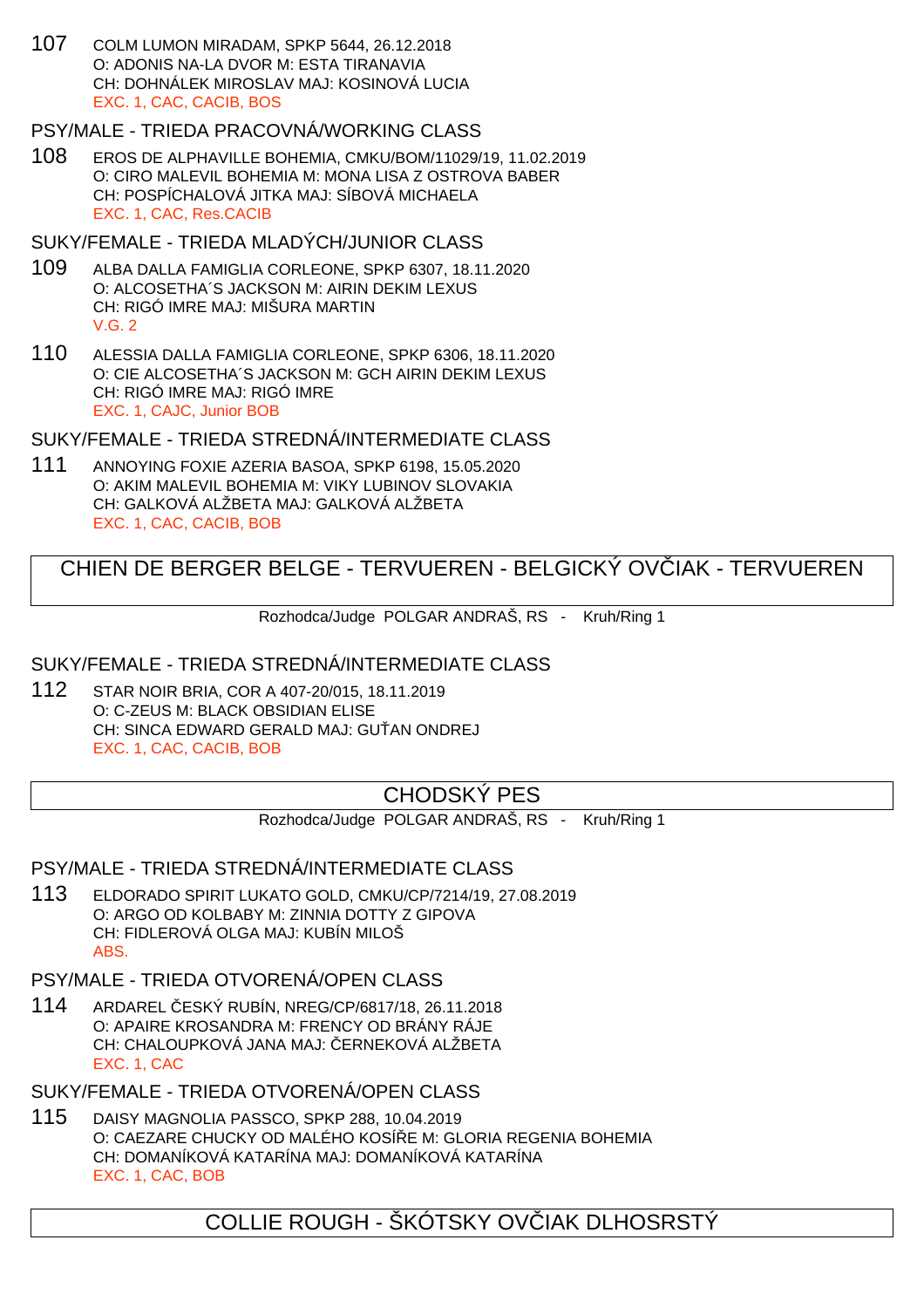107 COLM LUMON MIRADAM, SPKP 5644, 26.12.2018
O: ADONIS NA-LA DVOR M: ESTA TIRANAVIA
CH: DOHNÁLEK MIROSLAV MAJ: KOSINOVÁ LUCIA
EXC. 1, CAC, CACIB, BOS

### PSY/MALE - TRIEDA PRACOVNÁ/WORKING CLASS

108 EROS DE ALPHAVILLE BOHEMIA, CMKU/BOM/11029/19, 11.02.2019
O: CIRO MALEVIL BOHEMIA M: MONA LISA Z OSTROVA BABER
CH: POSPÍCHALOVÁ JITKA MAJ: SÍBOVÁ MICHAELA
EXC. 1, CAC, Res.CACIB

### SUKY/FEMALE - TRIEDA MLADÝCH/JUNIOR CLASS

109 ALBA DALLA FAMIGLIA CORLEONE, SPKP 6307, 18.11.2020
O: ALCOSETHA´S JACKSON M: AIRIN DEKIM LEXUS
CH: RIGÓ IMRE MAJ: MIŠURA MARTIN
V.G. 2

110 ALESSIA DALLA FAMIGLIA CORLEONE, SPKP 6306, 18.11.2020
O: CIE ALCOSETHA´S JACKSON M: GCH AIRIN DEKIM LEXUS
CH: RIGÓ IMRE MAJ: RIGÓ IMRE
EXC. 1, CAJC, Junior BOB

### SUKY/FEMALE - TRIEDA STREDNÁ/INTERMEDIATE CLASS

111 ANNOYING FOXIE AZERIA BASOA, SPKP 6198, 15.05.2020
O: AKIM MALEVIL BOHEMIA M: VIKY LUBINOV SLOVAKIA
CH: GALKOVÁ ALŽBETA MAJ: GALKOVÁ ALŽBETA
EXC. 1, CAC, CACIB, BOB

## CHIEN DE BERGER BELGE - TERVUEREN - BELGICKÝ OVČIAK - TERVUEREN

Rozhodca/Judge POLGAR ANDRAŠ, RS - Kruh/Ring 1

### SUKY/FEMALE - TRIEDA STREDNÁ/INTERMEDIATE CLASS

112 STAR NOIR BRIA, COR A 407-20/015, 18.11.2019
O: C-ZEUS M: BLACK OBSIDIAN ELISE
CH: SINCA EDWARD GERALD MAJ: GUŤAN ONDREJ
EXC. 1, CAC, CACIB, BOB

## CHODSKÝ PES

Rozhodca/Judge POLGAR ANDRAŠ, RS - Kruh/Ring 1

### PSY/MALE - TRIEDA STREDNÁ/INTERMEDIATE CLASS

113 ELDORADO SPIRIT LUKATO GOLD, CMKU/CP/7214/19, 27.08.2019
O: ARGO OD KOLBABY M: ZINNIA DOTTY Z GIPOVA
CH: FIDLEROVÁ OLGA MAJ: KUBÍN MILOŠ
ABS.

### PSY/MALE - TRIEDA OTVORENÁ/OPEN CLASS

114 ARDAREL ČESKÝ RUBÍN, NREG/CP/6817/18, 26.11.2018
O: APAIRE KROSANDRA M: FRENCY OD BRÁNY RÁJE
CH: CHALOUPKOVÁ JANA MAJ: ČERNEKOVÁ ALŽBETA
EXC. 1, CAC

### SUKY/FEMALE - TRIEDA OTVORENÁ/OPEN CLASS

115 DAISY MAGNOLIA PASSCO, SPKP 288, 10.04.2019
O: CAEZARE CHUCKY OD MALÉHO KOSÍŘE M: GLORIA REGENIA BOHEMIA
CH: DOMANÍKOVÁ KATARÍNA MAJ: DOMANÍKOVÁ KATARÍNA
EXC. 1, CAC, BOB

## COLLIE ROUGH - ŠKÓTSKY OVČIAK DLHOSRSTÝ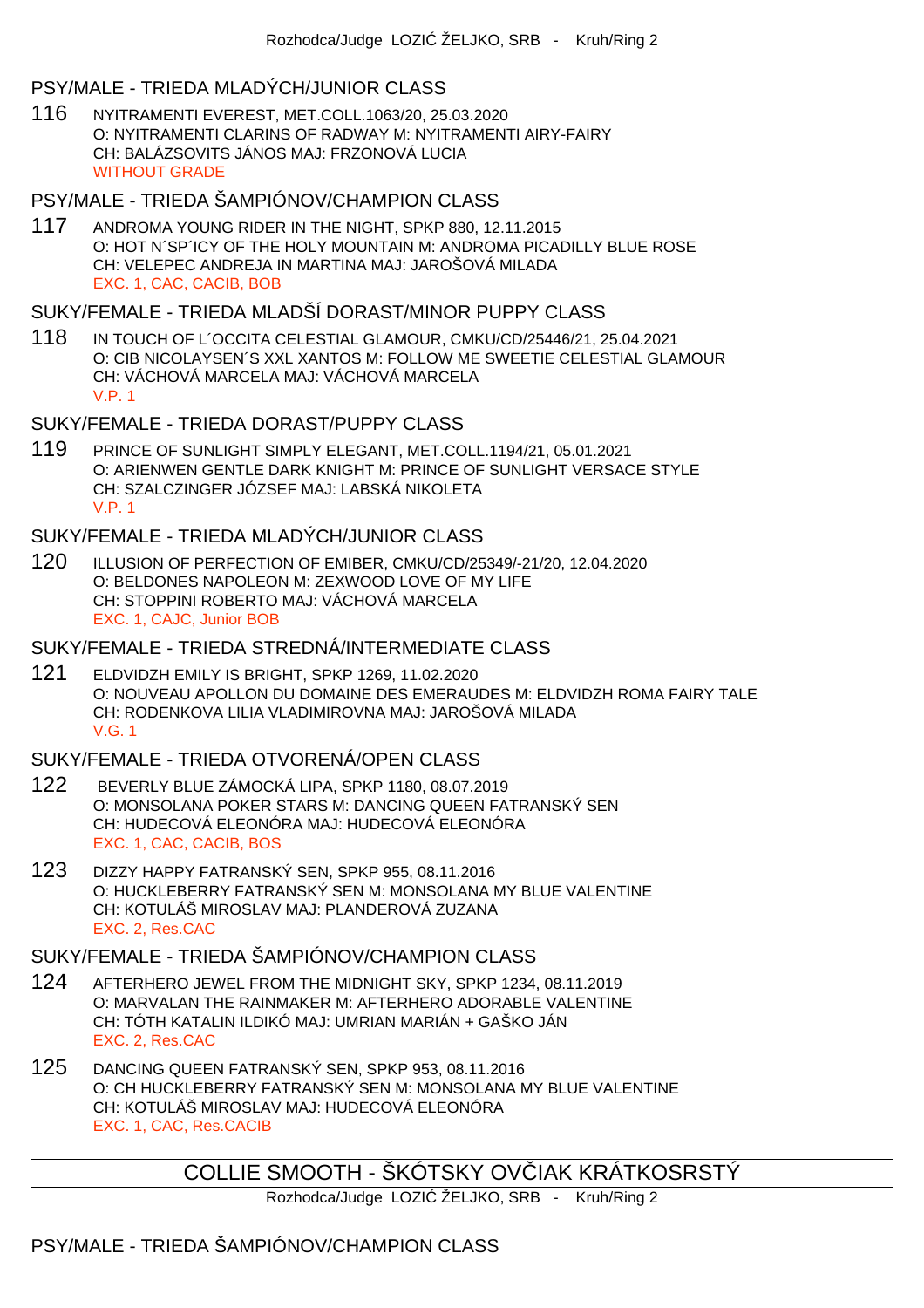Rozhodca/Judge LOZIĆ ŽELJKO, SRB - Kruh/Ring 2

## PSY/MALE - TRIEDA MLADÝCH/JUNIOR CLASS

116 NYITRAMENTI EVEREST, MET.COLL.1063/20, 25.03.2020
O: NYITRAMENTI CLARINS OF RADWAY M: NYITRAMENTI AIRY-FAIRY
CH: BALÁZSOVITS JÁNOS MAJ: FRZONOVÁ LUCIA
WITHOUT GRADE

## PSY/MALE - TRIEDA ŠAMPIÓNOV/CHAMPION CLASS

117 ANDROMA YOUNG RIDER IN THE NIGHT, SPKP 880, 12.11.2015
O: HOT N´SP´ICY OF THE HOLY MOUNTAIN M: ANDROMA PICADILLY BLUE ROSE
CH: VELEPEC ANDREJA IN MARTINA MAJ: JAROŠOVÁ MILADA
EXC. 1, CAC, CACIB, BOB

## SUKY/FEMALE - TRIEDA MLADŠÍ DORAST/MINOR PUPPY CLASS

118 IN TOUCH OF L´OCCITA CELESTIAL GLAMOUR, CMKU/CD/25446/21, 25.04.2021
O: CIB NICOLAYSEN´S XXL XANTOS M: FOLLOW ME SWEETIE CELESTIAL GLAMOUR
CH: VÁCHOVÁ MARCELA MAJ: VÁCHOVÁ MARCELA
V.P. 1

## SUKY/FEMALE - TRIEDA DORAST/PUPPY CLASS

119 PRINCE OF SUNLIGHT SIMPLY ELEGANT, MET.COLL.1194/21, 05.01.2021
O: ARIENWEN GENTLE DARK KNIGHT M: PRINCE OF SUNLIGHT VERSACE STYLE
CH: SZALCZINGER JÓZSEF MAJ: LABSKÁ NIKOLETA
V.P. 1

## SUKY/FEMALE - TRIEDA MLADÝCH/JUNIOR CLASS

120 ILLUSION OF PERFECTION OF EMIBER, CMKU/CD/25349/-21/20, 12.04.2020
O: BELDONES NAPOLEON M: ZEXWOOD LOVE OF MY LIFE
CH: STOPPINI ROBERTO MAJ: VÁCHOVÁ MARCELA
EXC. 1, CAJC, Junior BOB

## SUKY/FEMALE - TRIEDA STREDNÁ/INTERMEDIATE CLASS

121 ELDVIDZH EMILY IS BRIGHT, SPKP 1269, 11.02.2020
O: NOUVEAU APOLLON DU DOMAINE DES EMERAUDES M: ELDVIDZH ROMA FAIRY TALE
CH: RODENKOVA LILIA VLADIMIROVNA MAJ: JAROŠOVÁ MILADA
V.G. 1

## SUKY/FEMALE - TRIEDA OTVORENÁ/OPEN CLASS

122 BEVERLY BLUE ZÁMOCKÁ LIPA, SPKP 1180, 08.07.2019
O: MONSOLANA POKER STARS M: DANCING QUEEN FATRANSKÝ SEN
CH: HUDECOVÁ ELEONÓRA MAJ: HUDECOVÁ ELEONÓRA
EXC. 1, CAC, CACIB, BOS

123 DIZZY HAPPY FATRANSKÝ SEN, SPKP 955, 08.11.2016
O: HUCKLEBERRY FATRANSKÝ SEN M: MONSOLANA MY BLUE VALENTINE
CH: KOTULÁŠ MIROSLAV MAJ: PLANDEROVÁ ZUZANA
EXC. 2, Res.CAC

## SUKY/FEMALE - TRIEDA ŠAMPIÓNOV/CHAMPION CLASS

124 AFTERHERO JEWEL FROM THE MIDNIGHT SKY, SPKP 1234, 08.11.2019
O: MARVALAN THE RAINMAKER M: AFTERHERO ADORABLE VALENTINE
CH: TÓTH KATALIN ILDIKÓ MAJ: UMRIAN MARIÁN + GAŠKO JÁN
EXC. 2, Res.CAC

125 DANCING QUEEN FATRANSKÝ SEN, SPKP 953, 08.11.2016
O: CH HUCKLEBERRY FATRANSKÝ SEN M: MONSOLANA MY BLUE VALENTINE
CH: KOTULÁŠ MIROSLAV MAJ: HUDECOVÁ ELEONÓRA
EXC. 1, CAC, Res.CACIB

# COLLIE SMOOTH - ŠKÓTSKY OVČIAK KRÁTKOSRSTÝ

Rozhodca/Judge LOZIĆ ŽELJKO, SRB - Kruh/Ring 2

## PSY/MALE - TRIEDA ŠAMPIÓNOV/CHAMPION CLASS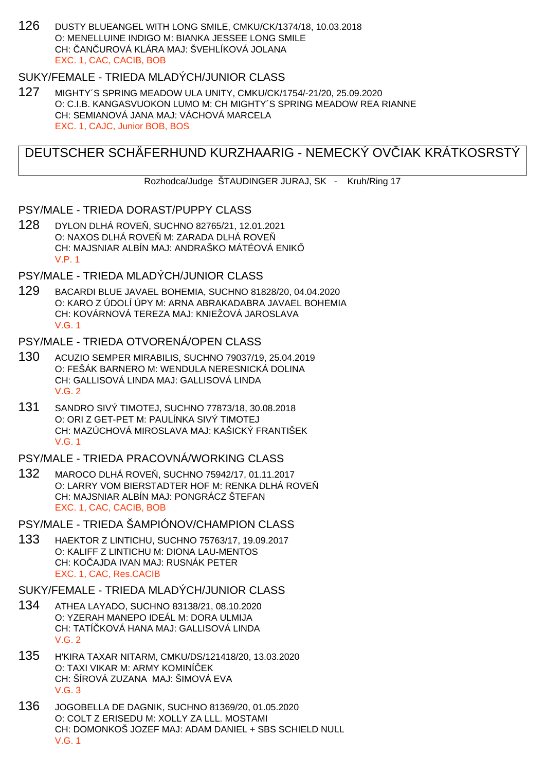126 DUSTY BLUEANGEL WITH LONG SMILE, CMKU/CK/1374/18, 10.03.2018
O: MENELLUINE INDIGO M: BIANKA JESSEE LONG SMILE
CH: ČANČUROVÁ KLÁRA MAJ: ŠVEHLÍKOVÁ JOLANA
EXC. 1, CAC, CACIB, BOB

## SUKY/FEMALE - TRIEDA MLADÝCH/JUNIOR CLASS

127 MIGHTY´S SPRING MEADOW ULA UNITY, CMKU/CK/1754/-21/20, 25.09.2020
O: C.I.B. KANGASVUOKON LUMO M: CH MIGHTY´S SPRING MEADOW REA RIANNE
CH: SEMIANOVÁ JANA MAJ: VÁCHOVÁ MARCELA
EXC. 1, CAJC, Junior BOB, BOS

# DEUTSCHER SCHÄFERHUND KURZHAARIG - NEMECKÝ OVČIAK KRÁTKOSRSTÝ

Rozhodca/Judge ŠTAUDINGER JURAJ, SK - Kruh/Ring 17

## PSY/MALE - TRIEDA DORAST/PUPPY CLASS

128 DYLON DLHÁ ROVEŇ, SUCHNO 82765/21, 12.01.2021
O: NAXOS DLHÁ ROVEŇ M: ZARADA DLHÁ ROVEŇ
CH: MAJSNIAR ALBÍN MAJ: ANDRAŠKO MÁTÉOVÁ ENIKŐ
V.P. 1

## PSY/MALE - TRIEDA MLADÝCH/JUNIOR CLASS

129 BACARDI BLUE JAVAEL BOHEMIA, SUCHNO 81828/20, 04.04.2020
O: KARO Z ÚDOLÍ ÚPY M: ARNA ABRAKADABRA JAVAEL BOHEMIA
CH: KOVÁRNOVÁ TEREZA MAJ: KNIEŽOVÁ JAROSLAVA
V.G. 1

## PSY/MALE - TRIEDA OTVORENÁ/OPEN CLASS

130 ACUZIO SEMPER MIRABILIS, SUCHNO 79037/19, 25.04.2019
O: FEŠÁK BARNERO M: WENDULA NERESNICKÁ DOLINA
CH: GALLISOVÁ LINDA MAJ: GALLISOVÁ LINDA
V.G. 2

131 SANDRO SIVÝ TIMOTEJ, SUCHNO 77873/18, 30.08.2018
O: ORI Z GET-PET M: PAULÍNKA SIVÝ TIMOTEJ
CH: MAZÚCHOVÁ MIROSLAVA MAJ: KAŠICKÝ FRANTIŠEK
V.G. 1

## PSY/MALE - TRIEDA PRACOVNÁ/WORKING CLASS

132 MAROCO DLHÁ ROVEŇ, SUCHNO 75942/17, 01.11.2017
O: LARRY VOM BIERSTADTER HOF M: RENKA DLHÁ ROVEŇ
CH: MAJSNIAR ALBÍN MAJ: PONGRÁCZ ŠTEFAN
EXC. 1, CAC, CACIB, BOB

## PSY/MALE - TRIEDA ŠAMPIÓNOV/CHAMPION CLASS

133 HAEKTOR Z LINTICHU, SUCHNO 75763/17, 19.09.2017
O: KALIFF Z LINTICHU M: DIONA LAU-MENTOS
CH: KOČAJDA IVAN MAJ: RUSNÁK PETER
EXC. 1, CAC, Res.CACIB

## SUKY/FEMALE - TRIEDA MLADÝCH/JUNIOR CLASS

134 ATHEA LAYADO, SUCHNO 83138/21, 08.10.2020
O: YZERAH MANEPO IDEÁL M: DORA ULMIJA
CH: TATÍČKOVÁ HANA MAJ: GALLISOVÁ LINDA
V.G. 2

135 H'KIRA TAXAR NITARM, CMKU/DS/121418/20, 13.03.2020
O: TAXI VIKAR M: ARMY KOMINÍČEK
CH: ŠÍROVÁ ZUZANA MAJ: ŠIMOVÁ EVA
V.G. 3

136 JOGOBELLA DE DAGNIK, SUCHNO 81369/20, 01.05.2020
O: COLT Z ERISEDU M: XOLLY ZA LLL. MOSTAMI
CH: DOMONKOŠ JOZEF MAJ: ADAM DANIEL + SBS SCHIELD NULL
V.G. 1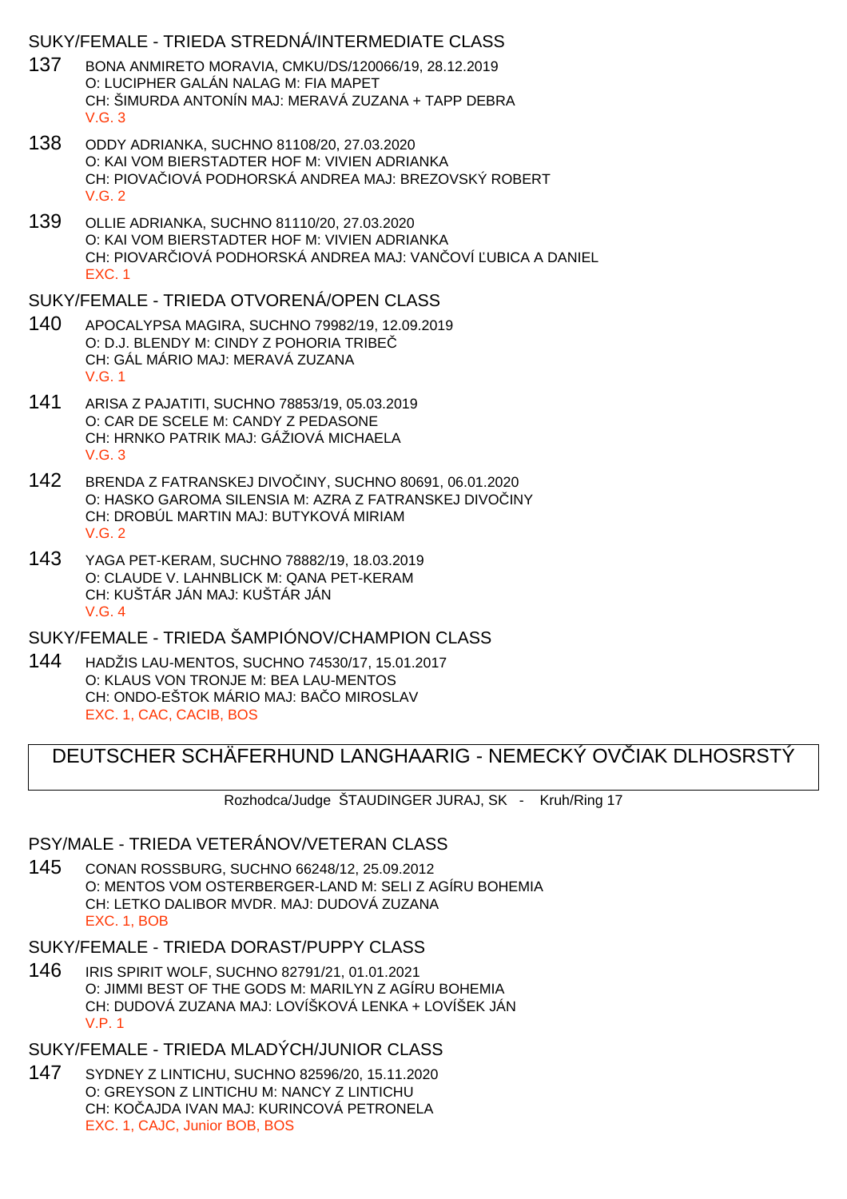## SUKY/FEMALE - TRIEDA STREDNÁ/INTERMEDIATE CLASS

137 BONA ANMIRETO MORAVIA, CMKU/DS/120066/19, 28.12.2019
O: LUCIPHER GALÁN NALAG M: FIA MAPET
CH: ŠIMURDA ANTONÍN MAJ: MERAVÁ ZUZANA + TAPP DEBRA
V.G. 3

138 ODDY ADRIANKA, SUCHNO 81108/20, 27.03.2020
O: KAI VOM BIERSTADTER HOF M: VIVIEN ADRIANKA
CH: PIOVAČIOVÁ PODHORSKÁ ANDREA MAJ: BREZOVSKÝ ROBERT
V.G. 2

139 OLLIE ADRIANKA, SUCHNO 81110/20, 27.03.2020
O: KAI VOM BIERSTADTER HOF M: VIVIEN ADRIANKA
CH: PIOVARČIOVÁ PODHORSKÁ ANDREA MAJ: VANČOVÍ ĽUBICA A DANIEL
EXC. 1

## SUKY/FEMALE - TRIEDA OTVORENÁ/OPEN CLASS

140 APOCALYPSA MAGIRA, SUCHNO 79982/19, 12.09.2019
O: D.J. BLENDY M: CINDY Z POHORIA TRIBEČ
CH: GÁL MÁRIO MAJ: MERAVÁ ZUZANA
V.G. 1

141 ARISA Z PAJATITI, SUCHNO 78853/19, 05.03.2019
O: CAR DE SCELE M: CANDY Z PEDASONE
CH: HRNKO PATRIK MAJ: GÁŽIOVÁ MICHAELA
V.G. 3

142 BRENDA Z FATRANSKEJ DIVOČINY, SUCHNO 80691, 06.01.2020
O: HASKO GAROMA SILENSIA M: AZRA Z FATRANSKEJ DIVOČINY
CH: DROBÚL MARTIN MAJ: BUTYKOVÁ MIRIAM
V.G. 2

143 YAGA PET-KERAM, SUCHNO 78882/19, 18.03.2019
O: CLAUDE V. LAHNBLICK M: QANA PET-KERAM
CH: KUŠTÁR JÁN MAJ: KUŠTÁR JÁN
V.G. 4

## SUKY/FEMALE - TRIEDA ŠAMPIÓNOV/CHAMPION CLASS

144 HADŽIS LAU-MENTOS, SUCHNO 74530/17, 15.01.2017
O: KLAUS VON TRONJE M: BEA LAU-MENTOS
CH: ONDO-EŠTOK MÁRIO MAJ: BAČO MIROSLAV
EXC. 1, CAC, CACIB, BOS

# DEUTSCHER SCHÄFERHUND LANGHAARIG - NEMECKÝ OVČIAK DLHOSRSTÝ

Rozhodca/Judge ŠTAUDINGER JURAJ, SK - Kruh/Ring 17

## PSY/MALE - TRIEDA VETERÁNOV/VETERAN CLASS

145 CONAN ROSSBURG, SUCHNO 66248/12, 25.09.2012
O: MENTOS VOM OSTERBERGER-LAND M: SELI Z AGÍRU BOHEMIA
CH: LETKO DALIBOR MVDR. MAJ: DUDOVÁ ZUZANA
EXC. 1, BOB

## SUKY/FEMALE - TRIEDA DORAST/PUPPY CLASS

146 IRIS SPIRIT WOLF, SUCHNO 82791/21, 01.01.2021
O: JIMMI BEST OF THE GODS M: MARILYN Z AGÍRU BOHEMIA
CH: DUDOVÁ ZUZANA MAJ: LOVÍŠKOVÁ LENKA + LOVÍŠEK JÁN
V.P. 1

## SUKY/FEMALE - TRIEDA MLADÝCH/JUNIOR CLASS

147 SYDNEY Z LINTICHU, SUCHNO 82596/20, 15.11.2020
O: GREYSON Z LINTICHU M: NANCY Z LINTICHU
CH: KOČAJDA IVAN MAJ: KURINCOVÁ PETRONELA
EXC. 1, CAJC, Junior BOB, BOS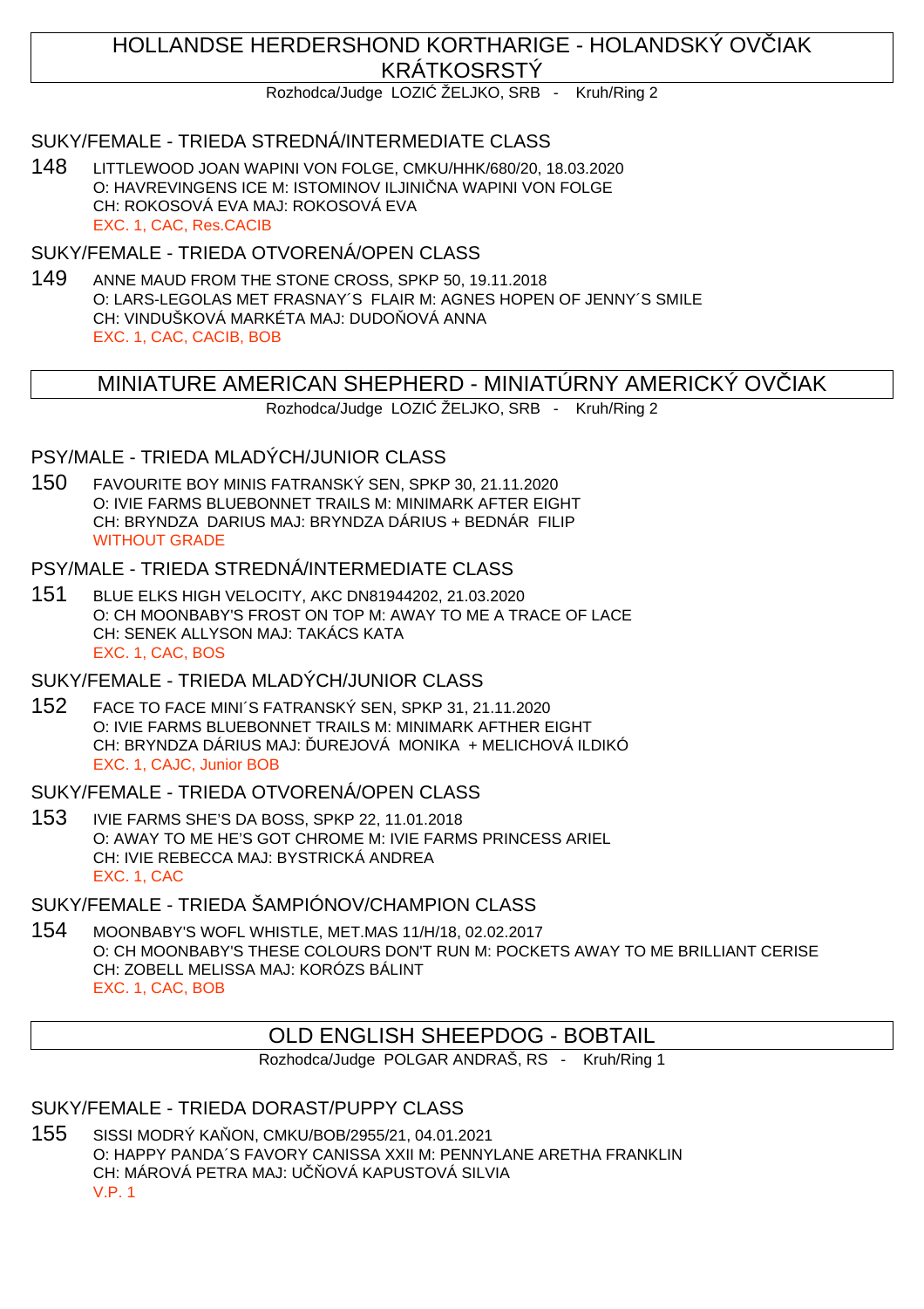## HOLLANDSE HERDERSHOND KORTHARIGE - HOLANDSKÝ OVČIAK KRÁTKOSRSTÝ

Rozhodca/Judge LOZIĆ ŽELJKO, SRB - Kruh/Ring 2

### SUKY/FEMALE - TRIEDA STREDNÁ/INTERMEDIATE CLASS

148 LITTLEWOOD JOAN WAPINI VON FOLGE, CMKU/HHK/680/20, 18.03.2020
O: HAVREVINGENS ICE M: ISTOMINOV ILJINIČNA WAPINI VON FOLGE
CH: ROKOSOVÁ EVA MAJ: ROKOSOVÁ EVA
EXC. 1, CAC, Res.CACIB

### SUKY/FEMALE - TRIEDA OTVORENÁ/OPEN CLASS

149 ANNE MAUD FROM THE STONE CROSS, SPKP 50, 19.11.2018
O: LARS-LEGOLAS MET FRASNAY´S FLAIR M: AGNES HOPEN OF JENNY´S SMILE
CH: VINDUŠKOVÁ MARKÉTA MAJ: DUDOŇOVÁ ANNA
EXC. 1, CAC, CACIB, BOB

## MINIATURE AMERICAN SHEPHERD - MINIATÚRNY AMERICKÝ OVČIAK

Rozhodca/Judge LOZIĆ ŽELJKO, SRB - Kruh/Ring 2

### PSY/MALE - TRIEDA MLADÝCH/JUNIOR CLASS

150 FAVOURITE BOY MINIS FATRANSKÝ SEN, SPKP 30, 21.11.2020
O: IVIE FARMS BLUEBONNET TRAILS M: MINIMARK AFTER EIGHT
CH: BRYNDZA DARIUS MAJ: BRYNDZA DÁRIUS + BEDNÁR FILIP
WITHOUT GRADE

### PSY/MALE - TRIEDA STREDNÁ/INTERMEDIATE CLASS

151 BLUE ELKS HIGH VELOCITY, AKC DN81944202, 21.03.2020
O: CH MOONBABY'S FROST ON TOP M: AWAY TO ME A TRACE OF LACE
CH: SENEK ALLYSON MAJ: TAKÁCS KATA
EXC. 1, CAC, BOS

### SUKY/FEMALE - TRIEDA MLADÝCH/JUNIOR CLASS

152 FACE TO FACE MINI´S FATRANSKÝ SEN, SPKP 31, 21.11.2020
O: IVIE FARMS BLUEBONNET TRAILS M: MINIMARK AFTHER EIGHT
CH: BRYNDZA DÁRIUS MAJ: ĎUREJOVÁ MONIKA + MELICHOVÁ ILDIKÓ
EXC. 1, CAJC, Junior BOB

### SUKY/FEMALE - TRIEDA OTVORENÁ/OPEN CLASS

153 IVIE FARMS SHE'S DA BOSS, SPKP 22, 11.01.2018
O: AWAY TO ME HE'S GOT CHROME M: IVIE FARMS PRINCESS ARIEL
CH: IVIE REBECCA MAJ: BYSTRICKÁ ANDREA
EXC. 1, CAC

### SUKY/FEMALE - TRIEDA ŠAMPIÓNOV/CHAMPION CLASS

154 MOONBABY'S WOFL WHISTLE, MET.MAS 11/H/18, 02.02.2017
O: CH MOONBABY'S THESE COLOURS DON'T RUN M: POCKETS AWAY TO ME BRILLIANT CERISE
CH: ZOBELL MELISSA MAJ: KORÓZS BÁLINT
EXC. 1, CAC, BOB

## OLD ENGLISH SHEEPDOG - BOBTAIL

Rozhodca/Judge POLGAR ANDRAŠ, RS - Kruh/Ring 1

### SUKY/FEMALE - TRIEDA DORAST/PUPPY CLASS

155 SISSI MODRÝ KAŇON, CMKU/BOB/2955/21, 04.01.2021
O: HAPPY PANDA´S FAVORY CANISSA XXII M: PENNYLANE ARETHA FRANKLIN
CH: MÁROVÁ PETRA MAJ: UČŇOVÁ KAPUSTOVÁ SILVIA
V.P. 1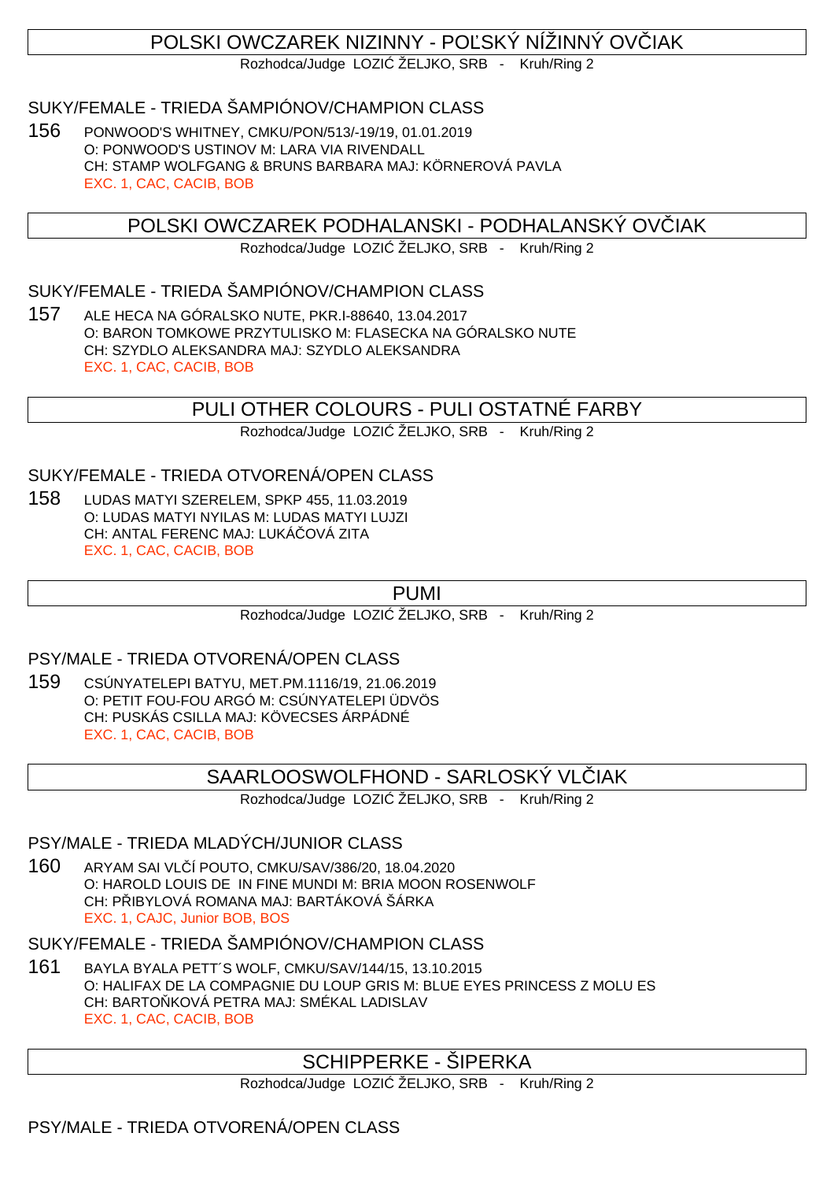## POLSKI OWCZAREK NIZINNY - POĽSKÝ NÍŽINNÝ OVČIAK

Rozhodca/Judge LOZIĆ ŽELJKO, SRB - Kruh/Ring 2

### SUKY/FEMALE - TRIEDA ŠAMPIÓNOV/CHAMPION CLASS

156 PONWOOD'S WHITNEY, CMKU/PON/513/-19/19, 01.01.2019
O: PONWOOD'S USTINOV M: LARA VIA RIVENDALL
CH: STAMP WOLFGANG & BRUNS BARBARA MAJ: KÖRNEROVÁ PAVLA
EXC. 1, CAC, CACIB, BOB

## POLSKI OWCZAREK PODHALANSKI - PODHALANSKÝ OVČIAK

Rozhodca/Judge LOZIĆ ŽELJKO, SRB - Kruh/Ring 2

### SUKY/FEMALE - TRIEDA ŠAMPIÓNOV/CHAMPION CLASS

157 ALE HECA NA GÓRALSKO NUTE, PKR.I-88640, 13.04.2017
O: BARON TOMKOWE PRZYTULISKO M: FLASECKA NA GÓRALSKO NUTE
CH: SZYDLO ALEKSANDRA MAJ: SZYDLO ALEKSANDRA
EXC. 1, CAC, CACIB, BOB

## PULI OTHER COLOURS - PULI OSTATNÉ FARBY

Rozhodca/Judge LOZIĆ ŽELJKO, SRB - Kruh/Ring 2

### SUKY/FEMALE - TRIEDA OTVORENÁ/OPEN CLASS

158 LUDAS MATYI SZERELEM, SPKP 455, 11.03.2019
O: LUDAS MATYI NYILAS M: LUDAS MATYI LUJZI
CH: ANTAL FERENC MAJ: LUKÁČOVÁ ZITA
EXC. 1, CAC, CACIB, BOB

## PUMI

Rozhodca/Judge LOZIĆ ŽELJKO, SRB - Kruh/Ring 2

### PSY/MALE - TRIEDA OTVORENÁ/OPEN CLASS

159 CSÚNYATELEPI BATYU, MET.PM.1116/19, 21.06.2019
O: PETIT FOU-FOU ARGÓ M: CSÚNYATELEPI ÜDVÖS
CH: PUSKÁS CSILLA MAJ: KÖVECSES ÁRPÁDNÉ
EXC. 1, CAC, CACIB, BOB

## SAARLOOSWOLFHOND - SARLOSKÝ VLČIAK

Rozhodca/Judge LOZIĆ ŽELJKO, SRB - Kruh/Ring 2

### PSY/MALE - TRIEDA MLADÝCH/JUNIOR CLASS

160 ARYAM SAI VLČÍ POUTO, CMKU/SAV/386/20, 18.04.2020
O: HAROLD LOUIS DE IN FINE MUNDI M: BRIA MOON ROSENWOLF
CH: PŘIBYLOVÁ ROMANA MAJ: BARTÁKOVÁ ŠÁRKA
EXC. 1, CAJC, Junior BOB, BOS

### SUKY/FEMALE - TRIEDA ŠAMPIÓNOV/CHAMPION CLASS

161 BAYLA BYALA PETT´S WOLF, CMKU/SAV/144/15, 13.10.2015
O: HALIFAX DE LA COMPAGNIE DU LOUP GRIS M: BLUE EYES PRINCESS Z MOLU ES
CH: BARTOŇKOVÁ PETRA MAJ: SMÉKAL LADISLAV
EXC. 1, CAC, CACIB, BOB

## SCHIPPERKE - ŠIPERKA

Rozhodca/Judge LOZIĆ ŽELJKO, SRB - Kruh/Ring 2

### PSY/MALE - TRIEDA OTVORENÁ/OPEN CLASS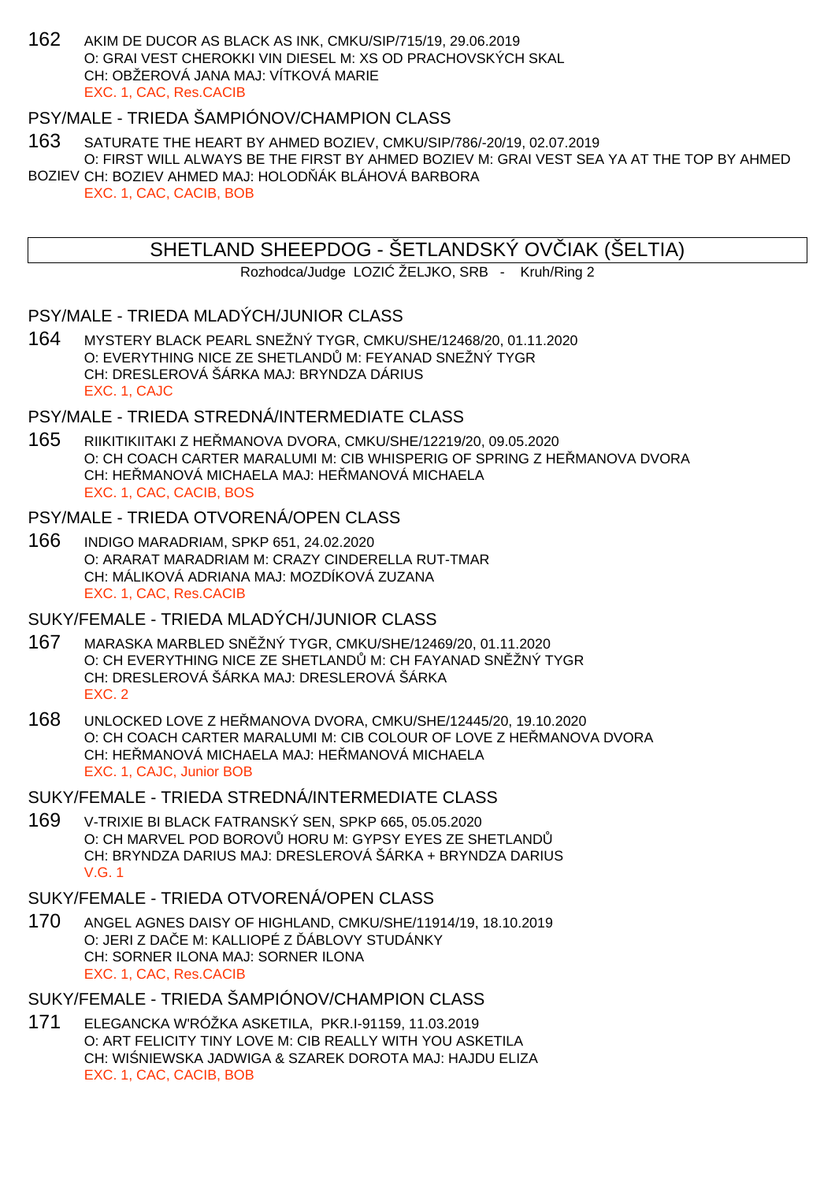162 AKIM DE DUCOR AS BLACK AS INK, CMKU/SIP/715/19, 29.06.2019
O: GRAI VEST CHEROKKI VIN DIESEL M: XS OD PRACHOVSKÝCH SKAL
CH: OBŽEROVÁ JANA MAJ: VÍTKOVÁ MARIE
EXC. 1, CAC, Res.CACIB

PSY/MALE - TRIEDA ŠAMPIÓNOV/CHAMPION CLASS

163 SATURATE THE HEART BY AHMED BOZIEV, CMKU/SIP/786/-20/19, 02.07.2019
O: FIRST WILL ALWAYS BE THE FIRST BY AHMED BOZIEV M: GRAI VEST SEA YA AT THE TOP BY AHMED BOZIEV CH: BOZIEV AHMED MAJ: HOLODŇÁK BLÁHOVÁ BARBORA
EXC. 1, CAC, CACIB, BOB

## SHETLAND SHEEPDOG - ŠETLANDSKÝ OVČIAK (ŠELTIA)

Rozhodca/Judge LOZIĆ ŽELJKO, SRB - Kruh/Ring 2

PSY/MALE - TRIEDA MLADÝCH/JUNIOR CLASS

164 MYSTERY BLACK PEARL SNEŽNÝ TYGR, CMKU/SHE/12468/20, 01.11.2020
O: EVERYTHING NICE ZE SHETLANDŮ M: FEYANAD SNEŽNÝ TYGR
CH: DRESLEROVÁ ŠÁRKA MAJ: BRYNDZA DÁRIUS
EXC. 1, CAJC

PSY/MALE - TRIEDA STREDNÁ/INTERMEDIATE CLASS

165 RIIKITIKIITAKI Z HEŘMANOVA DVORA, CMKU/SHE/12219/20, 09.05.2020
O: CH COACH CARTER MARALUMI M: CIB WHISPERIG OF SPRING Z HEŘMANOVA DVORA
CH: HEŘMANOVÁ MICHAELA MAJ: HEŘMANOVÁ MICHAELA
EXC. 1, CAC, CACIB, BOS

PSY/MALE - TRIEDA OTVORENÁ/OPEN CLASS

166 INDIGO MARADRIAM, SPKP 651, 24.02.2020
O: ARARAT MARADRIAM M: CRAZY CINDERELLA RUT-TMAR
CH: MÁLIKOVÁ ADRIANA MAJ: MOZDÍKOVÁ ZUZANA
EXC. 1, CAC, Res.CACIB

SUKY/FEMALE - TRIEDA MLADÝCH/JUNIOR CLASS

167 MARASKA MARBLED SNĚŽNÝ TYGR, CMKU/SHE/12469/20, 01.11.2020
O: CH EVERYTHING NICE ZE SHETLANDŮ M: CH FAYANAD SNĚŽNÝ TYGR
CH: DRESLEROVÁ ŠÁRKA MAJ: DRESLEROVÁ ŠÁRKA
EXC. 2

168 UNLOCKED LOVE Z HEŘMANOVA DVORA, CMKU/SHE/12445/20, 19.10.2020
O: CH COACH CARTER MARALUMI M: CIB COLOUR OF LOVE Z HEŘMANOVA DVORA
CH: HEŘMANOVÁ MICHAELA MAJ: HEŘMANOVÁ MICHAELA
EXC. 1, CAJC, Junior BOB

SUKY/FEMALE - TRIEDA STREDNÁ/INTERMEDIATE CLASS

169 V-TRIXIE BI BLACK FATRANSKÝ SEN, SPKP 665, 05.05.2020
O: CH MARVEL POD BOROVŮ HORU M: GYPSY EYES ZE SHETLANDŮ
CH: BRYNDZA DARIUS MAJ: DRESLEROVÁ ŠÁRKA + BRYNDZA DARIUS
V.G. 1

SUKY/FEMALE - TRIEDA OTVORENÁ/OPEN CLASS

170 ANGEL AGNES DAISY OF HIGHLAND, CMKU/SHE/11914/19, 18.10.2019
O: JERI Z DAČE M: KALLIOPÉ Z ĎÁBLOVY STUDÁNKY
CH: SORNER ILONA MAJ: SORNER ILONA
EXC. 1, CAC, Res.CACIB

SUKY/FEMALE - TRIEDA ŠAMPIÓNOV/CHAMPION CLASS

171 ELEGANCKA W'RÓŽKA ASKETILA, PKR.I-91159, 11.03.2019
O: ART FELICITY TINY LOVE M: CIB REALLY WITH YOU ASKETILA
CH: WIŚNIEWSKA JADWIGA & SZAREK DOROTA MAJ: HAJDU ELIZA
EXC. 1, CAC, CACIB, BOB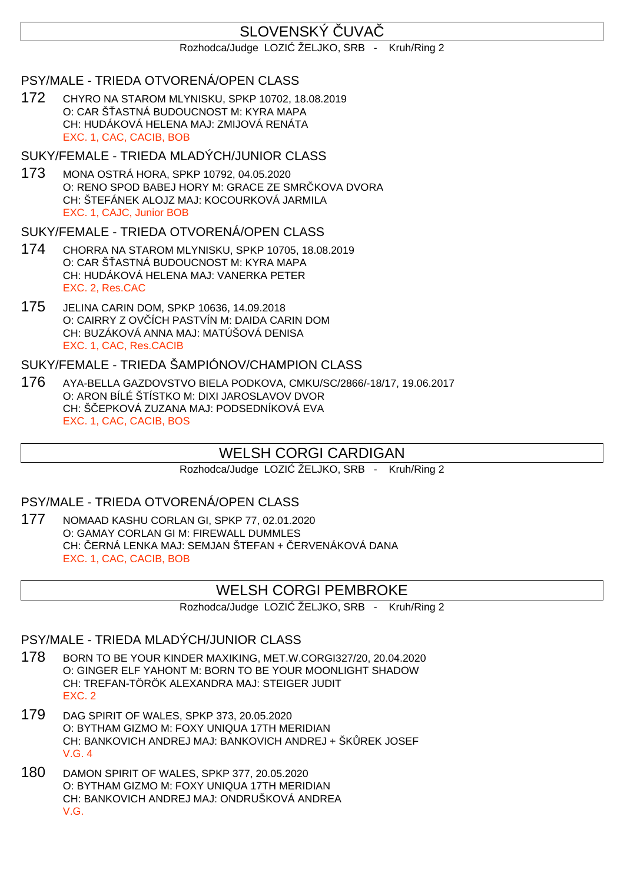# SLOVENSKÝ ČUVAČ

Rozhodca/Judge LOZIĆ ŽELJKO, SRB - Kruh/Ring 2

## PSY/MALE - TRIEDA OTVORENÁ/OPEN CLASS

172 CHYRO NA STAROM MLYNISKU, SPKP 10702, 18.08.2019
O: CAR ŠŤASTNÁ BUDOUCNOST M: KYRA MAPA
CH: HUDÁKOVÁ HELENA MAJ: ZMIJOVÁ RENÁTA
EXC. 1, CAC, CACIB, BOB

## SUKY/FEMALE - TRIEDA MLADÝCH/JUNIOR CLASS

173 MONA OSTRÁ HORA, SPKP 10792, 04.05.2020
O: RENO SPOD BABEJ HORY M: GRACE ZE SMRČKOVA DVORA
CH: ŠTEFÁNEK ALOJZ MAJ: KOCOURKOVÁ JARMILA
EXC. 1, CAJC, Junior BOB

## SUKY/FEMALE - TRIEDA OTVORENÁ/OPEN CLASS

174 CHORRA NA STAROM MLYNISKU, SPKP 10705, 18.08.2019
O: CAR ŠŤASTNÁ BUDOUCNOST M: KYRA MAPA
CH: HUDÁKOVÁ HELENA MAJ: VANERKA PETER
EXC. 2, Res.CAC

175 JELINA CARIN DOM, SPKP 10636, 14.09.2018
O: CAIRRY Z OVČÍCH PASTVÍN M: DAIDA CARIN DOM
CH: BUZÁKOVÁ ANNA MAJ: MATÚŠOVÁ DENISA
EXC. 1, CAC, Res.CACIB

## SUKY/FEMALE - TRIEDA ŠAMPIÓNOV/CHAMPION CLASS

176 AYA-BELLA GAZDOVSTVO BIELA PODKOVA, CMKU/SC/2866/-18/17, 19.06.2017
O: ARON BÍLÉ ŠTÍSTKO M: DIXI JAROSLAVOV DVOR
CH: ŠČEPKOVÁ ZUZANA MAJ: PODSEDNÍKOVÁ EVA
EXC. 1, CAC, CACIB, BOS

# WELSH CORGI CARDIGAN

Rozhodca/Judge LOZIĆ ŽELJKO, SRB - Kruh/Ring 2

## PSY/MALE - TRIEDA OTVORENÁ/OPEN CLASS

177 NOMAAD KASHU CORLAN GI, SPKP 77, 02.01.2020
O: GAMAY CORLAN GI M: FIREWALL DUMMLES
CH: ČERNÁ LENKA MAJ: SEMJAN ŠTEFAN + ČERVENÁKOVÁ DANA
EXC. 1, CAC, CACIB, BOB

# WELSH CORGI PEMBROKE

Rozhodca/Judge LOZIĆ ŽELJKO, SRB - Kruh/Ring 2

## PSY/MALE - TRIEDA MLADÝCH/JUNIOR CLASS

178 BORN TO BE YOUR KINDER MAXIKING, MET.W.CORGI327/20, 20.04.2020
O: GINGER ELF YAHONT M: BORN TO BE YOUR MOONLIGHT SHADOW
CH: TREFAN-TÖRÖK ALEXANDRA MAJ: STEIGER JUDIT
EXC. 2

179 DAG SPIRIT OF WALES, SPKP 373, 20.05.2020
O: BYTHAM GIZMO M: FOXY UNIQUA 17TH MERIDIAN
CH: BANKOVICH ANDREJ MAJ: BANKOVICH ANDREJ + ŠKŮREK JOSEF
V.G. 4

180 DAMON SPIRIT OF WALES, SPKP 377, 20.05.2020
O: BYTHAM GIZMO M: FOXY UNIQUA 17TH MERIDIAN
CH: BANKOVICH ANDREJ MAJ: ONDRUŠKOVÁ ANDREA
V.G.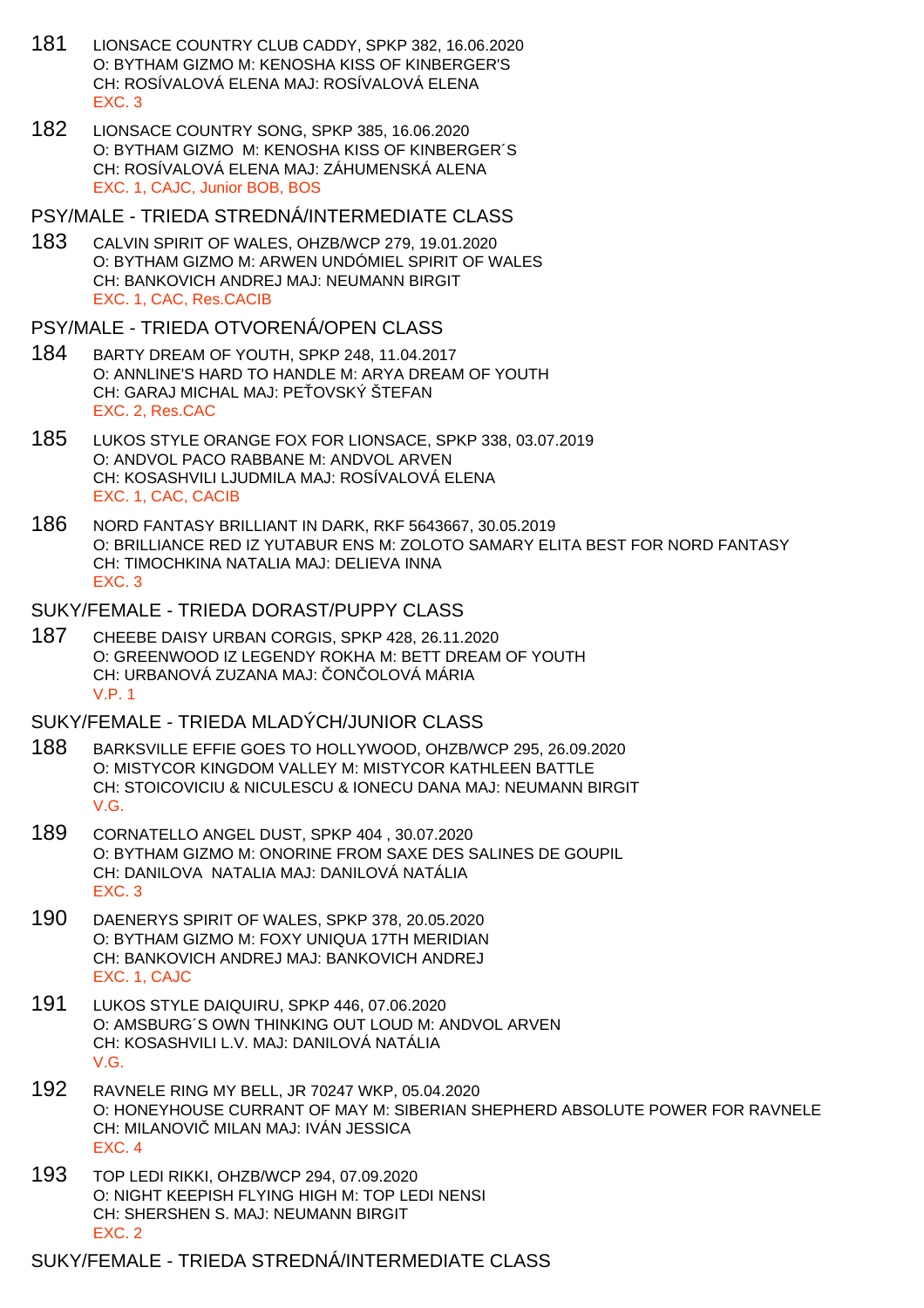181 LIONSACE COUNTRY CLUB CADDY, SPKP 382, 16.06.2020
O: BYTHAM GIZMO M: KENOSHA KISS OF KINBERGER'S
CH: ROSÍVALOVÁ ELENA MAJ: ROSÍVALOVÁ ELENA
EXC. 3

182 LIONSACE COUNTRY SONG, SPKP 385, 16.06.2020
O: BYTHAM GIZMO M: KENOSHA KISS OF KINBERGER´S
CH: ROSÍVALOVÁ ELENA MAJ: ZÁHUMENSKÁ ALENA
EXC. 1, CAJC, Junior BOB, BOS

## PSY/MALE - TRIEDA STREDNÁ/INTERMEDIATE CLASS

183 CALVIN SPIRIT OF WALES, OHZB/WCP 279, 19.01.2020
O: BYTHAM GIZMO M: ARWEN UNDÓMIEL SPIRIT OF WALES
CH: BANKOVICH ANDREJ MAJ: NEUMANN BIRGIT
EXC. 1, CAC, Res.CACIB

## PSY/MALE - TRIEDA OTVORENÁ/OPEN CLASS

184 BARTY DREAM OF YOUTH, SPKP 248, 11.04.2017
O: ANNLINE'S HARD TO HANDLE M: ARYA DREAM OF YOUTH
CH: GARAJ MICHAL MAJ: PEŤOVSKÝ ŠTEFAN
EXC. 2, Res.CAC

185 LUKOS STYLE ORANGE FOX FOR LIONSACE, SPKP 338, 03.07.2019
O: ANDVOL PACO RABBANE M: ANDVOL ARVEN
CH: KOSASHVILI LJUDMILA MAJ: ROSÍVALOVÁ ELENA
EXC. 1, CAC, CACIB

186 NORD FANTASY BRILLIANT IN DARK, RKF 5643667, 30.05.2019
O: BRILLIANCE RED IZ YUTABUR ENS M: ZOLOTO SAMARY ELITA BEST FOR NORD FANTASY
CH: TIMOCHKINA NATALIA MAJ: DELIEVA INNA
EXC. 3

## SUKY/FEMALE - TRIEDA DORAST/PUPPY CLASS

187 CHEEBE DAISY URBAN CORGIS, SPKP 428, 26.11.2020
O: GREENWOOD IZ LEGENDY ROKHA M: BETT DREAM OF YOUTH
CH: URBANOVÁ ZUZANA MAJ: ČONČOLOVÁ MÁRIA
V.P. 1

## SUKY/FEMALE - TRIEDA MLADÝCH/JUNIOR CLASS

188 BARKSVILLE EFFIE GOES TO HOLLYWOOD, OHZB/WCP 295, 26.09.2020
O: MISTYCOR KINGDOM VALLEY M: MISTYCOR KATHLEEN BATTLE
CH: STOICOVICIU & NICULESCU & IONECU DANA MAJ: NEUMANN BIRGIT
V.G.

189 CORNATELLO ANGEL DUST, SPKP 404 , 30.07.2020
O: BYTHAM GIZMO M: ONORINE FROM SAXE DES SALINES DE GOUPIL
CH: DANILOVA NATALIA MAJ: DANILOVÁ NATÁLIA
EXC. 3

190 DAENERYS SPIRIT OF WALES, SPKP 378, 20.05.2020
O: BYTHAM GIZMO M: FOXY UNIQUA 17TH MERIDIAN
CH: BANKOVICH ANDREJ MAJ: BANKOVICH ANDREJ
EXC. 1, CAJC

191 LUKOS STYLE DAIQUIRU, SPKP 446, 07.06.2020
O: AMSBURG´S OWN THINKING OUT LOUD M: ANDVOL ARVEN
CH: KOSASHVILI L.V. MAJ: DANILOVÁ NATÁLIA
V.G.

192 RAVNELE RING MY BELL, JR 70247 WKP, 05.04.2020
O: HONEYHOUSE CURRANT OF MAY M: SIBERIAN SHEPHERD ABSOLUTE POWER FOR RAVNELE
CH: MILANOVIČ MILAN MAJ: IVÁN JESSICA
EXC. 4

193 TOP LEDI RIKKI, OHZB/WCP 294, 07.09.2020
O: NIGHT KEEPISH FLYING HIGH M: TOP LEDI NENSI
CH: SHERSHEN S. MAJ: NEUMANN BIRGIT
EXC. 2

## SUKY/FEMALE - TRIEDA STREDNÁ/INTERMEDIATE CLASS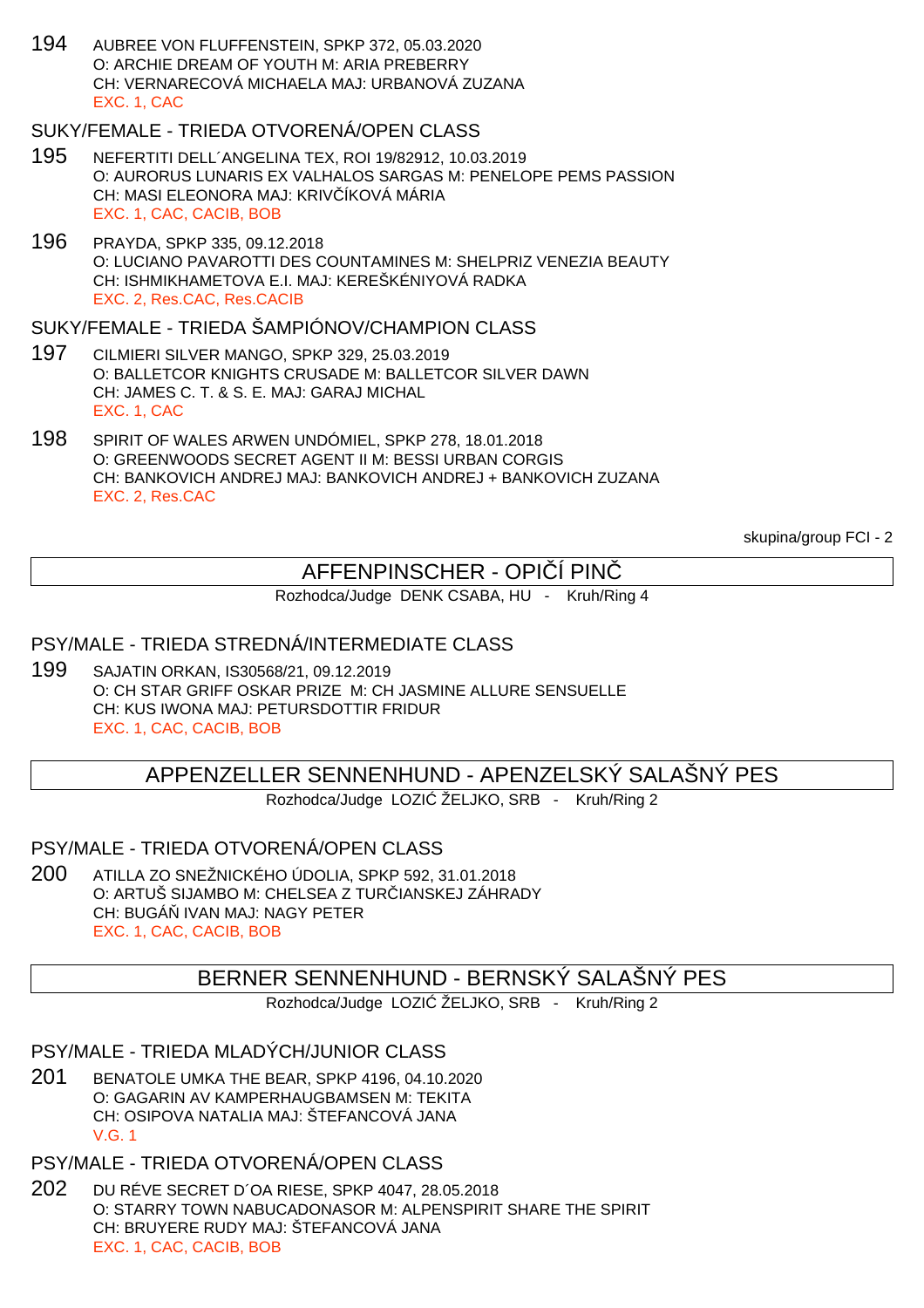194 AUBREE VON FLUFFENSTEIN, SPKP 372, 05.03.2020
O: ARCHIE DREAM OF YOUTH M: ARIA PREBERRY
CH: VERNARECOVÁ MICHAELA MAJ: URBANOVÁ ZUZANA
EXC. 1, CAC

### SUKY/FEMALE - TRIEDA OTVORENÁ/OPEN CLASS

195 NEFERTITI DELL´ANGELINA TEX, ROI 19/82912, 10.03.2019
O: AURORUS LUNARIS EX VALHALOS SARGAS M: PENELOPE PEMS PASSION
CH: MASI ELEONORA MAJ: KRIVČÍKOVÁ MÁRIA
EXC. 1, CAC, CACIB, BOB

196 PRAYDA, SPKP 335, 09.12.2018
O: LUCIANO PAVAROTTI DES COUNTAMINES M: SHELPRIZ VENEZIA BEAUTY
CH: ISHMIKHAMETOVA E.I. MAJ: KEREŠKÉNIYOVÁ RADKA
EXC. 2, Res.CAC, Res.CACIB

### SUKY/FEMALE - TRIEDA ŠAMPIÓNOV/CHAMPION CLASS

197 CILMIERI SILVER MANGO, SPKP 329, 25.03.2019
O: BALLETCOR KNIGHTS CRUSADE M: BALLETCOR SILVER DAWN
CH: JAMES C. T. & S. E. MAJ: GARAJ MICHAL
EXC. 1, CAC

198 SPIRIT OF WALES ARWEN UNDÓMIEL, SPKP 278, 18.01.2018
O: GREENWOODS SECRET AGENT II M: BESSI URBAN CORGIS
CH: BANKOVICH ANDREJ MAJ: BANKOVICH ANDREJ + BANKOVICH ZUZANA
EXC. 2, Res.CAC

skupina/group FCI - 2

## AFFENPINSCHER - OPIČÍ PINČ

Rozhodca/Judge DENK CSABA, HU - Kruh/Ring 4

### PSY/MALE - TRIEDA STREDNÁ/INTERMEDIATE CLASS

199 SAJATIN ORKAN, IS30568/21, 09.12.2019
O: CH STAR GRIFF OSKAR PRIZE M: CH JASMINE ALLURE SENSUELLE
CH: KUS IWONA MAJ: PETURSDOTTIR FRIDUR
EXC. 1, CAC, CACIB, BOB

## APPENZELLER SENNENHUND - APENZELSKÝ SALAŠNÝ PES

Rozhodca/Judge LOZIĆ ŽELJKO, SRB - Kruh/Ring 2

### PSY/MALE - TRIEDA OTVORENÁ/OPEN CLASS

200 ATILLA ZO SNEŽNICKÉHO ÚDOLIA, SPKP 592, 31.01.2018
O: ARTUŠ SIJAMBO M: CHELSEA Z TURČIANSKEJ ZÁHRADY
CH: BUGÁŇ IVAN MAJ: NAGY PETER
EXC. 1, CAC, CACIB, BOB

## BERNER SENNENHUND - BERNSKÝ SALAŠNÝ PES

Rozhodca/Judge LOZIĆ ŽELJKO, SRB - Kruh/Ring 2

### PSY/MALE - TRIEDA MLADÝCH/JUNIOR CLASS

201 BENATOLE UMKA THE BEAR, SPKP 4196, 04.10.2020
O: GAGARIN AV KAMPERHAUGBAMSEN M: TEKITA
CH: OSIPOVA NATALIA MAJ: ŠTEFANCOVÁ JANA
V.G. 1

### PSY/MALE - TRIEDA OTVORENÁ/OPEN CLASS

202 DU RÉVE SECRET D´OA RIESE, SPKP 4047, 28.05.2018
O: STARRY TOWN NABUCADONASOR M: ALPENSPIRIT SHARE THE SPIRIT
CH: BRUYERE RUDY MAJ: ŠTEFANCOVÁ JANA
EXC. 1, CAC, CACIB, BOB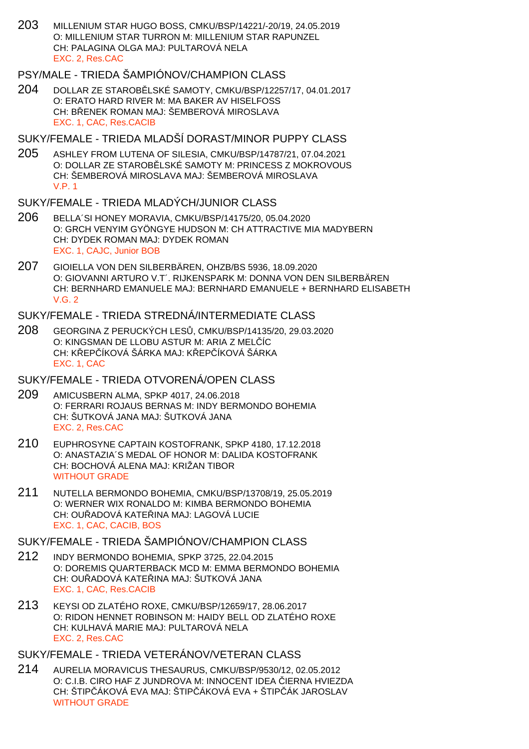203 MILLENIUM STAR HUGO BOSS, CMKU/BSP/14221/-20/19, 24.05.2019
O: MILLENIUM STAR TURRON M: MILLENIUM STAR RAPUNZEL
CH: PALAGINA OLGA MAJ: PULTAROVÁ NELA
EXC. 2, Res.CAC

## PSY/MALE - TRIEDA ŠAMPIÓNOV/CHAMPION CLASS

204 DOLLAR ZE STAROBĚLSKÉ SAMOTY, CMKU/BSP/12257/17, 04.01.2017
O: ERATO HARD RIVER M: MA BAKER AV HISELFOSS
CH: BŘENEK ROMAN MAJ: ŠEMBEROVÁ MIROSLAVA
EXC. 1, CAC, Res.CACIB

## SUKY/FEMALE - TRIEDA MLADŠÍ DORAST/MINOR PUPPY CLASS

205 ASHLEY FROM LUTENA OF SILESIA, CMKU/BSP/14787/21, 07.04.2021
O: DOLLAR ZE STAROBĚLSKÉ SAMOTY M: PRINCESS Z MOKROVOUS
CH: ŠEMBEROVÁ MIROSLAVA MAJ: ŠEMBEROVÁ MIROSLAVA
V.P. 1

## SUKY/FEMALE - TRIEDA MLADÝCH/JUNIOR CLASS

206 BELLA´SI HONEY MORAVIA, CMKU/BSP/14175/20, 05.04.2020
O: GRCH VENYIM GYÖNGYE HUDSON M: CH ATTRACTIVE MIA MADYBERN
CH: DYDEK ROMAN MAJ: DYDEK ROMAN
EXC. 1, CAJC, Junior BOB

207 GIOIELLA VON DEN SILBERBÄREN, OHZB/BS 5936, 18.09.2020
O: GIOVANNI ARTURO V.T´. RIJKENSPARK M: DONNA VON DEN SILBERBÄREN
CH: BERNHARD EMANUELE MAJ: BERNHARD EMANUELE + BERNHARD ELISABETH
V.G. 2

## SUKY/FEMALE - TRIEDA STREDNÁ/INTERMEDIATE CLASS

208 GEORGINA Z PERUCKÝCH LESŮ, CMKU/BSP/14135/20, 29.03.2020
O: KINGSMAN DE LLOBU ASTUR M: ARIA Z MELČÍC
CH: KŘEPČÍKOVÁ ŠÁRKA MAJ: KŘEPČÍKOVÁ ŠÁRKA
EXC. 1, CAC

## SUKY/FEMALE - TRIEDA OTVORENÁ/OPEN CLASS

209 AMICUSBERN ALMA, SPKP 4017, 24.06.2018
O: FERRARI ROJAUS BERNAS M: INDY BERMONDO BOHEMIA
CH: ŠUTKOVÁ JANA MAJ: ŠUTKOVÁ JANA
EXC. 2, Res.CAC

210 EUPHROSYNE CAPTAIN KOSTOFRANK, SPKP 4180, 17.12.2018
O: ANASTAZIA´S MEDAL OF HONOR M: DALIDA KOSTOFRANK
CH: BOCHOVÁ ALENA MAJ: KRIŽAN TIBOR
WITHOUT GRADE

211 NUTELLA BERMONDO BOHEMIA, CMKU/BSP/13708/19, 25.05.2019
O: WERNER WIX RONALDO M: KIMBA BERMONDO BOHEMIA
CH: OUŘADOVÁ KATEŘINA MAJ: LAGOVÁ LUCIE
EXC. 1, CAC, CACIB, BOS

## SUKY/FEMALE - TRIEDA ŠAMPIÓNOV/CHAMPION CLASS

212 INDY BERMONDO BOHEMIA, SPKP 3725, 22.04.2015
O: DOREMIS QUARTERBACK MCD M: EMMA BERMONDO BOHEMIA
CH: OUŘADOVÁ KATEŘINA MAJ: ŠUTKOVÁ JANA
EXC. 1, CAC, Res.CACIB

213 KEYSI OD ZLATÉHO ROXE, CMKU/BSP/12659/17, 28.06.2017
O: RIDON HENNET ROBINSON M: HAIDY BELL OD ZLATÉHO ROXE
CH: KULHAVÁ MARIE MAJ: PULTAROVÁ NELA
EXC. 2, Res.CAC

## SUKY/FEMALE - TRIEDA VETERÁNOV/VETERAN CLASS

214 AURELIA MORAVICUS THESAURUS, CMKU/BSP/9530/12, 02.05.2012
O: C.I.B. CIRO HAF Z JUNDROVA M: INNOCENT IDEA ČIERNA HVIEZDA
CH: ŠTIPČÁKOVÁ EVA MAJ: ŠTIPČÁKOVÁ EVA + ŠTIPČÁK JAROSLAV
WITHOUT GRADE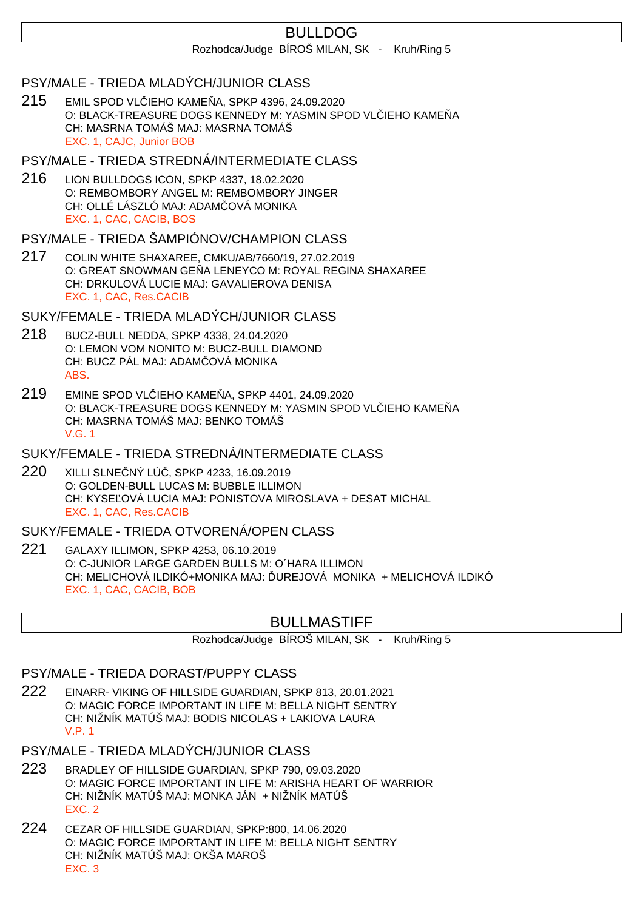## BULLDOG

Rozhodca/Judge BÍROŠ MILAN, SK - Kruh/Ring 5

### PSY/MALE - TRIEDA MLADÝCH/JUNIOR CLASS

215 EMIL SPOD VLČIEHO KAMEŇA, SPKP 4396, 24.09.2020
O: BLACK-TREASURE DOGS KENNEDY M: YASMIN SPOD VLČIEHO KAMEŇA
CH: MASRNA TOMÁŠ MAJ: MASRNA TOMÁŠ
EXC. 1, CAJC, Junior BOB

### PSY/MALE - TRIEDA STREDNÁ/INTERMEDIATE CLASS

216 LION BULLDOGS ICON, SPKP 4337, 18.02.2020
O: REMBOMBORY ANGEL M: REMBOMBORY JINGER
CH: OLLÉ LÁSZLÓ MAJ: ADAMČOVÁ MONIKA
EXC. 1, CAC, CACIB, BOS

### PSY/MALE - TRIEDA ŠAMPIÓNOV/CHAMPION CLASS

217 COLIN WHITE SHAXAREE, CMKU/AB/7660/19, 27.02.2019
O: GREAT SNOWMAN GEŇA LENEYCO M: ROYAL REGINA SHAXAREE
CH: DRKULOVÁ LUCIE MAJ: GAVALIEROVA DENISA
EXC. 1, CAC, Res.CACIB

### SUKY/FEMALE - TRIEDA MLADÝCH/JUNIOR CLASS

218 BUCZ-BULL NEDDA, SPKP 4338, 24.04.2020
O: LEMON VOM NONITO M: BUCZ-BULL DIAMOND
CH: BUCZ PÁL MAJ: ADAMČOVÁ MONIKA
ABS.

219 EMINE SPOD VLČIEHO KAMEŇA, SPKP 4401, 24.09.2020
O: BLACK-TREASURE DOGS KENNEDY M: YASMIN SPOD VLČIEHO KAMEŇA
CH: MASRNA TOMÁŠ MAJ: BENKO TOMÁŠ
V.G. 1

### SUKY/FEMALE - TRIEDA STREDNÁ/INTERMEDIATE CLASS

220 XILLI SLNEČNÝ LÚČ, SPKP 4233, 16.09.2019
O: GOLDEN-BULL LUCAS M: BUBBLE ILLIMON
CH: KYSEĽOVÁ LUCIA MAJ: PONISTOVA MIROSLAVA + DESAT MICHAL
EXC. 1, CAC, Res.CACIB

### SUKY/FEMALE - TRIEDA OTVORENÁ/OPEN CLASS

221 GALAXY ILLIMON, SPKP 4253, 06.10.2019
O: C-JUNIOR LARGE GARDEN BULLS M: O´HARA ILLIMON
CH: MELICHOVÁ ILDIKÓ+MONIKA MAJ: ĎUREJOVÁ MONIKA + MELICHOVÁ ILDIKÓ
EXC. 1, CAC, CACIB, BOB

## BULLMASTIFF

Rozhodca/Judge BÍROŠ MILAN, SK - Kruh/Ring 5

### PSY/MALE - TRIEDA DORAST/PUPPY CLASS

222 EINARR- VIKING OF HILLSIDE GUARDIAN, SPKP 813, 20.01.2021
O: MAGIC FORCE IMPORTANT IN LIFE M: BELLA NIGHT SENTRY
CH: NIŽNÍK MATÚŠ MAJ: BODIS NICOLAS + LAKIOVA LAURA
V.P. 1

### PSY/MALE - TRIEDA MLADÝCH/JUNIOR CLASS

223 BRADLEY OF HILLSIDE GUARDIAN, SPKP 790, 09.03.2020
O: MAGIC FORCE IMPORTANT IN LIFE M: ARISHA HEART OF WARRIOR
CH: NIŽNÍK MATÚŠ MAJ: MONKA JÁN + NIŽNÍK MATÚŠ
EXC. 2

224 CEZAR OF HILLSIDE GUARDIAN, SPKP:800, 14.06.2020
O: MAGIC FORCE IMPORTANT IN LIFE M: BELLA NIGHT SENTRY
CH: NIŽNÍK MATÚŠ MAJ: OKŠA MAROŠ
EXC. 3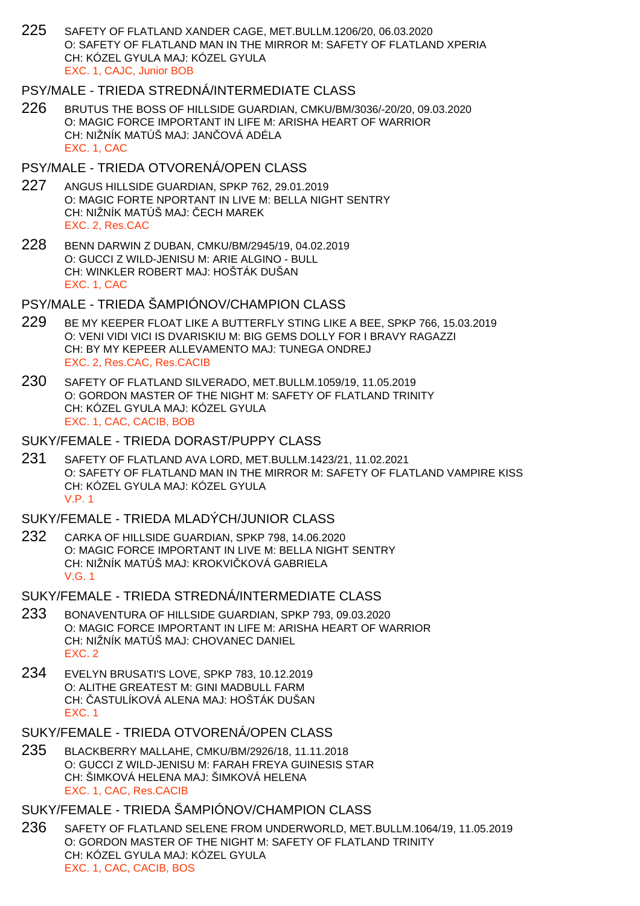225 SAFETY OF FLATLAND XANDER CAGE, MET.BULLM.1206/20, 06.03.2020
O: SAFETY OF FLATLAND MAN IN THE MIRROR M: SAFETY OF FLATLAND XPERIA
CH: KÓZEL GYULA MAJ: KÓZEL GYULA
EXC. 1, CAJC, Junior BOB

## PSY/MALE - TRIEDA STREDNÁ/INTERMEDIATE CLASS

226 BRUTUS THE BOSS OF HILLSIDE GUARDIAN, CMKU/BM/3036/-20/20, 09.03.2020
O: MAGIC FORCE IMPORTANT IN LIFE M: ARISHA HEART OF WARRIOR
CH: NIŽNÍK MATÚŠ MAJ: JANČOVÁ ADÉLA
EXC. 1, CAC

## PSY/MALE - TRIEDA OTVORENÁ/OPEN CLASS

227 ANGUS HILLSIDE GUARDIAN, SPKP 762, 29.01.2019
O: MAGIC FORTE NPORTANT IN LIVE M: BELLA NIGHT SENTRY
CH: NIŽNÍK MATÚŠ MAJ: ČECH MAREK
EXC. 2, Res.CAC

228 BENN DARWIN Z DUBAN, CMKU/BM/2945/19, 04.02.2019
O: GUCCI Z WILD-JENISU M: ARIE ALGINO - BULL
CH: WINKLER ROBERT MAJ: HOŠTÁK DUŠAN
EXC. 1, CAC

## PSY/MALE - TRIEDA ŠAMPIÓNOV/CHAMPION CLASS

229 BE MY KEEPER FLOAT LIKE A BUTTERFLY STING LIKE A BEE, SPKP 766, 15.03.2019
O: VENI VIDI VICI IS DVARISKIU M: BIG GEMS DOLLY FOR I BRAVY RAGAZZI
CH: BY MY KEPEER ALLEVAMENTO MAJ: TUNEGA ONDREJ
EXC. 2, Res.CAC, Res.CACIB

230 SAFETY OF FLATLAND SILVERADO, MET.BULLM.1059/19, 11.05.2019
O: GORDON MASTER OF THE NIGHT M: SAFETY OF FLATLAND TRINITY
CH: KÓZEL GYULA MAJ: KÓZEL GYULA
EXC. 1, CAC, CACIB, BOB

## SUKY/FEMALE - TRIEDA DORAST/PUPPY CLASS

231 SAFETY OF FLATLAND AVA LORD, MET.BULLM.1423/21, 11.02.2021
O: SAFETY OF FLATLAND MAN IN THE MIRROR M: SAFETY OF FLATLAND VAMPIRE KISS
CH: KÓZEL GYULA MAJ: KÓZEL GYULA
V.P. 1

## SUKY/FEMALE - TRIEDA MLADÝCH/JUNIOR CLASS

232 CARKA OF HILLSIDE GUARDIAN, SPKP 798, 14.06.2020
O: MAGIC FORCE IMPORTANT IN LIVE M: BELLA NIGHT SENTRY
CH: NIŽNÍK MATÚŠ MAJ: KROKVIČKOVÁ GABRIELA
V.G. 1

## SUKY/FEMALE - TRIEDA STREDNÁ/INTERMEDIATE CLASS

233 BONAVENTURA OF HILLSIDE GUARDIAN, SPKP 793, 09.03.2020
O: MAGIC FORCE IMPORTANT IN LIFE M: ARISHA HEART OF WARRIOR
CH: NIŽNÍK MATÚŠ MAJ: CHOVANEC DANIEL
EXC. 2

234 EVELYN BRUSATI'S LOVE, SPKP 783, 10.12.2019
O: ALITHE GREATEST M: GINI MADBULL FARM
CH: ČASTULÍKOVÁ ALENA MAJ: HOŠTÁK DUŠAN
EXC. 1

## SUKY/FEMALE - TRIEDA OTVORENÁ/OPEN CLASS

235 BLACKBERRY MALLAHE, CMKU/BM/2926/18, 11.11.2018
O: GUCCI Z WILD-JENISU M: FARAH FREYA GUINESIS STAR
CH: ŠIMKOVÁ HELENA MAJ: ŠIMKOVÁ HELENA
EXC. 1, CAC, Res.CACIB

## SUKY/FEMALE - TRIEDA ŠAMPIÓNOV/CHAMPION CLASS

236 SAFETY OF FLATLAND SELENE FROM UNDERWORLD, MET.BULLM.1064/19, 11.05.2019
O: GORDON MASTER OF THE NIGHT M: SAFETY OF FLATLAND TRINITY
CH: KÓZEL GYULA MAJ: KÓZEL GYULA
EXC. 1, CAC, CACIB, BOS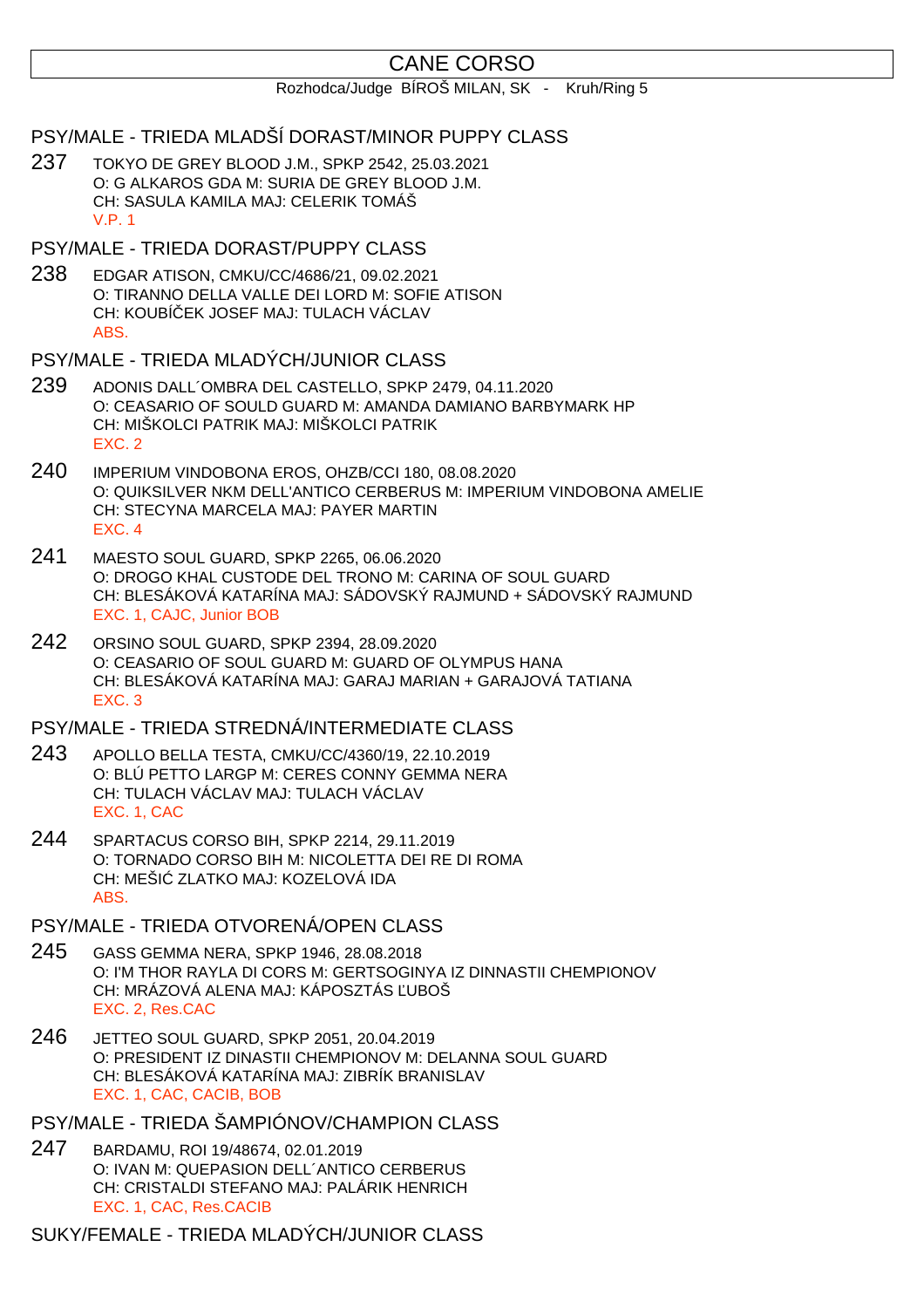# CANE CORSO

Rozhodca/Judge BÍROŠ MILAN, SK - Kruh/Ring 5

## PSY/MALE - TRIEDA MLADŠÍ DORAST/MINOR PUPPY CLASS

237 TOKYO DE GREY BLOOD J.M., SPKP 2542, 25.03.2021
O: G ALKAROS GDA M: SURIA DE GREY BLOOD J.M.
CH: SASULA KAMILA MAJ: CELERIK TOMÁŠ
V.P. 1

## PSY/MALE - TRIEDA DORAST/PUPPY CLASS

238 EDGAR ATISON, CMKU/CC/4686/21, 09.02.2021
O: TIRANNO DELLA VALLE DEI LORD M: SOFIE ATISON
CH: KOUBÍČEK JOSEF MAJ: TULACH VÁCLAV
ABS.

## PSY/MALE - TRIEDA MLADÝCH/JUNIOR CLASS

239 ADONIS DALL´OMBRA DEL CASTELLO, SPKP 2479, 04.11.2020
O: CEASARIO OF SOULD GUARD M: AMANDA DAMIANO BARBYMARK HP
CH: MIŠKOLCI PATRIK MAJ: MIŠKOLCI PATRIK
EXC. 2

240 IMPERIUM VINDOBONA EROS, OHZB/CCI 180, 08.08.2020
O: QUIKSILVER NKM DELL'ANTICO CERBERUS M: IMPERIUM VINDOBONA AMELIE
CH: STECYNA MARCELA MAJ: PAYER MARTIN
EXC. 4

241 MAESTO SOUL GUARD, SPKP 2265, 06.06.2020
O: DROGO KHAL CUSTODE DEL TRONO M: CARINA OF SOUL GUARD
CH: BLESÁKOVÁ KATARÍNA MAJ: SÁDOVSKÝ RAJMUND + SÁDOVSKÝ RAJMUND
EXC. 1, CAJC, Junior BOB

242 ORSINO SOUL GUARD, SPKP 2394, 28.09.2020
O: CEASARIO OF SOUL GUARD M: GUARD OF OLYMPUS HANA
CH: BLESÁKOVÁ KATARÍNA MAJ: GARAJ MARIAN + GARAJOVÁ TATIANA
EXC. 3

## PSY/MALE - TRIEDA STREDNÁ/INTERMEDIATE CLASS

243 APOLLO BELLA TESTA, CMKU/CC/4360/19, 22.10.2019
O: BLÚ PETTO LARGP M: CERES CONNY GEMMA NERA
CH: TULACH VÁCLAV MAJ: TULACH VÁCLAV
EXC. 1, CAC

244 SPARTACUS CORSO BIH, SPKP 2214, 29.11.2019
O: TORNADO CORSO BIH M: NICOLETTA DEI RE DI ROMA
CH: MEŠIĆ ZLATKO MAJ: KOZELOVÁ IDA
ABS.

## PSY/MALE - TRIEDA OTVORENÁ/OPEN CLASS

245 GASS GEMMA NERA, SPKP 1946, 28.08.2018
O: I'M THOR RAYLA DI CORS M: GERTSOGINYA IZ DINNASTII CHEMPIONOV
CH: MRÁZOVÁ ALENA MAJ: KÁPOSZTÁS ĽUBOŠ
EXC. 2, Res.CAC

246 JETTEO SOUL GUARD, SPKP 2051, 20.04.2019
O: PRESIDENT IZ DINASTII CHEMPIONOV M: DELANNA SOUL GUARD
CH: BLESÁKOVÁ KATARÍNA MAJ: ZIBRÍK BRANISLAV
EXC. 1, CAC, CACIB, BOB

## PSY/MALE - TRIEDA ŠAMPIÓNOV/CHAMPION CLASS

247 BARDAMU, ROI 19/48674, 02.01.2019
O: IVAN M: QUEPASION DELL´ANTICO CERBERUS
CH: CRISTALDI STEFANO MAJ: PALÁRIK HENRICH
EXC. 1, CAC, Res.CACIB

## SUKY/FEMALE - TRIEDA MLADÝCH/JUNIOR CLASS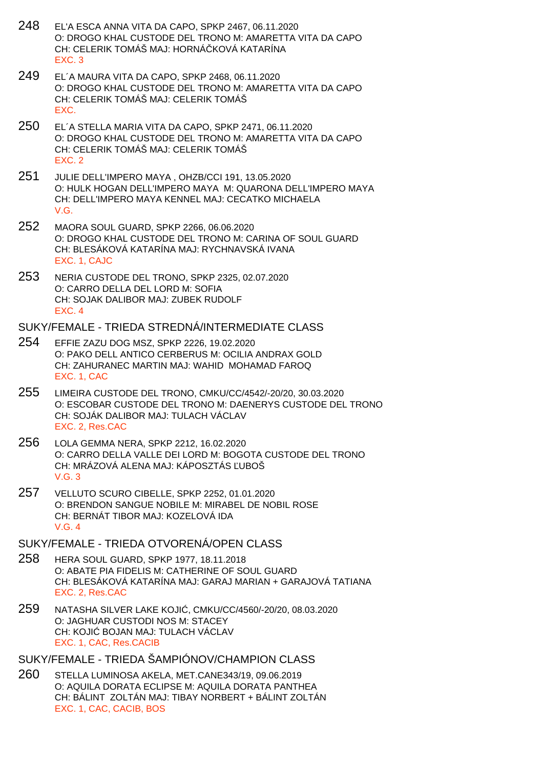248 EL'A ESCA ANNA VITA DA CAPO, SPKP 2467, 06.11.2020
O: DROGO KHAL CUSTODE DEL TRONO M: AMARETTA VITA DA CAPO
CH: CELERIK TOMÁŠ MAJ: HORNÁČKOVÁ KATARÍNA
EXC. 3

249 EL´A MAURA VITA DA CAPO, SPKP 2468, 06.11.2020
O: DROGO KHAL CUSTODE DEL TRONO M: AMARETTA VITA DA CAPO
CH: CELERIK TOMÁŠ MAJ: CELERIK TOMÁŠ
EXC.

250 EL´A STELLA MARIA VITA DA CAPO, SPKP 2471, 06.11.2020
O: DROGO KHAL CUSTODE DEL TRONO M: AMARETTA VITA DA CAPO
CH: CELERIK TOMÁŠ MAJ: CELERIK TOMÁŠ
EXC. 2

251 JULIE DELL'IMPERO MAYA , OHZB/CCI 191, 13.05.2020
O: HULK HOGAN DELL'IMPERO MAYA M: QUARONA DELL'IMPERO MAYA
CH: DELL'IMPERO MAYA KENNEL MAJ: CECATKO MICHAELA
V.G.

252 MAORA SOUL GUARD, SPKP 2266, 06.06.2020
O: DROGO KHAL CUSTODE DEL TRONO M: CARINA OF SOUL GUARD
CH: BLESÁKOVÁ KATARÍNA MAJ: RYCHNAVSKÁ IVANA
EXC. 1, CAJC

253 NERIA CUSTODE DEL TRONO, SPKP 2325, 02.07.2020
O: CARRO DELLA DEL LORD M: SOFIA
CH: SOJAK DALIBOR MAJ: ZUBEK RUDOLF
EXC. 4

## SUKY/FEMALE - TRIEDA STREDNÁ/INTERMEDIATE CLASS

254 EFFIE ZAZU DOG MSZ, SPKP 2226, 19.02.2020
O: PAKO DELL ANTICO CERBERUS M: OCILIA ANDRAX GOLD
CH: ZAHURANEC MARTIN MAJ: WAHID MOHAMAD FAROQ
EXC. 1, CAC

255 LIMEIRA CUSTODE DEL TRONO, CMKU/CC/4542/-20/20, 30.03.2020
O: ESCOBAR CUSTODE DEL TRONO M: DAENERYS CUSTODE DEL TRONO
CH: SOJÁK DALIBOR MAJ: TULACH VÁCLAV
EXC. 2, Res.CAC

256 LOLA GEMMA NERA, SPKP 2212, 16.02.2020
O: CARRO DELLA VALLE DEI LORD M: BOGOTA CUSTODE DEL TRONO
CH: MRÁZOVÁ ALENA MAJ: KÁPOSZTÁS ĽUBOŠ
V.G. 3

257 VELLUTO SCURO CIBELLE, SPKP 2252, 01.01.2020
O: BRENDON SANGUE NOBILE M: MIRABEL DE NOBIL ROSE
CH: BERNÁT TIBOR MAJ: KOZELOVÁ IDA
V.G. 4

## SUKY/FEMALE - TRIEDA OTVORENÁ/OPEN CLASS

258 HERA SOUL GUARD, SPKP 1977, 18.11.2018
O: ABATE PIA FIDELIS M: CATHERINE OF SOUL GUARD
CH: BLESÁKOVÁ KATARÍNA MAJ: GARAJ MARIAN + GARAJOVÁ TATIANA
EXC. 2, Res.CAC

259 NATASHA SILVER LAKE KOJIĆ, CMKU/CC/4560/-20/20, 08.03.2020
O: JAGHUAR CUSTODI NOS M: STACEY
CH: KOJIĆ BOJAN MAJ: TULACH VÁCLAV
EXC. 1, CAC, Res.CACIB

## SUKY/FEMALE - TRIEDA ŠAMPIÓNOV/CHAMPION CLASS

260 STELLA LUMINOSA AKELA, MET.CANE343/19, 09.06.2019
O: AQUILA DORATA ECLIPSE M: AQUILA DORATA PANTHEA
CH: BÁLINT ZOLTÁN MAJ: TIBAY NORBERT + BÁLINT ZOLTÁN
EXC. 1, CAC, CACIB, BOS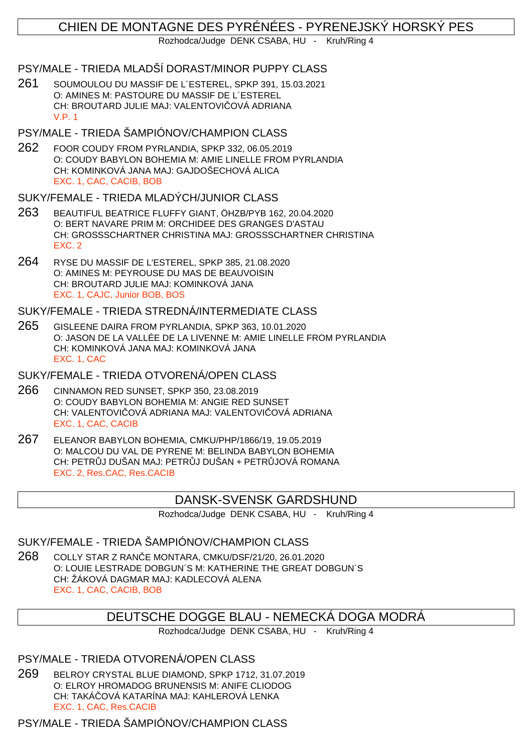## CHIEN DE MONTAGNE DES PYRÉNÉES - PYRENEJSKÝ HORSKÝ PES

Rozhodca/Judge DENK CSABA, HU - Kruh/Ring 4

### PSY/MALE - TRIEDA MLADŠÍ DORAST/MINOR PUPPY CLASS

261 SOUMOULOU DU MASSIF DE L´ESTEREL, SPKP 391, 15.03.2021
O: AMINES M: PASTOURE DU MASSIF DE L´ESTEREL
CH: BROUTARD JULIE MAJ: VALENTOVIČOVÁ ADRIANA
V.P. 1

### PSY/MALE - TRIEDA ŠAMPIÓNOV/CHAMPION CLASS

262 FOOR COUDY FROM PYRLANDIA, SPKP 332, 06.05.2019
O: COUDY BABYLON BOHEMIA M: AMIE LINELLE FROM PYRLANDIA
CH: KOMINKOVÁ JANA MAJ: GAJDOŠECHOVÁ ALICA
EXC. 1, CAC, CACIB, BOB

### SUKY/FEMALE - TRIEDA MLADÝCH/JUNIOR CLASS

263 BEAUTIFUL BEATRICE FLUFFY GIANT, ÖHZB/PYB 162, 20.04.2020
O: BERT NAVARE PRIM M: ORCHIDEE DES GRANGES D'ASTAU
CH: GROSSSCHARTNER CHRISTINA MAJ: GROSSSCHARTNER CHRISTINA
EXC. 2

264 RYSE DU MASSIF DE L'ESTEREL, SPKP 385, 21.08.2020
O: AMINES M: PEYROUSE DU MAS DE BEAUVOISIN
CH: BROUTARD JULIE MAJ: KOMINKOVÁ JANA
EXC. 1, CAJC, Junior BOB, BOS

### SUKY/FEMALE - TRIEDA STREDNÁ/INTERMEDIATE CLASS

265 GISLEENE DAIRA FROM PYRLANDIA, SPKP 363, 10.01.2020
O: JASON DE LA VALLÉE DE LA LIVENNE M: AMIE LINELLE FROM PYRLANDIA
CH: KOMINKOVÁ JANA MAJ: KOMINKOVÁ JANA
EXC. 1, CAC

### SUKY/FEMALE - TRIEDA OTVORENÁ/OPEN CLASS

266 CINNAMON RED SUNSET, SPKP 350, 23.08.2019
O: COUDY BABYLON BOHEMIA M: ANGIE RED SUNSET
CH: VALENTOVIČOVÁ ADRIANA MAJ: VALENTOVIČOVÁ ADRIANA
EXC. 1, CAC, CACIB

267 ELEANOR BABYLON BOHEMIA, CMKU/PHP/1866/19, 19.05.2019
O: MALCOU DU VAL DE PYRENE M: BELINDA BABYLON BOHEMIA
CH: PETRŮJ DUŠAN MAJ: PETRŮJ DUŠAN + PETRŮJOVÁ ROMANA
EXC. 2, Res.CAC, Res.CACIB

## DANSK-SVENSK GARDSHUND

Rozhodca/Judge DENK CSABA, HU - Kruh/Ring 4

### SUKY/FEMALE - TRIEDA ŠAMPIÓNOV/CHAMPION CLASS

268 COLLY STAR Z RANČE MONTARA, CMKU/DSF/21/20, 26.01.2020
O: LOUIE LESTRADE DOBGUN´S M: KATHERINE THE GREAT DOBGUN´S
CH: ŽÁKOVÁ DAGMAR MAJ: KADLECOVÁ ALENA
EXC. 1, CAC, CACIB, BOB

## DEUTSCHE DOGGE BLAU - NEMECKÁ DOGA MODRÁ

Rozhodca/Judge DENK CSABA, HU - Kruh/Ring 4

### PSY/MALE - TRIEDA OTVORENÁ/OPEN CLASS

269 BELROY CRYSTAL BLUE DIAMOND, SPKP 1712, 31.07.2019
O: ELROY HROMADOG BRUNENSIS M: ANIFE CLIODOG
CH: TAKÁČOVÁ KATARÍNA MAJ: KAHLEROVÁ LENKA
EXC. 1, CAC, Res.CACIB

### PSY/MALE - TRIEDA ŠAMPIÓNOV/CHAMPION CLASS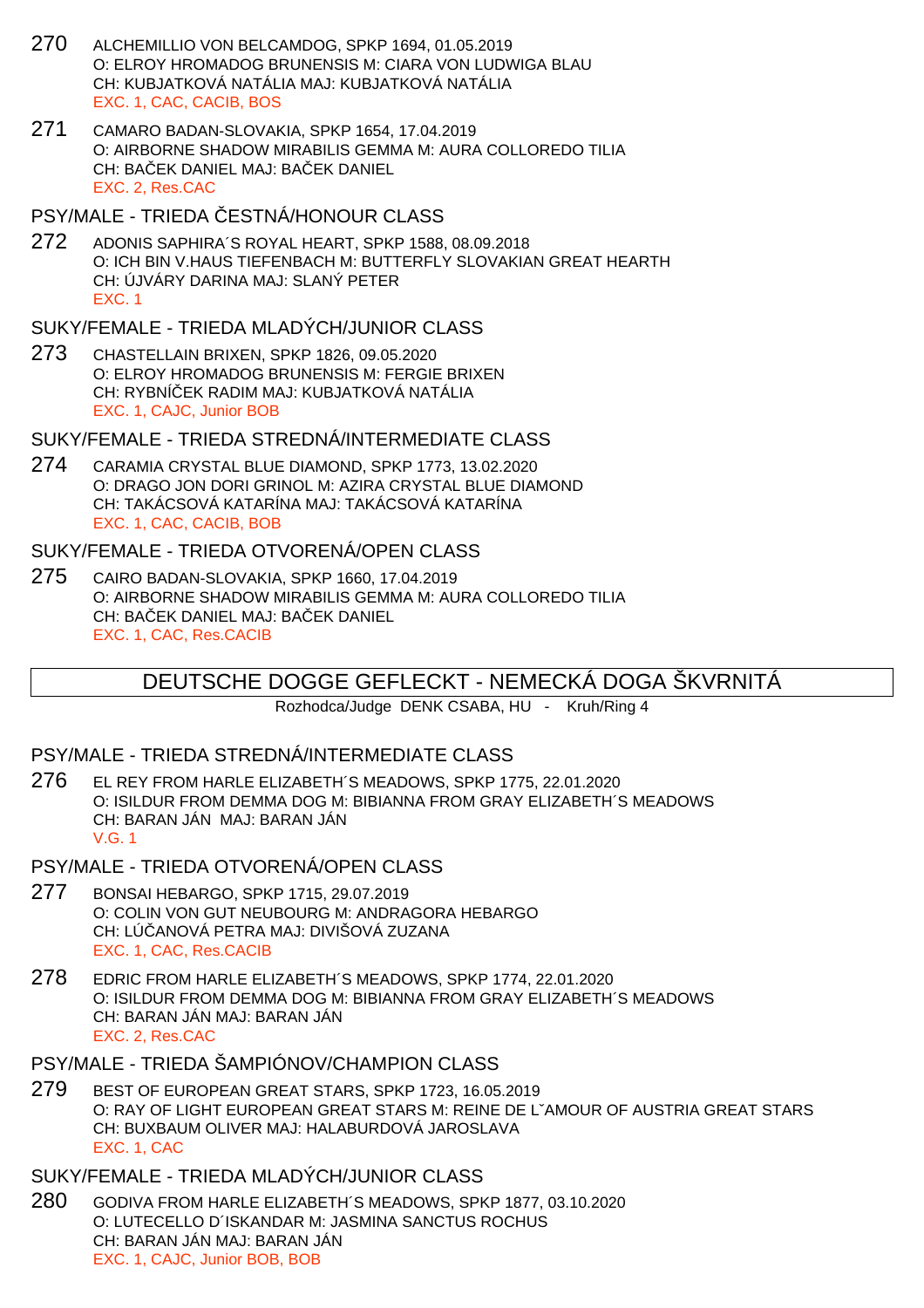270 ALCHEMILLIO VON BELCAMDOG, SPKP 1694, 01.05.2019
O: ELROY HROMADOG BRUNENSIS M: CIARA VON LUDWIGA BLAU
CH: KUBJATKOVÁ NATÁLIA MAJ: KUBJATKOVÁ NATÁLIA
EXC. 1, CAC, CACIB, BOS

271 CAMARO BADAN-SLOVAKIA, SPKP 1654, 17.04.2019
O: AIRBORNE SHADOW MIRABILIS GEMMA M: AURA COLLOREDO TILIA
CH: BAČEK DANIEL MAJ: BAČEK DANIEL
EXC. 2, Res.CAC

## PSY/MALE - TRIEDA ČESTNÁ/HONOUR CLASS

272 ADONIS SAPHIRA´S ROYAL HEART, SPKP 1588, 08.09.2018
O: ICH BIN V.HAUS TIEFENBACH M: BUTTERFLY SLOVAKIAN GREAT HEARTH
CH: ÚJVÁRY DARINA MAJ: SLANÝ PETER
EXC. 1

## SUKY/FEMALE - TRIEDA MLADÝCH/JUNIOR CLASS

273 CHASTELLAIN BRIXEN, SPKP 1826, 09.05.2020
O: ELROY HROMADOG BRUNENSIS M: FERGIE BRIXEN
CH: RYBNÍČEK RADIM MAJ: KUBJATKOVÁ NATÁLIA
EXC. 1, CAJC, Junior BOB

## SUKY/FEMALE - TRIEDA STREDNÁ/INTERMEDIATE CLASS

274 CARAMIA CRYSTAL BLUE DIAMOND, SPKP 1773, 13.02.2020
O: DRAGO JON DORI GRINOL M: AZIRA CRYSTAL BLUE DIAMOND
CH: TAKÁCSOVÁ KATARÍNA MAJ: TAKÁCSOVÁ KATARÍNA
EXC. 1, CAC, CACIB, BOB

## SUKY/FEMALE - TRIEDA OTVORENÁ/OPEN CLASS

275 CAIRO BADAN-SLOVAKIA, SPKP 1660, 17.04.2019
O: AIRBORNE SHADOW MIRABILIS GEMMA M: AURA COLLOREDO TILIA
CH: BAČEK DANIEL MAJ: BAČEK DANIEL
EXC. 1, CAC, Res.CACIB

# DEUTSCHE DOGGE GEFLECKT - NEMECKÁ DOGA ŠKVRNITÁ

Rozhodca/Judge DENK CSABA, HU - Kruh/Ring 4

## PSY/MALE - TRIEDA STREDNÁ/INTERMEDIATE CLASS

276 EL REY FROM HARLE ELIZABETH´S MEADOWS, SPKP 1775, 22.01.2020
O: ISILDUR FROM DEMMA DOG M: BIBIANNA FROM GRAY ELIZABETH´S MEADOWS
CH: BARAN JÁN MAJ: BARAN JÁN
V.G. 1

## PSY/MALE - TRIEDA OTVORENÁ/OPEN CLASS

277 BONSAI HEBARGO, SPKP 1715, 29.07.2019
O: COLIN VON GUT NEUBOURG M: ANDRAGORA HEBARGO
CH: LÚČANOVÁ PETRA MAJ: DIVIŠOVÁ ZUZANA
EXC. 1, CAC, Res.CACIB

278 EDRIC FROM HARLE ELIZABETH´S MEADOWS, SPKP 1774, 22.01.2020
O: ISILDUR FROM DEMMA DOG M: BIBIANNA FROM GRAY ELIZABETH´S MEADOWS
CH: BARAN JÁN MAJ: BARAN JÁN
EXC. 2, Res.CAC

## PSY/MALE - TRIEDA ŠAMPIÓNOV/CHAMPION CLASS

279 BEST OF EUROPEAN GREAT STARS, SPKP 1723, 16.05.2019
O: RAY OF LIGHT EUROPEAN GREAT STARS M: REINE DE LˇAMOUR OF AUSTRIA GREAT STARS
CH: BUXBAUM OLIVER MAJ: HALABURDOVÁ JAROSLAVA
EXC. 1, CAC

## SUKY/FEMALE - TRIEDA MLADÝCH/JUNIOR CLASS

280 GODIVA FROM HARLE ELIZABETH´S MEADOWS, SPKP 1877, 03.10.2020
O: LUTECELLO D´ISKANDAR M: JASMINA SANCTUS ROCHUS
CH: BARAN JÁN MAJ: BARAN JÁN
EXC. 1, CAJC, Junior BOB, BOB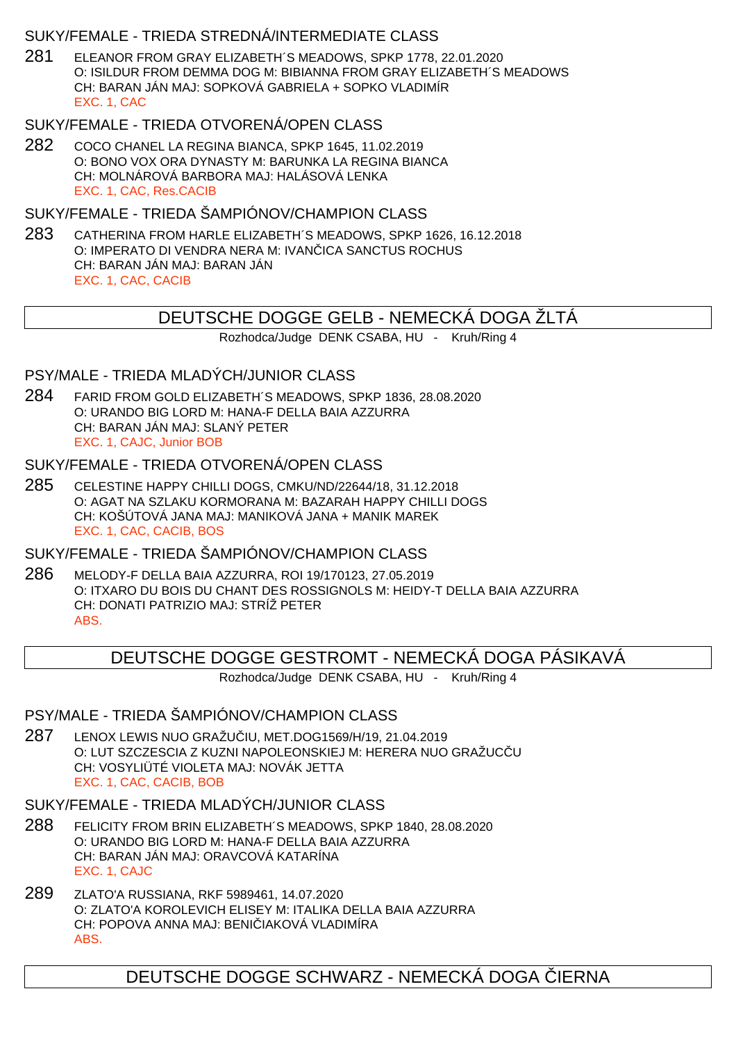### SUKY/FEMALE - TRIEDA STREDNÁ/INTERMEDIATE CLASS

281 ELEANOR FROM GRAY ELIZABETH´S MEADOWS, SPKP 1778, 22.01.2020
O: ISILDUR FROM DEMMA DOG M: BIBIANNA FROM GRAY ELIZABETH´S MEADOWS
CH: BARAN JÁN MAJ: SOPKOVÁ GABRIELA + SOPKO VLADIMÍR
EXC. 1, CAC

### SUKY/FEMALE - TRIEDA OTVORENÁ/OPEN CLASS

282 COCO CHANEL LA REGINA BIANCA, SPKP 1645, 11.02.2019
O: BONO VOX ORA DYNASTY M: BARUNKA LA REGINA BIANCA
CH: MOLNÁROVÁ BARBORA MAJ: HALÁSOVÁ LENKA
EXC. 1, CAC, Res.CACIB

### SUKY/FEMALE - TRIEDA ŠAMPIÓNOV/CHAMPION CLASS

283 CATHERINA FROM HARLE ELIZABETH´S MEADOWS, SPKP 1626, 16.12.2018
O: IMPERATO DI VENDRA NERA M: IVANČICA SANCTUS ROCHUS
CH: BARAN JÁN MAJ: BARAN JÁN
EXC. 1, CAC, CACIB

## DEUTSCHE DOGGE GELB - NEMECKÁ DOGA ŽLTÁ

Rozhodca/Judge DENK CSABA, HU - Kruh/Ring 4

### PSY/MALE - TRIEDA MLADÝCH/JUNIOR CLASS

284 FARID FROM GOLD ELIZABETH´S MEADOWS, SPKP 1836, 28.08.2020
O: URANDO BIG LORD M: HANA-F DELLA BAIA AZZURRA
CH: BARAN JÁN MAJ: SLANÝ PETER
EXC. 1, CAJC, Junior BOB

### SUKY/FEMALE - TRIEDA OTVORENÁ/OPEN CLASS

285 CELESTINE HAPPY CHILLI DOGS, CMKU/ND/22644/18, 31.12.2018
O: AGAT NA SZLAKU KORMORANA M: BAZARAH HAPPY CHILLI DOGS
CH: KOŠÚTOVÁ JANA MAJ: MANIKOVÁ JANA + MANIK MAREK
EXC. 1, CAC, CACIB, BOS

### SUKY/FEMALE - TRIEDA ŠAMPIÓNOV/CHAMPION CLASS

286 MELODY-F DELLA BAIA AZZURRA, ROI 19/170123, 27.05.2019
O: ITXARO DU BOIS DU CHANT DES ROSSIGNOLS M: HEIDY-T DELLA BAIA AZZURRA
CH: DONATI PATRIZIO MAJ: STRÍŽ PETER
ABS.

## DEUTSCHE DOGGE GESTROMT - NEMECKÁ DOGA PÁSIKAVÁ

Rozhodca/Judge DENK CSABA, HU - Kruh/Ring 4

### PSY/MALE - TRIEDA ŠAMPIÓNOV/CHAMPION CLASS

287 LENOX LEWIS NUO GRAŽUČIU, MET.DOG1569/H/19, 21.04.2019
O: LUT SZCZESCIA Z KUZNI NAPOLEONSKIEJ M: HERERA NUO GRAŽUCČU
CH: VOSYLIÜTÉ VIOLETA MAJ: NOVÁK JETTA
EXC. 1, CAC, CACIB, BOB

### SUKY/FEMALE - TRIEDA MLADÝCH/JUNIOR CLASS

288 FELICITY FROM BRIN ELIZABETH´S MEADOWS, SPKP 1840, 28.08.2020
O: URANDO BIG LORD M: HANA-F DELLA BAIA AZZURRA
CH: BARAN JÁN MAJ: ORAVCOVÁ KATARÍNA
EXC. 1, CAJC

289 ZLATO'A RUSSIANA, RKF 5989461, 14.07.2020
O: ZLATO'A KOROLEVICH ELISEY M: ITALIKA DELLA BAIA AZZURRA
CH: POPOVA ANNA MAJ: BENIČIAKOVÁ VLADIMÍRA
ABS.

## DEUTSCHE DOGGE SCHWARZ - NEMECKÁ DOGA ČIERNA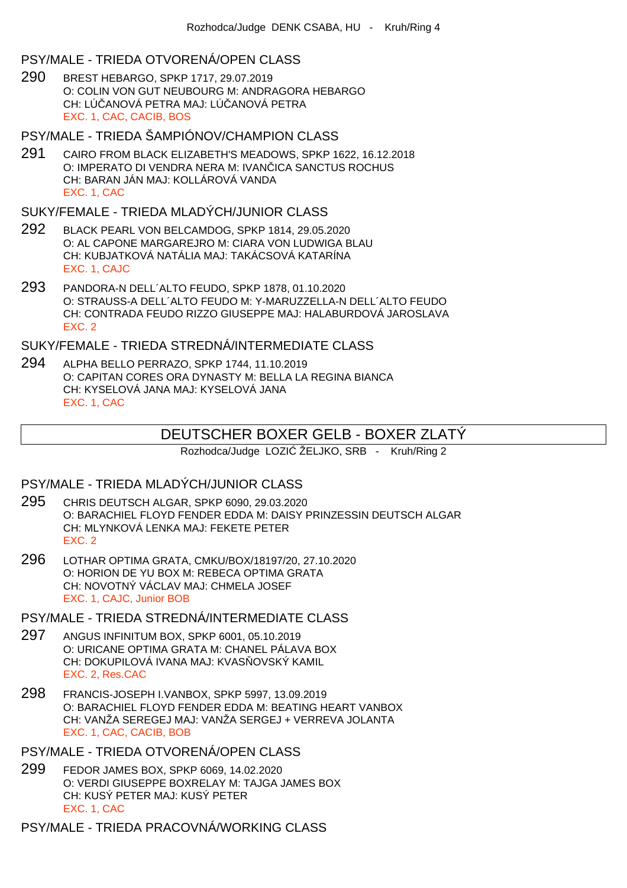Rozhodca/Judge DENK CSABA, HU - Kruh/Ring 4

### PSY/MALE - TRIEDA OTVORENÁ/OPEN CLASS

290 BREST HEBARGO, SPKP 1717, 29.07.2019
O: COLIN VON GUT NEUBOURG M: ANDRAGORA HEBARGO
CH: LÚČANOVÁ PETRA MAJ: LÚČANOVÁ PETRA
EXC. 1, CAC, CACIB, BOS

### PSY/MALE - TRIEDA ŠAMPIÓNOV/CHAMPION CLASS

291 CAIRO FROM BLACK ELIZABETH'S MEADOWS, SPKP 1622, 16.12.2018
O: IMPERATO DI VENDRA NERA M: IVANČICA SANCTUS ROCHUS
CH: BARAN JÁN MAJ: KOLLÁROVÁ VANDA
EXC. 1, CAC

### SUKY/FEMALE - TRIEDA MLADÝCH/JUNIOR CLASS

292 BLACK PEARL VON BELCAMDOG, SPKP 1814, 29.05.2020
O: AL CAPONE MARGAREJRO M: CIARA VON LUDWIGA BLAU
CH: KUBJATKOVÁ NATÁLIA MAJ: TAKÁCSOVÁ KATARÍNA
EXC. 1, CAJC

293 PANDORA-N DELL´ALTO FEUDO, SPKP 1878, 01.10.2020
O: STRAUSS-A DELL´ALTO FEUDO M: Y-MARUZZELLA-N DELL´ALTO FEUDO
CH: CONTRADA FEUDO RIZZO GIUSEPPE MAJ: HALABURDOVÁ JAROSLAVA
EXC. 2

### SUKY/FEMALE - TRIEDA STREDNÁ/INTERMEDIATE CLASS

294 ALPHA BELLO PERRAZO, SPKP 1744, 11.10.2019
O: CAPITAN CORES ORA DYNASTY M: BELLA LA REGINA BIANCA
CH: KYSELOVÁ JANA MAJ: KYSELOVÁ JANA
EXC. 1, CAC

## DEUTSCHER BOXER GELB - BOXER ZLATÝ

Rozhodca/Judge LOZIĆ ŽELJKO, SRB - Kruh/Ring 2

### PSY/MALE - TRIEDA MLADÝCH/JUNIOR CLASS

295 CHRIS DEUTSCH ALGAR, SPKP 6090, 29.03.2020
O: BARACHIEL FLOYD FENDER EDDA M: DAISY PRINZESSIN DEUTSCH ALGAR
CH: MLYNKOVÁ LENKA MAJ: FEKETE PETER
EXC. 2

296 LOTHAR OPTIMA GRATA, CMKU/BOX/18197/20, 27.10.2020
O: HORION DE YU BOX M: REBECA OPTIMA GRATA
CH: NOVOTNÝ VÁCLAV MAJ: CHMELA JOSEF
EXC. 1, CAJC, Junior BOB

### PSY/MALE - TRIEDA STREDNÁ/INTERMEDIATE CLASS

297 ANGUS INFINITUM BOX, SPKP 6001, 05.10.2019
O: URICANE OPTIMA GRATA M: CHANEL PÁLAVA BOX
CH: DOKUPILOVÁ IVANA MAJ: KVASŇOVSKÝ KAMIL
EXC. 2, Res.CAC

298 FRANCIS-JOSEPH I.VANBOX, SPKP 5997, 13.09.2019
O: BARACHIEL FLOYD FENDER EDDA M: BEATING HEART VANBOX
CH: VANŽA SEREGEJ MAJ: VANŽA SERGEJ + VERREVA JOLANTA
EXC. 1, CAC, CACIB, BOB

### PSY/MALE - TRIEDA OTVORENÁ/OPEN CLASS

299 FEDOR JAMES BOX, SPKP 6069, 14.02.2020
O: VERDI GIUSEPPE BOXRELAY M: TAJGA JAMES BOX
CH: KUSÝ PETER MAJ: KUSÝ PETER
EXC. 1, CAC

### PSY/MALE - TRIEDA PRACOVNÁ/WORKING CLASS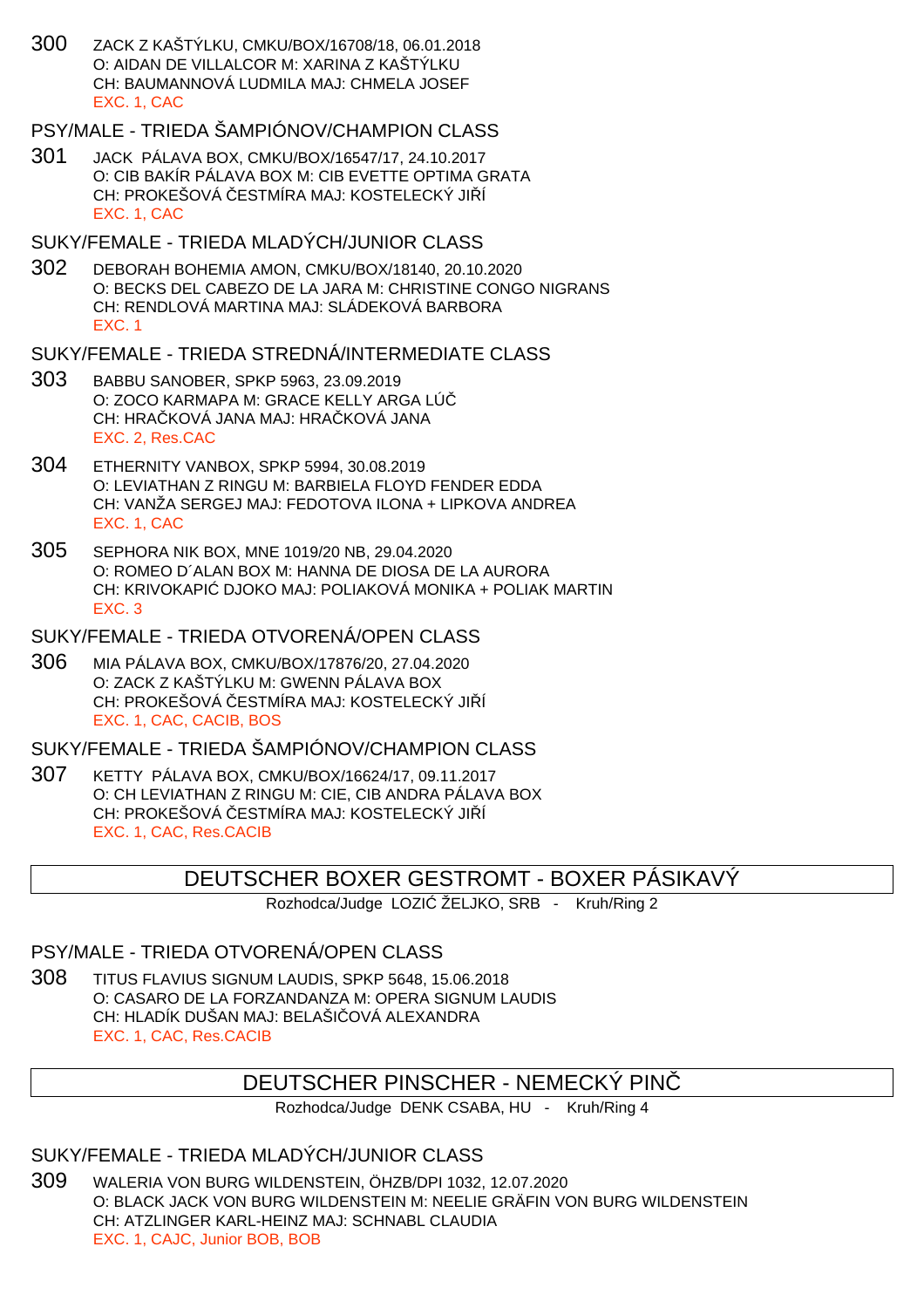300 ZACK Z KAŠTÝLKU, CMKU/BOX/16708/18, 06.01.2018
O: AIDAN DE VILLALCOR M: XARINA Z KAŠTÝLKU
CH: BAUMANNOVÁ LUDMILA MAJ: CHMELA JOSEF
EXC. 1, CAC

### PSY/MALE - TRIEDA ŠAMPIÓNOV/CHAMPION CLASS

301 JACK PÁLAVA BOX, CMKU/BOX/16547/17, 24.10.2017
O: CIB BAKÍR PÁLAVA BOX M: CIB EVETTE OPTIMA GRATA
CH: PROKEŠOVÁ ČESTMÍRA MAJ: KOSTELECKÝ JIŘÍ
EXC. 1, CAC

### SUKY/FEMALE - TRIEDA MLADÝCH/JUNIOR CLASS

302 DEBORAH BOHEMIA AMON, CMKU/BOX/18140, 20.10.2020
O: BECKS DEL CABEZO DE LA JARA M: CHRISTINE CONGO NIGRANS
CH: RENDLOVÁ MARTINA MAJ: SLÁDEKOVÁ BARBORA
EXC. 1

### SUKY/FEMALE - TRIEDA STREDNÁ/INTERMEDIATE CLASS

303 BABBU SANOBER, SPKP 5963, 23.09.2019
O: ZOCO KARMAPA M: GRACE KELLY ARGA LÚČ
CH: HRAČKOVÁ JANA MAJ: HRAČKOVÁ JANA
EXC. 2, Res.CAC

304 ETHERNITY VANBOX, SPKP 5994, 30.08.2019
O: LEVIATHAN Z RINGU M: BARBIELA FLOYD FENDER EDDA
CH: VANŽA SERGEJ MAJ: FEDOTOVA ILONA + LIPKOVA ANDREA
EXC. 1, CAC

305 SEPHORA NIK BOX, MNE 1019/20 NB, 29.04.2020
O: ROMEO D´ALAN BOX M: HANNA DE DIOSA DE LA AURORA
CH: KRIVOKAPIĆ DJOKO MAJ: POLIAKOVÁ MONIKA + POLIAK MARTIN
EXC. 3

### SUKY/FEMALE - TRIEDA OTVORENÁ/OPEN CLASS

306 MIA PÁLAVA BOX, CMKU/BOX/17876/20, 27.04.2020
O: ZACK Z KAŠTÝLKU M: GWENN PÁLAVA BOX
CH: PROKEŠOVÁ ČESTMÍRA MAJ: KOSTELECKÝ JIŘÍ
EXC. 1, CAC, CACIB, BOS

### SUKY/FEMALE - TRIEDA ŠAMPIÓNOV/CHAMPION CLASS

307 KETTY PÁLAVA BOX, CMKU/BOX/16624/17, 09.11.2017
O: CH LEVIATHAN Z RINGU M: CIE, CIB ANDRA PÁLAVA BOX
CH: PROKEŠOVÁ ČESTMÍRA MAJ: KOSTELECKÝ JIŘÍ
EXC. 1, CAC, Res.CACIB

## DEUTSCHER BOXER GESTROMT - BOXER PÁSIKAVÝ

Rozhodca/Judge LOZIĆ ŽELJKO, SRB - Kruh/Ring 2

### PSY/MALE - TRIEDA OTVORENÁ/OPEN CLASS

308 TITUS FLAVIUS SIGNUM LAUDIS, SPKP 5648, 15.06.2018
O: CASARO DE LA FORZANDANZA M: OPERA SIGNUM LAUDIS
CH: HLADÍK DUŠAN MAJ: BELAŠIČOVÁ ALEXANDRA
EXC. 1, CAC, Res.CACIB

## DEUTSCHER PINSCHER - NEMECKÝ PINČ

Rozhodca/Judge DENK CSABA, HU - Kruh/Ring 4

### SUKY/FEMALE - TRIEDA MLADÝCH/JUNIOR CLASS

309 WALERIA VON BURG WILDENSTEIN, ÖHZB/DPI 1032, 12.07.2020
O: BLACK JACK VON BURG WILDENSTEIN M: NEELIE GRÄFIN VON BURG WILDENSTEIN
CH: ATZLINGER KARL-HEINZ MAJ: SCHNABL CLAUDIA
EXC. 1, CAJC, Junior BOB, BOB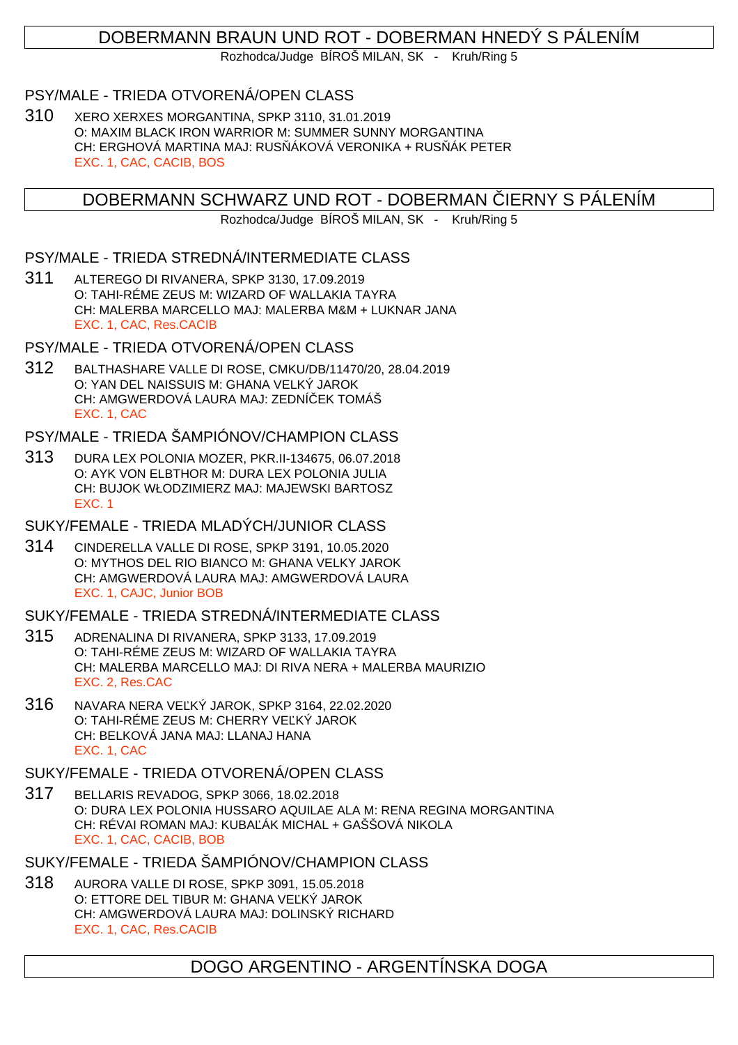## DOBERMANN BRAUN UND ROT - DOBERMAN HNEDÝ S PÁLENÍM

Rozhodca/Judge BÍROŠ MILAN, SK - Kruh/Ring 5

### PSY/MALE - TRIEDA OTVORENÁ/OPEN CLASS

310 XERO XERXES MORGANTINA, SPKP 3110, 31.01.2019
O: MAXIM BLACK IRON WARRIOR M: SUMMER SUNNY MORGANTINA
CH: ERGHOVÁ MARTINA MAJ: RUSŇÁKOVÁ VERONIKA + RUSŇÁK PETER
EXC. 1, CAC, CACIB, BOS

## DOBERMANN SCHWARZ UND ROT - DOBERMAN ČIERNY S PÁLENÍM

Rozhodca/Judge BÍROŠ MILAN, SK - Kruh/Ring 5

### PSY/MALE - TRIEDA STREDNÁ/INTERMEDIATE CLASS

311 ALTEREGO DI RIVANERA, SPKP 3130, 17.09.2019
O: TAHI-RÉME ZEUS M: WIZARD OF WALLAKIA TAYRA
CH: MALERBA MARCELLO MAJ: MALERBA M&M + LUKNAR JANA
EXC. 1, CAC, Res.CACIB

### PSY/MALE - TRIEDA OTVORENÁ/OPEN CLASS

312 BALTHASHARE VALLE DI ROSE, CMKU/DB/11470/20, 28.04.2019
O: YAN DEL NAISSUIS M: GHANA VELKÝ JAROK
CH: AMGWERDOVÁ LAURA MAJ: ZEDNÍČEK TOMÁŠ
EXC. 1, CAC

### PSY/MALE - TRIEDA ŠAMPIÓNOV/CHAMPION CLASS

313 DURA LEX POLONIA MOZER, PKR.II-134675, 06.07.2018
O: AYK VON ELBTHOR M: DURA LEX POLONIA JULIA
CH: BUJOK WŁODZIMIERZ MAJ: MAJEWSKI BARTOSZ
EXC. 1

### SUKY/FEMALE - TRIEDA MLADÝCH/JUNIOR CLASS

314 CINDERELLA VALLE DI ROSE, SPKP 3191, 10.05.2020
O: MYTHOS DEL RIO BIANCO M: GHANA VELKY JAROK
CH: AMGWERDOVÁ LAURA MAJ: AMGWERDOVÁ LAURA
EXC. 1, CAJC, Junior BOB

### SUKY/FEMALE - TRIEDA STREDNÁ/INTERMEDIATE CLASS

315 ADRENALINA DI RIVANERA, SPKP 3133, 17.09.2019
O: TAHI-RÉME ZEUS M: WIZARD OF WALLAKIA TAYRA
CH: MALERBA MARCELLO MAJ: DI RIVA NERA + MALERBA MAURIZIO
EXC. 2, Res.CAC

316 NAVARA NERA VEĽKÝ JAROK, SPKP 3164, 22.02.2020
O: TAHI-RÉME ZEUS M: CHERRY VEĽKÝ JAROK
CH: BELKOVÁ JANA MAJ: LLANAJ HANA
EXC. 1, CAC

### SUKY/FEMALE - TRIEDA OTVORENÁ/OPEN CLASS

317 BELLARIS REVADOG, SPKP 3066, 18.02.2018
O: DURA LEX POLONIA HUSSARO AQUILAE ALA M: RENA REGINA MORGANTINA
CH: RÉVAI ROMAN MAJ: KUBAĽÁK MICHAL + GAŠŠOVÁ NIKOLA
EXC. 1, CAC, CACIB, BOB

### SUKY/FEMALE - TRIEDA ŠAMPIÓNOV/CHAMPION CLASS

318 AURORA VALLE DI ROSE, SPKP 3091, 15.05.2018
O: ETTORE DEL TIBUR M: GHANA VEĽKÝ JAROK
CH: AMGWERDOVÁ LAURA MAJ: DOLINSKÝ RICHARD
EXC. 1, CAC, Res.CACIB

## DOGO ARGENTINO - ARGENTÍNSKA DOGA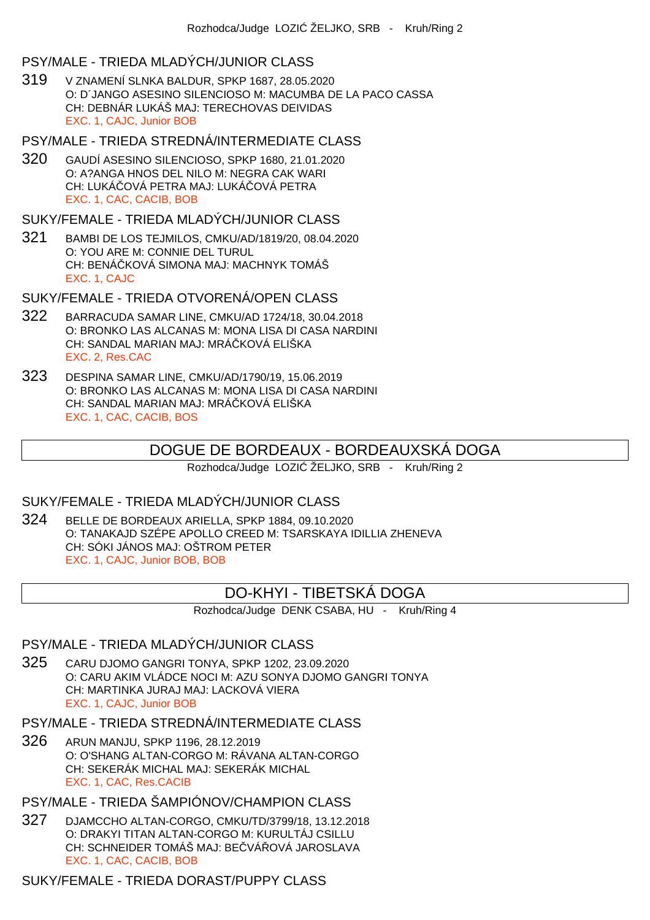Rozhodca/Judge LOZIĆ ŽELJKO, SRB - Kruh/Ring 2

### PSY/MALE - TRIEDA MLADÝCH/JUNIOR CLASS

319 V ZNAMENÍ SLNKA BALDUR, SPKP 1687, 28.05.2020
O: D´JANGO ASESINO SILENCIOSO M: MACUMBA DE LA PACO CASSA
CH: DEBNÁR LUKÁŠ MAJ: TERECHOVAS DEIVIDAS
EXC. 1, CAJC, Junior BOB

### PSY/MALE - TRIEDA STREDNÁ/INTERMEDIATE CLASS

320 GAUDÍ ASESINO SILENCIOSO, SPKP 1680, 21.01.2020
O: A?ANGA HNOS DEL NILO M: NEGRA CAK WARI
CH: LUKÁČOVÁ PETRA MAJ: LUKÁČOVÁ PETRA
EXC. 1, CAC, CACIB, BOB

### SUKY/FEMALE - TRIEDA MLADÝCH/JUNIOR CLASS

321 BAMBI DE LOS TEJMILOS, CMKU/AD/1819/20, 08.04.2020
O: YOU ARE M: CONNIE DEL TURUL
CH: BENÁČKOVÁ SIMONA MAJ: MACHNYK TOMÁŠ
EXC. 1, CAJC

### SUKY/FEMALE - TRIEDA OTVORENÁ/OPEN CLASS

322 BARRACUDA SAMAR LINE, CMKU/AD 1724/18, 30.04.2018
O: BRONKO LAS ALCANAS M: MONA LISA DI CASA NARDINI
CH: SANDAL MARIAN MAJ: MRÁČKOVÁ ELIŠKA
EXC. 2, Res.CAC

323 DESPINA SAMAR LINE, CMKU/AD/1790/19, 15.06.2019
O: BRONKO LAS ALCANAS M: MONA LISA DI CASA NARDINI
CH: SANDAL MARIAN MAJ: MRÁČKOVÁ ELIŠKA
EXC. 1, CAC, CACIB, BOS

## DOGUE DE BORDEAUX - BORDEAUXSKÁ DOGA

Rozhodca/Judge LOZIĆ ŽELJKO, SRB - Kruh/Ring 2

### SUKY/FEMALE - TRIEDA MLADÝCH/JUNIOR CLASS

324 BELLE DE BORDEAUX ARIELLA, SPKP 1884, 09.10.2020
O: TANAKAJD SZÉPE APOLLO CREED M: TSARSKAYA IDILLIA ZHENEVA
CH: SÓKI JÁNOS MAJ: OŠTROM PETER
EXC. 1, CAJC, Junior BOB, BOB

## DO-KHYI - TIBETSKÁ DOGA

Rozhodca/Judge DENK CSABA, HU - Kruh/Ring 4

### PSY/MALE - TRIEDA MLADÝCH/JUNIOR CLASS

325 CARU DJOMO GANGRI TONYA, SPKP 1202, 23.09.2020
O: CARU AKIM VLÁDCE NOCI M: AZU SONYA DJOMO GANGRI TONYA
CH: MARTINKA JURAJ MAJ: LACKOVÁ VIERA
EXC. 1, CAJC, Junior BOB

### PSY/MALE - TRIEDA STREDNÁ/INTERMEDIATE CLASS

326 ARUN MANJU, SPKP 1196, 28.12.2019
O: O'SHANG ALTAN-CORGO M: RÁVANA ALTAN-CORGO
CH: SEKERÁK MICHAL MAJ: SEKERÁK MICHAL
EXC. 1, CAC, Res.CACIB

### PSY/MALE - TRIEDA ŠAMPIÓNOV/CHAMPION CLASS

327 DJAMCCHO ALTAN-CORGO, CMKU/TD/3799/18, 13.12.2018
O: DRAKYI TITAN ALTAN-CORGO M: KURULTÁJ CSILLU
CH: SCHNEIDER TOMÁŠ MAJ: BEČVÁŘOVÁ JAROSLAVA
EXC. 1, CAC, CACIB, BOB

### SUKY/FEMALE - TRIEDA DORAST/PUPPY CLASS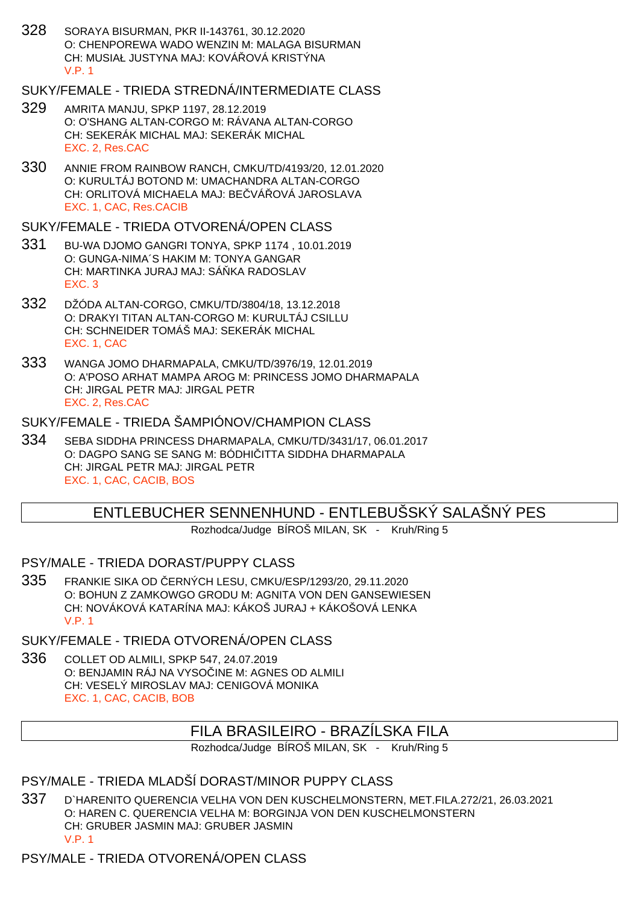328 SORAYA BISURMAN, PKR II-143761, 30.12.2020
O: CHENPOREWA WADO WENZIN M: MALAGA BISURMAN
CH: MUSIAŁ JUSTYNA MAJ: KOVÁŘOVÁ KRISTÝNA
V.P. 1

SUKY/FEMALE - TRIEDA STREDNÁ/INTERMEDIATE CLASS

329 AMRITA MANJU, SPKP 1197, 28.12.2019
O: O'SHANG ALTAN-CORGO M: RÁVANA ALTAN-CORGO
CH: SEKERÁK MICHAL MAJ: SEKERÁK MICHAL
EXC. 2, Res.CAC

330 ANNIE FROM RAINBOW RANCH, CMKU/TD/4193/20, 12.01.2020
O: KURULTÁJ BOTOND M: UMACHANDRA ALTAN-CORGO
CH: ORLITOVÁ MICHAELA MAJ: BEČVÁŘOVÁ JAROSLAVA
EXC. 1, CAC, Res.CACIB

SUKY/FEMALE - TRIEDA OTVORENÁ/OPEN CLASS

331 BU-WA DJOMO GANGRI TONYA, SPKP 1174 , 10.01.2019
O: GUNGA-NIMA´S HAKIM M: TONYA GANGAR
CH: MARTINKA JURAJ MAJ: SÁŇKA RADOSLAV
EXC. 3

332 DŽÓDA ALTAN-CORGO, CMKU/TD/3804/18, 13.12.2018
O: DRAKYI TITAN ALTAN-CORGO M: KURULTÁJ CSILLU
CH: SCHNEIDER TOMÁŠ MAJ: SEKERÁK MICHAL
EXC. 1, CAC

333 WANGA JOMO DHARMAPALA, CMKU/TD/3976/19, 12.01.2019
O: A'POSO ARHAT MAMPA AROG M: PRINCESS JOMO DHARMAPALA
CH: JIRGAL PETR MAJ: JIRGAL PETR
EXC. 2, Res.CAC

SUKY/FEMALE - TRIEDA ŠAMPIÓNOV/CHAMPION CLASS

334 SEBA SIDDHA PRINCESS DHARMAPALA, CMKU/TD/3431/17, 06.01.2017
O: DAGPO SANG SE SANG M: BÓDHIČITTA SIDDHA DHARMAPALA
CH: JIRGAL PETR MAJ: JIRGAL PETR
EXC. 1, CAC, CACIB, BOS

## ENTLEBUCHER SENNENHUND - ENTLEBUŠSKÝ SALAŠNÝ PES

Rozhodca/Judge BÍROŠ MILAN, SK - Kruh/Ring 5

PSY/MALE - TRIEDA DORAST/PUPPY CLASS

335 FRANKIE SIKA OD ČERNÝCH LESU, CMKU/ESP/1293/20, 29.11.2020
O: BOHUN Z ZAMKOWGO GRODU M: AGNITA VON DEN GANSEWIESEN
CH: NOVÁKOVÁ KATARÍNA MAJ: KÁKOŠ JURAJ + KÁKOŠOVÁ LENKA
V.P. 1

SUKY/FEMALE - TRIEDA OTVORENÁ/OPEN CLASS

336 COLLET OD ALMILI, SPKP 547, 24.07.2019
O: BENJAMIN RÁJ NA VYSOČINE M: AGNES OD ALMILI
CH: VESELÝ MIROSLAV MAJ: CENIGOVÁ MONIKA
EXC. 1, CAC, CACIB, BOB

## FILA BRASILEIRO - BRAZÍLSKA FILA

Rozhodca/Judge BÍROŠ MILAN, SK - Kruh/Ring 5

PSY/MALE - TRIEDA MLADŠÍ DORAST/MINOR PUPPY CLASS

337 D`HARENITO QUERENCIA VELHA VON DEN KUSCHELMONSTERN, MET.FILA.272/21, 26.03.2021
O: HAREN C. QUERENCIA VELHA M: BORGINJA VON DEN KUSCHELMONSTERN
CH: GRUBER JASMIN MAJ: GRUBER JASMIN
V.P. 1

PSY/MALE - TRIEDA OTVORENÁ/OPEN CLASS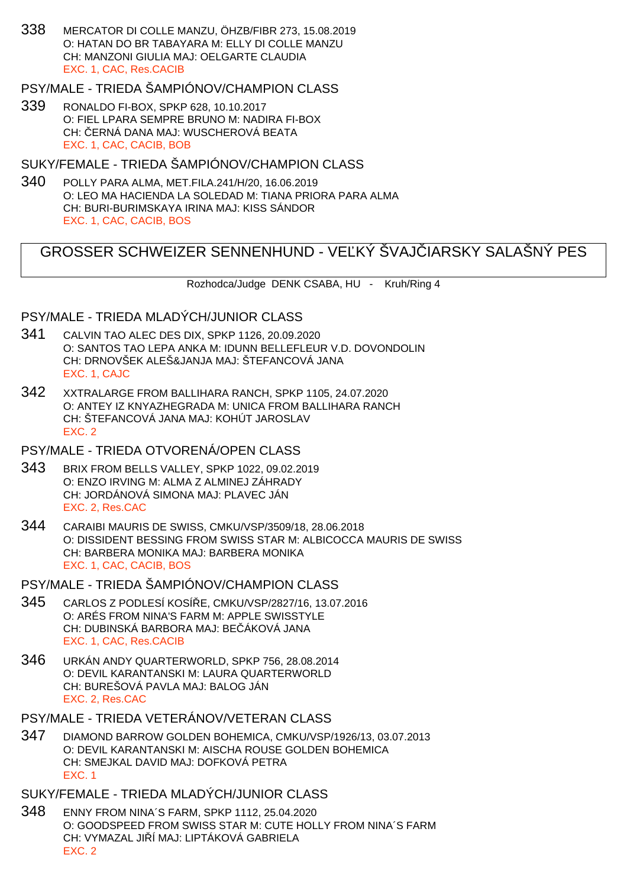338 MERCATOR DI COLLE MANZU, ÖHZB/FIBR 273, 15.08.2019
O: HATAN DO BR TABAYARA M: ELLY DI COLLE MANZU
CH: MANZONI GIULIA MAJ: OELGARTE CLAUDIA
EXC. 1, CAC, Res.CACIB

### PSY/MALE - TRIEDA ŠAMPIÓNOV/CHAMPION CLASS

339 RONALDO FI-BOX, SPKP 628, 10.10.2017
O: FIEL LPARA SEMPRE BRUNO M: NADIRA FI-BOX
CH: ČERNÁ DANA MAJ: WUSCHEROVÁ BEATA
EXC. 1, CAC, CACIB, BOB

### SUKY/FEMALE - TRIEDA ŠAMPIÓNOV/CHAMPION CLASS

340 POLLY PARA ALMA, MET.FILA.241/H/20, 16.06.2019
O: LEO MA HACIENDA LA SOLEDAD M: TIANA PRIORA PARA ALMA
CH: BURI-BURIMSKAYA IRINA MAJ: KISS SÁNDOR
EXC. 1, CAC, CACIB, BOS

## GROSSER SCHWEIZER SENNENHUND - VEĽKÝ ŠVAJČIARSKY SALAŠNÝ PES

Rozhodca/Judge DENK CSABA, HU - Kruh/Ring 4

### PSY/MALE - TRIEDA MLADÝCH/JUNIOR CLASS

341 CALVIN TAO ALEC DES DIX, SPKP 1126, 20.09.2020
O: SANTOS TAO LEPA ANKA M: IDUNN BELLEFLEUR V.D. DOVONDOLIN
CH: DRNOVŠEK ALEŠ&JANJA MAJ: ŠTEFANCOVÁ JANA
EXC. 1, CAJC

342 XXTRALARGE FROM BALLIHARA RANCH, SPKP 1105, 24.07.2020
O: ANTEY IZ KNYAZHEGRADA M: UNICA FROM BALLIHARA RANCH
CH: ŠTEFANCOVÁ JANA MAJ: KOHÚT JAROSLAV
EXC. 2

### PSY/MALE - TRIEDA OTVORENÁ/OPEN CLASS

343 BRIX FROM BELLS VALLEY, SPKP 1022, 09.02.2019
O: ENZO IRVING M: ALMA Z ALMINEJ ZÁHRADY
CH: JORDÁNOVÁ SIMONA MAJ: PLAVEC JÁN
EXC. 2, Res.CAC

344 CARAIBI MAURIS DE SWISS, CMKU/VSP/3509/18, 28.06.2018
O: DISSIDENT BESSING FROM SWISS STAR M: ALBICOCCA MAURIS DE SWISS
CH: BARBERA MONIKA MAJ: BARBERA MONIKA
EXC. 1, CAC, CACIB, BOS

### PSY/MALE - TRIEDA ŠAMPIÓNOV/CHAMPION CLASS

345 CARLOS Z PODLESÍ KOSÍŘE, CMKU/VSP/2827/16, 13.07.2016
O: ARÉS FROM NINA'S FARM M: APPLE SWISSTYLE
CH: DUBINSKÁ BARBORA MAJ: BEČÁKOVÁ JANA
EXC. 1, CAC, Res.CACIB

346 URKÁN ANDY QUARTERWORLD, SPKP 756, 28.08.2014
O: DEVIL KARANTANSKI M: LAURA QUARTERWORLD
CH: BUREŠOVÁ PAVLA MAJ: BALOG JÁN
EXC. 2, Res.CAC

### PSY/MALE - TRIEDA VETERÁNOV/VETERAN CLASS

347 DIAMOND BARROW GOLDEN BOHEMICA, CMKU/VSP/1926/13, 03.07.2013
O: DEVIL KARANTANSKI M: AISCHA ROUSE GOLDEN BOHEMICA
CH: SMEJKAL DAVID MAJ: DOFKOVÁ PETRA
EXC. 1

### SUKY/FEMALE - TRIEDA MLADÝCH/JUNIOR CLASS

348 ENNY FROM NINA´S FARM, SPKP 1112, 25.04.2020
O: GOODSPEED FROM SWISS STAR M: CUTE HOLLY FROM NINA´S FARM
CH: VYMAZAL JIŘÍ MAJ: LIPTÁKOVÁ GABRIELA
EXC. 2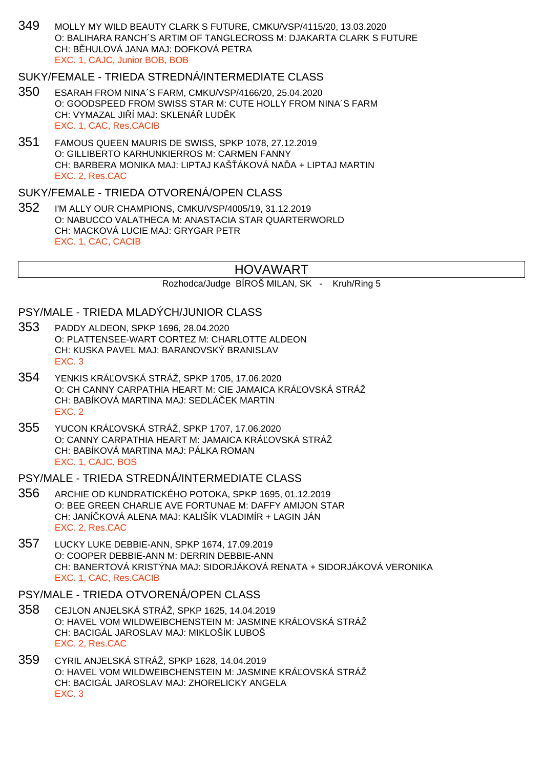349 MOLLY MY WILD BEAUTY CLARK S FUTURE, CMKU/VSP/4115/20, 13.03.2020
O: BALIHARA RANCH´S ARTIM OF TANGLECROSS M: DJAKARTA CLARK S FUTURE
CH: BĚHULOVÁ JANA MAJ: DOFKOVÁ PETRA
EXC. 1, CAJC, Junior BOB, BOB

### SUKY/FEMALE - TRIEDA STREDNÁ/INTERMEDIATE CLASS

350 ESARAH FROM NINA´S FARM, CMKU/VSP/4166/20, 25.04.2020
O: GOODSPEED FROM SWISS STAR M: CUTE HOLLY FROM NINA´S FARM
CH: VYMAZAL JIŘÍ MAJ: SKLENÁŘ LUDĚK
EXC. 1, CAC, Res.CACIB

351 FAMOUS QUEEN MAURIS DE SWISS, SPKP 1078, 27.12.2019
O: GILLIBERTO KARHUNKIERROS M: CARMEN FANNY
CH: BARBERA MONIKA MAJ: LIPTAJ KAŠŤÁKOVÁ NAĎA + LIPTAJ MARTIN
EXC. 2, Res.CAC

### SUKY/FEMALE - TRIEDA OTVORENÁ/OPEN CLASS

352 I'M ALLY OUR CHAMPIONS, CMKU/VSP/4005/19, 31.12.2019
O: NABUCCO VALATHECA M: ANASTACIA STAR QUARTERWORLD
CH: MACKOVÁ LUCIE MAJ: GRYGAR PETR
EXC. 1, CAC, CACIB

## HOVAWART

Rozhodca/Judge BÍROŠ MILAN, SK - Kruh/Ring 5

### PSY/MALE - TRIEDA MLADÝCH/JUNIOR CLASS

353 PADDY ALDEON, SPKP 1696, 28.04.2020
O: PLATTENSEE-WART CORTEZ M: CHARLOTTE ALDEON
CH: KUSKA PAVEL MAJ: BARANOVSKÝ BRANISLAV
EXC. 3

354 YENKIS KRÁĽOVSKÁ STRÁŽ, SPKP 1705, 17.06.2020
O: CH CANNY CARPATHIA HEART M: CIE JAMAICA KRÁĽOVSKÁ STRÁŽ
CH: BABÍKOVÁ MARTINA MAJ: SEDLÁČEK MARTIN
EXC. 2

355 YUCON KRÁĽOVSKÁ STRÁŽ, SPKP 1707, 17.06.2020
O: CANNY CARPATHIA HEART M: JAMAICA KRÁĽOVSKÁ STRÁŽ
CH: BABÍKOVÁ MARTINA MAJ: PÁLKA ROMAN
EXC. 1, CAJC, BOS

### PSY/MALE - TRIEDA STREDNÁ/INTERMEDIATE CLASS

356 ARCHIE OD KUNDRATICKÉHO POTOKA, SPKP 1695, 01.12.2019
O: BEE GREEN CHARLIE AVE FORTUNAE M: DAFFY AMIJON STAR
CH: JANÍČKOVÁ ALENA MAJ: KALIŠÍK VLADIMÍR + LAGIN JÁN
EXC. 2, Res.CAC

357 LUCKY LUKE DEBBIE-ANN, SPKP 1674, 17.09.2019
O: COOPER DEBBIE-ANN M: DERRIN DEBBIE-ANN
CH: BANERTOVÁ KRISTÝNA MAJ: SIDORJÁKOVÁ RENATA + SIDORJÁKOVÁ VERONIKA
EXC. 1, CAC, Res.CACIB

### PSY/MALE - TRIEDA OTVORENÁ/OPEN CLASS

358 CEJLON ANJELSKÁ STRÁŽ, SPKP 1625, 14.04.2019
O: HAVEL VOM WILDWEIBCHENSTEIN M: JASMINE KRÁĽOVSKÁ STRÁŽ
CH: BACIGÁL JAROSLAV MAJ: MIKLOŠÍK LUBOŠ
EXC. 2, Res.CAC

359 CYRIL ANJELSKÁ STRÁŽ, SPKP 1628, 14.04.2019
O: HAVEL VOM WILDWEIBCHENSTEIN M: JASMINE KRÁĽOVSKÁ STRÁŽ
CH: BACIGÁL JAROSLAV MAJ: ZHORELICKY ANGELA
EXC. 3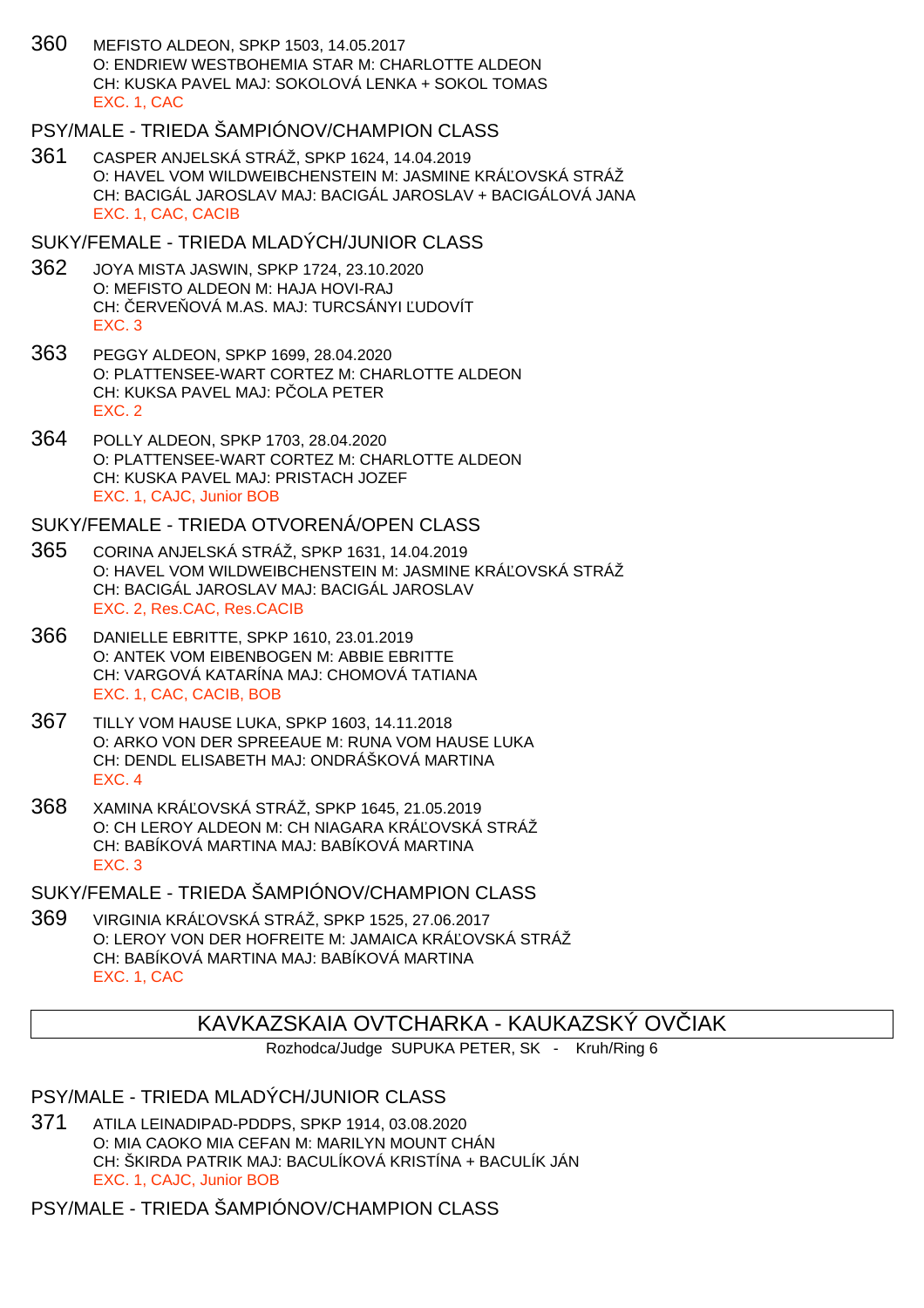360 MEFISTO ALDEON, SPKP 1503, 14.05.2017
O: ENDRIEW WESTBOHEMIA STAR M: CHARLOTTE ALDEON
CH: KUSKA PAVEL MAJ: SOKOLOVÁ LENKA + SOKOL TOMAS
EXC. 1, CAC

## PSY/MALE - TRIEDA ŠAMPIÓNOV/CHAMPION CLASS

361 CASPER ANJELSKÁ STRÁŽ, SPKP 1624, 14.04.2019
O: HAVEL VOM WILDWEIBCHENSTEIN M: JASMINE KRÁĽOVSKÁ STRÁŽ
CH: BACIGÁL JAROSLAV MAJ: BACIGÁL JAROSLAV + BACIGÁLOVÁ JANA
EXC. 1, CAC, CACIB

## SUKY/FEMALE - TRIEDA MLADÝCH/JUNIOR CLASS

362 JOYA MISTA JASWIN, SPKP 1724, 23.10.2020
O: MEFISTO ALDEON M: HAJA HOVI-RAJ
CH: ČERVEŇOVÁ M.AS. MAJ: TURCSÁNYI ĽUDOVÍT
EXC. 3

363 PEGGY ALDEON, SPKP 1699, 28.04.2020
O: PLATTENSEE-WART CORTEZ M: CHARLOTTE ALDEON
CH: KUKSA PAVEL MAJ: PČOLA PETER
EXC. 2

364 POLLY ALDEON, SPKP 1703, 28.04.2020
O: PLATTENSEE-WART CORTEZ M: CHARLOTTE ALDEON
CH: KUSKA PAVEL MAJ: PRISTACH JOZEF
EXC. 1, CAJC, Junior BOB

## SUKY/FEMALE - TRIEDA OTVORENÁ/OPEN CLASS

365 CORINA ANJELSKÁ STRÁŽ, SPKP 1631, 14.04.2019
O: HAVEL VOM WILDWEIBCHENSTEIN M: JASMINE KRÁĽOVSKÁ STRÁŽ
CH: BACIGÁL JAROSLAV MAJ: BACIGÁL JAROSLAV
EXC. 2, Res.CAC, Res.CACIB

366 DANIELLE EBRITTE, SPKP 1610, 23.01.2019
O: ANTEK VOM EIBENBOGEN M: ABBIE EBRITTE
CH: VARGOVÁ KATARÍNA MAJ: CHOMOVÁ TATIANA
EXC. 1, CAC, CACIB, BOB

367 TILLY VOM HAUSE LUKA, SPKP 1603, 14.11.2018
O: ARKO VON DER SPREEAUE M: RUNA VOM HAUSE LUKA
CH: DENDL ELISABETH MAJ: ONDRÁŠKOVÁ MARTINA
EXC. 4

368 XAMINA KRÁĽOVSKÁ STRÁŽ, SPKP 1645, 21.05.2019
O: CH LEROY ALDEON M: CH NIAGARA KRÁĽOVSKÁ STRÁŽ
CH: BABÍKOVÁ MARTINA MAJ: BABÍKOVÁ MARTINA
EXC. 3

## SUKY/FEMALE - TRIEDA ŠAMPIÓNOV/CHAMPION CLASS

369 VIRGINIA KRÁĽOVSKÁ STRÁŽ, SPKP 1525, 27.06.2017
O: LEROY VON DER HOFREITE M: JAMAICA KRÁĽOVSKÁ STRÁŽ
CH: BABÍKOVÁ MARTINA MAJ: BABÍKOVÁ MARTINA
EXC. 1, CAC

# KAVKAZSKAIA OVTCHARKA - KAUKAZSKÝ OVČIAK

Rozhodca/Judge SUPUKA PETER, SK - Kruh/Ring 6

## PSY/MALE - TRIEDA MLADÝCH/JUNIOR CLASS

371 ATILA LEINADIPAD-PDDPS, SPKP 1914, 03.08.2020
O: MIA CAOKO MIA CEFAN M: MARILYN MOUNT CHÁN
CH: ŠKIRDA PATRIK MAJ: BACULÍKOVÁ KRISTÍNA + BACULÍK JÁN
EXC. 1, CAJC, Junior BOB

## PSY/MALE - TRIEDA ŠAMPIÓNOV/CHAMPION CLASS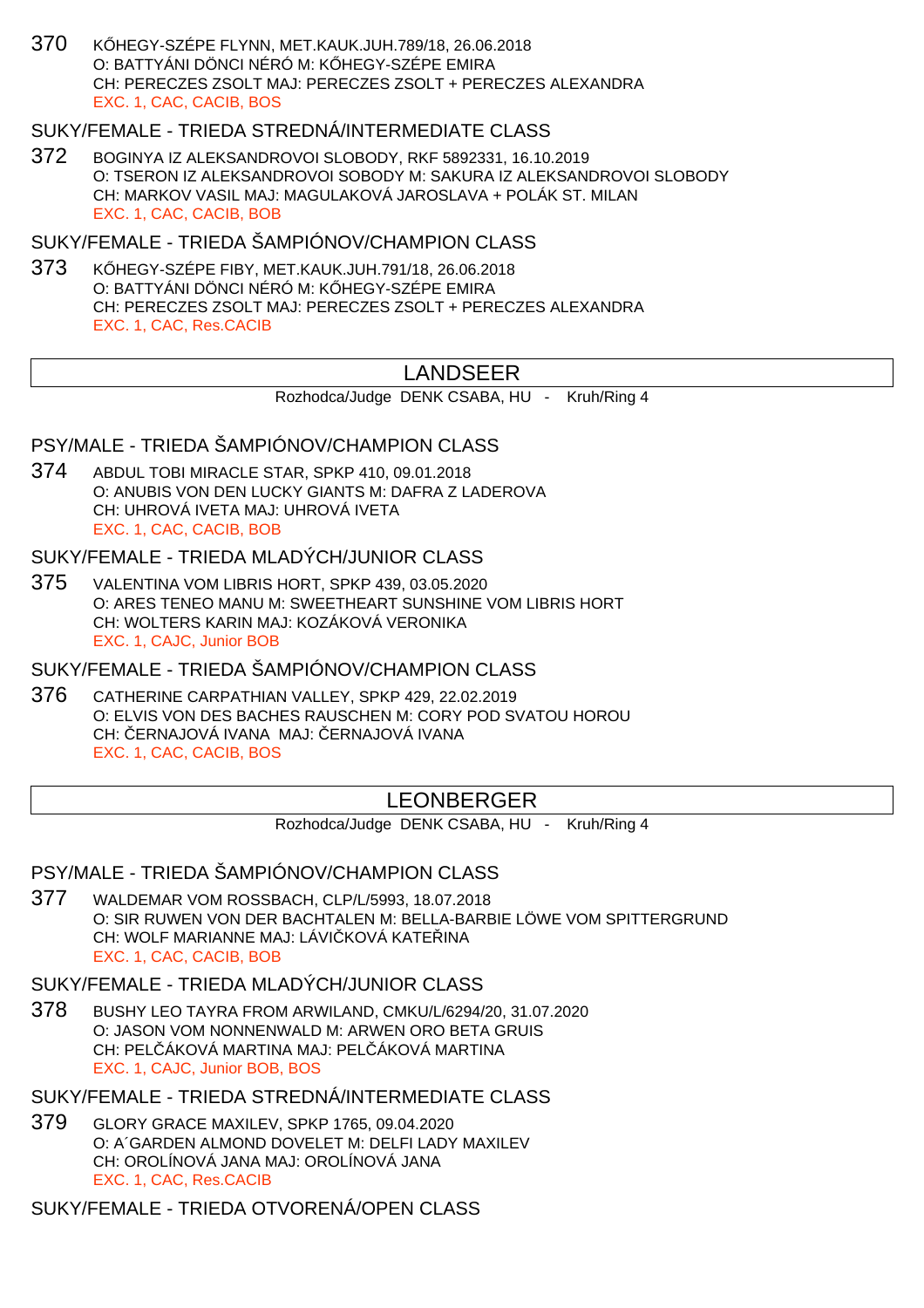370 KŐHEGY-SZÉPE FLYNN, MET.KAUK.JUH.789/18, 26.06.2018
O: BATTYÁNI DÖNCI NÉRÓ M: KŐHEGY-SZÉPE EMIRA
CH: PERECZES ZSOLT MAJ: PERECZES ZSOLT + PERECZES ALEXANDRA
EXC. 1, CAC, CACIB, BOS

SUKY/FEMALE - TRIEDA STREDNÁ/INTERMEDIATE CLASS

372 BOGINYA IZ ALEKSANDROVOI SLOBODY, RKF 5892331, 16.10.2019
O: TSERON IZ ALEKSANDROVOI SOBODY M: SAKURA IZ ALEKSANDROVOI SLOBODY
CH: MARKOV VASIL MAJ: MAGULAKOVÁ JAROSLAVA + POLÁK ST. MILAN
EXC. 1, CAC, CACIB, BOB

SUKY/FEMALE - TRIEDA ŠAMPIÓNOV/CHAMPION CLASS

373 KŐHEGY-SZÉPE FIBY, MET.KAUK.JUH.791/18, 26.06.2018
O: BATTYÁNI DÖNCI NÉRÓ M: KŐHEGY-SZÉPE EMIRA
CH: PERECZES ZSOLT MAJ: PERECZES ZSOLT + PERECZES ALEXANDRA
EXC. 1, CAC, Res.CACIB

## LANDSEER

Rozhodca/Judge DENK CSABA, HU - Kruh/Ring 4

PSY/MALE - TRIEDA ŠAMPIÓNOV/CHAMPION CLASS

374 ABDUL TOBI MIRACLE STAR, SPKP 410, 09.01.2018
O: ANUBIS VON DEN LUCKY GIANTS M: DAFRA Z LADEROVA
CH: UHROVÁ IVETA MAJ: UHROVÁ IVETA
EXC. 1, CAC, CACIB, BOB

SUKY/FEMALE - TRIEDA MLADÝCH/JUNIOR CLASS

375 VALENTINA VOM LIBRIS HORT, SPKP 439, 03.05.2020
O: ARES TENEO MANU M: SWEETHEART SUNSHINE VOM LIBRIS HORT
CH: WOLTERS KARIN MAJ: KOZÁKOVÁ VERONIKA
EXC. 1, CAJC, Junior BOB

SUKY/FEMALE - TRIEDA ŠAMPIÓNOV/CHAMPION CLASS

376 CATHERINE CARPATHIAN VALLEY, SPKP 429, 22.02.2019
O: ELVIS VON DES BACHES RAUSCHEN M: CORY POD SVATOU HOROU
CH: ČERNAJOVÁ IVANA MAJ: ČERNAJOVÁ IVANA
EXC. 1, CAC, CACIB, BOS

## LEONBERGER

Rozhodca/Judge DENK CSABA, HU - Kruh/Ring 4

PSY/MALE - TRIEDA ŠAMPIÓNOV/CHAMPION CLASS

377 WALDEMAR VOM ROSSBACH, CLP/L/5993, 18.07.2018
O: SIR RUWEN VON DER BACHTALEN M: BELLA-BARBIE LÖWE VOM SPITTERGRUND
CH: WOLF MARIANNE MAJ: LÁVIČKOVÁ KATEŘINA
EXC. 1, CAC, CACIB, BOB

SUKY/FEMALE - TRIEDA MLADÝCH/JUNIOR CLASS

378 BUSHY LEO TAYRA FROM ARWILAND, CMKU/L/6294/20, 31.07.2020
O: JASON VOM NONNENWALD M: ARWEN ORO BETA GRUIS
CH: PELČÁKOVÁ MARTINA MAJ: PELČÁKOVÁ MARTINA
EXC. 1, CAJC, Junior BOB, BOS

SUKY/FEMALE - TRIEDA STREDNÁ/INTERMEDIATE CLASS

379 GLORY GRACE MAXILEV, SPKP 1765, 09.04.2020
O: A´GARDEN ALMOND DOVELET M: DELFI LADY MAXILEV
CH: OROLÍNOVÁ JANA MAJ: OROLÍNOVÁ JANA
EXC. 1, CAC, Res.CACIB

SUKY/FEMALE - TRIEDA OTVORENÁ/OPEN CLASS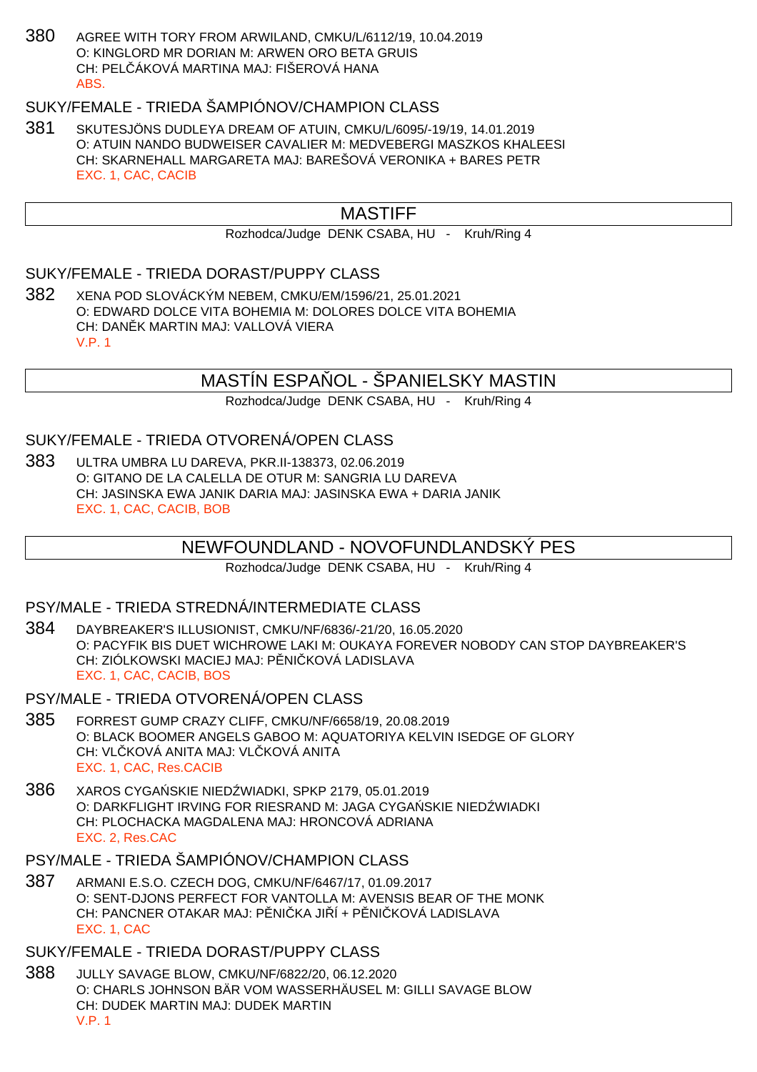380 AGREE WITH TORY FROM ARWILAND, CMKU/L/6112/19, 10.04.2019
O: KINGLORD MR DORIAN M: ARWEN ORO BETA GRUIS
CH: PELČÁKOVÁ MARTINA MAJ: FIŠEROVÁ HANA
ABS.

### SUKY/FEMALE - TRIEDA ŠAMPIÓNOV/CHAMPION CLASS

381 SKUTESJÖNS DUDLEYA DREAM OF ATUIN, CMKU/L/6095/-19/19, 14.01.2019
O: ATUIN NANDO BUDWEISER CAVALIER M: MEDVEBERGI MASZKOS KHALEESI
CH: SKARNEHALL MARGARETA MAJ: BAREŠOVÁ VERONIKA + BARES PETR
EXC. 1, CAC, CACIB

## MASTIFF

Rozhodca/Judge DENK CSABA, HU - Kruh/Ring 4

### SUKY/FEMALE - TRIEDA DORAST/PUPPY CLASS

382 XENA POD SLOVÁCKÝM NEBEM, CMKU/EM/1596/21, 25.01.2021
O: EDWARD DOLCE VITA BOHEMIA M: DOLORES DOLCE VITA BOHEMIA
CH: DANĚK MARTIN MAJ: VALLOVÁ VIERA
V.P. 1

## MASTÍN ESPAÑOL - ŠPANIELSKY MASTIN

Rozhodca/Judge DENK CSABA, HU - Kruh/Ring 4

### SUKY/FEMALE - TRIEDA OTVORENÁ/OPEN CLASS

383 ULTRA UMBRA LU DAREVA, PKR.II-138373, 02.06.2019
O: GITANO DE LA CALELLA DE OTUR M: SANGRIA LU DAREVA
CH: JASINSKA EWA JANIK DARIA MAJ: JASINSKA EWA + DARIA JANIK
EXC. 1, CAC, CACIB, BOB

## NEWFOUNDLAND - NOVOFUNDLANDSKÝ PES

Rozhodca/Judge DENK CSABA, HU - Kruh/Ring 4

### PSY/MALE - TRIEDA STREDNÁ/INTERMEDIATE CLASS

384 DAYBREAKER'S ILLUSIONIST, CMKU/NF/6836/-21/20, 16.05.2020
O: PACYFIK BIS DUET WICHROWE LAKI M: OUKAYA FOREVER NOBODY CAN STOP DAYBREAKER'S
CH: ZIÓLKOWSKI MACIEJ MAJ: PĚNIČKOVÁ LADISLAVA
EXC. 1, CAC, CACIB, BOS

### PSY/MALE - TRIEDA OTVORENÁ/OPEN CLASS

385 FORREST GUMP CRAZY CLIFF, CMKU/NF/6658/19, 20.08.2019
O: BLACK BOOMER ANGELS GABOO M: AQUATORIYA KELVIN ISEDGE OF GLORY
CH: VLČKOVÁ ANITA MAJ: VLČKOVÁ ANITA
EXC. 1, CAC, Res.CACIB

386 XAROS CYGAŃSKIE NIEDŹWIADKI, SPKP 2179, 05.01.2019
O: DARKFLIGHT IRVING FOR RIESRAND M: JAGA CYGAŃSKIE NIEDŹWIADKI
CH: PLOCHACKA MAGDALENA MAJ: HRONCOVÁ ADRIANA
EXC. 2, Res.CAC

### PSY/MALE - TRIEDA ŠAMPIÓNOV/CHAMPION CLASS

387 ARMANI E.S.O. CZECH DOG, CMKU/NF/6467/17, 01.09.2017
O: SENT-DJONS PERFECT FOR VANTOLLA M: AVENSIS BEAR OF THE MONK
CH: PANCNER OTAKAR MAJ: PĚNIČKA JIŘÍ + PĚNIČKOVÁ LADISLAVA
EXC. 1, CAC

### SUKY/FEMALE - TRIEDA DORAST/PUPPY CLASS

388 JULLY SAVAGE BLOW, CMKU/NF/6822/20, 06.12.2020
O: CHARLS JOHNSON BÄR VOM WASSERHÄUSEL M: GILLI SAVAGE BLOW
CH: DUDEK MARTIN MAJ: DUDEK MARTIN
V.P. 1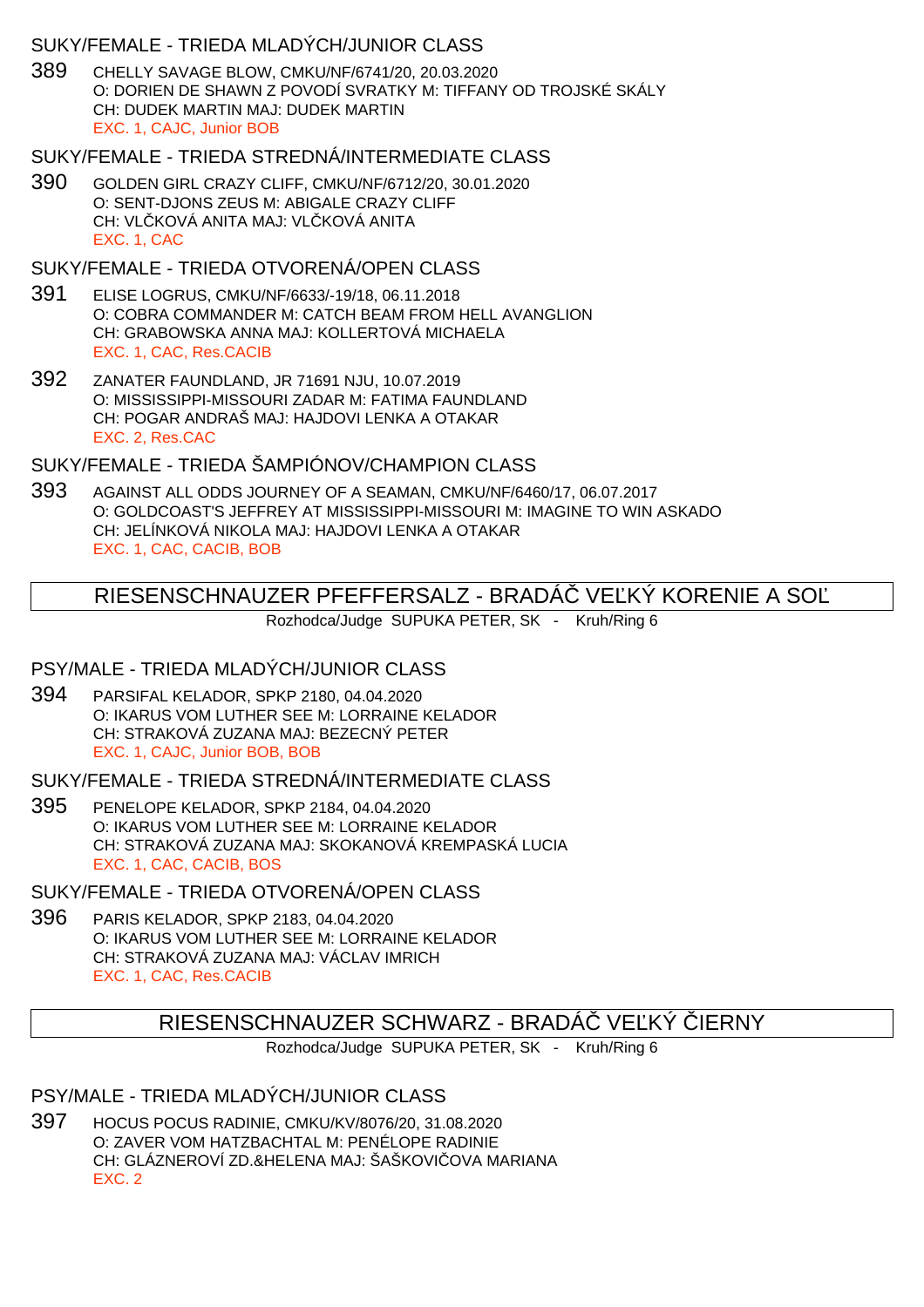### SUKY/FEMALE - TRIEDA MLADÝCH/JUNIOR CLASS

389 CHELLY SAVAGE BLOW, CMKU/NF/6741/20, 20.03.2020
O: DORIEN DE SHAWN Z POVODÍ SVRATKY M: TIFFANY OD TROJSKÉ SKÁLY
CH: DUDEK MARTIN MAJ: DUDEK MARTIN
EXC. 1, CAJC, Junior BOB

### SUKY/FEMALE - TRIEDA STREDNÁ/INTERMEDIATE CLASS

390 GOLDEN GIRL CRAZY CLIFF, CMKU/NF/6712/20, 30.01.2020
O: SENT-DJONS ZEUS M: ABIGALE CRAZY CLIFF
CH: VLČKOVÁ ANITA MAJ: VLČKOVÁ ANITA
EXC. 1, CAC

### SUKY/FEMALE - TRIEDA OTVORENÁ/OPEN CLASS

391 ELISE LOGRUS, CMKU/NF/6633/-19/18, 06.11.2018
O: COBRA COMMANDER M: CATCH BEAM FROM HELL AVANGLION
CH: GRABOWSKA ANNA MAJ: KOLLERTOVÁ MICHAELA
EXC. 1, CAC, Res.CACIB

392 ZANATER FAUNDLAND, JR 71691 NJU, 10.07.2019
O: MISSISSIPPI-MISSOURI ZADAR M: FATIMA FAUNDLAND
CH: POGAR ANDRAŠ MAJ: HAJDOVI LENKA A OTAKAR
EXC. 2, Res.CAC

### SUKY/FEMALE - TRIEDA ŠAMPIÓNOV/CHAMPION CLASS

393 AGAINST ALL ODDS JOURNEY OF A SEAMAN, CMKU/NF/6460/17, 06.07.2017
O: GOLDCOAST'S JEFFREY AT MISSISSIPPI-MISSOURI M: IMAGINE TO WIN ASKADO
CH: JELÍNKOVÁ NIKOLA MAJ: HAJDOVI LENKA A OTAKAR
EXC. 1, CAC, CACIB, BOB

## RIESENSCHNAUZER PFEFFERSALZ - BRADÁČ VEĽKÝ KORENIE A SOĽ

Rozhodca/Judge SUPUKA PETER, SK - Kruh/Ring 6

### PSY/MALE - TRIEDA MLADÝCH/JUNIOR CLASS

394 PARSIFAL KELADOR, SPKP 2180, 04.04.2020
O: IKARUS VOM LUTHER SEE M: LORRAINE KELADOR
CH: STRAKOVÁ ZUZANA MAJ: BEZECNÝ PETER
EXC. 1, CAJC, Junior BOB, BOB

### SUKY/FEMALE - TRIEDA STREDNÁ/INTERMEDIATE CLASS

395 PENELOPE KELADOR, SPKP 2184, 04.04.2020
O: IKARUS VOM LUTHER SEE M: LORRAINE KELADOR
CH: STRAKOVÁ ZUZANA MAJ: SKOKANOVÁ KREMPASKÁ LUCIA
EXC. 1, CAC, CACIB, BOS

### SUKY/FEMALE - TRIEDA OTVORENÁ/OPEN CLASS

396 PARIS KELADOR, SPKP 2183, 04.04.2020
O: IKARUS VOM LUTHER SEE M: LORRAINE KELADOR
CH: STRAKOVÁ ZUZANA MAJ: VÁCLAV IMRICH
EXC. 1, CAC, Res.CACIB

## RIESENSCHNAUZER SCHWARZ - BRADÁČ VEĽKÝ ČIERNY

Rozhodca/Judge SUPUKA PETER, SK - Kruh/Ring 6

### PSY/MALE - TRIEDA MLADÝCH/JUNIOR CLASS

397 HOCUS POCUS RADINIE, CMKU/KV/8076/20, 31.08.2020
O: ZAVER VOM HATZBACHTAL M: PENÉLOPE RADINIE
CH: GLÁZNEROVÍ ZD.&HELENA MAJ: ŠAŠKOVIČOVA MARIANA
EXC. 2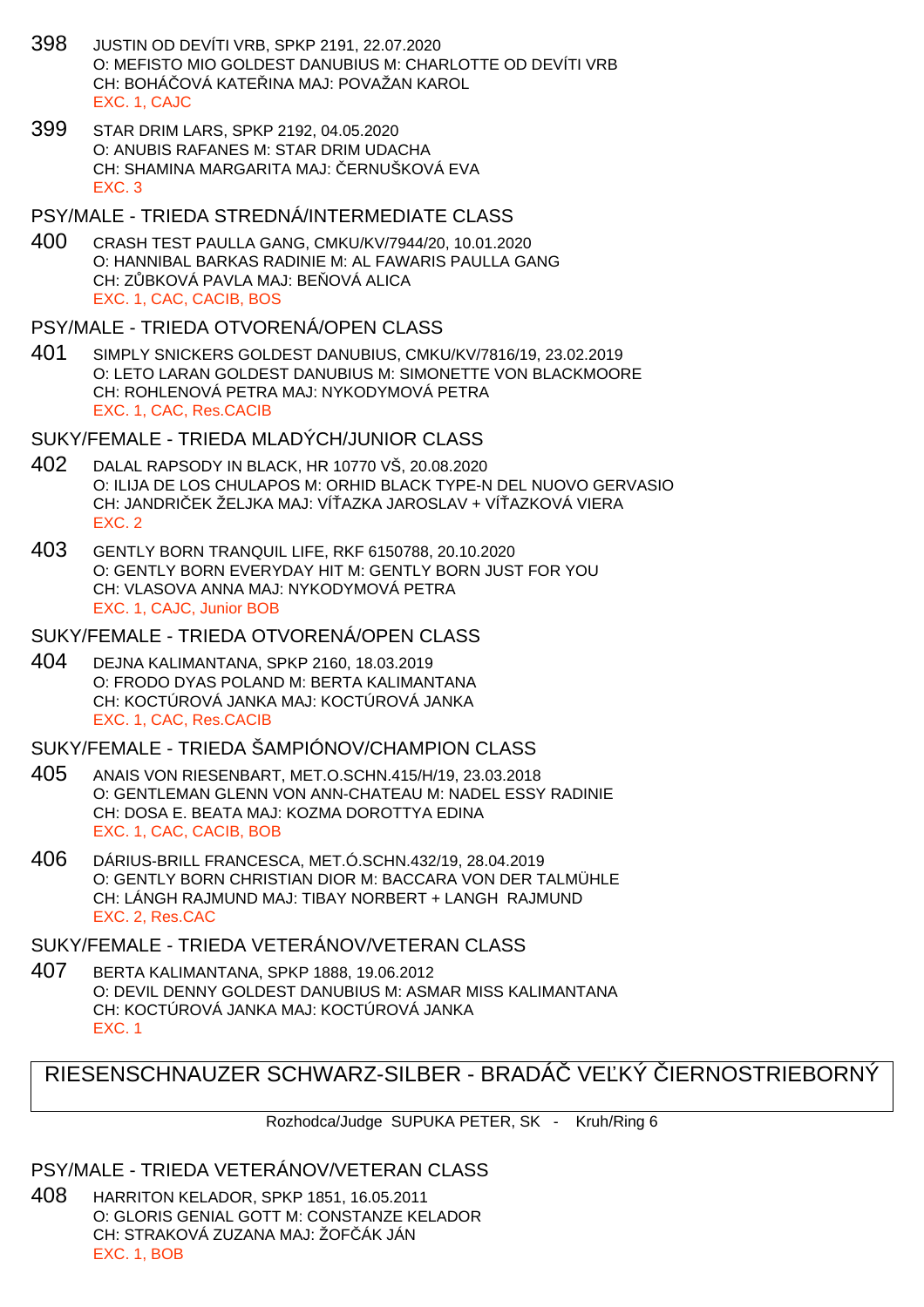398 JUSTIN OD DEVÍTI VRB, SPKP 2191, 22.07.2020
O: MEFISTO MIO GOLDEST DANUBIUS M: CHARLOTTE OD DEVÍTI VRB
CH: BOHÁČOVÁ KATEŘINA MAJ: POVAŽAN KAROL
EXC. 1, CAJC

399 STAR DRIM LARS, SPKP 2192, 04.05.2020
O: ANUBIS RAFANES M: STAR DRIM UDACHA
CH: SHAMINA MARGARITA MAJ: ČERNUŠKOVÁ EVA
EXC. 3

### PSY/MALE - TRIEDA STREDNÁ/INTERMEDIATE CLASS

400 CRASH TEST PAULLA GANG, CMKU/KV/7944/20, 10.01.2020
O: HANNIBAL BARKAS RADINIE M: AL FAWARIS PAULLA GANG
CH: ZŮBKOVÁ PAVLA MAJ: BEŇOVÁ ALICA
EXC. 1, CAC, CACIB, BOS

### PSY/MALE - TRIEDA OTVORENÁ/OPEN CLASS

401 SIMPLY SNICKERS GOLDEST DANUBIUS, CMKU/KV/7816/19, 23.02.2019
O: LETO LARAN GOLDEST DANUBIUS M: SIMONETTE VON BLACKMOORE
CH: ROHLENOVÁ PETRA MAJ: NYKODYMOVÁ PETRA
EXC. 1, CAC, Res.CACIB

### SUKY/FEMALE - TRIEDA MLADÝCH/JUNIOR CLASS

402 DALAL RAPSODY IN BLACK, HR 10770 VŠ, 20.08.2020
O: ILIJA DE LOS CHULAPOS M: ORHID BLACK TYPE-N DEL NUOVO GERVASIO
CH: JANDRIČEK ŽELJKA MAJ: VÍŤAZKA JAROSLAV + VÍŤAZKOVÁ VIERA
EXC. 2

403 GENTLY BORN TRANQUIL LIFE, RKF 6150788, 20.10.2020
O: GENTLY BORN EVERYDAY HIT M: GENTLY BORN JUST FOR YOU
CH: VLASOVA ANNA MAJ: NYKODYMOVÁ PETRA
EXC. 1, CAJC, Junior BOB

### SUKY/FEMALE - TRIEDA OTVORENÁ/OPEN CLASS

404 DEJNA KALIMANTANA, SPKP 2160, 18.03.2019
O: FRODO DYAS POLAND M: BERTA KALIMANTANA
CH: KOCTÚROVÁ JANKA MAJ: KOCTÚROVÁ JANKA
EXC. 1, CAC, Res.CACIB

### SUKY/FEMALE - TRIEDA ŠAMPIÓNOV/CHAMPION CLASS

405 ANAIS VON RIESENBART, MET.O.SCHN.415/H/19, 23.03.2018
O: GENTLEMAN GLENN VON ANN-CHATEAU M: NADEL ESSY RADINIE
CH: DOSA E. BEATA MAJ: KOZMA DOROTTYA EDINA
EXC. 1, CAC, CACIB, BOB

406 DÁRIUS-BRILL FRANCESCA, MET.Ó.SCHN.432/19, 28.04.2019
O: GENTLY BORN CHRISTIAN DIOR M: BACCARA VON DER TALMÜHLE
CH: LÁNGH RAJMUND MAJ: TIBAY NORBERT + LANGH RAJMUND
EXC. 2, Res.CAC

### SUKY/FEMALE - TRIEDA VETERÁNOV/VETERAN CLASS

407 BERTA KALIMANTANA, SPKP 1888, 19.06.2012
O: DEVIL DENNY GOLDEST DANUBIUS M: ASMAR MISS KALIMANTANA
CH: KOCTÚROVÁ JANKA MAJ: KOCTÚROVÁ JANKA
EXC. 1

## RIESENSCHNAUZER SCHWARZ-SILBER - BRADÁČ VEĽKÝ ČIERNOSTRIEBORNÝ

Rozhodca/Judge SUPUKA PETER, SK - Kruh/Ring 6

### PSY/MALE - TRIEDA VETERÁNOV/VETERAN CLASS

408 HARRITON KELADOR, SPKP 1851, 16.05.2011
O: GLORIS GENIAL GOTT M: CONSTANZE KELADOR
CH: STRAKOVÁ ZUZANA MAJ: ŽOFČÁK JÁN
EXC. 1, BOB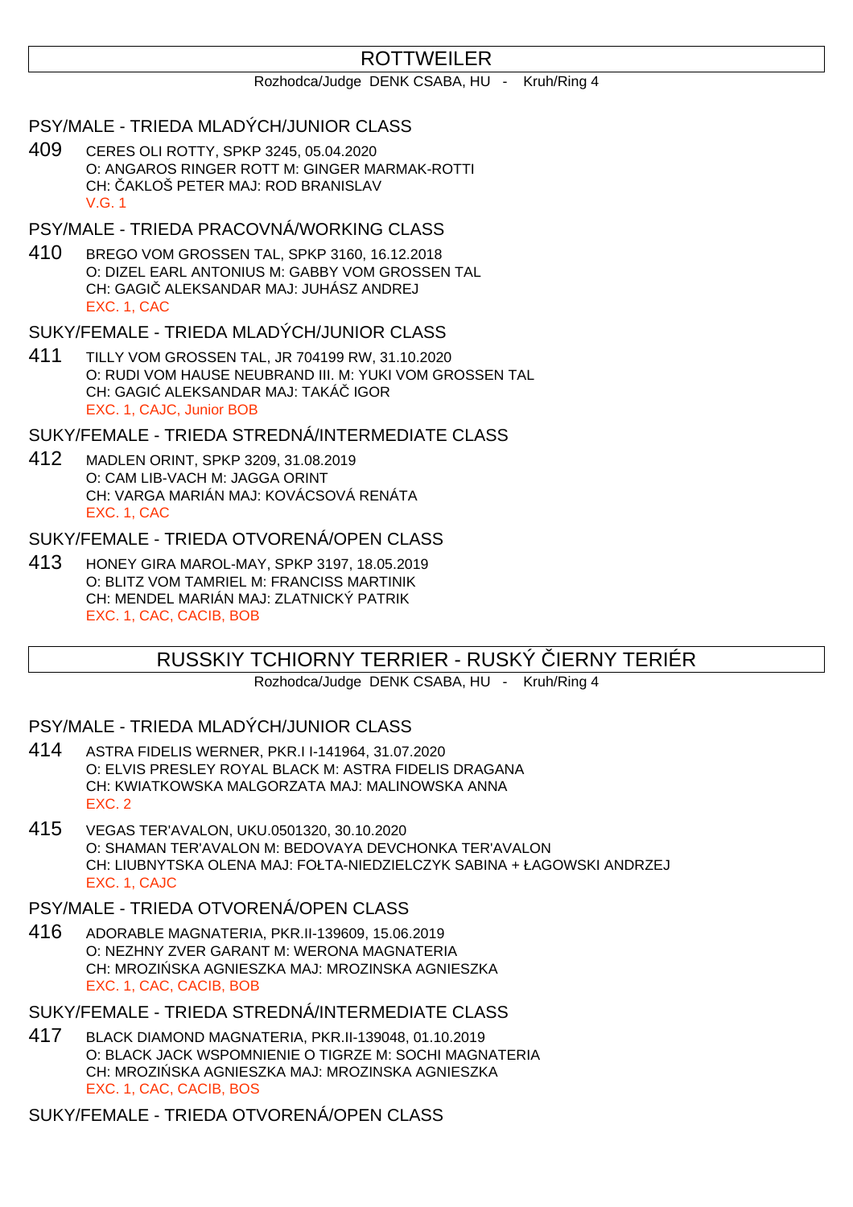# ROTTWEILER

Rozhodca/Judge DENK CSABA, HU - Kruh/Ring 4

## PSY/MALE - TRIEDA MLADÝCH/JUNIOR CLASS

409 CERES OLI ROTTY, SPKP 3245, 05.04.2020
O: ANGAROS RINGER ROTT M: GINGER MARMAK-ROTTI
CH: ČAKLOŠ PETER MAJ: ROD BRANISLAV
V.G. 1

## PSY/MALE - TRIEDA PRACOVNÁ/WORKING CLASS

410 BREGO VOM GROSSEN TAL, SPKP 3160, 16.12.2018
O: DIZEL EARL ANTONIUS M: GABBY VOM GROSSEN TAL
CH: GAGIČ ALEKSANDAR MAJ: JUHÁSZ ANDREJ
EXC. 1, CAC

## SUKY/FEMALE - TRIEDA MLADÝCH/JUNIOR CLASS

411 TILLY VOM GROSSEN TAL, JR 704199 RW, 31.10.2020
O: RUDI VOM HAUSE NEUBRAND III. M: YUKI VOM GROSSEN TAL
CH: GAGIĆ ALEKSANDAR MAJ: TAKÁČ IGOR
EXC. 1, CAJC, Junior BOB

## SUKY/FEMALE - TRIEDA STREDNÁ/INTERMEDIATE CLASS

412 MADLEN ORINT, SPKP 3209, 31.08.2019
O: CAM LIB-VACH M: JAGGA ORINT
CH: VARGA MARIÁN MAJ: KOVÁCSOVÁ RENÁTA
EXC. 1, CAC

## SUKY/FEMALE - TRIEDA OTVORENÁ/OPEN CLASS

413 HONEY GIRA MAROL-MAY, SPKP 3197, 18.05.2019
O: BLITZ VOM TAMRIEL M: FRANCISS MARTINIK
CH: MENDEL MARIÁN MAJ: ZLATNICKÝ PATRIK
EXC. 1, CAC, CACIB, BOB

# RUSSKIY TCHIORNY TERRIER - RUSKÝ ČIERNY TERIÉR

Rozhodca/Judge DENK CSABA, HU - Kruh/Ring 4

## PSY/MALE - TRIEDA MLADÝCH/JUNIOR CLASS

414 ASTRA FIDELIS WERNER, PKR.I I-141964, 31.07.2020
O: ELVIS PRESLEY ROYAL BLACK M: ASTRA FIDELIS DRAGANA
CH: KWIATKOWSKA MALGORZATA MAJ: MALINOWSKA ANNA
EXC. 2

415 VEGAS TER'AVALON, UKU.0501320, 30.10.2020
O: SHAMAN TER'AVALON M: BEDOVAYA DEVCHONKA TER'AVALON
CH: LIUBNYTSKA OLENA MAJ: FOŁTA-NIEDZIELCZYK SABINA + ŁAGOWSKI ANDRZEJ
EXC. 1, CAJC

## PSY/MALE - TRIEDA OTVORENÁ/OPEN CLASS

416 ADORABLE MAGNATERIA, PKR.II-139609, 15.06.2019
O: NEZHNY ZVER GARANT M: WERONA MAGNATERIA
CH: MROZIŃSKA AGNIESZKA MAJ: MROZINSKA AGNIESZKA
EXC. 1, CAC, CACIB, BOB

## SUKY/FEMALE - TRIEDA STREDNÁ/INTERMEDIATE CLASS

417 BLACK DIAMOND MAGNATERIA, PKR.II-139048, 01.10.2019
O: BLACK JACK WSPOMNIENIE O TIGRZE M: SOCHI MAGNATERIA
CH: MROZIŃSKA AGNIESZKA MAJ: MROZINSKA AGNIESZKA
EXC. 1, CAC, CACIB, BOS

## SUKY/FEMALE - TRIEDA OTVORENÁ/OPEN CLASS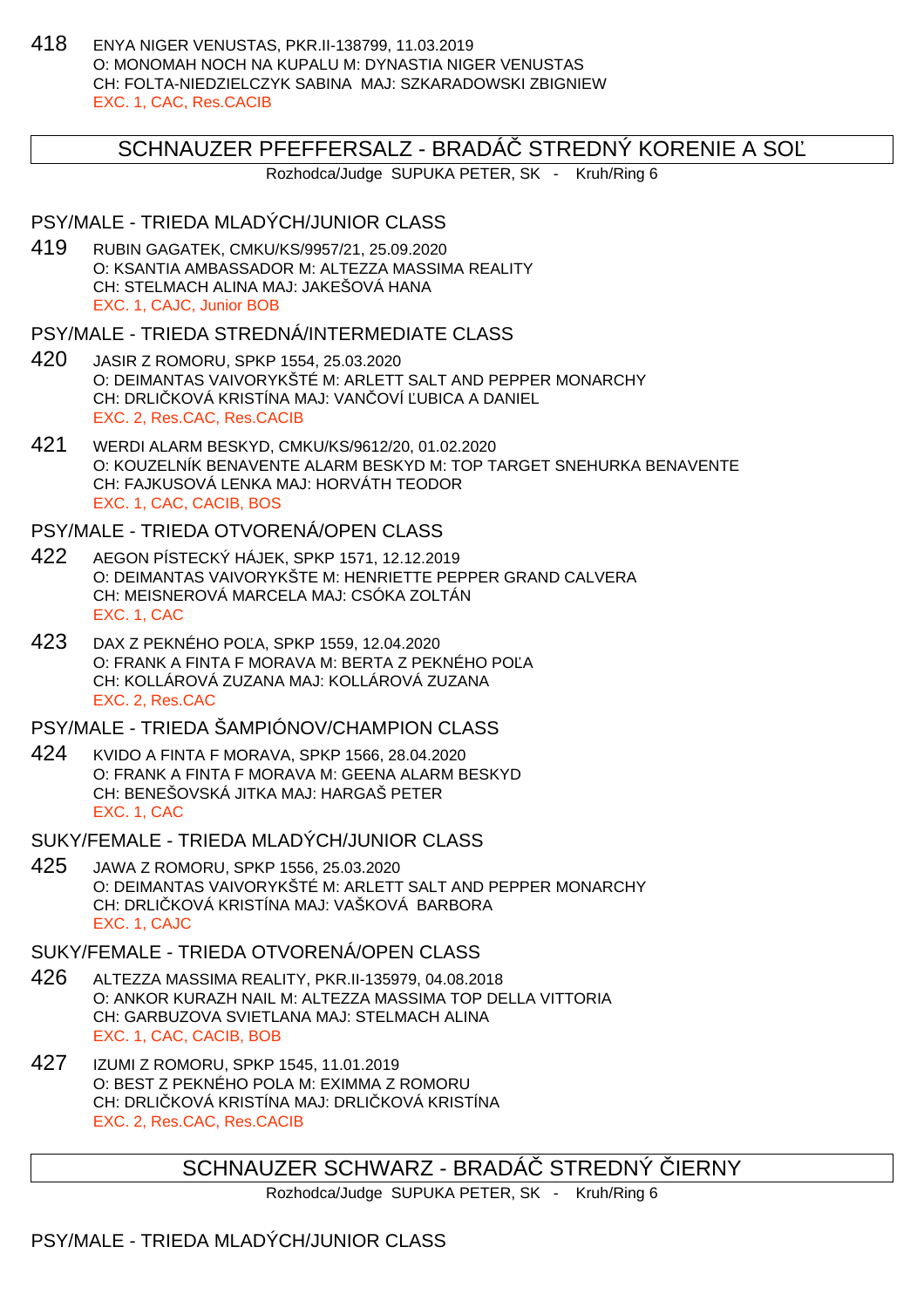418 ENYA NIGER VENUSTAS, PKR.II-138799, 11.03.2019
O: MONOMAH NOCH NA KUPALU M: DYNASTIA NIGER VENUSTAS
CH: FOLTA-NIEDZIELCZYK SABINA MAJ: SZKARADOWSKI ZBIGNIEW
EXC. 1, CAC, Res.CACIB

## SCHNAUZER PFEFFERSALZ - BRADÁČ STREDNÝ KORENIE A SOĽ

Rozhodca/Judge SUPUKA PETER, SK - Kruh/Ring 6

### PSY/MALE - TRIEDA MLADÝCH/JUNIOR CLASS

419 RUBIN GAGATEK, CMKU/KS/9957/21, 25.09.2020
O: KSANTIA AMBASSADOR M: ALTEZZA MASSIMA REALITY
CH: STELMACH ALINA MAJ: JAKEŠOVÁ HANA
EXC. 1, CAJC, Junior BOB

### PSY/MALE - TRIEDA STREDNÁ/INTERMEDIATE CLASS

420 JASIR Z ROMORU, SPKP 1554, 25.03.2020
O: DEIMANTAS VAIVORYKŠTÉ M: ARLETT SALT AND PEPPER MONARCHY
CH: DRLIČKOVÁ KRISTÍNA MAJ: VANČOVÍ ĽUBICA A DANIEL
EXC. 2, Res.CAC, Res.CACIB

421 WERDI ALARM BESKYD, CMKU/KS/9612/20, 01.02.2020
O: KOUZELNÍK BENAVENTE ALARM BESKYD M: TOP TARGET SNEHURKA BENAVENTE
CH: FAJKUSOVÁ LENKA MAJ: HORVÁTH TEODOR
EXC. 1, CAC, CACIB, BOS

### PSY/MALE - TRIEDA OTVORENÁ/OPEN CLASS

422 AEGON PÍSTECKÝ HÁJEK, SPKP 1571, 12.12.2019
O: DEIMANTAS VAIVORYKŠTE M: HENRIETTE PEPPER GRAND CALVERA
CH: MEISNEROVÁ MARCELA MAJ: CSÓKA ZOLTÁN
EXC. 1, CAC

423 DAX Z PEKNÉHO POĽA, SPKP 1559, 12.04.2020
O: FRANK A FINTA F MORAVA M: BERTA Z PEKNÉHO POĽA
CH: KOLLÁROVÁ ZUZANA MAJ: KOLLÁROVÁ ZUZANA
EXC. 2, Res.CAC

### PSY/MALE - TRIEDA ŠAMPIÓNOV/CHAMPION CLASS

424 KVIDO A FINTA F MORAVA, SPKP 1566, 28.04.2020
O: FRANK A FINTA F MORAVA M: GEENA ALARM BESKYD
CH: BENEŠOVSKÁ JITKA MAJ: HARGAŠ PETER
EXC. 1, CAC

### SUKY/FEMALE - TRIEDA MLADÝCH/JUNIOR CLASS

425 JAWA Z ROMORU, SPKP 1556, 25.03.2020
O: DEIMANTAS VAIVORYKŠTÉ M: ARLETT SALT AND PEPPER MONARCHY
CH: DRLIČKOVÁ KRISTÍNA MAJ: VAŠKOVÁ BARBORA
EXC. 1, CAJC

### SUKY/FEMALE - TRIEDA OTVORENÁ/OPEN CLASS

426 ALTEZZA MASSIMA REALITY, PKR.II-135979, 04.08.2018
O: ANKOR KURAZH NAIL M: ALTEZZA MASSIMA TOP DELLA VITTORIA
CH: GARBUZOVA SVIETLANA MAJ: STELMACH ALINA
EXC. 1, CAC, CACIB, BOB

427 IZUMI Z ROMORU, SPKP 1545, 11.01.2019
O: BEST Z PEKNÉHO POLA M: EXIMMA Z ROMORU
CH: DRLIČKOVÁ KRISTÍNA MAJ: DRLIČKOVÁ KRISTÍNA
EXC. 2, Res.CAC, Res.CACIB

## SCHNAUZER SCHWARZ - BRADÁČ STREDNÝ ČIERNY

Rozhodca/Judge SUPUKA PETER, SK - Kruh/Ring 6

### PSY/MALE - TRIEDA MLADÝCH/JUNIOR CLASS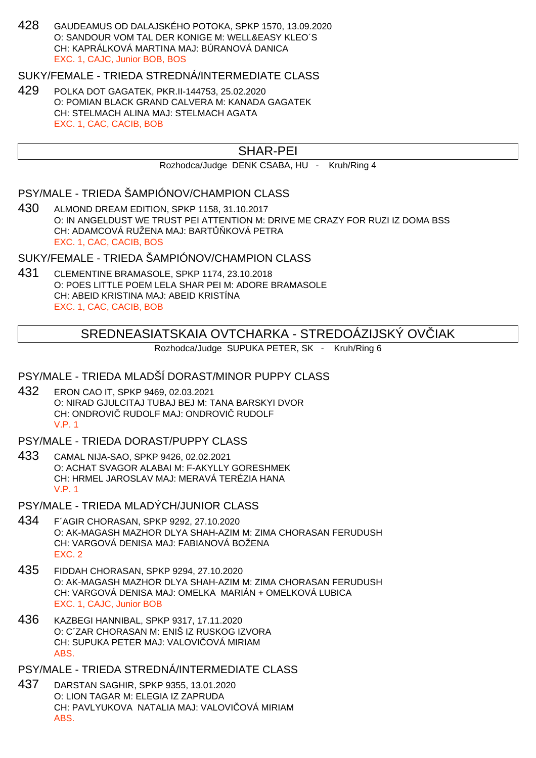428 GAUDEAMUS OD DALAJSKÉHO POTOKA, SPKP 1570, 13.09.2020
O: SANDOUR VOM TAL DER KONIGE M: WELL&EASY KLEO´S
CH: KAPRÁLKOVÁ MARTINA MAJ: BÚRANOVÁ DANICA
EXC. 1, CAJC, Junior BOB, BOS

### SUKY/FEMALE - TRIEDA STREDNÁ/INTERMEDIATE CLASS

429 POLKA DOT GAGATEK, PKR.II-144753, 25.02.2020
O: POMIAN BLACK GRAND CALVERA M: KANADA GAGATEK
CH: STELMACH ALINA MAJ: STELMACH AGATA
EXC. 1, CAC, CACIB, BOB

## SHAR-PEI

Rozhodca/Judge DENK CSABA, HU - Kruh/Ring 4

### PSY/MALE - TRIEDA ŠAMPIÓNOV/CHAMPION CLASS

430 ALMOND DREAM EDITION, SPKP 1158, 31.10.2017
O: IN ANGELDUST WE TRUST PEI ATTENTION M: DRIVE ME CRAZY FOR RUZI IZ DOMA BSS
CH: ADAMCOVÁ RUŽENA MAJ: BARTŮŇKOVÁ PETRA
EXC. 1, CAC, CACIB, BOS

### SUKY/FEMALE - TRIEDA ŠAMPIÓNOV/CHAMPION CLASS

431 CLEMENTINE BRAMASOLE, SPKP 1174, 23.10.2018
O: POES LITTLE POEM LELA SHAR PEI M: ADORE BRAMASOLE
CH: ABEID KRISTINA MAJ: ABEID KRISTÍNA
EXC. 1, CAC, CACIB, BOB

## SREDNEASIATSKAIA OVTCHARKA - STREDOÁZIJSKÝ OVČIAK

Rozhodca/Judge SUPUKA PETER, SK - Kruh/Ring 6

### PSY/MALE - TRIEDA MLADŠÍ DORAST/MINOR PUPPY CLASS

432 ERON CAO IT, SPKP 9469, 02.03.2021
O: NIRAD GJULCITAJ TUBAJ BEJ M: TANA BARSKYI DVOR
CH: ONDROVIČ RUDOLF MAJ: ONDROVIČ RUDOLF
V.P. 1

### PSY/MALE - TRIEDA DORAST/PUPPY CLASS

433 CAMAL NIJA-SAO, SPKP 9426, 02.02.2021
O: ACHAT SVAGOR ALABAI M: F-AKYLLY GORESHMEK
CH: HRMEL JAROSLAV MAJ: MERAVÁ TERÉZIA HANA
V.P. 1

### PSY/MALE - TRIEDA MLADÝCH/JUNIOR CLASS

434 F´AGIR CHORASAN, SPKP 9292, 27.10.2020
O: AK-MAGASH MAZHOR DLYA SHAH-AZIM M: ZIMA CHORASAN FERUDUSH
CH: VARGOVÁ DENISA MAJ: FABIANOVÁ BOŽENA
EXC. 2

435 FIDDAH CHORASAN, SPKP 9294, 27.10.2020
O: AK-MAGASH MAZHOR DLYA SHAH-AZIM M: ZIMA CHORASAN FERUDUSH
CH: VARGOVÁ DENISA MAJ: OMELKA MARIÁN + OMELKOVÁ LUBICA
EXC. 1, CAJC, Junior BOB

436 KAZBEGI HANNIBAL, SPKP 9317, 17.11.2020
O: C´ZAR CHORASAN M: ENIŠ IZ RUSKOG IZVORA
CH: SUPUKA PETER MAJ: VALOVIČOVÁ MIRIAM
ABS.

### PSY/MALE - TRIEDA STREDNÁ/INTERMEDIATE CLASS

437 DARSTAN SAGHIR, SPKP 9355, 13.01.2020
O: LION TAGAR M: ELEGIA IZ ZAPRUDA
CH: PAVLYUKOVA NATALIA MAJ: VALOVIČOVÁ MIRIAM
ABS.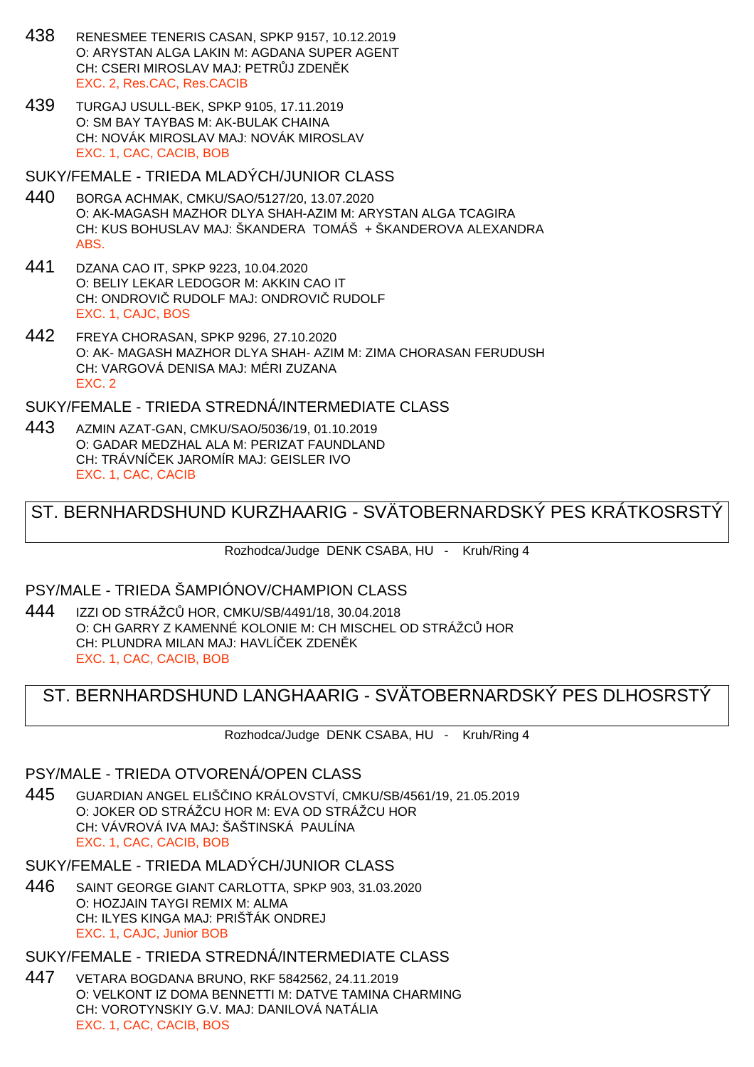438 RENESMEE TENERIS CASAN, SPKP 9157, 10.12.2019
O: ARYSTAN ALGA LAKIN M: AGDANA SUPER AGENT
CH: CSERI MIROSLAV MAJ: PETRŮJ ZDENĚK
EXC. 2, Res.CAC, Res.CACIB

439 TURGAJ USULL-BEK, SPKP 9105, 17.11.2019
O: SM BAY TAYBAS M: AK-BULAK CHAINA
CH: NOVÁK MIROSLAV MAJ: NOVÁK MIROSLAV
EXC. 1, CAC, CACIB, BOB

### SUKY/FEMALE - TRIEDA MLADÝCH/JUNIOR CLASS

440 BORGA ACHMAK, CMKU/SAO/5127/20, 13.07.2020
O: AK-MAGASH MAZHOR DLYA SHAH-AZIM M: ARYSTAN ALGA TCAGIRA
CH: KUS BOHUSLAV MAJ: ŠKANDERA TOMÁŠ + ŠKANDEROVA ALEXANDRA
ABS.

441 DZANA CAO IT, SPKP 9223, 10.04.2020
O: BELIY LEKAR LEDOGOR M: AKKIN CAO IT
CH: ONDROVIČ RUDOLF MAJ: ONDROVIČ RUDOLF
EXC. 1, CAJC, BOS

442 FREYA CHORASAN, SPKP 9296, 27.10.2020
O: AK- MAGASH MAZHOR DLYA SHAH- AZIM M: ZIMA CHORASAN FERUDUSH
CH: VARGOVÁ DENISA MAJ: MÉRI ZUZANA
EXC. 2

### SUKY/FEMALE - TRIEDA STREDNÁ/INTERMEDIATE CLASS

443 AZMIN AZAT-GAN, CMKU/SAO/5036/19, 01.10.2019
O: GADAR MEDZHAL ALA M: PERIZAT FAUNDLAND
CH: TRÁVNÍČEK JAROMÍR MAJ: GEISLER IVO
EXC. 1, CAC, CACIB

## ST. BERNHARDSHUND KURZHAARIG - SVÄTOBERNARDSKÝ PES KRÁTKOSRSTÝ

Rozhodca/Judge DENK CSABA, HU - Kruh/Ring 4

### PSY/MALE - TRIEDA ŠAMPIÓNOV/CHAMPION CLASS

444 IZZI OD STRÁŽCŮ HOR, CMKU/SB/4491/18, 30.04.2018
O: CH GARRY Z KAMENNÉ KOLONIE M: CH MISCHEL OD STRÁŽCŮ HOR
CH: PLUNDRA MILAN MAJ: HAVLÍČEK ZDENĚK
EXC. 1, CAC, CACIB, BOB

## ST. BERNHARDSHUND LANGHAARIG - SVÄTOBERNARDSKÝ PES DLHOSRSTÝ

Rozhodca/Judge DENK CSABA, HU - Kruh/Ring 4

### PSY/MALE - TRIEDA OTVORENÁ/OPEN CLASS

445 GUARDIAN ANGEL ELIŠČINO KRÁLOVSTVÍ, CMKU/SB/4561/19, 21.05.2019
O: JOKER OD STRÁŽCU HOR M: EVA OD STRÁŽCU HOR
CH: VÁVROVÁ IVA MAJ: ŠAŠTINSKÁ PAULÍNA
EXC. 1, CAC, CACIB, BOB

### SUKY/FEMALE - TRIEDA MLADÝCH/JUNIOR CLASS

446 SAINT GEORGE GIANT CARLOTTA, SPKP 903, 31.03.2020
O: HOZJAIN TAYGI REMIX M: ALMA
CH: ILYES KINGA MAJ: PRIŠŤÁK ONDREJ
EXC. 1, CAJC, Junior BOB

### SUKY/FEMALE - TRIEDA STREDNÁ/INTERMEDIATE CLASS

447 VETARA BOGDANA BRUNO, RKF 5842562, 24.11.2019
O: VELKONT IZ DOMA BENNETTI M: DATVE TAMINA CHARMING
CH: VOROTYNSKIY G.V. MAJ: DANILOVÁ NATÁLIA
EXC. 1, CAC, CACIB, BOS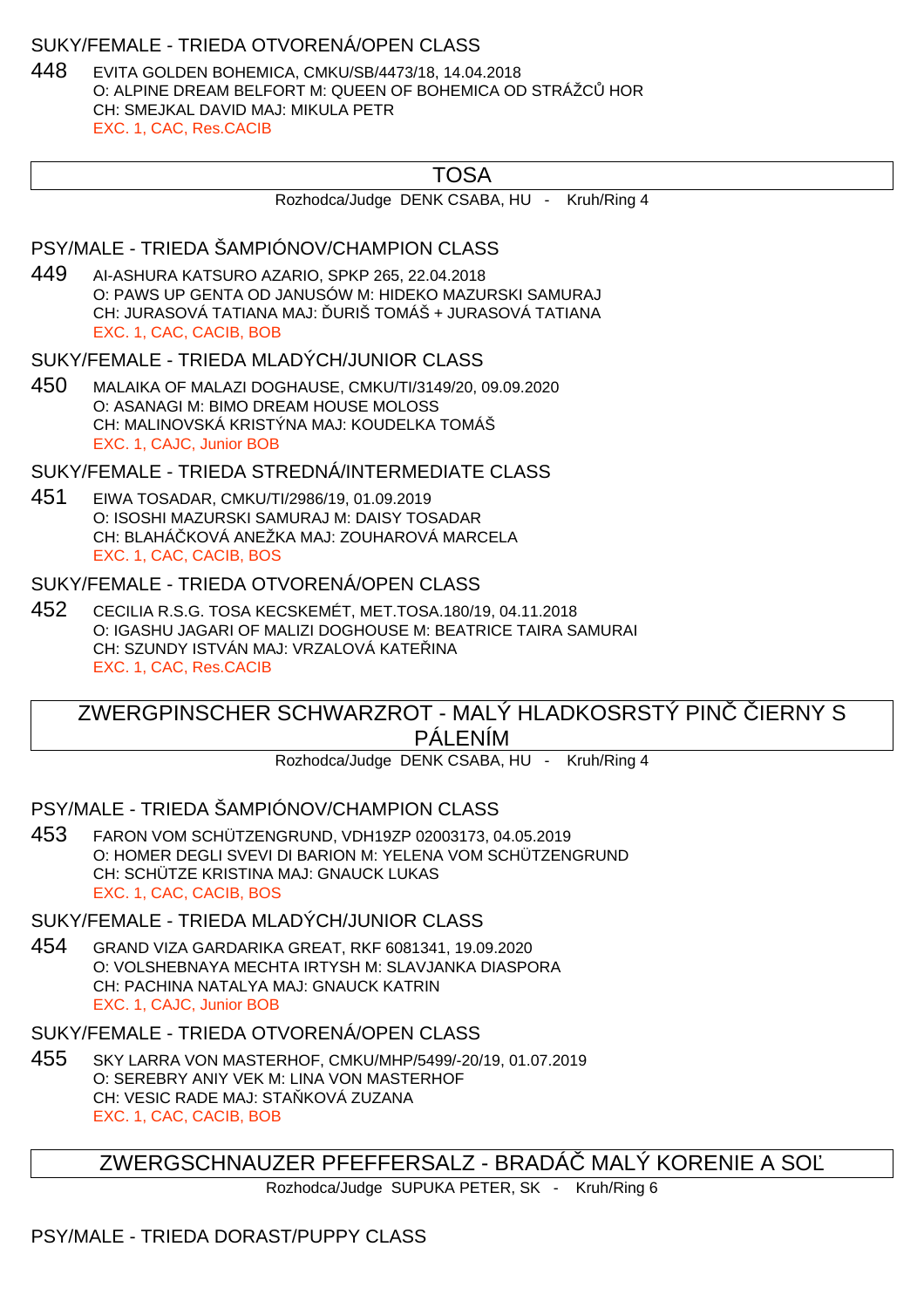### SUKY/FEMALE - TRIEDA OTVORENÁ/OPEN CLASS

448 EVITA GOLDEN BOHEMICA, CMKU/SB/4473/18, 14.04.2018
O: ALPINE DREAM BELFORT M: QUEEN OF BOHEMICA OD STRÁŽCŮ HOR
CH: SMEJKAL DAVID MAJ: MIKULA PETR
EXC. 1, CAC, Res.CACIB

## TOSA

Rozhodca/Judge DENK CSABA, HU - Kruh/Ring 4

### PSY/MALE - TRIEDA ŠAMPIÓNOV/CHAMPION CLASS

449 AI-ASHURA KATSURO AZARIO, SPKP 265, 22.04.2018
O: PAWS UP GENTA OD JANUSÓW M: HIDEKO MAZURSKI SAMURAJ
CH: JURASOVÁ TATIANA MAJ: ĎURIŠ TOMÁŠ + JURASOVÁ TATIANA
EXC. 1, CAC, CACIB, BOB

### SUKY/FEMALE - TRIEDA MLADÝCH/JUNIOR CLASS

450 MALAIKA OF MALAZI DOGHAUSE, CMKU/TI/3149/20, 09.09.2020
O: ASANAGI M: BIMO DREAM HOUSE MOLOSS
CH: MALINOVSKÁ KRISTÝNA MAJ: KOUDELKA TOMÁŠ
EXC. 1, CAJC, Junior BOB

### SUKY/FEMALE - TRIEDA STREDNÁ/INTERMEDIATE CLASS

451 EIWA TOSADAR, CMKU/TI/2986/19, 01.09.2019
O: ISOSHI MAZURSKI SAMURAJ M: DAISY TOSADAR
CH: BLAHÁČKOVÁ ANEŽKA MAJ: ZOUHAROVÁ MARCELA
EXC. 1, CAC, CACIB, BOS

### SUKY/FEMALE - TRIEDA OTVORENÁ/OPEN CLASS

452 CECILIA R.S.G. TOSA KECSKEMÉT, MET.TOSA.180/19, 04.11.2018
O: IGASHU JAGARI OF MALIZI DOGHOUSE M: BEATRICE TAIRA SAMURAI
CH: SZUNDY ISTVÁN MAJ: VRZALOVÁ KATEŘINA
EXC. 1, CAC, Res.CACIB

## ZWERGPINSCHER SCHWARZROT - MALÝ HLADKOSRSTÝ PINČ ČIERNY S PÁLENÍM

Rozhodca/Judge DENK CSABA, HU - Kruh/Ring 4

### PSY/MALE - TRIEDA ŠAMPIÓNOV/CHAMPION CLASS

453 FARON VOM SCHÜTZENGRUND, VDH19ZP 02003173, 04.05.2019
O: HOMER DEGLI SVEVI DI BARION M: YELENA VOM SCHÜTZENGRUND
CH: SCHÜTZE KRISTINA MAJ: GNAUCK LUKAS
EXC. 1, CAC, CACIB, BOS

### SUKY/FEMALE - TRIEDA MLADÝCH/JUNIOR CLASS

454 GRAND VIZA GARDARIKA GREAT, RKF 6081341, 19.09.2020
O: VOLSHEBNAYA MECHTA IRTYSH M: SLAVJANKA DIASPORA
CH: PACHINA NATALYA MAJ: GNAUCK KATRIN
EXC. 1, CAJC, Junior BOB

### SUKY/FEMALE - TRIEDA OTVORENÁ/OPEN CLASS

455 SKY LARRA VON MASTERHOF, CMKU/MHP/5499/-20/19, 01.07.2019
O: SEREBRY ANIY VEK M: LINA VON MASTERHOF
CH: VESIC RADE MAJ: STAŇKOVÁ ZUZANA
EXC. 1, CAC, CACIB, BOB

## ZWERGSCHNAUZER PFEFFERSALZ - BRADÁČ MALÝ KORENIE A SOĽ

Rozhodca/Judge SUPUKA PETER, SK - Kruh/Ring 6

### PSY/MALE - TRIEDA DORAST/PUPPY CLASS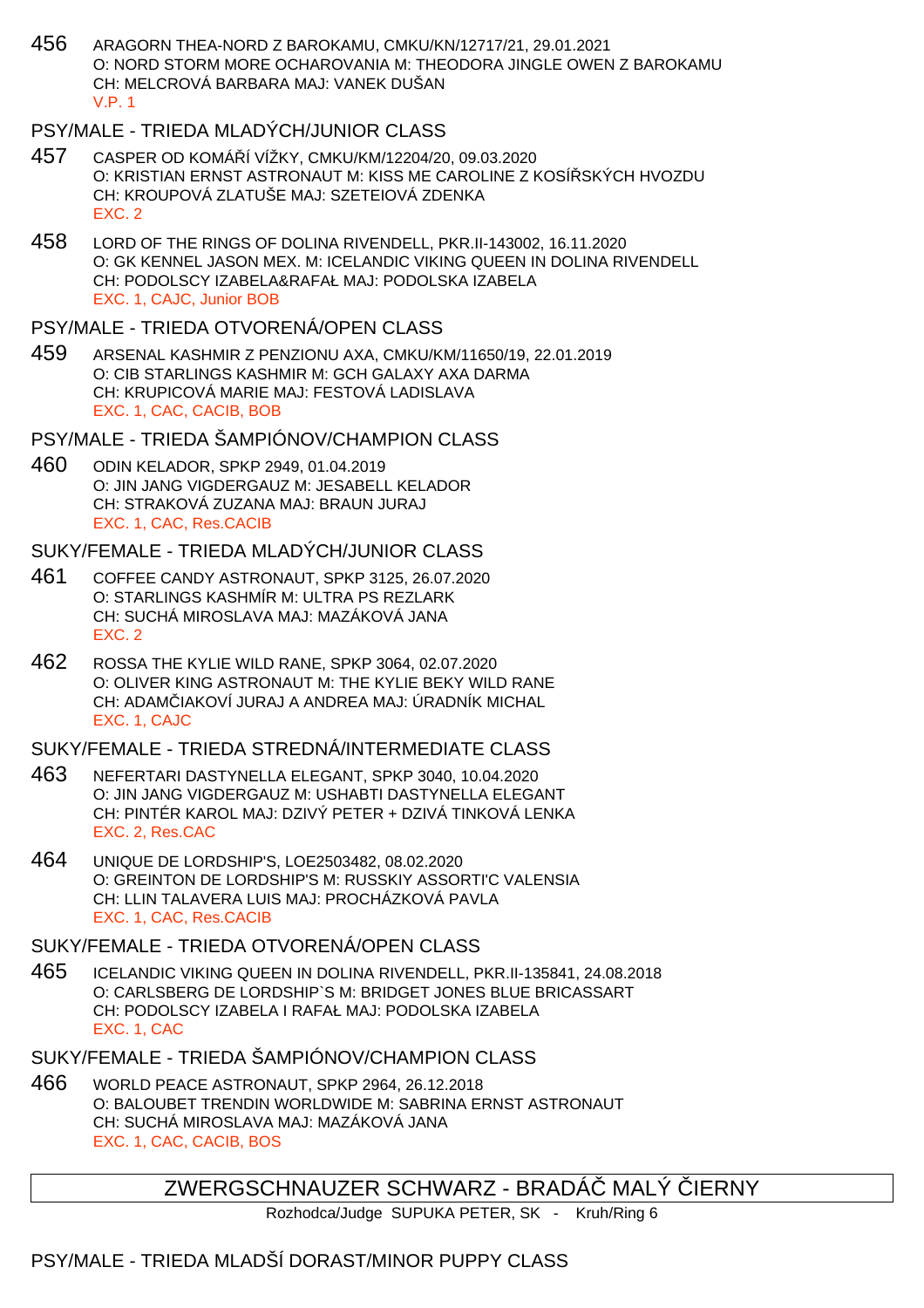456 ARAGORN THEA-NORD Z BAROKAMU, CMKU/KN/12717/21, 29.01.2021
O: NORD STORM MORE OCHAROVANIA M: THEODORA JINGLE OWEN Z BAROKAMU
CH: MELCROVÁ BARBARA MAJ: VANEK DUŠAN
V.P. 1

## PSY/MALE - TRIEDA MLADÝCH/JUNIOR CLASS

457 CASPER OD KOMÁŘÍ VÍŽKY, CMKU/KM/12204/20, 09.03.2020
O: KRISTIAN ERNST ASTRONAUT M: KISS ME CAROLINE Z KOSÍŘSKÝCH HVOZDU
CH: KROUPOVÁ ZLATUŠE MAJ: SZETEIOVÁ ZDENKA
EXC. 2

458 LORD OF THE RINGS OF DOLINA RIVENDELL, PKR.II-143002, 16.11.2020
O: GK KENNEL JASON MEX. M: ICELANDIC VIKING QUEEN IN DOLINA RIVENDELL
CH: PODOLSCY IZABELA&RAFAŁ MAJ: PODOLSKA IZABELA
EXC. 1, CAJC, Junior BOB

## PSY/MALE - TRIEDA OTVORENÁ/OPEN CLASS

459 ARSENAL KASHMIR Z PENZIONU AXA, CMKU/KM/11650/19, 22.01.2019
O: CIB STARLINGS KASHMIR M: GCH GALAXY AXA DARMA
CH: KRUPICOVÁ MARIE MAJ: FESTOVÁ LADISLAVA
EXC. 1, CAC, CACIB, BOB

## PSY/MALE - TRIEDA ŠAMPIÓNOV/CHAMPION CLASS

460 ODIN KELADOR, SPKP 2949, 01.04.2019
O: JIN JANG VIGDERGAUZ M: JESABELL KELADOR
CH: STRAKOVÁ ZUZANA MAJ: BRAUN JURAJ
EXC. 1, CAC, Res.CACIB

## SUKY/FEMALE - TRIEDA MLADÝCH/JUNIOR CLASS

461 COFFEE CANDY ASTRONAUT, SPKP 3125, 26.07.2020
O: STARLINGS KASHMÍR M: ULTRA PS REZLARK
CH: SUCHÁ MIROSLAVA MAJ: MAZÁKOVÁ JANA
EXC. 2

462 ROSSA THE KYLIE WILD RANE, SPKP 3064, 02.07.2020
O: OLIVER KING ASTRONAUT M: THE KYLIE BEKY WILD RANE
CH: ADAMČIAKOVÍ JURAJ A ANDREA MAJ: ÚRADNÍK MICHAL
EXC. 1, CAJC

## SUKY/FEMALE - TRIEDA STREDNÁ/INTERMEDIATE CLASS

463 NEFERTARI DASTYNELLA ELEGANT, SPKP 3040, 10.04.2020
O: JIN JANG VIGDERGAUZ M: USHABTI DASTYNELLA ELEGANT
CH: PINTÉR KAROL MAJ: DZIVÝ PETER + DZIVÁ TINKOVÁ LENKA
EXC. 2, Res.CAC

464 UNIQUE DE LORDSHIP'S, LOE2503482, 08.02.2020
O: GREINTON DE LORDSHIP'S M: RUSSKIY ASSORTI'C VALENSIA
CH: LLIN TALAVERA LUIS MAJ: PROCHÁZKOVÁ PAVLA
EXC. 1, CAC, Res.CACIB

## SUKY/FEMALE - TRIEDA OTVORENÁ/OPEN CLASS

465 ICELANDIC VIKING QUEEN IN DOLINA RIVENDELL, PKR.II-135841, 24.08.2018
O: CARLSBERG DE LORDSHIP`S M: BRIDGET JONES BLUE BRICASSART
CH: PODOLSCY IZABELA I RAFAŁ MAJ: PODOLSKA IZABELA
EXC. 1, CAC

## SUKY/FEMALE - TRIEDA ŠAMPIÓNOV/CHAMPION CLASS

466 WORLD PEACE ASTRONAUT, SPKP 2964, 26.12.2018
O: BALOUBET TRENDIN WORLDWIDE M: SABRINA ERNST ASTRONAUT
CH: SUCHÁ MIROSLAVA MAJ: MAZÁKOVÁ JANA
EXC. 1, CAC, CACIB, BOS

# ZWERGSCHNAUZER SCHWARZ - BRADÁČ MALÝ ČIERNY

Rozhodca/Judge SUPUKA PETER, SK - Kruh/Ring 6

## PSY/MALE - TRIEDA MLADŠÍ DORAST/MINOR PUPPY CLASS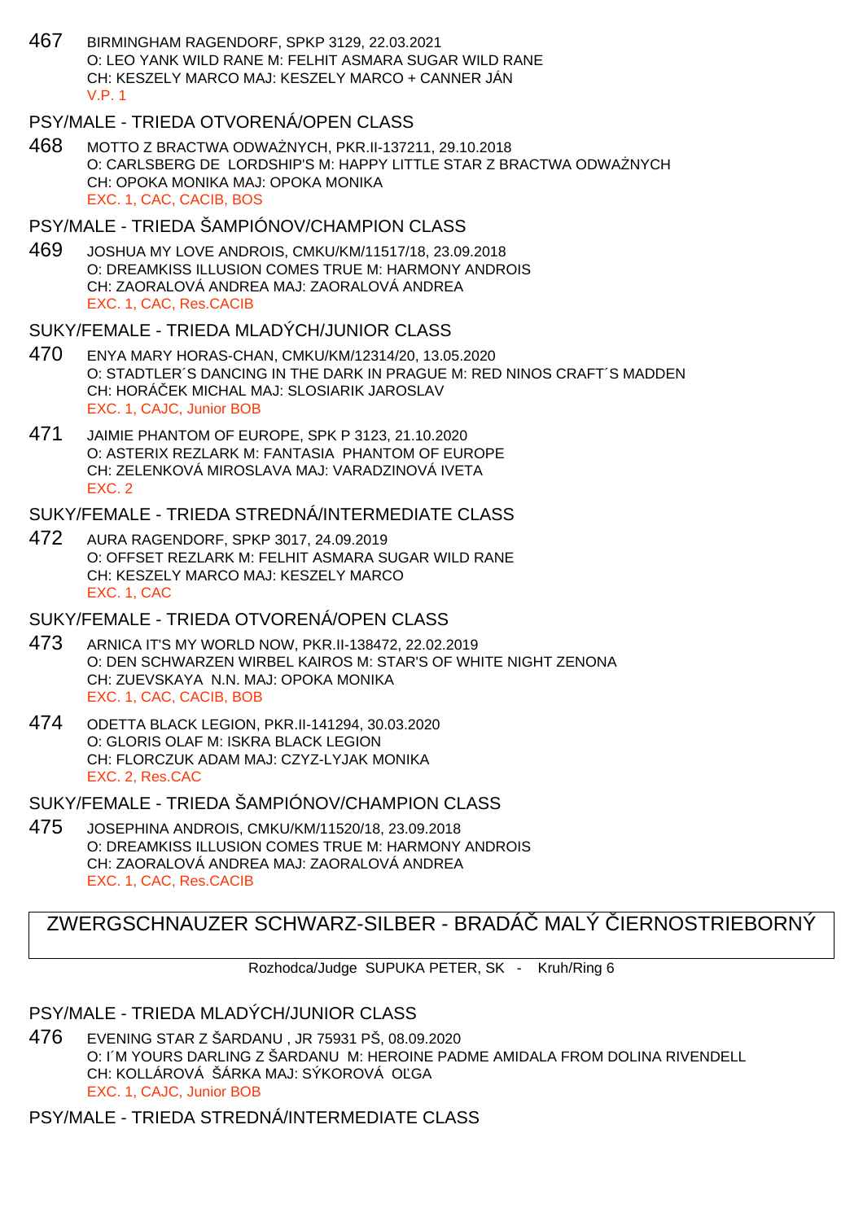467 BIRMINGHAM RAGENDORF, SPKP 3129, 22.03.2021
O: LEO YANK WILD RANE M: FELHIT ASMARA SUGAR WILD RANE
CH: KESZELY MARCO MAJ: KESZELY MARCO + CANNER JÁN
V.P. 1

## PSY/MALE - TRIEDA OTVORENÁ/OPEN CLASS

468 MOTTO Z BRACTWA ODWAŻNYCH, PKR.II-137211, 29.10.2018
O: CARLSBERG DE LORDSHIP'S M: HAPPY LITTLE STAR Z BRACTWA ODWAŻNYCH
CH: OPOKA MONIKA MAJ: OPOKA MONIKA
EXC. 1, CAC, CACIB, BOS

## PSY/MALE - TRIEDA ŠAMPIÓNOV/CHAMPION CLASS

469 JOSHUA MY LOVE ANDROIS, CMKU/KM/11517/18, 23.09.2018
O: DREAMKISS ILLUSION COMES TRUE M: HARMONY ANDROIS
CH: ZAORALOVÁ ANDREA MAJ: ZAORALOVÁ ANDREA
EXC. 1, CAC, Res.CACIB

## SUKY/FEMALE - TRIEDA MLADÝCH/JUNIOR CLASS

470 ENYA MARY HORAS-CHAN, CMKU/KM/12314/20, 13.05.2020
O: STADTLER´S DANCING IN THE DARK IN PRAGUE M: RED NINOS CRAFT´S MADDEN
CH: HORÁČEK MICHAL MAJ: SLOSIARIK JAROSLAV
EXC. 1, CAJC, Junior BOB

471 JAIMIE PHANTOM OF EUROPE, SPK P 3123, 21.10.2020
O: ASTERIX REZLARK M: FANTASIA PHANTOM OF EUROPE
CH: ZELENKOVÁ MIROSLAVA MAJ: VARADZINOVÁ IVETA
EXC. 2

## SUKY/FEMALE - TRIEDA STREDNÁ/INTERMEDIATE CLASS

472 AURA RAGENDORF, SPKP 3017, 24.09.2019
O: OFFSET REZLARK M: FELHIT ASMARA SUGAR WILD RANE
CH: KESZELY MARCO MAJ: KESZELY MARCO
EXC. 1, CAC

## SUKY/FEMALE - TRIEDA OTVORENÁ/OPEN CLASS

473 ARNICA IT'S MY WORLD NOW, PKR.II-138472, 22.02.2019
O: DEN SCHWARZEN WIRBEL KAIROS M: STAR'S OF WHITE NIGHT ZENONA
CH: ZUEVSKAYA N.N. MAJ: OPOKA MONIKA
EXC. 1, CAC, CACIB, BOB

474 ODETTA BLACK LEGION, PKR.II-141294, 30.03.2020
O: GLORIS OLAF M: ISKRA BLACK LEGION
CH: FLORCZUK ADAM MAJ: CZYZ-LYJAK MONIKA
EXC. 2, Res.CAC

## SUKY/FEMALE - TRIEDA ŠAMPIÓNOV/CHAMPION CLASS

475 JOSEPHINA ANDROIS, CMKU/KM/11520/18, 23.09.2018
O: DREAMKISS ILLUSION COMES TRUE M: HARMONY ANDROIS
CH: ZAORALOVÁ ANDREA MAJ: ZAORALOVÁ ANDREA
EXC. 1, CAC, Res.CACIB

# ZWERGSCHNAUZER SCHWARZ-SILBER - BRADÁČ MALÝ ČIERNOSTRIEBORNÝ

Rozhodca/Judge SUPUKA PETER, SK - Kruh/Ring 6

## PSY/MALE - TRIEDA MLADÝCH/JUNIOR CLASS

476 EVENING STAR Z ŠARDANU , JR 75931 PŠ, 08.09.2020
O: I´M YOURS DARLING Z ŠARDANU M: HEROINE PADME AMIDALA FROM DOLINA RIVENDELL
CH: KOLLÁROVÁ ŠÁRKA MAJ: SÝKOROVÁ OĽGA
EXC. 1, CAJC, Junior BOB

## PSY/MALE - TRIEDA STREDNÁ/INTERMEDIATE CLASS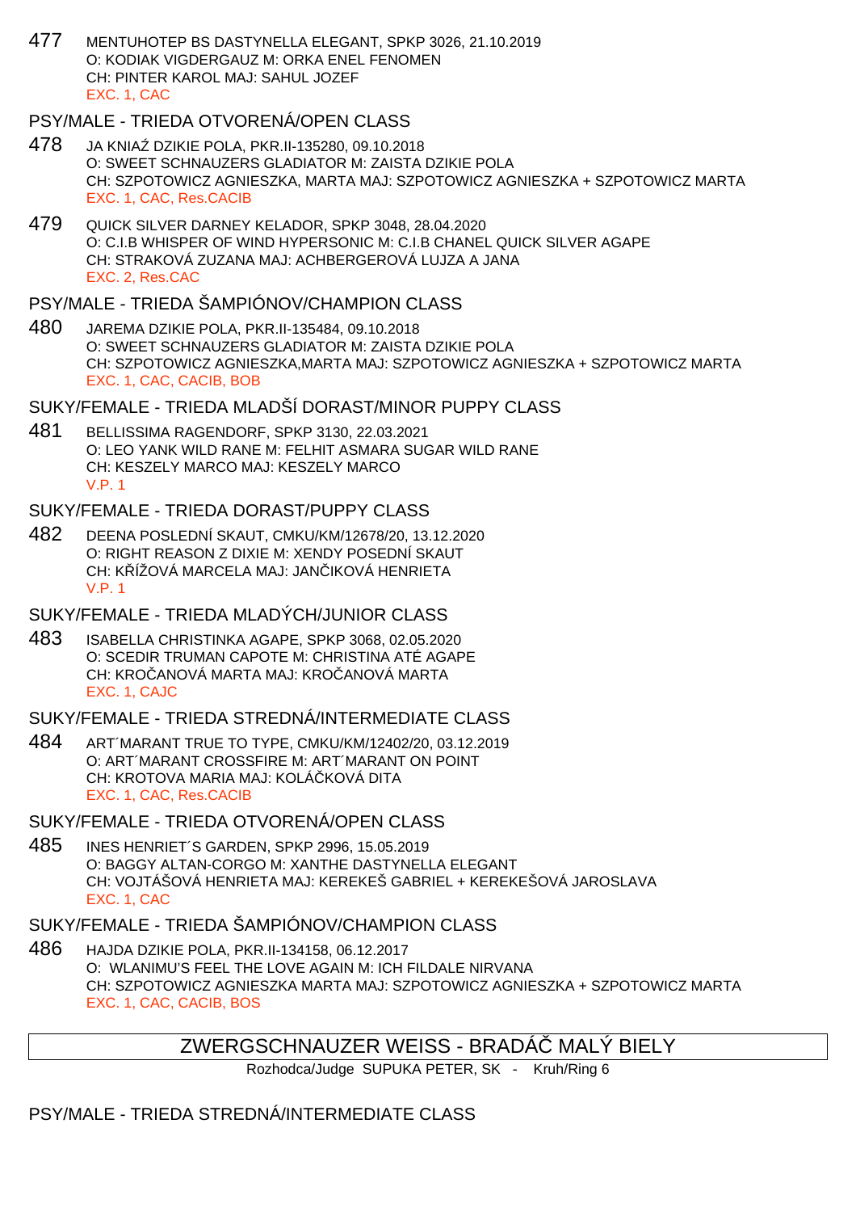477 MENTUHOTEP BS DASTYNELLA ELEGANT, SPKP 3026, 21.10.2019
O: KODIAK VIGDERGAUZ M: ORKA ENEL FENOMEN
CH: PINTER KAROL MAJ: SAHUL JOZEF
EXC. 1, CAC

## PSY/MALE - TRIEDA OTVORENÁ/OPEN CLASS

478 JA KNIAŹ DZIKIE POLA, PKR.II-135280, 09.10.2018
O: SWEET SCHNAUZERS GLADIATOR M: ZAISTA DZIKIE POLA
CH: SZPOTOWICZ AGNIESZKA, MARTA MAJ: SZPOTOWICZ AGNIESZKA + SZPOTOWICZ MARTA
EXC. 1, CAC, Res.CACIB

479 QUICK SILVER DARNEY KELADOR, SPKP 3048, 28.04.2020
O: C.I.B WHISPER OF WIND HYPERSONIC M: C.I.B CHANEL QUICK SILVER AGAPE
CH: STRAKOVÁ ZUZANA MAJ: ACHBERGEROVÁ LUJZA A JANA
EXC. 2, Res.CAC

## PSY/MALE - TRIEDA ŠAMPIÓNOV/CHAMPION CLASS

480 JAREMA DZIKIE POLA, PKR.II-135484, 09.10.2018
O: SWEET SCHNAUZERS GLADIATOR M: ZAISTA DZIKIE POLA
CH: SZPOTOWICZ AGNIESZKA,MARTA MAJ: SZPOTOWICZ AGNIESZKA + SZPOTOWICZ MARTA
EXC. 1, CAC, CACIB, BOB

## SUKY/FEMALE - TRIEDA MLADŠÍ DORAST/MINOR PUPPY CLASS

481 BELLISSIMA RAGENDORF, SPKP 3130, 22.03.2021
O: LEO YANK WILD RANE M: FELHIT ASMARA SUGAR WILD RANE
CH: KESZELY MARCO MAJ: KESZELY MARCO
V.P. 1

## SUKY/FEMALE - TRIEDA DORAST/PUPPY CLASS

482 DEENA POSLEDNÍ SKAUT, CMKU/KM/12678/20, 13.12.2020
O: RIGHT REASON Z DIXIE M: XENDY POSEDNÍ SKAUT
CH: KŘÍŽOVÁ MARCELA MAJ: JANČIKOVÁ HENRIETA
V.P. 1

## SUKY/FEMALE - TRIEDA MLADÝCH/JUNIOR CLASS

483 ISABELLA CHRISTINKA AGAPE, SPKP 3068, 02.05.2020
O: SCEDIR TRUMAN CAPOTE M: CHRISTINA ATÉ AGAPE
CH: KROČANOVÁ MARTA MAJ: KROČANOVÁ MARTA
EXC. 1, CAJC

## SUKY/FEMALE - TRIEDA STREDNÁ/INTERMEDIATE CLASS

484 ART´MARANT TRUE TO TYPE, CMKU/KM/12402/20, 03.12.2019
O: ART´MARANT CROSSFIRE M: ART´MARANT ON POINT
CH: KROTOVA MARIA MAJ: KOLÁČKOVÁ DITA
EXC. 1, CAC, Res.CACIB

## SUKY/FEMALE - TRIEDA OTVORENÁ/OPEN CLASS

485 INES HENRIET´S GARDEN, SPKP 2996, 15.05.2019
O: BAGGY ALTAN-CORGO M: XANTHE DASTYNELLA ELEGANT
CH: VOJTÁŠOVÁ HENRIETA MAJ: KEREKEŠ GABRIEL + KEREKEŠOVÁ JAROSLAVA
EXC. 1, CAC

## SUKY/FEMALE - TRIEDA ŠAMPIÓNOV/CHAMPION CLASS

486 HAJDA DZIKIE POLA, PKR.II-134158, 06.12.2017
O: WLANIMU'S FEEL THE LOVE AGAIN M: ICH FILDALE NIRVANA
CH: SZPOTOWICZ AGNIESZKA MARTA MAJ: SZPOTOWICZ AGNIESZKA + SZPOTOWICZ MARTA
EXC. 1, CAC, CACIB, BOS

# ZWERGSCHNAUZER WEISS - BRADÁČ MALÝ BIELY

Rozhodca/Judge SUPUKA PETER, SK - Kruh/Ring 6

## PSY/MALE - TRIEDA STREDNÁ/INTERMEDIATE CLASS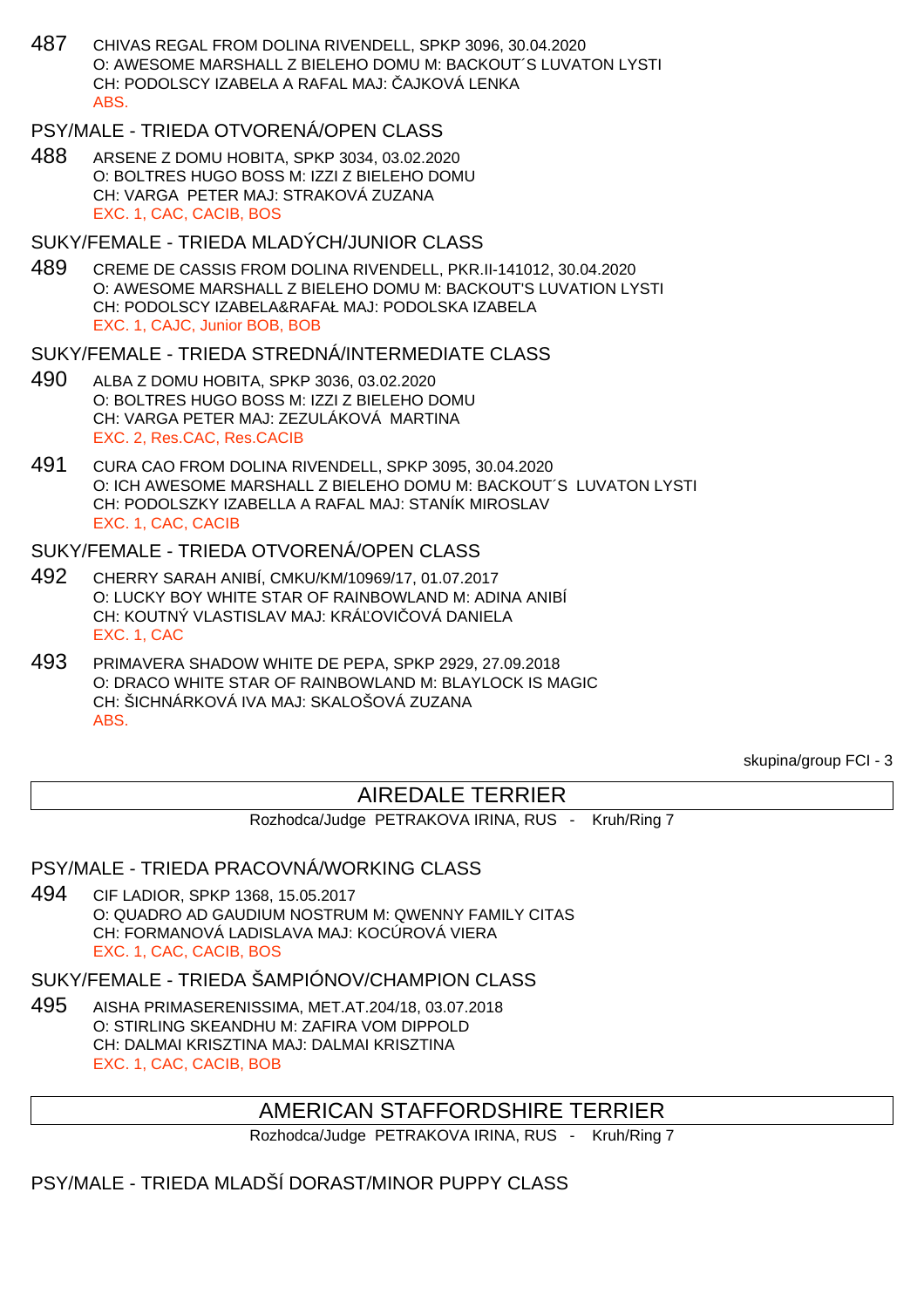487 CHIVAS REGAL FROM DOLINA RIVENDELL, SPKP 3096, 30.04.2020
O: AWESOME MARSHALL Z BIELEHO DOMU M: BACKOUT´S LUVATON LYSTI
CH: PODOLSCY IZABELA A RAFAL MAJ: ČAJKOVÁ LENKA
ABS.

### PSY/MALE - TRIEDA OTVORENÁ/OPEN CLASS

488 ARSENE Z DOMU HOBITA, SPKP 3034, 03.02.2020
O: BOLTRES HUGO BOSS M: IZZI Z BIELEHO DOMU
CH: VARGA PETER MAJ: STRAKOVÁ ZUZANA
EXC. 1, CAC, CACIB, BOS

### SUKY/FEMALE - TRIEDA MLADÝCH/JUNIOR CLASS

489 CREME DE CASSIS FROM DOLINA RIVENDELL, PKR.II-141012, 30.04.2020
O: AWESOME MARSHALL Z BIELEHO DOMU M: BACKOUT'S LUVATION LYSTI
CH: PODOLSCY IZABELA&RAFAŁ MAJ: PODOLSKA IZABELA
EXC. 1, CAJC, Junior BOB, BOB

### SUKY/FEMALE - TRIEDA STREDNÁ/INTERMEDIATE CLASS

490 ALBA Z DOMU HOBITA, SPKP 3036, 03.02.2020
O: BOLTRES HUGO BOSS M: IZZI Z BIELEHO DOMU
CH: VARGA PETER MAJ: ZEZULÁKOVÁ MARTINA
EXC. 2, Res.CAC, Res.CACIB

491 CURA CAO FROM DOLINA RIVENDELL, SPKP 3095, 30.04.2020
O: ICH AWESOME MARSHALL Z BIELEHO DOMU M: BACKOUT´S LUVATON LYSTI
CH: PODOLSZKY IZABELLA A RAFAL MAJ: STANÍK MIROSLAV
EXC. 1, CAC, CACIB

### SUKY/FEMALE - TRIEDA OTVORENÁ/OPEN CLASS

492 CHERRY SARAH ANIBÍ, CMKU/KM/10969/17, 01.07.2017
O: LUCKY BOY WHITE STAR OF RAINBOWLAND M: ADINA ANIBÍ
CH: KOUTNÝ VLASTISLAV MAJ: KRÁĽOVIČOVÁ DANIELA
EXC. 1, CAC

493 PRIMAVERA SHADOW WHITE DE PEPA, SPKP 2929, 27.09.2018
O: DRACO WHITE STAR OF RAINBOWLAND M: BLAYLOCK IS MAGIC
CH: ŠICHNÁRKOVÁ IVA MAJ: SKALOŠOVÁ ZUZANA
ABS.

skupina/group FCI - 3

## AIREDALE TERRIER

Rozhodca/Judge PETRAKOVA IRINA, RUS - Kruh/Ring 7

### PSY/MALE - TRIEDA PRACOVNÁ/WORKING CLASS

494 CIF LADIOR, SPKP 1368, 15.05.2017
O: QUADRO AD GAUDIUM NOSTRUM M: QWENNY FAMILY CITAS
CH: FORMANOVÁ LADISLAVA MAJ: KOCÚROVÁ VIERA
EXC. 1, CAC, CACIB, BOS

### SUKY/FEMALE - TRIEDA ŠAMPIÓNOV/CHAMPION CLASS

495 AISHA PRIMASERENISSIMA, MET.AT.204/18, 03.07.2018
O: STIRLING SKEANDHU M: ZAFIRA VOM DIPPOLD
CH: DALMAI KRISZTINA MAJ: DALMAI KRISZTINA
EXC. 1, CAC, CACIB, BOB

## AMERICAN STAFFORDSHIRE TERRIER

Rozhodca/Judge PETRAKOVA IRINA, RUS - Kruh/Ring 7

### PSY/MALE - TRIEDA MLADŠÍ DORAST/MINOR PUPPY CLASS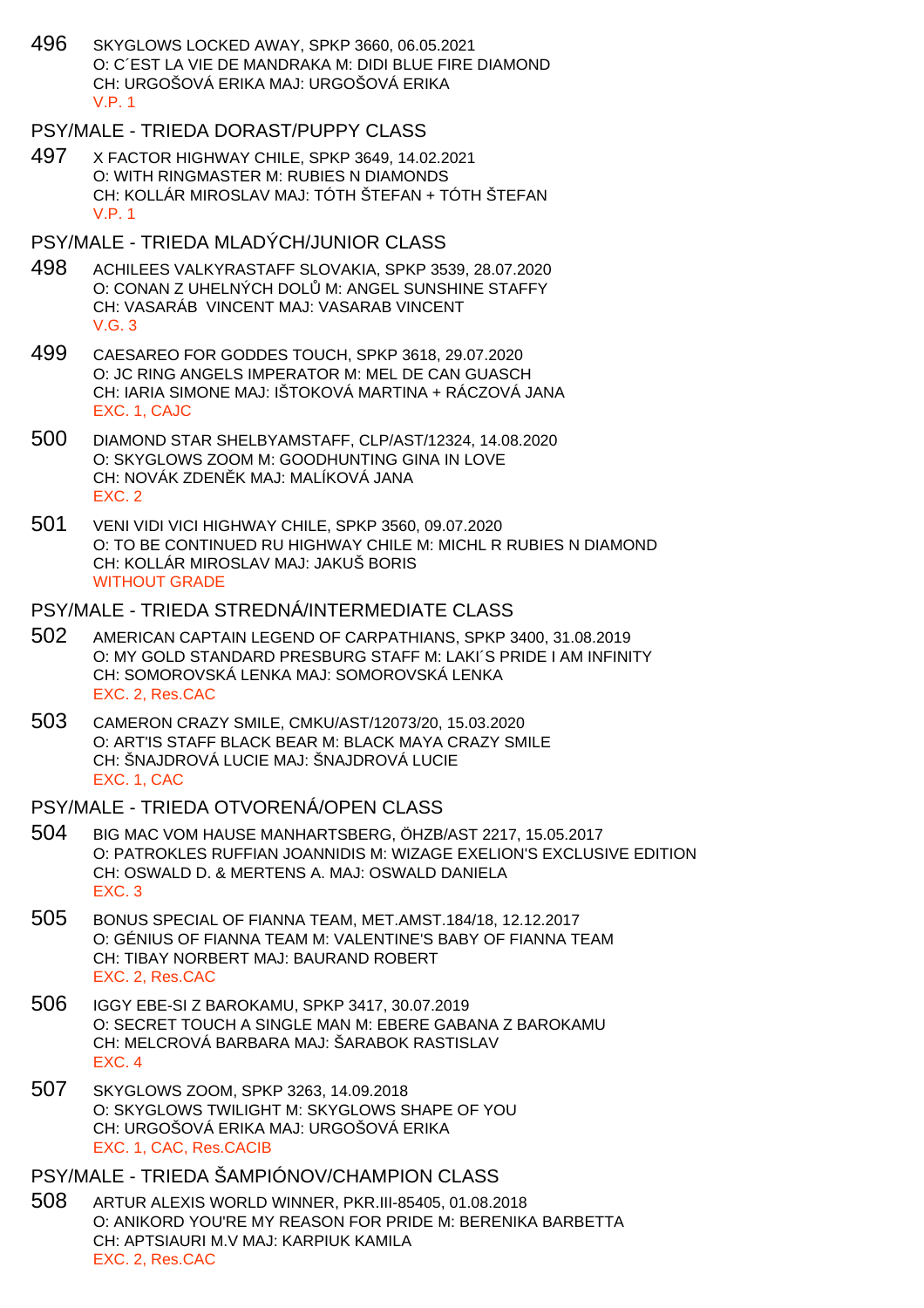496 SKYGLOWS LOCKED AWAY, SPKP 3660, 06.05.2021
O: C´EST LA VIE DE MANDRAKA M: DIDI BLUE FIRE DIAMOND
CH: URGOŠOVÁ ERIKA MAJ: URGOŠOVÁ ERIKA
V.P. 1

## PSY/MALE - TRIEDA DORAST/PUPPY CLASS

497 X FACTOR HIGHWAY CHILE, SPKP 3649, 14.02.2021
O: WITH RINGMASTER M: RUBIES N DIAMONDS
CH: KOLLÁR MIROSLAV MAJ: TÓTH ŠTEFAN + TÓTH ŠTEFAN
V.P. 1

## PSY/MALE - TRIEDA MLADÝCH/JUNIOR CLASS

498 ACHILEES VALKYRASTAFF SLOVAKIA, SPKP 3539, 28.07.2020
O: CONAN Z UHELNÝCH DOLŮ M: ANGEL SUNSHINE STAFFY
CH: VASARÁB VINCENT MAJ: VASARAB VINCENT
V.G. 3

499 CAESAREO FOR GODDES TOUCH, SPKP 3618, 29.07.2020
O: JC RING ANGELS IMPERATOR M: MEL DE CAN GUASCH
CH: IARIA SIMONE MAJ: IŠTOKOVÁ MARTINA + RÁCZOVÁ JANA
EXC. 1, CAJC

500 DIAMOND STAR SHELBYAMSTAFF, CLP/AST/12324, 14.08.2020
O: SKYGLOWS ZOOM M: GOODHUNTING GINA IN LOVE
CH: NOVÁK ZDENĚK MAJ: MALÍKOVÁ JANA
EXC. 2

501 VENI VIDI VICI HIGHWAY CHILE, SPKP 3560, 09.07.2020
O: TO BE CONTINUED RU HIGHWAY CHILE M: MICHL R RUBIES N DIAMOND
CH: KOLLÁR MIROSLAV MAJ: JAKUŠ BORIS
WITHOUT GRADE

## PSY/MALE - TRIEDA STREDNÁ/INTERMEDIATE CLASS

502 AMERICAN CAPTAIN LEGEND OF CARPATHIANS, SPKP 3400, 31.08.2019
O: MY GOLD STANDARD PRESBURG STAFF M: LAKI´S PRIDE I AM INFINITY
CH: SOMOROVSKÁ LENKA MAJ: SOMOROVSKÁ LENKA
EXC. 2, Res.CAC

503 CAMERON CRAZY SMILE, CMKU/AST/12073/20, 15.03.2020
O: ART'IS STAFF BLACK BEAR M: BLACK MAYA CRAZY SMILE
CH: ŠNAJDROVÁ LUCIE MAJ: ŠNAJDROVÁ LUCIE
EXC. 1, CAC

## PSY/MALE - TRIEDA OTVORENÁ/OPEN CLASS

504 BIG MAC VOM HAUSE MANHARTSBERG, ÖHZB/AST 2217, 15.05.2017
O: PATROKLES RUFFIAN JOANNIDIS M: WIZAGE EXELION'S EXCLUSIVE EDITION
CH: OSWALD D. & MERTENS A. MAJ: OSWALD DANIELA
EXC. 3

505 BONUS SPECIAL OF FIANNA TEAM, MET.AMST.184/18, 12.12.2017
O: GÉNIUS OF FIANNA TEAM M: VALENTINE'S BABY OF FIANNA TEAM
CH: TIBAY NORBERT MAJ: BAURAND ROBERT
EXC. 2, Res.CAC

506 IGGY EBE-SI Z BAROKAMU, SPKP 3417, 30.07.2019
O: SECRET TOUCH A SINGLE MAN M: EBERE GABANA Z BAROKAMU
CH: MELCROVÁ BARBARA MAJ: ŠARABOK RASTISLAV
EXC. 4

507 SKYGLOWS ZOOM, SPKP 3263, 14.09.2018
O: SKYGLOWS TWILIGHT M: SKYGLOWS SHAPE OF YOU
CH: URGOŠOVÁ ERIKA MAJ: URGOŠOVÁ ERIKA
EXC. 1, CAC, Res.CACIB

## PSY/MALE - TRIEDA ŠAMPIÓNOV/CHAMPION CLASS

508 ARTUR ALEXIS WORLD WINNER, PKR.III-85405, 01.08.2018
O: ANIKORD YOU'RE MY REASON FOR PRIDE M: BERENIKA BARBETTA
CH: APTSIAURI M.V MAJ: KARPIUK KAMILA
EXC. 2, Res.CAC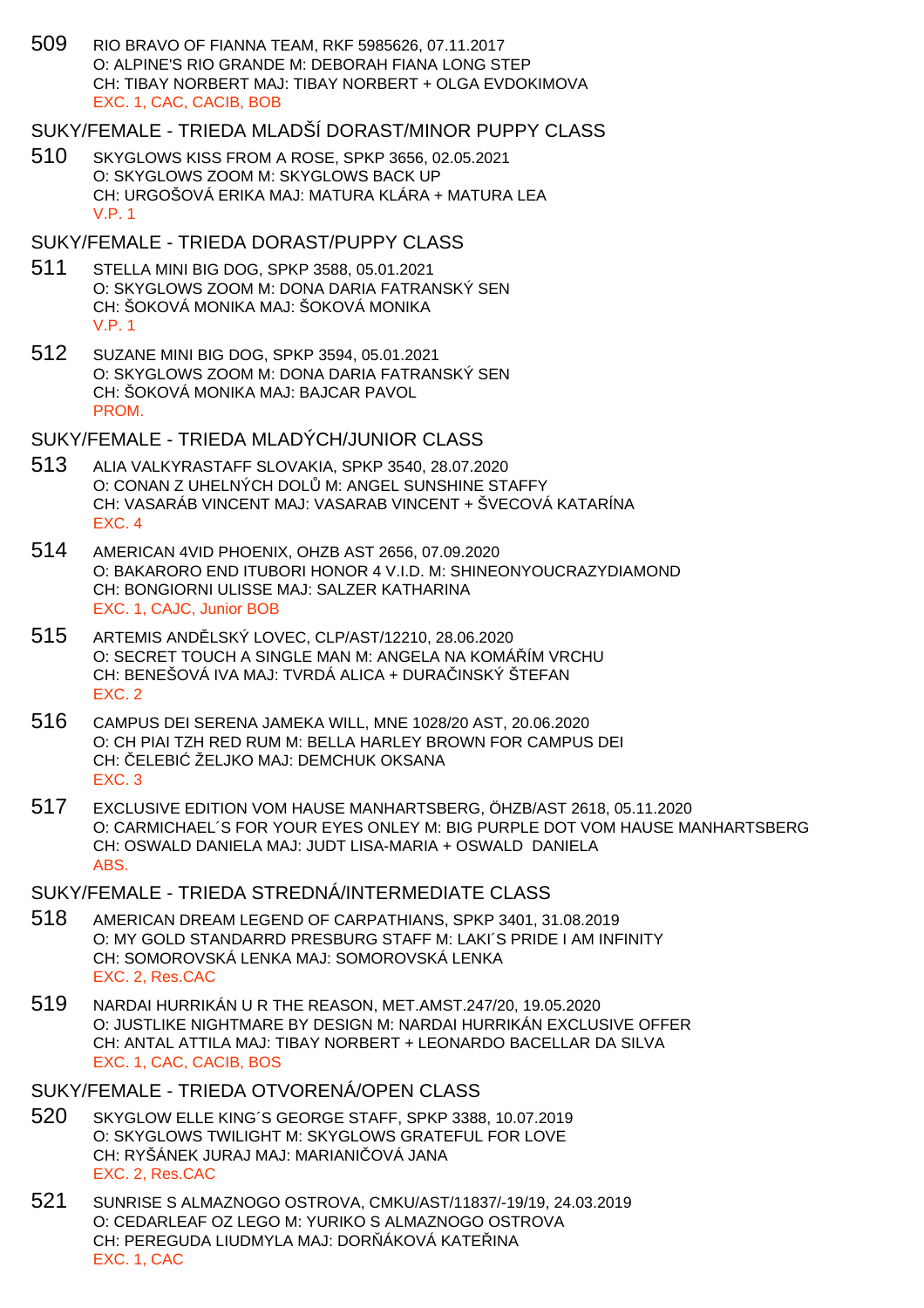509 RIO BRAVO OF FIANNA TEAM, RKF 5985626, 07.11.2017
O: ALPINE'S RIO GRANDE M: DEBORAH FIANA LONG STEP
CH: TIBAY NORBERT MAJ: TIBAY NORBERT + OLGA EVDOKIMOVA
EXC. 1, CAC, CACIB, BOB

## SUKY/FEMALE - TRIEDA MLADŠÍ DORAST/MINOR PUPPY CLASS

510 SKYGLOWS KISS FROM A ROSE, SPKP 3656, 02.05.2021
O: SKYGLOWS ZOOM M: SKYGLOWS BACK UP
CH: URGOŠOVÁ ERIKA MAJ: MATURA KLÁRA + MATURA LEA
V.P. 1

## SUKY/FEMALE - TRIEDA DORAST/PUPPY CLASS

511 STELLA MINI BIG DOG, SPKP 3588, 05.01.2021
O: SKYGLOWS ZOOM M: DONA DARIA FATRANSKÝ SEN
CH: ŠOKOVÁ MONIKA MAJ: ŠOKOVÁ MONIKA
V.P. 1

512 SUZANE MINI BIG DOG, SPKP 3594, 05.01.2021
O: SKYGLOWS ZOOM M: DONA DARIA FATRANSKÝ SEN
CH: ŠOKOVÁ MONIKA MAJ: BAJCAR PAVOL
PROM.

## SUKY/FEMALE - TRIEDA MLADÝCH/JUNIOR CLASS

513 ALIA VALKYRASTAFF SLOVAKIA, SPKP 3540, 28.07.2020
O: CONAN Z UHELNÝCH DOLŮ M: ANGEL SUNSHINE STAFFY
CH: VASARÁB VINCENT MAJ: VASARAB VINCENT + ŠVECOVÁ KATARÍNA
EXC. 4

514 AMERICAN 4VID PHOENIX, OHZB AST 2656, 07.09.2020
O: BAKARORO END ITUBORI HONOR 4 V.I.D. M: SHINEONYOUCRAZYDIAMOND
CH: BONGIORNI ULISSE MAJ: SALZER KATHARINA
EXC. 1, CAJC, Junior BOB

515 ARTEMIS ANDĚLSKÝ LOVEC, CLP/AST/12210, 28.06.2020
O: SECRET TOUCH A SINGLE MAN M: ANGELA NA KOMÁŘÍM VRCHU
CH: BENEŠOVÁ IVA MAJ: TVRDÁ ALICA + DURAČINSKÝ ŠTEFAN
EXC. 2

516 CAMPUS DEI SERENA JAMEKA WILL, MNE 1028/20 AST, 20.06.2020
O: CH PIAI TZH RED RUM M: BELLA HARLEY BROWN FOR CAMPUS DEI
CH: ČELEBIĆ ŽELJKO MAJ: DEMCHUK OKSANA
EXC. 3

517 EXCLUSIVE EDITION VOM HAUSE MANHARTSBERG, ÖHZB/AST 2618, 05.11.2020
O: CARMICHAEL´S FOR YOUR EYES ONLEY M: BIG PURPLE DOT VOM HAUSE MANHARTSBERG
CH: OSWALD DANIELA MAJ: JUDT LISA-MARIA + OSWALD DANIELA
ABS.

## SUKY/FEMALE - TRIEDA STREDNÁ/INTERMEDIATE CLASS

518 AMERICAN DREAM LEGEND OF CARPATHIANS, SPKP 3401, 31.08.2019
O: MY GOLD STANDARRD PRESBURG STAFF M: LAKI´S PRIDE I AM INFINITY
CH: SOMOROVSKÁ LENKA MAJ: SOMOROVSKÁ LENKA
EXC. 2, Res.CAC

519 NARDAI HURRIKÁN U R THE REASON, MET.AMST.247/20, 19.05.2020
O: JUSTLIKE NIGHTMARE BY DESIGN M: NARDAI HURRIKÁN EXCLUSIVE OFFER
CH: ANTAL ATTILA MAJ: TIBAY NORBERT + LEONARDO BACELLAR DA SILVA
EXC. 1, CAC, CACIB, BOS

## SUKY/FEMALE - TRIEDA OTVORENÁ/OPEN CLASS

520 SKYGLOW ELLE KING´S GEORGE STAFF, SPKP 3388, 10.07.2019
O: SKYGLOWS TWILIGHT M: SKYGLOWS GRATEFUL FOR LOVE
CH: RYŠÁNEK JURAJ MAJ: MARIANIČOVÁ JANA
EXC. 2, Res.CAC

521 SUNRISE S ALMAZNOGO OSTROVA, CMKU/AST/11837/-19/19, 24.03.2019
O: CEDARLEAF OZ LEGO M: YURIKO S ALMAZNOGO OSTROVA
CH: PEREGUDA LIUDMYLA MAJ: DORŇÁKOVÁ KATEŘINA
EXC. 1, CAC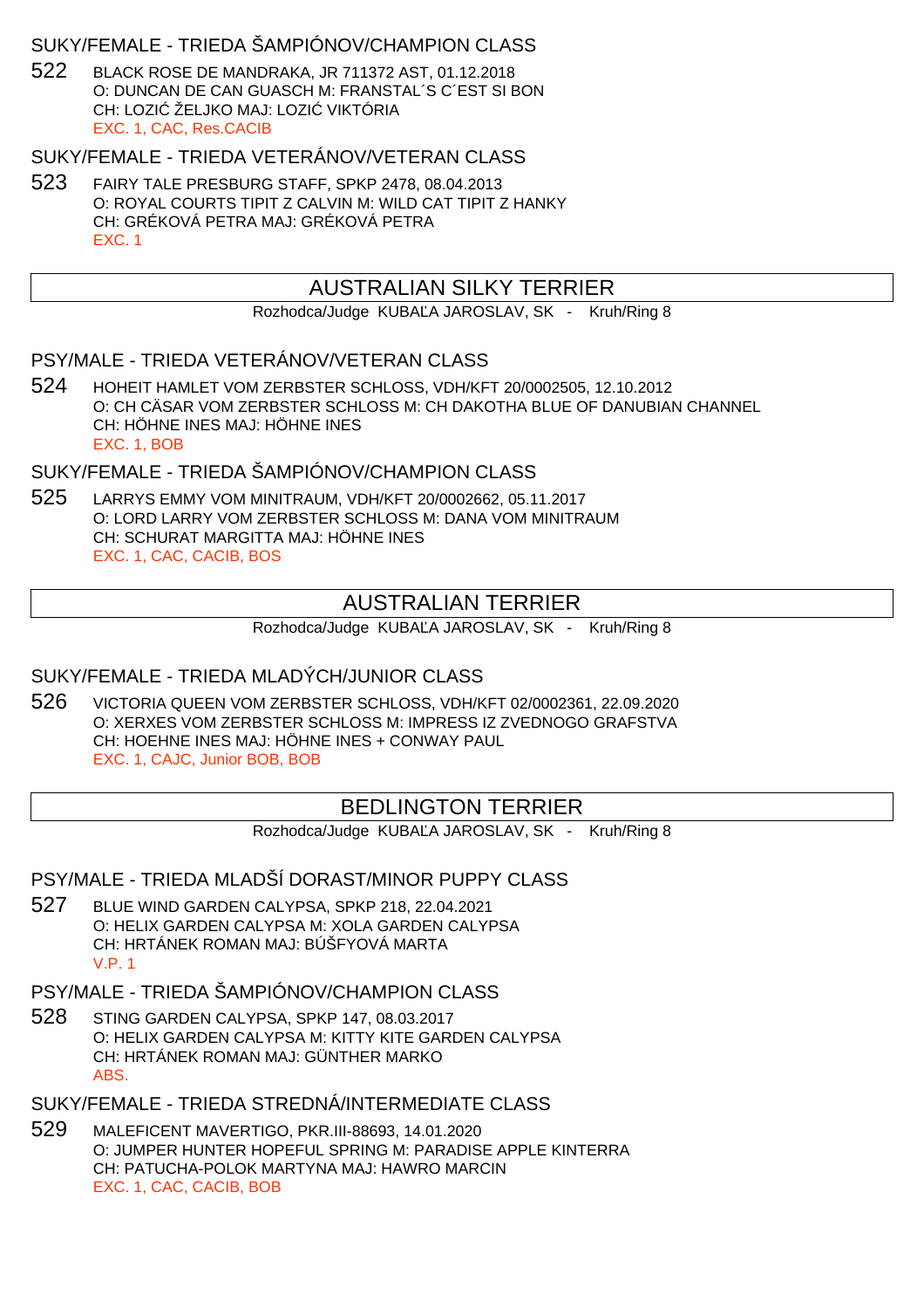### SUKY/FEMALE - TRIEDA ŠAMPIÓNOV/CHAMPION CLASS

522 BLACK ROSE DE MANDRAKA, JR 711372 AST, 01.12.2018
O: DUNCAN DE CAN GUASCH M: FRANSTAL´S C´EST SI BON
CH: LOZIĆ ŽELJKO MAJ: LOZIĆ VIKTÓRIA
EXC. 1, CAC, Res.CACIB

### SUKY/FEMALE - TRIEDA VETERÁNOV/VETERAN CLASS

523 FAIRY TALE PRESBURG STAFF, SPKP 2478, 08.04.2013
O: ROYAL COURTS TIPIT Z CALVIN M: WILD CAT TIPIT Z HANKY
CH: GRÉKOVÁ PETRA MAJ: GRÉKOVÁ PETRA
EXC. 1

## AUSTRALIAN SILKY TERRIER

Rozhodca/Judge KUBAĽA JAROSLAV, SK - Kruh/Ring 8

### PSY/MALE - TRIEDA VETERÁNOV/VETERAN CLASS

524 HOHEIT HAMLET VOM ZERBSTER SCHLOSS, VDH/KFT 20/0002505, 12.10.2012
O: CH CÄSAR VOM ZERBSTER SCHLOSS M: CH DAKOTHA BLUE OF DANUBIAN CHANNEL
CH: HÖHNE INES MAJ: HÖHNE INES
EXC. 1, BOB

### SUKY/FEMALE - TRIEDA ŠAMPIÓNOV/CHAMPION CLASS

525 LARRYS EMMY VOM MINITRAUM, VDH/KFT 20/0002662, 05.11.2017
O: LORD LARRY VOM ZERBSTER SCHLOSS M: DANA VOM MINITRAUM
CH: SCHURAT MARGITTA MAJ: HÖHNE INES
EXC. 1, CAC, CACIB, BOS

## AUSTRALIAN TERRIER

Rozhodca/Judge KUBAĽA JAROSLAV, SK - Kruh/Ring 8

### SUKY/FEMALE - TRIEDA MLADÝCH/JUNIOR CLASS

526 VICTORIA QUEEN VOM ZERBSTER SCHLOSS, VDH/KFT 02/0002361, 22.09.2020
O: XERXES VOM ZERBSTER SCHLOSS M: IMPRESS IZ ZVEDNOGO GRAFSTVA
CH: HOEHNE INES MAJ: HÖHNE INES + CONWAY PAUL
EXC. 1, CAJC, Junior BOB, BOB

## BEDLINGTON TERRIER

Rozhodca/Judge KUBAĽA JAROSLAV, SK - Kruh/Ring 8

### PSY/MALE - TRIEDA MLADŠÍ DORAST/MINOR PUPPY CLASS

527 BLUE WIND GARDEN CALYPSA, SPKP 218, 22.04.2021
O: HELIX GARDEN CALYPSA M: XOLA GARDEN CALYPSA
CH: HRTÁNEK ROMAN MAJ: BÚŠFYOVÁ MARTA
V.P. 1

### PSY/MALE - TRIEDA ŠAMPIÓNOV/CHAMPION CLASS

528 STING GARDEN CALYPSA, SPKP 147, 08.03.2017
O: HELIX GARDEN CALYPSA M: KITTY KITE GARDEN CALYPSA
CH: HRTÁNEK ROMAN MAJ: GÜNTHER MARKO
ABS.

### SUKY/FEMALE - TRIEDA STREDNÁ/INTERMEDIATE CLASS

529 MALEFICENT MAVERTIGO, PKR.III-88693, 14.01.2020
O: JUMPER HUNTER HOPEFUL SPRING M: PARADISE APPLE KINTERRA
CH: PATUCHA-POLOK MARTYNA MAJ: HAWRO MARCIN
EXC. 1, CAC, CACIB, BOB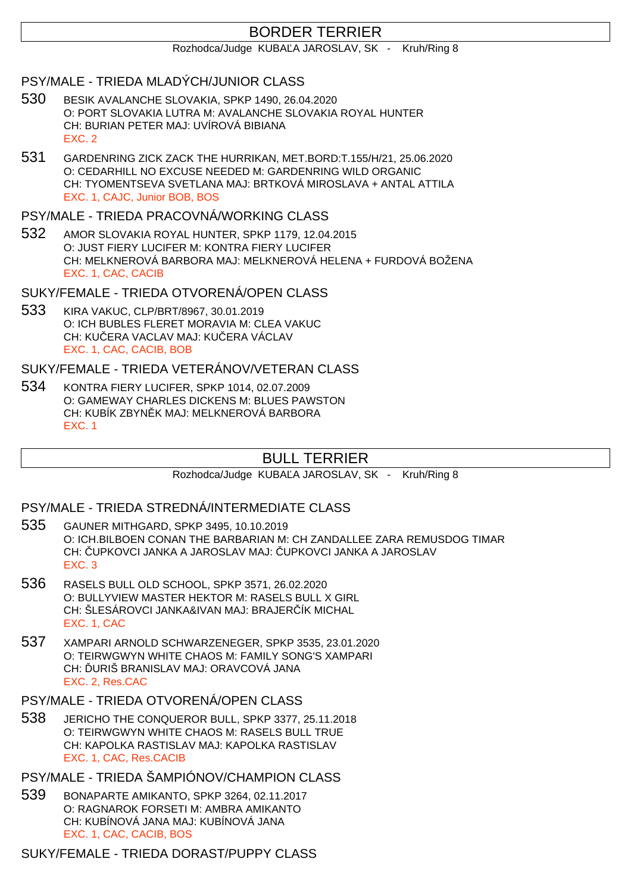## BORDER TERRIER

Rozhodca/Judge KUBAĽA JAROSLAV, SK - Kruh/Ring 8

### PSY/MALE - TRIEDA MLADÝCH/JUNIOR CLASS

530 BESIK AVALANCHE SLOVAKIA, SPKP 1490, 26.04.2020
O: PORT SLOVAKIA LUTRA M: AVALANCHE SLOVAKIA ROYAL HUNTER
CH: BURIAN PETER MAJ: UVÍROVÁ BIBIANA
EXC. 2

531 GARDENRING ZICK ZACK THE HURRIKAN, MET.BORD:T.155/H/21, 25.06.2020
O: CEDARHILL NO EXCUSE NEEDED M: GARDENRING WILD ORGANIC
CH: TYOMENTSEVA SVETLANA MAJ: BRTKOVÁ MIROSLAVA + ANTAL ATTILA
EXC. 1, CAJC, Junior BOB, BOS

### PSY/MALE - TRIEDA PRACOVNÁ/WORKING CLASS

532 AMOR SLOVAKIA ROYAL HUNTER, SPKP 1179, 12.04.2015
O: JUST FIERY LUCIFER M: KONTRA FIERY LUCIFER
CH: MELKNEROVÁ BARBORA MAJ: MELKNEROVÁ HELENA + FURDOVÁ BOŽENA
EXC. 1, CAC, CACIB

### SUKY/FEMALE - TRIEDA OTVORENÁ/OPEN CLASS

533 KIRA VAKUC, CLP/BRT/8967, 30.01.2019
O: ICH BUBLES FLERET MORAVIA M: CLEA VAKUC
CH: KUČERA VACLAV MAJ: KUČERA VÁCLAV
EXC. 1, CAC, CACIB, BOB

### SUKY/FEMALE - TRIEDA VETERÁNOV/VETERAN CLASS

534 KONTRA FIERY LUCIFER, SPKP 1014, 02.07.2009
O: GAMEWAY CHARLES DICKENS M: BLUES PAWSTON
CH: KUBÍK ZBYNĚK MAJ: MELKNEROVÁ BARBORA
EXC. 1

## BULL TERRIER

Rozhodca/Judge KUBAĽA JAROSLAV, SK - Kruh/Ring 8

### PSY/MALE - TRIEDA STREDNÁ/INTERMEDIATE CLASS

535 GAUNER MITHGARD, SPKP 3495, 10.10.2019
O: ICH.BILBOEN CONAN THE BARBARIAN M: CH ZANDALLEE ZARA REMUSDOG TIMAR
CH: ČUPKOVCI JANKA A JAROSLAV MAJ: ČUPKOVCI JANKA A JAROSLAV
EXC. 3

536 RASELS BULL OLD SCHOOL, SPKP 3571, 26.02.2020
O: BULLYVIEW MASTER HEKTOR M: RASELS BULL X GIRL
CH: ŠLESÁROVCI JANKA&IVAN MAJ: BRAJERČÍK MICHAL
EXC. 1, CAC

537 XAMPARI ARNOLD SCHWARZENEGER, SPKP 3535, 23.01.2020
O: TEIRWGWYN WHITE CHAOS M: FAMILY SONG'S XAMPARI
CH: ĎURIŠ BRANISLAV MAJ: ORAVCOVÁ JANA
EXC. 2, Res.CAC

### PSY/MALE - TRIEDA OTVORENÁ/OPEN CLASS

538 JERICHO THE CONQUEROR BULL, SPKP 3377, 25.11.2018
O: TEIRWGWYN WHITE CHAOS M: RASELS BULL TRUE
CH: KAPOLKA RASTISLAV MAJ: KAPOLKA RASTISLAV
EXC. 1, CAC, Res.CACIB

### PSY/MALE - TRIEDA ŠAMPIÓNOV/CHAMPION CLASS

539 BONAPARTE AMIKANTO, SPKP 3264, 02.11.2017
O: RAGNAROK FORSETI M: AMBRA AMIKANTO
CH: KUBÍNOVÁ JANA MAJ: KUBÍNOVÁ JANA
EXC. 1, CAC, CACIB, BOS

### SUKY/FEMALE - TRIEDA DORAST/PUPPY CLASS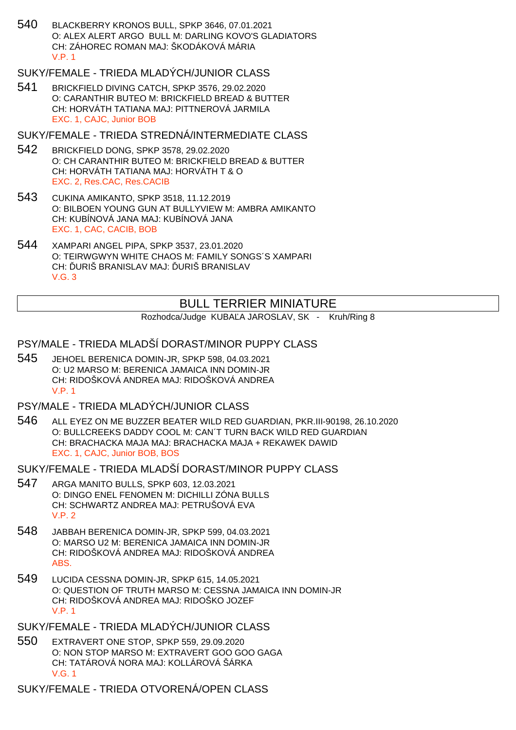540 BLACKBERRY KRONOS BULL, SPKP 3646, 07.01.2021
O: ALEX ALERT ARGO BULL M: DARLING KOVO'S GLADIATORS
CH: ZÁHOREC ROMAN MAJ: ŠKODÁKOVÁ MÁRIA
V.P. 1

SUKY/FEMALE - TRIEDA MLADÝCH/JUNIOR CLASS

541 BRICKFIELD DIVING CATCH, SPKP 3576, 29.02.2020
O: CARANTHIR BUTEO M: BRICKFIELD BREAD & BUTTER
CH: HORVÁTH TATIANA MAJ: PITTNEROVÁ JARMILA
EXC. 1, CAJC, Junior BOB

SUKY/FEMALE - TRIEDA STREDNÁ/INTERMEDIATE CLASS

542 BRICKFIELD DONG, SPKP 3578, 29.02.2020
O: CH CARANTHIR BUTEO M: BRICKFIELD BREAD & BUTTER
CH: HORVÁTH TATIANA MAJ: HORVÁTH T & O
EXC. 2, Res.CAC, Res.CACIB

543 CUKINA AMIKANTO, SPKP 3518, 11.12.2019
O: BILBOEN YOUNG GUN AT BULLYVIEW M: AMBRA AMIKANTO
CH: KUBÍNOVÁ JANA MAJ: KUBÍNOVÁ JANA
EXC. 1, CAC, CACIB, BOB

544 XAMPARI ANGEL PIPA, SPKP 3537, 23.01.2020
O: TEIRWGWYN WHITE CHAOS M: FAMILY SONGS´S XAMPARI
CH: ĎURIŠ BRANISLAV MAJ: ĎURIŠ BRANISLAV
V.G. 3

## BULL TERRIER MINIATURE

Rozhodca/Judge KUBAĽA JAROSLAV, SK - Kruh/Ring 8

PSY/MALE - TRIEDA MLADŠÍ DORAST/MINOR PUPPY CLASS

545 JEHOEL BERENICA DOMIN-JR, SPKP 598, 04.03.2021
O: U2 MARSO M: BERENICA JAMAICA INN DOMIN-JR
CH: RIDOŠKOVÁ ANDREA MAJ: RIDOŠKOVÁ ANDREA
V.P. 1

PSY/MALE - TRIEDA MLADÝCH/JUNIOR CLASS

546 ALL EYEZ ON ME BUZZER BEATER WILD RED GUARDIAN, PKR.III-90198, 26.10.2020
O: BULLCREEKS DADDY COOL M: CAN´T TURN BACK WILD RED GUARDIAN
CH: BRACHACKA MAJA MAJ: BRACHACKA MAJA + REKAWEK DAWID
EXC. 1, CAJC, Junior BOB, BOS

SUKY/FEMALE - TRIEDA MLADŠÍ DORAST/MINOR PUPPY CLASS

547 ARGA MANITO BULLS, SPKP 603, 12.03.2021
O: DINGO ENEL FENOMEN M: DICHILLI ZÓNA BULLS
CH: SCHWARTZ ANDREA MAJ: PETRUŠOVÁ EVA
V.P. 2

548 JABBAH BERENICA DOMIN-JR, SPKP 599, 04.03.2021
O: MARSO U2 M: BERENICA JAMAICA INN DOMIN-JR
CH: RIDOŠKOVÁ ANDREA MAJ: RIDOŠKOVÁ ANDREA
ABS.

549 LUCIDA CESSNA DOMIN-JR, SPKP 615, 14.05.2021
O: QUESTION OF TRUTH MARSO M: CESSNA JAMAICA INN DOMIN-JR
CH: RIDOŠKOVÁ ANDREA MAJ: RIDOŠKO JOZEF
V.P. 1

SUKY/FEMALE - TRIEDA MLADÝCH/JUNIOR CLASS

550 EXTRAVERT ONE STOP, SPKP 559, 29.09.2020
O: NON STOP MARSO M: EXTRAVERT GOO GOO GAGA
CH: TATÁROVÁ NORA MAJ: KOLLÁROVÁ ŠÁRKA
V.G. 1

SUKY/FEMALE - TRIEDA OTVORENÁ/OPEN CLASS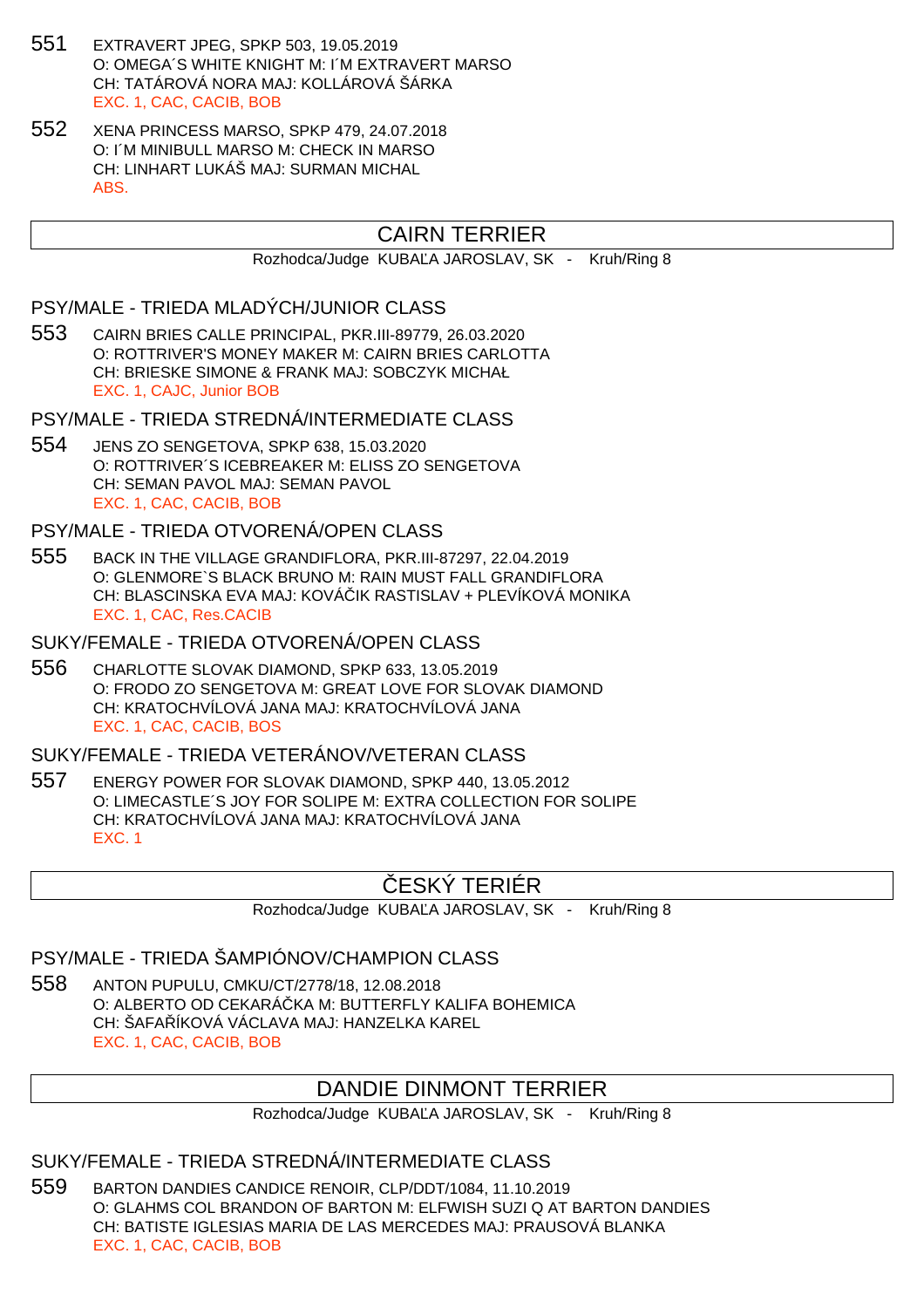551 EXTRAVERT JPEG, SPKP 503, 19.05.2019
O: OMEGA´S WHITE KNIGHT M: I´M EXTRAVERT MARSO
CH: TATÁROVÁ NORA MAJ: KOLLÁROVÁ ŠÁRKA
EXC. 1, CAC, CACIB, BOB

552 XENA PRINCESS MARSO, SPKP 479, 24.07.2018
O: I´M MINIBULL MARSO M: CHECK IN MARSO
CH: LINHART LUKÁŠ MAJ: SURMAN MICHAL
ABS.

## CAIRN TERRIER

Rozhodca/Judge KUBAĽA JAROSLAV, SK - Kruh/Ring 8

### PSY/MALE - TRIEDA MLADÝCH/JUNIOR CLASS

553 CAIRN BRIES CALLE PRINCIPAL, PKR.III-89779, 26.03.2020
O: ROTTRIVER'S MONEY MAKER M: CAIRN BRIES CARLOTTA
CH: BRIESKE SIMONE & FRANK MAJ: SOBCZYK MICHAŁ
EXC. 1, CAJC, Junior BOB

### PSY/MALE - TRIEDA STREDNÁ/INTERMEDIATE CLASS

554 JENS ZO SENGETOVA, SPKP 638, 15.03.2020
O: ROTTRIVER´S ICEBREAKER M: ELISS ZO SENGETOVA
CH: SEMAN PAVOL MAJ: SEMAN PAVOL
EXC. 1, CAC, CACIB, BOB

### PSY/MALE - TRIEDA OTVORENÁ/OPEN CLASS

555 BACK IN THE VILLAGE GRANDIFLORA, PKR.III-87297, 22.04.2019
O: GLENMORE`S BLACK BRUNO M: RAIN MUST FALL GRANDIFLORA
CH: BLASCINSKA EVA MAJ: KOVÁČIK RASTISLAV + PLEVÍKOVÁ MONIKA
EXC. 1, CAC, Res.CACIB

### SUKY/FEMALE - TRIEDA OTVORENÁ/OPEN CLASS

556 CHARLOTTE SLOVAK DIAMOND, SPKP 633, 13.05.2019
O: FRODO ZO SENGETOVA M: GREAT LOVE FOR SLOVAK DIAMOND
CH: KRATOCHVÍLOVÁ JANA MAJ: KRATOCHVÍLOVÁ JANA
EXC. 1, CAC, CACIB, BOS

### SUKY/FEMALE - TRIEDA VETERÁNOV/VETERAN CLASS

557 ENERGY POWER FOR SLOVAK DIAMOND, SPKP 440, 13.05.2012
O: LIMECASTLE´S JOY FOR SOLIPE M: EXTRA COLLECTION FOR SOLIPE
CH: KRATOCHVÍLOVÁ JANA MAJ: KRATOCHVÍLOVÁ JANA
EXC. 1

## ČESKÝ TERIÉR

Rozhodca/Judge KUBAĽA JAROSLAV, SK - Kruh/Ring 8

### PSY/MALE - TRIEDA ŠAMPIÓNOV/CHAMPION CLASS

558 ANTON PUPULU, CMKU/CT/2778/18, 12.08.2018
O: ALBERTO OD CEKARÁČKA M: BUTTERFLY KALIFA BOHEMICA
CH: ŠAFAŘÍKOVÁ VÁCLAVA MAJ: HANZELKA KAREL
EXC. 1, CAC, CACIB, BOB

## DANDIE DINMONT TERRIER

Rozhodca/Judge KUBAĽA JAROSLAV, SK - Kruh/Ring 8

### SUKY/FEMALE - TRIEDA STREDNÁ/INTERMEDIATE CLASS

559 BARTON DANDIES CANDICE RENOIR, CLP/DDT/1084, 11.10.2019
O: GLAHMS COL BRANDON OF BARTON M: ELFWISH SUZI Q AT BARTON DANDIES
CH: BATISTE IGLESIAS MARIA DE LAS MERCEDES MAJ: PRAUSOVÁ BLANKA
EXC. 1, CAC, CACIB, BOB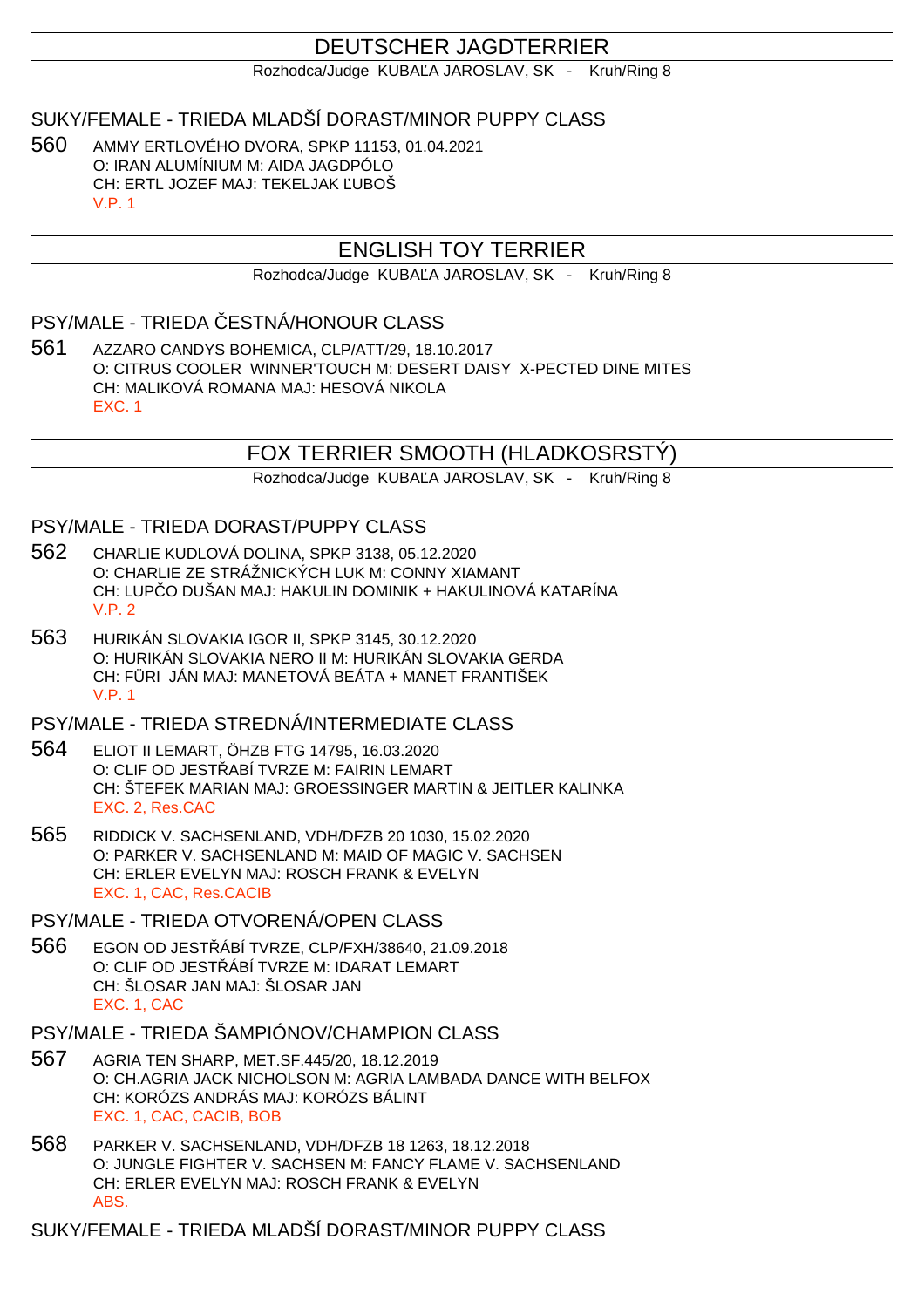## DEUTSCHER JAGDTERRIER

Rozhodca/Judge KUBAĽA JAROSLAV, SK - Kruh/Ring 8

### SUKY/FEMALE - TRIEDA MLADŠÍ DORAST/MINOR PUPPY CLASS

560 AMMY ERTLOVÉHO DVORA, SPKP 11153, 01.04.2021
O: IRAN ALUMÍNIUM M: AIDA JAGDPÓLO
CH: ERTL JOZEF MAJ: TEKELJAK ĽUBOŠ
V.P. 1

## ENGLISH TOY TERRIER

Rozhodca/Judge KUBAĽA JAROSLAV, SK - Kruh/Ring 8

### PSY/MALE - TRIEDA ČESTNÁ/HONOUR CLASS

561 AZZARO CANDYS BOHEMICA, CLP/ATT/29, 18.10.2017
O: CITRUS COOLER WINNER'TOUCH M: DESERT DAISY X-PECTED DINE MITES
CH: MALIKOVÁ ROMANA MAJ: HESOVÁ NIKOLA
EXC. 1

## FOX TERRIER SMOOTH (HLADKOSRSTÝ)

Rozhodca/Judge KUBAĽA JAROSLAV, SK - Kruh/Ring 8

### PSY/MALE - TRIEDA DORAST/PUPPY CLASS

562 CHARLIE KUDLOVÁ DOLINA, SPKP 3138, 05.12.2020
O: CHARLIE ZE STRÁŽNICKÝCH LUK M: CONNY XIAMANT
CH: LUPČO DUŠAN MAJ: HAKULIN DOMINIK + HAKULINOVÁ KATARÍNA
V.P. 2

563 HURIKÁN SLOVAKIA IGOR II, SPKP 3145, 30.12.2020
O: HURIKÁN SLOVAKIA NERO II M: HURIKÁN SLOVAKIA GERDA
CH: FÜRI JÁN MAJ: MANETOVÁ BEÁTA + MANET FRANTIŠEK
V.P. 1

### PSY/MALE - TRIEDA STREDNÁ/INTERMEDIATE CLASS

564 ELIOT II LEMART, ÖHZB FTG 14795, 16.03.2020
O: CLIF OD JESTŘABÍ TVRZE M: FAIRIN LEMART
CH: ŠTEFEK MARIAN MAJ: GROESSINGER MARTIN & JEITLER KALINKA
EXC. 2, Res.CAC

565 RIDDICK V. SACHSENLAND, VDH/DFZB 20 1030, 15.02.2020
O: PARKER V. SACHSENLAND M: MAID OF MAGIC V. SACHSEN
CH: ERLER EVELYN MAJ: ROSCH FRANK & EVELYN
EXC. 1, CAC, Res.CACIB

### PSY/MALE - TRIEDA OTVORENÁ/OPEN CLASS

566 EGON OD JESTŘÁBÍ TVRZE, CLP/FXH/38640, 21.09.2018
O: CLIF OD JESTŘÁBÍ TVRZE M: IDARAT LEMART
CH: ŠLOSAR JAN MAJ: ŠLOSAR JAN
EXC. 1, CAC

### PSY/MALE - TRIEDA ŠAMPIÓNOV/CHAMPION CLASS

567 AGRIA TEN SHARP, MET.SF.445/20, 18.12.2019
O: CH.AGRIA JACK NICHOLSON M: AGRIA LAMBADA DANCE WITH BELFOX
CH: KORÓZS ANDRÁS MAJ: KORÓZS BÁLINT
EXC. 1, CAC, CACIB, BOB

568 PARKER V. SACHSENLAND, VDH/DFZB 18 1263, 18.12.2018
O: JUNGLE FIGHTER V. SACHSEN M: FANCY FLAME V. SACHSENLAND
CH: ERLER EVELYN MAJ: ROSCH FRANK & EVELYN
ABS.

### SUKY/FEMALE - TRIEDA MLADŠÍ DORAST/MINOR PUPPY CLASS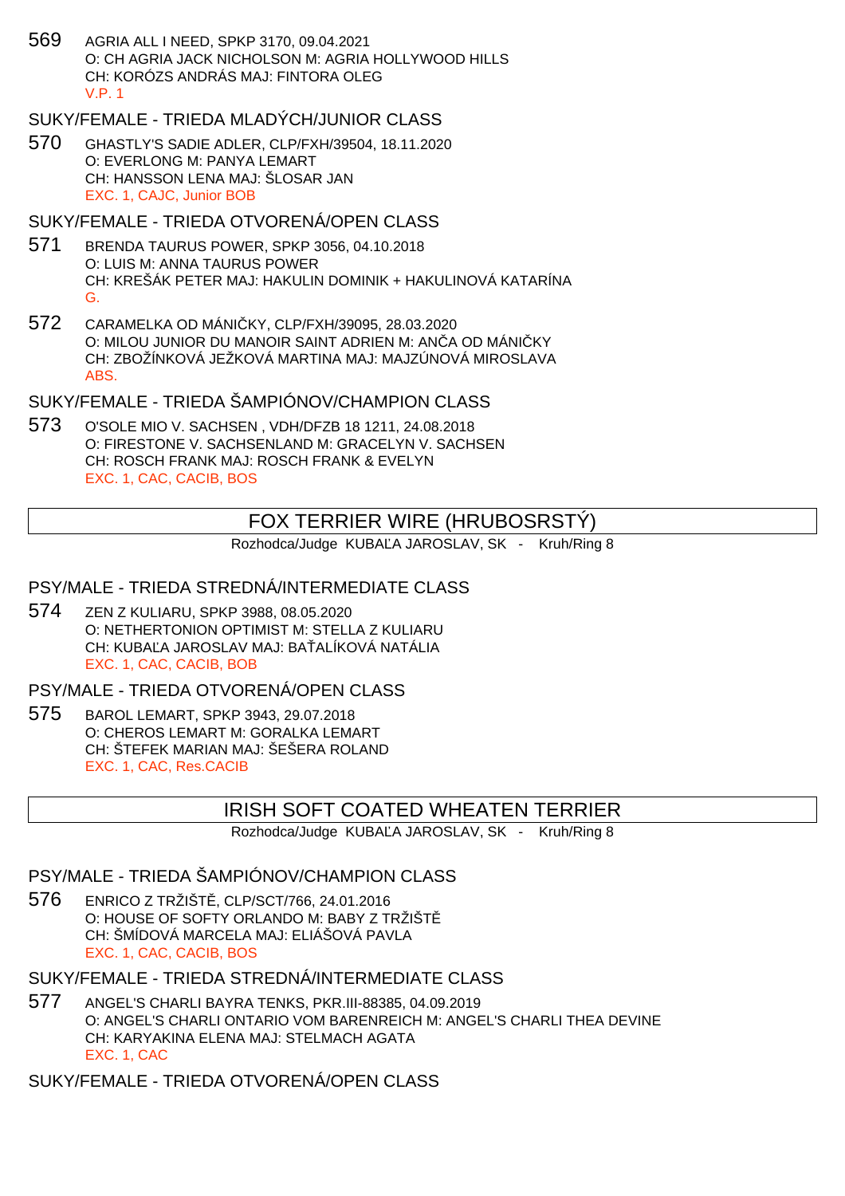569 AGRIA ALL I NEED, SPKP 3170, 09.04.2021
O: CH AGRIA JACK NICHOLSON M: AGRIA HOLLYWOOD HILLS
CH: KORÓZS ANDRÁS MAJ: FINTORA OLEG
V.P. 1

### SUKY/FEMALE - TRIEDA MLADÝCH/JUNIOR CLASS

570 GHASTLY'S SADIE ADLER, CLP/FXH/39504, 18.11.2020
O: EVERLONG M: PANYA LEMART
CH: HANSSON LENA MAJ: ŠLOSAR JAN
EXC. 1, CAJC, Junior BOB

### SUKY/FEMALE - TRIEDA OTVORENÁ/OPEN CLASS

571 BRENDA TAURUS POWER, SPKP 3056, 04.10.2018
O: LUIS M: ANNA TAURUS POWER
CH: KREŠÁK PETER MAJ: HAKULIN DOMINIK + HAKULINOVÁ KATARÍNA
G.

572 CARAMELKA OD MÁNIČKY, CLP/FXH/39095, 28.03.2020
O: MILOU JUNIOR DU MANOIR SAINT ADRIEN M: ANČA OD MÁNIČKY
CH: ZBOŽÍNKOVÁ JEŽKOVÁ MARTINA MAJ: MAJZÚNOVÁ MIROSLAVA
ABS.

### SUKY/FEMALE - TRIEDA ŠAMPIÓNOV/CHAMPION CLASS

573 O'SOLE MIO V. SACHSEN , VDH/DFZB 18 1211, 24.08.2018
O: FIRESTONE V. SACHSENLAND M: GRACELYN V. SACHSEN
CH: ROSCH FRANK MAJ: ROSCH FRANK & EVELYN
EXC. 1, CAC, CACIB, BOS

## FOX TERRIER WIRE (HRUBOSRSTÝ)

Rozhodca/Judge KUBAĽA JAROSLAV, SK - Kruh/Ring 8

### PSY/MALE - TRIEDA STREDNÁ/INTERMEDIATE CLASS

574 ZEN Z KULIARU, SPKP 3988, 08.05.2020
O: NETHERTONION OPTIMIST M: STELLA Z KULIARU
CH: KUBAĽA JAROSLAV MAJ: BAŤALÍKOVÁ NATÁLIA
EXC. 1, CAC, CACIB, BOB

### PSY/MALE - TRIEDA OTVORENÁ/OPEN CLASS

575 BAROL LEMART, SPKP 3943, 29.07.2018
O: CHEROS LEMART M: GORALKA LEMART
CH: ŠTEFEK MARIAN MAJ: ŠEŠERA ROLAND
EXC. 1, CAC, Res.CACIB

## IRISH SOFT COATED WHEATEN TERRIER

Rozhodca/Judge KUBAĽA JAROSLAV, SK - Kruh/Ring 8

### PSY/MALE - TRIEDA ŠAMPIÓNOV/CHAMPION CLASS

576 ENRICO Z TRŽIŠTĚ, CLP/SCT/766, 24.01.2016
O: HOUSE OF SOFTY ORLANDO M: BABY Z TRŽIŠTĚ
CH: ŠMÍDOVÁ MARCELA MAJ: ELIÁŠOVÁ PAVLA
EXC. 1, CAC, CACIB, BOS

### SUKY/FEMALE - TRIEDA STREDNÁ/INTERMEDIATE CLASS

577 ANGEL'S CHARLI BAYRA TENKS, PKR.III-88385, 04.09.2019
O: ANGEL'S CHARLI ONTARIO VOM BARENREICH M: ANGEL'S CHARLI THEA DEVINE
CH: KARYAKINA ELENA MAJ: STELMACH AGATA
EXC. 1, CAC

### SUKY/FEMALE - TRIEDA OTVORENÁ/OPEN CLASS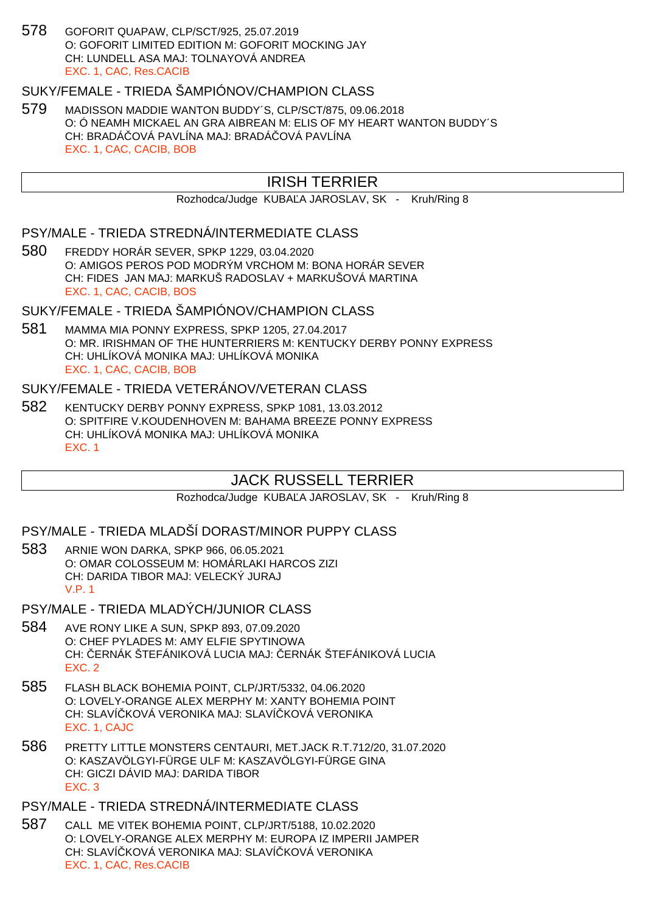578 GOFORIT QUAPAW, CLP/SCT/925, 25.07.2019
O: GOFORIT LIMITED EDITION M: GOFORIT MOCKING JAY
CH: LUNDELL ASA MAJ: TOLNAYOVÁ ANDREA
EXC. 1, CAC, Res.CACIB

### SUKY/FEMALE - TRIEDA ŠAMPIÓNOV/CHAMPION CLASS

579 MADISSON MADDIE WANTON BUDDY´S, CLP/SCT/875, 09.06.2018
O: Ó NEAMH MICKAEL AN GRA AIBREAN M: ELIS OF MY HEART WANTON BUDDY´S
CH: BRADÁČOVÁ PAVLÍNA MAJ: BRADÁČOVÁ PAVLÍNA
EXC. 1, CAC, CACIB, BOB

## IRISH TERRIER

Rozhodca/Judge KUBAĽA JAROSLAV, SK - Kruh/Ring 8

### PSY/MALE - TRIEDA STREDNÁ/INTERMEDIATE CLASS

580 FREDDY HORÁR SEVER, SPKP 1229, 03.04.2020
O: AMIGOS PEROS POD MODRÝM VRCHOM M: BONA HORÁR SEVER
CH: FIDES JAN MAJ: MARKUŠ RADOSLAV + MARKUŠOVÁ MARTINA
EXC. 1, CAC, CACIB, BOS

### SUKY/FEMALE - TRIEDA ŠAMPIÓNOV/CHAMPION CLASS

581 MAMMA MIA PONNY EXPRESS, SPKP 1205, 27.04.2017
O: MR. IRISHMAN OF THE HUNTERRIERS M: KENTUCKY DERBY PONNY EXPRESS
CH: UHLÍKOVÁ MONIKA MAJ: UHLÍKOVÁ MONIKA
EXC. 1, CAC, CACIB, BOB

### SUKY/FEMALE - TRIEDA VETERÁNOV/VETERAN CLASS

582 KENTUCKY DERBY PONNY EXPRESS, SPKP 1081, 13.03.2012
O: SPITFIRE V.KOUDENHOVEN M: BAHAMA BREEZE PONNY EXPRESS
CH: UHLÍKOVÁ MONIKA MAJ: UHLÍKOVÁ MONIKA
EXC. 1

## JACK RUSSELL TERRIER

Rozhodca/Judge KUBAĽA JAROSLAV, SK - Kruh/Ring 8

### PSY/MALE - TRIEDA MLADŠÍ DORAST/MINOR PUPPY CLASS

583 ARNIE WON DARKA, SPKP 966, 06.05.2021
O: OMAR COLOSSEUM M: HOMÁRLAKI HARCOS ZIZI
CH: DARIDA TIBOR MAJ: VELECKÝ JURAJ
V.P. 1

### PSY/MALE - TRIEDA MLADÝCH/JUNIOR CLASS

584 AVE RONY LIKE A SUN, SPKP 893, 07.09.2020
O: CHEF PYLADES M: AMY ELFIE SPYTINOWA
CH: ČERNÁK ŠTEFÁNIKOVÁ LUCIA MAJ: ČERNÁK ŠTEFÁNIKOVÁ LUCIA
EXC. 2

585 FLASH BLACK BOHEMIA POINT, CLP/JRT/5332, 04.06.2020
O: LOVELY-ORANGE ALEX MERPHY M: XANTY BOHEMIA POINT
CH: SLAVÍČKOVÁ VERONIKA MAJ: SLAVÍČKOVÁ VERONIKA
EXC. 1, CAJC

586 PRETTY LITTLE MONSTERS CENTAURI, MET.JACK R.T.712/20, 31.07.2020
O: KASZAVÖLGYI-FÜRGE ULF M: KASZAVÖLGYI-FÜRGE GINA
CH: GICZI DÁVID MAJ: DARIDA TIBOR
EXC. 3

### PSY/MALE - TRIEDA STREDNÁ/INTERMEDIATE CLASS

587 CALL ME VITEK BOHEMIA POINT, CLP/JRT/5188, 10.02.2020
O: LOVELY-ORANGE ALEX MERPHY M: EUROPA IZ IMPERII JAMPER
CH: SLAVÍČKOVÁ VERONIKA MAJ: SLAVÍČKOVÁ VERONIKA
EXC. 1, CAC, Res.CACIB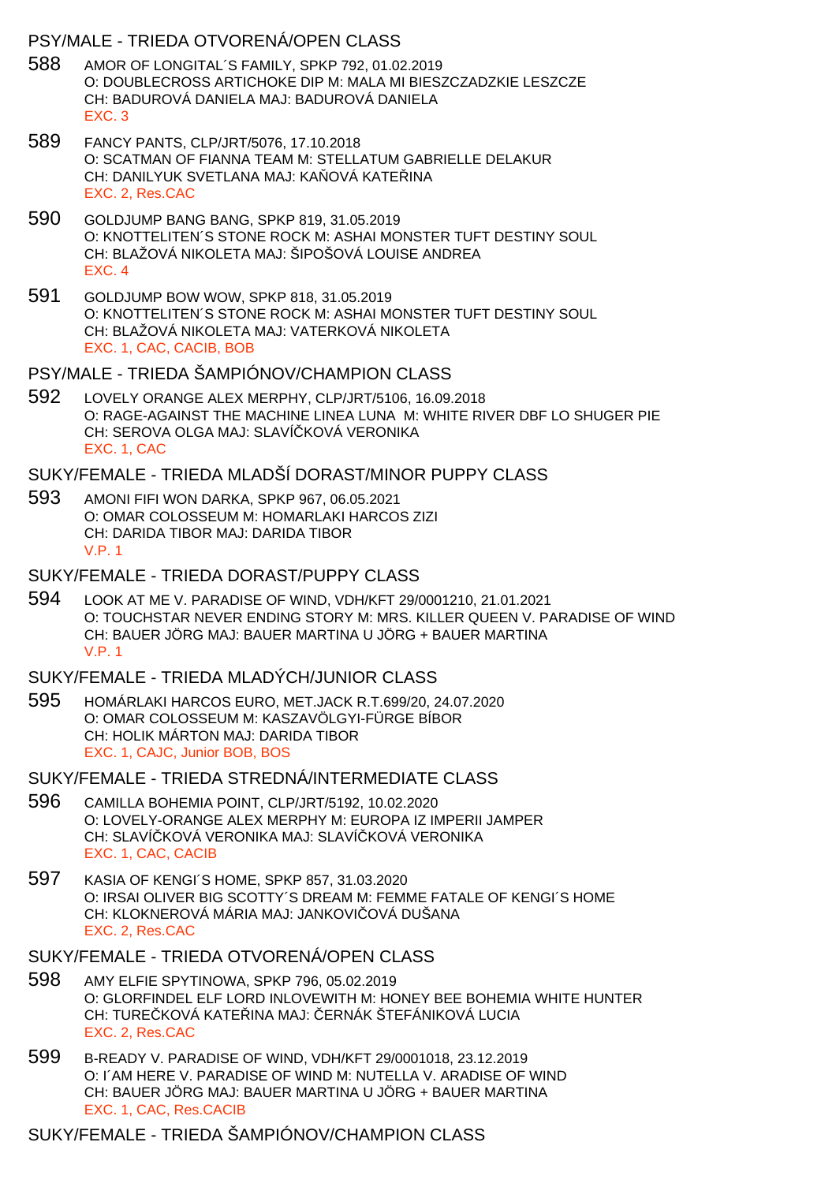## PSY/MALE - TRIEDA OTVORENÁ/OPEN CLASS

588 AMOR OF LONGITAL´S FAMILY, SPKP 792, 01.02.2019
O: DOUBLECROSS ARTICHOKE DIP M: MALA MI BIESZCZADZKIE LESZCZE
CH: BADUROVÁ DANIELA MAJ: BADUROVÁ DANIELA
EXC. 3

589 FANCY PANTS, CLP/JRT/5076, 17.10.2018
O: SCATMAN OF FIANNA TEAM M: STELLATUM GABRIELLE DELAKUR
CH: DANILYUK SVETLANA MAJ: KAŇOVÁ KATEŘINA
EXC. 2, Res.CAC

590 GOLDJUMP BANG BANG, SPKP 819, 31.05.2019
O: KNOTTELITEN´S STONE ROCK M: ASHAI MONSTER TUFT DESTINY SOUL
CH: BLAŽOVÁ NIKOLETA MAJ: ŠIPOŠOVÁ LOUISE ANDREA
EXC. 4

591 GOLDJUMP BOW WOW, SPKP 818, 31.05.2019
O: KNOTTELITEN´S STONE ROCK M: ASHAI MONSTER TUFT DESTINY SOUL
CH: BLAŽOVÁ NIKOLETA MAJ: VATERKOVÁ NIKOLETA
EXC. 1, CAC, CACIB, BOB

## PSY/MALE - TRIEDA ŠAMPIÓNOV/CHAMPION CLASS

592 LOVELY ORANGE ALEX MERPHY, CLP/JRT/5106, 16.09.2018
O: RAGE-AGAINST THE MACHINE LINEA LUNA M: WHITE RIVER DBF LO SHUGER PIE
CH: SEROVA OLGA MAJ: SLAVÍČKOVÁ VERONIKA
EXC. 1, CAC

## SUKY/FEMALE - TRIEDA MLADŠÍ DORAST/MINOR PUPPY CLASS

593 AMONI FIFI WON DARKA, SPKP 967, 06.05.2021
O: OMAR COLOSSEUM M: HOMARLAKI HARCOS ZIZI
CH: DARIDA TIBOR MAJ: DARIDA TIBOR
V.P. 1

## SUKY/FEMALE - TRIEDA DORAST/PUPPY CLASS

594 LOOK AT ME V. PARADISE OF WIND, VDH/KFT 29/0001210, 21.01.2021
O: TOUCHSTAR NEVER ENDING STORY M: MRS. KILLER QUEEN V. PARADISE OF WIND
CH: BAUER JÖRG MAJ: BAUER MARTINA U JÖRG + BAUER MARTINA
V.P. 1

## SUKY/FEMALE - TRIEDA MLADÝCH/JUNIOR CLASS

595 HOMÁRLAKI HARCOS EURO, MET.JACK R.T.699/20, 24.07.2020
O: OMAR COLOSSEUM M: KASZAVÖLGYI-FÜRGE BÍBOR
CH: HOLIK MÁRTON MAJ: DARIDA TIBOR
EXC. 1, CAJC, Junior BOB, BOS

## SUKY/FEMALE - TRIEDA STREDNÁ/INTERMEDIATE CLASS

596 CAMILLA BOHEMIA POINT, CLP/JRT/5192, 10.02.2020
O: LOVELY-ORANGE ALEX MERPHY M: EUROPA IZ IMPERII JAMPER
CH: SLAVÍČKOVÁ VERONIKA MAJ: SLAVÍČKOVÁ VERONIKA
EXC. 1, CAC, CACIB

597 KASIA OF KENGI´S HOME, SPKP 857, 31.03.2020
O: IRSAI OLIVER BIG SCOTTY´S DREAM M: FEMME FATALE OF KENGI´S HOME
CH: KLOKNEROVÁ MÁRIA MAJ: JANKOVIČOVÁ DUŠANA
EXC. 2, Res.CAC

## SUKY/FEMALE - TRIEDA OTVORENÁ/OPEN CLASS

598 AMY ELFIE SPYTINOWA, SPKP 796, 05.02.2019
O: GLORFINDEL ELF LORD INLOVEWITH M: HONEY BEE BOHEMIA WHITE HUNTER
CH: TUREČKOVÁ KATEŘINA MAJ: ČERNÁK ŠTEFÁNIKOVÁ LUCIA
EXC. 2, Res.CAC

599 B-READY V. PARADISE OF WIND, VDH/KFT 29/0001018, 23.12.2019
O: I´AM HERE V. PARADISE OF WIND M: NUTELLA V. ARADISE OF WIND
CH: BAUER JÖRG MAJ: BAUER MARTINA U JÖRG + BAUER MARTINA
EXC. 1, CAC, Res.CACIB

## SUKY/FEMALE - TRIEDA ŠAMPIÓNOV/CHAMPION CLASS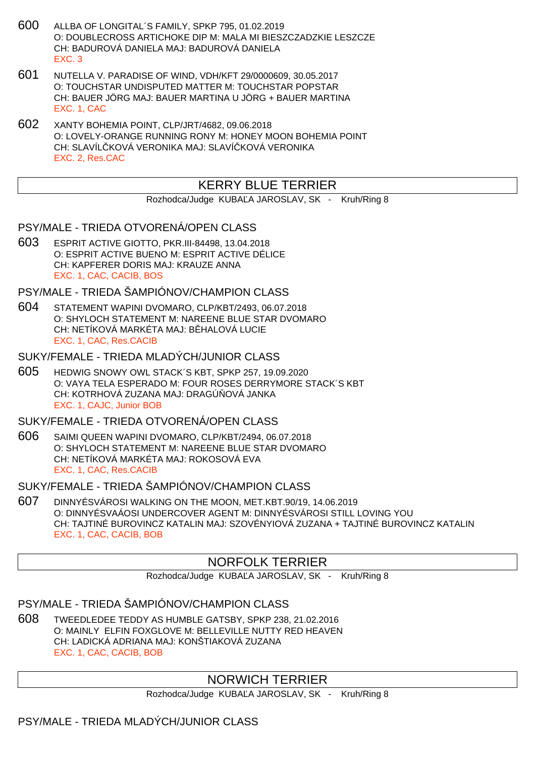600 ALLBA OF LONGITAL´S FAMILY, SPKP 795, 01.02.2019
O: DOUBLECROSS ARTICHOKE DIP M: MALA MI BIESZCZADZKIE LESZCZE
CH: BADUROVÁ DANIELA MAJ: BADUROVÁ DANIELA
EXC. 3

601 NUTELLA V. PARADISE OF WIND, VDH/KFT 29/0000609, 30.05.2017
O: TOUCHSTAR UNDISPUTED MATTER M: TOUCHSTAR POPSTAR
CH: BAUER JÖRG MAJ: BAUER MARTINA U JÖRG + BAUER MARTINA
EXC. 1, CAC

602 XANTY BOHEMIA POINT, CLP/JRT/4682, 09.06.2018
O: LOVELY-ORANGE RUNNING RONY M: HONEY MOON BOHEMIA POINT
CH: SLAVÍLČKOVÁ VERONIKA MAJ: SLAVÍČKOVÁ VERONIKA
EXC. 2, Res.CAC

## KERRY BLUE TERRIER

Rozhodca/Judge KUBAĽA JAROSLAV, SK - Kruh/Ring 8

### PSY/MALE - TRIEDA OTVORENÁ/OPEN CLASS

603 ESPRIT ACTIVE GIOTTO, PKR.III-84498, 13.04.2018
O: ESPRIT ACTIVE BUENO M: ESPRIT ACTIVE DÉLICE
CH: KAPFERER DORIS MAJ: KRAUZE ANNA
EXC. 1, CAC, CACIB, BOS

### PSY/MALE - TRIEDA ŠAMPIÓNOV/CHAMPION CLASS

604 STATEMENT WAPINI DVOMARO, CLP/KBT/2493, 06.07.2018
O: SHYLOCH STATEMENT M: NAREENE BLUE STAR DVOMARO
CH: NETÍKOVÁ MARKÉTA MAJ: BĚHALOVÁ LUCIE
EXC. 1, CAC, Res.CACIB

### SUKY/FEMALE - TRIEDA MLADÝCH/JUNIOR CLASS

605 HEDWIG SNOWY OWL STACK´S KBT, SPKP 257, 19.09.2020
O: VAYA TELA ESPERADO M: FOUR ROSES DERRYMORE STACK´S KBT
CH: KOTRHOVÁ ZUZANA MAJ: DRAGÚŇOVÁ JANKA
EXC. 1, CAJC, Junior BOB

### SUKY/FEMALE - TRIEDA OTVORENÁ/OPEN CLASS

606 SAIMI QUEEN WAPINI DVOMARO, CLP/KBT/2494, 06.07.2018
O: SHYLOCH STATEMENT M: NAREENE BLUE STAR DVOMARO
CH: NETÍKOVÁ MARKÉTA MAJ: ROKOSOVÁ EVA
EXC. 1, CAC, Res.CACIB

### SUKY/FEMALE - TRIEDA ŠAMPIÓNOV/CHAMPION CLASS

607 DINNYÉSVÁROSI WALKING ON THE MOON, MET.KBT.90/19, 14.06.2019
O: DINNYÉSVAÁOSI UNDERCOVER AGENT M: DINNYÉSVÁROSI STILL LOVING YOU
CH: TAJTINÉ BUROVINCZ KATALIN MAJ: SZOVÉNYIOVÁ ZUZANA + TAJTINÉ BUROVINCZ KATALIN
EXC. 1, CAC, CACIB, BOB

## NORFOLK TERRIER

Rozhodca/Judge KUBAĽA JAROSLAV, SK - Kruh/Ring 8

### PSY/MALE - TRIEDA ŠAMPIÓNOV/CHAMPION CLASS

608 TWEEDLEDEE TEDDY AS HUMBLE GATSBY, SPKP 238, 21.02.2016
O: MAINLY ELFIN FOXGLOVE M: BELLEVILLE NUTTY RED HEAVEN
CH: LADICKÁ ADRIANA MAJ: KONŠTIAKOVÁ ZUZANA
EXC. 1, CAC, CACIB, BOB

## NORWICH TERRIER

Rozhodca/Judge KUBAĽA JAROSLAV, SK - Kruh/Ring 8

### PSY/MALE - TRIEDA MLADÝCH/JUNIOR CLASS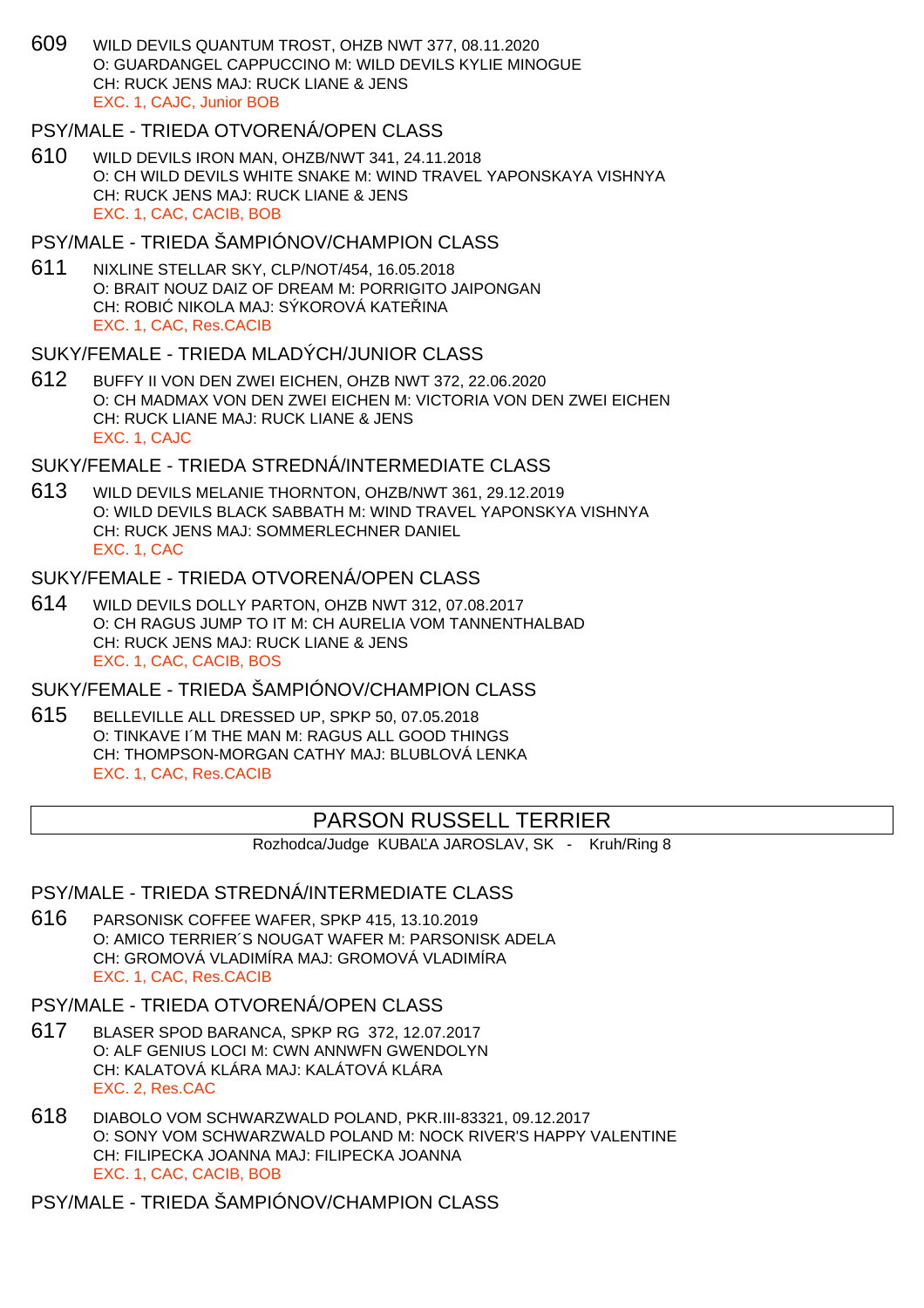609 WILD DEVILS QUANTUM TROST, OHZB NWT 377, 08.11.2020
O: GUARDANGEL CAPPUCCINO M: WILD DEVILS KYLIE MINOGUE
CH: RUCK JENS MAJ: RUCK LIANE & JENS
EXC. 1, CAJC, Junior BOB

## PSY/MALE - TRIEDA OTVORENÁ/OPEN CLASS

610 WILD DEVILS IRON MAN, OHZB/NWT 341, 24.11.2018
O: CH WILD DEVILS WHITE SNAKE M: WIND TRAVEL YAPONSKAYA VISHNYA
CH: RUCK JENS MAJ: RUCK LIANE & JENS
EXC. 1, CAC, CACIB, BOB

## PSY/MALE - TRIEDA ŠAMPIÓNOV/CHAMPION CLASS

611 NIXLINE STELLAR SKY, CLP/NOT/454, 16.05.2018
O: BRAIT NOUZ DAIZ OF DREAM M: PORRIGITO JAIPONGAN
CH: ROBIĆ NIKOLA MAJ: SÝKOROVÁ KATEŘINA
EXC. 1, CAC, Res.CACIB

## SUKY/FEMALE - TRIEDA MLADÝCH/JUNIOR CLASS

612 BUFFY II VON DEN ZWEI EICHEN, OHZB NWT 372, 22.06.2020
O: CH MADMAX VON DEN ZWEI EICHEN M: VICTORIA VON DEN ZWEI EICHEN
CH: RUCK LIANE MAJ: RUCK LIANE & JENS
EXC. 1, CAJC

## SUKY/FEMALE - TRIEDA STREDNÁ/INTERMEDIATE CLASS

613 WILD DEVILS MELANIE THORNTON, OHZB/NWT 361, 29.12.2019
O: WILD DEVILS BLACK SABBATH M: WIND TRAVEL YAPONSKYA VISHNYA
CH: RUCK JENS MAJ: SOMMERLECHNER DANIEL
EXC. 1, CAC

## SUKY/FEMALE - TRIEDA OTVORENÁ/OPEN CLASS

614 WILD DEVILS DOLLY PARTON, OHZB NWT 312, 07.08.2017
O: CH RAGUS JUMP TO IT M: CH AURELIA VOM TANNENTHALBAD
CH: RUCK JENS MAJ: RUCK LIANE & JENS
EXC. 1, CAC, CACIB, BOS

## SUKY/FEMALE - TRIEDA ŠAMPIÓNOV/CHAMPION CLASS

615 BELLEVILLE ALL DRESSED UP, SPKP 50, 07.05.2018
O: TINKAVE I´M THE MAN M: RAGUS ALL GOOD THINGS
CH: THOMPSON-MORGAN CATHY MAJ: BLUBLOVÁ LENKA
EXC. 1, CAC, Res.CACIB

# PARSON RUSSELL TERRIER

Rozhodca/Judge KUBAĽA JAROSLAV, SK - Kruh/Ring 8

## PSY/MALE - TRIEDA STREDNÁ/INTERMEDIATE CLASS

616 PARSONISK COFFEE WAFER, SPKP 415, 13.10.2019
O: AMICO TERRIER´S NOUGAT WAFER M: PARSONISK ADELA
CH: GROMOVÁ VLADIMÍRA MAJ: GROMOVÁ VLADIMÍRA
EXC. 1, CAC, Res.CACIB

## PSY/MALE - TRIEDA OTVORENÁ/OPEN CLASS

617 BLASER SPOD BARANCA, SPKP RG 372, 12.07.2017
O: ALF GENIUS LOCI M: CWN ANNWFN GWENDOLYN
CH: KALATOVÁ KLÁRA MAJ: KALÁTOVÁ KLÁRA
EXC. 2, Res.CAC

618 DIABOLO VOM SCHWARZWALD POLAND, PKR.III-83321, 09.12.2017
O: SONY VOM SCHWARZWALD POLAND M: NOCK RIVER'S HAPPY VALENTINE
CH: FILIPECKA JOANNA MAJ: FILIPECKA JOANNA
EXC. 1, CAC, CACIB, BOB

## PSY/MALE - TRIEDA ŠAMPIÓNOV/CHAMPION CLASS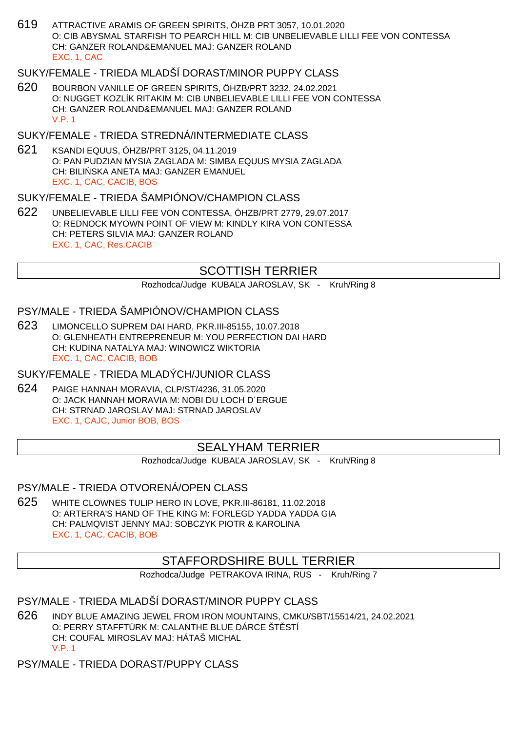619 ATTRACTIVE ARAMIS OF GREEN SPIRITS, ÖHZB PRT 3057, 10.01.2020
O: CIB ABYSMAL STARFISH TO PEARCH HILL M: CIB UNBELIEVABLE LILLI FEE VON CONTESSA
CH: GANZER ROLAND&EMANUEL MAJ: GANZER ROLAND
EXC. 1, CAC

SUKY/FEMALE - TRIEDA MLADŠÍ DORAST/MINOR PUPPY CLASS

620 BOURBON VANILLE OF GREEN SPIRITS, ÖHZB/PRT 3232, 24.02.2021
O: NUGGET KOZLÍK RITAKIM M: CIB UNBELIEVABLE LILLI FEE VON CONTESSA
CH: GANZER ROLAND&EMANUEL MAJ: GANZER ROLAND
V.P. 1

SUKY/FEMALE - TRIEDA STREDNÁ/INTERMEDIATE CLASS

621 KSANDI EQUUS, ÖHZB/PRT 3125, 04.11.2019
O: PAN PUDZIAN MYSIA ZAGLADA M: SIMBA EQUUS MYSIA ZAGLADA
CH: BILIŃSKA ANETA MAJ: GANZER EMANUEL
EXC. 1, CAC, CACIB, BOS

SUKY/FEMALE - TRIEDA ŠAMPIÓNOV/CHAMPION CLASS

622 UNBELIEVABLE LILLI FEE VON CONTESSA, ÖHZB/PRT 2779, 29.07.2017
O: REDNOCK MYOWN POINT OF VIEW M: KINDLY KIRA VON CONTESSA
CH: PETERS SILVIA MAJ: GANZER ROLAND
EXC. 1, CAC, Res.CACIB

## SCOTTISH TERRIER

Rozhodca/Judge KUBAĽA JAROSLAV, SK - Kruh/Ring 8

PSY/MALE - TRIEDA ŠAMPIÓNOV/CHAMPION CLASS

623 LIMONCELLO SUPREM DAI HARD, PKR.III-85155, 10.07.2018
O: GLENHEATH ENTREPRENEUR M: YOU PERFECTION DAI HARD
CH: KUDINA NATALYA MAJ: WINOWICZ WIKTORIA
EXC. 1, CAC, CACIB, BOB

SUKY/FEMALE - TRIEDA MLADÝCH/JUNIOR CLASS

624 PAIGE HANNAH MORAVIA, CLP/ST/4236, 31.05.2020
O: JACK HANNAH MORAVIA M: NOBI DU LOCH D´ERGUE
CH: STRNAD JAROSLAV MAJ: STRNAD JAROSLAV
EXC. 1, CAJC, Junior BOB, BOS

## SEALYHAM TERRIER

Rozhodca/Judge KUBAĽA JAROSLAV, SK - Kruh/Ring 8

PSY/MALE - TRIEDA OTVORENÁ/OPEN CLASS

625 WHITE CLOWNES TULIP HERO IN LOVE, PKR.III-86181, 11.02.2018
O: ARTERRA'S HAND OF THE KING M: FORLEGD YADDA YADDA GIA
CH: PALMQVIST JENNY MAJ: SOBCZYK PIOTR & KAROLINA
EXC. 1, CAC, CACIB, BOB

## STAFFORDSHIRE BULL TERRIER

Rozhodca/Judge PETRAKOVA IRINA, RUS - Kruh/Ring 7

PSY/MALE - TRIEDA MLADŠÍ DORAST/MINOR PUPPY CLASS

626 INDY BLUE AMAZING JEWEL FROM IRON MOUNTAINS, CMKU/SBT/15514/21, 24.02.2021
O: PERRY STAFFTÜRK M: CALANTHE BLUE DÁRCE ŠTĚSTÍ
CH: COUFAL MIROSLAV MAJ: HÁTAŠ MICHAL
V.P. 1

PSY/MALE - TRIEDA DORAST/PUPPY CLASS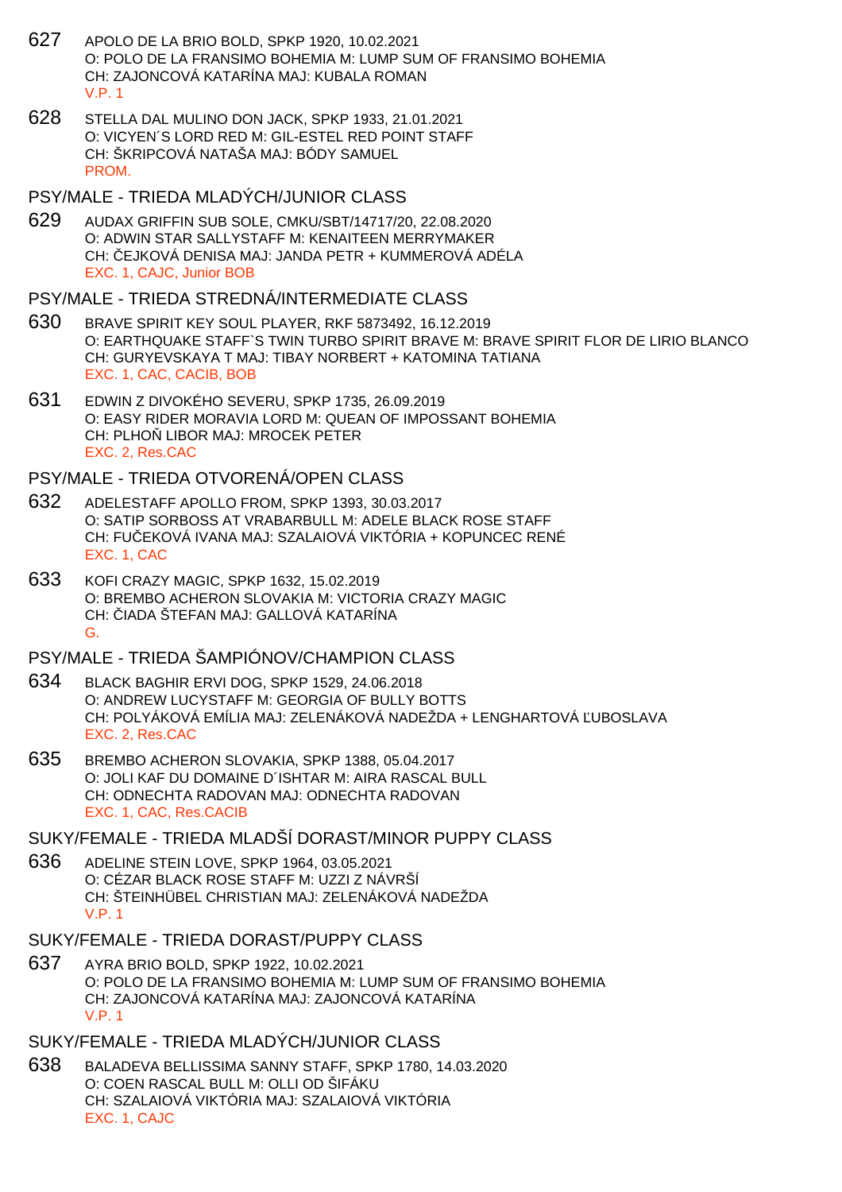627 APOLO DE LA BRIO BOLD, SPKP 1920, 10.02.2021
O: POLO DE LA FRANSIMO BOHEMIA M: LUMP SUM OF FRANSIMO BOHEMIA
CH: ZAJONCOVÁ KATARÍNA MAJ: KUBALA ROMAN
V.P. 1

628 STELLA DAL MULINO DON JACK, SPKP 1933, 21.01.2021
O: VICYEN´S LORD RED M: GIL-ESTEL RED POINT STAFF
CH: ŠKRIPCOVÁ NATAŠA MAJ: BÓDY SAMUEL
PROM.

## PSY/MALE - TRIEDA MLADÝCH/JUNIOR CLASS

629 AUDAX GRIFFIN SUB SOLE, CMKU/SBT/14717/20, 22.08.2020
O: ADWIN STAR SALLYSTAFF M: KENAITEEN MERRYMAKER
CH: ČEJKOVÁ DENISA MAJ: JANDA PETR + KUMMEROVÁ ADÉLA
EXC. 1, CAJC, Junior BOB

## PSY/MALE - TRIEDA STREDNÁ/INTERMEDIATE CLASS

630 BRAVE SPIRIT KEY SOUL PLAYER, RKF 5873492, 16.12.2019
O: EARTHQUAKE STAFF`S TWIN TURBO SPIRIT BRAVE M: BRAVE SPIRIT FLOR DE LIRIO BLANCO
CH: GURYEVSKAYA T MAJ: TIBAY NORBERT + KATOMINA TATIANA
EXC. 1, CAC, CACIB, BOB

631 EDWIN Z DIVOKÉHO SEVERU, SPKP 1735, 26.09.2019
O: EASY RIDER MORAVIA LORD M: QUEAN OF IMPOSSANT BOHEMIA
CH: PLHOŇ LIBOR MAJ: MROCEK PETER
EXC. 2, Res.CAC

## PSY/MALE - TRIEDA OTVORENÁ/OPEN CLASS

632 ADELESTAFF APOLLO FROM, SPKP 1393, 30.03.2017
O: SATIP SORBOSS AT VRABARBULL M: ADELE BLACK ROSE STAFF
CH: FUČEKOVÁ IVANA MAJ: SZALAIOVÁ VIKTÓRIA + KOPUNCEC RENÉ
EXC. 1, CAC

633 KOFI CRAZY MAGIC, SPKP 1632, 15.02.2019
O: BREMBO ACHERON SLOVAKIA M: VICTORIA CRAZY MAGIC
CH: ČIADA ŠTEFAN MAJ: GALLOVÁ KATARÍNA
G.

## PSY/MALE - TRIEDA ŠAMPIÓNOV/CHAMPION CLASS

634 BLACK BAGHIR ERVI DOG, SPKP 1529, 24.06.2018
O: ANDREW LUCYSTAFF M: GEORGIA OF BULLY BOTTS
CH: POLYÁKOVÁ EMÍLIA MAJ: ZELENÁKOVÁ NADEŽDA + LENGHARTOVÁ ĽUBOSLAVA
EXC. 2, Res.CAC

635 BREMBO ACHERON SLOVAKIA, SPKP 1388, 05.04.2017
O: JOLI KAF DU DOMAINE D´ISHTAR M: AIRA RASCAL BULL
CH: ODNECHTA RADOVAN MAJ: ODNECHTA RADOVAN
EXC. 1, CAC, Res.CACIB

## SUKY/FEMALE - TRIEDA MLADŠÍ DORAST/MINOR PUPPY CLASS

636 ADELINE STEIN LOVE, SPKP 1964, 03.05.2021
O: CÉZAR BLACK ROSE STAFF M: UZZI Z NÁVRŠÍ
CH: ŠTEINHÜBEL CHRISTIAN MAJ: ZELENÁKOVÁ NADEŽDA
V.P. 1

## SUKY/FEMALE - TRIEDA DORAST/PUPPY CLASS

637 AYRA BRIO BOLD, SPKP 1922, 10.02.2021
O: POLO DE LA FRANSIMO BOHEMIA M: LUMP SUM OF FRANSIMO BOHEMIA
CH: ZAJONCOVÁ KATARÍNA MAJ: ZAJONCOVÁ KATARÍNA
V.P. 1

## SUKY/FEMALE - TRIEDA MLADÝCH/JUNIOR CLASS

638 BALADEVA BELLISSIMA SANNY STAFF, SPKP 1780, 14.03.2020
O: COEN RASCAL BULL M: OLLI OD ŠIFÁKU
CH: SZALAIOVÁ VIKTÓRIA MAJ: SZALAIOVÁ VIKTÓRIA
EXC. 1, CAJC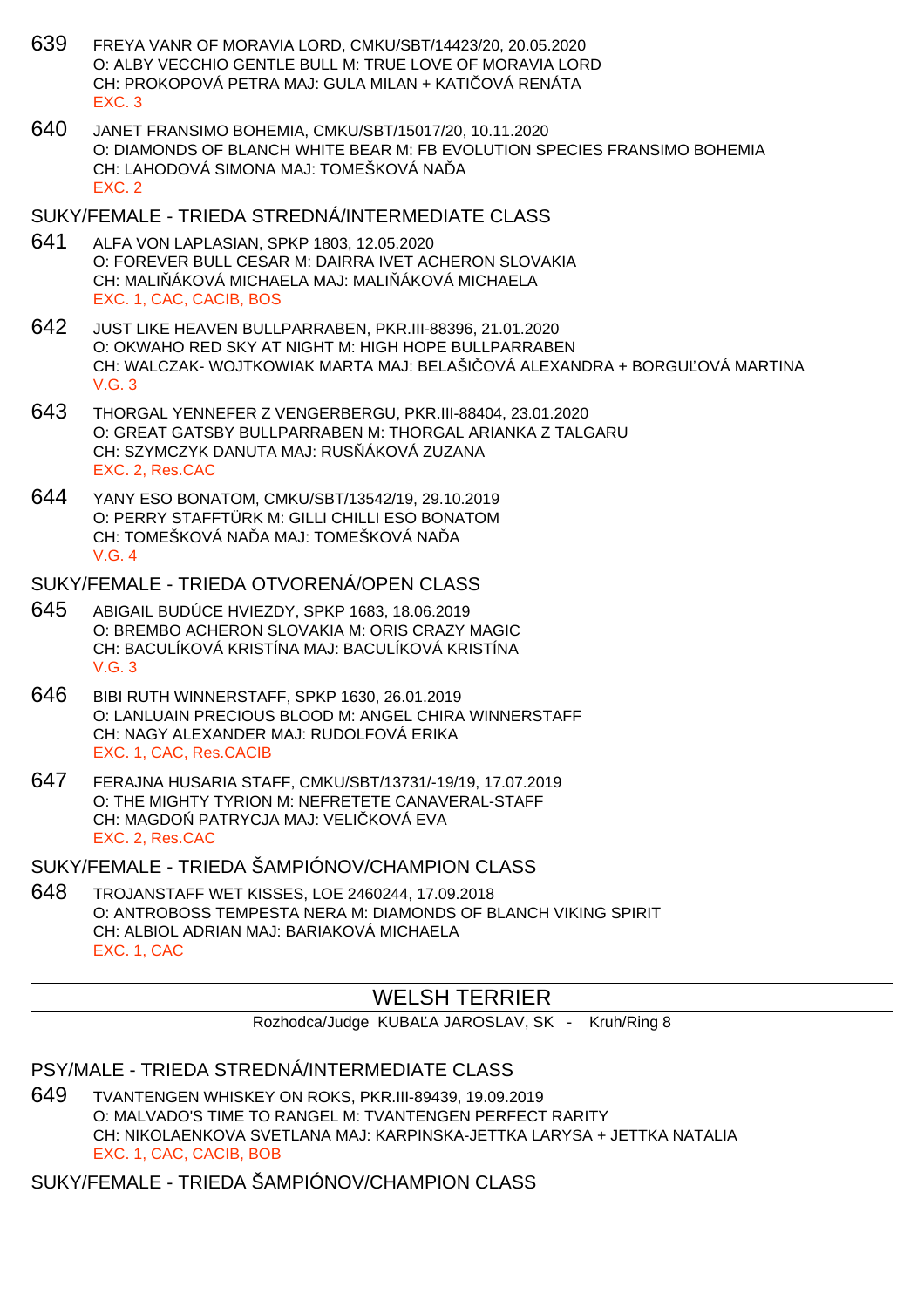639 FREYA VANR OF MORAVIA LORD, CMKU/SBT/14423/20, 20.05.2020
O: ALBY VECCHIO GENTLE BULL M: TRUE LOVE OF MORAVIA LORD
CH: PROKOPOVÁ PETRA MAJ: GULA MILAN + KATIČOVÁ RENÁTA
EXC. 3

640 JANET FRANSIMO BOHEMIA, CMKU/SBT/15017/20, 10.11.2020
O: DIAMONDS OF BLANCH WHITE BEAR M: FB EVOLUTION SPECIES FRANSIMO BOHEMIA
CH: LAHODOVÁ SIMONA MAJ: TOMEŠKOVÁ NAĎA
EXC. 2

## SUKY/FEMALE - TRIEDA STREDNÁ/INTERMEDIATE CLASS

641 ALFA VON LAPLASIAN, SPKP 1803, 12.05.2020
O: FOREVER BULL CESAR M: DAIRRA IVET ACHERON SLOVAKIA
CH: MALIŇÁKOVÁ MICHAELA MAJ: MALIŇÁKOVÁ MICHAELA
EXC. 1, CAC, CACIB, BOS

642 JUST LIKE HEAVEN BULLPARRABEN, PKR.III-88396, 21.01.2020
O: OKWAHO RED SKY AT NIGHT M: HIGH HOPE BULLPARRABEN
CH: WALCZAK- WOJTKOWIAK MARTA MAJ: BELAŠIČOVÁ ALEXANDRA + BORGUĽOVÁ MARTINA
V.G. 3

643 THORGAL YENNEFER Z VENGERBERGU, PKR.III-88404, 23.01.2020
O: GREAT GATSBY BULLPARRABEN M: THORGAL ARIANKA Z TALGARU
CH: SZYMCZYK DANUTA MAJ: RUSŇÁKOVÁ ZUZANA
EXC. 2, Res.CAC

644 YANY ESO BONATOM, CMKU/SBT/13542/19, 29.10.2019
O: PERRY STAFFTÜRK M: GILLI CHILLI ESO BONATOM
CH: TOMEŠKOVÁ NAĎA MAJ: TOMEŠKOVÁ NAĎA
V.G. 4

## SUKY/FEMALE - TRIEDA OTVORENÁ/OPEN CLASS

645 ABIGAIL BUDÚCE HVIEZDY, SPKP 1683, 18.06.2019
O: BREMBO ACHERON SLOVAKIA M: ORIS CRAZY MAGIC
CH: BACULÍKOVÁ KRISTÍNA MAJ: BACULÍKOVÁ KRISTÍNA
V.G. 3

646 BIBI RUTH WINNERSTAFF, SPKP 1630, 26.01.2019
O: LANLUAIN PRECIOUS BLOOD M: ANGEL CHIRA WINNERSTAFF
CH: NAGY ALEXANDER MAJ: RUDOLFOVÁ ERIKA
EXC. 1, CAC, Res.CACIB

647 FERAJNA HUSARIA STAFF, CMKU/SBT/13731/-19/19, 17.07.2019
O: THE MIGHTY TYRION M: NEFRETETE CANAVERAL-STAFF
CH: MAGDOŃ PATRYCJA MAJ: VELIČKOVÁ EVA
EXC. 2, Res.CAC

## SUKY/FEMALE - TRIEDA ŠAMPIÓNOV/CHAMPION CLASS

648 TROJANSTAFF WET KISSES, LOE 2460244, 17.09.2018
O: ANTROBOSS TEMPESTA NERA M: DIAMONDS OF BLANCH VIKING SPIRIT
CH: ALBIOL ADRIAN MAJ: BARIAKOVÁ MICHAELA
EXC. 1, CAC

# WELSH TERRIER

Rozhodca/Judge KUBAĽA JAROSLAV, SK - Kruh/Ring 8

## PSY/MALE - TRIEDA STREDNÁ/INTERMEDIATE CLASS

649 TVANTENGEN WHISKEY ON ROKS, PKR.III-89439, 19.09.2019
O: MALVADO'S TIME TO RANGEL M: TVANTENGEN PERFECT RARITY
CH: NIKOLAENKOVA SVETLANA MAJ: KARPINSKA-JETTKA LARYSA + JETTKA NATALIA
EXC. 1, CAC, CACIB, BOB

## SUKY/FEMALE - TRIEDA ŠAMPIÓNOV/CHAMPION CLASS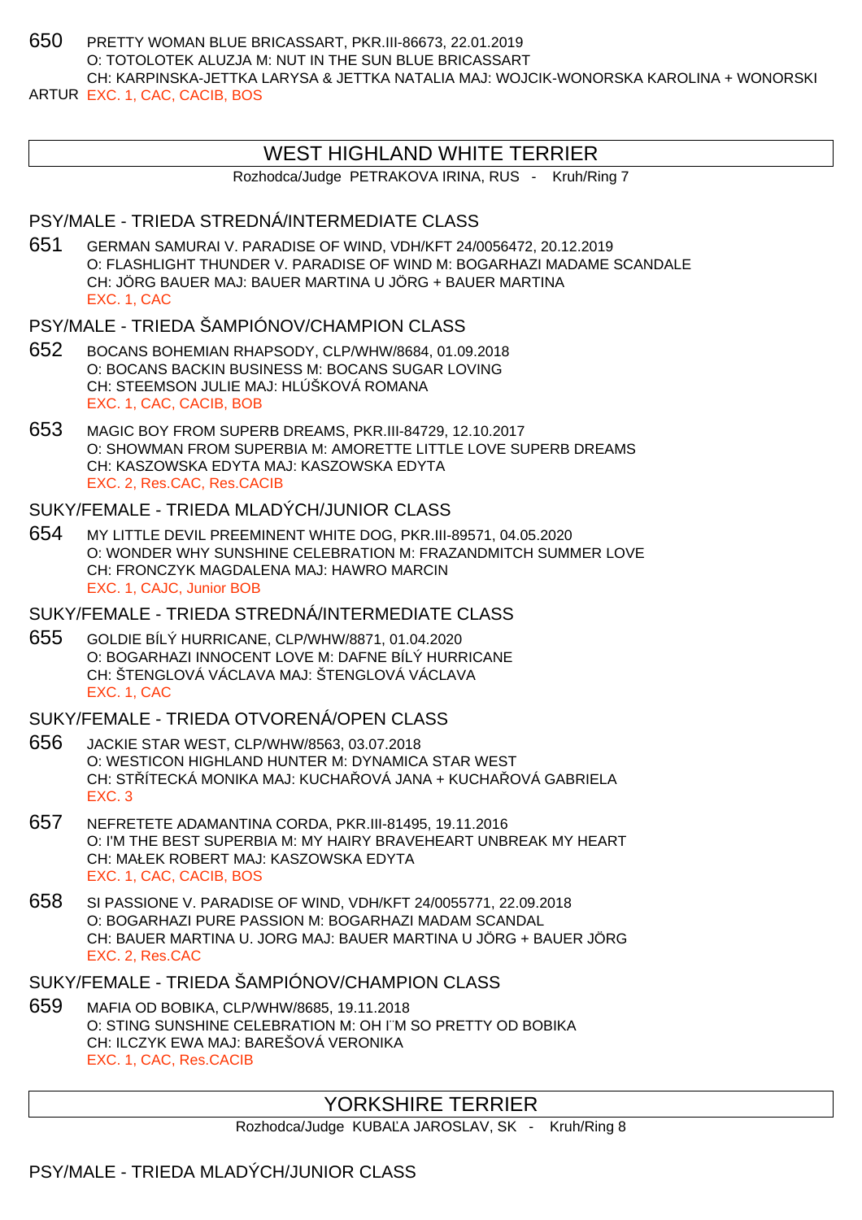650 PRETTY WOMAN BLUE BRICASSART, PKR.III-86673, 22.01.2019
O: TOTOLOTEK ALUZJA M: NUT IN THE SUN BLUE BRICASSART
CH: KARPINSKA-JETTKA LARYSA & JETTKA NATALIA MAJ: WOJCIK-WONORSKA KAROLINA + WONORSKI ARTUR EXC. 1, CAC, CACIB, BOS

## WEST HIGHLAND WHITE TERRIER

Rozhodca/Judge PETRAKOVA IRINA, RUS - Kruh/Ring 7

### PSY/MALE - TRIEDA STREDNÁ/INTERMEDIATE CLASS

651 GERMAN SAMURAI V. PARADISE OF WIND, VDH/KFT 24/0056472, 20.12.2019
O: FLASHLIGHT THUNDER V. PARADISE OF WIND M: BOGARHAZI MADAME SCANDALE
CH: JÖRG BAUER MAJ: BAUER MARTINA U JÖRG + BAUER MARTINA
EXC. 1, CAC

### PSY/MALE - TRIEDA ŠAMPIÓNOV/CHAMPION CLASS

652 BOCANS BOHEMIAN RHAPSODY, CLP/WHW/8684, 01.09.2018
O: BOCANS BACKIN BUSINESS M: BOCANS SUGAR LOVING
CH: STEEMSON JULIE MAJ: HLÚŠKOVÁ ROMANA
EXC. 1, CAC, CACIB, BOB

653 MAGIC BOY FROM SUPERB DREAMS, PKR.III-84729, 12.10.2017
O: SHOWMAN FROM SUPERBIA M: AMORETTE LITTLE LOVE SUPERB DREAMS
CH: KASZOWSKA EDYTA MAJ: KASZOWSKA EDYTA
EXC. 2, Res.CAC, Res.CACIB

### SUKY/FEMALE - TRIEDA MLADÝCH/JUNIOR CLASS

654 MY LITTLE DEVIL PREEMINENT WHITE DOG, PKR.III-89571, 04.05.2020
O: WONDER WHY SUNSHINE CELEBRATION M: FRAZANDMITCH SUMMER LOVE
CH: FRONCZYK MAGDALENA MAJ: HAWRO MARCIN
EXC. 1, CAJC, Junior BOB

### SUKY/FEMALE - TRIEDA STREDNÁ/INTERMEDIATE CLASS

655 GOLDIE BÍLÝ HURRICANE, CLP/WHW/8871, 01.04.2020
O: BOGARHAZI INNOCENT LOVE M: DAFNE BÍLÝ HURRICANE
CH: ŠTENGLOVÁ VÁCLAVA MAJ: ŠTENGLOVÁ VÁCLAVA
EXC. 1, CAC

### SUKY/FEMALE - TRIEDA OTVORENÁ/OPEN CLASS

656 JACKIE STAR WEST, CLP/WHW/8563, 03.07.2018
O: WESTICON HIGHLAND HUNTER M: DYNAMICA STAR WEST
CH: STŘÍTECKÁ MONIKA MAJ: KUCHAŘOVÁ JANA + KUCHAŘOVÁ GABRIELA
EXC. 3

657 NEFRETETE ADAMANTINA CORDA, PKR.III-81495, 19.11.2016
O: I'M THE BEST SUPERBIA M: MY HAIRY BRAVEHEART UNBREAK MY HEART
CH: MAŁEK ROBERT MAJ: KASZOWSKA EDYTA
EXC. 1, CAC, CACIB, BOS

658 SI PASSIONE V. PARADISE OF WIND, VDH/KFT 24/0055771, 22.09.2018
O: BOGARHAZI PURE PASSION M: BOGARHAZI MADAM SCANDAL
CH: BAUER MARTINA U. JORG MAJ: BAUER MARTINA U JÖRG + BAUER JÖRG
EXC. 2, Res.CAC

### SUKY/FEMALE - TRIEDA ŠAMPIÓNOV/CHAMPION CLASS

659 MAFIA OD BOBIKA, CLP/WHW/8685, 19.11.2018
O: STING SUNSHINE CELEBRATION M: OH I¨M SO PRETTY OD BOBIKA
CH: ILCZYK EWA MAJ: BAREŠOVÁ VERONIKA
EXC. 1, CAC, Res.CACIB

## YORKSHIRE TERRIER

Rozhodca/Judge KUBAĽA JAROSLAV, SK - Kruh/Ring 8

### PSY/MALE - TRIEDA MLADÝCH/JUNIOR CLASS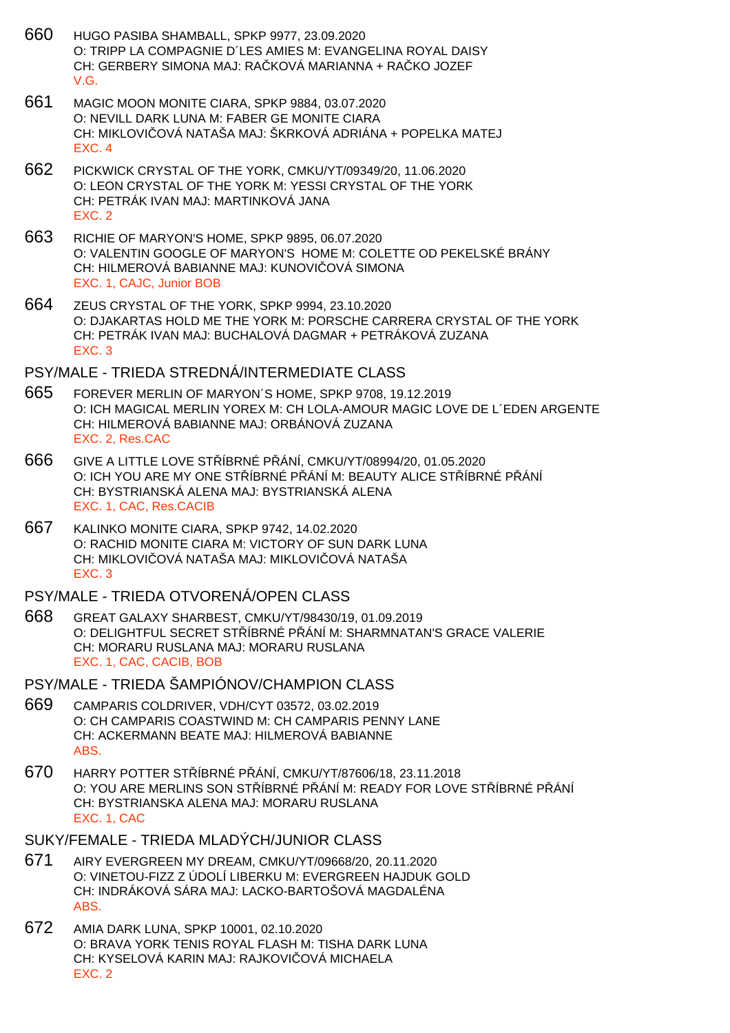660 HUGO PASIBA SHAMBALL, SPKP 9977, 23.09.2020
O: TRIPP LA COMPAGNIE D´LES AMIES M: EVANGELINA ROYAL DAISY
CH: GERBERY SIMONA MAJ: RAČKOVÁ MARIANNA + RAČKO JOZEF
V.G.

661 MAGIC MOON MONITE CIARA, SPKP 9884, 03.07.2020
O: NEVILL DARK LUNA M: FABER GE MONITE CIARA
CH: MIKLOVIČOVÁ NATAŠA MAJ: ŠKRKOVÁ ADRIÁNA + POPELKA MATEJ
EXC. 4

662 PICKWICK CRYSTAL OF THE YORK, CMKU/YT/09349/20, 11.06.2020
O: LEON CRYSTAL OF THE YORK M: YESSI CRYSTAL OF THE YORK
CH: PETRÁK IVAN MAJ: MARTINKOVÁ JANA
EXC. 2

663 RICHIE OF MARYON'S HOME, SPKP 9895, 06.07.2020
O: VALENTIN GOOGLE OF MARYON'S HOME M: COLETTE OD PEKELSKÉ BRÁNY
CH: HILMEROVÁ BABIANNE MAJ: KUNOVIČOVÁ SIMONA
EXC. 1, CAJC, Junior BOB

664 ZEUS CRYSTAL OF THE YORK, SPKP 9994, 23.10.2020
O: DJAKARTAS HOLD ME THE YORK M: PORSCHE CARRERA CRYSTAL OF THE YORK
CH: PETRÁK IVAN MAJ: BUCHALOVÁ DAGMAR + PETRÁKOVÁ ZUZANA
EXC. 3

## PSY/MALE - TRIEDA STREDNÁ/INTERMEDIATE CLASS

665 FOREVER MERLIN OF MARYON´S HOME, SPKP 9708, 19.12.2019
O: ICH MAGICAL MERLIN YOREX M: CH LOLA-AMOUR MAGIC LOVE DE L´EDEN ARGENTE
CH: HILMEROVÁ BABIANNE MAJ: ORBÁNOVÁ ZUZANA
EXC. 2, Res.CAC

666 GIVE A LITTLE LOVE STŘÍBRNÉ PŘÁNÍ, CMKU/YT/08994/20, 01.05.2020
O: ICH YOU ARE MY ONE STŘÍBRNÉ PŘÁNÍ M: BEAUTY ALICE STŘÍBRNÉ PŘÁNÍ
CH: BYSTRIANSKÁ ALENA MAJ: BYSTRIANSKÁ ALENA
EXC. 1, CAC, Res.CACIB

667 KALINKO MONITE CIARA, SPKP 9742, 14.02.2020
O: RACHID MONITE CIARA M: VICTORY OF SUN DARK LUNA
CH: MIKLOVIČOVÁ NATAŠA MAJ: MIKLOVIČOVÁ NATAŠA
EXC. 3

## PSY/MALE - TRIEDA OTVORENÁ/OPEN CLASS

668 GREAT GALAXY SHARBEST, CMKU/YT/98430/19, 01.09.2019
O: DELIGHTFUL SECRET STŘÍBRNÉ PŘÁNÍ M: SHARMNATAN'S GRACE VALERIE
CH: MORARU RUSLANA MAJ: MORARU RUSLANA
EXC. 1, CAC, CACIB, BOB

## PSY/MALE - TRIEDA ŠAMPIÓNOV/CHAMPION CLASS

669 CAMPARIS COLDRIVER, VDH/CYT 03572, 03.02.2019
O: CH CAMPARIS COASTWIND M: CH CAMPARIS PENNY LANE
CH: ACKERMANN BEATE MAJ: HILMEROVÁ BABIANNE
ABS.

670 HARRY POTTER STŘÍBRNÉ PŘÁNÍ, CMKU/YT/87606/18, 23.11.2018
O: YOU ARE MERLINS SON STŘÍBRNÉ PŘÁNÍ M: READY FOR LOVE STŘÍBRNÉ PŘÁNÍ
CH: BYSTRIANSKA ALENA MAJ: MORARU RUSLANA
EXC. 1, CAC

## SUKY/FEMALE - TRIEDA MLADÝCH/JUNIOR CLASS

671 AIRY EVERGREEN MY DREAM, CMKU/YT/09668/20, 20.11.2020
O: VINETOU-FIZZ Z ÚDOLÍ LIBERKU M: EVERGREEN HAJDUK GOLD
CH: INDRÁKOVÁ SÁRA MAJ: LACKO-BARTOŠOVÁ MAGDALÉNA
ABS.

672 AMIA DARK LUNA, SPKP 10001, 02.10.2020
O: BRAVA YORK TENIS ROYAL FLASH M: TISHA DARK LUNA
CH: KYSELOVÁ KARIN MAJ: RAJKOVIČOVÁ MICHAELA
EXC. 2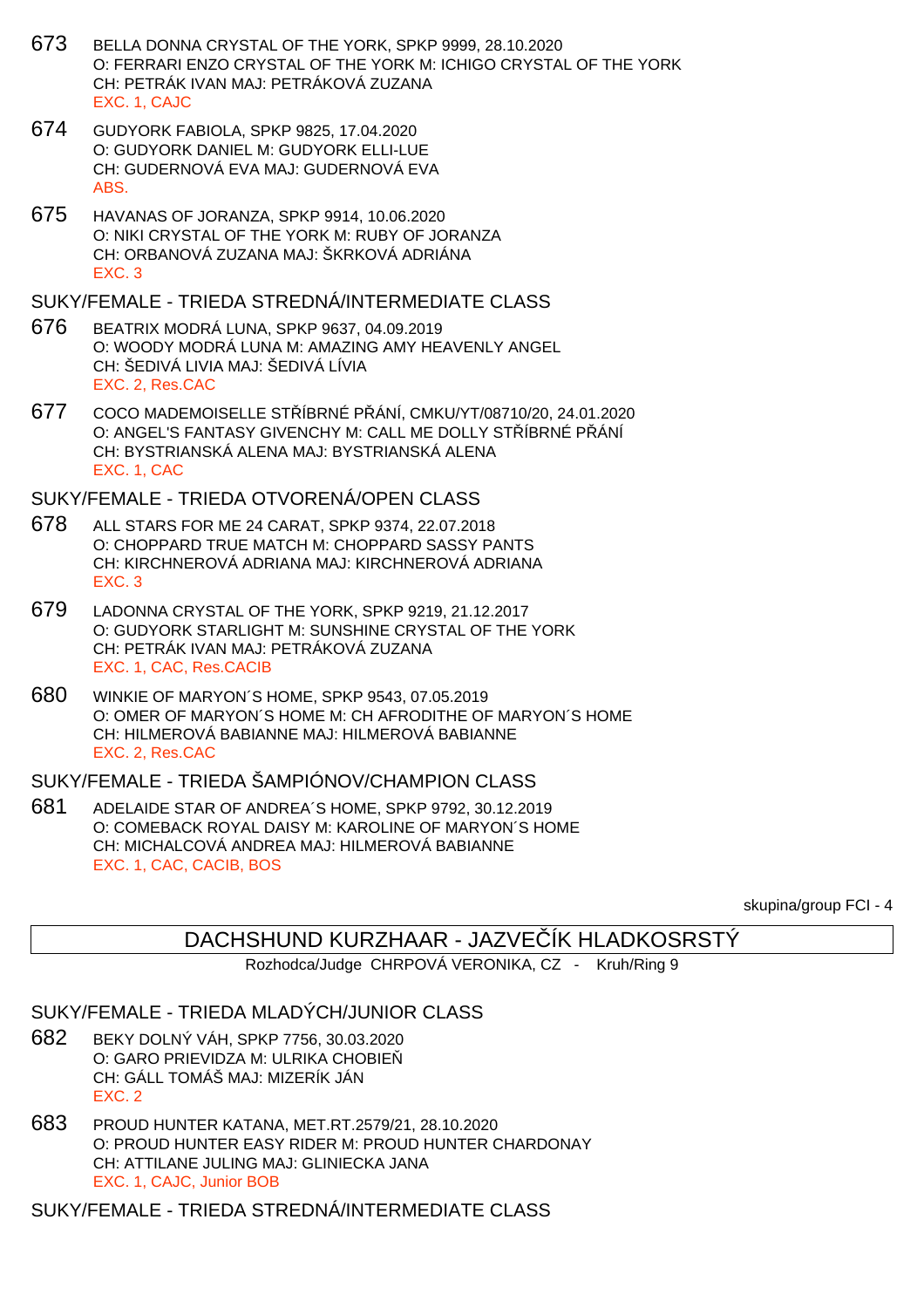673 BELLA DONNA CRYSTAL OF THE YORK, SPKP 9999, 28.10.2020
O: FERRARI ENZO CRYSTAL OF THE YORK M: ICHIGO CRYSTAL OF THE YORK
CH: PETRÁK IVAN MAJ: PETRÁKOVÁ ZUZANA
EXC. 1, CAJC

674 GUDYORK FABIOLA, SPKP 9825, 17.04.2020
O: GUDYORK DANIEL M: GUDYORK ELLI-LUE
CH: GUDERNOVÁ EVA MAJ: GUDERNOVÁ EVA
ABS.

675 HAVANAS OF JORANZA, SPKP 9914, 10.06.2020
O: NIKI CRYSTAL OF THE YORK M: RUBY OF JORANZA
CH: ORBANOVÁ ZUZANA MAJ: ŠKRKOVÁ ADRIÁNA
EXC. 3

## SUKY/FEMALE - TRIEDA STREDNÁ/INTERMEDIATE CLASS

676 BEATRIX MODRÁ LUNA, SPKP 9637, 04.09.2019
O: WOODY MODRÁ LUNA M: AMAZING AMY HEAVENLY ANGEL
CH: ŠEDIVÁ LIVIA MAJ: ŠEDIVÁ LÍVIA
EXC. 2, Res.CAC

677 COCO MADEMOISELLE STŘÍBRNÉ PŘÁNÍ, CMKU/YT/08710/20, 24.01.2020
O: ANGEL'S FANTASY GIVENCHY M: CALL ME DOLLY STŘÍBRNÉ PŘÁNÍ
CH: BYSTRIANSKÁ ALENA MAJ: BYSTRIANSKÁ ALENA
EXC. 1, CAC

## SUKY/FEMALE - TRIEDA OTVORENÁ/OPEN CLASS

678 ALL STARS FOR ME 24 CARAT, SPKP 9374, 22.07.2018
O: CHOPPARD TRUE MATCH M: CHOPPARD SASSY PANTS
CH: KIRCHNEROVÁ ADRIANA MAJ: KIRCHNEROVÁ ADRIANA
EXC. 3

679 LADONNA CRYSTAL OF THE YORK, SPKP 9219, 21.12.2017
O: GUDYORK STARLIGHT M: SUNSHINE CRYSTAL OF THE YORK
CH: PETRÁK IVAN MAJ: PETRÁKOVÁ ZUZANA
EXC. 1, CAC, Res.CACIB

680 WINKIE OF MARYON´S HOME, SPKP 9543, 07.05.2019
O: OMER OF MARYON´S HOME M: CH AFRODITHE OF MARYON´S HOME
CH: HILMEROVÁ BABIANNE MAJ: HILMEROVÁ BABIANNE
EXC. 2, Res.CAC

## SUKY/FEMALE - TRIEDA ŠAMPIÓNOV/CHAMPION CLASS

681 ADELAIDE STAR OF ANDREA´S HOME, SPKP 9792, 30.12.2019
O: COMEBACK ROYAL DAISY M: KAROLINE OF MARYON´S HOME
CH: MICHALCOVÁ ANDREA MAJ: HILMEROVÁ BABIANNE
EXC. 1, CAC, CACIB, BOS

skupina/group FCI - 4

# DACHSHUND KURZHAAR - JAZVEČÍK HLADKOSRSTÝ

Rozhodca/Judge CHRPOVÁ VERONIKA, CZ - Kruh/Ring 9

## SUKY/FEMALE - TRIEDA MLADÝCH/JUNIOR CLASS

682 BEKY DOLNÝ VÁH, SPKP 7756, 30.03.2020
O: GARO PRIEVIDZA M: ULRIKA CHOBIEŇ
CH: GÁLL TOMÁŠ MAJ: MIZERÍK JÁN
EXC. 2

683 PROUD HUNTER KATANA, MET.RT.2579/21, 28.10.2020
O: PROUD HUNTER EASY RIDER M: PROUD HUNTER CHARDONAY
CH: ATTILANE JULING MAJ: GLINIECKA JANA
EXC. 1, CAJC, Junior BOB

## SUKY/FEMALE - TRIEDA STREDNÁ/INTERMEDIATE CLASS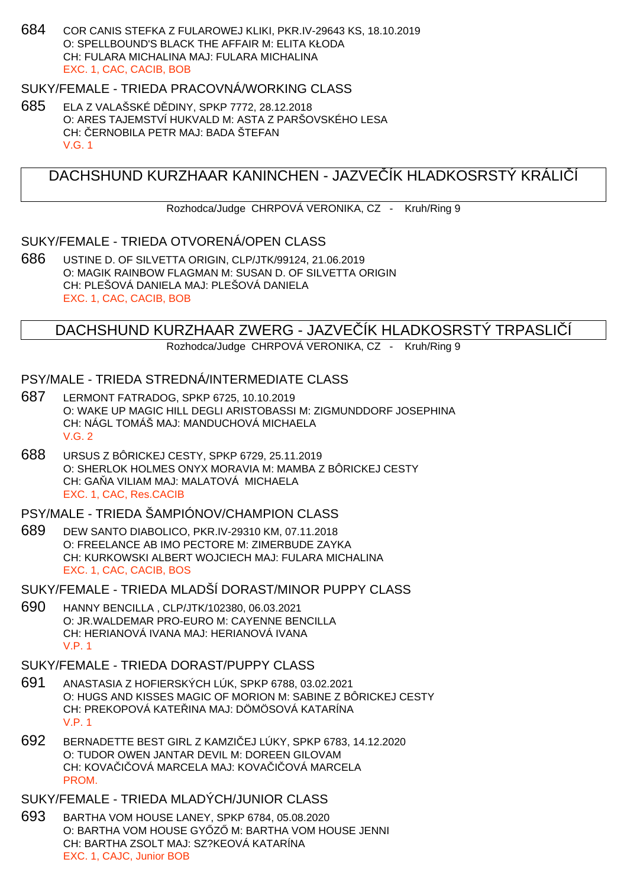684 COR CANIS STEFKA Z FULAROWEJ KLIKI, PKR.IV-29643 KS, 18.10.2019
O: SPELLBOUND'S BLACK THE AFFAIR M: ELITA KŁODA
CH: FULARA MICHALINA MAJ: FULARA MICHALINA
EXC. 1, CAC, CACIB, BOB

## SUKY/FEMALE - TRIEDA PRACOVNÁ/WORKING CLASS

685 ELA Z VALAŠSKÉ DĚDINY, SPKP 7772, 28.12.2018
O: ARES TAJEMSTVÍ HUKVALD M: ASTA Z PARŠOVSKÉHO LESA
CH: ČERNOBILA PETR MAJ: BADA ŠTEFAN
V.G. 1

# DACHSHUND KURZHAAR KANINCHEN - JAZVEČÍK HLADKOSRSTÝ KRÁLIČÍ

Rozhodca/Judge CHRPOVÁ VERONIKA, CZ - Kruh/Ring 9

## SUKY/FEMALE - TRIEDA OTVORENÁ/OPEN CLASS

686 USTINE D. OF SILVETTA ORIGIN, CLP/JTK/99124, 21.06.2019
O: MAGIK RAINBOW FLAGMAN M: SUSAN D. OF SILVETTA ORIGIN
CH: PLEŠOVÁ DANIELA MAJ: PLEŠOVÁ DANIELA
EXC. 1, CAC, CACIB, BOB

# DACHSHUND KURZHAAR ZWERG - JAZVEČÍK HLADKOSRSTÝ TRPASLIČÍ

Rozhodca/Judge CHRPOVÁ VERONIKA, CZ - Kruh/Ring 9

## PSY/MALE - TRIEDA STREDNÁ/INTERMEDIATE CLASS

687 LERMONT FATRADOG, SPKP 6725, 10.10.2019
O: WAKE UP MAGIC HILL DEGLI ARISTOBASSI M: ZIGMUNDDORF JOSEPHINA
CH: NÁGL TOMÁŠ MAJ: MANDUCHOVÁ MICHAELA
V.G. 2

688 URSUS Z BÔRICKEJ CESTY, SPKP 6729, 25.11.2019
O: SHERLOK HOLMES ONYX MORAVIA M: MAMBA Z BÔRICKEJ CESTY
CH: GAŇA VILIAM MAJ: MALATOVÁ MICHAELA
EXC. 1, CAC, Res.CACIB

## PSY/MALE - TRIEDA ŠAMPIÓNOV/CHAMPION CLASS

689 DEW SANTO DIABOLICO, PKR.IV-29310 KM, 07.11.2018
O: FREELANCE AB IMO PECTORE M: ZIMERBUDE ZAYKA
CH: KURKOWSKI ALBERT WOJCIECH MAJ: FULARA MICHALINA
EXC. 1, CAC, CACIB, BOS

## SUKY/FEMALE - TRIEDA MLADŠÍ DORAST/MINOR PUPPY CLASS

690 HANNY BENCILLA , CLP/JTK/102380, 06.03.2021
O: JR.WALDEMAR PRO-EURO M: CAYENNE BENCILLA
CH: HERIANOVÁ IVANA MAJ: HERIANOVÁ IVANA
V.P. 1

## SUKY/FEMALE - TRIEDA DORAST/PUPPY CLASS

691 ANASTASIA Z HOFIERSKÝCH LÚK, SPKP 6788, 03.02.2021
O: HUGS AND KISSES MAGIC OF MORION M: SABINE Z BÔRICKEJ CESTY
CH: PREKOPOVÁ KATEŘINA MAJ: DÖMÖSOVÁ KATARÍNA
V.P. 1

692 BERNADETTE BEST GIRL Z KAMZIČEJ LÚKY, SPKP 6783, 14.12.2020
O: TUDOR OWEN JANTAR DEVIL M: DOREEN GILOVAM
CH: KOVAČIČOVÁ MARCELA MAJ: KOVAČIČOVÁ MARCELA
PROM.

## SUKY/FEMALE - TRIEDA MLADÝCH/JUNIOR CLASS

693 BARTHA VOM HOUSE LANEY, SPKP 6784, 05.08.2020
O: BARTHA VOM HOUSE GYŐZŐ M: BARTHA VOM HOUSE JENNI
CH: BARTHA ZSOLT MAJ: SZ?KEOVÁ KATARÍNA
EXC. 1, CAJC, Junior BOB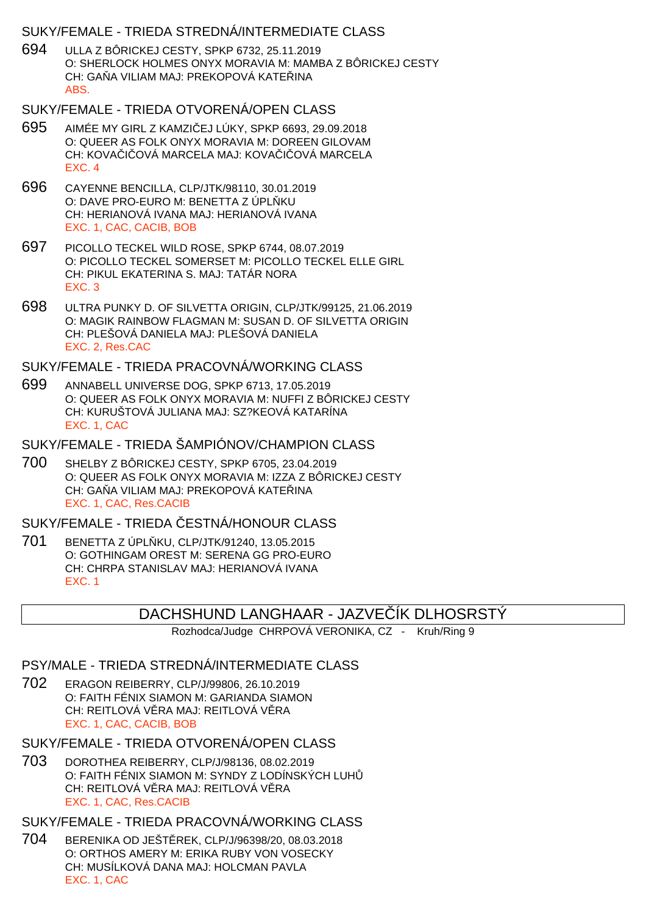## SUKY/FEMALE - TRIEDA STREDNÁ/INTERMEDIATE CLASS

694 ULLA Z BÔRICKEJ CESTY, SPKP 6732, 25.11.2019
O: SHERLOCK HOLMES ONYX MORAVIA M: MAMBA Z BÔRICKEJ CESTY
CH: GAŇA VILIAM MAJ: PREKOPOVÁ KATEŘINA
ABS.

## SUKY/FEMALE - TRIEDA OTVORENÁ/OPEN CLASS

695 AIMÉE MY GIRL Z KAMZIČEJ LÚKY, SPKP 6693, 29.09.2018
O: QUEER AS FOLK ONYX MORAVIA M: DOREEN GILOVAM
CH: KOVAČIČOVÁ MARCELA MAJ: KOVAČIČOVÁ MARCELA
EXC. 4

696 CAYENNE BENCILLA, CLP/JTK/98110, 30.01.2019
O: DAVE PRO-EURO M: BENETTA Z ÚPLŇKU
CH: HERIANOVÁ IVANA MAJ: HERIANOVÁ IVANA
EXC. 1, CAC, CACIB, BOB

697 PICOLLO TECKEL WILD ROSE, SPKP 6744, 08.07.2019
O: PICOLLO TECKEL SOMERSET M: PICOLLO TECKEL ELLE GIRL
CH: PIKUL EKATERINA S. MAJ: TATÁR NORA
EXC. 3

698 ULTRA PUNKY D. OF SILVETTA ORIGIN, CLP/JTK/99125, 21.06.2019
O: MAGIK RAINBOW FLAGMAN M: SUSAN D. OF SILVETTA ORIGIN
CH: PLEŠOVÁ DANIELA MAJ: PLEŠOVÁ DANIELA
EXC. 2, Res.CAC

## SUKY/FEMALE - TRIEDA PRACOVNÁ/WORKING CLASS

699 ANNABELL UNIVERSE DOG, SPKP 6713, 17.05.2019
O: QUEER AS FOLK ONYX MORAVIA M: NUFFI Z BÔRICKEJ CESTY
CH: KURUŠTOVÁ JULIANA MAJ: SZ?KEOVÁ KATARÍNA
EXC. 1, CAC

## SUKY/FEMALE - TRIEDA ŠAMPIÓNOV/CHAMPION CLASS

700 SHELBY Z BÔRICKEJ CESTY, SPKP 6705, 23.04.2019
O: QUEER AS FOLK ONYX MORAVIA M: IZZA Z BÔRICKEJ CESTY
CH: GAŇA VILIAM MAJ: PREKOPOVÁ KATEŘINA
EXC. 1, CAC, Res.CACIB

## SUKY/FEMALE - TRIEDA ČESTNÁ/HONOUR CLASS

701 BENETTA Z ÚPLŇKU, CLP/JTK/91240, 13.05.2015
O: GOTHINGAM OREST M: SERENA GG PRO-EURO
CH: CHRPA STANISLAV MAJ: HERIANOVÁ IVANA
EXC. 1

# DACHSHUND LANGHAAR - JAZVEČÍK DLHOSRSTÝ

Rozhodca/Judge CHRPOVÁ VERONIKA, CZ - Kruh/Ring 9

## PSY/MALE - TRIEDA STREDNÁ/INTERMEDIATE CLASS

702 ERAGON REIBERRY, CLP/J/99806, 26.10.2019
O: FAITH FÉNIX SIAMON M: GARIANDA SIAMON
CH: REITLOVÁ VĚRA MAJ: REITLOVÁ VĚRA
EXC. 1, CAC, CACIB, BOB

## SUKY/FEMALE - TRIEDA OTVORENÁ/OPEN CLASS

703 DOROTHEA REIBERRY, CLP/J/98136, 08.02.2019
O: FAITH FÉNIX SIAMON M: SYNDY Z LODÍNSKÝCH LUHŮ
CH: REITLOVÁ VĚRA MAJ: REITLOVÁ VĚRA
EXC. 1, CAC, Res.CACIB

## SUKY/FEMALE - TRIEDA PRACOVNÁ/WORKING CLASS

704 BERENIKA OD JEŠTĚREK, CLP/J/96398/20, 08.03.2018
O: ORTHOS AMERY M: ERIKA RUBY VON VOSECKY
CH: MUSÍLKOVÁ DANA MAJ: HOLCMAN PAVLA
EXC. 1, CAC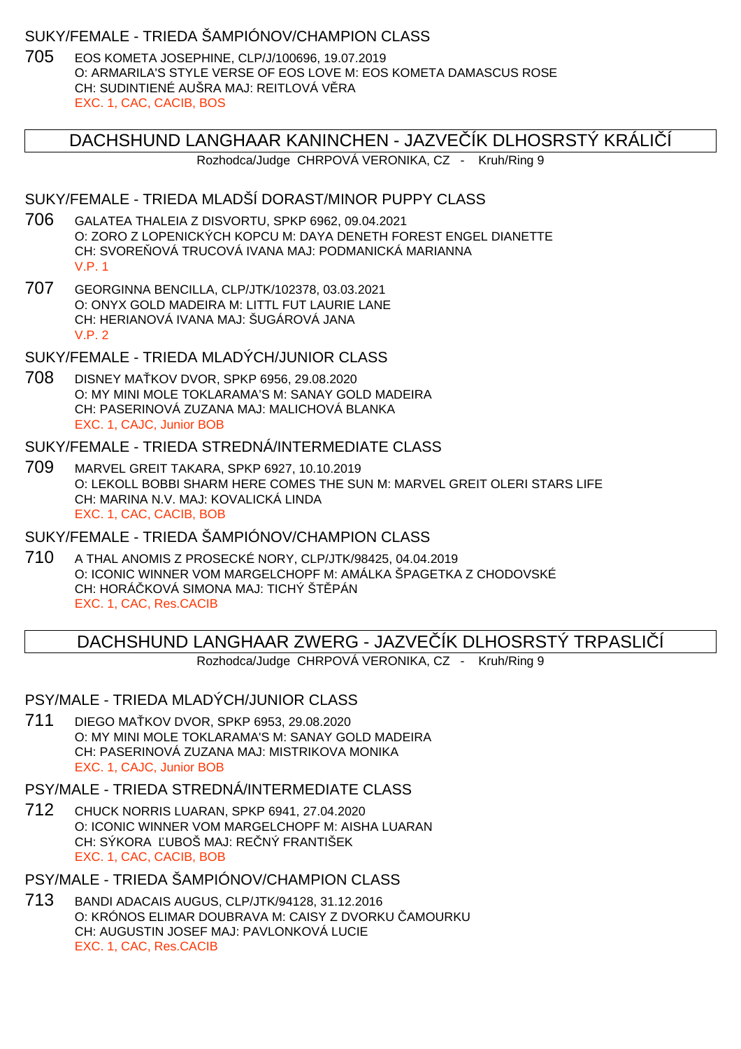### SUKY/FEMALE - TRIEDA ŠAMPIÓNOV/CHAMPION CLASS

705 EOS KOMETA JOSEPHINE, CLP/J/100696, 19.07.2019
O: ARMARILA'S STYLE VERSE OF EOS LOVE M: EOS KOMETA DAMASCUS ROSE
CH: SUDINTIENÉ AUŠRA MAJ: REITLOVÁ VĚRA
EXC. 1, CAC, CACIB, BOS

## DACHSHUND LANGHAAR KANINCHEN - JAZVEČÍK DLHOSRSTÝ KRÁLIČÍ

Rozhodca/Judge CHRPOVÁ VERONIKA, CZ - Kruh/Ring 9

### SUKY/FEMALE - TRIEDA MLADŠÍ DORAST/MINOR PUPPY CLASS

706 GALATEA THALEIA Z DISVORTU, SPKP 6962, 09.04.2021
O: ZORO Z LOPENICKÝCH KOPCU M: DAYA DENETH FOREST ENGEL DIANETTE
CH: SVOREŇOVÁ TRUCOVÁ IVANA MAJ: PODMANICKÁ MARIANNA
V.P. 1

707 GEORGINNA BENCILLA, CLP/JTK/102378, 03.03.2021
O: ONYX GOLD MADEIRA M: LITTL FUT LAURIE LANE
CH: HERIANOVÁ IVANA MAJ: ŠUGÁROVÁ JANA
V.P. 2

### SUKY/FEMALE - TRIEDA MLADÝCH/JUNIOR CLASS

708 DISNEY MAŤKOV DVOR, SPKP 6956, 29.08.2020
O: MY MINI MOLE TOKLARAMA'S M: SANAY GOLD MADEIRA
CH: PASERINOVÁ ZUZANA MAJ: MALICHOVÁ BLANKA
EXC. 1, CAJC, Junior BOB

### SUKY/FEMALE - TRIEDA STREDNÁ/INTERMEDIATE CLASS

709 MARVEL GREIT TAKARA, SPKP 6927, 10.10.2019
O: LEKOLL BOBBI SHARM HERE COMES THE SUN M: MARVEL GREIT OLERI STARS LIFE
CH: MARINA N.V. MAJ: KOVALICKÁ LINDA
EXC. 1, CAC, CACIB, BOB

### SUKY/FEMALE - TRIEDA ŠAMPIÓNOV/CHAMPION CLASS

710 A THAL ANOMIS Z PROSECKÉ NORY, CLP/JTK/98425, 04.04.2019
O: ICONIC WINNER VOM MARGELCHOPF M: AMÁLKA ŠPAGETKA Z CHODOVSKÉ
CH: HORÁČKOVÁ SIMONA MAJ: TICHÝ ŠTĚPÁN
EXC. 1, CAC, Res.CACIB

## DACHSHUND LANGHAAR ZWERG - JAZVEČÍK DLHOSRSTÝ TRPASLIČÍ

Rozhodca/Judge CHRPOVÁ VERONIKA, CZ - Kruh/Ring 9

### PSY/MALE - TRIEDA MLADÝCH/JUNIOR CLASS

711 DIEGO MAŤKOV DVOR, SPKP 6953, 29.08.2020
O: MY MINI MOLE TOKLARAMA'S M: SANAY GOLD MADEIRA
CH: PASERINOVÁ ZUZANA MAJ: MISTRIKOVA MONIKA
EXC. 1, CAJC, Junior BOB

### PSY/MALE - TRIEDA STREDNÁ/INTERMEDIATE CLASS

712 CHUCK NORRIS LUARAN, SPKP 6941, 27.04.2020
O: ICONIC WINNER VOM MARGELCHOPF M: AISHA LUARAN
CH: SÝKORA ĽUBOŠ MAJ: REČNÝ FRANTIŠEK
EXC. 1, CAC, CACIB, BOB

### PSY/MALE - TRIEDA ŠAMPIÓNOV/CHAMPION CLASS

713 BANDI ADACAIS AUGUS, CLP/JTK/94128, 31.12.2016
O: KRÓNOS ELIMAR DOUBRAVA M: CAISY Z DVORKU ČAMOURKU
CH: AUGUSTIN JOSEF MAJ: PAVLONKOVÁ LUCIE
EXC. 1, CAC, Res.CACIB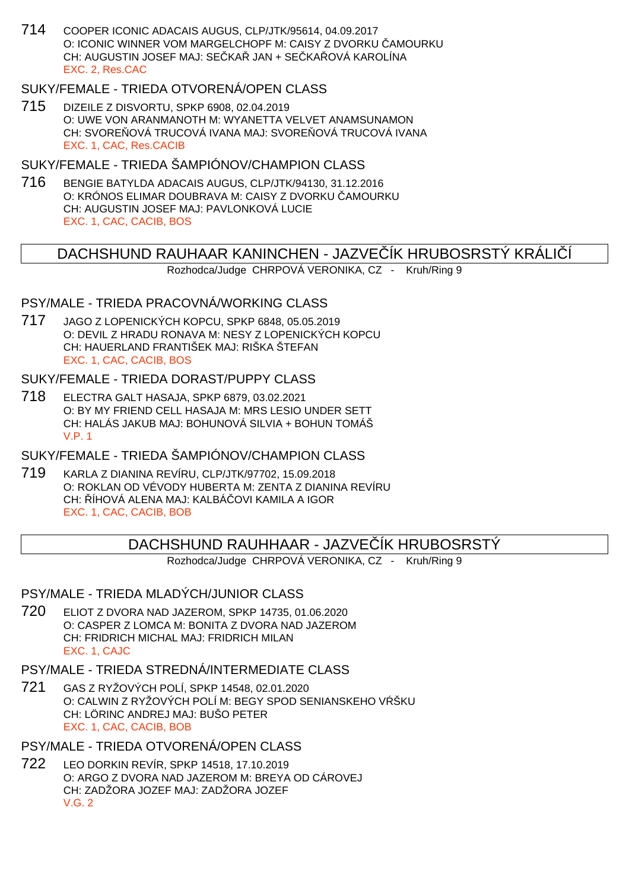714 COOPER ICONIC ADACAIS AUGUS, CLP/JTK/95614, 04.09.2017
O: ICONIC WINNER VOM MARGELCHOPF M: CAISY Z DVORKU ČAMOURKU
CH: AUGUSTIN JOSEF MAJ: SEČKAŘ JAN + SEČKAŘOVÁ KAROLÍNA
EXC. 2, Res.CAC

### SUKY/FEMALE - TRIEDA OTVORENÁ/OPEN CLASS

715 DIZEILE Z DISVORTU, SPKP 6908, 02.04.2019
O: UWE VON ARANMANOTH M: WYANETTA VELVET ANAMSUNAMON
CH: SVOREŇOVÁ TRUCOVÁ IVANA MAJ: SVOREŇOVÁ TRUCOVÁ IVANA
EXC. 1, CAC, Res.CACIB

### SUKY/FEMALE - TRIEDA ŠAMPIÓNOV/CHAMPION CLASS

716 BENGIE BATYLDA ADACAIS AUGUS, CLP/JTK/94130, 31.12.2016
O: KRÓNOS ELIMAR DOUBRAVA M: CAISY Z DVORKU ČAMOURKU
CH: AUGUSTIN JOSEF MAJ: PAVLONKOVÁ LUCIE
EXC. 1, CAC, CACIB, BOS

## DACHSHUND RAUHAAR KANINCHEN - JAZVEČÍK HRUBOSRSTÝ KRÁLIČÍ

Rozhodca/Judge CHRPOVÁ VERONIKA, CZ - Kruh/Ring 9

### PSY/MALE - TRIEDA PRACOVNÁ/WORKING CLASS

717 JAGO Z LOPENICKÝCH KOPCU, SPKP 6848, 05.05.2019
O: DEVIL Z HRADU RONAVA M: NESY Z LOPENICKÝCH KOPCU
CH: HAUERLAND FRANTIŠEK MAJ: RIŠKA ŠTEFAN
EXC. 1, CAC, CACIB, BOS

### SUKY/FEMALE - TRIEDA DORAST/PUPPY CLASS

718 ELECTRA GALT HASAJA, SPKP 6879, 03.02.2021
O: BY MY FRIEND CELL HASAJA M: MRS LESIO UNDER SETT
CH: HALÁS JAKUB MAJ: BOHUNOVÁ SILVIA + BOHUN TOMÁŠ
V.P. 1

### SUKY/FEMALE - TRIEDA ŠAMPIÓNOV/CHAMPION CLASS

719 KARLA Z DIANINA REVÍRU, CLP/JTK/97702, 15.09.2018
O: ROKLAN OD VÉVODY HUBERTA M: ZENTA Z DIANINA REVÍRU
CH: ŘÍHOVÁ ALENA MAJ: KALBÁČOVI KAMILA A IGOR
EXC. 1, CAC, CACIB, BOB

## DACHSHUND RAUHHAAR - JAZVEČÍK HRUBOSRSTÝ

Rozhodca/Judge CHRPOVÁ VERONIKA, CZ - Kruh/Ring 9

### PSY/MALE - TRIEDA MLADÝCH/JUNIOR CLASS

720 ELIOT Z DVORA NAD JAZEROM, SPKP 14735, 01.06.2020
O: CASPER Z LOMCA M: BONITA Z DVORA NAD JAZEROM
CH: FRIDRICH MICHAL MAJ: FRIDRICH MILAN
EXC. 1, CAJC

### PSY/MALE - TRIEDA STREDNÁ/INTERMEDIATE CLASS

721 GAS Z RYŽOVÝCH POLÍ, SPKP 14548, 02.01.2020
O: CALWIN Z RYŽOVÝCH POLÍ M: BEGY SPOD SENIANSKEHO VŔŠKU
CH: LÖRINC ANDREJ MAJ: BUŠO PETER
EXC. 1, CAC, CACIB, BOB

### PSY/MALE - TRIEDA OTVORENÁ/OPEN CLASS

722 LEO DORKIN REVÍR, SPKP 14518, 17.10.2019
O: ARGO Z DVORA NAD JAZEROM M: BREYA OD CÁROVEJ
CH: ZADŽORA JOZEF MAJ: ZADŽORA JOZEF
V.G. 2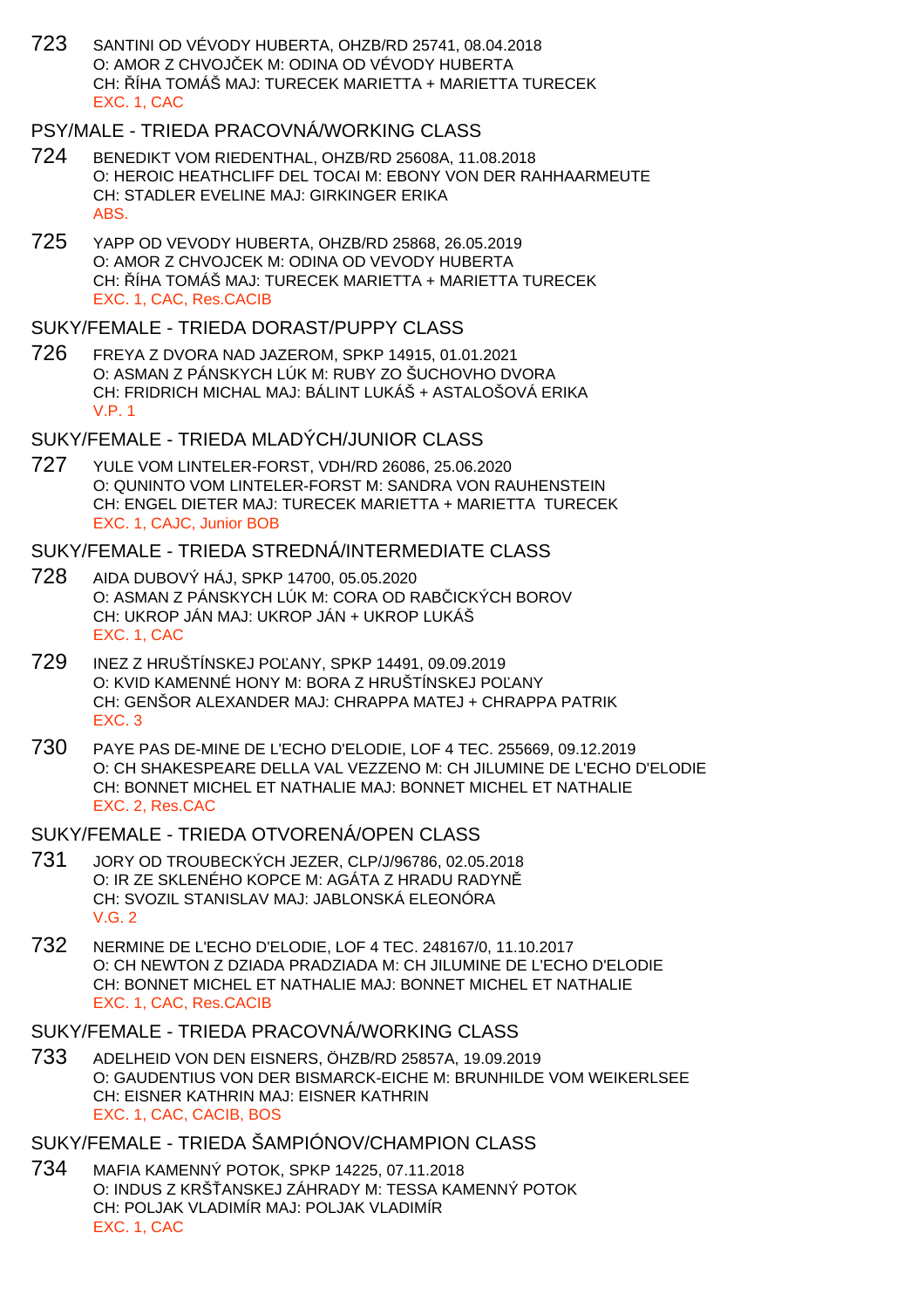723 SANTINI OD VÉVODY HUBERTA, OHZB/RD 25741, 08.04.2018
O: AMOR Z CHVOJČEK M: ODINA OD VÉVODY HUBERTA
CH: ŘÍHA TOMÁŠ MAJ: TURECEK MARIETTA + MARIETTA TURECEK
EXC. 1, CAC

## PSY/MALE - TRIEDA PRACOVNÁ/WORKING CLASS

724 BENEDIKT VOM RIEDENTHAL, OHZB/RD 25608A, 11.08.2018
O: HEROIC HEATHCLIFF DEL TOCAI M: EBONY VON DER RAHHAARMEUTE
CH: STADLER EVELINE MAJ: GIRKINGER ERIKA
ABS.

725 YAPP OD VEVODY HUBERTA, OHZB/RD 25868, 26.05.2019
O: AMOR Z CHVOJCEK M: ODINA OD VEVODY HUBERTA
CH: ŘÍHA TOMÁŠ MAJ: TURECEK MARIETTA + MARIETTA TURECEK
EXC. 1, CAC, Res.CACIB

## SUKY/FEMALE - TRIEDA DORAST/PUPPY CLASS

726 FREYA Z DVORA NAD JAZEROM, SPKP 14915, 01.01.2021
O: ASMAN Z PÁNSKYCH LÚK M: RUBY ZO ŠUCHOVHO DVORA
CH: FRIDRICH MICHAL MAJ: BÁLINT LUKÁŠ + ASTALOŠOVÁ ERIKA
V.P. 1

## SUKY/FEMALE - TRIEDA MLADÝCH/JUNIOR CLASS

727 YULE VOM LINTELER-FORST, VDH/RD 26086, 25.06.2020
O: QUNINTO VOM LINTELER-FORST M: SANDRA VON RAUHENSTEIN
CH: ENGEL DIETER MAJ: TURECEK MARIETTA + MARIETTA TURECEK
EXC. 1, CAJC, Junior BOB

## SUKY/FEMALE - TRIEDA STREDNÁ/INTERMEDIATE CLASS

728 AIDA DUBOVÝ HÁJ, SPKP 14700, 05.05.2020
O: ASMAN Z PÁNSKYCH LÚK M: CORA OD RABČICKÝCH BOROV
CH: UKROP JÁN MAJ: UKROP JÁN + UKROP LUKÁŠ
EXC. 1, CAC

729 INEZ Z HRUŠTÍNSKEJ POĽANY, SPKP 14491, 09.09.2019
O: KVID KAMENNÉ HONY M: BORA Z HRUŠTÍNSKEJ POĽANY
CH: GENŠOR ALEXANDER MAJ: CHRAPPA MATEJ + CHRAPPA PATRIK
EXC. 3

730 PAYE PAS DE-MINE DE L'ECHO D'ELODIE, LOF 4 TEC. 255669, 09.12.2019
O: CH SHAKESPEARE DELLA VAL VEZZENO M: CH JILUMINE DE L'ECHO D'ELODIE
CH: BONNET MICHEL ET NATHALIE MAJ: BONNET MICHEL ET NATHALIE
EXC. 2, Res.CAC

## SUKY/FEMALE - TRIEDA OTVORENÁ/OPEN CLASS

731 JORY OD TROUBECKÝCH JEZER, CLP/J/96786, 02.05.2018
O: IR ZE SKLENÉHO KOPCE M: AGÁTA Z HRADU RADYNĚ
CH: SVOZIL STANISLAV MAJ: JABLONSKÁ ELEONÓRA
V.G. 2

732 NERMINE DE L'ECHO D'ELODIE, LOF 4 TEC. 248167/0, 11.10.2017
O: CH NEWTON Z DZIADA PRADZIADA M: CH JILUMINE DE L'ECHO D'ELODIE
CH: BONNET MICHEL ET NATHALIE MAJ: BONNET MICHEL ET NATHALIE
EXC. 1, CAC, Res.CACIB

## SUKY/FEMALE - TRIEDA PRACOVNÁ/WORKING CLASS

733 ADELHEID VON DEN EISNERS, ÖHZB/RD 25857A, 19.09.2019
O: GAUDENTIUS VON DER BISMARCK-EICHE M: BRUNHILDE VOM WEIKERLSEE
CH: EISNER KATHRIN MAJ: EISNER KATHRIN
EXC. 1, CAC, CACIB, BOS

## SUKY/FEMALE - TRIEDA ŠAMPIÓNOV/CHAMPION CLASS

734 MAFIA KAMENNÝ POTOK, SPKP 14225, 07.11.2018
O: INDUS Z KRŠŤANSKEJ ZÁHRADY M: TESSA KAMENNÝ POTOK
CH: POLJAK VLADIMÍR MAJ: POLJAK VLADIMÍR
EXC. 1, CAC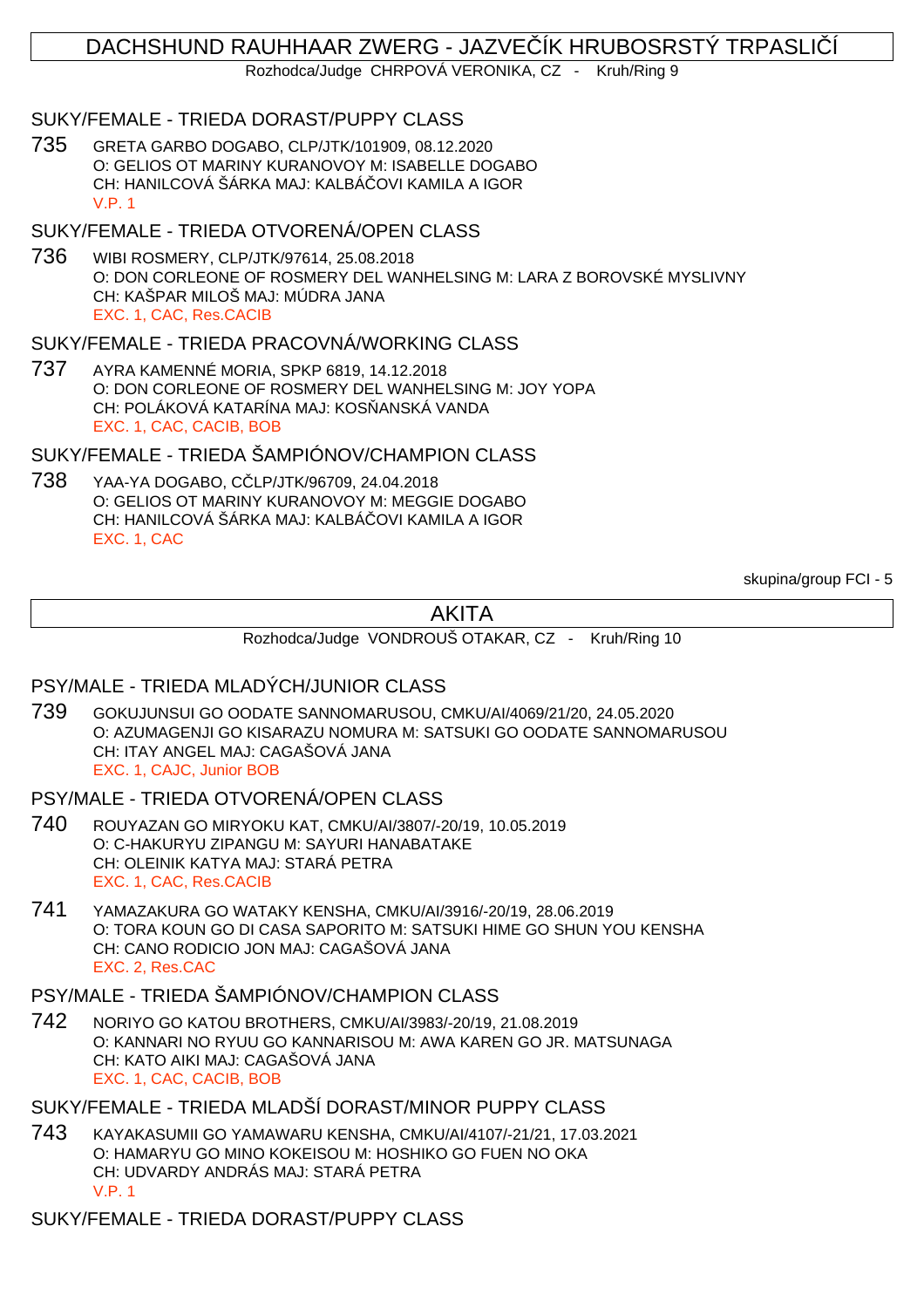## DACHSHUND RAUHHAAR ZWERG - JAZVEČÍK HRUBOSRSTÝ TRPASLIČÍ

Rozhodca/Judge CHRPOVÁ VERONIKA, CZ - Kruh/Ring 9

### SUKY/FEMALE - TRIEDA DORAST/PUPPY CLASS

735 GRETA GARBO DOGABO, CLP/JTK/101909, 08.12.2020
O: GELIOS OT MARINY KURANOVOY M: ISABELLE DOGABO
CH: HANILCOVÁ ŠÁRKA MAJ: KALBÁČOVI KAMILA A IGOR
V.P. 1

### SUKY/FEMALE - TRIEDA OTVORENÁ/OPEN CLASS

736 WIBI ROSMERY, CLP/JTK/97614, 25.08.2018
O: DON CORLEONE OF ROSMERY DEL WANHELSING M: LARA Z BOROVSKÉ MYSLIVNY
CH: KAŠPAR MILOŠ MAJ: MÚDRA JANA
EXC. 1, CAC, Res.CACIB

### SUKY/FEMALE - TRIEDA PRACOVNÁ/WORKING CLASS

737 AYRA KAMENNÉ MORIA, SPKP 6819, 14.12.2018
O: DON CORLEONE OF ROSMERY DEL WANHELSING M: JOY YOPA
CH: POLÁKOVÁ KATARÍNA MAJ: KOSŇANSKÁ VANDA
EXC. 1, CAC, CACIB, BOB

### SUKY/FEMALE - TRIEDA ŠAMPIÓNOV/CHAMPION CLASS

738 YAA-YA DOGABO, CČLP/JTK/96709, 24.04.2018
O: GELIOS OT MARINY KURANOVOY M: MEGGIE DOGABO
CH: HANILCOVÁ ŠÁRKA MAJ: KALBÁČOVI KAMILA A IGOR
EXC. 1, CAC

skupina/group FCI - 5

## AKITA

Rozhodca/Judge VONDROUŠ OTAKAR, CZ - Kruh/Ring 10

### PSY/MALE - TRIEDA MLADÝCH/JUNIOR CLASS

739 GOKUJUNSUI GO OODATE SANNOMARUSOU, CMKU/AI/4069/21/20, 24.05.2020
O: AZUMAGENJI GO KISARAZU NOMURA M: SATSUKI GO OODATE SANNOMARUSOU
CH: ITAY ANGEL MAJ: CAGAŠOVÁ JANA
EXC. 1, CAJC, Junior BOB

### PSY/MALE - TRIEDA OTVORENÁ/OPEN CLASS

740 ROUYAZAN GO MIRYOKU KAT, CMKU/AI/3807/-20/19, 10.05.2019
O: C-HAKURYU ZIPANGU M: SAYURI HANABATAKE
CH: OLEINIK KATYA MAJ: STARÁ PETRA
EXC. 1, CAC, Res.CACIB

741 YAMAZAKURA GO WATAKY KENSHA, CMKU/AI/3916/-20/19, 28.06.2019
O: TORA KOUN GO DI CASA SAPORITO M: SATSUKI HIME GO SHUN YOU KENSHA
CH: CANO RODICIO JON MAJ: CAGAŠOVÁ JANA
EXC. 2, Res.CAC

### PSY/MALE - TRIEDA ŠAMPIÓNOV/CHAMPION CLASS

742 NORIYO GO KATOU BROTHERS, CMKU/AI/3983/-20/19, 21.08.2019
O: KANNARI NO RYUU GO KANNARISOU M: AWA KAREN GO JR. MATSUNAGA
CH: KATO AIKI MAJ: CAGAŠOVÁ JANA
EXC. 1, CAC, CACIB, BOB

### SUKY/FEMALE - TRIEDA MLADŠÍ DORAST/MINOR PUPPY CLASS

743 KAYAKASUMII GO YAMAWARU KENSHA, CMKU/AI/4107/-21/21, 17.03.2021
O: HAMARYU GO MINO KOKEISOU M: HOSHIKO GO FUEN NO OKA
CH: UDVARDY ANDRÁS MAJ: STARÁ PETRA
V.P. 1

### SUKY/FEMALE - TRIEDA DORAST/PUPPY CLASS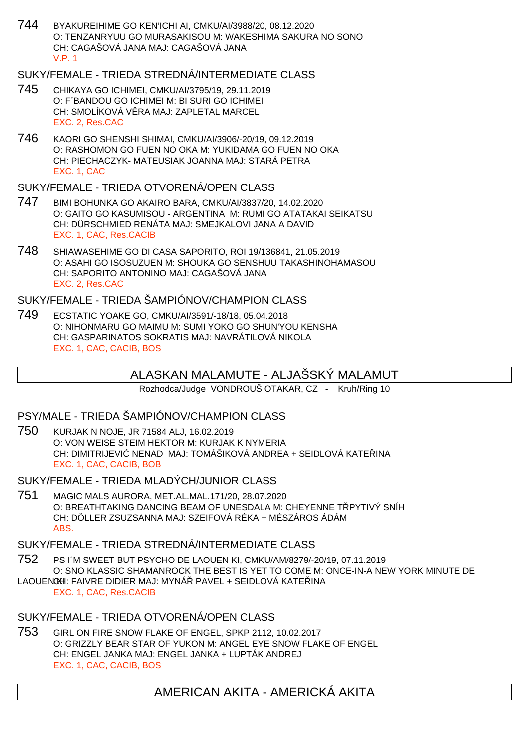744 BYAKUREIHIME GO KEN'ICHI AI, CMKU/AI/3988/20, 08.12.2020
O: TENZANRYUU GO MURASAKISOU M: WAKESHIMA SAKURA NO SONO
CH: CAGAŠOVÁ JANA MAJ: CAGAŠOVÁ JANA
V.P. 1

### SUKY/FEMALE - TRIEDA STREDNÁ/INTERMEDIATE CLASS

745 CHIKAYA GO ICHIMEI, CMKU/AI/3795/19, 29.11.2019
O: F´BANDOU GO ICHIMEI M: BI SURI GO ICHIMEI
CH: SMOLÍKOVÁ VĚRA MAJ: ZAPLETAL MARCEL
EXC. 2, Res.CAC

746 KAORI GO SHENSHI SHIMAI, CMKU/AI/3906/-20/19, 09.12.2019
O: RASHOMON GO FUEN NO OKA M: YUKIDAMA GO FUEN NO OKA
CH: PIECHACZYK- MATEUSIAK JOANNA MAJ: STARÁ PETRA
EXC. 1, CAC

### SUKY/FEMALE - TRIEDA OTVORENÁ/OPEN CLASS

747 BIMI BOHUNKA GO AKAIRO BARA, CMKU/AI/3837/20, 14.02.2020
O: GAITO GO KASUMISOU - ARGENTINA M: RUMI GO ATATAKAI SEIKATSU
CH: DÜRSCHMIED RENÁTA MAJ: SMEJKALOVI JANA A DAVID
EXC. 1, CAC, Res.CACIB

748 SHIAWASEHIME GO DI CASA SAPORITO, ROI 19/136841, 21.05.2019
O: ASAHI GO ISOSUZUEN M: SHOUKA GO SENSHUU TAKASHINOHAMASOU
CH: SAPORITO ANTONINO MAJ: CAGAŠOVÁ JANA
EXC. 2, Res.CAC

### SUKY/FEMALE - TRIEDA ŠAMPIÓNOV/CHAMPION CLASS

749 ECSTATIC YOAKE GO, CMKU/AI/3591/-18/18, 05.04.2018
O: NIHONMARU GO MAIMU M: SUMI YOKO GO SHUN'YOU KENSHA
CH: GASPARINATOS SOKRATIS MAJ: NAVRÁTILOVÁ NIKOLA
EXC. 1, CAC, CACIB, BOS

## ALASKAN MALAMUTE - ALJAŠSKÝ MALAMUT

Rozhodca/Judge VONDROUŠ OTAKAR, CZ - Kruh/Ring 10

### PSY/MALE - TRIEDA ŠAMPIÓNOV/CHAMPION CLASS

750 KURJAK N NOJE, JR 71584 ALJ, 16.02.2019
O: VON WEISE STEIM HEKTOR M: KURJAK K NYMERIA
CH: DIMITRIJEVIĆ NENAD MAJ: TOMÁŠIKOVÁ ANDREA + SEIDLOVÁ KATEŘINA
EXC. 1, CAC, CACIB, BOB

### SUKY/FEMALE - TRIEDA MLADÝCH/JUNIOR CLASS

751 MAGIC MALS AURORA, MET.AL.MAL.171/20, 28.07.2020
O: BREATHTAKING DANCING BEAM OF UNESDALA M: CHEYENNE TŘPYTIVÝ SNÍH
CH: DÖLLER ZSUZSANNA MAJ: SZEIFOVÁ RÉKA + MÉSZÁROS ÁDÁM
ABS.

### SUKY/FEMALE - TRIEDA STREDNÁ/INTERMEDIATE CLASS

752 PS I´M SWEET BUT PSYCHO DE LAOUEN KI, CMKU/AM/8279/-20/19, 07.11.2019
O: SNO KLASSIC SHAMANROCK THE BEST IS YET TO COME M: ONCE-IN-A NEW YORK MINUTE DE LAOUEN KI CH: FAIVRE DIDIER MAJ: MYNÁŘ PAVEL + SEIDLOVÁ KATEŘINA
EXC. 1, CAC, Res.CACIB

### SUKY/FEMALE - TRIEDA OTVORENÁ/OPEN CLASS

753 GIRL ON FIRE SNOW FLAKE OF ENGEL, SPKP 2112, 10.02.2017
O: GRIZZLY BEAR STAR OF YUKON M: ANGEL EYE SNOW FLAKE OF ENGEL
CH: ENGEL JANKA MAJ: ENGEL JANKA + LUPTÁK ANDREJ
EXC. 1, CAC, CACIB, BOS

## AMERICAN AKITA - AMERICKÁ AKITA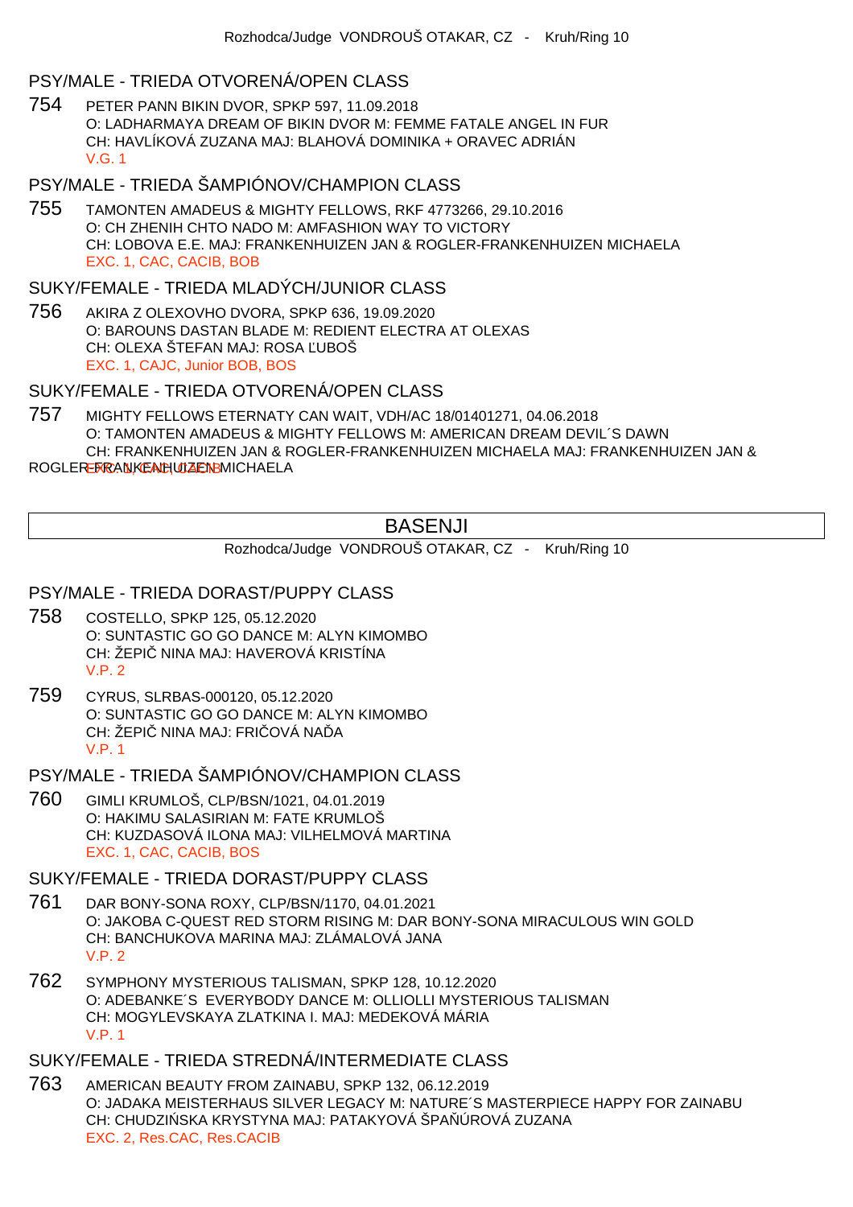Rozhodca/Judge VONDROUŠ OTAKAR, CZ - Kruh/Ring 10

## PSY/MALE - TRIEDA OTVORENÁ/OPEN CLASS

754 PETER PANN BIKIN DVOR, SPKP 597, 11.09.2018
O: LADHARMAYA DREAM OF BIKIN DVOR M: FEMME FATALE ANGEL IN FUR
CH: HAVLÍKOVÁ ZUZANA MAJ: BLAHOVÁ DOMINIKA + ORAVEC ADRIÁN
V.G. 1

## PSY/MALE - TRIEDA ŠAMPIÓNOV/CHAMPION CLASS

755 TAMONTEN AMADEUS & MIGHTY FELLOWS, RKF 4773266, 29.10.2016
O: CH ZHENIH CHTO NADO M: AMFASHION WAY TO VICTORY
CH: LOBOVA E.E. MAJ: FRANKENHUIZEN JAN & ROGLER-FRANKENHUIZEN MICHAELA
EXC. 1, CAC, CACIB, BOB

## SUKY/FEMALE - TRIEDA MLADÝCH/JUNIOR CLASS

756 AKIRA Z OLEXOVHO DVORA, SPKP 636, 19.09.2020
O: BAROUNS DASTAN BLADE M: REDIENT ELECTRA AT OLEXAS
CH: OLEXA ŠTEFAN MAJ: ROSA ĽUBOŠ
EXC. 1, CAJC, Junior BOB, BOS

## SUKY/FEMALE - TRIEDA OTVORENÁ/OPEN CLASS

757 MIGHTY FELLOWS ETERNATY CAN WAIT, VDH/AC 18/01401271, 04.06.2018
O: TAMONTEN AMADEUS & MIGHTY FELLOWS M: AMERICAN DREAM DEVIL´S DAWN
CH: FRANKENHUIZEN JAN & ROGLER-FRANKENHUIZEN MICHAELA MAJ: FRANKENHUIZEN JAN & ROGLER-FRANKENHUIZEN MICHAELA
EXC. 1, CAC, CACIB

# BASENJI

Rozhodca/Judge VONDROUŠ OTAKAR, CZ - Kruh/Ring 10

## PSY/MALE - TRIEDA DORAST/PUPPY CLASS

758 COSTELLO, SPKP 125, 05.12.2020
O: SUNTASTIC GO GO DANCE M: ALYN KIMOMBO
CH: ŽEPIČ NINA MAJ: HAVEROVÁ KRISTÍNA
V.P. 2

759 CYRUS, SLRBAS-000120, 05.12.2020
O: SUNTASTIC GO GO DANCE M: ALYN KIMOMBO
CH: ŽEPIČ NINA MAJ: FRIČOVÁ NAĎA
V.P. 1

## PSY/MALE - TRIEDA ŠAMPIÓNOV/CHAMPION CLASS

760 GIMLI KRUMLOŠ, CLP/BSN/1021, 04.01.2019
O: HAKIMU SALASIRIAN M: FATE KRUMLOŠ
CH: KUZDASOVÁ ILONA MAJ: VILHELMOVÁ MARTINA
EXC. 1, CAC, CACIB, BOS

## SUKY/FEMALE - TRIEDA DORAST/PUPPY CLASS

761 DAR BONY-SONA ROXY, CLP/BSN/1170, 04.01.2021
O: JAKOBA C-QUEST RED STORM RISING M: DAR BONY-SONA MIRACULOUS WIN GOLD
CH: BANCHUKOVA MARINA MAJ: ZLÁMALOVÁ JANA
V.P. 2

762 SYMPHONY MYSTERIOUS TALISMAN, SPKP 128, 10.12.2020
O: ADEBANKE´S EVERYBODY DANCE M: OLLIOLLI MYSTERIOUS TALISMAN
CH: MOGYLEVSKAYA ZLATKINA I. MAJ: MEDEKOVÁ MÁRIA
V.P. 1

## SUKY/FEMALE - TRIEDA STREDNÁ/INTERMEDIATE CLASS

763 AMERICAN BEAUTY FROM ZAINABU, SPKP 132, 06.12.2019
O: JADAKA MEISTERHAUS SILVER LEGACY M: NATURE´S MASTERPIECE HAPPY FOR ZAINABU
CH: CHUDZIŃSKA KRYSTYNA MAJ: PATAKYOVÁ ŠPAŇÚROVÁ ZUZANA
EXC. 2, Res.CAC, Res.CACIB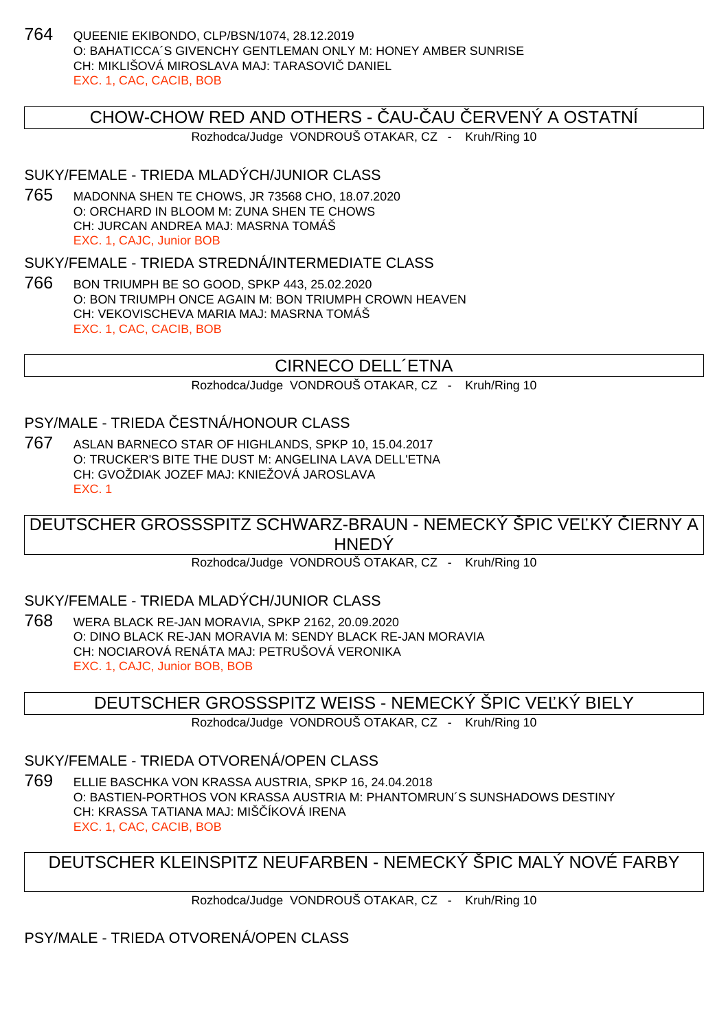764 QUEENIE EKIBONDO, CLP/BSN/1074, 28.12.2019
O: BAHATICCA´S GIVENCHY GENTLEMAN ONLY M: HONEY AMBER SUNRISE
CH: MIKLIŠOVÁ MIROSLAVA MAJ: TARASOVIČ DANIEL
EXC. 1, CAC, CACIB, BOB

## CHOW-CHOW RED AND OTHERS - ČAU-ČAU ČERVENÝ A OSTATNÍ

Rozhodca/Judge VONDROUŠ OTAKAR, CZ - Kruh/Ring 10

### SUKY/FEMALE - TRIEDA MLADÝCH/JUNIOR CLASS

765 MADONNA SHEN TE CHOWS, JR 73568 CHO, 18.07.2020
O: ORCHARD IN BLOOM M: ZUNA SHEN TE CHOWS
CH: JURCAN ANDREA MAJ: MASRNA TOMÁŠ
EXC. 1, CAJC, Junior BOB

### SUKY/FEMALE - TRIEDA STREDNÁ/INTERMEDIATE CLASS

766 BON TRIUMPH BE SO GOOD, SPKP 443, 25.02.2020
O: BON TRIUMPH ONCE AGAIN M: BON TRIUMPH CROWN HEAVEN
CH: VEKOVISCHEVA MARIA MAJ: MASRNA TOMÁŠ
EXC. 1, CAC, CACIB, BOB

## CIRNECO DELL´ETNA

Rozhodca/Judge VONDROUŠ OTAKAR, CZ - Kruh/Ring 10

### PSY/MALE - TRIEDA ČESTNÁ/HONOUR CLASS

767 ASLAN BARNECO STAR OF HIGHLANDS, SPKP 10, 15.04.2017
O: TRUCKER'S BITE THE DUST M: ANGELINA LAVA DELL'ETNA
CH: GVOŽDIAK JOZEF MAJ: KNIEŽOVÁ JAROSLAVA
EXC. 1

## DEUTSCHER GROSSSPITZ SCHWARZ-BRAUN - NEMECKÝ ŠPIC VEĽKÝ ČIERNY A HNEDÝ

Rozhodca/Judge VONDROUŠ OTAKAR, CZ - Kruh/Ring 10

### SUKY/FEMALE - TRIEDA MLADÝCH/JUNIOR CLASS

768 WERA BLACK RE-JAN MORAVIA, SPKP 2162, 20.09.2020
O: DINO BLACK RE-JAN MORAVIA M: SENDY BLACK RE-JAN MORAVIA
CH: NOCIAROVÁ RENÁTA MAJ: PETRUŠOVÁ VERONIKA
EXC. 1, CAJC, Junior BOB, BOB

## DEUTSCHER GROSSSPITZ WEISS - NEMECKÝ ŠPIC VEĽKÝ BIELY

Rozhodca/Judge VONDROUŠ OTAKAR, CZ - Kruh/Ring 10

### SUKY/FEMALE - TRIEDA OTVORENÁ/OPEN CLASS

769 ELLIE BASCHKA VON KRASSA AUSTRIA, SPKP 16, 24.04.2018
O: BASTIEN-PORTHOS VON KRASSA AUSTRIA M: PHANTOMRUN´S SUNSHADOWS DESTINY
CH: KRASSA TATIANA MAJ: MIŠČÍKOVÁ IRENA
EXC. 1, CAC, CACIB, BOB

## DEUTSCHER KLEINSPITZ NEUFARBEN - NEMECKÝ ŠPIC MALÝ NOVÉ FARBY

Rozhodca/Judge VONDROUŠ OTAKAR, CZ - Kruh/Ring 10

### PSY/MALE - TRIEDA OTVORENÁ/OPEN CLASS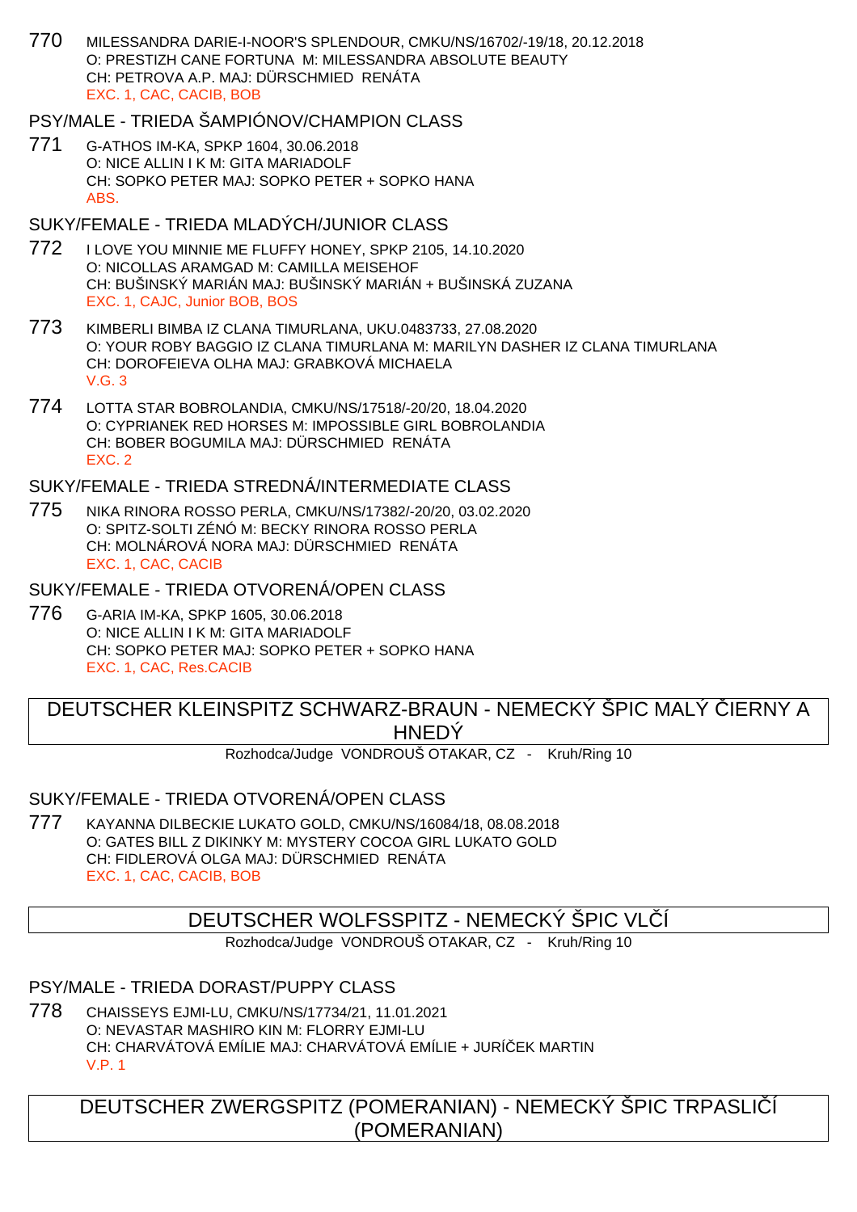770 MILESSANDRA DARIE-I-NOOR'S SPLENDOUR, CMKU/NS/16702/-19/18, 20.12.2018
O: PRESTIZH CANE FORTUNA M: MILESSANDRA ABSOLUTE BEAUTY
CH: PETROVA A.P. MAJ: DÜRSCHMIED RENÁTA
EXC. 1, CAC, CACIB, BOB

PSY/MALE - TRIEDA ŠAMPIÓNOV/CHAMPION CLASS

771 G-ATHOS IM-KA, SPKP 1604, 30.06.2018
O: NICE ALLIN I K M: GITA MARIADOLF
CH: SOPKO PETER MAJ: SOPKO PETER + SOPKO HANA
ABS.

SUKY/FEMALE - TRIEDA MLADÝCH/JUNIOR CLASS

772 I LOVE YOU MINNIE ME FLUFFY HONEY, SPKP 2105, 14.10.2020
O: NICOLLAS ARAMGAD M: CAMILLA MEISEHOF
CH: BUŠINSKÝ MARIÁN MAJ: BUŠINSKÝ MARIÁN + BUŠINSKÁ ZUZANA
EXC. 1, CAJC, Junior BOB, BOS

773 KIMBERLI BIMBA IZ CLANA TIMURLANA, UKU.0483733, 27.08.2020
O: YOUR ROBY BAGGIO IZ CLANA TIMURLANA M: MARILYN DASHER IZ CLANA TIMURLANA
CH: DOROFEIEVA OLHA MAJ: GRABKOVÁ MICHAELA
V.G. 3

774 LOTTA STAR BOBROLANDIA, CMKU/NS/17518/-20/20, 18.04.2020
O: CYPRIANEK RED HORSES M: IMPOSSIBLE GIRL BOBROLANDIA
CH: BOBER BOGUMILA MAJ: DÜRSCHMIED RENÁTA
EXC. 2

SUKY/FEMALE - TRIEDA STREDNÁ/INTERMEDIATE CLASS

775 NIKA RINORA ROSSO PERLA, CMKU/NS/17382/-20/20, 03.02.2020
O: SPITZ-SOLTI ZÉNÓ M: BECKY RINORA ROSSO PERLA
CH: MOLNÁROVÁ NORA MAJ: DÜRSCHMIED RENÁTA
EXC. 1, CAC, CACIB

SUKY/FEMALE - TRIEDA OTVORENÁ/OPEN CLASS

776 G-ARIA IM-KA, SPKP 1605, 30.06.2018
O: NICE ALLIN I K M: GITA MARIADOLF
CH: SOPKO PETER MAJ: SOPKO PETER + SOPKO HANA
EXC. 1, CAC, Res.CACIB

## DEUTSCHER KLEINSPITZ SCHWARZ-BRAUN - NEMECKÝ ŠPIC MALÝ ČIERNY A HNEDÝ

Rozhodca/Judge VONDROUŠ OTAKAR, CZ - Kruh/Ring 10

SUKY/FEMALE - TRIEDA OTVORENÁ/OPEN CLASS

777 KAYANNA DILBECKIE LUKATO GOLD, CMKU/NS/16084/18, 08.08.2018
O: GATES BILL Z DIKINKY M: MYSTERY COCOA GIRL LUKATO GOLD
CH: FIDLEROVÁ OLGA MAJ: DÜRSCHMIED RENÁTA
EXC. 1, CAC, CACIB, BOB

## DEUTSCHER WOLFSSPITZ - NEMECKÝ ŠPIC VLČÍ

Rozhodca/Judge VONDROUŠ OTAKAR, CZ - Kruh/Ring 10

PSY/MALE - TRIEDA DORAST/PUPPY CLASS

778 CHAISSEYS EJMI-LU, CMKU/NS/17734/21, 11.01.2021
O: NEVASTAR MASHIRO KIN M: FLORRY EJMI-LU
CH: CHARVÁTOVÁ EMÍLIE MAJ: CHARVÁTOVÁ EMÍLIE + JURÍČEK MARTIN
V.P. 1

## DEUTSCHER ZWERGSPITZ (POMERANIAN) - NEMECKÝ ŠPIC TRPASLIČÍ (POMERANIAN)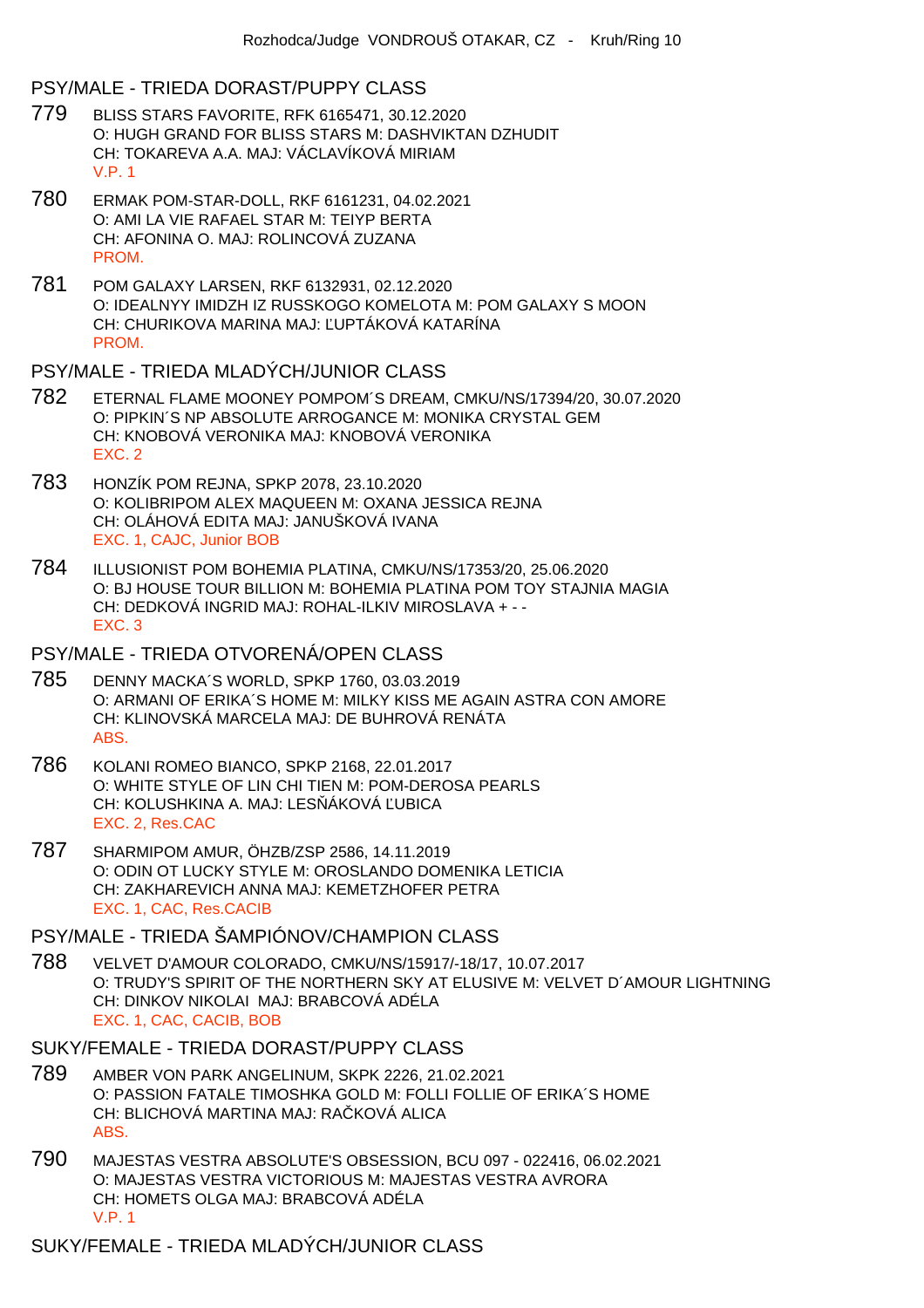Rozhodca/Judge VONDROUŠ OTAKAR, CZ - Kruh/Ring 10

## PSY/MALE - TRIEDA DORAST/PUPPY CLASS

779 BLISS STARS FAVORITE, RFK 6165471, 30.12.2020
O: HUGH GRAND FOR BLISS STARS M: DASHVIKTAN DZHUDIT
CH: TOKAREVA A.A. MAJ: VÁCLAVÍKOVÁ MIRIAM
V.P. 1

780 ERMAK POM-STAR-DOLL, RKF 6161231, 04.02.2021
O: AMI LA VIE RAFAEL STAR M: TEIYP BERTA
CH: AFONINA O. MAJ: ROLINCOVÁ ZUZANA
PROM.

781 POM GALAXY LARSEN, RKF 6132931, 02.12.2020
O: IDEALNYY IMIDZH IZ RUSSKOGO KOMELOTA M: POM GALAXY S MOON
CH: CHURIKOVA MARINA MAJ: ĽUPTÁKOVÁ KATARÍNA
PROM.

## PSY/MALE - TRIEDA MLADÝCH/JUNIOR CLASS

782 ETERNAL FLAME MOONEY POMPOM´S DREAM, CMKU/NS/17394/20, 30.07.2020
O: PIPKIN´S NP ABSOLUTE ARROGANCE M: MONIKA CRYSTAL GEM
CH: KNOBOVÁ VERONIKA MAJ: KNOBOVÁ VERONIKA
EXC. 2

783 HONZÍK POM REJNA, SPKP 2078, 23.10.2020
O: KOLIBRIPOM ALEX MAQUEEN M: OXANA JESSICA REJNA
CH: OLÁHOVÁ EDITA MAJ: JANUŠKOVÁ IVANA
EXC. 1, CAJC, Junior BOB

784 ILLUSIONIST POM BOHEMIA PLATINA, CMKU/NS/17353/20, 25.06.2020
O: BJ HOUSE TOUR BILLION M: BOHEMIA PLATINA POM TOY STAJNIA MAGIA
CH: DEDKOVÁ INGRID MAJ: ROHAL-ILKIV MIROSLAVA + - -
EXC. 3

## PSY/MALE - TRIEDA OTVORENÁ/OPEN CLASS

785 DENNY MACKA´S WORLD, SPKP 1760, 03.03.2019
O: ARMANI OF ERIKA´S HOME M: MILKY KISS ME AGAIN ASTRA CON AMORE
CH: KLINOVSKÁ MARCELA MAJ: DE BUHROVÁ RENÁTA
ABS.

786 KOLANI ROMEO BIANCO, SPKP 2168, 22.01.2017
O: WHITE STYLE OF LIN CHI TIEN M: POM-DEROSA PEARLS
CH: KOLUSHKINA A. MAJ: LESŇÁKOVÁ ĽUBICA
EXC. 2, Res.CAC

787 SHARMIPOM AMUR, ÖHZB/ZSP 2586, 14.11.2019
O: ODIN OT LUCKY STYLE M: OROSLANDO DOMENIKA LETICIA
CH: ZAKHAREVICH ANNA MAJ: KEMETZHOFER PETRA
EXC. 1, CAC, Res.CACIB

## PSY/MALE - TRIEDA ŠAMPIÓNOV/CHAMPION CLASS

788 VELVET D'AMOUR COLORADO, CMKU/NS/15917/-18/17, 10.07.2017
O: TRUDY'S SPIRIT OF THE NORTHERN SKY AT ELUSIVE M: VELVET D´AMOUR LIGHTNING
CH: DINKOV NIKOLAI MAJ: BRABCOVÁ ADÉLA
EXC. 1, CAC, CACIB, BOB

## SUKY/FEMALE - TRIEDA DORAST/PUPPY CLASS

789 AMBER VON PARK ANGELINUM, SKPK 2226, 21.02.2021
O: PASSION FATALE TIMOSHKA GOLD M: FOLLI FOLLIE OF ERIKA´S HOME
CH: BLICHOVÁ MARTINA MAJ: RAČKOVÁ ALICA
ABS.

790 MAJESTAS VESTRA ABSOLUTE'S OBSESSION, BCU 097 - 022416, 06.02.2021
O: MAJESTAS VESTRA VICTORIOUS M: MAJESTAS VESTRA AVRORA
CH: HOMETS OLGA MAJ: BRABCOVÁ ADÉLA
V.P. 1

## SUKY/FEMALE - TRIEDA MLADÝCH/JUNIOR CLASS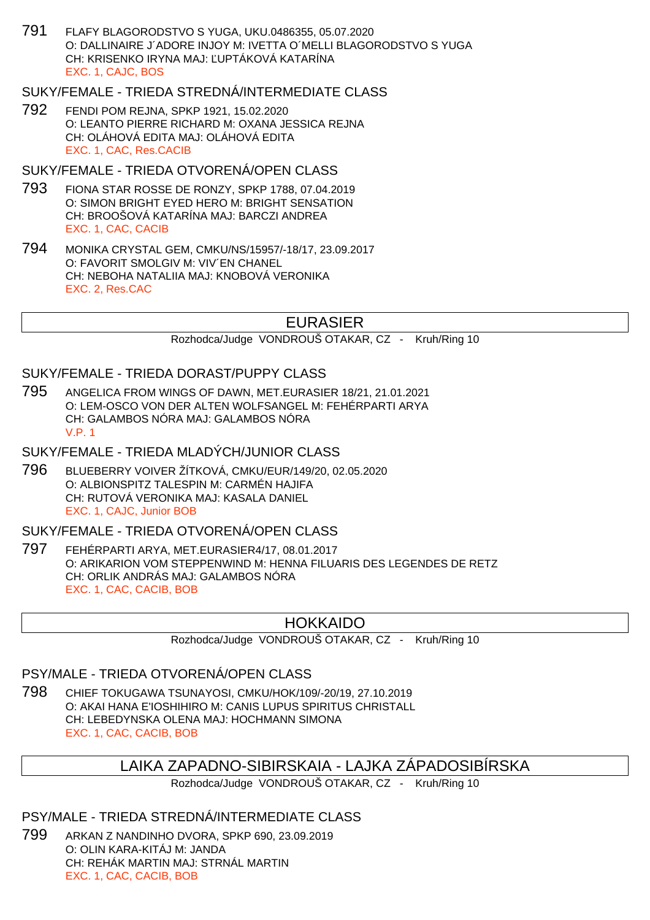791 FLAFY BLAGORODSTVO S YUGA, UKU.0486355, 05.07.2020
O: DALLINAIRE J´ADORE INJOY M: IVETTA O´MELLI BLAGORODSTVO S YUGA
CH: KRISENKO IRYNA MAJ: ĽUPTÁKOVÁ KATARÍNA
EXC. 1, CAJC, BOS

### SUKY/FEMALE - TRIEDA STREDNÁ/INTERMEDIATE CLASS

792 FENDI POM REJNA, SPKP 1921, 15.02.2020
O: LEANTO PIERRE RICHARD M: OXANA JESSICA REJNA
CH: OLÁHOVÁ EDITA MAJ: OLÁHOVÁ EDITA
EXC. 1, CAC, Res.CACIB

### SUKY/FEMALE - TRIEDA OTVORENÁ/OPEN CLASS

793 FIONA STAR ROSSE DE RONZY, SPKP 1788, 07.04.2019
O: SIMON BRIGHT EYED HERO M: BRIGHT SENSATION
CH: BROOŠOVÁ KATARÍNA MAJ: BARCZI ANDREA
EXC. 1, CAC, CACIB

794 MONIKA CRYSTAL GEM, CMKU/NS/15957/-18/17, 23.09.2017
O: FAVORIT SMOLGIV M: VIV´EN CHANEL
CH: NEBOHA NATALIIA MAJ: KNOBOVÁ VERONIKA
EXC. 2, Res.CAC

## EURASIER

Rozhodca/Judge VONDROUŠ OTAKAR, CZ - Kruh/Ring 10

### SUKY/FEMALE - TRIEDA DORAST/PUPPY CLASS

795 ANGELICA FROM WINGS OF DAWN, MET.EURASIER 18/21, 21.01.2021
O: LEM-OSCO VON DER ALTEN WOLFSANGEL M: FEHÉRPARTI ARYA
CH: GALAMBOS NÓRA MAJ: GALAMBOS NÓRA
V.P. 1

### SUKY/FEMALE - TRIEDA MLADÝCH/JUNIOR CLASS

796 BLUEBERRY VOIVER ŽÍTKOVÁ, CMKU/EUR/149/20, 02.05.2020
O: ALBIONSPITZ TALESPIN M: CARMÉN HAJIFA
CH: RUTOVÁ VERONIKA MAJ: KASALA DANIEL
EXC. 1, CAJC, Junior BOB

### SUKY/FEMALE - TRIEDA OTVORENÁ/OPEN CLASS

797 FEHÉRPARTI ARYA, MET.EURASIER4/17, 08.01.2017
O: ARIKARION VOM STEPPENWIND M: HENNA FILUARIS DES LEGENDES DE RETZ
CH: ORLIK ANDRÁS MAJ: GALAMBOS NÓRA
EXC. 1, CAC, CACIB, BOB

## HOKKAIDO

Rozhodca/Judge VONDROUŠ OTAKAR, CZ - Kruh/Ring 10

### PSY/MALE - TRIEDA OTVORENÁ/OPEN CLASS

798 CHIEF TOKUGAWA TSUNAYOSI, CMKU/HOK/109/-20/19, 27.10.2019
O: AKAI HANA E'IOSHIHIRO M: CANIS LUPUS SPIRITUS CHRISTALL
CH: LEBEDYNSKA OLENA MAJ: HOCHMANN SIMONA
EXC. 1, CAC, CACIB, BOB

## LAIKA ZAPADNO-SIBIRSKAIA - LAJKA ZÁPADOSIBÍRSKA

Rozhodca/Judge VONDROUŠ OTAKAR, CZ - Kruh/Ring 10

### PSY/MALE - TRIEDA STREDNÁ/INTERMEDIATE CLASS

799 ARKAN Z NANDINHO DVORA, SPKP 690, 23.09.2019
O: OLIN KARA-KITÁJ M: JANDA
CH: REHÁK MARTIN MAJ: STRNÁL MARTIN
EXC. 1, CAC, CACIB, BOB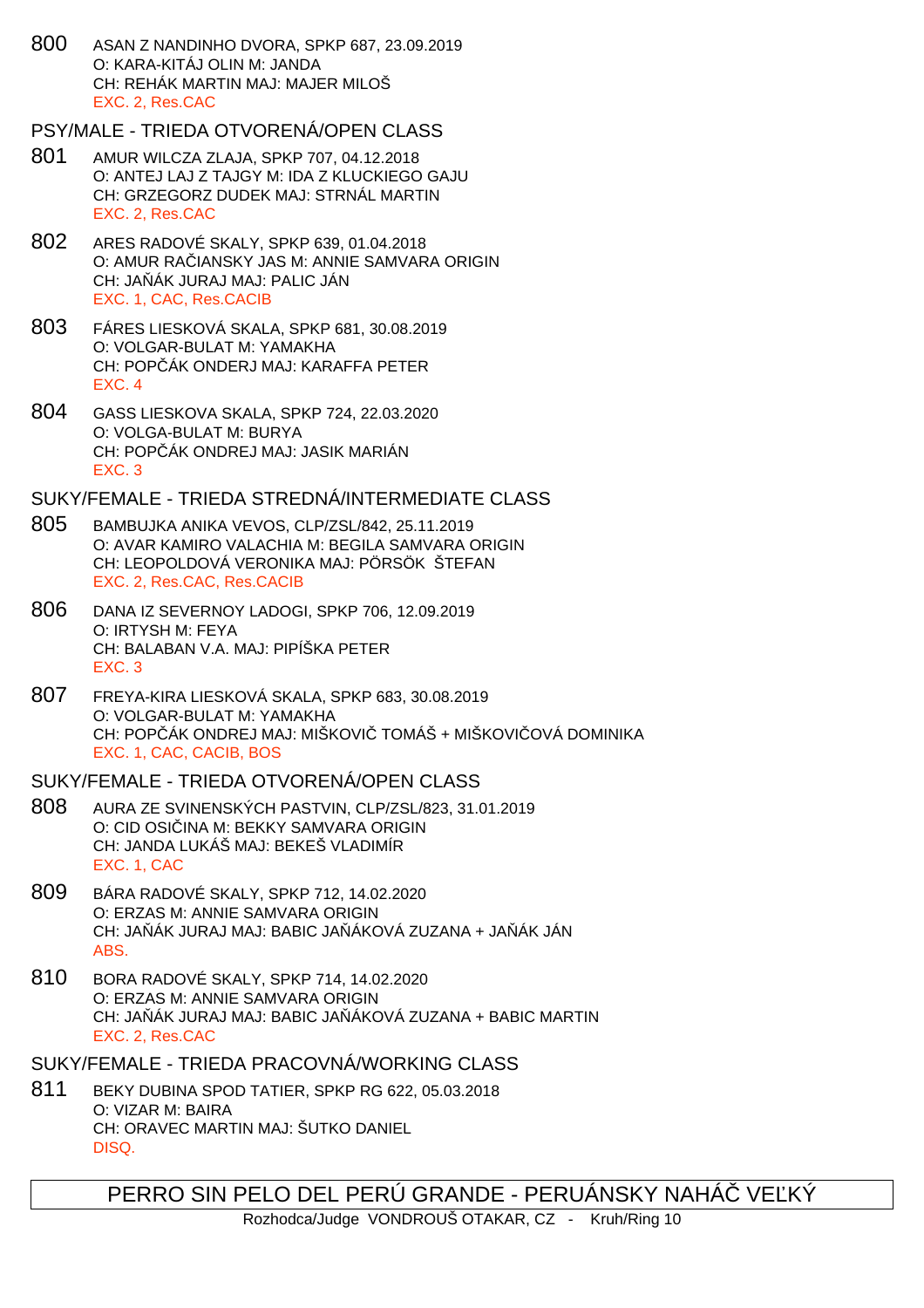800 ASAN Z NANDINHO DVORA, SPKP 687, 23.09.2019
O: KARA-KITÁJ OLIN M: JANDA
CH: REHÁK MARTIN MAJ: MAJER MILOŠ
EXC. 2, Res.CAC

## PSY/MALE - TRIEDA OTVORENÁ/OPEN CLASS

801 AMUR WILCZA ZLAJA, SPKP 707, 04.12.2018
O: ANTEJ LAJ Z TAJGY M: IDA Z KLUCKIEGO GAJU
CH: GRZEGORZ DUDEK MAJ: STRNÁL MARTIN
EXC. 2, Res.CAC

802 ARES RADOVÉ SKALY, SPKP 639, 01.04.2018
O: AMUR RAČIANSKY JAS M: ANNIE SAMVARA ORIGIN
CH: JAŇÁK JURAJ MAJ: PALIC JÁN
EXC. 1, CAC, Res.CACIB

803 FÁRES LIESKOVÁ SKALA, SPKP 681, 30.08.2019
O: VOLGAR-BULAT M: YAMAKHA
CH: POPČÁK ONDERJ MAJ: KARAFFA PETER
EXC. 4

804 GASS LIESKOVA SKALA, SPKP 724, 22.03.2020
O: VOLGA-BULAT M: BURYA
CH: POPČÁK ONDREJ MAJ: JASIK MARIÁN
EXC. 3

## SUKY/FEMALE - TRIEDA STREDNÁ/INTERMEDIATE CLASS

805 BAMBUJKA ANIKA VEVOS, CLP/ZSL/842, 25.11.2019
O: AVAR KAMIRO VALACHIA M: BEGILA SAMVARA ORIGIN
CH: LEOPOLDOVÁ VERONIKA MAJ: PÖRSÖK ŠTEFAN
EXC. 2, Res.CAC, Res.CACIB

806 DANA IZ SEVERNOY LADOGI, SPKP 706, 12.09.2019
O: IRTYSH M: FEYA
CH: BALABAN V.A. MAJ: PIPÍŠKA PETER
EXC. 3

807 FREYA-KIRA LIESKOVÁ SKALA, SPKP 683, 30.08.2019
O: VOLGAR-BULAT M: YAMAKHA
CH: POPČÁK ONDREJ MAJ: MIŠKOVIČ TOMÁŠ + MIŠKOVIČOVÁ DOMINIKA
EXC. 1, CAC, CACIB, BOS

## SUKY/FEMALE - TRIEDA OTVORENÁ/OPEN CLASS

808 AURA ZE SVINENSKÝCH PASTVIN, CLP/ZSL/823, 31.01.2019
O: CID OSIČINA M: BEKKY SAMVARA ORIGIN
CH: JANDA LUKÁŠ MAJ: BEKEŠ VLADIMÍR
EXC. 1, CAC

809 BÁRA RADOVÉ SKALY, SPKP 712, 14.02.2020
O: ERZAS M: ANNIE SAMVARA ORIGIN
CH: JAŇÁK JURAJ MAJ: BABIC JAŇÁKOVÁ ZUZANA + JAŇÁK JÁN
ABS.

810 BORA RADOVÉ SKALY, SPKP 714, 14.02.2020
O: ERZAS M: ANNIE SAMVARA ORIGIN
CH: JAŇÁK JURAJ MAJ: BABIC JAŇÁKOVÁ ZUZANA + BABIC MARTIN
EXC. 2, Res.CAC

## SUKY/FEMALE - TRIEDA PRACOVNÁ/WORKING CLASS

811 BEKY DUBINA SPOD TATIER, SPKP RG 622, 05.03.2018
O: VIZAR M: BAIRA
CH: ORAVEC MARTIN MAJ: ŠUTKO DANIEL
DISQ.

# PERRO SIN PELO DEL PERÚ GRANDE - PERUÁNSKY NAHÁČ VEĽKÝ

Rozhodca/Judge VONDROUŠ OTAKAR, CZ - Kruh/Ring 10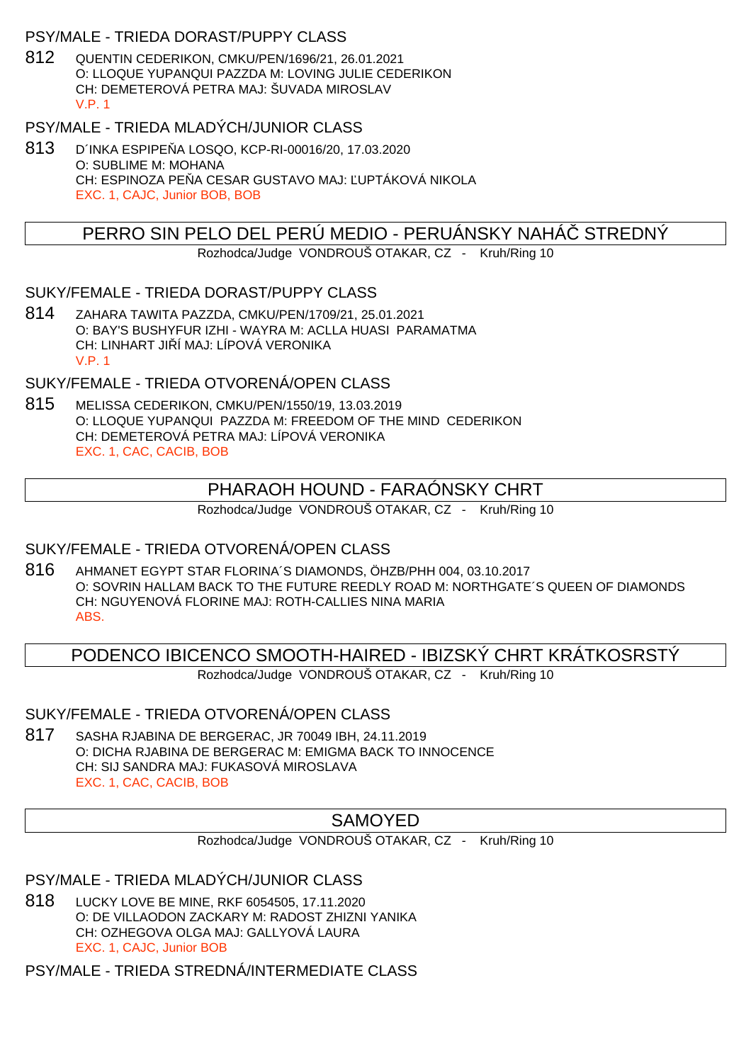### PSY/MALE - TRIEDA DORAST/PUPPY CLASS

812 QUENTIN CEDERIKON, CMKU/PEN/1696/21, 26.01.2021
O: LLOQUE YUPANQUI PAZZDA M: LOVING JULIE CEDERIKON
CH: DEMETEROVÁ PETRA MAJ: ŠUVADA MIROSLAV
V.P. 1

### PSY/MALE - TRIEDA MLADÝCH/JUNIOR CLASS

813 D´INKA ESPIPEÑA LOSQO, KCP-RI-00016/20, 17.03.2020
O: SUBLIME M: MOHANA
CH: ESPINOZA PEÑA CESAR GUSTAVO MAJ: ĽUPTÁKOVÁ NIKOLA
EXC. 1, CAJC, Junior BOB, BOB

## PERRO SIN PELO DEL PERÚ MEDIO - PERUÁNSKY NAHÁČ STREDNÝ

Rozhodca/Judge VONDROUŠ OTAKAR, CZ - Kruh/Ring 10

### SUKY/FEMALE - TRIEDA DORAST/PUPPY CLASS

814 ZAHARA TAWITA PAZZDA, CMKU/PEN/1709/21, 25.01.2021
O: BAY'S BUSHYFUR IZHI - WAYRA M: ACLLA HUASI PARAMATMA
CH: LINHART JIŘÍ MAJ: LÍPOVÁ VERONIKA
V.P. 1

### SUKY/FEMALE - TRIEDA OTVORENÁ/OPEN CLASS

815 MELISSA CEDERIKON, CMKU/PEN/1550/19, 13.03.2019
O: LLOQUE YUPANQUI PAZZDA M: FREEDOM OF THE MIND CEDERIKON
CH: DEMETEROVÁ PETRA MAJ: LÍPOVÁ VERONIKA
EXC. 1, CAC, CACIB, BOB

## PHARAOH HOUND - FARAÓNSKY CHRT

Rozhodca/Judge VONDROUŠ OTAKAR, CZ - Kruh/Ring 10

### SUKY/FEMALE - TRIEDA OTVORENÁ/OPEN CLASS

816 AHMANET EGYPT STAR FLORINA´S DIAMONDS, ÖHZB/PHH 004, 03.10.2017
O: SOVRIN HALLAM BACK TO THE FUTURE REEDLY ROAD M: NORTHGATE´S QUEEN OF DIAMONDS
CH: NGUYENOVÁ FLORINE MAJ: ROTH-CALLIES NINA MARIA
ABS.

## PODENCO IBICENCO SMOOTH-HAIRED - IBIZSKÝ CHRT KRÁTKOSRSTÝ

Rozhodca/Judge VONDROUŠ OTAKAR, CZ - Kruh/Ring 10

### SUKY/FEMALE - TRIEDA OTVORENÁ/OPEN CLASS

817 SASHA RJABINA DE BERGERAC, JR 70049 IBH, 24.11.2019
O: DICHA RJABINA DE BERGERAC M: EMIGMA BACK TO INNOCENCE
CH: SIJ SANDRA MAJ: FUKASOVÁ MIROSLAVA
EXC. 1, CAC, CACIB, BOB

## SAMOYED

Rozhodca/Judge VONDROUŠ OTAKAR, CZ - Kruh/Ring 10

### PSY/MALE - TRIEDA MLADÝCH/JUNIOR CLASS

818 LUCKY LOVE BE MINE, RKF 6054505, 17.11.2020
O: DE VILLAODON ZACKARY M: RADOST ZHIZNI YANIKA
CH: OZHEGOVA OLGA MAJ: GALLYOVÁ LAURA
EXC. 1, CAJC, Junior BOB

### PSY/MALE - TRIEDA STREDNÁ/INTERMEDIATE CLASS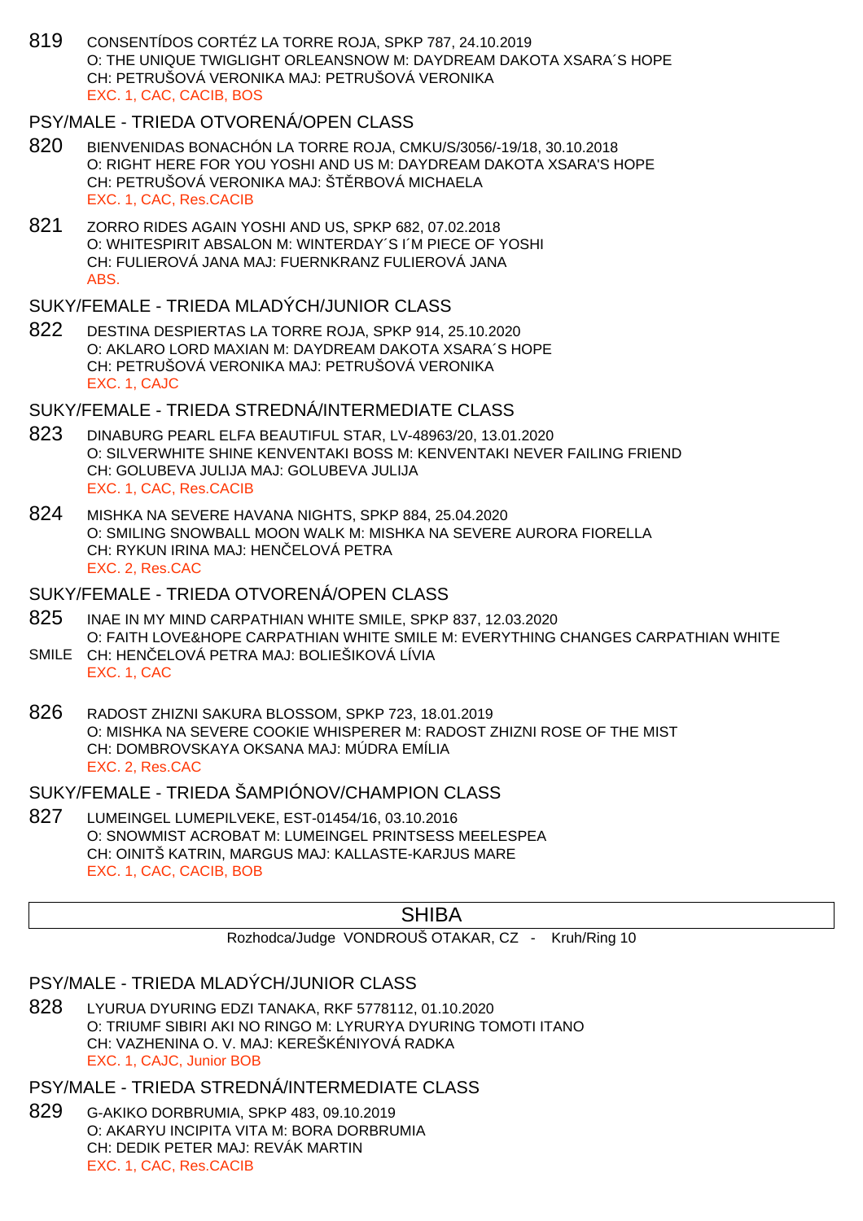819 CONSENTÍDOS CORTÉZ LA TORRE ROJA, SPKP 787, 24.10.2019
O: THE UNIQUE TWIGLIGHT ORLEANSNOW M: DAYDREAM DAKOTA XSARA´S HOPE
CH: PETRUŠOVÁ VERONIKA MAJ: PETRUŠOVÁ VERONIKA
EXC. 1, CAC, CACIB, BOS

PSY/MALE - TRIEDA OTVORENÁ/OPEN CLASS

820 BIENVENIDAS BONACHÓN LA TORRE ROJA, CMKU/S/3056/-19/18, 30.10.2018
O: RIGHT HERE FOR YOU YOSHI AND US M: DAYDREAM DAKOTA XSARA'S HOPE
CH: PETRUŠOVÁ VERONIKA MAJ: ŠTĚRBOVÁ MICHAELA
EXC. 1, CAC, Res.CACIB

821 ZORRO RIDES AGAIN YOSHI AND US, SPKP 682, 07.02.2018
O: WHITESPIRIT ABSALON M: WINTERDAY´S I´M PIECE OF YOSHI
CH: FULIEROVÁ JANA MAJ: FUERNKRANZ FULIEROVÁ JANA
ABS.

SUKY/FEMALE - TRIEDA MLADÝCH/JUNIOR CLASS

822 DESTINA DESPIERTAS LA TORRE ROJA, SPKP 914, 25.10.2020
O: AKLARO LORD MAXIAN M: DAYDREAM DAKOTA XSARA´S HOPE
CH: PETRUŠOVÁ VERONIKA MAJ: PETRUŠOVÁ VERONIKA
EXC. 1, CAJC

SUKY/FEMALE - TRIEDA STREDNÁ/INTERMEDIATE CLASS

823 DINABURG PEARL ELFA BEAUTIFUL STAR, LV-48963/20, 13.01.2020
O: SILVERWHITE SHINE KENVENTAKI BOSS M: KENVENTAKI NEVER FAILING FRIEND
CH: GOLUBEVA JULIJA MAJ: GOLUBEVA JULIJA
EXC. 1, CAC, Res.CACIB

824 MISHKA NA SEVERE HAVANA NIGHTS, SPKP 884, 25.04.2020
O: SMILING SNOWBALL MOON WALK M: MISHKA NA SEVERE AURORA FIORELLA
CH: RYKUN IRINA MAJ: HENČELOVÁ PETRA
EXC. 2, Res.CAC

SUKY/FEMALE - TRIEDA OTVORENÁ/OPEN CLASS

825 INAE IN MY MIND CARPATHIAN WHITE SMILE, SPKP 837, 12.03.2020
O: FAITH LOVE&HOPE CARPATHIAN WHITE SMILE M: EVERYTHING CHANGES CARPATHIAN WHITE SMILE CH: HENČELOVÁ PETRA MAJ: BOLIEŠIKOVÁ LÍVIA
EXC. 1, CAC

826 RADOST ZHIZNI SAKURA BLOSSOM, SPKP 723, 18.01.2019
O: MISHKA NA SEVERE COOKIE WHISPERER M: RADOST ZHIZNI ROSE OF THE MIST
CH: DOMBROVSKAYA OKSANA MAJ: MÚDRA EMÍLIA
EXC. 2, Res.CAC

SUKY/FEMALE - TRIEDA ŠAMPIÓNOV/CHAMPION CLASS

827 LUMEINGEL LUMEPILVEKE, EST-01454/16, 03.10.2016
O: SNOWMIST ACROBAT M: LUMEINGEL PRINTSESS MEELESPEA
CH: OINITŠ KATRIN, MARGUS MAJ: KALLASTE-KARJUS MARE
EXC. 1, CAC, CACIB, BOB

## SHIBA

Rozhodca/Judge VONDROUŠ OTAKAR, CZ - Kruh/Ring 10

PSY/MALE - TRIEDA MLADÝCH/JUNIOR CLASS

828 LYURUA DYURING EDZI TANAKA, RKF 5778112, 01.10.2020
O: TRIUMF SIBIRI AKI NO RINGO M: LYRURYA DYURING TOMOTI ITANO
CH: VAZHENINA O. V. MAJ: KEREŠKÉNIYOVÁ RADKA
EXC. 1, CAJC, Junior BOB

PSY/MALE - TRIEDA STREDNÁ/INTERMEDIATE CLASS

829 G-AKIKO DORBRUMIA, SPKP 483, 09.10.2019
O: AKARYU INCIPITA VITA M: BORA DORBRUMIA
CH: DEDIK PETER MAJ: REVÁK MARTIN
EXC. 1, CAC, Res.CACIB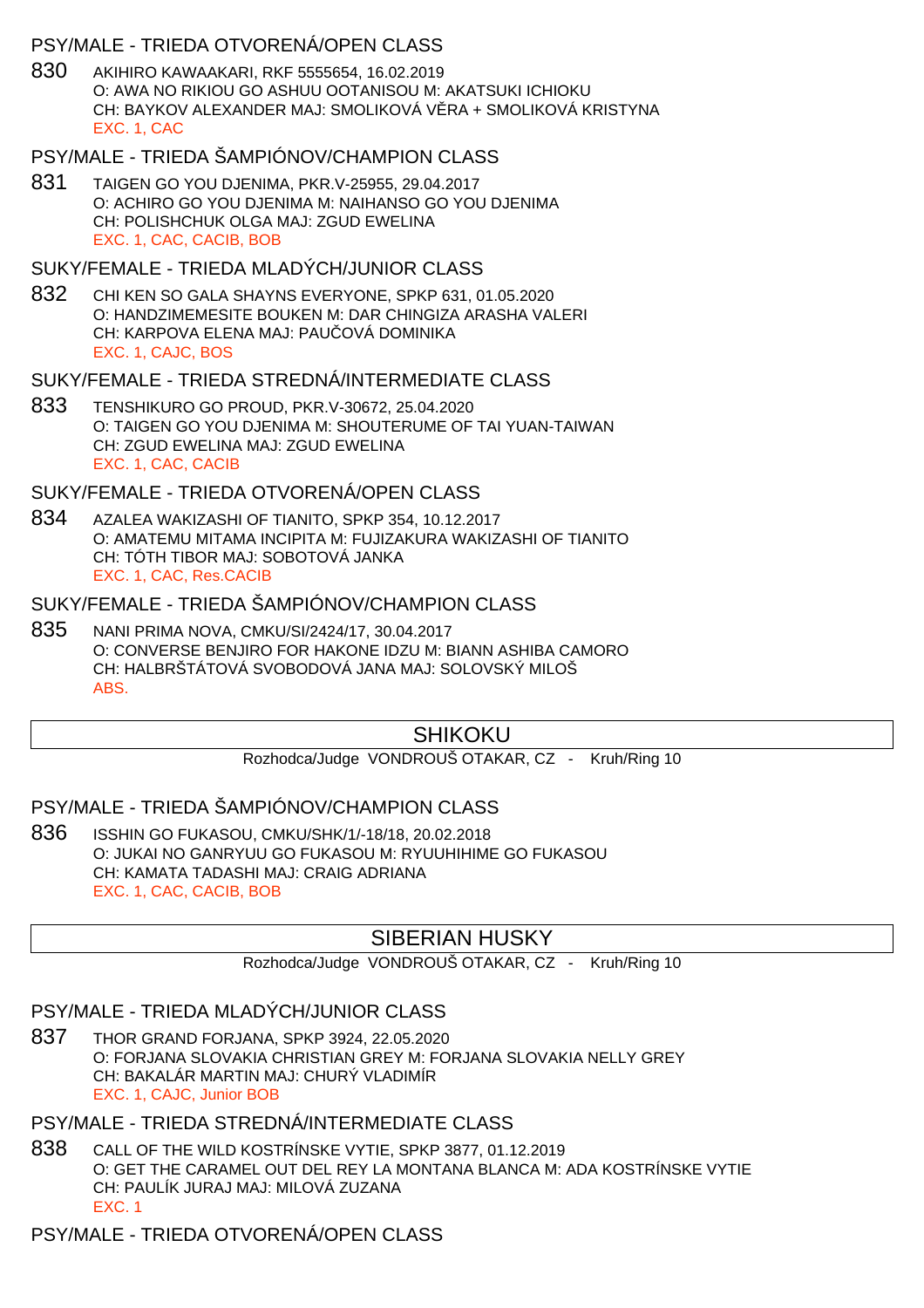PSY/MALE - TRIEDA OTVORENÁ/OPEN CLASS

830 AKIHIRO KAWAAKARI, RKF 5555654, 16.02.2019
O: AWA NO RIKIOU GO ASHUU OOTANISOU M: AKATSUKI ICHIOKU
CH: BAYKOV ALEXANDER MAJ: SMOLIKOVÁ VĚRA + SMOLIKOVÁ KRISTYNA
EXC. 1, CAC

PSY/MALE - TRIEDA ŠAMPIÓNOV/CHAMPION CLASS

831 TAIGEN GO YOU DJENIMA, PKR.V-25955, 29.04.2017
O: ACHIRO GO YOU DJENIMA M: NAIHANSO GO YOU DJENIMA
CH: POLISHCHUK OLGA MAJ: ZGUD EWELINA
EXC. 1, CAC, CACIB, BOB

SUKY/FEMALE - TRIEDA MLADÝCH/JUNIOR CLASS

832 CHI KEN SO GALA SHAYNS EVERYONE, SPKP 631, 01.05.2020
O: HANDZIMEMESITE BOUKEN M: DAR CHINGIZA ARASHA VALERI
CH: KARPOVA ELENA MAJ: PAUČOVÁ DOMINIKA
EXC. 1, CAJC, BOS

SUKY/FEMALE - TRIEDA STREDNÁ/INTERMEDIATE CLASS

833 TENSHIKURO GO PROUD, PKR.V-30672, 25.04.2020
O: TAIGEN GO YOU DJENIMA M: SHOUTERUME OF TAI YUAN-TAIWAN
CH: ZGUD EWELINA MAJ: ZGUD EWELINA
EXC. 1, CAC, CACIB

SUKY/FEMALE - TRIEDA OTVORENÁ/OPEN CLASS

834 AZALEA WAKIZASHI OF TIANITO, SPKP 354, 10.12.2017
O: AMATEMU MITAMA INCIPITA M: FUJIZAKURA WAKIZASHI OF TIANITO
CH: TÓTH TIBOR MAJ: SOBOTOVÁ JANKA
EXC. 1, CAC, Res.CACIB

SUKY/FEMALE - TRIEDA ŠAMPIÓNOV/CHAMPION CLASS

835 NANI PRIMA NOVA, CMKU/SI/2424/17, 30.04.2017
O: CONVERSE BENJIRO FOR HAKONE IDZU M: BIANN ASHIBA CAMORO
CH: HALBRŠTÁTOVÁ SVOBODOVÁ JANA MAJ: SOLOVSKÝ MILOŠ
ABS.

## SHIKOKU

Rozhodca/Judge VONDROUŠ OTAKAR, CZ - Kruh/Ring 10

PSY/MALE - TRIEDA ŠAMPIÓNOV/CHAMPION CLASS

836 ISSHIN GO FUKASOU, CMKU/SHK/1/-18/18, 20.02.2018
O: JUKAI NO GANRYUU GO FUKASOU M: RYUUHIHIME GO FUKASOU
CH: KAMATA TADASHI MAJ: CRAIG ADRIANA
EXC. 1, CAC, CACIB, BOB

## SIBERIAN HUSKY

Rozhodca/Judge VONDROUŠ OTAKAR, CZ - Kruh/Ring 10

PSY/MALE - TRIEDA MLADÝCH/JUNIOR CLASS

837 THOR GRAND FORJANA, SPKP 3924, 22.05.2020
O: FORJANA SLOVAKIA CHRISTIAN GREY M: FORJANA SLOVAKIA NELLY GREY
CH: BAKALÁR MARTIN MAJ: CHURÝ VLADIMÍR
EXC. 1, CAJC, Junior BOB

PSY/MALE - TRIEDA STREDNÁ/INTERMEDIATE CLASS

838 CALL OF THE WILD KOSTRÍNSKE VYTIE, SPKP 3877, 01.12.2019
O: GET THE CARAMEL OUT DEL REY LA MONTANA BLANCA M: ADA KOSTRÍNSKE VYTIE
CH: PAULÍK JURAJ MAJ: MILOVÁ ZUZANA
EXC. 1

PSY/MALE - TRIEDA OTVORENÁ/OPEN CLASS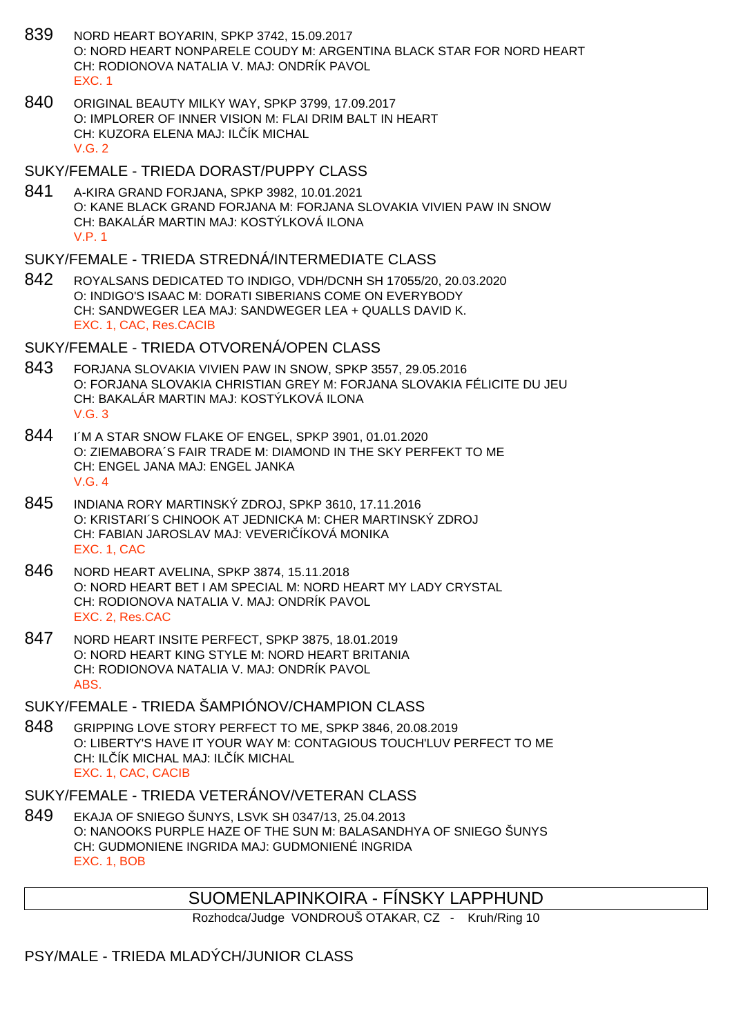839 NORD HEART BOYARIN, SPKP 3742, 15.09.2017
O: NORD HEART NONPARELE COUDY M: ARGENTINA BLACK STAR FOR NORD HEART
CH: RODIONOVA NATALIA V. MAJ: ONDRÍK PAVOL
EXC. 1

840 ORIGINAL BEAUTY MILKY WAY, SPKP 3799, 17.09.2017
O: IMPLORER OF INNER VISION M: FLAI DRIM BALT IN HEART
CH: KUZORA ELENA MAJ: ILČÍK MICHAL
V.G. 2

## SUKY/FEMALE - TRIEDA DORAST/PUPPY CLASS

841 A-KIRA GRAND FORJANA, SPKP 3982, 10.01.2021
O: KANE BLACK GRAND FORJANA M: FORJANA SLOVAKIA VIVIEN PAW IN SNOW
CH: BAKALÁR MARTIN MAJ: KOSTÝLKOVÁ ILONA
V.P. 1

## SUKY/FEMALE - TRIEDA STREDNÁ/INTERMEDIATE CLASS

842 ROYALSANS DEDICATED TO INDIGO, VDH/DCNH SH 17055/20, 20.03.2020
O: INDIGO'S ISAAC M: DORATI SIBERIANS COME ON EVERYBODY
CH: SANDWEGER LEA MAJ: SANDWEGER LEA + QUALLS DAVID K.
EXC. 1, CAC, Res.CACIB

## SUKY/FEMALE - TRIEDA OTVORENÁ/OPEN CLASS

843 FORJANA SLOVAKIA VIVIEN PAW IN SNOW, SPKP 3557, 29.05.2016
O: FORJANA SLOVAKIA CHRISTIAN GREY M: FORJANA SLOVAKIA FÉLICITE DU JEU
CH: BAKALÁR MARTIN MAJ: KOSTÝLKOVÁ ILONA
V.G. 3

844 I´M A STAR SNOW FLAKE OF ENGEL, SPKP 3901, 01.01.2020
O: ZIEMABORA´S FAIR TRADE M: DIAMOND IN THE SKY PERFEKT TO ME
CH: ENGEL JANA MAJ: ENGEL JANKA
V.G. 4

845 INDIANA RORY MARTINSKÝ ZDROJ, SPKP 3610, 17.11.2016
O: KRISTARI´S CHINOOK AT JEDNICKA M: CHER MARTINSKÝ ZDROJ
CH: FABIAN JAROSLAV MAJ: VEVERIČÍKOVÁ MONIKA
EXC. 1, CAC

846 NORD HEART AVELINA, SPKP 3874, 15.11.2018
O: NORD HEART BET I AM SPECIAL M: NORD HEART MY LADY CRYSTAL
CH: RODIONOVA NATALIA V. MAJ: ONDRÍK PAVOL
EXC. 2, Res.CAC

847 NORD HEART INSITE PERFECT, SPKP 3875, 18.01.2019
O: NORD HEART KING STYLE M: NORD HEART BRITANIA
CH: RODIONOVA NATALIA V. MAJ: ONDRÍK PAVOL
ABS.

## SUKY/FEMALE - TRIEDA ŠAMPIÓNOV/CHAMPION CLASS

848 GRIPPING LOVE STORY PERFECT TO ME, SPKP 3846, 20.08.2019
O: LIBERTY'S HAVE IT YOUR WAY M: CONTAGIOUS TOUCH'LUV PERFECT TO ME
CH: ILČÍK MICHAL MAJ: ILČÍK MICHAL
EXC. 1, CAC, CACIB

## SUKY/FEMALE - TRIEDA VETERÁNOV/VETERAN CLASS

849 EKAJA OF SNIEGO ŠUNYS, LSVK SH 0347/13, 25.04.2013
O: NANOOKS PURPLE HAZE OF THE SUN M: BALASANDHYA OF SNIEGO ŠUNYS
CH: GUDMONIENE INGRIDA MAJ: GUDMONIENÉ INGRIDA
EXC. 1, BOB

# SUOMENLAPINKOIRA - FÍNSKY LAPPHUND

Rozhodca/Judge VONDROUŠ OTAKAR, CZ - Kruh/Ring 10

## PSY/MALE - TRIEDA MLADÝCH/JUNIOR CLASS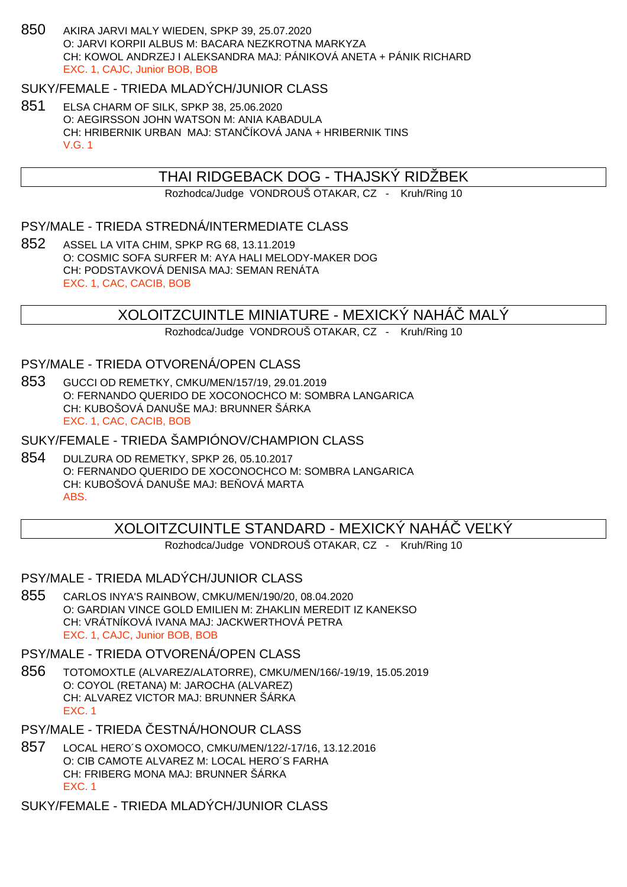850 AKIRA JARVI MALY WIEDEN, SPKP 39, 25.07.2020
O: JARVI KORPII ALBUS M: BACARA NEZKROTNA MARKYZA
CH: KOWOL ANDRZEJ I ALEKSANDRA MAJ: PÁNIKOVÁ ANETA + PÁNIK RICHARD
EXC. 1, CAJC, Junior BOB, BOB

### SUKY/FEMALE - TRIEDA MLADÝCH/JUNIOR CLASS

851 ELSA CHARM OF SILK, SPKP 38, 25.06.2020
O: AEGIRSSON JOHN WATSON M: ANIA KABADULA
CH: HRIBERNIK URBAN MAJ: STANČÍKOVÁ JANA + HRIBERNIK TINS
V.G. 1

## THAI RIDGEBACK DOG - THAJSKÝ RIDŽBEK

Rozhodca/Judge VONDROUŠ OTAKAR, CZ - Kruh/Ring 10

### PSY/MALE - TRIEDA STREDNÁ/INTERMEDIATE CLASS

852 ASSEL LA VITA CHIM, SPKP RG 68, 13.11.2019
O: COSMIC SOFA SURFER M: AYA HALI MELODY-MAKER DOG
CH: PODSTAVKOVÁ DENISA MAJ: SEMAN RENÁTA
EXC. 1, CAC, CACIB, BOB

## XOLOITZCUINTLE MINIATURE - MEXICKÝ NAHÁČ MALÝ

Rozhodca/Judge VONDROUŠ OTAKAR, CZ - Kruh/Ring 10

### PSY/MALE - TRIEDA OTVORENÁ/OPEN CLASS

853 GUCCI OD REMETKY, CMKU/MEN/157/19, 29.01.2019
O: FERNANDO QUERIDO DE XOCONOCHCO M: SOMBRA LANGARICA
CH: KUBOŠOVÁ DANUŠE MAJ: BRUNNER ŠÁRKA
EXC. 1, CAC, CACIB, BOB

### SUKY/FEMALE - TRIEDA ŠAMPIÓNOV/CHAMPION CLASS

854 DULZURA OD REMETKY, SPKP 26, 05.10.2017
O: FERNANDO QUERIDO DE XOCONOCHCO M: SOMBRA LANGARICA
CH: KUBOŠOVÁ DANUŠE MAJ: BEŇOVÁ MARTA
ABS.

## XOLOITZCUINTLE STANDARD - MEXICKÝ NAHÁČ VEĽKÝ

Rozhodca/Judge VONDROUŠ OTAKAR, CZ - Kruh/Ring 10

### PSY/MALE - TRIEDA MLADÝCH/JUNIOR CLASS

855 CARLOS INYA'S RAINBOW, CMKU/MEN/190/20, 08.04.2020
O: GARDIAN VINCE GOLD EMILIEN M: ZHAKLIN MEREDIT IZ KANEKSO
CH: VRÁTNÍKOVÁ IVANA MAJ: JACKWERTHOVÁ PETRA
EXC. 1, CAJC, Junior BOB, BOB

### PSY/MALE - TRIEDA OTVORENÁ/OPEN CLASS

856 TOTOMOXTLE (ALVAREZ/ALATORRE), CMKU/MEN/166/-19/19, 15.05.2019
O: COYOL (RETANA) M: JAROCHA (ALVAREZ)
CH: ALVAREZ VICTOR MAJ: BRUNNER ŠÁRKA
EXC. 1

### PSY/MALE - TRIEDA ČESTNÁ/HONOUR CLASS

857 LOCAL HERO´S OXOMOCO, CMKU/MEN/122/-17/16, 13.12.2016
O: CIB CAMOTE ALVAREZ M: LOCAL HERO´S FARHA
CH: FRIBERG MONA MAJ: BRUNNER ŠÁRKA
EXC. 1

### SUKY/FEMALE - TRIEDA MLADÝCH/JUNIOR CLASS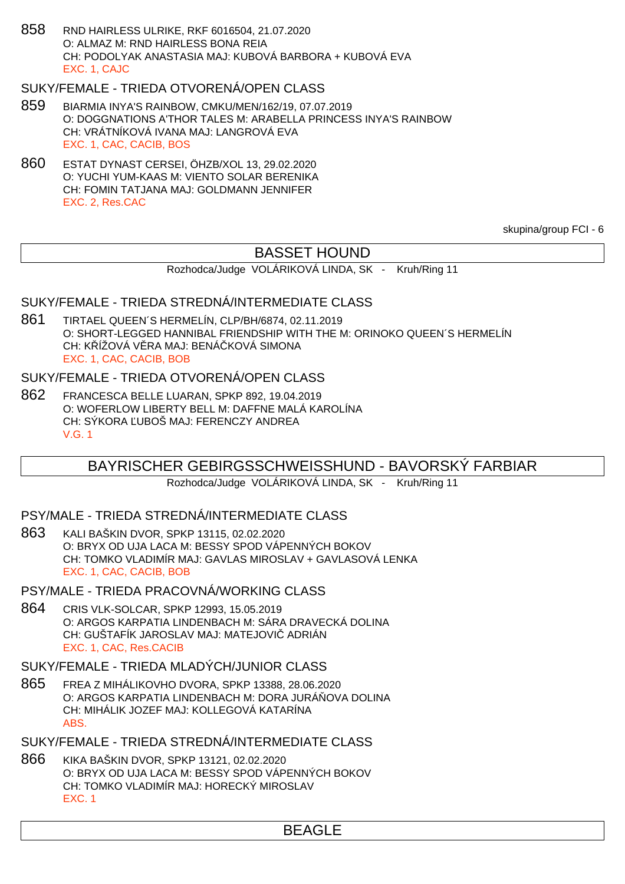858 RND HAIRLESS ULRIKE, RKF 6016504, 21.07.2020
O: ALMAZ M: RND HAIRLESS BONA REIA
CH: PODOLYAK ANASTASIA MAJ: KUBOVÁ BARBORA + KUBOVÁ EVA
EXC. 1, CAJC

SUKY/FEMALE - TRIEDA OTVORENÁ/OPEN CLASS

859 BIARMIA INYA'S RAINBOW, CMKU/MEN/162/19, 07.07.2019
O: DOGGNATIONS A'THOR TALES M: ARABELLA PRINCESS INYA'S RAINBOW
CH: VRÁTNÍKOVÁ IVANA MAJ: LANGROVÁ EVA
EXC. 1, CAC, CACIB, BOS

860 ESTAT DYNAST CERSEI, ÖHZB/XOL 13, 29.02.2020
O: YUCHI YUM-KAAS M: VIENTO SOLAR BERENIKA
CH: FOMIN TATJANA MAJ: GOLDMANN JENNIFER
EXC. 2, Res.CAC

skupina/group FCI - 6

## BASSET HOUND

Rozhodca/Judge VOLÁRIKOVÁ LINDA, SK - Kruh/Ring 11

SUKY/FEMALE - TRIEDA STREDNÁ/INTERMEDIATE CLASS

861 TIRTAEL QUEEN´S HERMELÍN, CLP/BH/6874, 02.11.2019
O: SHORT-LEGGED HANNIBAL FRIENDSHIP WITH THE M: ORINOKO QUEEN´S HERMELÍN
CH: KŘÍŽOVÁ VĚRA MAJ: BENÁČKOVÁ SIMONA
EXC. 1, CAC, CACIB, BOB

SUKY/FEMALE - TRIEDA OTVORENÁ/OPEN CLASS

862 FRANCESCA BELLE LUARAN, SPKP 892, 19.04.2019
O: WOFERLOW LIBERTY BELL M: DAFFNE MALÁ KAROLÍNA
CH: SÝKORA ĽUBOŠ MAJ: FERENCZY ANDREA
V.G. 1

## BAYRISCHER GEBIRGSSCHWEISSHUND - BAVORSKÝ FARBIAR

Rozhodca/Judge VOLÁRIKOVÁ LINDA, SK - Kruh/Ring 11

PSY/MALE - TRIEDA STREDNÁ/INTERMEDIATE CLASS

863 KALI BAŠKIN DVOR, SPKP 13115, 02.02.2020
O: BRYX OD UJA LACA M: BESSY SPOD VÁPENNÝCH BOKOV
CH: TOMKO VLADIMÍR MAJ: GAVLAS MIROSLAV + GAVLASOVÁ LENKA
EXC. 1, CAC, CACIB, BOB

PSY/MALE - TRIEDA PRACOVNÁ/WORKING CLASS

864 CRIS VLK-SOLCAR, SPKP 12993, 15.05.2019
O: ARGOS KARPATIA LINDENBACH M: SÁRA DRAVECKÁ DOLINA
CH: GUŠTAFÍK JAROSLAV MAJ: MATEJOVIČ ADRIÁN
EXC. 1, CAC, Res.CACIB

SUKY/FEMALE - TRIEDA MLADÝCH/JUNIOR CLASS

865 FREA Z MIHÁLIKOVHO DVORA, SPKP 13388, 28.06.2020
O: ARGOS KARPATIA LINDENBACH M: DORA JURÁŇOVA DOLINA
CH: MIHÁLIK JOZEF MAJ: KOLLEGOVÁ KATARÍNA
ABS.

SUKY/FEMALE - TRIEDA STREDNÁ/INTERMEDIATE CLASS

866 KIKA BAŠKIN DVOR, SPKP 13121, 02.02.2020
O: BRYX OD UJA LACA M: BESSY SPOD VÁPENNÝCH BOKOV
CH: TOMKO VLADIMÍR MAJ: HORECKÝ MIROSLAV
EXC. 1

## BEAGLE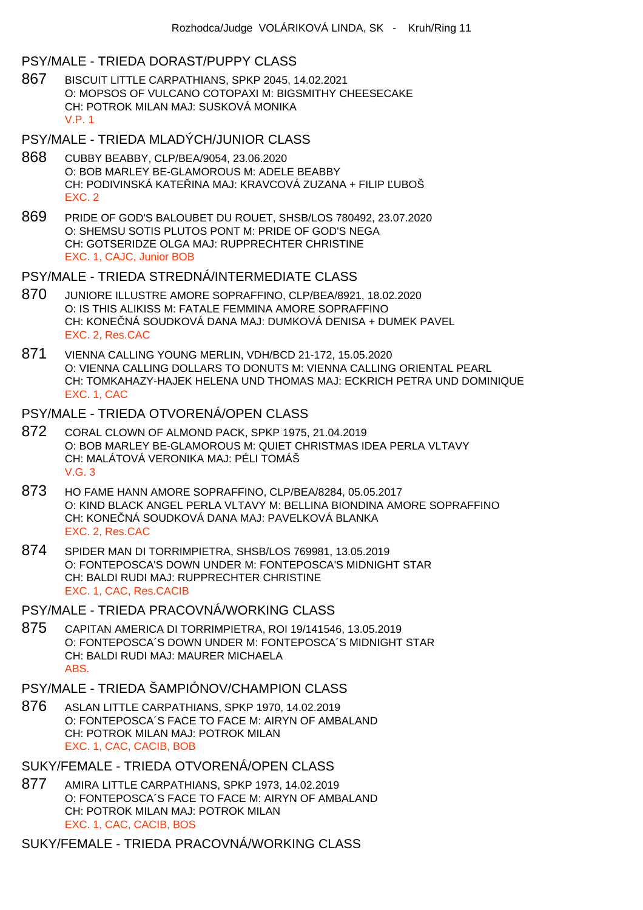Rozhodca/Judge VOLÁRIKOVÁ LINDA, SK - Kruh/Ring 11

## PSY/MALE - TRIEDA DORAST/PUPPY CLASS

867 BISCUIT LITTLE CARPATHIANS, SPKP 2045, 14.02.2021
O: MOPSOS OF VULCANO COTOPAXI M: BIGSMITHY CHEESECAKE
CH: POTROK MILAN MAJ: SUSKOVÁ MONIKA
V.P. 1

## PSY/MALE - TRIEDA MLADÝCH/JUNIOR CLASS

868 CUBBY BEABBY, CLP/BEA/9054, 23.06.2020
O: BOB MARLEY BE-GLAMOROUS M: ADELE BEABBY
CH: PODIVINSKÁ KATEŘINA MAJ: KRAVCOVÁ ZUZANA + FILIP ĽUBOŠ
EXC. 2

869 PRIDE OF GOD'S BALOUBET DU ROUET, SHSB/LOS 780492, 23.07.2020
O: SHEMSU SOTIS PLUTOS PONT M: PRIDE OF GOD'S NEGA
CH: GOTSERIDZE OLGA MAJ: RUPPRECHTER CHRISTINE
EXC. 1, CAJC, Junior BOB

## PSY/MALE - TRIEDA STREDNÁ/INTERMEDIATE CLASS

870 JUNIORE ILLUSTRE AMORE SOPRAFFINO, CLP/BEA/8921, 18.02.2020
O: IS THIS ALIKISS M: FATALE FEMMINA AMORE SOPRAFFINO
CH: KONEČNÁ SOUDKOVÁ DANA MAJ: DUMKOVÁ DENISA + DUMEK PAVEL
EXC. 2, Res.CAC

871 VIENNA CALLING YOUNG MERLIN, VDH/BCD 21-172, 15.05.2020
O: VIENNA CALLING DOLLARS TO DONUTS M: VIENNA CALLING ORIENTAL PEARL
CH: TOMKAHAZY-HAJEK HELENA UND THOMAS MAJ: ECKRICH PETRA UND DOMINIQUE
EXC. 1, CAC

## PSY/MALE - TRIEDA OTVORENÁ/OPEN CLASS

872 CORAL CLOWN OF ALMOND PACK, SPKP 1975, 21.04.2019
O: BOB MARLEY BE-GLAMOROUS M: QUIET CHRISTMAS IDEA PERLA VLTAVY
CH: MALÁTOVÁ VERONIKA MAJ: PÉLI TOMÁŠ
V.G. 3

873 HO FAME HANN AMORE SOPRAFFINO, CLP/BEA/8284, 05.05.2017
O: KIND BLACK ANGEL PERLA VLTAVY M: BELLINA BIONDINA AMORE SOPRAFFINO
CH: KONEČNÁ SOUDKOVÁ DANA MAJ: PAVELKOVÁ BLANKA
EXC. 2, Res.CAC

874 SPIDER MAN DI TORRIMPIETRA, SHSB/LOS 769981, 13.05.2019
O: FONTEPOSCA'S DOWN UNDER M: FONTEPOSCA'S MIDNIGHT STAR
CH: BALDI RUDI MAJ: RUPPRECHTER CHRISTINE
EXC. 1, CAC, Res.CACIB

## PSY/MALE - TRIEDA PRACOVNÁ/WORKING CLASS

875 CAPITAN AMERICA DI TORRIMPIETRA, ROI 19/141546, 13.05.2019
O: FONTEPOSCA´S DOWN UNDER M: FONTEPOSCA´S MIDNIGHT STAR
CH: BALDI RUDI MAJ: MAURER MICHAELA
ABS.

## PSY/MALE - TRIEDA ŠAMPIÓNOV/CHAMPION CLASS

876 ASLAN LITTLE CARPATHIANS, SPKP 1970, 14.02.2019
O: FONTEPOSCA´S FACE TO FACE M: AIRYN OF AMBALAND
CH: POTROK MILAN MAJ: POTROK MILAN
EXC. 1, CAC, CACIB, BOB

## SUKY/FEMALE - TRIEDA OTVORENÁ/OPEN CLASS

877 AMIRA LITTLE CARPATHIANS, SPKP 1973, 14.02.2019
O: FONTEPOSCA´S FACE TO FACE M: AIRYN OF AMBALAND
CH: POTROK MILAN MAJ: POTROK MILAN
EXC. 1, CAC, CACIB, BOS

## SUKY/FEMALE - TRIEDA PRACOVNÁ/WORKING CLASS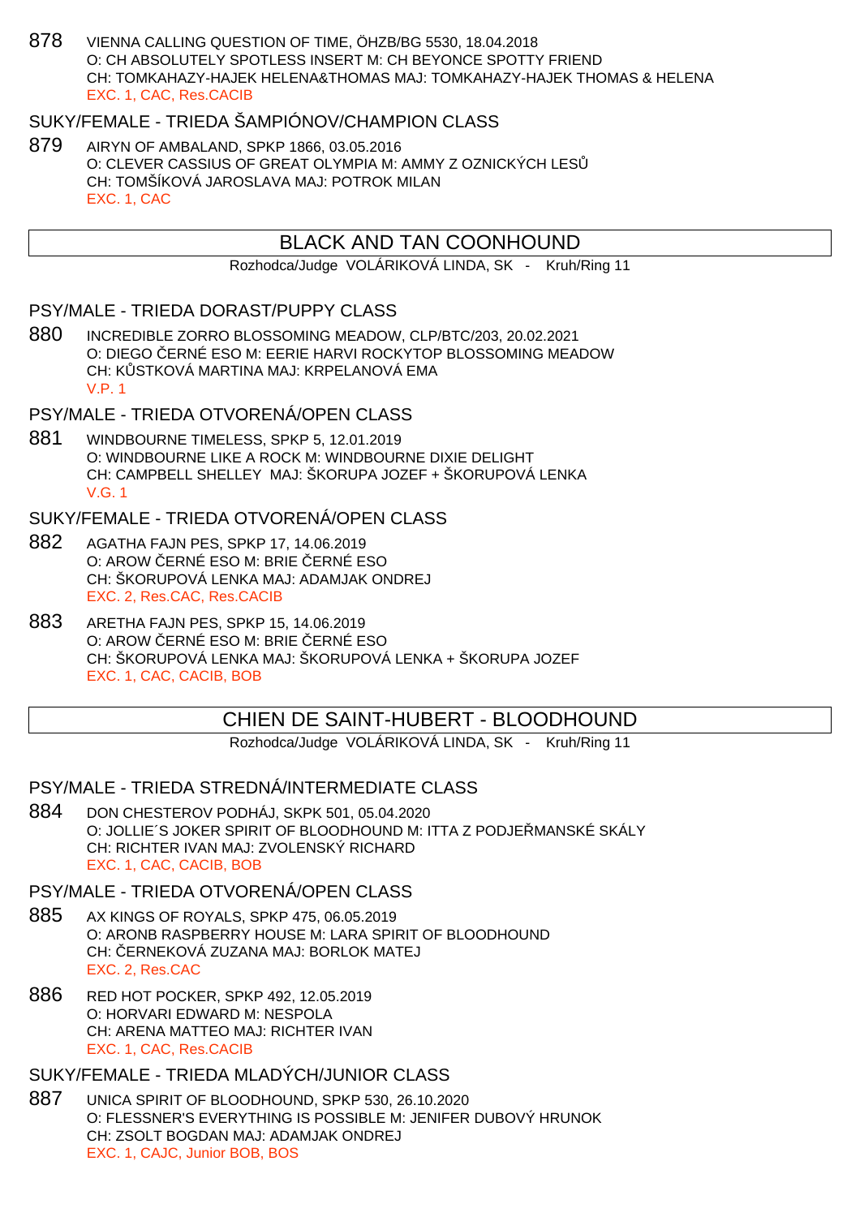878 VIENNA CALLING QUESTION OF TIME, ÖHZB/BG 5530, 18.04.2018
O: CH ABSOLUTELY SPOTLESS INSERT M: CH BEYONCE SPOTTY FRIEND
CH: TOMKAHAZY-HAJEK HELENA&THOMAS MAJ: TOMKAHAZY-HAJEK THOMAS & HELENA
EXC. 1, CAC, Res.CACIB

### SUKY/FEMALE - TRIEDA ŠAMPIÓNOV/CHAMPION CLASS

879 AIRYN OF AMBALAND, SPKP 1866, 03.05.2016
O: CLEVER CASSIUS OF GREAT OLYMPIA M: AMMY Z OZNICKÝCH LESŮ
CH: TOMŠÍKOVÁ JAROSLAVA MAJ: POTROK MILAN
EXC. 1, CAC

## BLACK AND TAN COONHOUND

Rozhodca/Judge VOLÁRIKOVÁ LINDA, SK - Kruh/Ring 11

### PSY/MALE - TRIEDA DORAST/PUPPY CLASS

880 INCREDIBLE ZORRO BLOSSOMING MEADOW, CLP/BTC/203, 20.02.2021
O: DIEGO ČERNÉ ESO M: EERIE HARVI ROCKYTOP BLOSSOMING MEADOW
CH: KŮSTKOVÁ MARTINA MAJ: KRPELANOVÁ EMA
V.P. 1

### PSY/MALE - TRIEDA OTVORENÁ/OPEN CLASS

881 WINDBOURNE TIMELESS, SPKP 5, 12.01.2019
O: WINDBOURNE LIKE A ROCK M: WINDBOURNE DIXIE DELIGHT
CH: CAMPBELL SHELLEY MAJ: ŠKORUPA JOZEF + ŠKORUPOVÁ LENKA
V.G. 1

### SUKY/FEMALE - TRIEDA OTVORENÁ/OPEN CLASS

882 AGATHA FAJN PES, SPKP 17, 14.06.2019
O: AROW ČERNÉ ESO M: BRIE ČERNÉ ESO
CH: ŠKORUPOVÁ LENKA MAJ: ADAMJAK ONDREJ
EXC. 2, Res.CAC, Res.CACIB

883 ARETHA FAJN PES, SPKP 15, 14.06.2019
O: AROW ČERNÉ ESO M: BRIE ČERNÉ ESO
CH: ŠKORUPOVÁ LENKA MAJ: ŠKORUPOVÁ LENKA + ŠKORUPA JOZEF
EXC. 1, CAC, CACIB, BOB

## CHIEN DE SAINT-HUBERT - BLOODHOUND

Rozhodca/Judge VOLÁRIKOVÁ LINDA, SK - Kruh/Ring 11

### PSY/MALE - TRIEDA STREDNÁ/INTERMEDIATE CLASS

884 DON CHESTEROV PODHÁJ, SKPK 501, 05.04.2020
O: JOLLIE´S JOKER SPIRIT OF BLOODHOUND M: ITTA Z PODJEŘMANSKÉ SKÁLY
CH: RICHTER IVAN MAJ: ZVOLENSKÝ RICHARD
EXC. 1, CAC, CACIB, BOB

### PSY/MALE - TRIEDA OTVORENÁ/OPEN CLASS

885 AX KINGS OF ROYALS, SPKP 475, 06.05.2019
O: ARONB RASPBERRY HOUSE M: LARA SPIRIT OF BLOODHOUND
CH: ČERNEKOVÁ ZUZANA MAJ: BORLOK MATEJ
EXC. 2, Res.CAC

886 RED HOT POCKER, SPKP 492, 12.05.2019
O: HORVARI EDWARD M: NESPOLA
CH: ARENA MATTEO MAJ: RICHTER IVAN
EXC. 1, CAC, Res.CACIB

### SUKY/FEMALE - TRIEDA MLADÝCH/JUNIOR CLASS

887 UNICA SPIRIT OF BLOODHOUND, SPKP 530, 26.10.2020
O: FLESSNER'S EVERYTHING IS POSSIBLE M: JENIFER DUBOVÝ HRUNOK
CH: ZSOLT BOGDAN MAJ: ADAMJAK ONDREJ
EXC. 1, CAJC, Junior BOB, BOS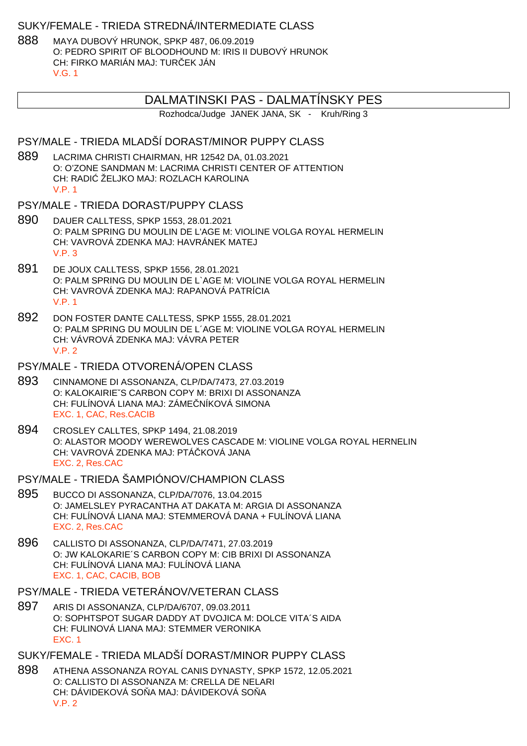## SUKY/FEMALE - TRIEDA STREDNÁ/INTERMEDIATE CLASS

888 MAYA DUBOVÝ HRUNOK, SPKP 487, 06.09.2019
O: PEDRO SPIRIT OF BLOODHOUND M: IRIS II DUBOVÝ HRUNOK
CH: FIRKO MARIÁN MAJ: TURČEK JÁN
V.G. 1

# DALMATINSKI PAS - DALMATÍNSKY PES

Rozhodca/Judge JANEK JANA, SK - Kruh/Ring 3

## PSY/MALE - TRIEDA MLADŠÍ DORAST/MINOR PUPPY CLASS

889 LACRIMA CHRISTI CHAIRMAN, HR 12542 DA, 01.03.2021
O: O'ZONE SANDMAN M: LACRIMA CHRISTI CENTER OF ATTENTION
CH: RADIĆ ŽELJKO MAJ: ROZLACH KAROLINA
V.P. 1

## PSY/MALE - TRIEDA DORAST/PUPPY CLASS

890 DAUER CALLTESS, SPKP 1553, 28.01.2021
O: PALM SPRING DU MOULIN DE L'AGE M: VIOLINE VOLGA ROYAL HERMELIN
CH: VAVROVÁ ZDENKA MAJ: HAVRÁNEK MATEJ
V.P. 3

891 DE JOUX CALLTESS, SPKP 1556, 28.01.2021
O: PALM SPRING DU MOULIN DE L`AGE M: VIOLINE VOLGA ROYAL HERMELIN
CH: VAVROVÁ ZDENKA MAJ: RAPANOVÁ PATRÍCIA
V.P. 1

892 DON FOSTER DANTE CALLTESS, SPKP 1555, 28.01.2021
O: PALM SPRING DU MOULIN DE L´AGE M: VIOLINE VOLGA ROYAL HERMELIN
CH: VÁVROVÁ ZDENKA MAJ: VÁVRA PETER
V.P. 2

## PSY/MALE - TRIEDA OTVORENÁ/OPEN CLASS

893 CINNAMONE DI ASSONANZA, CLP/DA/7473, 27.03.2019
O: KALOKAIRIE´S CARBON COPY M: BRIXI DI ASSONANZA
CH: FULÍNOVÁ LIANA MAJ: ZÁMEČNÍKOVÁ SIMONA
EXC. 1, CAC, Res.CACIB

894 CROSLEY CALLTES, SPKP 1494, 21.08.2019
O: ALASTOR MOODY WEREWOLVES CASCADE M: VIOLINE VOLGA ROYAL HERNELIN
CH: VAVROVÁ ZDENKA MAJ: PTÁČKOVÁ JANA
EXC. 2, Res.CAC

## PSY/MALE - TRIEDA ŠAMPIÓNOV/CHAMPION CLASS

895 BUCCO DI ASSONANZA, CLP/DA/7076, 13.04.2015
O: JAMELSLEY PYRACANTHA AT DAKATA M: ARGIA DI ASSONANZA
CH: FULÍNOVÁ LIANA MAJ: STEMMEROVÁ DANA + FULÍNOVÁ LIANA
EXC. 2, Res.CAC

896 CALLISTO DI ASSONANZA, CLP/DA/7471, 27.03.2019
O: JW KALOKARIE´S CARBON COPY M: CIB BRIXI DI ASSONANZA
CH: FULÍNOVÁ LIANA MAJ: FULÍNOVÁ LIANA
EXC. 1, CAC, CACIB, BOB

## PSY/MALE - TRIEDA VETERÁNOV/VETERAN CLASS

897 ARIS DI ASSONANZA, CLP/DA/6707, 09.03.2011
O: SOPHTSPOT SUGAR DADDY AT DVOJICA M: DOLCE VITA´S AIDA
CH: FULINOVÁ LIANA MAJ: STEMMER VERONIKA
EXC. 1

## SUKY/FEMALE - TRIEDA MLADŠÍ DORAST/MINOR PUPPY CLASS

898 ATHENA ASSONANZA ROYAL CANIS DYNASTY, SPKP 1572, 12.05.2021
O: CALLISTO DI ASSONANZA M: CRELLA DE NELARI
CH: DÁVIDEKOVÁ SOŇA MAJ: DÁVIDEKOVÁ SOŇA
V.P. 2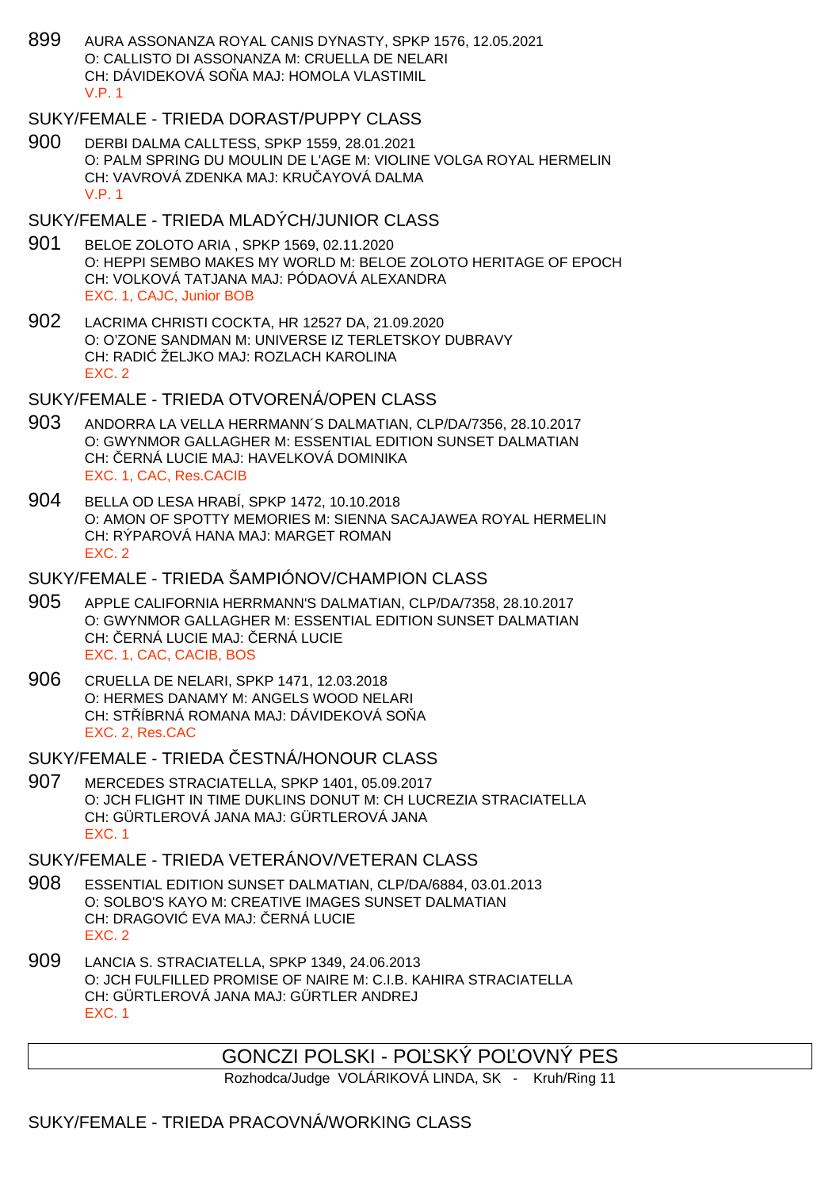899 AURA ASSONANZA ROYAL CANIS DYNASTY, SPKP 1576, 12.05.2021
O: CALLISTO DI ASSONANZA M: CRUELLA DE NELARI
CH: DÁVIDEKOVÁ SOŇA MAJ: HOMOLA VLASTIMIL
V.P. 1

## SUKY/FEMALE - TRIEDA DORAST/PUPPY CLASS

900 DERBI DALMA CALLTESS, SPKP 1559, 28.01.2021
O: PALM SPRING DU MOULIN DE L'AGE M: VIOLINE VOLGA ROYAL HERMELIN
CH: VAVROVÁ ZDENKA MAJ: KRUČAYOVÁ DALMA
V.P. 1

## SUKY/FEMALE - TRIEDA MLADÝCH/JUNIOR CLASS

901 BELOE ZOLOTO ARIA , SPKP 1569, 02.11.2020
O: HEPPI SEMBO MAKES MY WORLD M: BELOE ZOLOTO HERITAGE OF EPOCH
CH: VOLKOVÁ TATJANA MAJ: PÓDAOVÁ ALEXANDRA
EXC. 1, CAJC, Junior BOB

902 LACRIMA CHRISTI COCKTA, HR 12527 DA, 21.09.2020
O: O'ZONE SANDMAN M: UNIVERSE IZ TERLETSKOY DUBRAVY
CH: RADIĆ ŽELJKO MAJ: ROZLACH KAROLINA
EXC. 2

## SUKY/FEMALE - TRIEDA OTVORENÁ/OPEN CLASS

903 ANDORRA LA VELLA HERRMANN´S DALMATIAN, CLP/DA/7356, 28.10.2017
O: GWYNMOR GALLAGHER M: ESSENTIAL EDITION SUNSET DALMATIAN
CH: ČERNÁ LUCIE MAJ: HAVELKOVÁ DOMINIKA
EXC. 1, CAC, Res.CACIB

904 BELLA OD LESA HRABÍ, SPKP 1472, 10.10.2018
O: AMON OF SPOTTY MEMORIES M: SIENNA SACAJAWEA ROYAL HERMELIN
CH: RÝPAROVÁ HANA MAJ: MARGET ROMAN
EXC. 2

## SUKY/FEMALE - TRIEDA ŠAMPIÓNOV/CHAMPION CLASS

905 APPLE CALIFORNIA HERRMANN'S DALMATIAN, CLP/DA/7358, 28.10.2017
O: GWYNMOR GALLAGHER M: ESSENTIAL EDITION SUNSET DALMATIAN
CH: ČERNÁ LUCIE MAJ: ČERNÁ LUCIE
EXC. 1, CAC, CACIB, BOS

906 CRUELLA DE NELARI, SPKP 1471, 12.03.2018
O: HERMES DANAMY M: ANGELS WOOD NELARI
CH: STŘÍBRNÁ ROMANA MAJ: DÁVIDEKOVÁ SOŇA
EXC. 2, Res.CAC

## SUKY/FEMALE - TRIEDA ČESTNÁ/HONOUR CLASS

907 MERCEDES STRACIATELLA, SPKP 1401, 05.09.2017
O: JCH FLIGHT IN TIME DUKLINS DONUT M: CH LUCREZIA STRACIATELLA
CH: GÜRTLEROVÁ JANA MAJ: GÜRTLEROVÁ JANA
EXC. 1

## SUKY/FEMALE - TRIEDA VETERÁNOV/VETERAN CLASS

908 ESSENTIAL EDITION SUNSET DALMATIAN, CLP/DA/6884, 03.01.2013
O: SOLBO'S KAYO M: CREATIVE IMAGES SUNSET DALMATIAN
CH: DRAGOVIĆ EVA MAJ: ČERNÁ LUCIE
EXC. 2

909 LANCIA S. STRACIATELLA, SPKP 1349, 24.06.2013
O: JCH FULFILLED PROMISE OF NAIRE M: C.I.B. KAHIRA STRACIATELLA
CH: GÜRTLEROVÁ JANA MAJ: GÜRTLER ANDREJ
EXC. 1

# GONCZI POLSKI - POĽSKÝ POĽOVNÝ PES

Rozhodca/Judge VOLÁRIKOVÁ LINDA, SK - Kruh/Ring 11

## SUKY/FEMALE - TRIEDA PRACOVNÁ/WORKING CLASS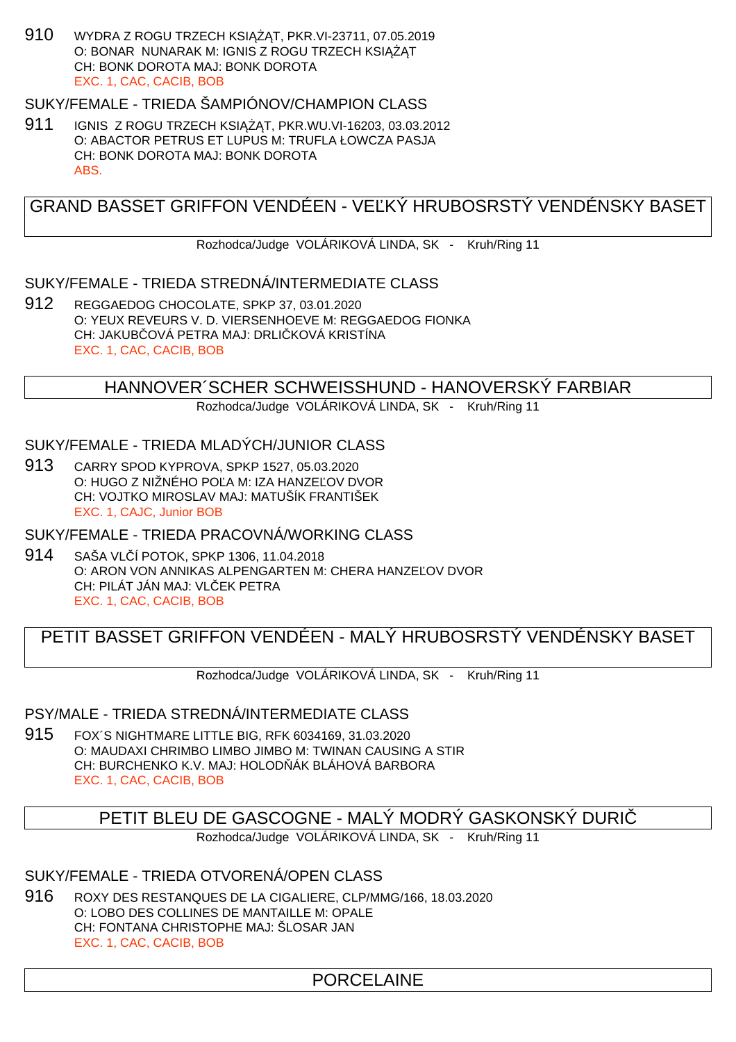910 WYDRA Z ROGU TRZECH KSIĄŻĄT, PKR.VI-23711, 07.05.2019
O: BONAR NUNARAK M: IGNIS Z ROGU TRZECH KSIĄŻĄT
CH: BONK DOROTA MAJ: BONK DOROTA
EXC. 1, CAC, CACIB, BOB

### SUKY/FEMALE - TRIEDA ŠAMPIÓNOV/CHAMPION CLASS

911 IGNIS Z ROGU TRZECH KSIĄŻĄT, PKR.WU.VI-16203, 03.03.2012
O: ABACTOR PETRUS ET LUPUS M: TRUFLA ŁOWCZA PASJA
CH: BONK DOROTA MAJ: BONK DOROTA
ABS.

## GRAND BASSET GRIFFON VENDÉEN - VEĽKÝ HRUBOSRSTÝ VENDÉNSKY BASET

Rozhodca/Judge VOLÁRIKOVÁ LINDA, SK - Kruh/Ring 11

### SUKY/FEMALE - TRIEDA STREDNÁ/INTERMEDIATE CLASS

912 REGGAEDOG CHOCOLATE, SPKP 37, 03.01.2020
O: YEUX REVEURS V. D. VIERSENHOEVE M: REGGAEDOG FIONKA
CH: JAKUBČOVÁ PETRA MAJ: DRLIČKOVÁ KRISTÍNA
EXC. 1, CAC, CACIB, BOB

## HANNOVER´SCHER SCHWEISSHUND - HANOVERSKÝ FARBIAR

Rozhodca/Judge VOLÁRIKOVÁ LINDA, SK - Kruh/Ring 11

### SUKY/FEMALE - TRIEDA MLADÝCH/JUNIOR CLASS

913 CARRY SPOD KYPROVA, SPKP 1527, 05.03.2020
O: HUGO Z NIŽNÉHO POĽA M: IZA HANZEĽOV DVOR
CH: VOJTKO MIROSLAV MAJ: MATUŠÍK FRANTIŠEK
EXC. 1, CAJC, Junior BOB

### SUKY/FEMALE - TRIEDA PRACOVNÁ/WORKING CLASS

914 SAŠA VLČÍ POTOK, SPKP 1306, 11.04.2018
O: ARON VON ANNIKAS ALPENGARTEN M: CHERA HANZEĽOV DVOR
CH: PILÁT JÁN MAJ: VLČEK PETRA
EXC. 1, CAC, CACIB, BOB

## PETIT BASSET GRIFFON VENDÉEN - MALÝ HRUBOSRSTÝ VENDÉNSKY BASET

Rozhodca/Judge VOLÁRIKOVÁ LINDA, SK - Kruh/Ring 11

### PSY/MALE - TRIEDA STREDNÁ/INTERMEDIATE CLASS

915 FOX´S NIGHTMARE LITTLE BIG, RFK 6034169, 31.03.2020
O: MAUDAXI CHRIMBO LIMBO JIMBO M: TWINAN CAUSING A STIR
CH: BURCHENKO K.V. MAJ: HOLODŇÁK BLÁHOVÁ BARBORA
EXC. 1, CAC, CACIB, BOB

## PETIT BLEU DE GASCOGNE - MALÝ MODRÝ GASKONSKÝ DURIČ

Rozhodca/Judge VOLÁRIKOVÁ LINDA, SK - Kruh/Ring 11

### SUKY/FEMALE - TRIEDA OTVORENÁ/OPEN CLASS

916 ROXY DES RESTANQUES DE LA CIGALIERE, CLP/MMG/166, 18.03.2020
O: LOBO DES COLLINES DE MANTAILLE M: OPALE
CH: FONTANA CHRISTOPHE MAJ: ŠLOSAR JAN
EXC. 1, CAC, CACIB, BOB

## PORCELAINE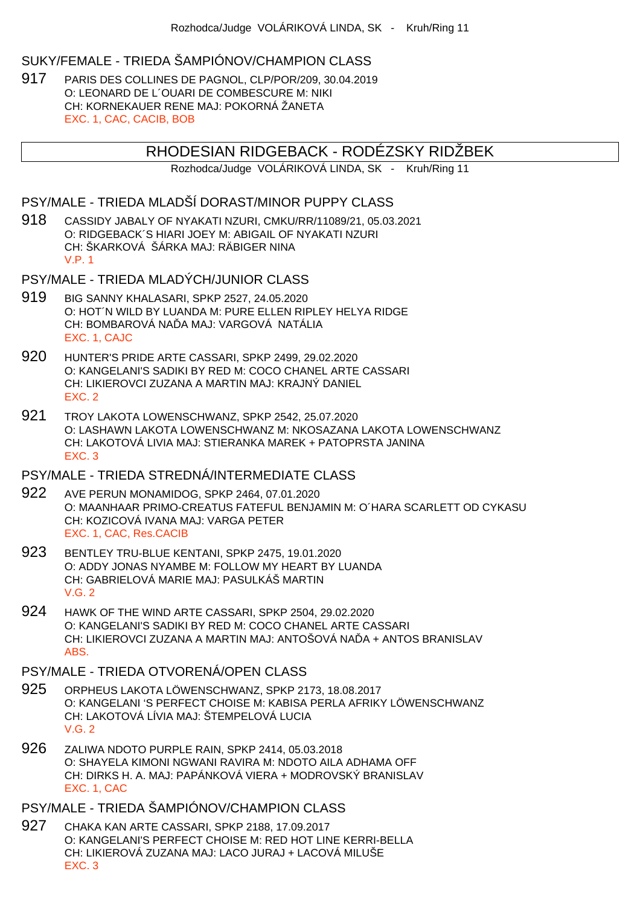## SUKY/FEMALE - TRIEDA ŠAMPIÓNOV/CHAMPION CLASS

917 PARIS DES COLLINES DE PAGNOL, CLP/POR/209, 30.04.2019
O: LEONARD DE L´OUARI DE COMBESCURE M: NIKI
CH: KORNEKAUER RENE MAJ: POKORNÁ ŽANETA
EXC. 1, CAC, CACIB, BOB

# RHODESIAN RIDGEBACK - RODÉZSKY RIDŽBEK

Rozhodca/Judge VOLÁRIKOVÁ LINDA, SK - Kruh/Ring 11

## PSY/MALE - TRIEDA MLADŠÍ DORAST/MINOR PUPPY CLASS

918 CASSIDY JABALY OF NYAKATI NZURI, CMKU/RR/11089/21, 05.03.2021
O: RIDGEBACK´S HIARI JOEY M: ABIGAIL OF NYAKATI NZURI
CH: ŠKARKOVÁ ŠÁRKA MAJ: RÄBIGER NINA
V.P. 1

## PSY/MALE - TRIEDA MLADÝCH/JUNIOR CLASS

919 BIG SANNY KHALASARI, SPKP 2527, 24.05.2020
O: HOT´N WILD BY LUANDA M: PURE ELLEN RIPLEY HELYA RIDGE
CH: BOMBAROVÁ NAĎA MAJ: VARGOVÁ NATÁLIA
EXC. 1, CAJC

920 HUNTER'S PRIDE ARTE CASSARI, SPKP 2499, 29.02.2020
O: KANGELANI'S SADIKI BY RED M: COCO CHANEL ARTE CASSARI
CH: LIKIEROVCI ZUZANA A MARTIN MAJ: KRAJNÝ DANIEL
EXC. 2

921 TROY LAKOTA LOWENSCHWANZ, SPKP 2542, 25.07.2020
O: LASHAWN LAKOTA LOWENSCHWANZ M: NKOSAZANA LAKOTA LOWENSCHWANZ
CH: LAKOTOVÁ LIVIA MAJ: STIERANKA MAREK + PATOPRSTA JANINA
EXC. 3

## PSY/MALE - TRIEDA STREDNÁ/INTERMEDIATE CLASS

922 AVE PERUN MONAMIDOG, SPKP 2464, 07.01.2020
O: MAANHAAR PRIMO-CREATUS FATEFUL BENJAMIN M: O´HARA SCARLETT OD CYKASU
CH: KOZICOVÁ IVANA MAJ: VARGA PETER
EXC. 1, CAC, Res.CACIB

923 BENTLEY TRU-BLUE KENTANI, SPKP 2475, 19.01.2020
O: ADDY JONAS NYAMBE M: FOLLOW MY HEART BY LUANDA
CH: GABRIELOVÁ MARIE MAJ: PASULKÁŠ MARTIN
V.G. 2

924 HAWK OF THE WIND ARTE CASSARI, SPKP 2504, 29.02.2020
O: KANGELANI'S SADIKI BY RED M: COCO CHANEL ARTE CASSARI
CH: LIKIEROVCI ZUZANA A MARTIN MAJ: ANTOŠOVÁ NAĎA + ANTOS BRANISLAV
ABS.

## PSY/MALE - TRIEDA OTVORENÁ/OPEN CLASS

925 ORPHEUS LAKOTA LÖWENSCHWANZ, SPKP 2173, 18.08.2017
O: KANGELANI 'S PERFECT CHOISE M: KABISA PERLA AFRIKY LÖWENSCHWANZ
CH: LAKOTOVÁ LÍVIA MAJ: ŠTEMPELOVÁ LUCIA
V.G. 2

926 ZALIWA NDOTO PURPLE RAIN, SPKP 2414, 05.03.2018
O: SHAYELA KIMONI NGWANI RAVIRA M: NDOTO AILA ADHAMA OFF
CH: DIRKS H. A. MAJ: PAPÁNKOVÁ VIERA + MODROVSKÝ BRANISLAV
EXC. 1, CAC

## PSY/MALE - TRIEDA ŠAMPIÓNOV/CHAMPION CLASS

927 CHAKA KAN ARTE CASSARI, SPKP 2188, 17.09.2017
O: KANGELANI'S PERFECT CHOISE M: RED HOT LINE KERRI-BELLA
CH: LIKIEROVÁ ZUZANA MAJ: LACO JURAJ + LACOVÁ MILUŠE
EXC. 3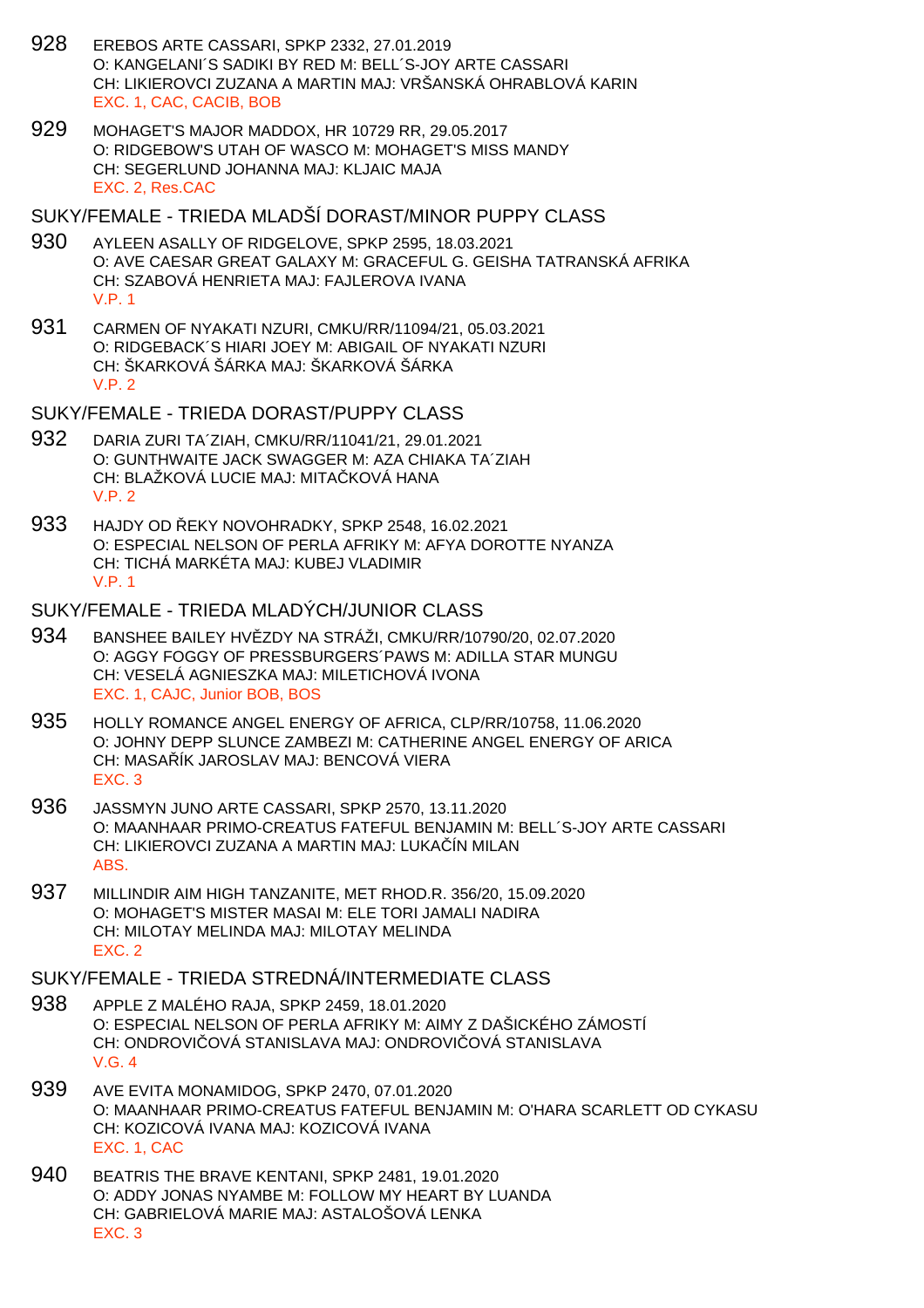928 EREBOS ARTE CASSARI, SPKP 2332, 27.01.2019
O: KANGELANI´S SADIKI BY RED M: BELL´S-JOY ARTE CASSARI
CH: LIKIEROVCI ZUZANA A MARTIN MAJ: VRŠANSKÁ OHRABLOVÁ KARIN
EXC. 1, CAC, CACIB, BOB

929 MOHAGET'S MAJOR MADDOX, HR 10729 RR, 29.05.2017
O: RIDGEBOW'S UTAH OF WASCO M: MOHAGET'S MISS MANDY
CH: SEGERLUND JOHANNA MAJ: KLJAIC MAJA
EXC. 2, Res.CAC

## SUKY/FEMALE - TRIEDA MLADŠÍ DORAST/MINOR PUPPY CLASS

930 AYLEEN ASALLY OF RIDGELOVE, SPKP 2595, 18.03.2021
O: AVE CAESAR GREAT GALAXY M: GRACEFUL G. GEISHA TATRANSKÁ AFRIKA
CH: SZABOVÁ HENRIETA MAJ: FAJLEROVA IVANA
V.P. 1

931 CARMEN OF NYAKATI NZURI, CMKU/RR/11094/21, 05.03.2021
O: RIDGEBACK´S HIARI JOEY M: ABIGAIL OF NYAKATI NZURI
CH: ŠKARKOVÁ ŠÁRKA MAJ: ŠKARKOVÁ ŠÁRKA
V.P. 2

## SUKY/FEMALE - TRIEDA DORAST/PUPPY CLASS

932 DARIA ZURI TA´ZIAH, CMKU/RR/11041/21, 29.01.2021
O: GUNTHWAITE JACK SWAGGER M: AZA CHIAKA TA´ZIAH
CH: BLAŽKOVÁ LUCIE MAJ: MITAČKOVÁ HANA
V.P. 2

933 HAJDY OD ŘEKY NOVOHRADKY, SPKP 2548, 16.02.2021
O: ESPECIAL NELSON OF PERLA AFRIKY M: AFYA DOROTTE NYANZA
CH: TICHÁ MARKÉTA MAJ: KUBEJ VLADIMIR
V.P. 1

## SUKY/FEMALE - TRIEDA MLADÝCH/JUNIOR CLASS

934 BANSHEE BAILEY HVĚZDY NA STRÁŽI, CMKU/RR/10790/20, 02.07.2020
O: AGGY FOGGY OF PRESSBURGERS´PAWS M: ADILLA STAR MUNGU
CH: VESELÁ AGNIESZKA MAJ: MILETICHOVÁ IVONA
EXC. 1, CAJC, Junior BOB, BOS

935 HOLLY ROMANCE ANGEL ENERGY OF AFRICA, CLP/RR/10758, 11.06.2020
O: JOHNY DEPP SLUNCE ZAMBEZI M: CATHERINE ANGEL ENERGY OF ARICA
CH: MASAŘÍK JAROSLAV MAJ: BENCOVÁ VIERA
EXC. 3

936 JASSMYN JUNO ARTE CASSARI, SPKP 2570, 13.11.2020
O: MAANHAAR PRIMO-CREATUS FATEFUL BENJAMIN M: BELL´S-JOY ARTE CASSARI
CH: LIKIEROVCI ZUZANA A MARTIN MAJ: LUKAČÍN MILAN
ABS.

937 MILLINDIR AIM HIGH TANZANITE, MET RHOD.R. 356/20, 15.09.2020
O: MOHAGET'S MISTER MASAI M: ELE TORI JAMALI NADIRA
CH: MILOTAY MELINDA MAJ: MILOTAY MELINDA
EXC. 2

## SUKY/FEMALE - TRIEDA STREDNÁ/INTERMEDIATE CLASS

938 APPLE Z MALÉHO RAJA, SPKP 2459, 18.01.2020
O: ESPECIAL NELSON OF PERLA AFRIKY M: AIMY Z DAŠICKÉHO ZÁMOSTÍ
CH: ONDROVIČOVÁ STANISLAVA MAJ: ONDROVIČOVÁ STANISLAVA
V.G. 4

939 AVE EVITA MONAMIDOG, SPKP 2470, 07.01.2020
O: MAANHAAR PRIMO-CREATUS FATEFUL BENJAMIN M: O'HARA SCARLETT OD CYKASU
CH: KOZICOVÁ IVANA MAJ: KOZICOVÁ IVANA
EXC. 1, CAC

940 BEATRIS THE BRAVE KENTANI, SPKP 2481, 19.01.2020
O: ADDY JONAS NYAMBE M: FOLLOW MY HEART BY LUANDA
CH: GABRIELOVÁ MARIE MAJ: ASTALOŠOVÁ LENKA
EXC. 3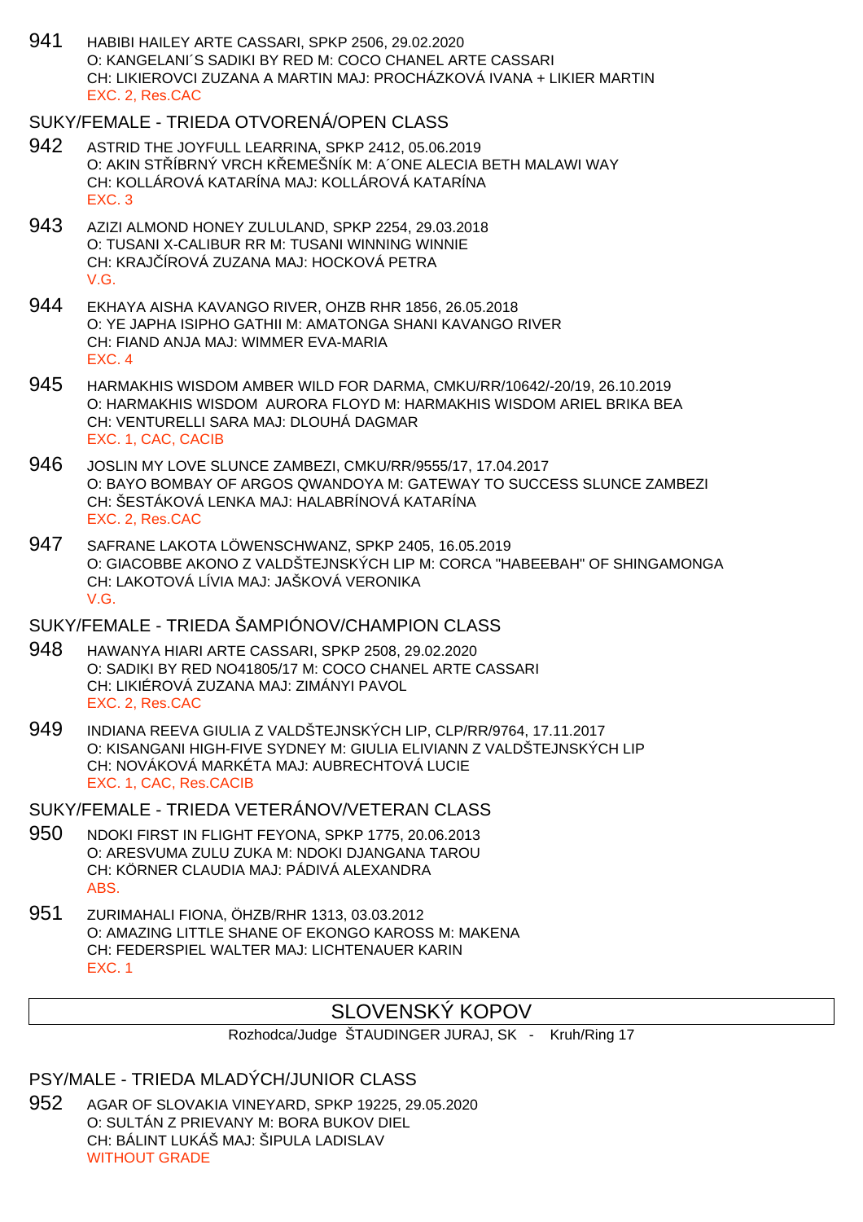941 HABIBI HAILEY ARTE CASSARI, SPKP 2506, 29.02.2020
O: KANGELANI´S SADIKI BY RED M: COCO CHANEL ARTE CASSARI
CH: LIKIEROVCI ZUZANA A MARTIN MAJ: PROCHÁZKOVÁ IVANA + LIKIER MARTIN
EXC. 2, Res.CAC

## SUKY/FEMALE - TRIEDA OTVORENÁ/OPEN CLASS

942 ASTRID THE JOYFULL LEARRINA, SPKP 2412, 05.06.2019
O: AKIN STŘÍBRNÝ VRCH KŘEMEŠNÍK M: A´ONE ALECIA BETH MALAWI WAY
CH: KOLLÁROVÁ KATARÍNA MAJ: KOLLÁROVÁ KATARÍNA
EXC. 3

943 AZIZI ALMOND HONEY ZULULAND, SPKP 2254, 29.03.2018
O: TUSANI X-CALIBUR RR M: TUSANI WINNING WINNIE
CH: KRAJČÍROVÁ ZUZANA MAJ: HOCKOVÁ PETRA
V.G.

944 EKHAYA AISHA KAVANGO RIVER, OHZB RHR 1856, 26.05.2018
O: YE JAPHA ISIPHO GATHII M: AMATONGA SHANI KAVANGO RIVER
CH: FIAND ANJA MAJ: WIMMER EVA-MARIA
EXC. 4

945 HARMAKHIS WISDOM AMBER WILD FOR DARMA, CMKU/RR/10642/-20/19, 26.10.2019
O: HARMAKHIS WISDOM AURORA FLOYD M: HARMAKHIS WISDOM ARIEL BRIKA BEA
CH: VENTURELLI SARA MAJ: DLOUHÁ DAGMAR
EXC. 1, CAC, CACIB

946 JOSLIN MY LOVE SLUNCE ZAMBEZI, CMKU/RR/9555/17, 17.04.2017
O: BAYO BOMBAY OF ARGOS QWANDOYA M: GATEWAY TO SUCCESS SLUNCE ZAMBEZI
CH: ŠESTÁKOVÁ LENKA MAJ: HALABRÍNOVÁ KATARÍNA
EXC. 2, Res.CAC

947 SAFRANE LAKOTA LÖWENSCHWANZ, SPKP 2405, 16.05.2019
O: GIACOBBE AKONO Z VALDŠTEJNSKÝCH LIP M: CORCA "HABEEBAH" OF SHINGAMONGA
CH: LAKOTOVÁ LÍVIA MAJ: JAŠKOVÁ VERONIKA
V.G.

## SUKY/FEMALE - TRIEDA ŠAMPIÓNOV/CHAMPION CLASS

948 HAWANYA HIARI ARTE CASSARI, SPKP 2508, 29.02.2020
O: SADIKI BY RED NO41805/17 M: COCO CHANEL ARTE CASSARI
CH: LIKIÉROVÁ ZUZANA MAJ: ZIMÁNYI PAVOL
EXC. 2, Res.CAC

949 INDIANA REEVA GIULIA Z VALDŠTEJNSKÝCH LIP, CLP/RR/9764, 17.11.2017
O: KISANGANI HIGH-FIVE SYDNEY M: GIULIA ELIVIANN Z VALDŠTEJNSKÝCH LIP
CH: NOVÁKOVÁ MARKÉTA MAJ: AUBRECHTOVÁ LUCIE
EXC. 1, CAC, Res.CACIB

## SUKY/FEMALE - TRIEDA VETERÁNOV/VETERAN CLASS

950 NDOKI FIRST IN FLIGHT FEYONA, SPKP 1775, 20.06.2013
O: ARESVUMA ZULU ZUKA M: NDOKI DJANGANA TAROU
CH: KÖRNER CLAUDIA MAJ: PÁDIVÁ ALEXANDRA
ABS.

951 ZURIMAHALI FIONA, ÖHZB/RHR 1313, 03.03.2012
O: AMAZING LITTLE SHANE OF EKONGO KAROSS M: MAKENA
CH: FEDERSPIEL WALTER MAJ: LICHTENAUER KARIN
EXC. 1

# SLOVENSKÝ KOPOV

Rozhodca/Judge ŠTAUDINGER JURAJ, SK - Kruh/Ring 17

## PSY/MALE - TRIEDA MLADÝCH/JUNIOR CLASS

952 AGAR OF SLOVAKIA VINEYARD, SPKP 19225, 29.05.2020
O: SULTÁN Z PRIEVANY M: BORA BUKOV DIEL
CH: BÁLINT LUKÁŠ MAJ: ŠIPULA LADISLAV
WITHOUT GRADE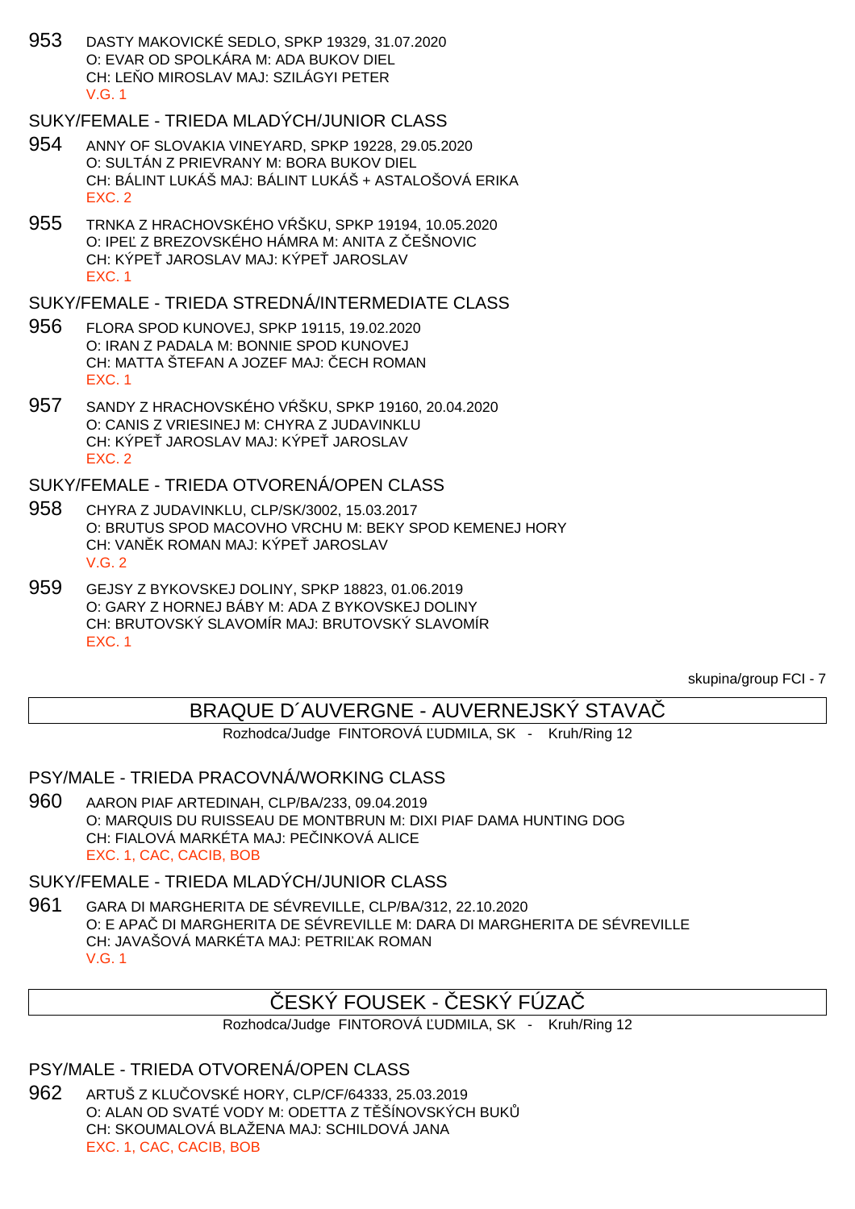953 DASTY MAKOVICKÉ SEDLO, SPKP 19329, 31.07.2020
O: EVAR OD SPOLKÁRA M: ADA BUKOV DIEL
CH: LEŇO MIROSLAV MAJ: SZILÁGYI PETER
V.G. 1

### SUKY/FEMALE - TRIEDA MLADÝCH/JUNIOR CLASS

954 ANNY OF SLOVAKIA VINEYARD, SPKP 19228, 29.05.2020
O: SULTÁN Z PRIEVRANY M: BORA BUKOV DIEL
CH: BÁLINT LUKÁŠ MAJ: BÁLINT LUKÁŠ + ASTALOŠOVÁ ERIKA
EXC. 2

955 TRNKA Z HRACHOVSKÉHO VŔŠKU, SPKP 19194, 10.05.2020
O: IPEĽ Z BREZOVSKÉHO HÁMRA M: ANITA Z ČEŠNOVIC
CH: KÝPEŤ JAROSLAV MAJ: KÝPEŤ JAROSLAV
EXC. 1

### SUKY/FEMALE - TRIEDA STREDNÁ/INTERMEDIATE CLASS

956 FLORA SPOD KUNOVEJ, SPKP 19115, 19.02.2020
O: IRAN Z PADALA M: BONNIE SPOD KUNOVEJ
CH: MATTA ŠTEFAN A JOZEF MAJ: ČECH ROMAN
EXC. 1

957 SANDY Z HRACHOVSKÉHO VŔŠKU, SPKP 19160, 20.04.2020
O: CANIS Z VRIESINEJ M: CHYRA Z JUDAVINKLU
CH: KÝPEŤ JAROSLAV MAJ: KÝPEŤ JAROSLAV
EXC. 2

### SUKY/FEMALE - TRIEDA OTVORENÁ/OPEN CLASS

958 CHYRA Z JUDAVINKLU, CLP/SK/3002, 15.03.2017
O: BRUTUS SPOD MACOVHO VRCHU M: BEKY SPOD KEMENEJ HORY
CH: VANĚK ROMAN MAJ: KÝPEŤ JAROSLAV
V.G. 2

959 GEJSY Z BYKOVSKEJ DOLINY, SPKP 18823, 01.06.2019
O: GARY Z HORNEJ BÁBY M: ADA Z BYKOVSKEJ DOLINY
CH: BRUTOVSKÝ SLAVOMÍR MAJ: BRUTOVSKÝ SLAVOMÍR
EXC. 1

skupina/group FCI - 7

## BRAQUE D´AUVERGNE - AUVERNEJSKÝ STAVAČ

Rozhodca/Judge FINTOROVÁ ĽUDMILA, SK - Kruh/Ring 12

### PSY/MALE - TRIEDA PRACOVNÁ/WORKING CLASS

960 AARON PIAF ARTEDINAH, CLP/BA/233, 09.04.2019
O: MARQUIS DU RUISSEAU DE MONTBRUN M: DIXI PIAF DAMA HUNTING DOG
CH: FIALOVÁ MARKÉTA MAJ: PEČINKOVÁ ALICE
EXC. 1, CAC, CACIB, BOB

### SUKY/FEMALE - TRIEDA MLADÝCH/JUNIOR CLASS

961 GARA DI MARGHERITA DE SÉVREVILLE, CLP/BA/312, 22.10.2020
O: E APAČ DI MARGHERITA DE SÉVREVILLE M: DARA DI MARGHERITA DE SÉVREVILLE
CH: JAVAŠOVÁ MARKÉTA MAJ: PETRIĽAK ROMAN
V.G. 1

## ČESKÝ FOUSEK - ČESKÝ FÚZAČ

Rozhodca/Judge FINTOROVÁ ĽUDMILA, SK - Kruh/Ring 12

### PSY/MALE - TRIEDA OTVORENÁ/OPEN CLASS

962 ARTUŠ Z KLUČOVSKÉ HORY, CLP/CF/64333, 25.03.2019
O: ALAN OD SVATÉ VODY M: ODETTA Z TĚŠÍNOVSKÝCH BUKŮ
CH: SKOUMALOVÁ BLAŽENA MAJ: SCHILDOVÁ JANA
EXC. 1, CAC, CACIB, BOB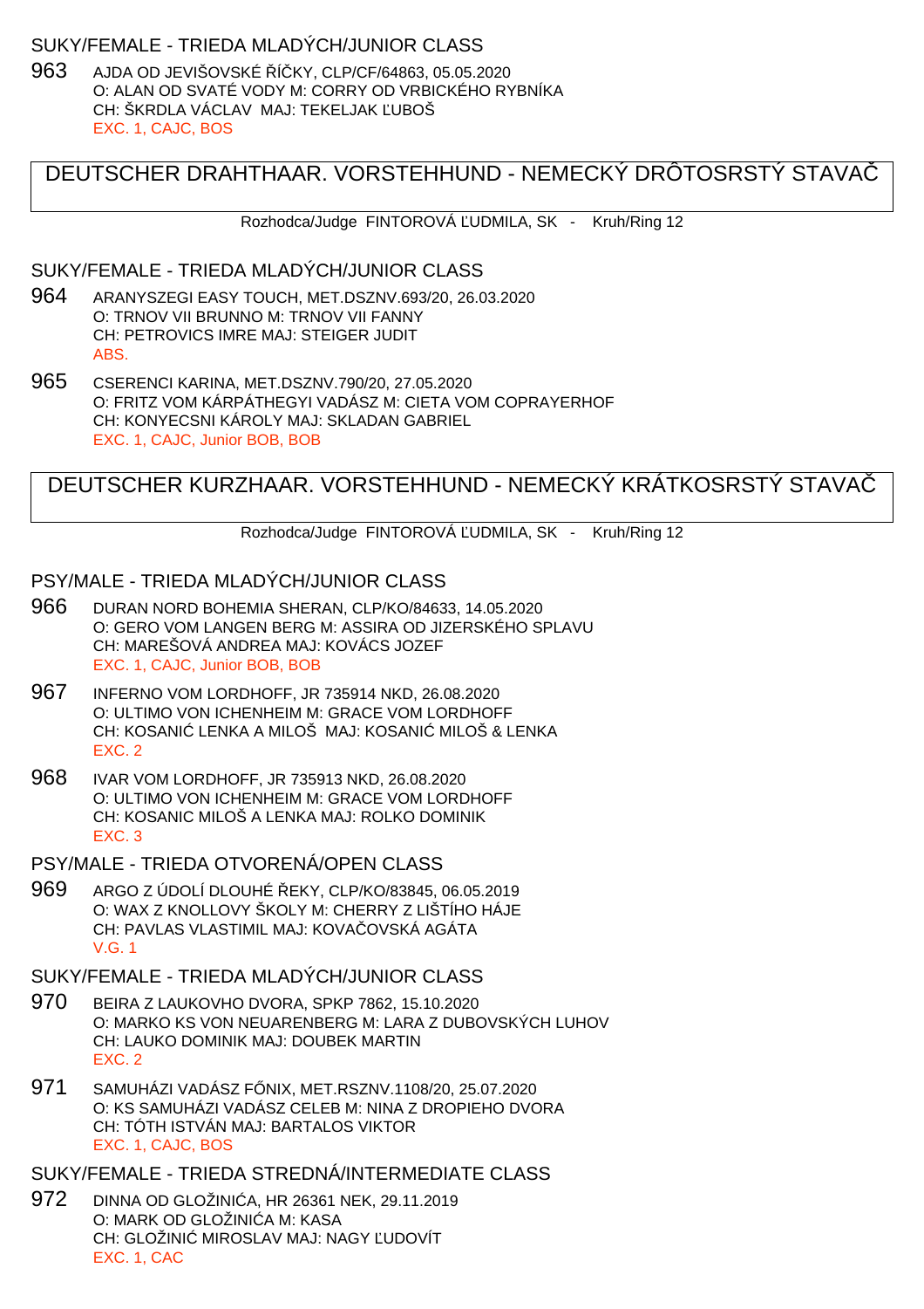### SUKY/FEMALE - TRIEDA MLADÝCH/JUNIOR CLASS

963 AJDA OD JEVIŠOVSKÉ ŘÍČKY, CLP/CF/64863, 05.05.2020
O: ALAN OD SVATÉ VODY M: CORRY OD VRBICKÉHO RYBNÍKA
CH: ŠKRDLA VÁCLAV MAJ: TEKELJAK ĽUBOŠ
EXC. 1, CAJC, BOS

## DEUTSCHER DRAHTHAAR. VORSTEHHUND - NEMECKÝ DRÔTOSRSTÝ STAVAČ

Rozhodca/Judge FINTOROVÁ ĽUDMILA, SK - Kruh/Ring 12

### SUKY/FEMALE - TRIEDA MLADÝCH/JUNIOR CLASS

964 ARANYSZEGI EASY TOUCH, MET.DSZNV.693/20, 26.03.2020
O: TRNOV VII BRUNNO M: TRNOV VII FANNY
CH: PETROVICS IMRE MAJ: STEIGER JUDIT
ABS.

965 CSERENCI KARINA, MET.DSZNV.790/20, 27.05.2020
O: FRITZ VOM KÁRPÁTHEGYI VADÁSZ M: CIETA VOM COPRAYERHOF
CH: KONYECSNI KÁROLY MAJ: SKLADAN GABRIEL
EXC. 1, CAJC, Junior BOB, BOB

## DEUTSCHER KURZHAAR. VORSTEHHUND - NEMECKÝ KRÁTKOSRSTÝ STAVAČ

Rozhodca/Judge FINTOROVÁ ĽUDMILA, SK - Kruh/Ring 12

### PSY/MALE - TRIEDA MLADÝCH/JUNIOR CLASS

966 DURAN NORD BOHEMIA SHERAN, CLP/KO/84633, 14.05.2020
O: GERO VOM LANGEN BERG M: ASSIRA OD JIZERSKÉHO SPLAVU
CH: MAREŠOVÁ ANDREA MAJ: KOVÁCS JOZEF
EXC. 1, CAJC, Junior BOB, BOB

967 INFERNO VOM LORDHOFF, JR 735914 NKD, 26.08.2020
O: ULTIMO VON ICHENHEIM M: GRACE VOM LORDHOFF
CH: KOSANIĆ LENKA A MILOŠ MAJ: KOSANIĆ MILOŠ & LENKA
EXC. 2

968 IVAR VOM LORDHOFF, JR 735913 NKD, 26.08.2020
O: ULTIMO VON ICHENHEIM M: GRACE VOM LORDHOFF
CH: KOSANIC MILOŠ A LENKA MAJ: ROLKO DOMINIK
EXC. 3

### PSY/MALE - TRIEDA OTVORENÁ/OPEN CLASS

969 ARGO Z ÚDOLÍ DLOUHÉ ŘEKY, CLP/KO/83845, 06.05.2019
O: WAX Z KNOLLOVY ŠKOLY M: CHERRY Z LIŠTÍHO HÁJE
CH: PAVLAS VLASTIMIL MAJ: KOVAČOVSKÁ AGÁTA
V.G. 1

### SUKY/FEMALE - TRIEDA MLADÝCH/JUNIOR CLASS

970 BEIRA Z LAUKOVHO DVORA, SPKP 7862, 15.10.2020
O: MARKO KS VON NEUARENBERG M: LARA Z DUBOVSKÝCH LUHOV
CH: LAUKO DOMINIK MAJ: DOUBEK MARTIN
EXC. 2

971 SAMUHÁZI VADÁSZ FŐNIX, MET.RSZNV.1108/20, 25.07.2020
O: KS SAMUHÁZI VADÁSZ CELEB M: NINA Z DROPIEHO DVORA
CH: TÓTH ISTVÁN MAJ: BARTALOS VIKTOR
EXC. 1, CAJC, BOS

### SUKY/FEMALE - TRIEDA STREDNÁ/INTERMEDIATE CLASS

972 DINNA OD GLOŽINIĆA, HR 26361 NEK, 29.11.2019
O: MARK OD GLOŽINIĆA M: KASA
CH: GLOŽINIĆ MIROSLAV MAJ: NAGY ĽUDOVÍT
EXC. 1, CAC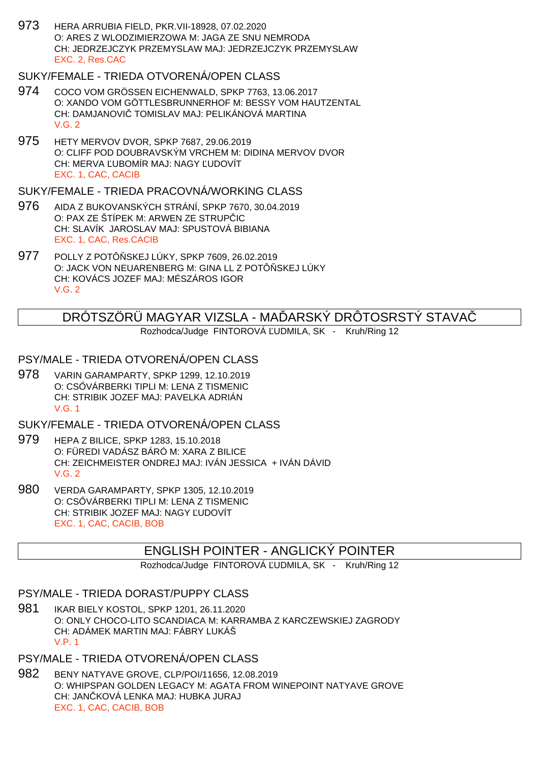973 HERA ARRUBIA FIELD, PKR.VII-18928, 07.02.2020
O: ARES Z WLODZIMIERZOWA M: JAGA ZE SNU NEMRODA
CH: JEDRZEJCZYK PRZEMYSLAW MAJ: JEDRZEJCZYK PRZEMYSLAW
EXC. 2, Res.CAC

### SUKY/FEMALE - TRIEDA OTVORENÁ/OPEN CLASS

974 COCO VOM GRÖSSEN EICHENWALD, SPKP 7763, 13.06.2017
O: XANDO VOM GÖTTLESBRUNNERHOF M: BESSY VOM HAUTZENTAL
CH: DAMJANOVIČ TOMISLAV MAJ: PELIKÁNOVÁ MARTINA
V.G. 2

975 HETY MERVOV DVOR, SPKP 7687, 29.06.2019
O: CLIFF POD DOUBRAVSKÝM VRCHEM M: DIDINA MERVOV DVOR
CH: MERVA ĽUBOMÍR MAJ: NAGY ĽUDOVÍT
EXC. 1, CAC, CACIB

### SUKY/FEMALE - TRIEDA PRACOVNÁ/WORKING CLASS

976 AIDA Z BUKOVANSKÝCH STRÁNÍ, SPKP 7670, 30.04.2019
O: PAX ZE ŠTÍPEK M: ARWEN ZE STRUPČIC
CH: SLAVÍK JAROSLAV MAJ: SPUSTOVÁ BIBIANA
EXC. 1, CAC, Res.CACIB

977 POLLY Z POTÔŇSKEJ LÚKY, SPKP 7609, 26.02.2019
O: JACK VON NEUARENBERG M: GINA LL Z POTÔŇSKEJ LÚKY
CH: KOVÁCS JOZEF MAJ: MÉSZÁROS IGOR
V.G. 2

## DRÓTSZÖRÜ MAGYAR VIZSLA - MAĎARSKÝ DRÔTOSRSTÝ STAVAČ

Rozhodca/Judge FINTOROVÁ ĽUDMILA, SK - Kruh/Ring 12

### PSY/MALE - TRIEDA OTVORENÁ/OPEN CLASS

978 VARIN GARAMPARTY, SPKP 1299, 12.10.2019
O: CSŐVÁRBERKI TIPLI M: LENA Z TISMENIC
CH: STRIBIK JOZEF MAJ: PAVELKA ADRIÁN
V.G. 1

### SUKY/FEMALE - TRIEDA OTVORENÁ/OPEN CLASS

979 HEPA Z BILICE, SPKP 1283, 15.10.2018
O: FÜREDI VADÁSZ BÁRÓ M: XARA Z BILICE
CH: ZEICHMEISTER ONDREJ MAJ: IVÁN JESSICA + IVÁN DÁVID
V.G. 2

980 VERDA GARAMPARTY, SPKP 1305, 12.10.2019
O: CSŐVÁRBERKI TIPLI M: LENA Z TISMENIC
CH: STRIBIK JOZEF MAJ: NAGY ĽUDOVÍT
EXC. 1, CAC, CACIB, BOB

## ENGLISH POINTER - ANGLICKÝ POINTER

Rozhodca/Judge FINTOROVÁ ĽUDMILA, SK - Kruh/Ring 12

### PSY/MALE - TRIEDA DORAST/PUPPY CLASS

981 IKAR BIELY KOSTOL, SPKP 1201, 26.11.2020
O: ONLY CHOCO-LITO SCANDIACA M: KARRAMBA Z KARCZEWSKIEJ ZAGRODY
CH: ADÁMEK MARTIN MAJ: FÁBRY LUKÁŠ
V.P. 1

### PSY/MALE - TRIEDA OTVORENÁ/OPEN CLASS

982 BENY NATYAVE GROVE, CLP/POI/11656, 12.08.2019
O: WHIPSPAN GOLDEN LEGACY M: AGATA FROM WINEPOINT NATYAVE GROVE
CH: JANČKOVÁ LENKA MAJ: HUBKA JURAJ
EXC. 1, CAC, CACIB, BOB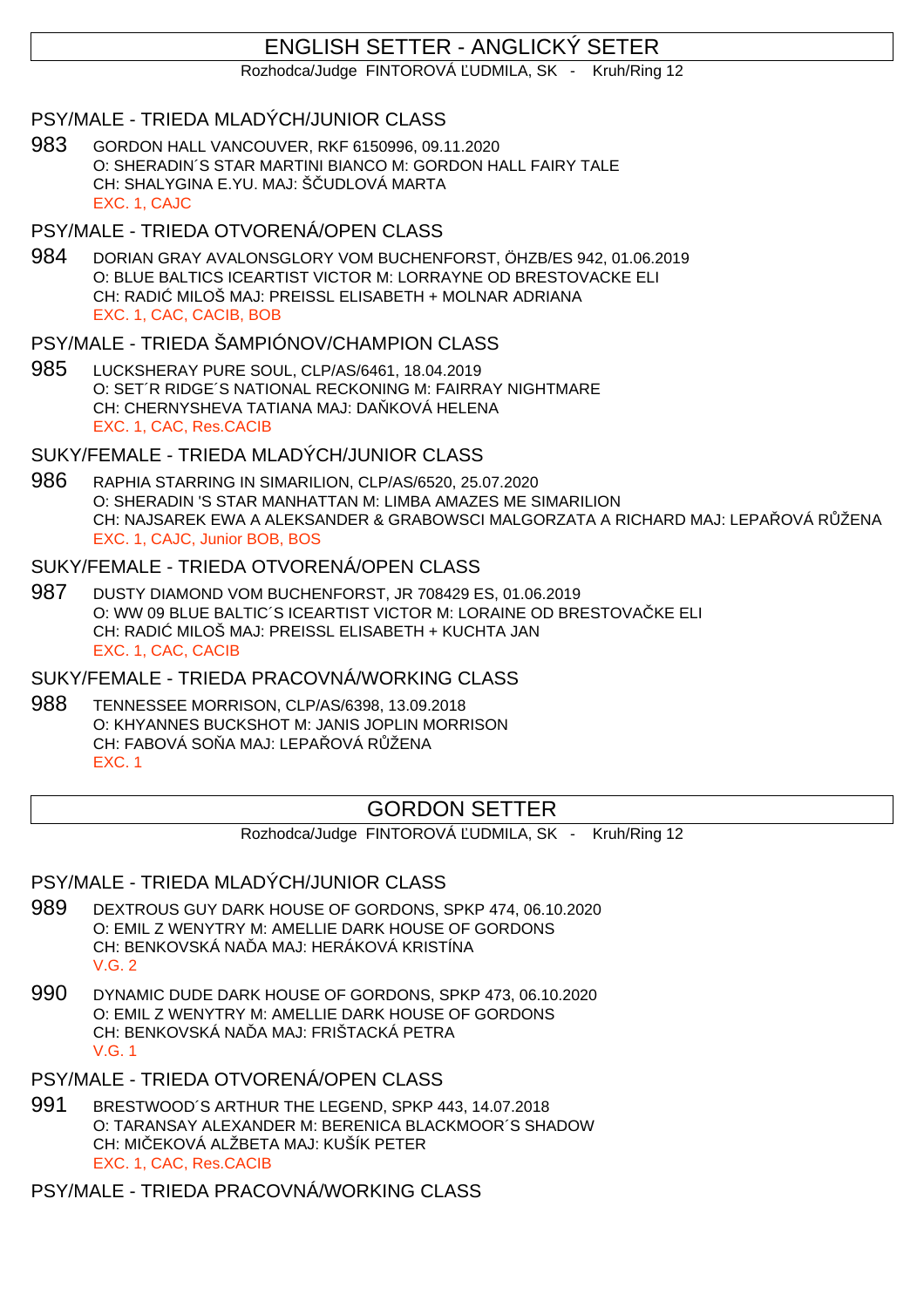# ENGLISH SETTER - ANGLICKÝ SETER

Rozhodca/Judge FINTOROVÁ ĽUDMILA, SK - Kruh/Ring 12

## PSY/MALE - TRIEDA MLADÝCH/JUNIOR CLASS

983 GORDON HALL VANCOUVER, RKF 6150996, 09.11.2020
O: SHERADIN´S STAR MARTINI BIANCO M: GORDON HALL FAIRY TALE
CH: SHALYGINA E.YU. MAJ: ŠČUDLOVÁ MARTA
EXC. 1, CAJC

## PSY/MALE - TRIEDA OTVORENÁ/OPEN CLASS

984 DORIAN GRAY AVALONSGLORY VOM BUCHENFORST, ÖHZB/ES 942, 01.06.2019
O: BLUE BALTICS ICEARTIST VICTOR M: LORRAYNE OD BRESTOVACKE ELI
CH: RADIĆ MILOŠ MAJ: PREISSL ELISABETH + MOLNAR ADRIANA
EXC. 1, CAC, CACIB, BOB

## PSY/MALE - TRIEDA ŠAMPIÓNOV/CHAMPION CLASS

985 LUCKSHERAY PURE SOUL, CLP/AS/6461, 18.04.2019
O: SET´R RIDGE´S NATIONAL RECKONING M: FAIRRAY NIGHTMARE
CH: CHERNYSHEVA TATIANA MAJ: DAŇKOVÁ HELENA
EXC. 1, CAC, Res.CACIB

## SUKY/FEMALE - TRIEDA MLADÝCH/JUNIOR CLASS

986 RAPHIA STARRING IN SIMARILION, CLP/AS/6520, 25.07.2020
O: SHERADIN 'S STAR MANHATTAN M: LIMBA AMAZES ME SIMARILION
CH: NAJSAREK EWA A ALEKSANDER & GRABOWSCI MALGORZATA A RICHARD MAJ: LEPAŘOVÁ RŮŽENA
EXC. 1, CAJC, Junior BOB, BOS

## SUKY/FEMALE - TRIEDA OTVORENÁ/OPEN CLASS

987 DUSTY DIAMOND VOM BUCHENFORST, JR 708429 ES, 01.06.2019
O: WW 09 BLUE BALTIC´S ICEARTIST VICTOR M: LORAINE OD BRESTOVAČKE ELI
CH: RADIĆ MILOŠ MAJ: PREISSL ELISABETH + KUCHTA JAN
EXC. 1, CAC, CACIB

## SUKY/FEMALE - TRIEDA PRACOVNÁ/WORKING CLASS

988 TENNESSEE MORRISON, CLP/AS/6398, 13.09.2018
O: KHYANNES BUCKSHOT M: JANIS JOPLIN MORRISON
CH: FABOVÁ SOŇA MAJ: LEPAŘOVÁ RŮŽENA
EXC. 1

# GORDON SETTER

Rozhodca/Judge FINTOROVÁ ĽUDMILA, SK - Kruh/Ring 12

## PSY/MALE - TRIEDA MLADÝCH/JUNIOR CLASS

989 DEXTROUS GUY DARK HOUSE OF GORDONS, SPKP 474, 06.10.2020
O: EMIL Z WENYTRY M: AMELLIE DARK HOUSE OF GORDONS
CH: BENKOVSKÁ NAĎA MAJ: HERÁKOVÁ KRISTÍNA
V.G. 2

990 DYNAMIC DUDE DARK HOUSE OF GORDONS, SPKP 473, 06.10.2020
O: EMIL Z WENYTRY M: AMELLIE DARK HOUSE OF GORDONS
CH: BENKOVSKÁ NAĎA MAJ: FRIŠTACKÁ PETRA
V.G. 1

## PSY/MALE - TRIEDA OTVORENÁ/OPEN CLASS

991 BRESTWOOD´S ARTHUR THE LEGEND, SPKP 443, 14.07.2018
O: TARANSAY ALEXANDER M: BERENICA BLACKMOOR´S SHADOW
CH: MIČEKOVÁ ALŽBETA MAJ: KUŠÍK PETER
EXC. 1, CAC, Res.CACIB

## PSY/MALE - TRIEDA PRACOVNÁ/WORKING CLASS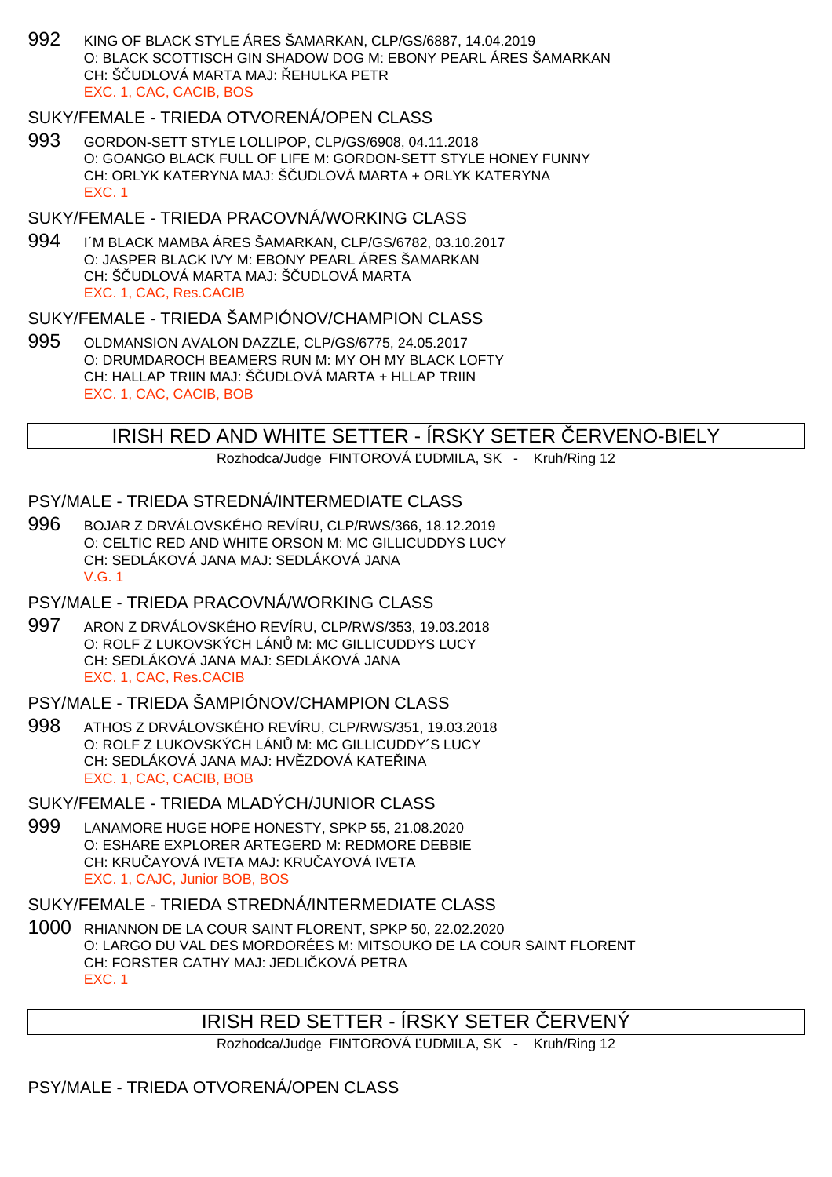992 KING OF BLACK STYLE ÁRES ŠAMARKAN, CLP/GS/6887, 14.04.2019
O: BLACK SCOTTISCH GIN SHADOW DOG M: EBONY PEARL ÁRES ŠAMARKAN
CH: ŠČUDLOVÁ MARTA MAJ: ŘEHULKA PETR
EXC. 1, CAC, CACIB, BOS

### SUKY/FEMALE - TRIEDA OTVORENÁ/OPEN CLASS

993 GORDON-SETT STYLE LOLLIPOP, CLP/GS/6908, 04.11.2018
O: GOANGO BLACK FULL OF LIFE M: GORDON-SETT STYLE HONEY FUNNY
CH: ORLYK KATERYNA MAJ: ŠČUDLOVÁ MARTA + ORLYK KATERYNA
EXC. 1

### SUKY/FEMALE - TRIEDA PRACOVNÁ/WORKING CLASS

994 I´M BLACK MAMBA ÁRES ŠAMARKAN, CLP/GS/6782, 03.10.2017
O: JASPER BLACK IVY M: EBONY PEARL ÁRES ŠAMARKAN
CH: ŠČUDLOVÁ MARTA MAJ: ŠČUDLOVÁ MARTA
EXC. 1, CAC, Res.CACIB

### SUKY/FEMALE - TRIEDA ŠAMPIÓNOV/CHAMPION CLASS

995 OLDMANSION AVALON DAZZLE, CLP/GS/6775, 24.05.2017
O: DRUMDAROCH BEAMERS RUN M: MY OH MY BLACK LOFTY
CH: HALLAP TRIIN MAJ: ŠČUDLOVÁ MARTA + HLLAP TRIIN
EXC. 1, CAC, CACIB, BOB

## IRISH RED AND WHITE SETTER - ÍRSKY SETER ČERVENO-BIELY

Rozhodca/Judge FINTOROVÁ ĽUDMILA, SK - Kruh/Ring 12

### PSY/MALE - TRIEDA STREDNÁ/INTERMEDIATE CLASS

996 BOJAR Z DRVÁLOVSKÉHO REVÍRU, CLP/RWS/366, 18.12.2019
O: CELTIC RED AND WHITE ORSON M: MC GILLICUDDYS LUCY
CH: SEDLÁKOVÁ JANA MAJ: SEDLÁKOVÁ JANA
V.G. 1

### PSY/MALE - TRIEDA PRACOVNÁ/WORKING CLASS

997 ARON Z DRVÁLOVSKÉHO REVÍRU, CLP/RWS/353, 19.03.2018
O: ROLF Z LUKOVSKÝCH LÁNŮ M: MC GILLICUDDYS LUCY
CH: SEDLÁKOVÁ JANA MAJ: SEDLÁKOVÁ JANA
EXC. 1, CAC, Res.CACIB

### PSY/MALE - TRIEDA ŠAMPIÓNOV/CHAMPION CLASS

998 ATHOS Z DRVÁLOVSKÉHO REVÍRU, CLP/RWS/351, 19.03.2018
O: ROLF Z LUKOVSKÝCH LÁNŮ M: MC GILLICUDDY´S LUCY
CH: SEDLÁKOVÁ JANA MAJ: HVĚZDOVÁ KATEŘINA
EXC. 1, CAC, CACIB, BOB

### SUKY/FEMALE - TRIEDA MLADÝCH/JUNIOR CLASS

999 LANAMORE HUGE HOPE HONESTY, SPKP 55, 21.08.2020
O: ESHARE EXPLORER ARTEGERD M: REDMORE DEBBIE
CH: KRUČAYOVÁ IVETA MAJ: KRUČAYOVÁ IVETA
EXC. 1, CAJC, Junior BOB, BOS

### SUKY/FEMALE - TRIEDA STREDNÁ/INTERMEDIATE CLASS

1000 RHIANNON DE LA COUR SAINT FLORENT, SPKP 50, 22.02.2020
O: LARGO DU VAL DES MORDORÉES M: MITSOUKO DE LA COUR SAINT FLORENT
CH: FORSTER CATHY MAJ: JEDLIČKOVÁ PETRA
EXC. 1

## IRISH RED SETTER - ÍRSKY SETER ČERVENÝ

Rozhodca/Judge FINTOROVÁ ĽUDMILA, SK - Kruh/Ring 12

### PSY/MALE - TRIEDA OTVORENÁ/OPEN CLASS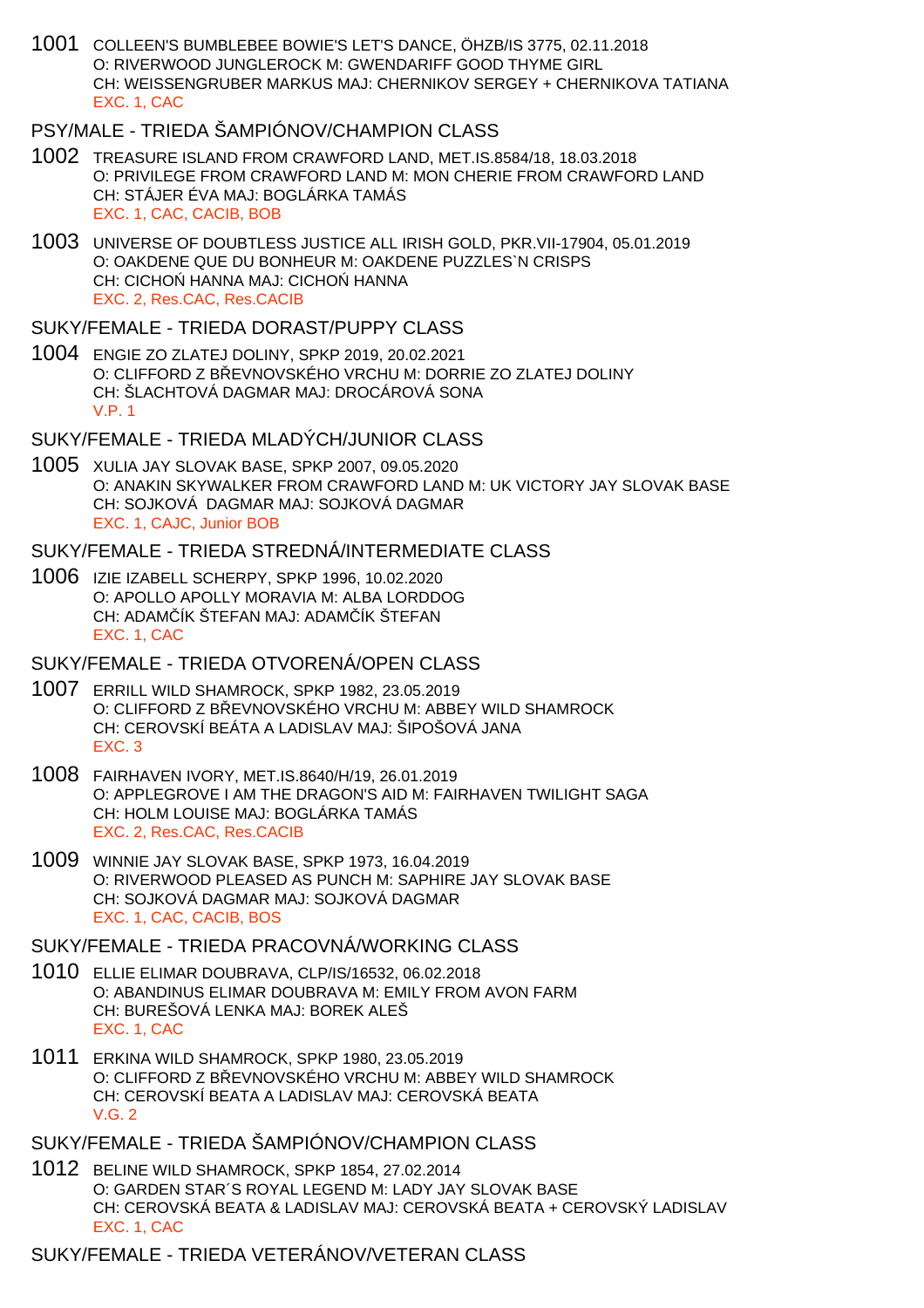1001 COLLEEN'S BUMBLEBEE BOWIE'S LET'S DANCE, ÖHZB/IS 3775, 02.11.2018
O: RIVERWOOD JUNGLEROCK M: GWENDARIFF GOOD THYME GIRL
CH: WEISSENGRUBER MARKUS MAJ: CHERNIKOV SERGEY + CHERNIKOVA TATIANA
EXC. 1, CAC

## PSY/MALE - TRIEDA ŠAMPIÓNOV/CHAMPION CLASS

1002 TREASURE ISLAND FROM CRAWFORD LAND, MET.IS.8584/18, 18.03.2018
O: PRIVILEGE FROM CRAWFORD LAND M: MON CHERIE FROM CRAWFORD LAND
CH: STÁJER ÉVA MAJ: BOGLÁRKA TAMÁS
EXC. 1, CAC, CACIB, BOB

1003 UNIVERSE OF DOUBTLESS JUSTICE ALL IRISH GOLD, PKR.VII-17904, 05.01.2019
O: OAKDENE QUE DU BONHEUR M: OAKDENE PUZZLES`N CRISPS
CH: CICHOŃ HANNA MAJ: CICHOŃ HANNA
EXC. 2, Res.CAC, Res.CACIB

## SUKY/FEMALE - TRIEDA DORAST/PUPPY CLASS

1004 ENGIE ZO ZLATEJ DOLINY, SPKP 2019, 20.02.2021
O: CLIFFORD Z BŘEVNOVSKÉHO VRCHU M: DORRIE ZO ZLATEJ DOLINY
CH: ŠLACHTOVÁ DAGMAR MAJ: DROCÁROVÁ SONA
V.P. 1

## SUKY/FEMALE - TRIEDA MLADÝCH/JUNIOR CLASS

1005 XULIA JAY SLOVAK BASE, SPKP 2007, 09.05.2020
O: ANAKIN SKYWALKER FROM CRAWFORD LAND M: UK VICTORY JAY SLOVAK BASE
CH: SOJKOVÁ DAGMAR MAJ: SOJKOVÁ DAGMAR
EXC. 1, CAJC, Junior BOB

## SUKY/FEMALE - TRIEDA STREDNÁ/INTERMEDIATE CLASS

1006 IZIE IZABELL SCHERPY, SPKP 1996, 10.02.2020
O: APOLLO APOLLY MORAVIA M: ALBA LORDDOG
CH: ADAMČÍK ŠTEFAN MAJ: ADAMČÍK ŠTEFAN
EXC. 1, CAC

## SUKY/FEMALE - TRIEDA OTVORENÁ/OPEN CLASS

1007 ERRILL WILD SHAMROCK, SPKP 1982, 23.05.2019
O: CLIFFORD Z BŘEVNOVSKÉHO VRCHU M: ABBEY WILD SHAMROCK
CH: CEROVSKÍ BEÁTA A LADISLAV MAJ: ŠIPOŠOVÁ JANA
EXC. 3

1008 FAIRHAVEN IVORY, MET.IS.8640/H/19, 26.01.2019
O: APPLEGROVE I AM THE DRAGON'S AID M: FAIRHAVEN TWILIGHT SAGA
CH: HOLM LOUISE MAJ: BOGLÁRKA TAMÁS
EXC. 2, Res.CAC, Res.CACIB

1009 WINNIE JAY SLOVAK BASE, SPKP 1973, 16.04.2019
O: RIVERWOOD PLEASED AS PUNCH M: SAPHIRE JAY SLOVAK BASE
CH: SOJKOVÁ DAGMAR MAJ: SOJKOVÁ DAGMAR
EXC. 1, CAC, CACIB, BOS

## SUKY/FEMALE - TRIEDA PRACOVNÁ/WORKING CLASS

1010 ELLIE ELIMAR DOUBRAVA, CLP/IS/16532, 06.02.2018
O: ABANDINUS ELIMAR DOUBRAVA M: EMILY FROM AVON FARM
CH: BUREŠOVÁ LENKA MAJ: BOREK ALEŠ
EXC. 1, CAC

1011 ERKINA WILD SHAMROCK, SPKP 1980, 23.05.2019
O: CLIFFORD Z BŘEVNOVSKÉHO VRCHU M: ABBEY WILD SHAMROCK
CH: CEROVSKÍ BEATA A LADISLAV MAJ: CEROVSKÁ BEATA
V.G. 2

## SUKY/FEMALE - TRIEDA ŠAMPIÓNOV/CHAMPION CLASS

1012 BELINE WILD SHAMROCK, SPKP 1854, 27.02.2014
O: GARDEN STAR´S ROYAL LEGEND M: LADY JAY SLOVAK BASE
CH: CEROVSKÁ BEATA & LADISLAV MAJ: CEROVSKÁ BEATA + CEROVSKÝ LADISLAV
EXC. 1, CAC

## SUKY/FEMALE - TRIEDA VETERÁNOV/VETERAN CLASS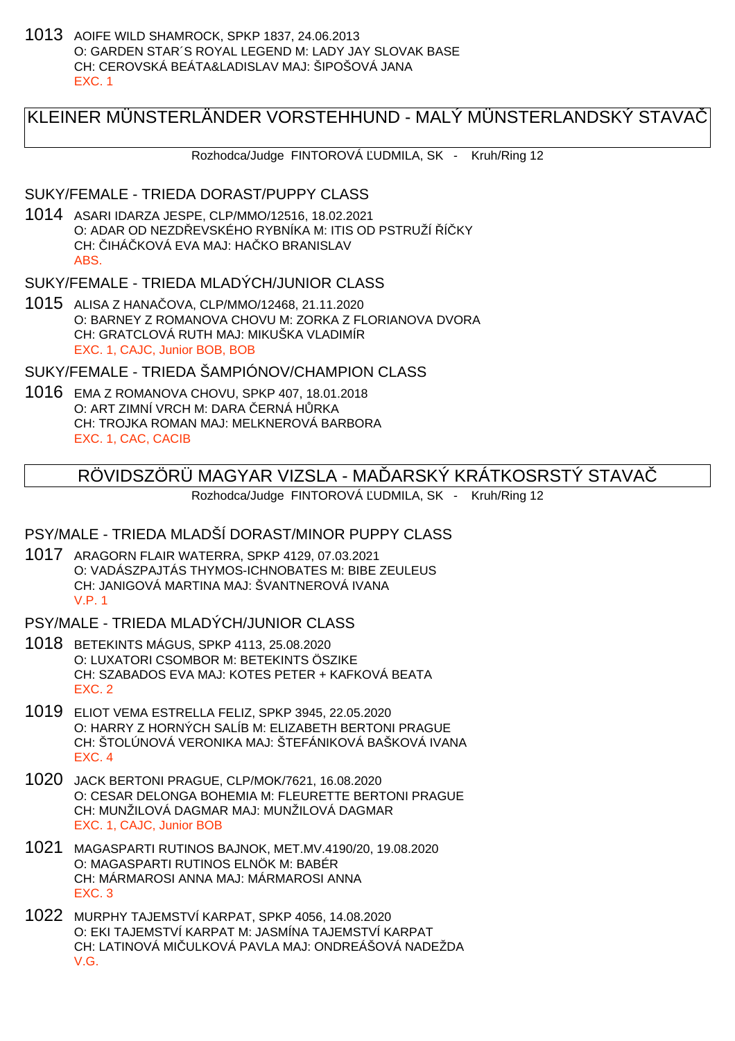1013 AOIFE WILD SHAMROCK, SPKP 1837, 24.06.2013
O: GARDEN STAR´S ROYAL LEGEND M: LADY JAY SLOVAK BASE
CH: CEROVSKÁ BEÁTA&LADISLAV MAJ: ŠIPOŠOVÁ JANA
EXC. 1

## KLEINER MÜNSTERLÄNDER VORSTEHHUND - MALÝ MÜNSTERLANDSKÝ STAVAČ

Rozhodca/Judge FINTOROVÁ ĽUDMILA, SK - Kruh/Ring 12

### SUKY/FEMALE - TRIEDA DORAST/PUPPY CLASS

1014 ASARI IDARZA JESPE, CLP/MMO/12516, 18.02.2021
O: ADAR OD NEZDŘEVSKÉHO RYBNÍKA M: ITIS OD PSTRUŽÍ ŘÍČKY
CH: ČIHÁČKOVÁ EVA MAJ: HAČKO BRANISLAV
ABS.

### SUKY/FEMALE - TRIEDA MLADÝCH/JUNIOR CLASS

1015 ALISA Z HANAČOVA, CLP/MMO/12468, 21.11.2020
O: BARNEY Z ROMANOVA CHOVU M: ZORKA Z FLORIANOVA DVORA
CH: GRATCLOVÁ RUTH MAJ: MIKUŠKA VLADIMÍR
EXC. 1, CAJC, Junior BOB, BOB

### SUKY/FEMALE - TRIEDA ŠAMPIÓNOV/CHAMPION CLASS

1016 EMA Z ROMANOVA CHOVU, SPKP 407, 18.01.2018
O: ART ZIMNÍ VRCH M: DARA ČERNÁ HŮRKA
CH: TROJKA ROMAN MAJ: MELKNEROVÁ BARBORA
EXC. 1, CAC, CACIB

## RÖVIDSZÖRÜ MAGYAR VIZSLA - MAĎARSKÝ KRÁTKOSRSTÝ STAVAČ

Rozhodca/Judge FINTOROVÁ ĽUDMILA, SK - Kruh/Ring 12

### PSY/MALE - TRIEDA MLADŠÍ DORAST/MINOR PUPPY CLASS

1017 ARAGORN FLAIR WATERRA, SPKP 4129, 07.03.2021
O: VADÁSZPAJTÁS THYMOS-ICHNOBATES M: BIBE ZEULEUS
CH: JANIGOVÁ MARTINA MAJ: ŠVANTNEROVÁ IVANA
V.P. 1

### PSY/MALE - TRIEDA MLADÝCH/JUNIOR CLASS

1018 BETEKINTS MÁGUS, SPKP 4113, 25.08.2020
O: LUXATORI CSOMBOR M: BETEKINTS ÖSZIKE
CH: SZABADOS EVA MAJ: KOTES PETER + KAFKOVÁ BEATA
EXC. 2

1019 ELIOT VEMA ESTRELLA FELIZ, SPKP 3945, 22.05.2020
O: HARRY Z HORNÝCH SALÍB M: ELIZABETH BERTONI PRAGUE
CH: ŠTOLÚNOVÁ VERONIKA MAJ: ŠTEFÁNIKOVÁ BAŠKOVÁ IVANA
EXC. 4

1020 JACK BERTONI PRAGUE, CLP/MOK/7621, 16.08.2020
O: CESAR DELONGA BOHEMIA M: FLEURETTE BERTONI PRAGUE
CH: MUNŽILOVÁ DAGMAR MAJ: MUNŽILOVÁ DAGMAR
EXC. 1, CAJC, Junior BOB

1021 MAGASPARTI RUTINOS BAJNOK, MET.MV.4190/20, 19.08.2020
O: MAGASPARTI RUTINOS ELNÖK M: BABÉR
CH: MÁRMAROSI ANNA MAJ: MÁRMAROSI ANNA
EXC. 3

1022 MURPHY TAJEMSTVÍ KARPAT, SPKP 4056, 14.08.2020
O: EKI TAJEMSTVÍ KARPAT M: JASMÍNA TAJEMSTVÍ KARPAT
CH: LATINOVÁ MIČULKOVÁ PAVLA MAJ: ONDREÁŠOVÁ NADEŽDA
V.G.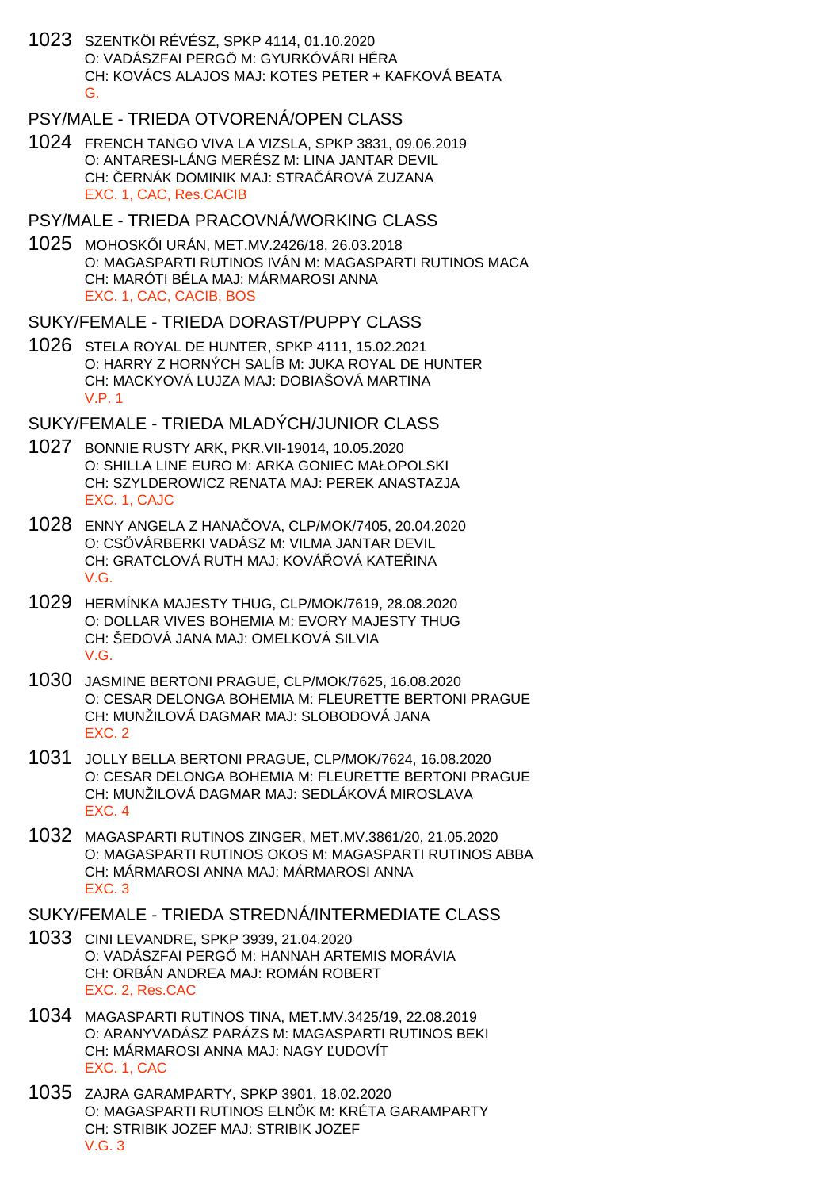1023 SZENTKÖI RÉVÉSZ, SPKP 4114, 01.10.2020
O: VADÁSZFAI PERGÖ M: GYURKÓVÁRI HÉRA
CH: KOVÁCS ALAJOS MAJ: KOTES PETER + KAFKOVÁ BEATA
G.

## PSY/MALE - TRIEDA OTVORENÁ/OPEN CLASS

1024 FRENCH TANGO VIVA LA VIZSLA, SPKP 3831, 09.06.2019
O: ANTARESI-LÁNG MERÉSZ M: LINA JANTAR DEVIL
CH: ČERNÁK DOMINIK MAJ: STRAČÁROVÁ ZUZANA
EXC. 1, CAC, Res.CACIB

## PSY/MALE - TRIEDA PRACOVNÁ/WORKING CLASS

1025 MOHOSKŐI URÁN, MET.MV.2426/18, 26.03.2018
O: MAGASPARTI RUTINOS IVÁN M: MAGASPARTI RUTINOS MACA
CH: MARÓTI BÉLA MAJ: MÁRMAROSI ANNA
EXC. 1, CAC, CACIB, BOS

## SUKY/FEMALE - TRIEDA DORAST/PUPPY CLASS

1026 STELA ROYAL DE HUNTER, SPKP 4111, 15.02.2021
O: HARRY Z HORNÝCH SALÍB M: JUKA ROYAL DE HUNTER
CH: MACKYOVÁ LUJZA MAJ: DOBIAŠOVÁ MARTINA
V.P. 1

## SUKY/FEMALE - TRIEDA MLADÝCH/JUNIOR CLASS

1027 BONNIE RUSTY ARK, PKR.VII-19014, 10.05.2020
O: SHILLA LINE EURO M: ARKA GONIEC MAŁOPOLSKI
CH: SZYLDEROWICZ RENATA MAJ: PEREK ANASTAZJA
EXC. 1, CAJC

1028 ENNY ANGELA Z HANAČOVA, CLP/MOK/7405, 20.04.2020
O: CSÖVÁRBERKI VADÁSZ M: VILMA JANTAR DEVIL
CH: GRATCLOVÁ RUTH MAJ: KOVÁŘOVÁ KATEŘINA
V.G.

1029 HERMÍNKA MAJESTY THUG, CLP/MOK/7619, 28.08.2020
O: DOLLAR VIVES BOHEMIA M: EVORY MAJESTY THUG
CH: ŠEDOVÁ JANA MAJ: OMELKOVÁ SILVIA
V.G.

1030 JASMINE BERTONI PRAGUE, CLP/MOK/7625, 16.08.2020
O: CESAR DELONGA BOHEMIA M: FLEURETTE BERTONI PRAGUE
CH: MUNŽILOVÁ DAGMAR MAJ: SLOBODOVÁ JANA
EXC. 2

1031 JOLLY BELLA BERTONI PRAGUE, CLP/MOK/7624, 16.08.2020
O: CESAR DELONGA BOHEMIA M: FLEURETTE BERTONI PRAGUE
CH: MUNŽILOVÁ DAGMAR MAJ: SEDLÁKOVÁ MIROSLAVA
EXC. 4

1032 MAGASPARTI RUTINOS ZINGER, MET.MV.3861/20, 21.05.2020
O: MAGASPARTI RUTINOS OKOS M: MAGASPARTI RUTINOS ABBA
CH: MÁRMAROSI ANNA MAJ: MÁRMAROSI ANNA
EXC. 3

## SUKY/FEMALE - TRIEDA STREDNÁ/INTERMEDIATE CLASS

1033 CINI LEVANDRE, SPKP 3939, 21.04.2020
O: VADÁSZFAI PERGŐ M: HANNAH ARTEMIS MORÁVIA
CH: ORBÁN ANDREA MAJ: ROMÁN ROBERT
EXC. 2, Res.CAC

1034 MAGASPARTI RUTINOS TINA, MET.MV.3425/19, 22.08.2019
O: ARANYVADÁSZ PARÁZS M: MAGASPARTI RUTINOS BEKI
CH: MÁRMAROSI ANNA MAJ: NAGY ĽUDOVÍT
EXC. 1, CAC

1035 ZAJRA GARAMPARTY, SPKP 3901, 18.02.2020
O: MAGASPARTI RUTINOS ELNÖK M: KRÉTA GARAMPARTY
CH: STRIBIK JOZEF MAJ: STRIBIK JOZEF
V.G. 3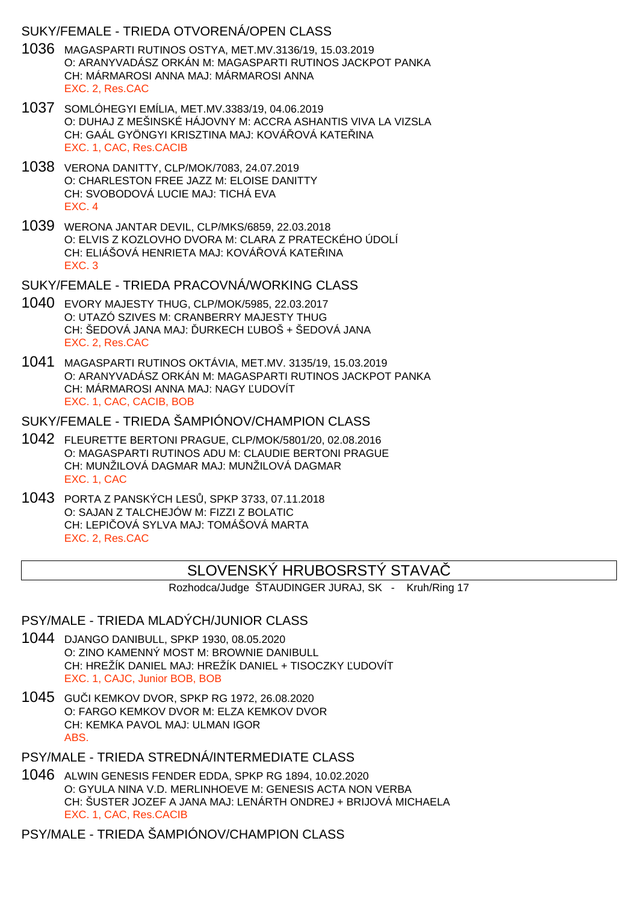## SUKY/FEMALE - TRIEDA OTVORENÁ/OPEN CLASS

1036 MAGASPARTI RUTINOS OSTYA, MET.MV.3136/19, 15.03.2019
O: ARANYVADÁSZ ORKÁN M: MAGASPARTI RUTINOS JACKPOT PANKA
CH: MÁRMAROSI ANNA MAJ: MÁRMAROSI ANNA
EXC. 2, Res.CAC

1037 SOMLÓHEGYI EMÍLIA, MET.MV.3383/19, 04.06.2019
O: DUHAJ Z MEŠINSKÉ HÁJOVNY M: ACCRA ASHANTIS VIVA LA VIZSLA
CH: GAÁL GYÖNGYI KRISZTINA MAJ: KOVÁŘOVÁ KATEŘINA
EXC. 1, CAC, Res.CACIB

1038 VERONA DANITTY, CLP/MOK/7083, 24.07.2019
O: CHARLESTON FREE JAZZ M: ELOISE DANITTY
CH: SVOBODOVÁ LUCIE MAJ: TICHÁ EVA
EXC. 4

1039 WERONA JANTAR DEVIL, CLP/MKS/6859, 22.03.2018
O: ELVIS Z KOZLOVHO DVORA M: CLARA Z PRATECKÉHO ÚDOLÍ
CH: ELIÁŠOVÁ HENRIETA MAJ: KOVÁŘOVÁ KATEŘINA
EXC. 3

## SUKY/FEMALE - TRIEDA PRACOVNÁ/WORKING CLASS

1040 EVORY MAJESTY THUG, CLP/MOK/5985, 22.03.2017
O: UTAZÓ SZIVES M: CRANBERRY MAJESTY THUG
CH: ŠEDOVÁ JANA MAJ: ĎURKECH ĽUBOŠ + ŠEDOVÁ JANA
EXC. 2, Res.CAC

1041 MAGASPARTI RUTINOS OKTÁVIA, MET.MV. 3135/19, 15.03.2019
O: ARANYVADÁSZ ORKÁN M: MAGASPARTI RUTINOS JACKPOT PANKA
CH: MÁRMAROSI ANNA MAJ: NAGY ĽUDOVÍT
EXC. 1, CAC, CACIB, BOB

## SUKY/FEMALE - TRIEDA ŠAMPIÓNOV/CHAMPION CLASS

1042 FLEURETTE BERTONI PRAGUE, CLP/MOK/5801/20, 02.08.2016
O: MAGASPARTI RUTINOS ADU M: CLAUDIE BERTONI PRAGUE
CH: MUNŽILOVÁ DAGMAR MAJ: MUNŽILOVÁ DAGMAR
EXC. 1, CAC

1043 PORTA Z PANSKÝCH LESŮ, SPKP 3733, 07.11.2018
O: SAJAN Z TALCHEJÓW M: FIZZI Z BOLATIC
CH: LEPIČOVÁ SYLVA MAJ: TOMÁŠOVÁ MARTA
EXC. 2, Res.CAC

# SLOVENSKÝ HRUBOSRSTÝ STAVAČ

Rozhodca/Judge ŠTAUDINGER JURAJ, SK - Kruh/Ring 17

## PSY/MALE - TRIEDA MLADÝCH/JUNIOR CLASS

1044 DJANGO DANIBULL, SPKP 1930, 08.05.2020
O: ZINO KAMENNÝ MOST M: BROWNIE DANIBULL
CH: HREŽÍK DANIEL MAJ: HREŽÍK DANIEL + TISOCZKY ĽUDOVÍT
EXC. 1, CAJC, Junior BOB, BOB

1045 GUČI KEMKOV DVOR, SPKP RG 1972, 26.08.2020
O: FARGO KEMKOV DVOR M: ELZA KEMKOV DVOR
CH: KEMKA PAVOL MAJ: ULMAN IGOR
ABS.

## PSY/MALE - TRIEDA STREDNÁ/INTERMEDIATE CLASS

1046 ALWIN GENESIS FENDER EDDA, SPKP RG 1894, 10.02.2020
O: GYULA NINA V.D. MERLINHOEVE M: GENESIS ACTA NON VERBA
CH: ŠUSTER JOZEF A JANA MAJ: LENÁRTH ONDREJ + BRIJOVÁ MICHAELA
EXC. 1, CAC, Res.CACIB

## PSY/MALE - TRIEDA ŠAMPIÓNOV/CHAMPION CLASS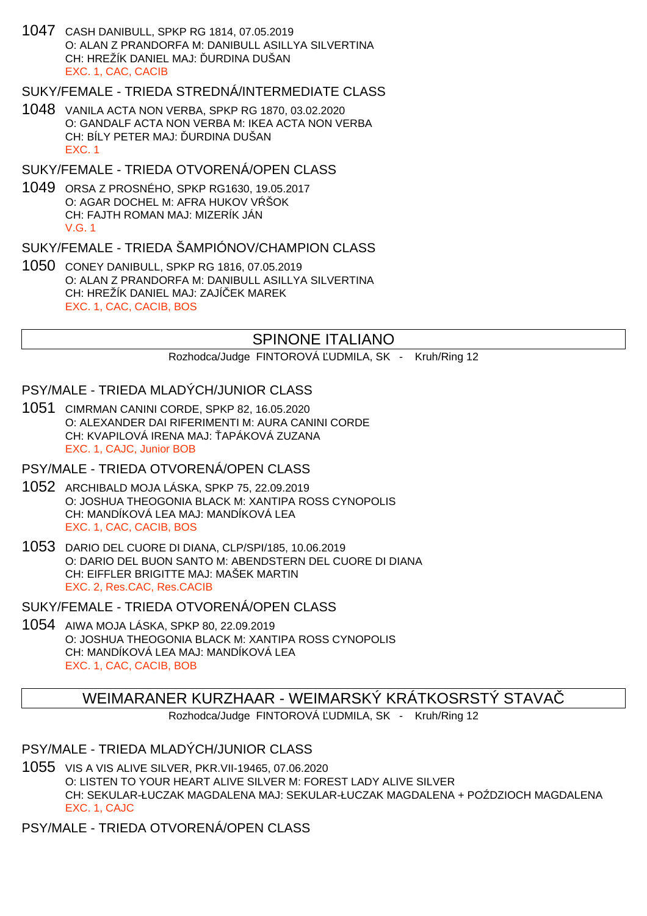1047 CASH DANIBULL, SPKP RG 1814, 07.05.2019
O: ALAN Z PRANDORFA M: DANIBULL ASILLYA SILVERTINA
CH: HREŽÍK DANIEL MAJ: ĎURDINA DUŠAN
EXC. 1, CAC, CACIB

SUKY/FEMALE - TRIEDA STREDNÁ/INTERMEDIATE CLASS

1048 VANILA ACTA NON VERBA, SPKP RG 1870, 03.02.2020
O: GANDALF ACTA NON VERBA M: IKEA ACTA NON VERBA
CH: BÍLY PETER MAJ: ĎURDINA DUŠAN
EXC. 1

SUKY/FEMALE - TRIEDA OTVORENÁ/OPEN CLASS

1049 ORSA Z PROSNÉHO, SPKP RG1630, 19.05.2017
O: AGAR DOCHEL M: AFRA HUKOV VŔŠOK
CH: FAJTH ROMAN MAJ: MIZERÍK JÁN
V.G. 1

SUKY/FEMALE - TRIEDA ŠAMPIÓNOV/CHAMPION CLASS

1050 CONEY DANIBULL, SPKP RG 1816, 07.05.2019
O: ALAN Z PRANDORFA M: DANIBULL ASILLYA SILVERTINA
CH: HREŽÍK DANIEL MAJ: ZAJÍČEK MAREK
EXC. 1, CAC, CACIB, BOS

## SPINONE ITALIANO

Rozhodca/Judge FINTOROVÁ ĽUDMILA, SK - Kruh/Ring 12

PSY/MALE - TRIEDA MLADÝCH/JUNIOR CLASS

1051 CIMRMAN CANINI CORDE, SPKP 82, 16.05.2020
O: ALEXANDER DAI RIFERIMENTI M: AURA CANINI CORDE
CH: KVAPILOVÁ IRENA MAJ: ŤAPÁKOVÁ ZUZANA
EXC. 1, CAJC, Junior BOB

PSY/MALE - TRIEDA OTVORENÁ/OPEN CLASS

1052 ARCHIBALD MOJA LÁSKA, SPKP 75, 22.09.2019
O: JOSHUA THEOGONIA BLACK M: XANTIPA ROSS CYNOPOLIS
CH: MANDÍKOVÁ LEA MAJ: MANDÍKOVÁ LEA
EXC. 1, CAC, CACIB, BOS

1053 DARIO DEL CUORE DI DIANA, CLP/SPI/185, 10.06.2019
O: DARIO DEL BUON SANTO M: ABENDSTERN DEL CUORE DI DIANA
CH: EIFFLER BRIGITTE MAJ: MAŠEK MARTIN
EXC. 2, Res.CAC, Res.CACIB

SUKY/FEMALE - TRIEDA OTVORENÁ/OPEN CLASS

1054 AIWA MOJA LÁSKA, SPKP 80, 22.09.2019
O: JOSHUA THEOGONIA BLACK M: XANTIPA ROSS CYNOPOLIS
CH: MANDÍKOVÁ LEA MAJ: MANDÍKOVÁ LEA
EXC. 1, CAC, CACIB, BOB

## WEIMARANER KURZHAAR - WEIMARSKÝ KRÁTKOSRSTÝ STAVAČ

Rozhodca/Judge FINTOROVÁ ĽUDMILA, SK - Kruh/Ring 12

PSY/MALE - TRIEDA MLADÝCH/JUNIOR CLASS

1055 VIS A VIS ALIVE SILVER, PKR.VII-19465, 07.06.2020
O: LISTEN TO YOUR HEART ALIVE SILVER M: FOREST LADY ALIVE SILVER
CH: SEKULAR-ŁUCZAK MAGDALENA MAJ: SEKULAR-ŁUCZAK MAGDALENA + POŹDZIOCH MAGDALENA
EXC. 1, CAJC

PSY/MALE - TRIEDA OTVORENÁ/OPEN CLASS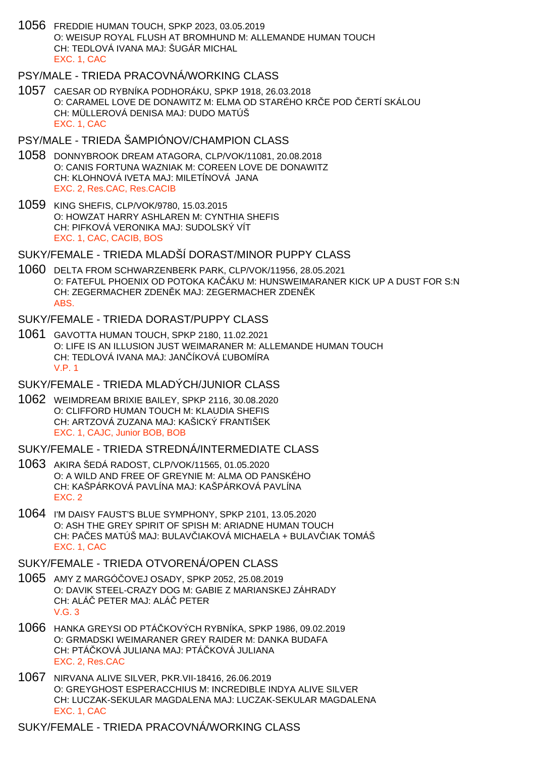1056 FREDDIE HUMAN TOUCH, SPKP 2023, 03.05.2019
O: WEISUP ROYAL FLUSH AT BROMHUND M: ALLEMANDE HUMAN TOUCH
CH: TEDLOVÁ IVANA MAJ: ŠUGÁR MICHAL
EXC. 1, CAC

## PSY/MALE - TRIEDA PRACOVNÁ/WORKING CLASS

1057 CAESAR OD RYBNÍKA PODHORÁKU, SPKP 1918, 26.03.2018
O: CARAMEL LOVE DE DONAWITZ M: ELMA OD STARÉHO KRČE POD ČERTÍ SKÁLOU
CH: MÜLLEROVÁ DENISA MAJ: DUDO MATÚŠ
EXC. 1, CAC

## PSY/MALE - TRIEDA ŠAMPIÓNOV/CHAMPION CLASS

1058 DONNYBROOK DREAM ATAGORA, CLP/VOK/11081, 20.08.2018
O: CANIS FORTUNA WAZNIAK M: COREEN LOVE DE DONAWITZ
CH: KLOHNOVÁ IVETA MAJ: MILETÍNOVÁ JANA
EXC. 2, Res.CAC, Res.CACIB

1059 KING SHEFIS, CLP/VOK/9780, 15.03.2015
O: HOWZAT HARRY ASHLAREN M: CYNTHIA SHEFIS
CH: PIFKOVÁ VERONIKA MAJ: SUDOLSKÝ VÍT
EXC. 1, CAC, CACIB, BOS

## SUKY/FEMALE - TRIEDA MLADŠÍ DORAST/MINOR PUPPY CLASS

1060 DELTA FROM SCHWARZENBERK PARK, CLP/VOK/11956, 28.05.2021
O: FATEFUL PHOENIX OD POTOKA KAČÁKU M: HUNSWEIMARANER KICK UP A DUST FOR S:N
CH: ZEGERMACHER ZDENĚK MAJ: ZEGERMACHER ZDENĚK
ABS.

## SUKY/FEMALE - TRIEDA DORAST/PUPPY CLASS

1061 GAVOTTA HUMAN TOUCH, SPKP 2180, 11.02.2021
O: LIFE IS AN ILLUSION JUST WEIMARANER M: ALLEMANDE HUMAN TOUCH
CH: TEDLOVÁ IVANA MAJ: JANČÍKOVÁ ĽUBOMÍRA
V.P. 1

## SUKY/FEMALE - TRIEDA MLADÝCH/JUNIOR CLASS

1062 WEIMDREAM BRIXIE BAILEY, SPKP 2116, 30.08.2020
O: CLIFFORD HUMAN TOUCH M: KLAUDIA SHEFIS
CH: ARTZOVÁ ZUZANA MAJ: KAŠICKÝ FRANTIŠEK
EXC. 1, CAJC, Junior BOB, BOB

## SUKY/FEMALE - TRIEDA STREDNÁ/INTERMEDIATE CLASS

1063 AKIRA ŠEDÁ RADOST, CLP/VOK/11565, 01.05.2020
O: A WILD AND FREE OF GREYNIE M: ALMA OD PANSKÉHO
CH: KAŠPÁRKOVÁ PAVLÍNA MAJ: KAŠPÁRKOVÁ PAVLÍNA
EXC. 2

1064 I'M DAISY FAUST'S BLUE SYMPHONY, SPKP 2101, 13.05.2020
O: ASH THE GREY SPIRIT OF SPISH M: ARIADNE HUMAN TOUCH
CH: PAČES MATÚŠ MAJ: BULAVČIAKOVÁ MICHAELA + BULAVČIAK TOMÁŠ
EXC. 1, CAC

## SUKY/FEMALE - TRIEDA OTVORENÁ/OPEN CLASS

1065 AMY Z MARGÓČOVEJ OSADY, SPKP 2052, 25.08.2019
O: DAVIK STEEL-CRAZY DOG M: GABIE Z MARIANSKEJ ZÁHRADY
CH: ALÁČ PETER MAJ: ALÁČ PETER
V.G. 3

1066 HANKA GREYSI OD PTÁČKOVÝCH RYBNÍKA, SPKP 1986, 09.02.2019
O: GRMADSKI WEIMARANER GREY RAIDER M: DANKA BUDAFA
CH: PTÁČKOVÁ JULIANA MAJ: PTÁČKOVÁ JULIANA
EXC. 2, Res.CAC

1067 NIRVANA ALIVE SILVER, PKR.VII-18416, 26.06.2019
O: GREYGHOST ESPERACCHIUS M: INCREDIBLE INDYA ALIVE SILVER
CH: LUCZAK-SEKULAR MAGDALENA MAJ: LUCZAK-SEKULAR MAGDALENA
EXC. 1, CAC

## SUKY/FEMALE - TRIEDA PRACOVNÁ/WORKING CLASS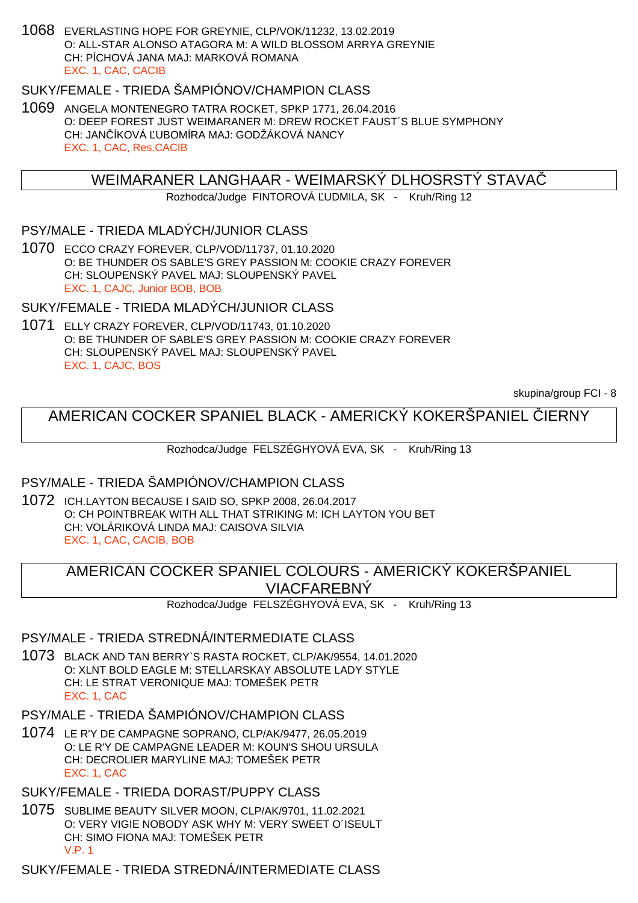1068 EVERLASTING HOPE FOR GREYNIE, CLP/VOK/11232, 13.02.2019
O: ALL-STAR ALONSO ATAGORA M: A WILD BLOSSOM ARRYA GREYNIE
CH: PÍCHOVÁ JANA MAJ: MARKOVÁ ROMANA
EXC. 1, CAC, CACIB

### SUKY/FEMALE - TRIEDA ŠAMPIÓNOV/CHAMPION CLASS

1069 ANGELA MONTENEGRO TATRA ROCKET, SPKP 1771, 26.04.2016
O: DEEP FOREST JUST WEIMARANER M: DREW ROCKET FAUST´S BLUE SYMPHONY
CH: JANČÍKOVÁ ĽUBOMÍRA MAJ: GODŽÁKOVÁ NANCY
EXC. 1, CAC, Res.CACIB

## WEIMARANER LANGHAAR - WEIMARSKÝ DLHOSRSTÝ STAVAČ

Rozhodca/Judge FINTOROVÁ ĽUDMILA, SK - Kruh/Ring 12

### PSY/MALE - TRIEDA MLADÝCH/JUNIOR CLASS

1070 ECCO CRAZY FOREVER, CLP/VOD/11737, 01.10.2020
O: BE THUNDER OS SABLE'S GREY PASSION M: COOKIE CRAZY FOREVER
CH: SLOUPENSKÝ PAVEL MAJ: SLOUPENSKÝ PAVEL
EXC. 1, CAJC, Junior BOB, BOB

### SUKY/FEMALE - TRIEDA MLADÝCH/JUNIOR CLASS

1071 ELLY CRAZY FOREVER, CLP/VOD/11743, 01.10.2020
O: BE THUNDER OF SABLE'S GREY PASSION M: COOKIE CRAZY FOREVER
CH: SLOUPENSKÝ PAVEL MAJ: SLOUPENSKÝ PAVEL
EXC. 1, CAJC, BOS

skupina/group FCI - 8

## AMERICAN COCKER SPANIEL BLACK - AMERICKÝ KOKERŠPANIEL ČIERNY

Rozhodca/Judge FELSZÉGHYOVÁ EVA, SK - Kruh/Ring 13

### PSY/MALE - TRIEDA ŠAMPIÓNOV/CHAMPION CLASS

1072 ICH.LAYTON BECAUSE I SAID SO, SPKP 2008, 26.04.2017
O: CH POINTBREAK WITH ALL THAT STRIKING M: ICH LAYTON YOU BET
CH: VOLÁRIKOVÁ LINDA MAJ: CAISOVA SILVIA
EXC. 1, CAC, CACIB, BOB

## AMERICAN COCKER SPANIEL COLOURS - AMERICKÝ KOKERŠPANIEL VIACFAREBNÝ

Rozhodca/Judge FELSZÉGHYOVÁ EVA, SK - Kruh/Ring 13

### PSY/MALE - TRIEDA STREDNÁ/INTERMEDIATE CLASS

1073 BLACK AND TAN BERRY`S RASTA ROCKET, CLP/AK/9554, 14.01.2020
O: XLNT BOLD EAGLE M: STELLARSKAY ABSOLUTE LADY STYLE
CH: LE STRAT VERONIQUE MAJ: TOMEŠEK PETR
EXC. 1, CAC

### PSY/MALE - TRIEDA ŠAMPIÓNOV/CHAMPION CLASS

1074 LE R'Y DE CAMPAGNE SOPRANO, CLP/AK/9477, 26.05.2019
O: LE R'Y DE CAMPAGNE LEADER M: KOUN'S SHOU URSULA
CH: DECROLIER MARYLINE MAJ: TOMEŠEK PETR
EXC. 1, CAC

### SUKY/FEMALE - TRIEDA DORAST/PUPPY CLASS

1075 SUBLIME BEAUTY SILVER MOON, CLP/AK/9701, 11.02.2021
O: VERY VIGIE NOBODY ASK WHY M: VERY SWEET O´ISEULT
CH: SIMO FIONA MAJ: TOMEŠEK PETR
V.P. 1

### SUKY/FEMALE - TRIEDA STREDNÁ/INTERMEDIATE CLASS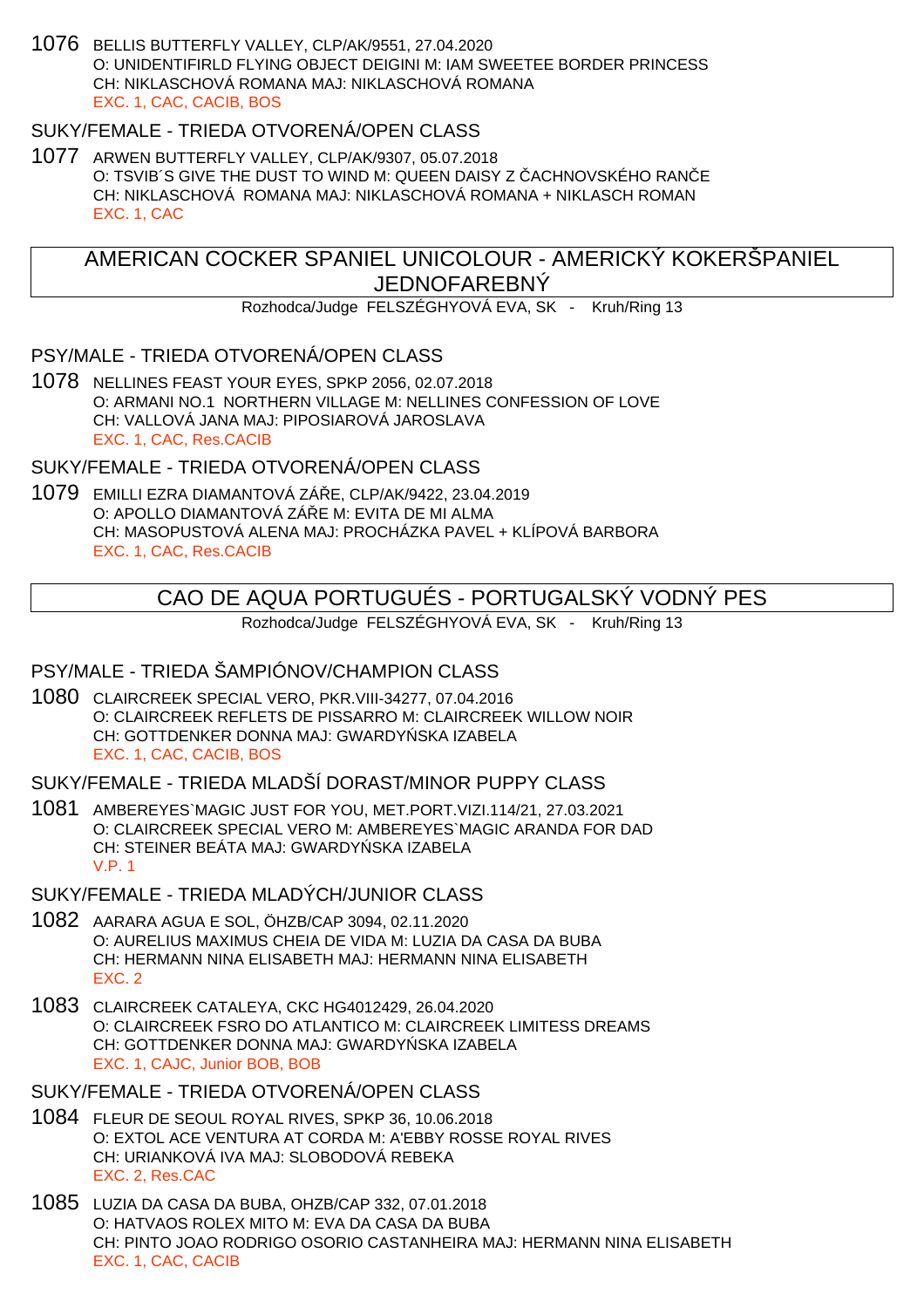1076 BELLIS BUTTERFLY VALLEY, CLP/AK/9551, 27.04.2020
O: UNIDENTIFIRLD FLYING OBJECT DEIGINI M: IAM SWEETEE BORDER PRINCESS
CH: NIKLASCHOVÁ ROMANA MAJ: NIKLASCHOVÁ ROMANA
EXC. 1, CAC, CACIB, BOS

### SUKY/FEMALE - TRIEDA OTVORENÁ/OPEN CLASS

1077 ARWEN BUTTERFLY VALLEY, CLP/AK/9307, 05.07.2018
O: TSVIB´S GIVE THE DUST TO WIND M: QUEEN DAISY Z ČACHNOVSKÉHO RANČE
CH: NIKLASCHOVÁ ROMANA MAJ: NIKLASCHOVÁ ROMANA + NIKLASCH ROMAN
EXC. 1, CAC

## AMERICAN COCKER SPANIEL UNICOLOUR - AMERICKÝ KOKERŠPANIEL JEDNOFAREBNÝ

Rozhodca/Judge FELSZÉGHYOVÁ EVA, SK - Kruh/Ring 13

### PSY/MALE - TRIEDA OTVORENÁ/OPEN CLASS

1078 NELLINES FEAST YOUR EYES, SPKP 2056, 02.07.2018
O: ARMANI NO.1 NORTHERN VILLAGE M: NELLINES CONFESSION OF LOVE
CH: VALLOVÁ JANA MAJ: PIPOSIAROVÁ JAROSLAVA
EXC. 1, CAC, Res.CACIB

### SUKY/FEMALE - TRIEDA OTVORENÁ/OPEN CLASS

1079 EMILLI EZRA DIAMANTOVÁ ZÁŘE, CLP/AK/9422, 23.04.2019
O: APOLLO DIAMANTOVÁ ZÁŘE M: EVITA DE MI ALMA
CH: MASOPUSTOVÁ ALENA MAJ: PROCHÁZKA PAVEL + KLÍPOVÁ BARBORA
EXC. 1, CAC, Res.CACIB

## CAO DE AQUA PORTUGUÉS - PORTUGALSKÝ VODNÝ PES

Rozhodca/Judge FELSZÉGHYOVÁ EVA, SK - Kruh/Ring 13

### PSY/MALE - TRIEDA ŠAMPIÓNOV/CHAMPION CLASS

1080 CLAIRCREEK SPECIAL VERO, PKR.VIII-34277, 07.04.2016
O: CLAIRCREEK REFLETS DE PISSARRO M: CLAIRCREEK WILLOW NOIR
CH: GOTTDENKER DONNA MAJ: GWARDYŃSKA IZABELA
EXC. 1, CAC, CACIB, BOS

### SUKY/FEMALE - TRIEDA MLADŠÍ DORAST/MINOR PUPPY CLASS

1081 AMBEREYES`MAGIC JUST FOR YOU, MET.PORT.VIZI.114/21, 27.03.2021
O: CLAIRCREEK SPECIAL VERO M: AMBEREYES`MAGIC ARANDA FOR DAD
CH: STEINER BEÁTA MAJ: GWARDYŃSKA IZABELA
V.P. 1

### SUKY/FEMALE - TRIEDA MLADÝCH/JUNIOR CLASS

1082 AARARA AGUA E SOL, ÖHZB/CAP 3094, 02.11.2020
O: AURELIUS MAXIMUS CHEIA DE VIDA M: LUZIA DA CASA DA BUBA
CH: HERMANN NINA ELISABETH MAJ: HERMANN NINA ELISABETH
EXC. 2

1083 CLAIRCREEK CATALEYA, CKC HG4012429, 26.04.2020
O: CLAIRCREEK FSRO DO ATLANTICO M: CLAIRCREEK LIMITESS DREAMS
CH: GOTTDENKER DONNA MAJ: GWARDYŃSKA IZABELA
EXC. 1, CAJC, Junior BOB, BOB

### SUKY/FEMALE - TRIEDA OTVORENÁ/OPEN CLASS

1084 FLEUR DE SEOUL ROYAL RIVES, SPKP 36, 10.06.2018
O: EXTOL ACE VENTURA AT CORDA M: A'EBBY ROSSE ROYAL RIVES
CH: URIANKOVÁ IVA MAJ: SLOBODOVÁ REBEKA
EXC. 2, Res.CAC

1085 LUZIA DA CASA DA BUBA, OHZB/CAP 332, 07.01.2018
O: HATVAOS ROLEX MITO M: EVA DA CASA DA BUBA
CH: PINTO JOAO RODRIGO OSORIO CASTANHEIRA MAJ: HERMANN NINA ELISABETH
EXC. 1, CAC, CACIB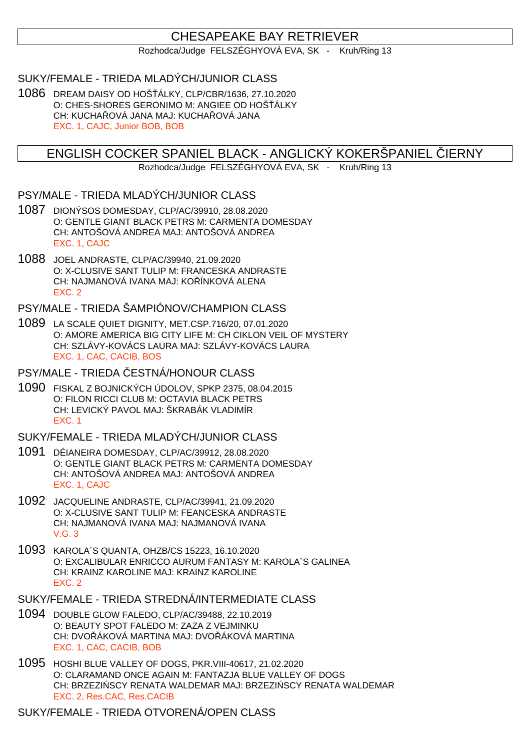## CHESAPEAKE BAY RETRIEVER

Rozhodca/Judge FELSZÉGHYOVÁ EVA, SK - Kruh/Ring 13

### SUKY/FEMALE - TRIEDA MLADÝCH/JUNIOR CLASS

1086 DREAM DAISY OD HOŠŤÁLKY, CLP/CBR/1636, 27.10.2020
O: CHES-SHORES GERONIMO M: ANGIEE OD HOŠŤÁLKY
CH: KUCHAŘOVÁ JANA MAJ: KUCHAŘOVÁ JANA
EXC. 1, CAJC, Junior BOB, BOB

## ENGLISH COCKER SPANIEL BLACK - ANGLICKÝ KOKERŠPANIEL ČIERNY

Rozhodca/Judge FELSZÉGHYOVÁ EVA, SK - Kruh/Ring 13

### PSY/MALE - TRIEDA MLADÝCH/JUNIOR CLASS

1087 DIONÝSOS DOMESDAY, CLP/AC/39910, 28.08.2020
O: GENTLE GIANT BLACK PETRS M: CARMENTA DOMESDAY
CH: ANTOŠOVÁ ANDREA MAJ: ANTOŠOVÁ ANDREA
EXC. 1, CAJC

1088 JOEL ANDRASTE, CLP/AC/39940, 21.09.2020
O: X-CLUSIVE SANT TULIP M: FRANCESKA ANDRASTE
CH: NAJMANOVÁ IVANA MAJ: KOŘÍNKOVÁ ALENA
EXC. 2

### PSY/MALE - TRIEDA ŠAMPIÓNOV/CHAMPION CLASS

1089 LA SCALE QUIET DIGNITY, MET.CSP.716/20, 07.01.2020
O: AMORE AMERICA BIG CITY LIFE M: CH CIKLON VEIL OF MYSTERY
CH: SZLÁVY-KOVÁCS LAURA MAJ: SZLÁVY-KOVÁCS LAURA
EXC. 1, CAC, CACIB, BOS

### PSY/MALE - TRIEDA ČESTNÁ/HONOUR CLASS

1090 FISKAL Z BOJNICKÝCH ÚDOLOV, SPKP 2375, 08.04.2015
O: FILON RICCI CLUB M: OCTAVIA BLACK PETRS
CH: LEVICKÝ PAVOL MAJ: ŠKRABÁK VLADIMÍR
EXC. 1

### SUKY/FEMALE - TRIEDA MLADÝCH/JUNIOR CLASS

1091 DÉIANEIRA DOMESDAY, CLP/AC/39912, 28.08.2020
O: GENTLE GIANT BLACK PETRS M: CARMENTA DOMESDAY
CH: ANTOŠOVÁ ANDREA MAJ: ANTOŠOVÁ ANDREA
EXC. 1, CAJC

1092 JACQUELINE ANDRASTE, CLP/AC/39941, 21.09.2020
O: X-CLUSIVE SANT TULIP M: FEANCESKA ANDRASTE
CH: NAJMANOVÁ IVANA MAJ: NAJMANOVÁ IVANA
V.G. 3

1093 KAROLA´S QUANTA, OHZB/CS 15223, 16.10.2020
O: EXCALIBULAR ENRICCO AURUM FANTASY M: KAROLA`S GALINEA
CH: KRAINZ KAROLINE MAJ: KRAINZ KAROLINE
EXC. 2

### SUKY/FEMALE - TRIEDA STREDNÁ/INTERMEDIATE CLASS

1094 DOUBLE GLOW FALEDO, CLP/AC/39488, 22.10.2019
O: BEAUTY SPOT FALEDO M: ZAZA Z VEJMINKU
CH: DVOŘÁKOVÁ MARTINA MAJ: DVOŘÁKOVÁ MARTINA
EXC. 1, CAC, CACIB, BOB

1095 HOSHI BLUE VALLEY OF DOGS, PKR.VIII-40617, 21.02.2020
O: CLARAMAND ONCE AGAIN M: FANTAZJA BLUE VALLEY OF DOGS
CH: BRZEZIŃSCY RENATA WALDEMAR MAJ: BRZEZIŃSCY RENATA WALDEMAR
EXC. 2, Res.CAC, Res.CACIB

### SUKY/FEMALE - TRIEDA OTVORENÁ/OPEN CLASS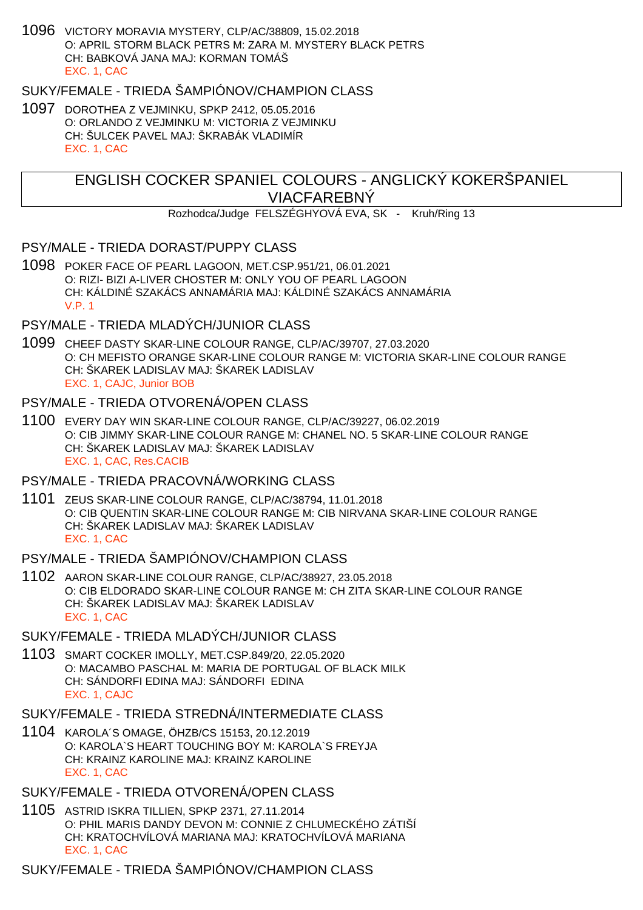1096 VICTORY MORAVIA MYSTERY, CLP/AC/38809, 15.02.2018
O: APRIL STORM BLACK PETRS M: ZARA M. MYSTERY BLACK PETRS
CH: BABKOVÁ JANA MAJ: KORMAN TOMÁŠ
EXC. 1, CAC

SUKY/FEMALE - TRIEDA ŠAMPIÓNOV/CHAMPION CLASS

1097 DOROTHEA Z VEJMINKU, SPKP 2412, 05.05.2016
O: ORLANDO Z VEJMINKU M: VICTORIA Z VEJMINKU
CH: ŠULCEK PAVEL MAJ: ŠKRABÁK VLADIMÍR
EXC. 1, CAC

## ENGLISH COCKER SPANIEL COLOURS - ANGLICKÝ KOKERŠPANIEL VIACFAREBNÝ

Rozhodca/Judge FELSZÉGHYOVÁ EVA, SK - Kruh/Ring 13

PSY/MALE - TRIEDA DORAST/PUPPY CLASS

1098 POKER FACE OF PEARL LAGOON, MET.CSP.951/21, 06.01.2021
O: RIZI- BIZI A-LIVER CHOSTER M: ONLY YOU OF PEARL LAGOON
CH: KÁLDINÉ SZAKÁCS ANNAMÁRIA MAJ: KÁLDINÉ SZAKÁCS ANNAMÁRIA
V.P. 1

PSY/MALE - TRIEDA MLADÝCH/JUNIOR CLASS

1099 CHEEF DASTY SKAR-LINE COLOUR RANGE, CLP/AC/39707, 27.03.2020
O: CH MEFISTO ORANGE SKAR-LINE COLOUR RANGE M: VICTORIA SKAR-LINE COLOUR RANGE
CH: ŠKAREK LADISLAV MAJ: ŠKAREK LADISLAV
EXC. 1, CAJC, Junior BOB

PSY/MALE - TRIEDA OTVORENÁ/OPEN CLASS

1100 EVERY DAY WIN SKAR-LINE COLOUR RANGE, CLP/AC/39227, 06.02.2019
O: CIB JIMMY SKAR-LINE COLOUR RANGE M: CHANEL NO. 5 SKAR-LINE COLOUR RANGE
CH: ŠKAREK LADISLAV MAJ: ŠKAREK LADISLAV
EXC. 1, CAC, Res.CACIB

PSY/MALE - TRIEDA PRACOVNÁ/WORKING CLASS

1101 ZEUS SKAR-LINE COLOUR RANGE, CLP/AC/38794, 11.01.2018
O: CIB QUENTIN SKAR-LINE COLOUR RANGE M: CIB NIRVANA SKAR-LINE COLOUR RANGE
CH: ŠKAREK LADISLAV MAJ: ŠKAREK LADISLAV
EXC. 1, CAC

PSY/MALE - TRIEDA ŠAMPIÓNOV/CHAMPION CLASS

1102 AARON SKAR-LINE COLOUR RANGE, CLP/AC/38927, 23.05.2018
O: CIB ELDORADO SKAR-LINE COLOUR RANGE M: CH ZITA SKAR-LINE COLOUR RANGE
CH: ŠKAREK LADISLAV MAJ: ŠKAREK LADISLAV
EXC. 1, CAC

SUKY/FEMALE - TRIEDA MLADÝCH/JUNIOR CLASS

1103 SMART COCKER IMOLLY, MET.CSP.849/20, 22.05.2020
O: MACAMBO PASCHAL M: MARIA DE PORTUGAL OF BLACK MILK
CH: SÁNDORFI EDINA MAJ: SÁNDORFI EDINA
EXC. 1, CAJC

SUKY/FEMALE - TRIEDA STREDNÁ/INTERMEDIATE CLASS

1104 KAROLA´S OMAGE, ÖHZB/CS 15153, 20.12.2019
O: KAROLA`S HEART TOUCHING BOY M: KAROLA`S FREYJA
CH: KRAINZ KAROLINE MAJ: KRAINZ KAROLINE
EXC. 1, CAC

SUKY/FEMALE - TRIEDA OTVORENÁ/OPEN CLASS

1105 ASTRID ISKRA TILLIEN, SPKP 2371, 27.11.2014
O: PHIL MARIS DANDY DEVON M: CONNIE Z CHLUMECKÉHO ZÁTIŠÍ
CH: KRATOCHVÍLOVÁ MARIANA MAJ: KRATOCHVÍLOVÁ MARIANA
EXC. 1, CAC

SUKY/FEMALE - TRIEDA ŠAMPIÓNOV/CHAMPION CLASS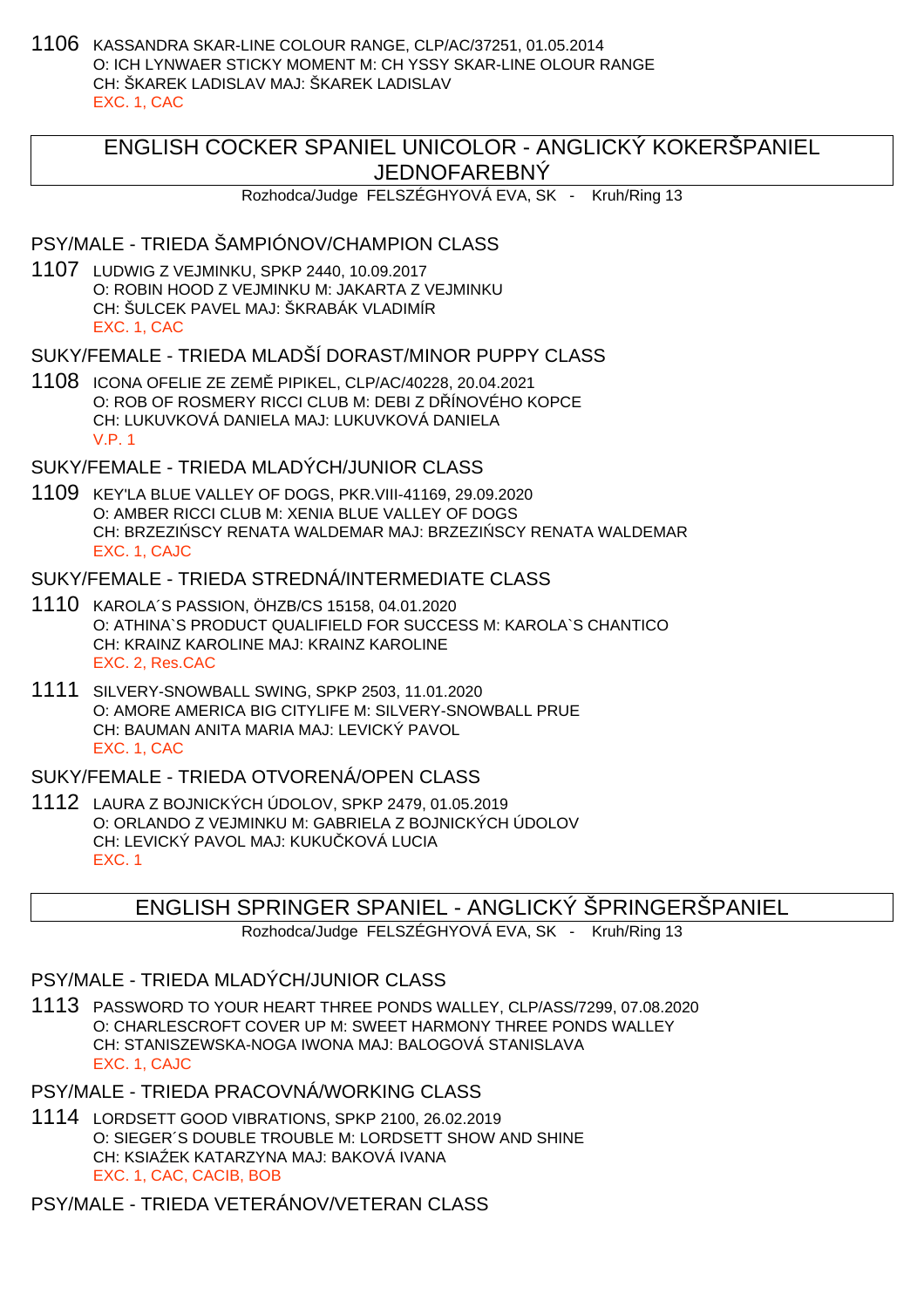1106 KASSANDRA SKAR-LINE COLOUR RANGE, CLP/AC/37251, 01.05.2014
O: ICH LYNWAER STICKY MOMENT M: CH YSSY SKAR-LINE OLOUR RANGE
CH: ŠKAREK LADISLAV MAJ: ŠKAREK LADISLAV
EXC. 1, CAC

## ENGLISH COCKER SPANIEL UNICOLOR - ANGLICKÝ KOKERŠPANIEL JEDNOFAREBNÝ

Rozhodca/Judge FELSZÉGHYOVÁ EVA, SK - Kruh/Ring 13

### PSY/MALE - TRIEDA ŠAMPIÓNOV/CHAMPION CLASS

1107 LUDWIG Z VEJMINKU, SPKP 2440, 10.09.2017
O: ROBIN HOOD Z VEJMINKU M: JAKARTA Z VEJMINKU
CH: ŠULCEK PAVEL MAJ: ŠKRABÁK VLADIMÍR
EXC. 1, CAC

### SUKY/FEMALE - TRIEDA MLADŠÍ DORAST/MINOR PUPPY CLASS

1108 ICONA OFELIE ZE ZEMĚ PIPIKEL, CLP/AC/40228, 20.04.2021
O: ROB OF ROSMERY RICCI CLUB M: DEBI Z DŘÍNOVÉHO KOPCE
CH: LUKUVKOVÁ DANIELA MAJ: LUKUVKOVÁ DANIELA
V.P. 1

### SUKY/FEMALE - TRIEDA MLADÝCH/JUNIOR CLASS

1109 KEY'LA BLUE VALLEY OF DOGS, PKR.VIII-41169, 29.09.2020
O: AMBER RICCI CLUB M: XENIA BLUE VALLEY OF DOGS
CH: BRZEZIŃSCY RENATA WALDEMAR MAJ: BRZEZIŃSCY RENATA WALDEMAR
EXC. 1, CAJC

### SUKY/FEMALE - TRIEDA STREDNÁ/INTERMEDIATE CLASS

1110 KAROLA´S PASSION, ÖHZB/CS 15158, 04.01.2020
O: ATHINA`S PRODUCT QUALIFIELD FOR SUCCESS M: KAROLA`S CHANTICO
CH: KRAINZ KAROLINE MAJ: KRAINZ KAROLINE
EXC. 2, Res.CAC

1111 SILVERY-SNOWBALL SWING, SPKP 2503, 11.01.2020
O: AMORE AMERICA BIG CITYLIFE M: SILVERY-SNOWBALL PRUE
CH: BAUMAN ANITA MARIA MAJ: LEVICKÝ PAVOL
EXC. 1, CAC

### SUKY/FEMALE - TRIEDA OTVORENÁ/OPEN CLASS

1112 LAURA Z BOJNICKÝCH ÚDOLOV, SPKP 2479, 01.05.2019
O: ORLANDO Z VEJMINKU M: GABRIELA Z BOJNICKÝCH ÚDOLOV
CH: LEVICKÝ PAVOL MAJ: KUKUČKOVÁ LUCIA
EXC. 1

## ENGLISH SPRINGER SPANIEL - ANGLICKÝ ŠPRINGERŠPANIEL

Rozhodca/Judge FELSZÉGHYOVÁ EVA, SK - Kruh/Ring 13

### PSY/MALE - TRIEDA MLADÝCH/JUNIOR CLASS

1113 PASSWORD TO YOUR HEART THREE PONDS WALLEY, CLP/ASS/7299, 07.08.2020
O: CHARLESCROFT COVER UP M: SWEET HARMONY THREE PONDS WALLEY
CH: STANISZEWSKA-NOGA IWONA MAJ: BALOGOVÁ STANISLAVA
EXC. 1, CAJC

### PSY/MALE - TRIEDA PRACOVNÁ/WORKING CLASS

1114 LORDSETT GOOD VIBRATIONS, SPKP 2100, 26.02.2019
O: SIEGER´S DOUBLE TROUBLE M: LORDSETT SHOW AND SHINE
CH: KSIAŹEK KATARZYNA MAJ: BAKOVÁ IVANA
EXC. 1, CAC, CACIB, BOB

### PSY/MALE - TRIEDA VETERÁNOV/VETERAN CLASS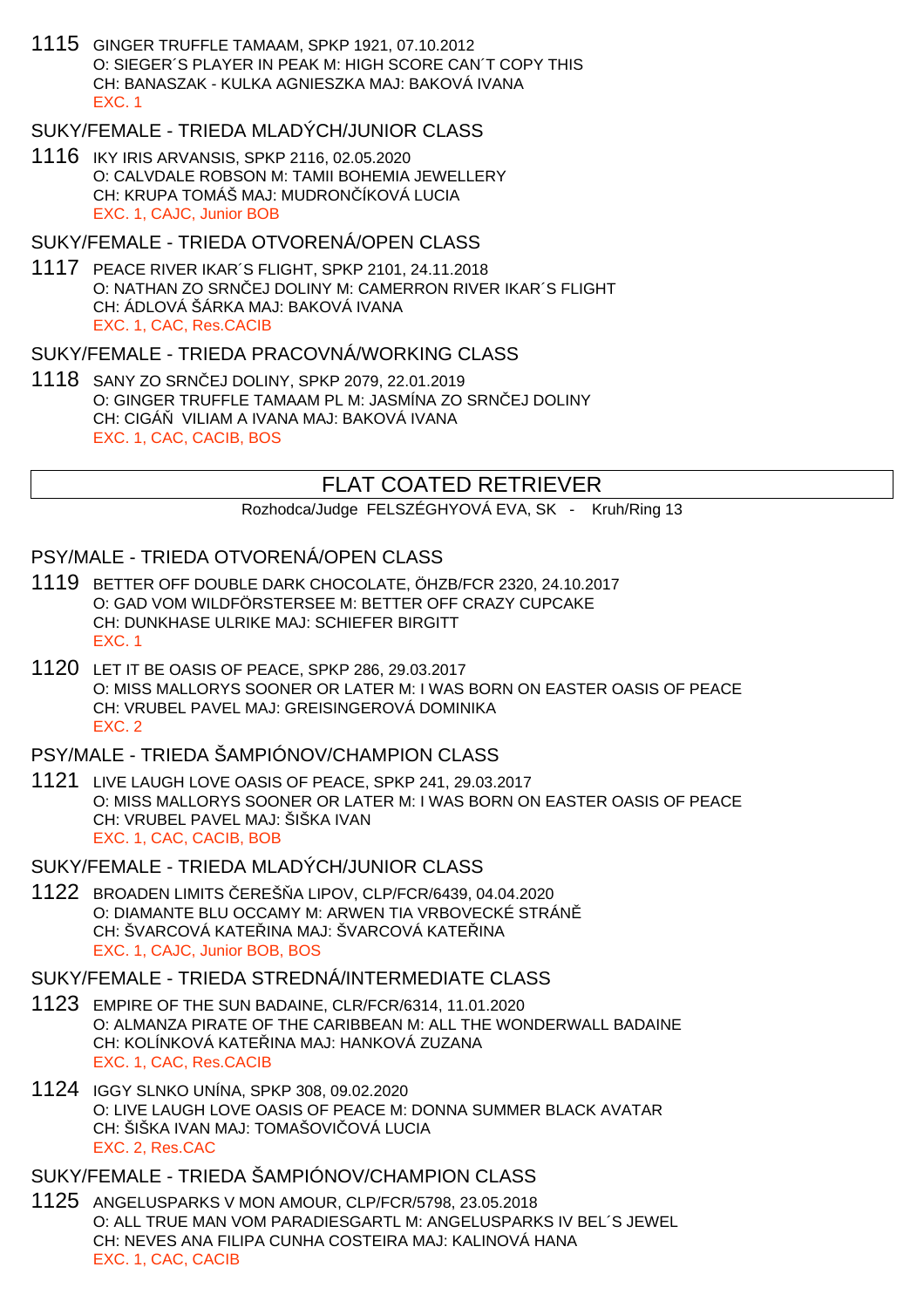1115 GINGER TRUFFLE TAMAAM, SPKP 1921, 07.10.2012
O: SIEGER´S PLAYER IN PEAK M: HIGH SCORE CAN´T COPY THIS
CH: BANASZAK - KULKA AGNIESZKA MAJ: BAKOVÁ IVANA
EXC. 1

## SUKY/FEMALE - TRIEDA MLADÝCH/JUNIOR CLASS

1116 IKY IRIS ARVANSIS, SPKP 2116, 02.05.2020
O: CALVDALE ROBSON M: TAMII BOHEMIA JEWELLERY
CH: KRUPA TOMÁŠ MAJ: MUDRONČÍKOVÁ LUCIA
EXC. 1, CAJC, Junior BOB

## SUKY/FEMALE - TRIEDA OTVORENÁ/OPEN CLASS

1117 PEACE RIVER IKAR´S FLIGHT, SPKP 2101, 24.11.2018
O: NATHAN ZO SRNČEJ DOLINY M: CAMERRON RIVER IKAR´S FLIGHT
CH: ÁDLOVÁ ŠÁRKA MAJ: BAKOVÁ IVANA
EXC. 1, CAC, Res.CACIB

## SUKY/FEMALE - TRIEDA PRACOVNÁ/WORKING CLASS

1118 SANY ZO SRNČEJ DOLINY, SPKP 2079, 22.01.2019
O: GINGER TRUFFLE TAMAAM PL M: JASMÍNA ZO SRNČEJ DOLINY
CH: CIGÁŇ VILIAM A IVANA MAJ: BAKOVÁ IVANA
EXC. 1, CAC, CACIB, BOS

# FLAT COATED RETRIEVER

Rozhodca/Judge FELSZÉGHYOVÁ EVA, SK - Kruh/Ring 13

## PSY/MALE - TRIEDA OTVORENÁ/OPEN CLASS

1119 BETTER OFF DOUBLE DARK CHOCOLATE, ÖHZB/FCR 2320, 24.10.2017
O: GAD VOM WILDFÖRSTERSEE M: BETTER OFF CRAZY CUPCAKE
CH: DUNKHASE ULRIKE MAJ: SCHIEFER BIRGITT
EXC. 1

1120 LET IT BE OASIS OF PEACE, SPKP 286, 29.03.2017
O: MISS MALLORYS SOONER OR LATER M: I WAS BORN ON EASTER OASIS OF PEACE
CH: VRUBEL PAVEL MAJ: GREISINGEROVÁ DOMINIKA
EXC. 2

## PSY/MALE - TRIEDA ŠAMPIÓNOV/CHAMPION CLASS

1121 LIVE LAUGH LOVE OASIS OF PEACE, SPKP 241, 29.03.2017
O: MISS MALLORYS SOONER OR LATER M: I WAS BORN ON EASTER OASIS OF PEACE
CH: VRUBEL PAVEL MAJ: ŠIŠKA IVAN
EXC. 1, CAC, CACIB, BOB

## SUKY/FEMALE - TRIEDA MLADÝCH/JUNIOR CLASS

1122 BROADEN LIMITS ČEREŠŇA LIPOV, CLP/FCR/6439, 04.04.2020
O: DIAMANTE BLU OCCAMY M: ARWEN TIA VRBOVECKÉ STRÁNĚ
CH: ŠVARCOVÁ KATEŘINA MAJ: ŠVARCOVÁ KATEŘINA
EXC. 1, CAJC, Junior BOB, BOS

## SUKY/FEMALE - TRIEDA STREDNÁ/INTERMEDIATE CLASS

1123 EMPIRE OF THE SUN BADAINE, CLR/FCR/6314, 11.01.2020
O: ALMANZA PIRATE OF THE CARIBBEAN M: ALL THE WONDERWALL BADAINE
CH: KOLÍNKOVÁ KATEŘINA MAJ: HANKOVÁ ZUZANA
EXC. 1, CAC, Res.CACIB

1124 IGGY SLNKO UNÍNA, SPKP 308, 09.02.2020
O: LIVE LAUGH LOVE OASIS OF PEACE M: DONNA SUMMER BLACK AVATAR
CH: ŠIŠKA IVAN MAJ: TOMAŠOVIČOVÁ LUCIA
EXC. 2, Res.CAC

## SUKY/FEMALE - TRIEDA ŠAMPIÓNOV/CHAMPION CLASS

1125 ANGELUSPARKS V MON AMOUR, CLP/FCR/5798, 23.05.2018
O: ALL TRUE MAN VOM PARADIESGARTL M: ANGELUSPARKS IV BEL´S JEWEL
CH: NEVES ANA FILIPA CUNHA COSTEIRA MAJ: KALINOVÁ HANA
EXC. 1, CAC, CACIB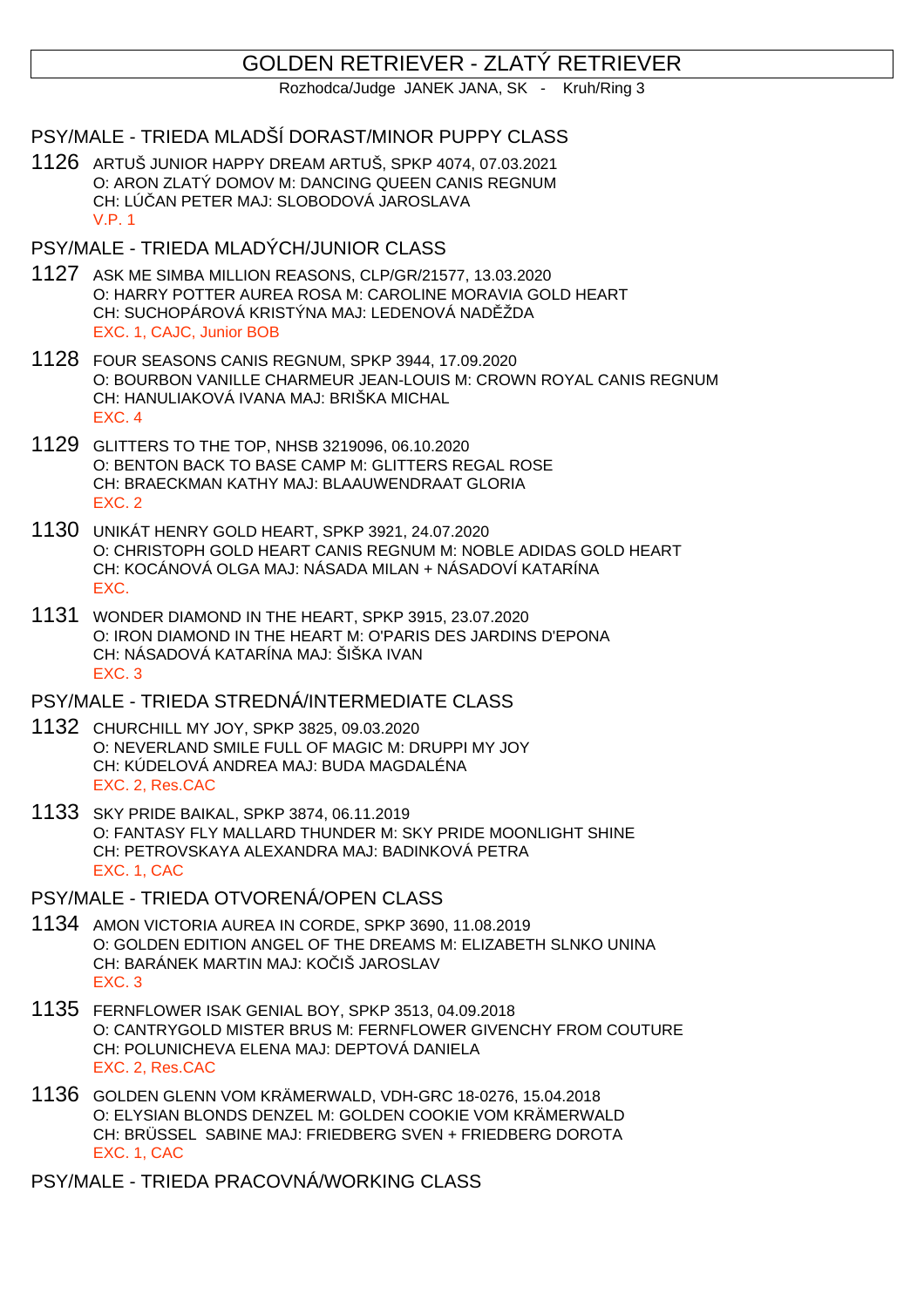# GOLDEN RETRIEVER - ZLATÝ RETRIEVER

Rozhodca/Judge JANEK JANA, SK - Kruh/Ring 3

## PSY/MALE - TRIEDA MLADŠÍ DORAST/MINOR PUPPY CLASS

1126 ARTUŠ JUNIOR HAPPY DREAM ARTUŠ, SPKP 4074, 07.03.2021
O: ARON ZLATÝ DOMOV M: DANCING QUEEN CANIS REGNUM
CH: LÚČAN PETER MAJ: SLOBODOVÁ JAROSLAVA
V.P. 1

## PSY/MALE - TRIEDA MLADÝCH/JUNIOR CLASS

1127 ASK ME SIMBA MILLION REASONS, CLP/GR/21577, 13.03.2020
O: HARRY POTTER AUREA ROSA M: CAROLINE MORAVIA GOLD HEART
CH: SUCHOPÁROVÁ KRISTÝNA MAJ: LEDENOVÁ NADĚŽDA
EXC. 1, CAJC, Junior BOB

1128 FOUR SEASONS CANIS REGNUM, SPKP 3944, 17.09.2020
O: BOURBON VANILLE CHARMEUR JEAN-LOUIS M: CROWN ROYAL CANIS REGNUM
CH: HANULIAKOVÁ IVANA MAJ: BRIŠKA MICHAL
EXC. 4

1129 GLITTERS TO THE TOP, NHSB 3219096, 06.10.2020
O: BENTON BACK TO BASE CAMP M: GLITTERS REGAL ROSE
CH: BRAECKMAN KATHY MAJ: BLAAUWENDRAAT GLORIA
EXC. 2

1130 UNIKÁT HENRY GOLD HEART, SPKP 3921, 24.07.2020
O: CHRISTOPH GOLD HEART CANIS REGNUM M: NOBLE ADIDAS GOLD HEART
CH: KOCÁNOVÁ OLGA MAJ: NÁSADA MILAN + NÁSADOVÍ KATARÍNA
EXC.

1131 WONDER DIAMOND IN THE HEART, SPKP 3915, 23.07.2020
O: IRON DIAMOND IN THE HEART M: O'PARIS DES JARDINS D'EPONA
CH: NÁSADOVÁ KATARÍNA MAJ: ŠIŠKA IVAN
EXC. 3

## PSY/MALE - TRIEDA STREDNÁ/INTERMEDIATE CLASS

1132 CHURCHILL MY JOY, SPKP 3825, 09.03.2020
O: NEVERLAND SMILE FULL OF MAGIC M: DRUPPI MY JOY
CH: KÚDELOVÁ ANDREA MAJ: BUDA MAGDALÉNA
EXC. 2, Res.CAC

1133 SKY PRIDE BAIKAL, SPKP 3874, 06.11.2019
O: FANTASY FLY MALLARD THUNDER M: SKY PRIDE MOONLIGHT SHINE
CH: PETROVSKAYA ALEXANDRA MAJ: BADINKOVÁ PETRA
EXC. 1, CAC

## PSY/MALE - TRIEDA OTVORENÁ/OPEN CLASS

1134 AMON VICTORIA AUREA IN CORDE, SPKP 3690, 11.08.2019
O: GOLDEN EDITION ANGEL OF THE DREAMS M: ELIZABETH SLNKO UNINA
CH: BARÁNEK MARTIN MAJ: KOČIŠ JAROSLAV
EXC. 3

1135 FERNFLOWER ISAK GENIAL BOY, SPKP 3513, 04.09.2018
O: CANTRYGOLD MISTER BRUS M: FERNFLOWER GIVENCHY FROM COUTURE
CH: POLUNICHEVA ELENA MAJ: DEPTOVÁ DANIELA
EXC. 2, Res.CAC

1136 GOLDEN GLENN VOM KRÄMERWALD, VDH-GRC 18-0276, 15.04.2018
O: ELYSIAN BLONDS DENZEL M: GOLDEN COOKIE VOM KRÄMERWALD
CH: BRÜSSEL SABINE MAJ: FRIEDBERG SVEN + FRIEDBERG DOROTA
EXC. 1, CAC

## PSY/MALE - TRIEDA PRACOVNÁ/WORKING CLASS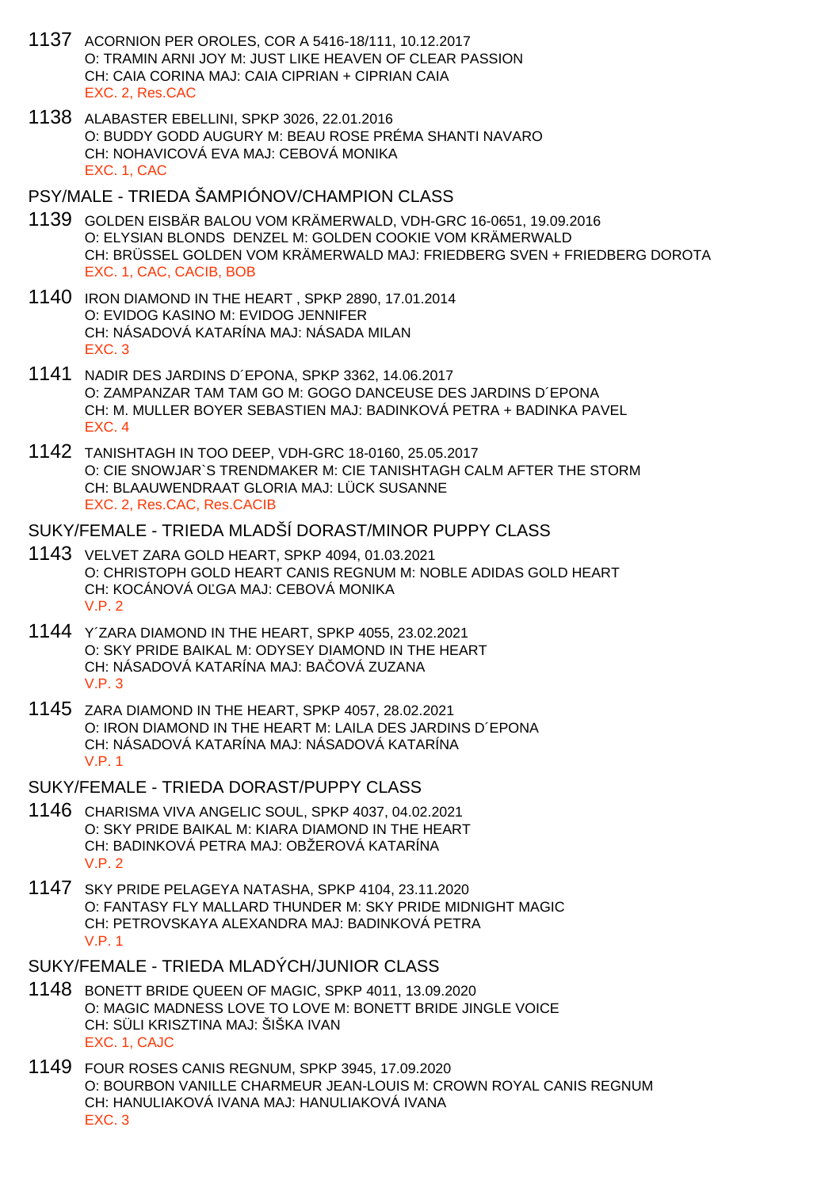1137 ACORNION PER OROLES, COR A 5416-18/111, 10.12.2017
O: TRAMIN ARNI JOY M: JUST LIKE HEAVEN OF CLEAR PASSION
CH: CAIA CORINA MAJ: CAIA CIPRIAN + CIPRIAN CAIA
EXC. 2, Res.CAC

1138 ALABASTER EBELLINI, SPKP 3026, 22.01.2016
O: BUDDY GODD AUGURY M: BEAU ROSE PRÉMA SHANTI NAVARO
CH: NOHAVICOVÁ EVA MAJ: CEBOVÁ MONIKA
EXC. 1, CAC

## PSY/MALE - TRIEDA ŠAMPIÓNOV/CHAMPION CLASS

1139 GOLDEN EISBÄR BALOU VOM KRÄMERWALD, VDH-GRC 16-0651, 19.09.2016
O: ELYSIAN BLONDS DENZEL M: GOLDEN COOKIE VOM KRÄMERWALD
CH: BRÜSSEL GOLDEN VOM KRÄMERWALD MAJ: FRIEDBERG SVEN + FRIEDBERG DOROTA
EXC. 1, CAC, CACIB, BOB

1140 IRON DIAMOND IN THE HEART , SPKP 2890, 17.01.2014
O: EVIDOG KASINO M: EVIDOG JENNIFER
CH: NÁSADOVÁ KATARÍNA MAJ: NÁSADA MILAN
EXC. 3

1141 NADIR DES JARDINS D´EPONA, SPKP 3362, 14.06.2017
O: ZAMPANZAR TAM TAM GO M: GOGO DANCEUSE DES JARDINS D´EPONA
CH: M. MULLER BOYER SEBASTIEN MAJ: BADINKOVÁ PETRA + BADINKA PAVEL
EXC. 4

1142 TANISHTAGH IN TOO DEEP, VDH-GRC 18-0160, 25.05.2017
O: CIE SNOWJAR`S TRENDMAKER M: CIE TANISHTAGH CALM AFTER THE STORM
CH: BLAAUWENDRAAT GLORIA MAJ: LÜCK SUSANNE
EXC. 2, Res.CAC, Res.CACIB

## SUKY/FEMALE - TRIEDA MLADŠÍ DORAST/MINOR PUPPY CLASS

1143 VELVET ZARA GOLD HEART, SPKP 4094, 01.03.2021
O: CHRISTOPH GOLD HEART CANIS REGNUM M: NOBLE ADIDAS GOLD HEART
CH: KOCÁNOVÁ OĽGA MAJ: CEBOVÁ MONIKA
V.P. 2

1144 Y´ZARA DIAMOND IN THE HEART, SPKP 4055, 23.02.2021
O: SKY PRIDE BAIKAL M: ODYSEY DIAMOND IN THE HEART
CH: NÁSADOVÁ KATARÍNA MAJ: BAČOVÁ ZUZANA
V.P. 3

1145 ZARA DIAMOND IN THE HEART, SPKP 4057, 28.02.2021
O: IRON DIAMOND IN THE HEART M: LAILA DES JARDINS D´EPONA
CH: NÁSADOVÁ KATARÍNA MAJ: NÁSADOVÁ KATARÍNA
V.P. 1

## SUKY/FEMALE - TRIEDA DORAST/PUPPY CLASS

1146 CHARISMA VIVA ANGELIC SOUL, SPKP 4037, 04.02.2021
O: SKY PRIDE BAIKAL M: KIARA DIAMOND IN THE HEART
CH: BADINKOVÁ PETRA MAJ: OBŽEROVÁ KATARÍNA
V.P. 2

1147 SKY PRIDE PELAGEYA NATASHA, SPKP 4104, 23.11.2020
O: FANTASY FLY MALLARD THUNDER M: SKY PRIDE MIDNIGHT MAGIC
CH: PETROVSKAYA ALEXANDRA MAJ: BADINKOVÁ PETRA
V.P. 1

## SUKY/FEMALE - TRIEDA MLADÝCH/JUNIOR CLASS

1148 BONETT BRIDE QUEEN OF MAGIC, SPKP 4011, 13.09.2020
O: MAGIC MADNESS LOVE TO LOVE M: BONETT BRIDE JINGLE VOICE
CH: SÜLI KRISZTINA MAJ: ŠIŠKA IVAN
EXC. 1, CAJC

1149 FOUR ROSES CANIS REGNUM, SPKP 3945, 17.09.2020
O: BOURBON VANILLE CHARMEUR JEAN-LOUIS M: CROWN ROYAL CANIS REGNUM
CH: HANULIAKOVÁ IVANA MAJ: HANULIAKOVÁ IVANA
EXC. 3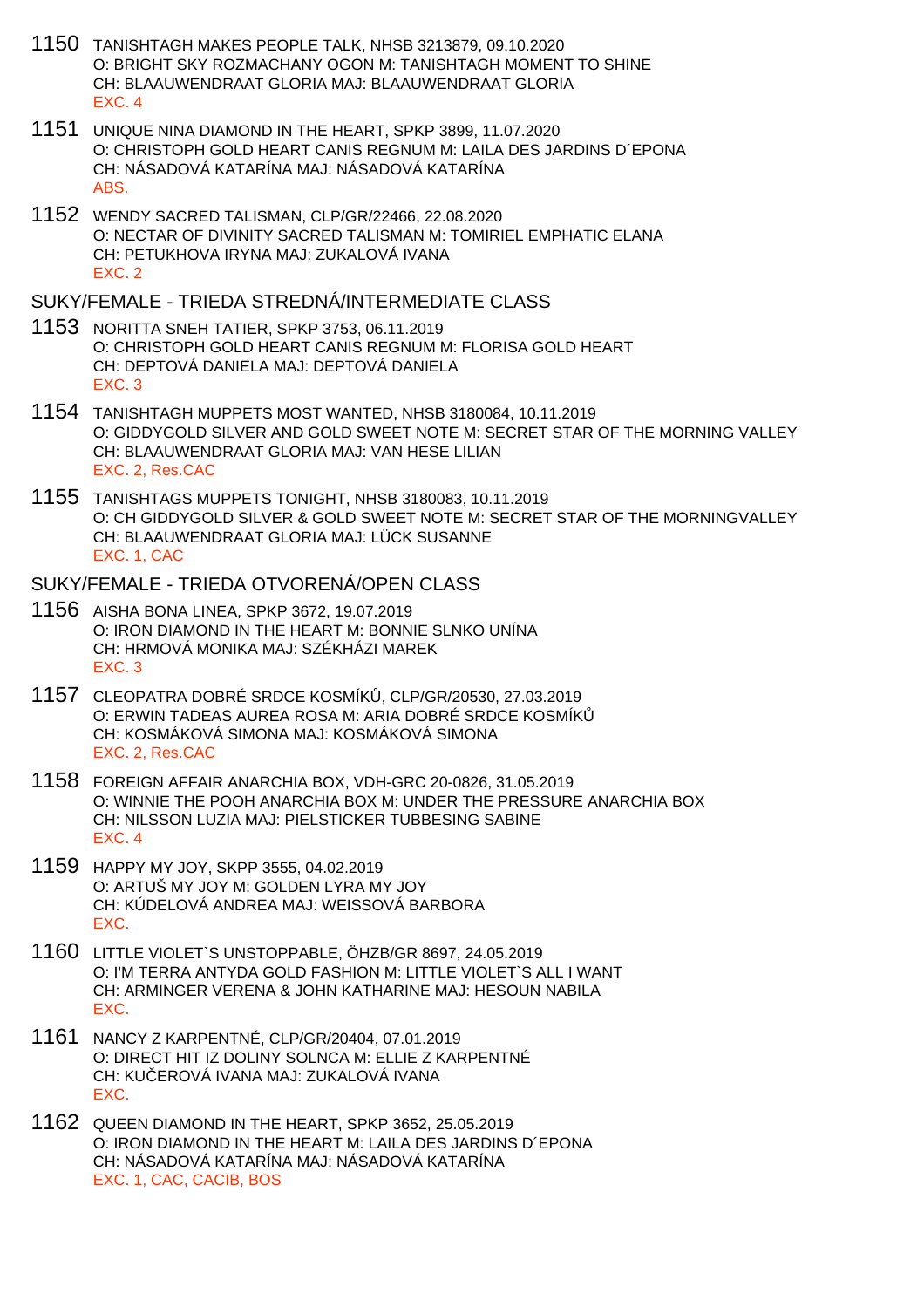1150 TANISHTAGH MAKES PEOPLE TALK, NHSB 3213879, 09.10.2020
O: BRIGHT SKY ROZMACHANY OGON M: TANISHTAGH MOMENT TO SHINE
CH: BLAAUWENDRAAT GLORIA MAJ: BLAAUWENDRAAT GLORIA
EXC. 4

1151 UNIQUE NINA DIAMOND IN THE HEART, SPKP 3899, 11.07.2020
O: CHRISTOPH GOLD HEART CANIS REGNUM M: LAILA DES JARDINS D´EPONA
CH: NÁSADOVÁ KATARÍNA MAJ: NÁSADOVÁ KATARÍNA
ABS.

1152 WENDY SACRED TALISMAN, CLP/GR/22466, 22.08.2020
O: NECTAR OF DIVINITY SACRED TALISMAN M: TOMIRIEL EMPHATIC ELANA
CH: PETUKHOVA IRYNA MAJ: ZUKALOVÁ IVANA
EXC. 2

## SUKY/FEMALE - TRIEDA STREDNÁ/INTERMEDIATE CLASS

1153 NORITTA SNEH TATIER, SPKP 3753, 06.11.2019
O: CHRISTOPH GOLD HEART CANIS REGNUM M: FLORISA GOLD HEART
CH: DEPTOVÁ DANIELA MAJ: DEPTOVÁ DANIELA
EXC. 3

1154 TANISHTAGH MUPPETS MOST WANTED, NHSB 3180084, 10.11.2019
O: GIDDYGOLD SILVER AND GOLD SWEET NOTE M: SECRET STAR OF THE MORNING VALLEY
CH: BLAAUWENDRAAT GLORIA MAJ: VAN HESE LILIAN
EXC. 2, Res.CAC

1155 TANISHTAGS MUPPETS TONIGHT, NHSB 3180083, 10.11.2019
O: CH GIDDYGOLD SILVER & GOLD SWEET NOTE M: SECRET STAR OF THE MORNINGVALLEY
CH: BLAAUWENDRAAT GLORIA MAJ: LÜCK SUSANNE
EXC. 1, CAC

## SUKY/FEMALE - TRIEDA OTVORENÁ/OPEN CLASS

1156 AISHA BONA LINEA, SPKP 3672, 19.07.2019
O: IRON DIAMOND IN THE HEART M: BONNIE SLNKO UNÍNA
CH: HRMOVÁ MONIKA MAJ: SZÉKHÁZI MAREK
EXC. 3

1157 CLEOPATRA DOBRÉ SRDCE KOSMÍKŮ, CLP/GR/20530, 27.03.2019
O: ERWIN TADEAS AUREA ROSA M: ARIA DOBRÉ SRDCE KOSMÍKŮ
CH: KOSMÁKOVÁ SIMONA MAJ: KOSMÁKOVÁ SIMONA
EXC. 2, Res.CAC

1158 FOREIGN AFFAIR ANARCHIA BOX, VDH-GRC 20-0826, 31.05.2019
O: WINNIE THE POOH ANARCHIA BOX M: UNDER THE PRESSURE ANARCHIA BOX
CH: NILSSON LUZIA MAJ: PIELSTICKER TUBBESING SABINE
EXC. 4

1159 HAPPY MY JOY, SKPP 3555, 04.02.2019
O: ARTUŠ MY JOY M: GOLDEN LYRA MY JOY
CH: KÚDELOVÁ ANDREA MAJ: WEISSOVÁ BARBORA
EXC.

1160 LITTLE VIOLET`S UNSTOPPABLE, ÖHZB/GR 8697, 24.05.2019
O: I'M TERRA ANTYDA GOLD FASHION M: LITTLE VIOLET`S ALL I WANT
CH: ARMINGER VERENA & JOHN KATHARINE MAJ: HESOUN NABILA
EXC.

1161 NANCY Z KARPENTNÉ, CLP/GR/20404, 07.01.2019
O: DIRECT HIT IZ DOLINY SOLNCA M: ELLIE Z KARPENTNÉ
CH: KUČEROVÁ IVANA MAJ: ZUKALOVÁ IVANA
EXC.

1162 QUEEN DIAMOND IN THE HEART, SPKP 3652, 25.05.2019
O: IRON DIAMOND IN THE HEART M: LAILA DES JARDINS D´EPONA
CH: NÁSADOVÁ KATARÍNA MAJ: NÁSADOVÁ KATARÍNA
EXC. 1, CAC, CACIB, BOS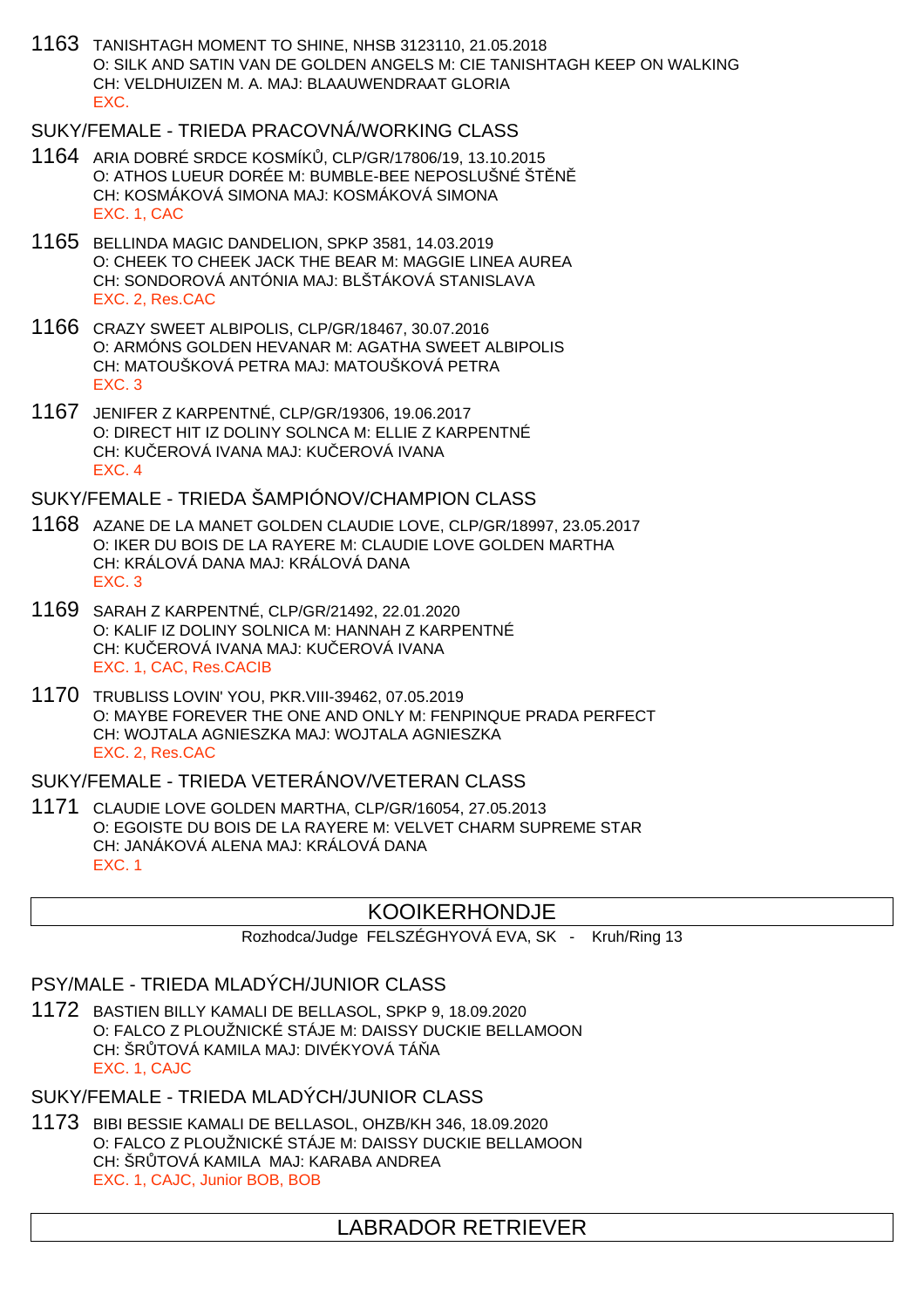1163 TANISHTAGH MOMENT TO SHINE, NHSB 3123110, 21.05.2018
O: SILK AND SATIN VAN DE GOLDEN ANGELS M: CIE TANISHTAGH KEEP ON WALKING
CH: VELDHUIZEN M. A. MAJ: BLAAUWENDRAAT GLORIA
EXC.

SUKY/FEMALE - TRIEDA PRACOVNÁ/WORKING CLASS

1164 ARIA DOBRÉ SRDCE KOSMÍKŮ, CLP/GR/17806/19, 13.10.2015
O: ATHOS LUEUR DORÉE M: BUMBLE-BEE NEPOSLUŠNÉ ŠTĚNĚ
CH: KOSMÁKOVÁ SIMONA MAJ: KOSMÁKOVÁ SIMONA
EXC. 1, CAC

1165 BELLINDA MAGIC DANDELION, SPKP 3581, 14.03.2019
O: CHEEK TO CHEEK JACK THE BEAR M: MAGGIE LINEA AUREA
CH: SONDOROVÁ ANTÓNIA MAJ: BLŠTÁKOVÁ STANISLAVA
EXC. 2, Res.CAC

1166 CRAZY SWEET ALBIPOLIS, CLP/GR/18467, 30.07.2016
O: ARMÓNS GOLDEN HEVANAR M: AGATHA SWEET ALBIPOLIS
CH: MATOUŠKOVÁ PETRA MAJ: MATOUŠKOVÁ PETRA
EXC. 3

1167 JENIFER Z KARPENTNÉ, CLP/GR/19306, 19.06.2017
O: DIRECT HIT IZ DOLINY SOLNCA M: ELLIE Z KARPENTNÉ
CH: KUČEROVÁ IVANA MAJ: KUČEROVÁ IVANA
EXC. 4

SUKY/FEMALE - TRIEDA ŠAMPIÓNOV/CHAMPION CLASS

1168 AZANE DE LA MANET GOLDEN CLAUDIE LOVE, CLP/GR/18997, 23.05.2017
O: IKER DU BOIS DE LA RAYERE M: CLAUDIE LOVE GOLDEN MARTHA
CH: KRÁLOVÁ DANA MAJ: KRÁLOVÁ DANA
EXC. 3

1169 SARAH Z KARPENTNÉ, CLP/GR/21492, 22.01.2020
O: KALIF IZ DOLINY SOLNICA M: HANNAH Z KARPENTNÉ
CH: KUČEROVÁ IVANA MAJ: KUČEROVÁ IVANA
EXC. 1, CAC, Res.CACIB

1170 TRUBLISS LOVIN' YOU, PKR.VIII-39462, 07.05.2019
O: MAYBE FOREVER THE ONE AND ONLY M: FENPINQUE PRADA PERFECT
CH: WOJTALA AGNIESZKA MAJ: WOJTALA AGNIESZKA
EXC. 2, Res.CAC

SUKY/FEMALE - TRIEDA VETERÁNOV/VETERAN CLASS

1171 CLAUDIE LOVE GOLDEN MARTHA, CLP/GR/16054, 27.05.2013
O: EGOISTE DU BOIS DE LA RAYERE M: VELVET CHARM SUPREME STAR
CH: JANÁKOVÁ ALENA MAJ: KRÁLOVÁ DANA
EXC. 1

## KOOIKERHONDJE

Rozhodca/Judge FELSZÉGHYOVÁ EVA, SK - Kruh/Ring 13

PSY/MALE - TRIEDA MLADÝCH/JUNIOR CLASS

1172 BASTIEN BILLY KAMALI DE BELLASOL, SPKP 9, 18.09.2020
O: FALCO Z PLOUŽNICKÉ STÁJE M: DAISSY DUCKIE BELLAMOON
CH: ŠRŮTOVÁ KAMILA MAJ: DIVÉKYOVÁ TÁŇA
EXC. 1, CAJC

SUKY/FEMALE - TRIEDA MLADÝCH/JUNIOR CLASS

1173 BIBI BESSIE KAMALI DE BELLASOL, OHZB/KH 346, 18.09.2020
O: FALCO Z PLOUŽNICKÉ STÁJE M: DAISSY DUCKIE BELLAMOON
CH: ŠRŮTOVÁ KAMILA MAJ: KARABA ANDREA
EXC. 1, CAJC, Junior BOB, BOB

## LABRADOR RETRIEVER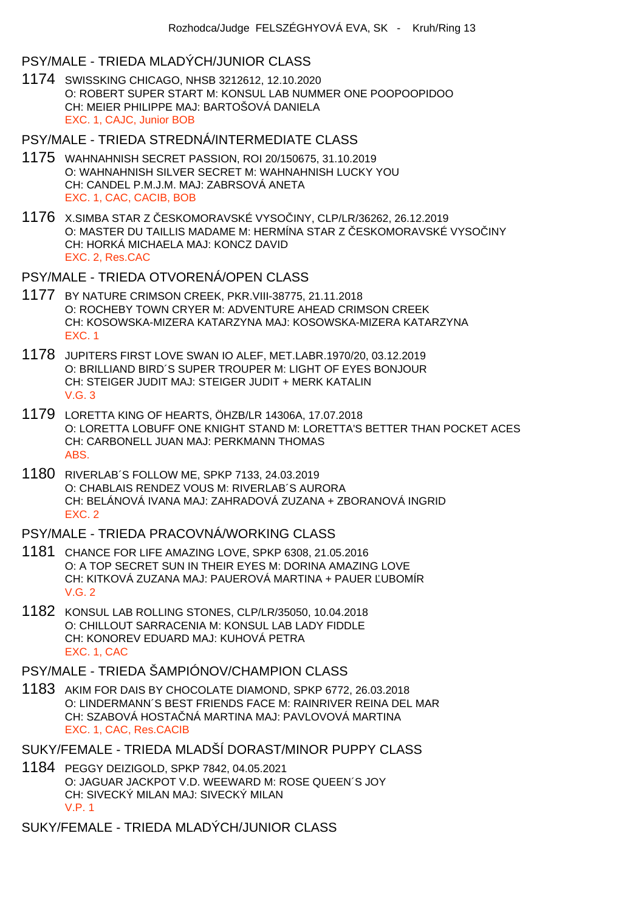## PSY/MALE - TRIEDA MLADÝCH/JUNIOR CLASS

1174 SWISSKING CHICAGO, NHSB 3212612, 12.10.2020
O: ROBERT SUPER START M: KONSUL LAB NUMMER ONE POOPOOPIDOO
CH: MEIER PHILIPPE MAJ: BARTOŠOVÁ DANIELA
EXC. 1, CAJC, Junior BOB

## PSY/MALE - TRIEDA STREDNÁ/INTERMEDIATE CLASS

1175 WAHNAHNISH SECRET PASSION, ROI 20/150675, 31.10.2019
O: WAHNAHNISH SILVER SECRET M: WAHNAHNISH LUCKY YOU
CH: CANDEL P.M.J.M. MAJ: ZABRSOVÁ ANETA
EXC. 1, CAC, CACIB, BOB

1176 X.SIMBA STAR Z ČESKOMORAVSKÉ VYSOČINY, CLP/LR/36262, 26.12.2019
O: MASTER DU TAILLIS MADAME M: HERMÍNA STAR Z ČESKOMORAVSKÉ VYSOČINY
CH: HORKÁ MICHAELA MAJ: KONCZ DAVID
EXC. 2, Res.CAC

## PSY/MALE - TRIEDA OTVORENÁ/OPEN CLASS

1177 BY NATURE CRIMSON CREEK, PKR.VIII-38775, 21.11.2018
O: ROCHEBY TOWN CRYER M: ADVENTURE AHEAD CRIMSON CREEK
CH: KOSOWSKA-MIZERA KATARZYNA MAJ: KOSOWSKA-MIZERA KATARZYNA
EXC. 1

1178 JUPITERS FIRST LOVE SWAN IO ALEF, MET.LABR.1970/20, 03.12.2019
O: BRILLIAND BIRD´S SUPER TROUPER M: LIGHT OF EYES BONJOUR
CH: STEIGER JUDIT MAJ: STEIGER JUDIT + MERK KATALIN
V.G. 3

1179 LORETTA KING OF HEARTS, ÖHZB/LR 14306A, 17.07.2018
O: LORETTA LOBUFF ONE KNIGHT STAND M: LORETTA'S BETTER THAN POCKET ACES
CH: CARBONELL JUAN MAJ: PERKMANN THOMAS
ABS.

1180 RIVERLAB´S FOLLOW ME, SPKP 7133, 24.03.2019
O: CHABLAIS RENDEZ VOUS M: RIVERLAB´S AURORA
CH: BELÁNOVÁ IVANA MAJ: ZAHRADOVÁ ZUZANA + ZBORANOVÁ INGRID
EXC. 2

## PSY/MALE - TRIEDA PRACOVNÁ/WORKING CLASS

1181 CHANCE FOR LIFE AMAZING LOVE, SPKP 6308, 21.05.2016
O: A TOP SECRET SUN IN THEIR EYES M: DORINA AMAZING LOVE
CH: KITKOVÁ ZUZANA MAJ: PAUEROVÁ MARTINA + PAUER ĽUBOMÍR
V.G. 2

1182 KONSUL LAB ROLLING STONES, CLP/LR/35050, 10.04.2018
O: CHILLOUT SARRACENIA M: KONSUL LAB LADY FIDDLE
CH: KONOREV EDUARD MAJ: KUHOVÁ PETRA
EXC. 1, CAC

## PSY/MALE - TRIEDA ŠAMPIÓNOV/CHAMPION CLASS

1183 AKIM FOR DAIS BY CHOCOLATE DIAMOND, SPKP 6772, 26.03.2018
O: LINDERMANN´S BEST FRIENDS FACE M: RAINRIVER REINA DEL MAR
CH: SZABOVÁ HOSTAČNÁ MARTINA MAJ: PAVLOVOVÁ MARTINA
EXC. 1, CAC, Res.CACIB

## SUKY/FEMALE - TRIEDA MLADŠÍ DORAST/MINOR PUPPY CLASS

1184 PEGGY DEIZIGOLD, SPKP 7842, 04.05.2021
O: JAGUAR JACKPOT V.D. WEEWARD M: ROSE QUEEN´S JOY
CH: SIVECKÝ MILAN MAJ: SIVECKÝ MILAN
V.P. 1

## SUKY/FEMALE - TRIEDA MLADÝCH/JUNIOR CLASS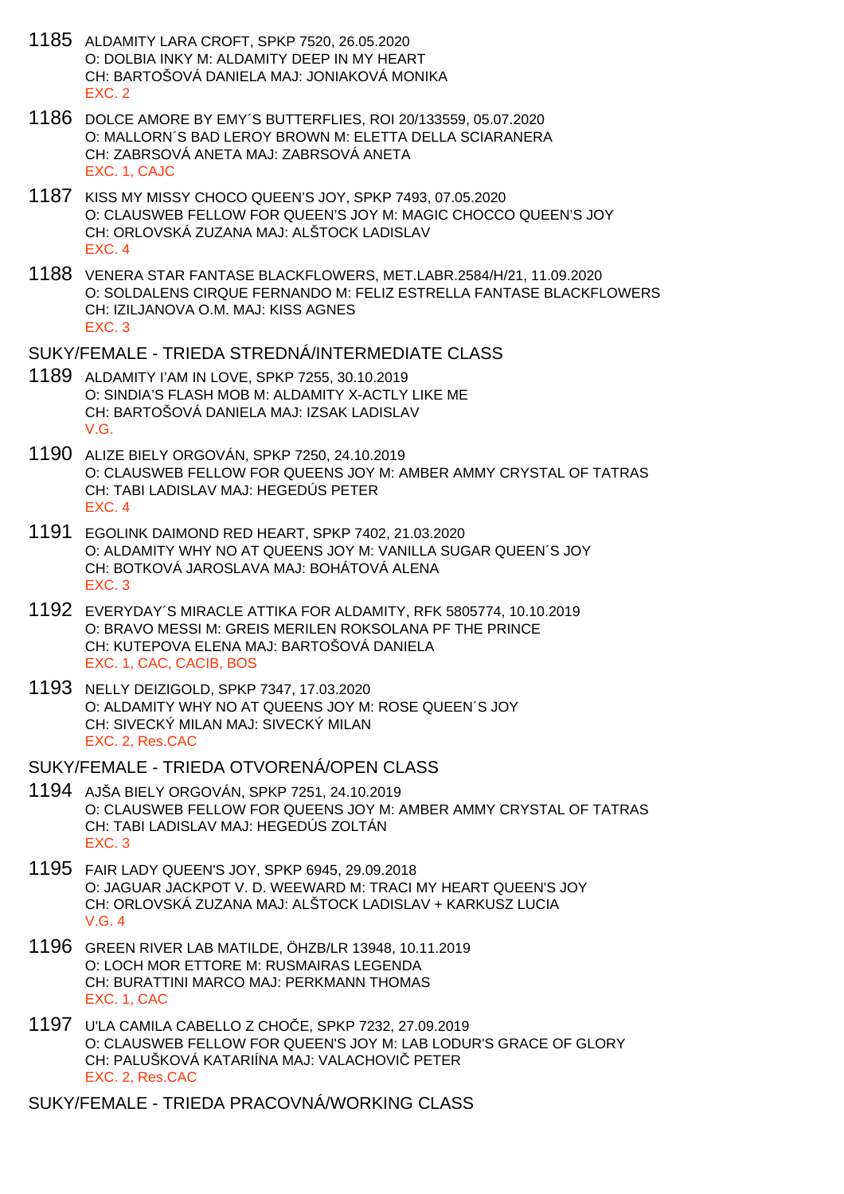1185 ALDAMITY LARA CROFT, SPKP 7520, 26.05.2020
O: DOLBIA INKY M: ALDAMITY DEEP IN MY HEART
CH: BARTOŠOVÁ DANIELA MAJ: JONIAKOVÁ MONIKA
EXC. 2

1186 DOLCE AMORE BY EMY´S BUTTERFLIES, ROI 20/133559, 05.07.2020
O: MALLORN´S BAD LEROY BROWN M: ELETTA DELLA SCIARANERA
CH: ZABRSOVÁ ANETA MAJ: ZABRSOVÁ ANETA
EXC. 1, CAJC

1187 KISS MY MISSY CHOCO QUEEN'S JOY, SPKP 7493, 07.05.2020
O: CLAUSWEB FELLOW FOR QUEEN'S JOY M: MAGIC CHOCCO QUEEN'S JOY
CH: ORLOVSKÁ ZUZANA MAJ: ALŠTOCK LADISLAV
EXC. 4

1188 VENERA STAR FANTASE BLACKFLOWERS, MET.LABR.2584/H/21, 11.09.2020
O: SOLDALENS CIRQUE FERNANDO M: FELIZ ESTRELLA FANTASE BLACKFLOWERS
CH: IZILJANOVA O.M. MAJ: KISS AGNES
EXC. 3

## SUKY/FEMALE - TRIEDA STREDNÁ/INTERMEDIATE CLASS

1189 ALDAMITY I'AM IN LOVE, SPKP 7255, 30.10.2019
O: SINDIA'S FLASH MOB M: ALDAMITY X-ACTLY LIKE ME
CH: BARTOŠOVÁ DANIELA MAJ: IZSAK LADISLAV
V.G.

1190 ALIZE BIELY ORGOVÁN, SPKP 7250, 24.10.2019
O: CLAUSWEB FELLOW FOR QUEENS JOY M: AMBER AMMY CRYSTAL OF TATRAS
CH: TABI LADISLAV MAJ: HEGEDÚS PETER
EXC. 4

1191 EGOLINK DAIMOND RED HEART, SPKP 7402, 21.03.2020
O: ALDAMITY WHY NO AT QUEENS JOY M: VANILLA SUGAR QUEEN´S JOY
CH: BOTKOVÁ JAROSLAVA MAJ: BOHÁTOVÁ ALENA
EXC. 3

1192 EVERYDAY´S MIRACLE ATTIKA FOR ALDAMITY, RFK 5805774, 10.10.2019
O: BRAVO MESSI M: GREIS MERILEN ROKSOLANA PF THE PRINCE
CH: KUTEPOVA ELENA MAJ: BARTOŠOVÁ DANIELA
EXC. 1, CAC, CACIB, BOS

1193 NELLY DEIZIGOLD, SPKP 7347, 17.03.2020
O: ALDAMITY WHY NO AT QUEENS JOY M: ROSE QUEEN´S JOY
CH: SIVECKÝ MILAN MAJ: SIVECKÝ MILAN
EXC. 2, Res.CAC

## SUKY/FEMALE - TRIEDA OTVORENÁ/OPEN CLASS

1194 AJŠA BIELY ORGOVÁN, SPKP 7251, 24.10.2019
O: CLAUSWEB FELLOW FOR QUEENS JOY M: AMBER AMMY CRYSTAL OF TATRAS
CH: TABI LADISLAV MAJ: HEGEDÚS ZOLTÁN
EXC. 3

1195 FAIR LADY QUEEN'S JOY, SPKP 6945, 29.09.2018
O: JAGUAR JACKPOT V. D. WEEWARD M: TRACI MY HEART QUEEN'S JOY
CH: ORLOVSKÁ ZUZANA MAJ: ALŠTOCK LADISLAV + KARKUSZ LUCIA
V.G. 4

1196 GREEN RIVER LAB MATILDE, ÖHZB/LR 13948, 10.11.2019
O: LOCH MOR ETTORE M: RUSMAIRAS LEGENDA
CH: BURATTINI MARCO MAJ: PERKMANN THOMAS
EXC. 1, CAC

1197 U'LA CAMILA CABELLO Z CHOČE, SPKP 7232, 27.09.2019
O: CLAUSWEB FELLOW FOR QUEEN'S JOY M: LAB LODUR'S GRACE OF GLORY
CH: PALUŠKOVÁ KATARIÍNA MAJ: VALACHOVIČ PETER
EXC. 2, Res.CAC

## SUKY/FEMALE - TRIEDA PRACOVNÁ/WORKING CLASS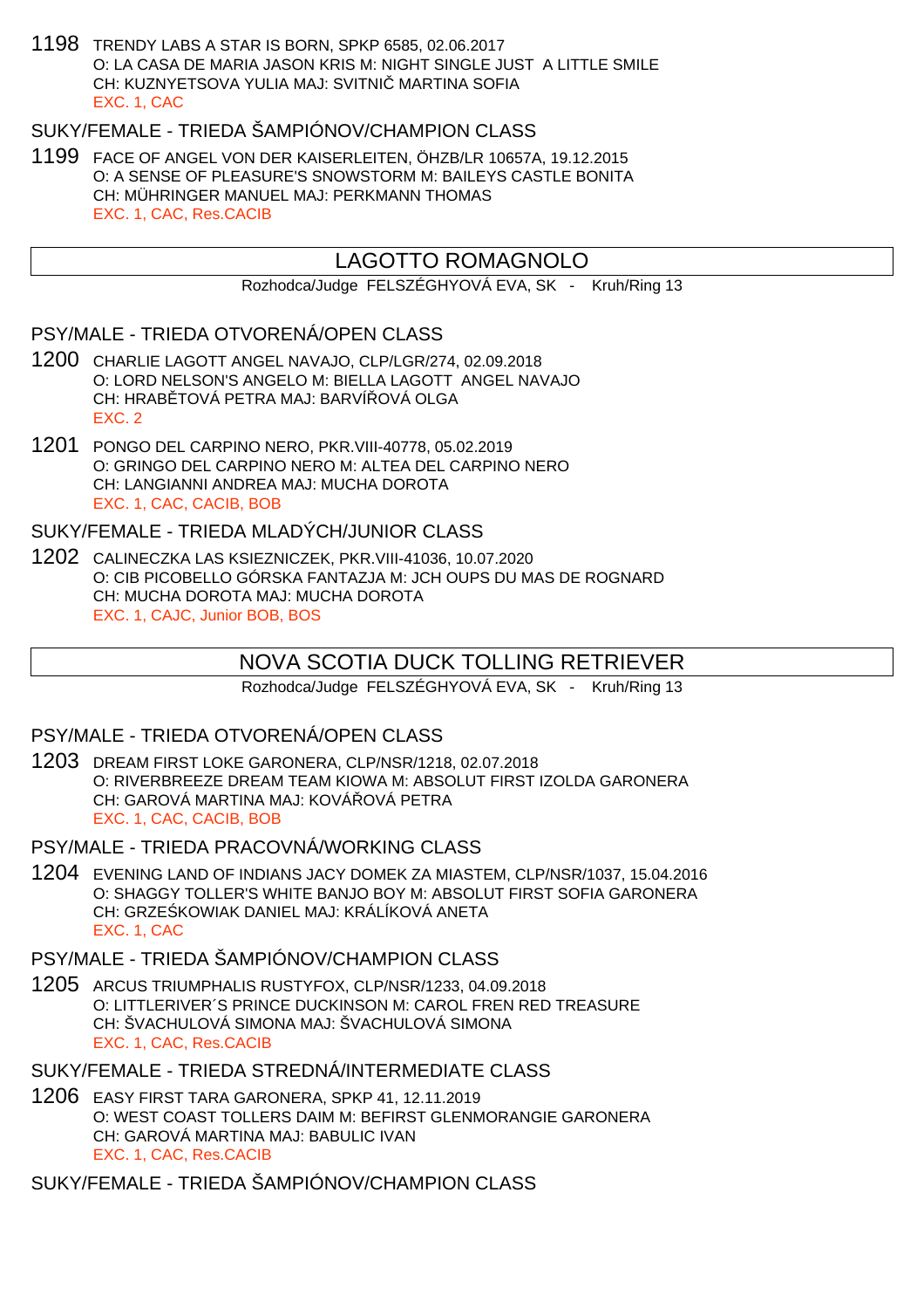1198 TRENDY LABS A STAR IS BORN, SPKP 6585, 02.06.2017
O: LA CASA DE MARIA JASON KRIS M: NIGHT SINGLE JUST A LITTLE SMILE
CH: KUZNYETSOVA YULIA MAJ: SVITNIČ MARTINA SOFIA
EXC. 1, CAC

SUKY/FEMALE - TRIEDA ŠAMPIÓNOV/CHAMPION CLASS

1199 FACE OF ANGEL VON DER KAISERLEITEN, ÖHZB/LR 10657A, 19.12.2015
O: A SENSE OF PLEASURE'S SNOWSTORM M: BAILEYS CASTLE BONITA
CH: MÜHRINGER MANUEL MAJ: PERKMANN THOMAS
EXC. 1, CAC, Res.CACIB

## LAGOTTO ROMAGNOLO

Rozhodca/Judge FELSZÉGHYOVÁ EVA, SK - Kruh/Ring 13

PSY/MALE - TRIEDA OTVORENÁ/OPEN CLASS

1200 CHARLIE LAGOTT ANGEL NAVAJO, CLP/LGR/274, 02.09.2018
O: LORD NELSON'S ANGELO M: BIELLA LAGOTT ANGEL NAVAJO
CH: HRABĚTOVÁ PETRA MAJ: BARVÍŘOVÁ OLGA
EXC. 2

1201 PONGO DEL CARPINO NERO, PKR.VIII-40778, 05.02.2019
O: GRINGO DEL CARPINO NERO M: ALTEA DEL CARPINO NERO
CH: LANGIANNI ANDREA MAJ: MUCHA DOROTA
EXC. 1, CAC, CACIB, BOB

SUKY/FEMALE - TRIEDA MLADÝCH/JUNIOR CLASS

1202 CALINECZKA LAS KSIEZNICZEK, PKR.VIII-41036, 10.07.2020
O: CIB PICOBELLO GÓRSKA FANTAZJA M: JCH OUPS DU MAS DE ROGNARD
CH: MUCHA DOROTA MAJ: MUCHA DOROTA
EXC. 1, CAJC, Junior BOB, BOS

## NOVA SCOTIA DUCK TOLLING RETRIEVER

Rozhodca/Judge FELSZÉGHYOVÁ EVA, SK - Kruh/Ring 13

PSY/MALE - TRIEDA OTVORENÁ/OPEN CLASS

1203 DREAM FIRST LOKE GARONERA, CLP/NSR/1218, 02.07.2018
O: RIVERBREEZE DREAM TEAM KIOWA M: ABSOLUT FIRST IZOLDA GARONERA
CH: GAROVÁ MARTINA MAJ: KOVÁŘOVÁ PETRA
EXC. 1, CAC, CACIB, BOB

PSY/MALE - TRIEDA PRACOVNÁ/WORKING CLASS

1204 EVENING LAND OF INDIANS JACY DOMEK ZA MIASTEM, CLP/NSR/1037, 15.04.2016
O: SHAGGY TOLLER'S WHITE BANJO BOY M: ABSOLUT FIRST SOFIA GARONERA
CH: GRZEŚKOWIAK DANIEL MAJ: KRÁLÍKOVÁ ANETA
EXC. 1, CAC

PSY/MALE - TRIEDA ŠAMPIÓNOV/CHAMPION CLASS

1205 ARCUS TRIUMPHALIS RUSTYFOX, CLP/NSR/1233, 04.09.2018
O: LITTLERIVER´S PRINCE DUCKINSON M: CAROL FREN RED TREASURE
CH: ŠVACHULOVÁ SIMONA MAJ: ŠVACHULOVÁ SIMONA
EXC. 1, CAC, Res.CACIB

SUKY/FEMALE - TRIEDA STREDNÁ/INTERMEDIATE CLASS

1206 EASY FIRST TARA GARONERA, SPKP 41, 12.11.2019
O: WEST COAST TOLLERS DAIM M: BEFIRST GLENMORANGIE GARONERA
CH: GAROVÁ MARTINA MAJ: BABULIC IVAN
EXC. 1, CAC, Res.CACIB

SUKY/FEMALE - TRIEDA ŠAMPIÓNOV/CHAMPION CLASS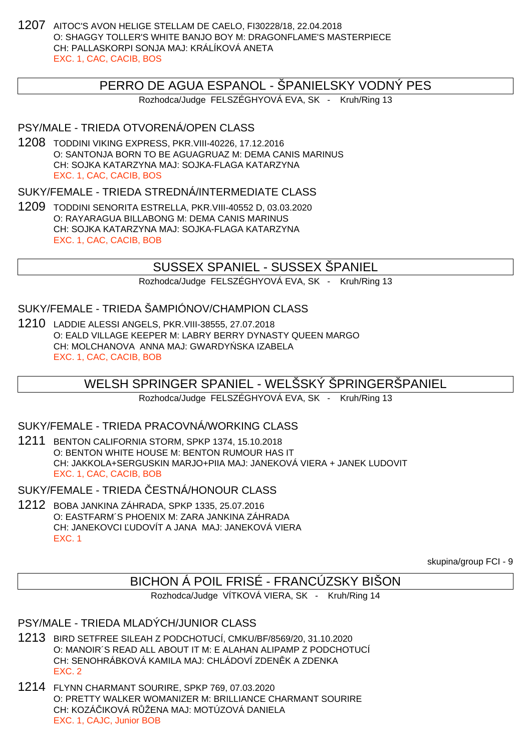1207 AITOC'S AVON HELIGE STELLAM DE CAELO, FI30228/18, 22.04.2018
O: SHAGGY TOLLER'S WHITE BANJO BOY M: DRAGONFLAME'S MASTERPIECE
CH: PALLASKORPI SONJA MAJ: KRÁLÍKOVÁ ANETA
EXC. 1, CAC, CACIB, BOS

## PERRO DE AGUA ESPANOL - ŠPANIELSKY VODNÝ PES

Rozhodca/Judge FELSZÉGHYOVÁ EVA, SK - Kruh/Ring 13

### PSY/MALE - TRIEDA OTVORENÁ/OPEN CLASS

1208 TODDINI VIKING EXPRESS, PKR.VIII-40226, 17.12.2016
O: SANTONJA BORN TO BE AGUAGRUAZ M: DEMA CANIS MARINUS
CH: SOJKA KATARZYNA MAJ: SOJKA-FLAGA KATARZYNA
EXC. 1, CAC, CACIB, BOS

### SUKY/FEMALE - TRIEDA STREDNÁ/INTERMEDIATE CLASS

1209 TODDINI SENORITA ESTRELLA, PKR.VIII-40552 D, 03.03.2020
O: RAYARAGUA BILLABONG M: DEMA CANIS MARINUS
CH: SOJKA KATARZYNA MAJ: SOJKA-FLAGA KATARZYNA
EXC. 1, CAC, CACIB, BOB

## SUSSEX SPANIEL - SUSSEX ŠPANIEL

Rozhodca/Judge FELSZÉGHYOVÁ EVA, SK - Kruh/Ring 13

### SUKY/FEMALE - TRIEDA ŠAMPIÓNOV/CHAMPION CLASS

1210 LADDIE ALESSI ANGELS, PKR.VIII-38555, 27.07.2018
O: EALD VILLAGE KEEPER M: LABRY BERRY DYNASTY QUEEN MARGO
CH: MOLCHANOVA ANNA MAJ: GWARDYŃSKA IZABELA
EXC. 1, CAC, CACIB, BOB

## WELSH SPRINGER SPANIEL - WELŠSKÝ ŠPRINGERŠPANIEL

Rozhodca/Judge FELSZÉGHYOVÁ EVA, SK - Kruh/Ring 13

### SUKY/FEMALE - TRIEDA PRACOVNÁ/WORKING CLASS

1211 BENTON CALIFORNIA STORM, SPKP 1374, 15.10.2018
O: BENTON WHITE HOUSE M: BENTON RUMOUR HAS IT
CH: JAKKOLA+SERGUSKIN MARJO+PIIA MAJ: JANEKOVÁ VIERA + JANEK LUDOVIT
EXC. 1, CAC, CACIB, BOB

### SUKY/FEMALE - TRIEDA ČESTNÁ/HONOUR CLASS

1212 BOBA JANKINA ZÁHRADA, SPKP 1335, 25.07.2016
O: EASTFARM´S PHOENIX M: ZARA JANKINA ZÁHRADA
CH: JANEKOVCI ĽUDOVÍT A JANA MAJ: JANEKOVÁ VIERA
EXC. 1

skupina/group FCI - 9

## BICHON Á POIL FRISÉ - FRANCÚZSKY BIŠON

Rozhodca/Judge VÍTKOVÁ VIERA, SK - Kruh/Ring 14

### PSY/MALE - TRIEDA MLADÝCH/JUNIOR CLASS

1213 BIRD SETFREE SILEAH Z PODCHOTUCÍ, CMKU/BF/8569/20, 31.10.2020
O: MANOIR´S READ ALL ABOUT IT M: E ALAHAN ALIPAMP Z PODCHOTUCÍ
CH: SENOHRÁBKOVÁ KAMILA MAJ: CHLÁDOVÍ ZDENĚK A ZDENKA
EXC. 2

1214 FLYNN CHARMANT SOURIRE, SPKP 769, 07.03.2020
O: PRETTY WALKER WOMANIZER M: BRILLIANCE CHARMANT SOURIRE
CH: KOZÁČIKOVÁ RŮŽENA MAJ: MOTÚZOVÁ DANIELA
EXC. 1, CAJC, Junior BOB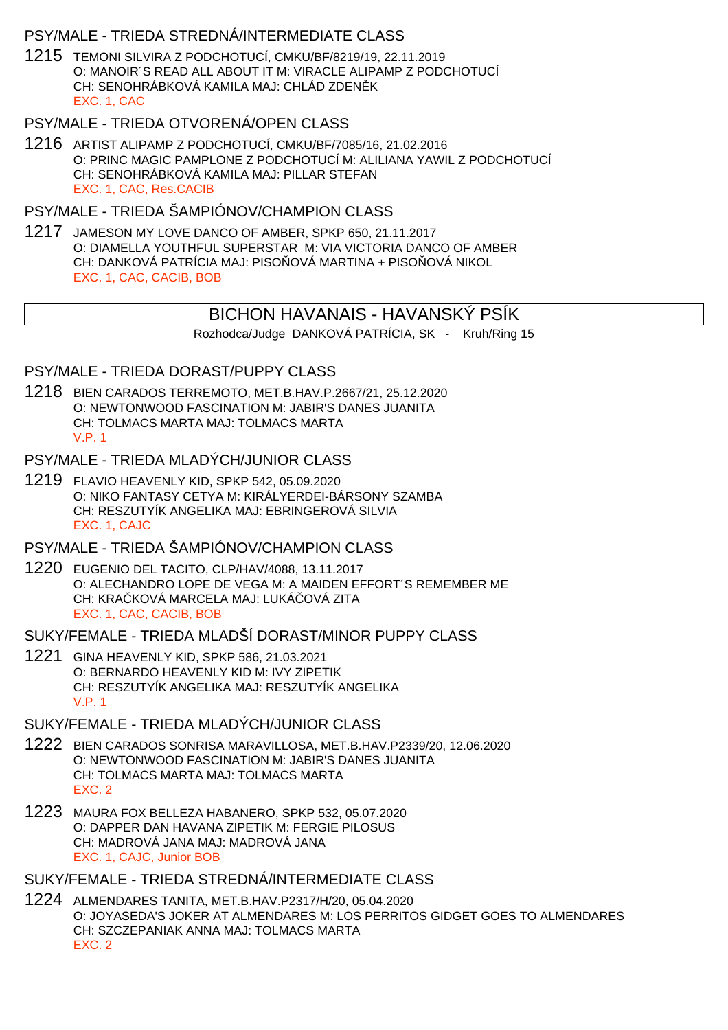### PSY/MALE - TRIEDA STREDNÁ/INTERMEDIATE CLASS

1215 TEMONI SILVIRA Z PODCHOTUCÍ, CMKU/BF/8219/19, 22.11.2019
O: MANOIR´S READ ALL ABOUT IT M: VIRACLE ALIPAMP Z PODCHOTUCÍ
CH: SENOHRÁBKOVÁ KAMILA MAJ: CHLÁD ZDENĚK
EXC. 1, CAC

### PSY/MALE - TRIEDA OTVORENÁ/OPEN CLASS

1216 ARTIST ALIPAMP Z PODCHOTUCÍ, CMKU/BF/7085/16, 21.02.2016
O: PRINC MAGIC PAMPLONE Z PODCHOTUCÍ M: ALILIANA YAWIL Z PODCHOTUCÍ
CH: SENOHRÁBKOVÁ KAMILA MAJ: PILLAR STEFAN
EXC. 1, CAC, Res.CACIB

### PSY/MALE - TRIEDA ŠAMPIÓNOV/CHAMPION CLASS

1217 JAMESON MY LOVE DANCO OF AMBER, SPKP 650, 21.11.2017
O: DIAMELLA YOUTHFUL SUPERSTAR M: VIA VICTORIA DANCO OF AMBER
CH: DANKOVÁ PATRÍCIA MAJ: PISOŇOVÁ MARTINA + PISOŇOVÁ NIKOL
EXC. 1, CAC, CACIB, BOB

## BICHON HAVANAIS - HAVANSKÝ PSÍK

Rozhodca/Judge DANKOVÁ PATRÍCIA, SK - Kruh/Ring 15

### PSY/MALE - TRIEDA DORAST/PUPPY CLASS

1218 BIEN CARADOS TERREMOTO, MET.B.HAV.P.2667/21, 25.12.2020
O: NEWTONWOOD FASCINATION M: JABIR'S DANES JUANITA
CH: TOLMACS MARTA MAJ: TOLMACS MARTA
V.P. 1

### PSY/MALE - TRIEDA MLADÝCH/JUNIOR CLASS

1219 FLAVIO HEAVENLY KID, SPKP 542, 05.09.2020
O: NIKO FANTASY CETYA M: KIRÁLYERDEI-BÁRSONY SZAMBA
CH: RESZUTYÍK ANGELIKA MAJ: EBRINGEROVÁ SILVIA
EXC. 1, CAJC

### PSY/MALE - TRIEDA ŠAMPIÓNOV/CHAMPION CLASS

1220 EUGENIO DEL TACITO, CLP/HAV/4088, 13.11.2017
O: ALECHANDRO LOPE DE VEGA M: A MAIDEN EFFORT´S REMEMBER ME
CH: KRAČKOVÁ MARCELA MAJ: LUKÁČOVÁ ZITA
EXC. 1, CAC, CACIB, BOB

### SUKY/FEMALE - TRIEDA MLADŠÍ DORAST/MINOR PUPPY CLASS

1221 GINA HEAVENLY KID, SPKP 586, 21.03.2021
O: BERNARDO HEAVENLY KID M: IVY ZIPETIK
CH: RESZUTYÍK ANGELIKA MAJ: RESZUTYÍK ANGELIKA
V.P. 1

### SUKY/FEMALE - TRIEDA MLADÝCH/JUNIOR CLASS

1222 BIEN CARADOS SONRISA MARAVILLOSA, MET.B.HAV.P2339/20, 12.06.2020
O: NEWTONWOOD FASCINATION M: JABIR'S DANES JUANITA
CH: TOLMACS MARTA MAJ: TOLMACS MARTA
EXC. 2

1223 MAURA FOX BELLEZA HABANERO, SPKP 532, 05.07.2020
O: DAPPER DAN HAVANA ZIPETIK M: FERGIE PILOSUS
CH: MADROVÁ JANA MAJ: MADROVÁ JANA
EXC. 1, CAJC, Junior BOB

### SUKY/FEMALE - TRIEDA STREDNÁ/INTERMEDIATE CLASS

1224 ALMENDARES TANITA, MET.B.HAV.P2317/H/20, 05.04.2020
O: JOYASEDA'S JOKER AT ALMENDARES M: LOS PERRITOS GIDGET GOES TO ALMENDARES
CH: SZCZEPANIAK ANNA MAJ: TOLMACS MARTA
EXC. 2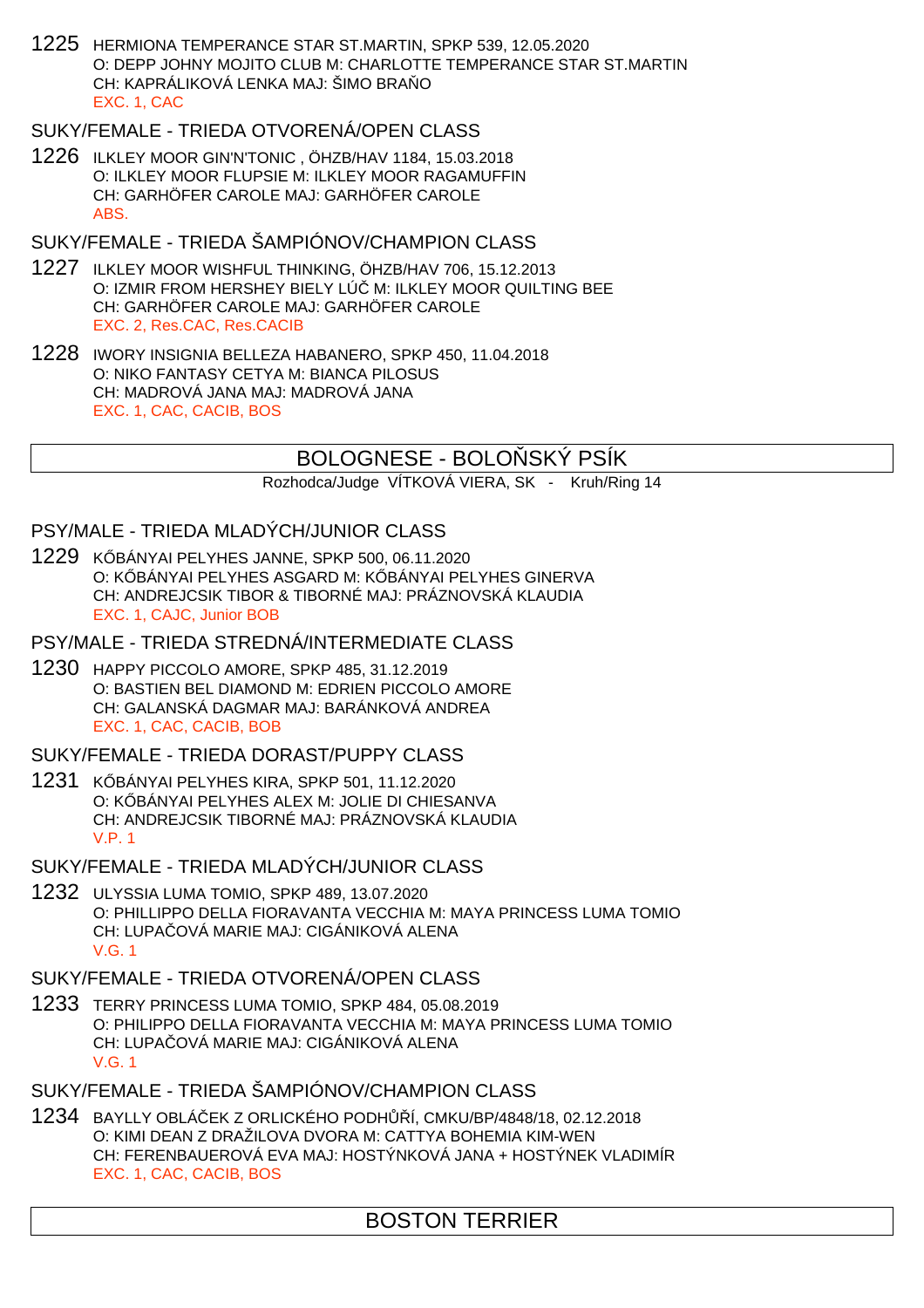1225 HERMIONA TEMPERANCE STAR ST.MARTIN, SPKP 539, 12.05.2020
O: DEPP JOHNY MOJITO CLUB M: CHARLOTTE TEMPERANCE STAR ST.MARTIN
CH: KAPRÁLIKOVÁ LENKA MAJ: ŠIMO BRAŇO
EXC. 1, CAC

SUKY/FEMALE - TRIEDA OTVORENÁ/OPEN CLASS

1226 ILKLEY MOOR GIN'N'TONIC , ÖHZB/HAV 1184, 15.03.2018
O: ILKLEY MOOR FLUPSIE M: ILKLEY MOOR RAGAMUFFIN
CH: GARHÖFER CAROLE MAJ: GARHÖFER CAROLE
ABS.

SUKY/FEMALE - TRIEDA ŠAMPIÓNOV/CHAMPION CLASS

1227 ILKLEY MOOR WISHFUL THINKING, ÖHZB/HAV 706, 15.12.2013
O: IZMIR FROM HERSHEY BIELY LÚČ M: ILKLEY MOOR QUILTING BEE
CH: GARHÖFER CAROLE MAJ: GARHÖFER CAROLE
EXC. 2, Res.CAC, Res.CACIB

1228 IWORY INSIGNIA BELLEZA HABANERO, SPKP 450, 11.04.2018
O: NIKO FANTASY CETYA M: BIANCA PILOSUS
CH: MADROVÁ JANA MAJ: MADROVÁ JANA
EXC. 1, CAC, CACIB, BOS

## BOLOGNESE - BOLOŇSKÝ PSÍK

Rozhodca/Judge VÍTKOVÁ VIERA, SK - Kruh/Ring 14

PSY/MALE - TRIEDA MLADÝCH/JUNIOR CLASS

1229 KŐBÁNYAI PELYHES JANNE, SPKP 500, 06.11.2020
O: KŐBÁNYAI PELYHES ASGARD M: KŐBÁNYAI PELYHES GINERVA
CH: ANDREJCSIK TIBOR & TIBORNÉ MAJ: PRÁZNOVSKÁ KLAUDIA
EXC. 1, CAJC, Junior BOB

PSY/MALE - TRIEDA STREDNÁ/INTERMEDIATE CLASS

1230 HAPPY PICCOLO AMORE, SPKP 485, 31.12.2019
O: BASTIEN BEL DIAMOND M: EDRIEN PICCOLO AMORE
CH: GALANSKÁ DAGMAR MAJ: BARÁNKOVÁ ANDREA
EXC. 1, CAC, CACIB, BOB

SUKY/FEMALE - TRIEDA DORAST/PUPPY CLASS

1231 KŐBÁNYAI PELYHES KIRA, SPKP 501, 11.12.2020
O: KŐBÁNYAI PELYHES ALEX M: JOLIE DI CHIESANVA
CH: ANDREJCSIK TIBORNÉ MAJ: PRÁZNOVSKÁ KLAUDIA
V.P. 1

SUKY/FEMALE - TRIEDA MLADÝCH/JUNIOR CLASS

1232 ULYSSIA LUMA TOMIO, SPKP 489, 13.07.2020
O: PHILLIPPO DELLA FIORAVANTA VECCHIA M: MAYA PRINCESS LUMA TOMIO
CH: LUPAČOVÁ MARIE MAJ: CIGÁNIKOVÁ ALENA
V.G. 1

SUKY/FEMALE - TRIEDA OTVORENÁ/OPEN CLASS

1233 TERRY PRINCESS LUMA TOMIO, SPKP 484, 05.08.2019
O: PHILIPPO DELLA FIORAVANTA VECCHIA M: MAYA PRINCESS LUMA TOMIO
CH: LUPAČOVÁ MARIE MAJ: CIGÁNIKOVÁ ALENA
V.G. 1

SUKY/FEMALE - TRIEDA ŠAMPIÓNOV/CHAMPION CLASS

1234 BAYLLY OBLÁČEK Z ORLICKÉHO PODHŮŘÍ, CMKU/BP/4848/18, 02.12.2018
O: KIMI DEAN Z DRAŽILOVA DVORA M: CATTYA BOHEMIA KIM-WEN
CH: FERENBAUEROVÁ EVA MAJ: HOSTÝNKOVÁ JANA + HOSTÝNEK VLADIMÍR
EXC. 1, CAC, CACIB, BOS

## BOSTON TERRIER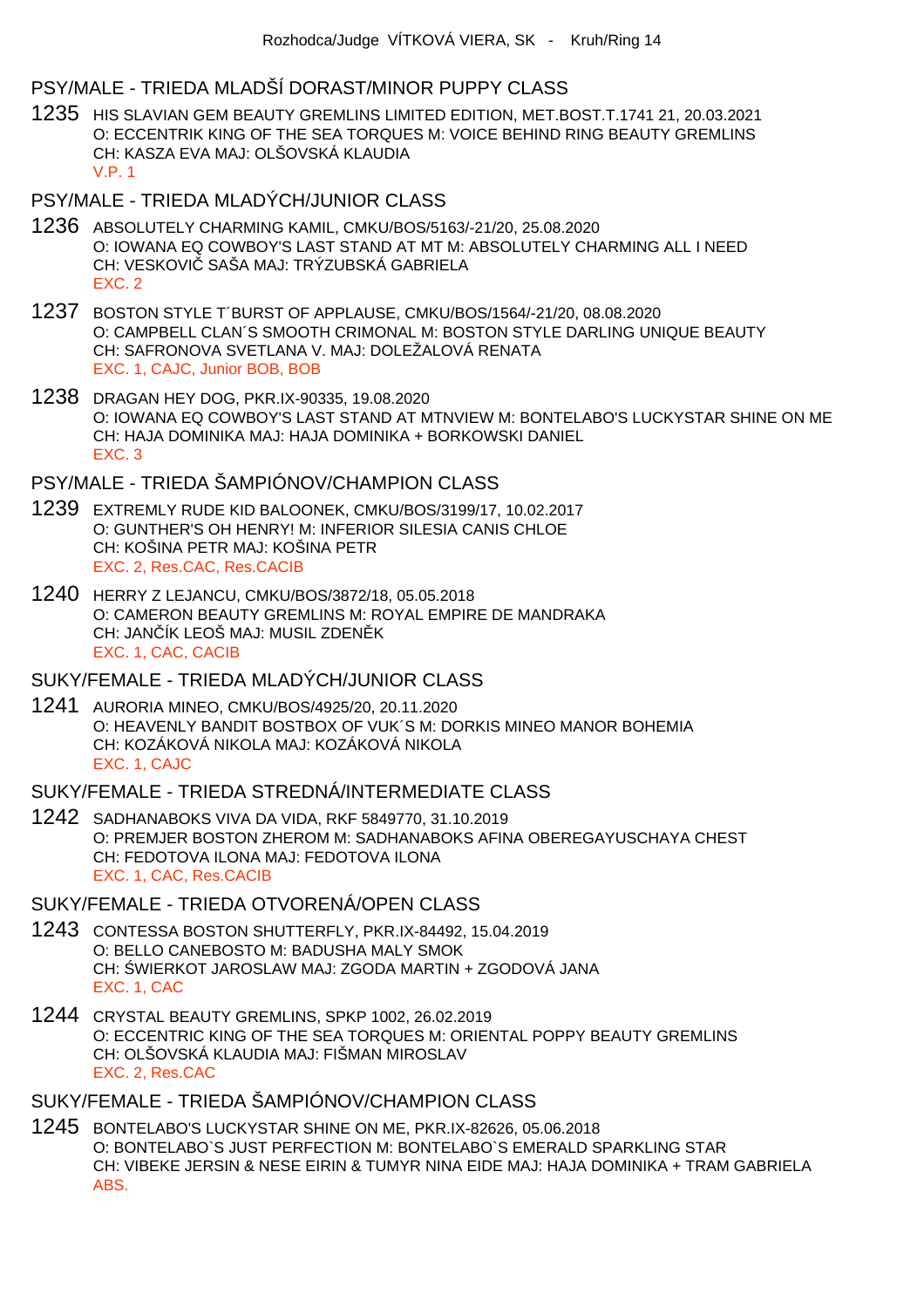Rozhodca/Judge VÍTKOVÁ VIERA, SK - Kruh/Ring 14

## PSY/MALE - TRIEDA MLADŠÍ DORAST/MINOR PUPPY CLASS

1235 HIS SLAVIAN GEM BEAUTY GREMLINS LIMITED EDITION, MET.BOST.T.1741 21, 20.03.2021
O: ECCENTRIK KING OF THE SEA TORQUES M: VOICE BEHIND RING BEAUTY GREMLINS
CH: KASZA EVA MAJ: OLŠOVSKÁ KLAUDIA
V.P. 1

## PSY/MALE - TRIEDA MLADÝCH/JUNIOR CLASS

1236 ABSOLUTELY CHARMING KAMIL, CMKU/BOS/5163/-21/20, 25.08.2020
O: IOWANA EQ COWBOY'S LAST STAND AT MT M: ABSOLUTELY CHARMING ALL I NEED
CH: VESKOVIČ SAŠA MAJ: TRÝZUBSKÁ GABRIELA
EXC. 2

1237 BOSTON STYLE T´BURST OF APPLAUSE, CMKU/BOS/1564/-21/20, 08.08.2020
O: CAMPBELL CLAN´S SMOOTH CRIMONAL M: BOSTON STYLE DARLING UNIQUE BEAUTY
CH: SAFRONOVA SVETLANA V. MAJ: DOLEŽALOVÁ RENATA
EXC. 1, CAJC, Junior BOB, BOB

1238 DRAGAN HEY DOG, PKR.IX-90335, 19.08.2020
O: IOWANA EQ COWBOY'S LAST STAND AT MTNVIEW M: BONTELABO'S LUCKYSTAR SHINE ON ME
CH: HAJA DOMINIKA MAJ: HAJA DOMINIKA + BORKOWSKI DANIEL
EXC. 3

## PSY/MALE - TRIEDA ŠAMPIÓNOV/CHAMPION CLASS

1239 EXTREMLY RUDE KID BALOONEK, CMKU/BOS/3199/17, 10.02.2017
O: GUNTHER'S OH HENRY! M: INFERIOR SILESIA CANIS CHLOE
CH: KOŠINA PETR MAJ: KOŠINA PETR
EXC. 2, Res.CAC, Res.CACIB

1240 HERRY Z LEJANCU, CMKU/BOS/3872/18, 05.05.2018
O: CAMERON BEAUTY GREMLINS M: ROYAL EMPIRE DE MANDRAKA
CH: JANČÍK LEOŠ MAJ: MUSIL ZDENĚK
EXC. 1, CAC, CACIB

## SUKY/FEMALE - TRIEDA MLADÝCH/JUNIOR CLASS

1241 AURORIA MINEO, CMKU/BOS/4925/20, 20.11.2020
O: HEAVENLY BANDIT BOSTBOX OF VUK´S M: DORKIS MINEO MANOR BOHEMIA
CH: KOZÁKOVÁ NIKOLA MAJ: KOZÁKOVÁ NIKOLA
EXC. 1, CAJC

## SUKY/FEMALE - TRIEDA STREDNÁ/INTERMEDIATE CLASS

1242 SADHANABOKS VIVA DA VIDA, RKF 5849770, 31.10.2019
O: PREMJER BOSTON ZHEROM M: SADHANABOKS AFINA OBEREGAYUSCHAYA CHEST
CH: FEDOTOVA ILONA MAJ: FEDOTOVA ILONA
EXC. 1, CAC, Res.CACIB

## SUKY/FEMALE - TRIEDA OTVORENÁ/OPEN CLASS

1243 CONTESSA BOSTON SHUTTERFLY, PKR.IX-84492, 15.04.2019
O: BELLO CANEBOSTO M: BADUSHA MALY SMOK
CH: ŚWIERKOT JAROSLAW MAJ: ZGODA MARTIN + ZGODOVÁ JANA
EXC. 1, CAC

1244 CRYSTAL BEAUTY GREMLINS, SPKP 1002, 26.02.2019
O: ECCENTRIC KING OF THE SEA TORQUES M: ORIENTAL POPPY BEAUTY GREMLINS
CH: OLŠOVSKÁ KLAUDIA MAJ: FIŠMAN MIROSLAV
EXC. 2, Res.CAC

## SUKY/FEMALE - TRIEDA ŠAMPIÓNOV/CHAMPION CLASS

1245 BONTELABO'S LUCKYSTAR SHINE ON ME, PKR.IX-82626, 05.06.2018
O: BONTELABO`S JUST PERFECTION M: BONTELABO`S EMERALD SPARKLING STAR
CH: VIBEKE JERSIN & NESE EIRIN & TUMYR NINA EIDE MAJ: HAJA DOMINIKA + TRAM GABRIELA
ABS.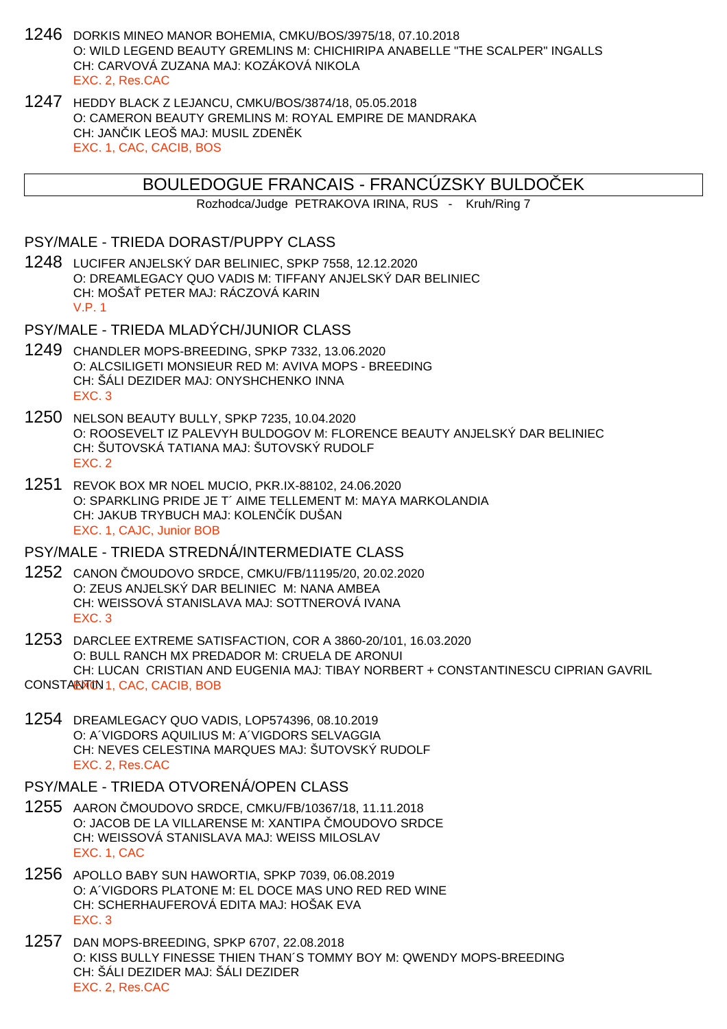1246 DORKIS MINEO MANOR BOHEMIA, CMKU/BOS/3975/18, 07.10.2018
O: WILD LEGEND BEAUTY GREMLINS M: CHICHIRIPA ANABELLE "THE SCALPER" INGALLS
CH: CARVOVÁ ZUZANA MAJ: KOZÁKOVÁ NIKOLA
EXC. 2, Res.CAC

1247 HEDDY BLACK Z LEJANCU, CMKU/BOS/3874/18, 05.05.2018
O: CAMERON BEAUTY GREMLINS M: ROYAL EMPIRE DE MANDRAKA
CH: JANČIK LEOŠ MAJ: MUSIL ZDENĚK
EXC. 1, CAC, CACIB, BOS

## BOULEDOGUE FRANCAIS - FRANCÚZSKY BULDOČEK

Rozhodca/Judge PETRAKOVA IRINA, RUS - Kruh/Ring 7

### PSY/MALE - TRIEDA DORAST/PUPPY CLASS

1248 LUCIFER ANJELSKÝ DAR BELINIEC, SPKP 7558, 12.12.2020
O: DREAMLEGACY QUO VADIS M: TIFFANY ANJELSKÝ DAR BELINIEC
CH: MOŠAŤ PETER MAJ: RÁCZOVÁ KARIN
V.P. 1

### PSY/MALE - TRIEDA MLADÝCH/JUNIOR CLASS

1249 CHANDLER MOPS-BREEDING, SPKP 7332, 13.06.2020
O: ALCSILIGETI MONSIEUR RED M: AVIVA MOPS - BREEDING
CH: ŠÁLI DEZIDER MAJ: ONYSHCHENKO INNA
EXC. 3

1250 NELSON BEAUTY BULLY, SPKP 7235, 10.04.2020
O: ROOSEVELT IZ PALEVYH BULDOGOV M: FLORENCE BEAUTY ANJELSKÝ DAR BELINIEC
CH: ŠUTOVSKÁ TATIANA MAJ: ŠUTOVSKÝ RUDOLF
EXC. 2

1251 REVOK BOX MR NOEL MUCIO, PKR.IX-88102, 24.06.2020
O: SPARKLING PRIDE JE T´ AIME TELLEMENT M: MAYA MARKOLANDIA
CH: JAKUB TRYBUCH MAJ: KOLENČÍK DUŠAN
EXC. 1, CAJC, Junior BOB

### PSY/MALE - TRIEDA STREDNÁ/INTERMEDIATE CLASS

1252 CANON ČMOUDOVO SRDCE, CMKU/FB/11195/20, 20.02.2020
O: ZEUS ANJELSKÝ DAR BELINIEC M: NANA AMBEA
CH: WEISSOVÁ STANISLAVA MAJ: SOTTNEROVÁ IVANA
EXC. 3

1253 DARCLEE EXTREME SATISFACTION, COR A 3860-20/101, 16.03.2020
O: BULL RANCH MX PREDADOR M: CRUELA DE ARONUI
CH: LUCAN CRISTIAN AND EUGENIA MAJ: TIBAY NORBERT + CONSTANTINESCU CIPRIAN GAVRIL CONSTANTIN
EXC. 1, CAC, CACIB, BOB

1254 DREAMLEGACY QUO VADIS, LOP574396, 08.10.2019
O: A´VIGDORS AQUILIUS M: A´VIGDORS SELVAGGIA
CH: NEVES CELESTINA MARQUES MAJ: ŠUTOVSKÝ RUDOLF
EXC. 2, Res.CAC

### PSY/MALE - TRIEDA OTVORENÁ/OPEN CLASS

1255 AARON ČMOUDOVO SRDCE, CMKU/FB/10367/18, 11.11.2018
O: JACOB DE LA VILLARENSE M: XANTIPA ČMOUDOVO SRDCE
CH: WEISSOVÁ STANISLAVA MAJ: WEISS MILOSLAV
EXC. 1, CAC

1256 APOLLO BABY SUN HAWORTIA, SPKP 7039, 06.08.2019
O: A´VIGDORS PLATONE M: EL DOCE MAS UNO RED RED WINE
CH: SCHERHAUFEROVÁ EDITA MAJ: HOŠAK EVA
EXC. 3

1257 DAN MOPS-BREEDING, SPKP 6707, 22.08.2018
O: KISS BULLY FINESSE THIEN THAN´S TOMMY BOY M: QWENDY MOPS-BREEDING
CH: ŠÁLI DEZIDER MAJ: ŠÁLI DEZIDER
EXC. 2, Res.CAC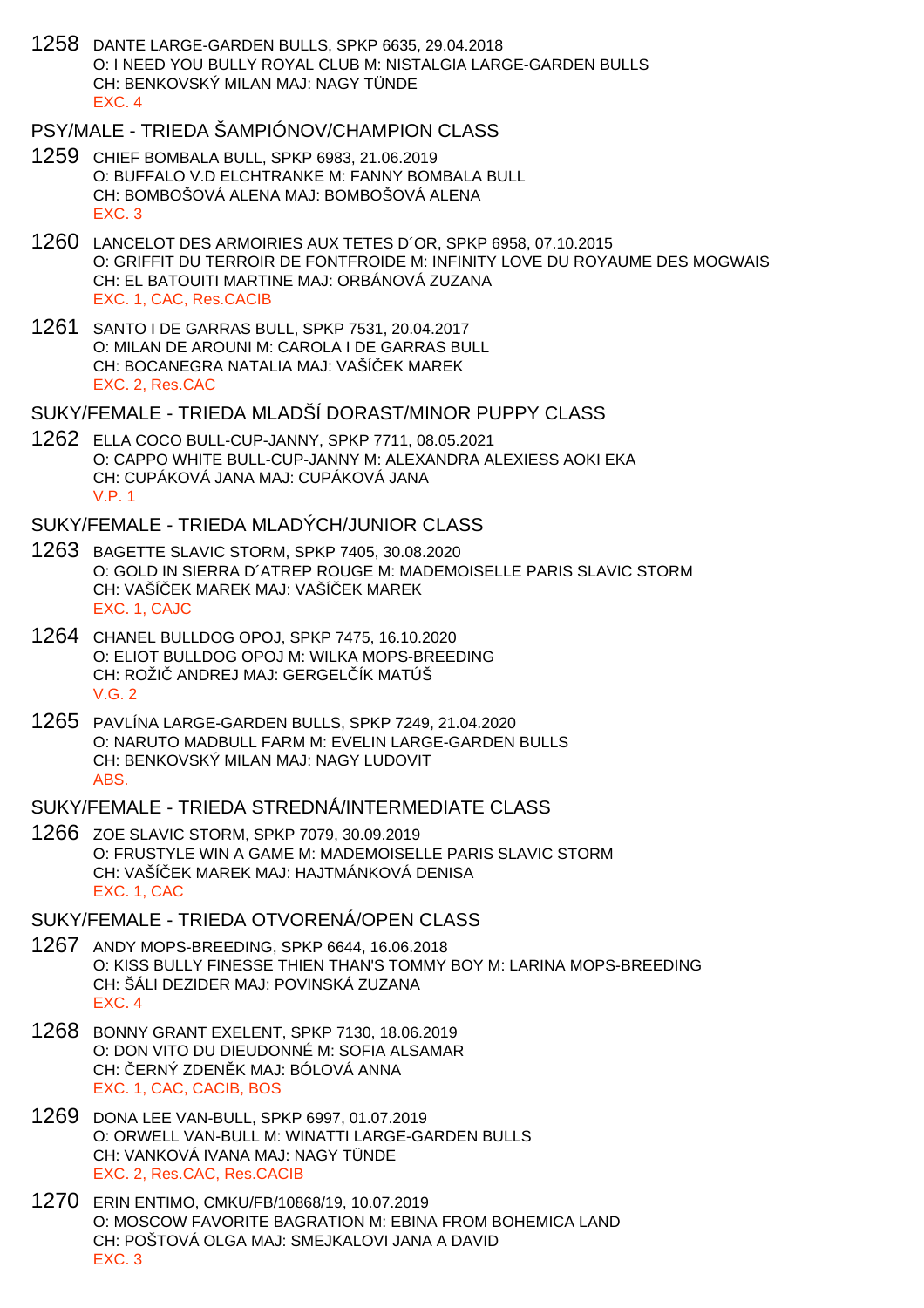1258 DANTE LARGE-GARDEN BULLS, SPKP 6635, 29.04.2018
O: I NEED YOU BULLY ROYAL CLUB M: NISTALGIA LARGE-GARDEN BULLS
CH: BENKOVSKÝ MILAN MAJ: NAGY TÜNDE
EXC. 4

## PSY/MALE - TRIEDA ŠAMPIÓNOV/CHAMPION CLASS

1259 CHIEF BOMBALA BULL, SPKP 6983, 21.06.2019
O: BUFFALO V.D ELCHTRANKE M: FANNY BOMBALA BULL
CH: BOMBOŠOVÁ ALENA MAJ: BOMBOŠOVÁ ALENA
EXC. 3

1260 LANCELOT DES ARMOIRIES AUX TETES D´OR, SPKP 6958, 07.10.2015
O: GRIFFIT DU TERROIR DE FONTFROIDE M: INFINITY LOVE DU ROYAUME DES MOGWAIS
CH: EL BATOUITI MARTINE MAJ: ORBÁNOVÁ ZUZANA
EXC. 1, CAC, Res.CACIB

1261 SANTO I DE GARRAS BULL, SPKP 7531, 20.04.2017
O: MILAN DE AROUNI M: CAROLA I DE GARRAS BULL
CH: BOCANEGRA NATALIA MAJ: VAŠÍČEK MAREK
EXC. 2, Res.CAC

## SUKY/FEMALE - TRIEDA MLADŠÍ DORAST/MINOR PUPPY CLASS

1262 ELLA COCO BULL-CUP-JANNY, SPKP 7711, 08.05.2021
O: CAPPO WHITE BULL-CUP-JANNY M: ALEXANDRA ALEXIESS AOKI EKA
CH: CUPÁKOVÁ JANA MAJ: CUPÁKOVÁ JANA
V.P. 1

## SUKY/FEMALE - TRIEDA MLADÝCH/JUNIOR CLASS

1263 BAGETTE SLAVIC STORM, SPKP 7405, 30.08.2020
O: GOLD IN SIERRA D´ATREP ROUGE M: MADEMOISELLE PARIS SLAVIC STORM
CH: VAŠÍČEK MAREK MAJ: VAŠÍČEK MAREK
EXC. 1, CAJC

1264 CHANEL BULLDOG OPOJ, SPKP 7475, 16.10.2020
O: ELIOT BULLDOG OPOJ M: WILKA MOPS-BREEDING
CH: ROŽIČ ANDREJ MAJ: GERGELČÍK MATÚŠ
V.G. 2

1265 PAVLÍNA LARGE-GARDEN BULLS, SPKP 7249, 21.04.2020
O: NARUTO MADBULL FARM M: EVELIN LARGE-GARDEN BULLS
CH: BENKOVSKÝ MILAN MAJ: NAGY LUDOVIT
ABS.

## SUKY/FEMALE - TRIEDA STREDNÁ/INTERMEDIATE CLASS

1266 ZOE SLAVIC STORM, SPKP 7079, 30.09.2019
O: FRUSTYLE WIN A GAME M: MADEMOISELLE PARIS SLAVIC STORM
CH: VAŠÍČEK MAREK MAJ: HAJTMÁNKOVÁ DENISA
EXC. 1, CAC

## SUKY/FEMALE - TRIEDA OTVORENÁ/OPEN CLASS

1267 ANDY MOPS-BREEDING, SPKP 6644, 16.06.2018
O: KISS BULLY FINESSE THIEN THAN'S TOMMY BOY M: LARINA MOPS-BREEDING
CH: ŠÁLI DEZIDER MAJ: POVINSKÁ ZUZANA
EXC. 4

1268 BONNY GRANT EXELENT, SPKP 7130, 18.06.2019
O: DON VITO DU DIEUDONNÉ M: SOFIA ALSAMAR
CH: ČERNÝ ZDENĚK MAJ: BÓLOVÁ ANNA
EXC. 1, CAC, CACIB, BOS

1269 DONA LEE VAN-BULL, SPKP 6997, 01.07.2019
O: ORWELL VAN-BULL M: WINATTI LARGE-GARDEN BULLS
CH: VANKOVÁ IVANA MAJ: NAGY TÜNDE
EXC. 2, Res.CAC, Res.CACIB

1270 ERIN ENTIMO, CMKU/FB/10868/19, 10.07.2019
O: MOSCOW FAVORITE BAGRATION M: EBINA FROM BOHEMICA LAND
CH: POŠTOVÁ OLGA MAJ: SMEJKALOVI JANA A DAVID
EXC. 3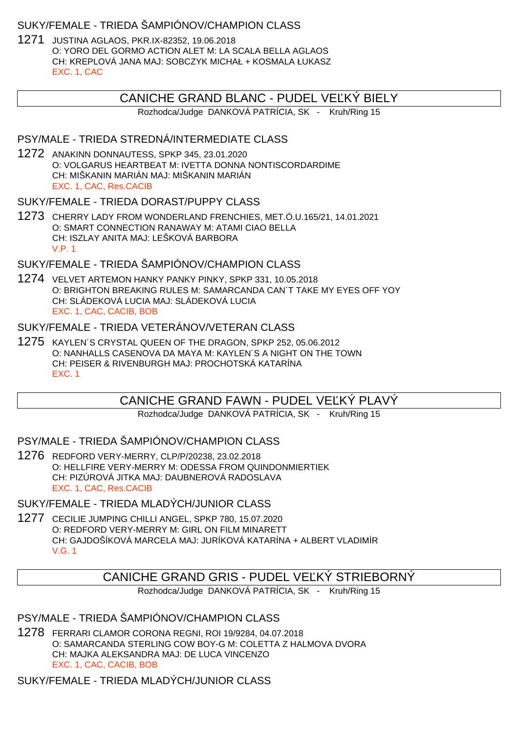SUKY/FEMALE - TRIEDA ŠAMPIÓNOV/CHAMPION CLASS

1271 JUSTINA AGLAOS, PKR.IX-82352, 19.06.2018
O: YORO DEL GORMO ACTION ALET M: LA SCALA BELLA AGLAOS
CH: KREPLOVÁ JANA MAJ: SOBCZYK MICHAŁ + KOSMALA ŁUKASZ
EXC. 1, CAC

## CANICHE GRAND BLANC - PUDEL VEĽKÝ BIELY

Rozhodca/Judge DANKOVÁ PATRÍCIA, SK - Kruh/Ring 15

PSY/MALE - TRIEDA STREDNÁ/INTERMEDIATE CLASS

1272 ANAKINN DONNAUTESS, SPKP 345, 23.01.2020
O: VOLGARUS HEARTBEAT M: IVETTA DONNA NONTISCORDARDIME
CH: MIŠKANIN MARIÁN MAJ: MIŠKANIN MARIÁN
EXC. 1, CAC, Res.CACIB

SUKY/FEMALE - TRIEDA DORAST/PUPPY CLASS

1273 CHERRY LADY FROM WONDERLAND FRENCHIES, MET.Ó.U.165/21, 14.01.2021
O: SMART CONNECTION RANAWAY M: ATAMI CIAO BELLA
CH: ISZLAY ANITA MAJ: LEŠKOVÁ BARBORA
V.P. 1

SUKY/FEMALE - TRIEDA ŠAMPIÓNOV/CHAMPION CLASS

1274 VELVET ARTEMON HANKY PANKY PINKY, SPKP 331, 10.05.2018
O: BRIGHTON BREAKING RULES M: SAMARCANDA CAN´T TAKE MY EYES OFF YOY
CH: SLÁDEKOVÁ LUCIA MAJ: SLÁDEKOVÁ LUCIA
EXC. 1, CAC, CACIB, BOB

SUKY/FEMALE - TRIEDA VETERÁNOV/VETERAN CLASS

1275 KAYLEN´S CRYSTAL QUEEN OF THE DRAGON, SPKP 252, 05.06.2012
O: NANHALLS CASENOVA DA MAYA M: KAYLEN´S A NIGHT ON THE TOWN
CH: PEISER & RIVENBURGH MAJ: PROCHOTSKÁ KATARÍNA
EXC. 1

## CANICHE GRAND FAWN - PUDEL VEĽKÝ PLAVÝ

Rozhodca/Judge DANKOVÁ PATRÍCIA, SK - Kruh/Ring 15

PSY/MALE - TRIEDA ŠAMPIÓNOV/CHAMPION CLASS

1276 REDFORD VERY-MERRY, CLP/P/20238, 23.02.2018
O: HELLFIRE VERY-MERRY M: ODESSA FROM QUINDONMIERTIEK
CH: PIZÚROVÁ JITKA MAJ: DAUBNEROVÁ RADOSLAVA
EXC. 1, CAC, Res.CACIB

SUKY/FEMALE - TRIEDA MLADÝCH/JUNIOR CLASS

1277 CECILIE JUMPING CHILLI ANGEL, SPKP 780, 15.07.2020
O: REDFORD VERY-MERRY M: GIRL ON FILM MINARETT
CH: GAJDOŠÍKOVÁ MARCELA MAJ: JURÍKOVÁ KATARÍNA + ALBERT VLADIMÍR
V.G. 1

## CANICHE GRAND GRIS - PUDEL VEĽKÝ STRIEBORNÝ

Rozhodca/Judge DANKOVÁ PATRÍCIA, SK - Kruh/Ring 15

PSY/MALE - TRIEDA ŠAMPIÓNOV/CHAMPION CLASS

1278 FERRARI CLAMOR CORONA REGNI, ROI 19/9284, 04.07.2018
O: SAMARCANDA STERLING COW BOY-G M: COLETTA Z HALMOVA DVORA
CH: MAJKA ALEKSANDRA MAJ: DE LUCA VINCENZO
EXC. 1, CAC, CACIB, BOB

SUKY/FEMALE - TRIEDA MLADÝCH/JUNIOR CLASS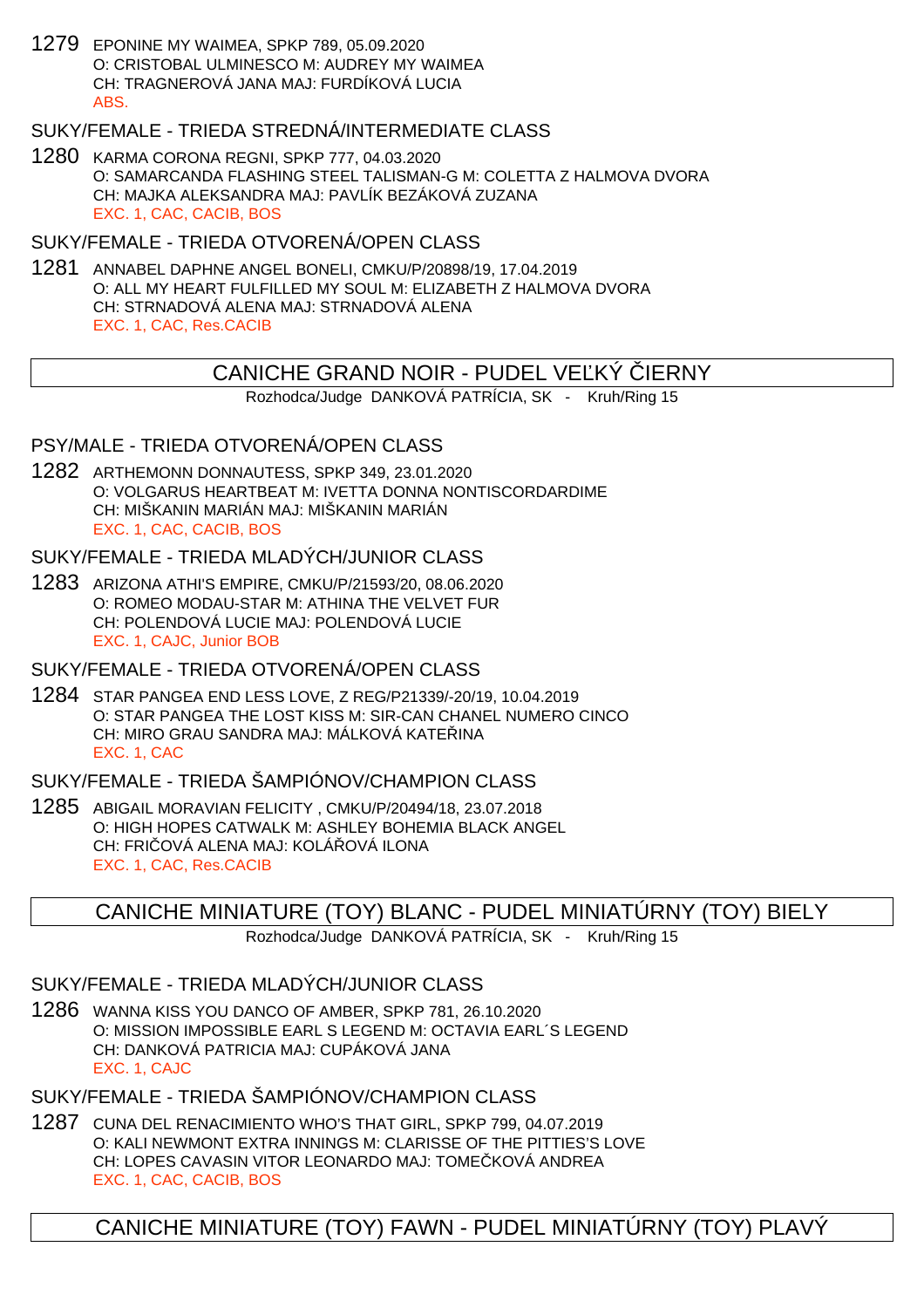1279 EPONINE MY WAIMEA, SPKP 789, 05.09.2020
O: CRISTOBAL ULMINESCO M: AUDREY MY WAIMEA
CH: TRAGNEROVÁ JANA MAJ: FURDÍKOVÁ LUCIA
ABS.

SUKY/FEMALE - TRIEDA STREDNÁ/INTERMEDIATE CLASS

1280 KARMA CORONA REGNI, SPKP 777, 04.03.2020
O: SAMARCANDA FLASHING STEEL TALISMAN-G M: COLETTA Z HALMOVA DVORA
CH: MAJKA ALEKSANDRA MAJ: PAVLÍK BEZÁKOVÁ ZUZANA
EXC. 1, CAC, CACIB, BOS

SUKY/FEMALE - TRIEDA OTVORENÁ/OPEN CLASS

1281 ANNABEL DAPHNE ANGEL BONELI, CMKU/P/20898/19, 17.04.2019
O: ALL MY HEART FULFILLED MY SOUL M: ELIZABETH Z HALMOVA DVORA
CH: STRNADOVÁ ALENA MAJ: STRNADOVÁ ALENA
EXC. 1, CAC, Res.CACIB

## CANICHE GRAND NOIR - PUDEL VEĽKÝ ČIERNY

Rozhodca/Judge DANKOVÁ PATRÍCIA, SK - Kruh/Ring 15

PSY/MALE - TRIEDA OTVORENÁ/OPEN CLASS

1282 ARTHEMONN DONNAUTESS, SPKP 349, 23.01.2020
O: VOLGARUS HEARTBEAT M: IVETTA DONNA NONTISCORDARDIME
CH: MIŠKANIN MARIÁN MAJ: MIŠKANIN MARIÁN
EXC. 1, CAC, CACIB, BOS

SUKY/FEMALE - TRIEDA MLADÝCH/JUNIOR CLASS

1283 ARIZONA ATHI'S EMPIRE, CMKU/P/21593/20, 08.06.2020
O: ROMEO MODAU-STAR M: ATHINA THE VELVET FUR
CH: POLENDOVÁ LUCIE MAJ: POLENDOVÁ LUCIE
EXC. 1, CAJC, Junior BOB

SUKY/FEMALE - TRIEDA OTVORENÁ/OPEN CLASS

1284 STAR PANGEA END LESS LOVE, Z REG/P21339/-20/19, 10.04.2019
O: STAR PANGEA THE LOST KISS M: SIR-CAN CHANEL NUMERO CINCO
CH: MIRO GRAU SANDRA MAJ: MÁLKOVÁ KATEŘINA
EXC. 1, CAC

SUKY/FEMALE - TRIEDA ŠAMPIÓNOV/CHAMPION CLASS

1285 ABIGAIL MORAVIAN FELICITY , CMKU/P/20494/18, 23.07.2018
O: HIGH HOPES CATWALK M: ASHLEY BOHEMIA BLACK ANGEL
CH: FRIČOVÁ ALENA MAJ: KOLÁŘOVÁ ILONA
EXC. 1, CAC, Res.CACIB

## CANICHE MINIATURE (TOY) BLANC - PUDEL MINIATÚRNY (TOY) BIELY

Rozhodca/Judge DANKOVÁ PATRÍCIA, SK - Kruh/Ring 15

SUKY/FEMALE - TRIEDA MLADÝCH/JUNIOR CLASS

1286 WANNA KISS YOU DANCO OF AMBER, SPKP 781, 26.10.2020
O: MISSION IMPOSSIBLE EARL S LEGEND M: OCTAVIA EARL´S LEGEND
CH: DANKOVÁ PATRICIA MAJ: CUPÁKOVÁ JANA
EXC. 1, CAJC

SUKY/FEMALE - TRIEDA ŠAMPIÓNOV/CHAMPION CLASS

1287 CUNA DEL RENACIMIENTO WHO'S THAT GIRL, SPKP 799, 04.07.2019
O: KALI NEWMONT EXTRA INNINGS M: CLARISSE OF THE PITTIES'S LOVE
CH: LOPES CAVASIN VITOR LEONARDO MAJ: TOMEČKOVÁ ANDREA
EXC. 1, CAC, CACIB, BOS

## CANICHE MINIATURE (TOY) FAWN - PUDEL MINIATÚRNY (TOY) PLAVÝ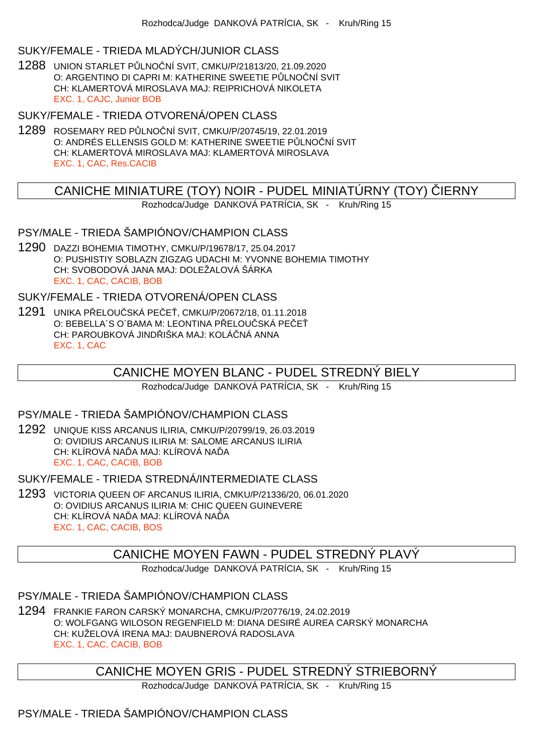### SUKY/FEMALE - TRIEDA MLADÝCH/JUNIOR CLASS

1288 UNION STARLET PŮLNOČNÍ SVIT, CMKU/P/21813/20, 21.09.2020
O: ARGENTINO DI CAPRI M: KATHERINE SWEETIE PŮLNOČNÍ SVIT
CH: KLAMERTOVÁ MIROSLAVA MAJ: REIPRICHOVÁ NIKOLETA
EXC. 1, CAJC, Junior BOB

### SUKY/FEMALE - TRIEDA OTVORENÁ/OPEN CLASS

1289 ROSEMARY RED PŮLNOČNÍ SVIT, CMKU/P/20745/19, 22.01.2019
O: ANDRÉS ELLENSIS GOLD M: KATHERINE SWEETIE PŮLNOČNÍ SVIT
CH: KLAMERTOVÁ MIROSLAVA MAJ: KLAMERTOVÁ MIROSLAVA
EXC. 1, CAC, Res.CACIB

## CANICHE MINIATURE (TOY) NOIR - PUDEL MINIATÚRNY (TOY) ČIERNY

Rozhodca/Judge DANKOVÁ PATRÍCIA, SK - Kruh/Ring 15

### PSY/MALE - TRIEDA ŠAMPIÓNOV/CHAMPION CLASS

1290 DAZZI BOHEMIA TIMOTHY, CMKU/P/19678/17, 25.04.2017
O: PUSHISTIY SOBLAZN ZIGZAG UDACHI M: YVONNE BOHEMIA TIMOTHY
CH: SVOBODOVÁ JANA MAJ: DOLEŽALOVÁ ŠÁRKA
EXC. 1, CAC, CACIB, BOB

### SUKY/FEMALE - TRIEDA OTVORENÁ/OPEN CLASS

1291 UNIKA PŘELOUČSKÁ PEČEŤ, CMKU/P/20672/18, 01.11.2018
O: BEBELLA´S O´BAMA M: LEONTINA PŘELOUČSKÁ PEČEŤ
CH: PAROUBKOVÁ JINDŘIŠKA MAJ: KOLÁČNÁ ANNA
EXC. 1, CAC

## CANICHE MOYEN BLANC - PUDEL STREDNÝ BIELY

Rozhodca/Judge DANKOVÁ PATRÍCIA, SK - Kruh/Ring 15

### PSY/MALE - TRIEDA ŠAMPIÓNOV/CHAMPION CLASS

1292 UNIQUE KISS ARCANUS ILIRIA, CMKU/P/20799/19, 26.03.2019
O: OVIDIUS ARCANUS ILIRIA M: SALOME ARCANUS ILIRIA
CH: KLÍROVÁ NAĎA MAJ: KLÍROVÁ NAĎA
EXC. 1, CAC, CACIB, BOB

### SUKY/FEMALE - TRIEDA STREDNÁ/INTERMEDIATE CLASS

1293 VICTORIA QUEEN OF ARCANUS ILIRIA, CMKU/P/21336/20, 06.01.2020
O: OVIDIUS ARCANUS ILIRIA M: CHIC QUEEN GUINEVERE
CH: KLÍROVÁ NAĎA MAJ: KLÍROVÁ NAĎA
EXC. 1, CAC, CACIB, BOS

## CANICHE MOYEN FAWN - PUDEL STREDNÝ PLAVÝ

Rozhodca/Judge DANKOVÁ PATRÍCIA, SK - Kruh/Ring 15

### PSY/MALE - TRIEDA ŠAMPIÓNOV/CHAMPION CLASS

1294 FRANKIE FARON CARSKÝ MONARCHA, CMKU/P/20776/19, 24.02.2019
O: WOLFGANG WILOSON REGENFIELD M: DIANA DESIRÉ AUREA CARSKÝ MONARCHA
CH: KUŽELOVÁ IRENA MAJ: DAUBNEROVÁ RADOSLAVA
EXC. 1, CAC, CACIB, BOB

## CANICHE MOYEN GRIS - PUDEL STREDNÝ STRIEBORNÝ

Rozhodca/Judge DANKOVÁ PATRÍCIA, SK - Kruh/Ring 15

### PSY/MALE - TRIEDA ŠAMPIÓNOV/CHAMPION CLASS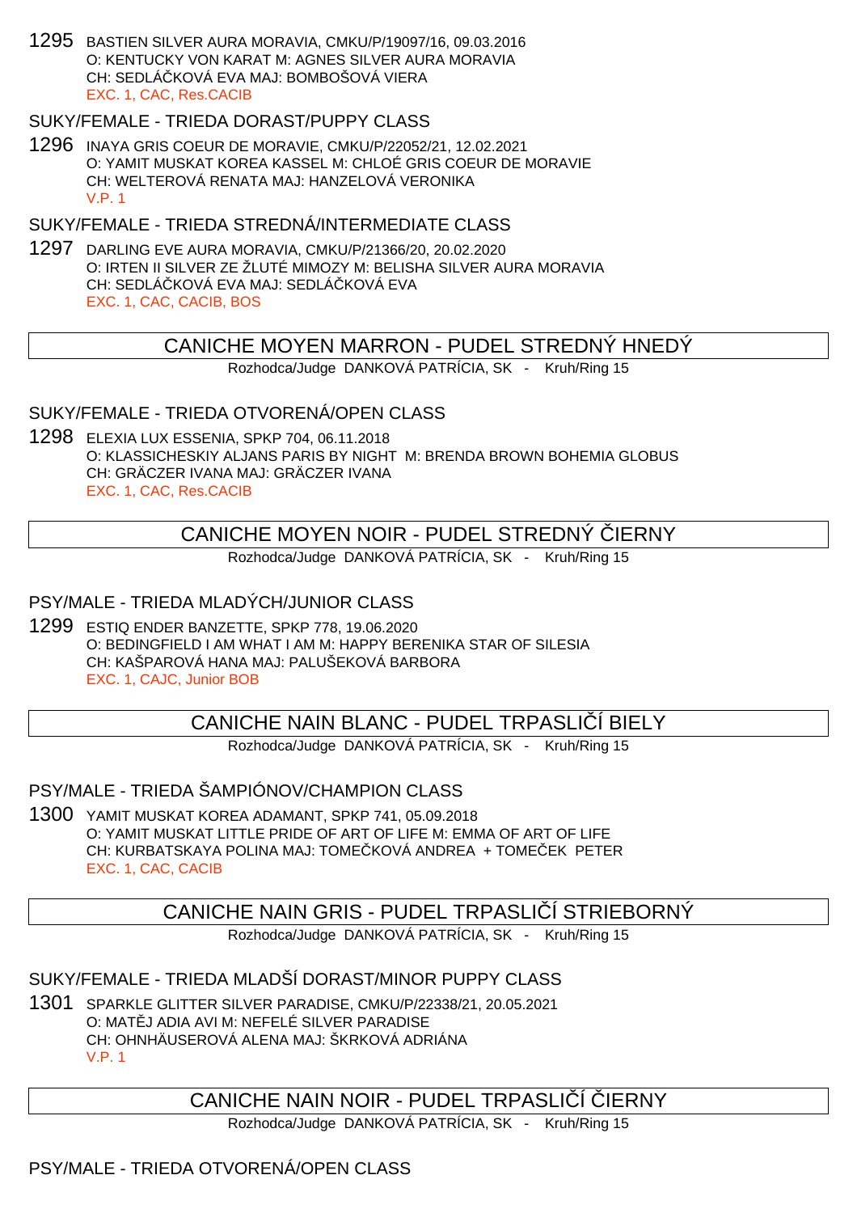1295 BASTIEN SILVER AURA MORAVIA, CMKU/P/19097/16, 09.03.2016
O: KENTUCKY VON KARAT M: AGNES SILVER AURA MORAVIA
CH: SEDLÁČKOVÁ EVA MAJ: BOMBOŠOVÁ VIERA
EXC. 1, CAC, Res.CACIB

SUKY/FEMALE - TRIEDA DORAST/PUPPY CLASS

1296 INAYA GRIS COEUR DE MORAVIE, CMKU/P/22052/21, 12.02.2021
O: YAMIT MUSKAT KOREA KASSEL M: CHLOÉ GRIS COEUR DE MORAVIE
CH: WELTEROVÁ RENATA MAJ: HANZELOVÁ VERONIKA
V.P. 1

SUKY/FEMALE - TRIEDA STREDNÁ/INTERMEDIATE CLASS

1297 DARLING EVE AURA MORAVIA, CMKU/P/21366/20, 20.02.2020
O: IRTEN II SILVER ZE ŽLUTÉ MIMOZY M: BELISHA SILVER AURA MORAVIA
CH: SEDLÁČKOVÁ EVA MAJ: SEDLÁČKOVÁ EVA
EXC. 1, CAC, CACIB, BOS

## CANICHE MOYEN MARRON - PUDEL STREDNÝ HNEDÝ

Rozhodca/Judge DANKOVÁ PATRÍCIA, SK - Kruh/Ring 15

SUKY/FEMALE - TRIEDA OTVORENÁ/OPEN CLASS

1298 ELEXIA LUX ESSENIA, SPKP 704, 06.11.2018
O: KLASSICHESKIY ALJANS PARIS BY NIGHT M: BRENDA BROWN BOHEMIA GLOBUS
CH: GRÄCZER IVANA MAJ: GRÄCZER IVANA
EXC. 1, CAC, Res.CACIB

## CANICHE MOYEN NOIR - PUDEL STREDNÝ ČIERNY

Rozhodca/Judge DANKOVÁ PATRÍCIA, SK - Kruh/Ring 15

PSY/MALE - TRIEDA MLADÝCH/JUNIOR CLASS

1299 ESTIQ ENDER BANZETTE, SPKP 778, 19.06.2020
O: BEDINGFIELD I AM WHAT I AM M: HAPPY BERENIKA STAR OF SILESIA
CH: KAŠPAROVÁ HANA MAJ: PALUŠEKOVÁ BARBORA
EXC. 1, CAJC, Junior BOB

## CANICHE NAIN BLANC - PUDEL TRPASLIČÍ BIELY

Rozhodca/Judge DANKOVÁ PATRÍCIA, SK - Kruh/Ring 15

PSY/MALE - TRIEDA ŠAMPIÓNOV/CHAMPION CLASS

1300 YAMIT MUSKAT KOREA ADAMANT, SPKP 741, 05.09.2018
O: YAMIT MUSKAT LITTLE PRIDE OF ART OF LIFE M: EMMA OF ART OF LIFE
CH: KURBATSKAYA POLINA MAJ: TOMEČKOVÁ ANDREA + TOMEČEK PETER
EXC. 1, CAC, CACIB

## CANICHE NAIN GRIS - PUDEL TRPASLIČÍ STRIEBORNÝ

Rozhodca/Judge DANKOVÁ PATRÍCIA, SK - Kruh/Ring 15

SUKY/FEMALE - TRIEDA MLADŠÍ DORAST/MINOR PUPPY CLASS

1301 SPARKLE GLITTER SILVER PARADISE, CMKU/P/22338/21, 20.05.2021
O: MATĚJ ADIA AVI M: NEFELÉ SILVER PARADISE
CH: OHNHÄUSEROVÁ ALENA MAJ: ŠKRKOVÁ ADRIÁNA
V.P. 1

## CANICHE NAIN NOIR - PUDEL TRPASLIČÍ ČIERNY

Rozhodca/Judge DANKOVÁ PATRÍCIA, SK - Kruh/Ring 15

PSY/MALE - TRIEDA OTVORENÁ/OPEN CLASS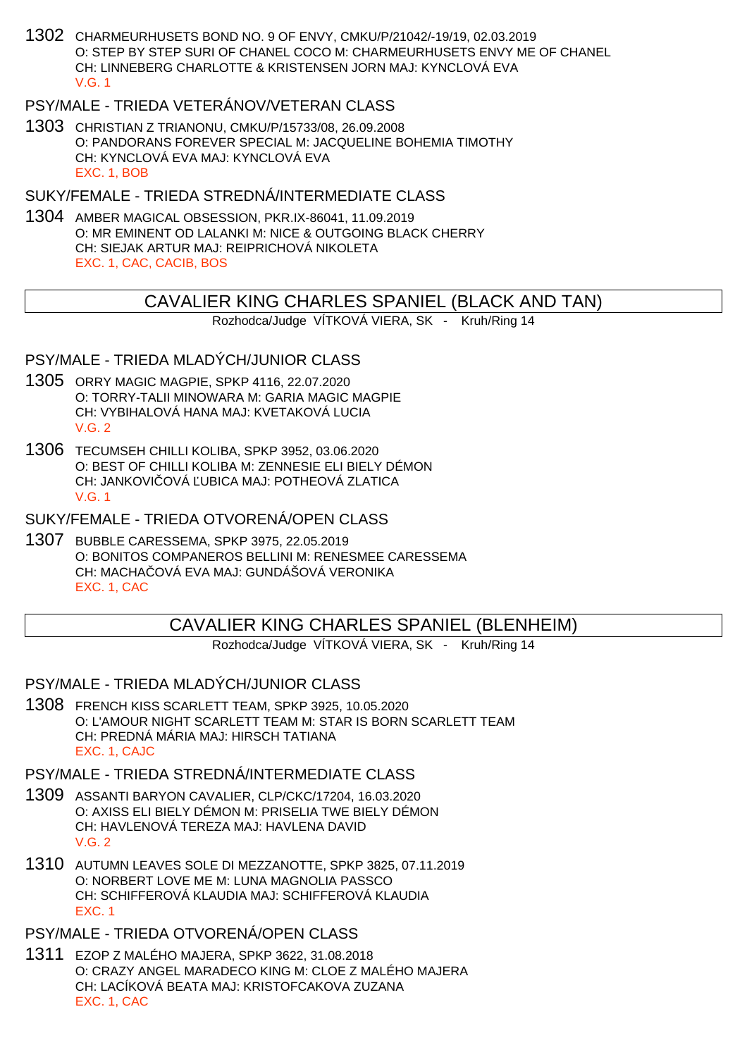1302 CHARMEURHUSETS BOND NO. 9 OF ENVY, CMKU/P/21042/-19/19, 02.03.2019
O: STEP BY STEP SURI OF CHANEL COCO M: CHARMEURHUSETS ENVY ME OF CHANEL
CH: LINNEBERG CHARLOTTE & KRISTENSEN JORN MAJ: KYNCLOVÁ EVA
V.G. 1

PSY/MALE - TRIEDA VETERÁNOV/VETERAN CLASS

1303 CHRISTIAN Z TRIANONU, CMKU/P/15733/08, 26.09.2008
O: PANDORANS FOREVER SPECIAL M: JACQUELINE BOHEMIA TIMOTHY
CH: KYNCLOVÁ EVA MAJ: KYNCLOVÁ EVA
EXC. 1, BOB

SUKY/FEMALE - TRIEDA STREDNÁ/INTERMEDIATE CLASS

1304 AMBER MAGICAL OBSESSION, PKR.IX-86041, 11.09.2019
O: MR EMINENT OD LALANKI M: NICE & OUTGOING BLACK CHERRY
CH: SIEJAK ARTUR MAJ: REIPRICHOVÁ NIKOLETA
EXC. 1, CAC, CACIB, BOS

## CAVALIER KING CHARLES SPANIEL (BLACK AND TAN)

Rozhodca/Judge VÍTKOVÁ VIERA, SK - Kruh/Ring 14

PSY/MALE - TRIEDA MLADÝCH/JUNIOR CLASS

1305 ORRY MAGIC MAGPIE, SPKP 4116, 22.07.2020
O: TORRY-TALII MINOWARA M: GARIA MAGIC MAGPIE
CH: VYBIHALOVÁ HANA MAJ: KVETAKOVÁ LUCIA
V.G. 2

1306 TECUMSEH CHILLI KOLIBA, SPKP 3952, 03.06.2020
O: BEST OF CHILLI KOLIBA M: ZENNESIE ELI BIELY DÉMON
CH: JANKOVIČOVÁ ĽUBICA MAJ: POTHEOVÁ ZLATICA
V.G. 1

SUKY/FEMALE - TRIEDA OTVORENÁ/OPEN CLASS

1307 BUBBLE CARESSEMA, SPKP 3975, 22.05.2019
O: BONITOS COMPANEROS BELLINI M: RENESMEE CARESSEMA
CH: MACHAČOVÁ EVA MAJ: GUNDÁŠOVÁ VERONIKA
EXC. 1, CAC

## CAVALIER KING CHARLES SPANIEL (BLENHEIM)

Rozhodca/Judge VÍTKOVÁ VIERA, SK - Kruh/Ring 14

PSY/MALE - TRIEDA MLADÝCH/JUNIOR CLASS

1308 FRENCH KISS SCARLETT TEAM, SPKP 3925, 10.05.2020
O: L'AMOUR NIGHT SCARLETT TEAM M: STAR IS BORN SCARLETT TEAM
CH: PREDNÁ MÁRIA MAJ: HIRSCH TATIANA
EXC. 1, CAJC

PSY/MALE - TRIEDA STREDNÁ/INTERMEDIATE CLASS

1309 ASSANTI BARYON CAVALIER, CLP/CKC/17204, 16.03.2020
O: AXISS ELI BIELY DÉMON M: PRISELIA TWE BIELY DÉMON
CH: HAVLENOVÁ TEREZA MAJ: HAVLENA DAVID
V.G. 2

1310 AUTUMN LEAVES SOLE DI MEZZANOTTE, SPKP 3825, 07.11.2019
O: NORBERT LOVE ME M: LUNA MAGNOLIA PASSCO
CH: SCHIFFEROVÁ KLAUDIA MAJ: SCHIFFEROVÁ KLAUDIA
EXC. 1

PSY/MALE - TRIEDA OTVORENÁ/OPEN CLASS

1311 EZOP Z MALÉHO MAJERA, SPKP 3622, 31.08.2018
O: CRAZY ANGEL MARADECO KING M: CLOE Z MALÉHO MAJERA
CH: LACÍKOVÁ BEATA MAJ: KRISTOFCAKOVA ZUZANA
EXC. 1, CAC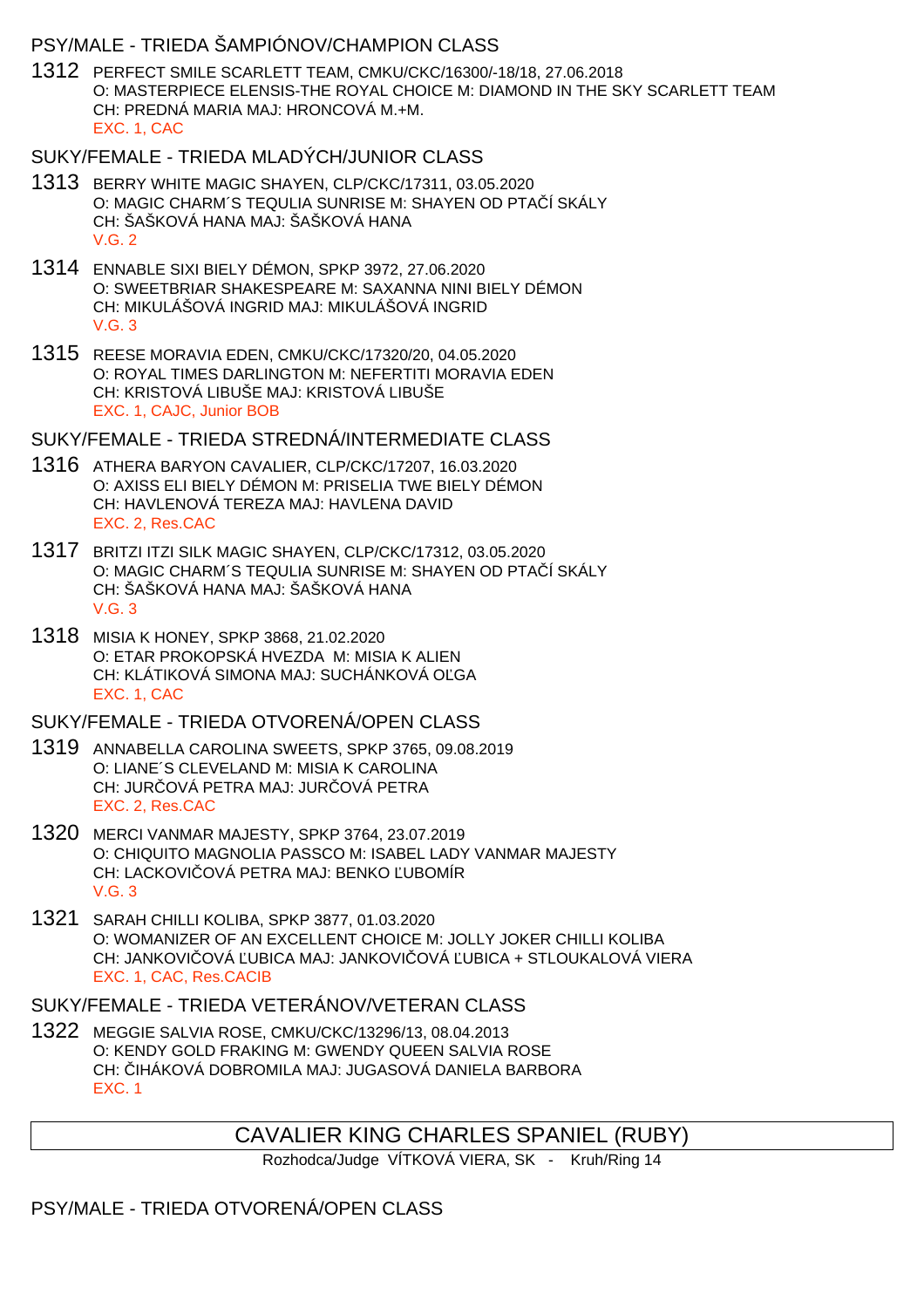## PSY/MALE - TRIEDA ŠAMPIÓNOV/CHAMPION CLASS

1312 PERFECT SMILE SCARLETT TEAM, CMKU/CKC/16300/-18/18, 27.06.2018
O: MASTERPIECE ELENSIS-THE ROYAL CHOICE M: DIAMOND IN THE SKY SCARLETT TEAM
CH: PREDNÁ MARIA MAJ: HRONCOVÁ M.+M.
EXC. 1, CAC

## SUKY/FEMALE - TRIEDA MLADÝCH/JUNIOR CLASS

1313 BERRY WHITE MAGIC SHAYEN, CLP/CKC/17311, 03.05.2020
O: MAGIC CHARM´S TEQULIA SUNRISE M: SHAYEN OD PTAČÍ SKÁLY
CH: ŠAŠKOVÁ HANA MAJ: ŠAŠKOVÁ HANA
V.G. 2

1314 ENNABLE SIXI BIELY DÉMON, SPKP 3972, 27.06.2020
O: SWEETBRIAR SHAKESPEARE M: SAXANNA NINI BIELY DÉMON
CH: MIKULÁŠOVÁ INGRID MAJ: MIKULÁŠOVÁ INGRID
V.G. 3

1315 REESE MORAVIA EDEN, CMKU/CKC/17320/20, 04.05.2020
O: ROYAL TIMES DARLINGTON M: NEFERTITI MORAVIA EDEN
CH: KRISTOVÁ LIBUŠE MAJ: KRISTOVÁ LIBUŠE
EXC. 1, CAJC, Junior BOB

## SUKY/FEMALE - TRIEDA STREDNÁ/INTERMEDIATE CLASS

1316 ATHERA BARYON CAVALIER, CLP/CKC/17207, 16.03.2020
O: AXISS ELI BIELY DÉMON M: PRISELIA TWE BIELY DÉMON
CH: HAVLENOVÁ TEREZA MAJ: HAVLENA DAVID
EXC. 2, Res.CAC

1317 BRITZI ITZI SILK MAGIC SHAYEN, CLP/CKC/17312, 03.05.2020
O: MAGIC CHARM´S TEQULIA SUNRISE M: SHAYEN OD PTAČÍ SKÁLY
CH: ŠAŠKOVÁ HANA MAJ: ŠAŠKOVÁ HANA
V.G. 3

1318 MISIA K HONEY, SPKP 3868, 21.02.2020
O: ETAR PROKOPSKÁ HVEZDA M: MISIA K ALIEN
CH: KLÁTIKOVÁ SIMONA MAJ: SUCHÁNKOVÁ OĽGA
EXC. 1, CAC

## SUKY/FEMALE - TRIEDA OTVORENÁ/OPEN CLASS

1319 ANNABELLA CAROLINA SWEETS, SPKP 3765, 09.08.2019
O: LIANE´S CLEVELAND M: MISIA K CAROLINA
CH: JURČOVÁ PETRA MAJ: JURČOVÁ PETRA
EXC. 2, Res.CAC

1320 MERCI VANMAR MAJESTY, SPKP 3764, 23.07.2019
O: CHIQUITO MAGNOLIA PASSCO M: ISABEL LADY VANMAR MAJESTY
CH: LACKOVIČOVÁ PETRA MAJ: BENKO ĽUBOMÍR
V.G. 3

1321 SARAH CHILLI KOLIBA, SPKP 3877, 01.03.2020
O: WOMANIZER OF AN EXCELLENT CHOICE M: JOLLY JOKER CHILLI KOLIBA
CH: JANKOVIČOVÁ ĽUBICA MAJ: JANKOVIČOVÁ ĽUBICA + STLOUKALOVÁ VIERA
EXC. 1, CAC, Res.CACIB

## SUKY/FEMALE - TRIEDA VETERÁNOV/VETERAN CLASS

1322 MEGGIE SALVIA ROSE, CMKU/CKC/13296/13, 08.04.2013
O: KENDY GOLD FRAKING M: GWENDY QUEEN SALVIA ROSE
CH: ČIHÁKOVÁ DOBROMILA MAJ: JUGASOVÁ DANIELA BARBORA
EXC. 1

# CAVALIER KING CHARLES SPANIEL (RUBY)

Rozhodca/Judge VÍTKOVÁ VIERA, SK - Kruh/Ring 14

## PSY/MALE - TRIEDA OTVORENÁ/OPEN CLASS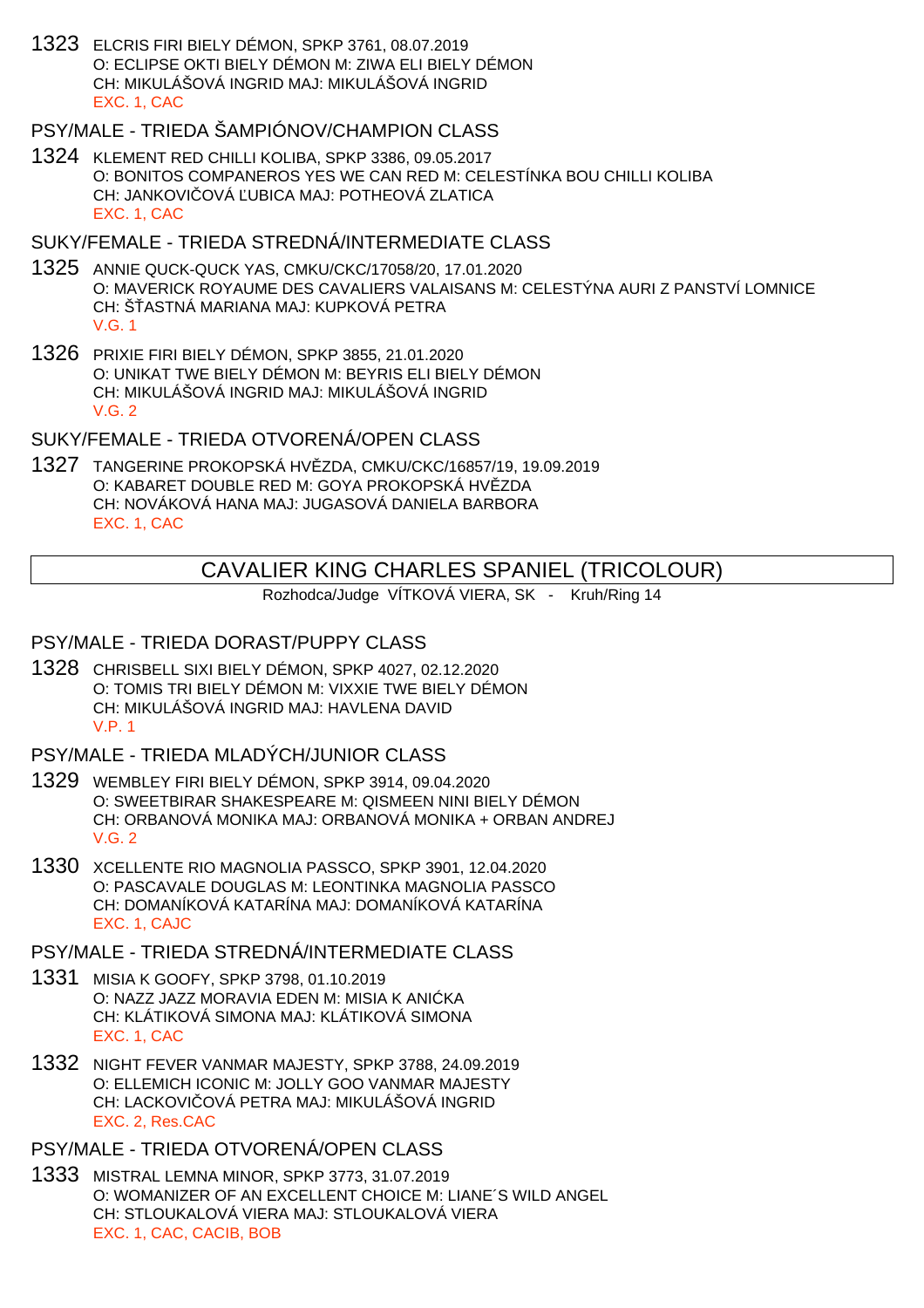1323 ELCRIS FIRI BIELY DÉMON, SPKP 3761, 08.07.2019
O: ECLIPSE OKTI BIELY DÉMON M: ZIWA ELI BIELY DÉMON
CH: MIKULÁŠOVÁ INGRID MAJ: MIKULÁŠOVÁ INGRID
EXC. 1, CAC

### PSY/MALE - TRIEDA ŠAMPIÓNOV/CHAMPION CLASS

1324 KLEMENT RED CHILLI KOLIBA, SPKP 3386, 09.05.2017
O: BONITOS COMPANEROS YES WE CAN RED M: CELESTÍNKA BOU CHILLI KOLIBA
CH: JANKOVIČOVÁ ĽUBICA MAJ: POTHEOVÁ ZLATICA
EXC. 1, CAC

### SUKY/FEMALE - TRIEDA STREDNÁ/INTERMEDIATE CLASS

1325 ANNIE QUCK-QUCK YAS, CMKU/CKC/17058/20, 17.01.2020
O: MAVERICK ROYAUME DES CAVALIERS VALAISANS M: CELESTÝNA AURI Z PANSTVÍ LOMNICE
CH: ŠŤASTNÁ MARIANA MAJ: KUPKOVÁ PETRA
V.G. 1

1326 PRIXIE FIRI BIELY DÉMON, SPKP 3855, 21.01.2020
O: UNIKAT TWE BIELY DÉMON M: BEYRIS ELI BIELY DÉMON
CH: MIKULÁŠOVÁ INGRID MAJ: MIKULÁŠOVÁ INGRID
V.G. 2

### SUKY/FEMALE - TRIEDA OTVORENÁ/OPEN CLASS

1327 TANGERINE PROKOPSKÁ HVĚZDA, CMKU/CKC/16857/19, 19.09.2019
O: KABARET DOUBLE RED M: GOYA PROKOPSKÁ HVĚZDA
CH: NOVÁKOVÁ HANA MAJ: JUGASOVÁ DANIELA BARBORA
EXC. 1, CAC

## CAVALIER KING CHARLES SPANIEL (TRICOLOUR)

Rozhodca/Judge VÍTKOVÁ VIERA, SK - Kruh/Ring 14

### PSY/MALE - TRIEDA DORAST/PUPPY CLASS

1328 CHRISBELL SIXI BIELY DÉMON, SPKP 4027, 02.12.2020
O: TOMIS TRI BIELY DÉMON M: VIXXIE TWE BIELY DÉMON
CH: MIKULÁŠOVÁ INGRID MAJ: HAVLENA DAVID
V.P. 1

### PSY/MALE - TRIEDA MLADÝCH/JUNIOR CLASS

1329 WEMBLEY FIRI BIELY DÉMON, SPKP 3914, 09.04.2020
O: SWEETBIRAR SHAKESPEARE M: QISMEEN NINI BIELY DÉMON
CH: ORBANOVÁ MONIKA MAJ: ORBANOVÁ MONIKA + ORBAN ANDREJ
V.G. 2

1330 XCELLENTE RIO MAGNOLIA PASSCO, SPKP 3901, 12.04.2020
O: PASCAVALE DOUGLAS M: LEONTINKA MAGNOLIA PASSCO
CH: DOMANÍKOVÁ KATARÍNA MAJ: DOMANÍKOVÁ KATARÍNA
EXC. 1, CAJC

### PSY/MALE - TRIEDA STREDNÁ/INTERMEDIATE CLASS

1331 MISIA K GOOFY, SPKP 3798, 01.10.2019
O: NAZZ JAZZ MORAVIA EDEN M: MISIA K ANIĆKA
CH: KLÁTIKOVÁ SIMONA MAJ: KLÁTIKOVÁ SIMONA
EXC. 1, CAC

1332 NIGHT FEVER VANMAR MAJESTY, SPKP 3788, 24.09.2019
O: ELLEMICH ICONIC M: JOLLY GOO VANMAR MAJESTY
CH: LACKOVIČOVÁ PETRA MAJ: MIKULÁŠOVÁ INGRID
EXC. 2, Res.CAC

### PSY/MALE - TRIEDA OTVORENÁ/OPEN CLASS

1333 MISTRAL LEMNA MINOR, SPKP 3773, 31.07.2019
O: WOMANIZER OF AN EXCELLENT CHOICE M: LIANE´S WILD ANGEL
CH: STLOUKALOVÁ VIERA MAJ: STLOUKALOVÁ VIERA
EXC. 1, CAC, CACIB, BOB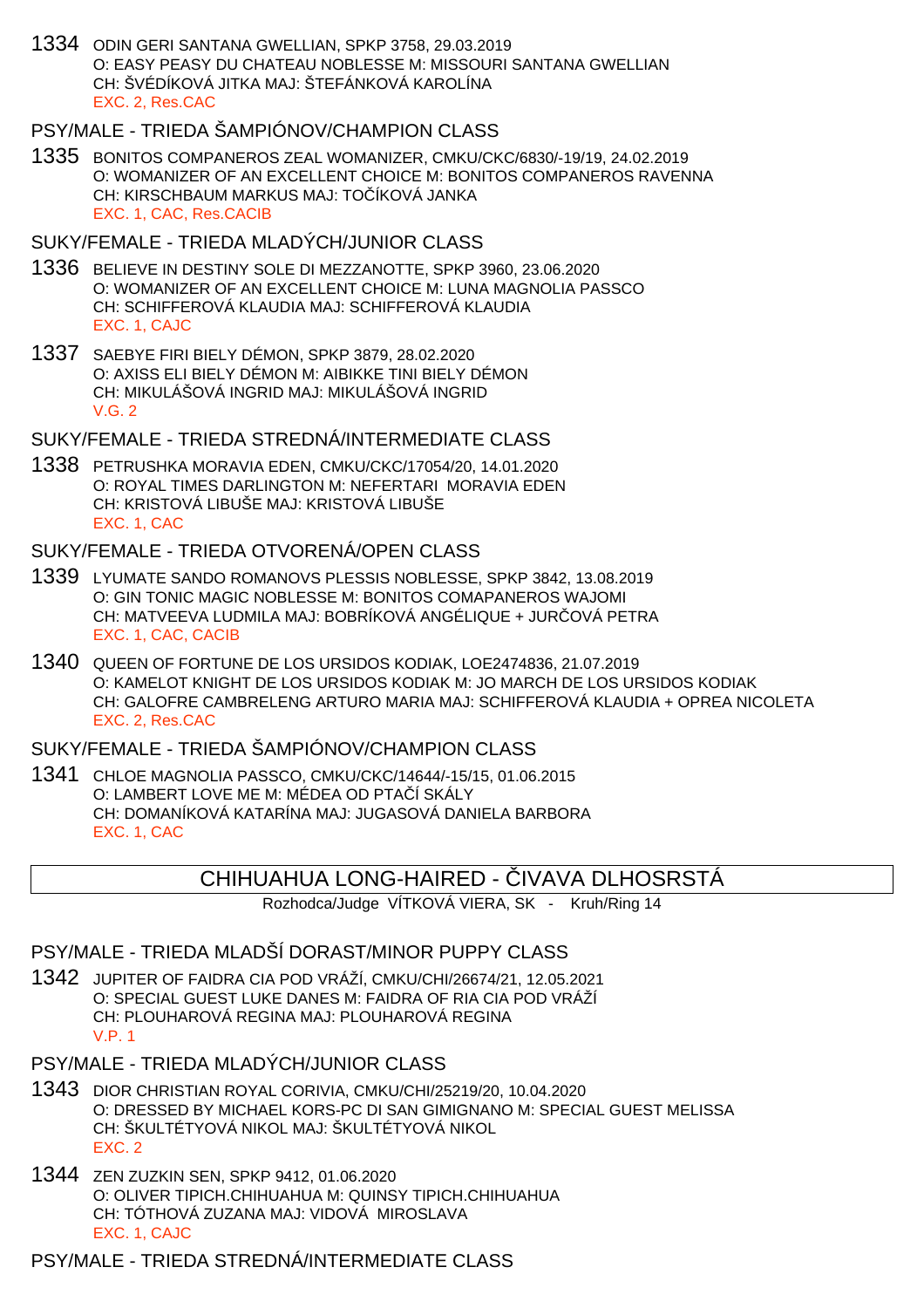1334 ODIN GERI SANTANA GWELLIAN, SPKP 3758, 29.03.2019
O: EASY PEASY DU CHATEAU NOBLESSE M: MISSOURI SANTANA GWELLIAN
CH: ŠVÉDÍKOVÁ JITKA MAJ: ŠTEFÁNKOVÁ KAROLÍNA
EXC. 2, Res.CAC

## PSY/MALE - TRIEDA ŠAMPIÓNOV/CHAMPION CLASS

1335 BONITOS COMPANEROS ZEAL WOMANIZER, CMKU/CKC/6830/-19/19, 24.02.2019
O: WOMANIZER OF AN EXCELLENT CHOICE M: BONITOS COMPANEROS RAVENNA
CH: KIRSCHBAUM MARKUS MAJ: TOČÍKOVÁ JANKA
EXC. 1, CAC, Res.CACIB

## SUKY/FEMALE - TRIEDA MLADÝCH/JUNIOR CLASS

1336 BELIEVE IN DESTINY SOLE DI MEZZANOTTE, SPKP 3960, 23.06.2020
O: WOMANIZER OF AN EXCELLENT CHOICE M: LUNA MAGNOLIA PASSCO
CH: SCHIFFEROVÁ KLAUDIA MAJ: SCHIFFEROVÁ KLAUDIA
EXC. 1, CAJC

1337 SAEBYE FIRI BIELY DÉMON, SPKP 3879, 28.02.2020
O: AXISS ELI BIELY DÉMON M: AIBIKKE TINI BIELY DÉMON
CH: MIKULÁŠOVÁ INGRID MAJ: MIKULÁŠOVÁ INGRID
V.G. 2

## SUKY/FEMALE - TRIEDA STREDNÁ/INTERMEDIATE CLASS

1338 PETRUSHKA MORAVIA EDEN, CMKU/CKC/17054/20, 14.01.2020
O: ROYAL TIMES DARLINGTON M: NEFERTARI MORAVIA EDEN
CH: KRISTOVÁ LIBUŠE MAJ: KRISTOVÁ LIBUŠE
EXC. 1, CAC

## SUKY/FEMALE - TRIEDA OTVORENÁ/OPEN CLASS

1339 LYUMATE SANDO ROMANOVS PLESSIS NOBLESSE, SPKP 3842, 13.08.2019
O: GIN TONIC MAGIC NOBLESSE M: BONITOS COMAPANEROS WAJOMI
CH: MATVEEVA LUDMILA MAJ: BOBRÍKOVÁ ANGÉLIQUE + JURČOVÁ PETRA
EXC. 1, CAC, CACIB

1340 QUEEN OF FORTUNE DE LOS URSIDOS KODIAK, LOE2474836, 21.07.2019
O: KAMELOT KNIGHT DE LOS URSIDOS KODIAK M: JO MARCH DE LOS URSIDOS KODIAK
CH: GALOFRE CAMBRELENG ARTURO MARIA MAJ: SCHIFFEROVÁ KLAUDIA + OPREA NICOLETA
EXC. 2, Res.CAC

## SUKY/FEMALE - TRIEDA ŠAMPIÓNOV/CHAMPION CLASS

1341 CHLOE MAGNOLIA PASSCO, CMKU/CKC/14644/-15/15, 01.06.2015
O: LAMBERT LOVE ME M: MÉDEA OD PTAČÍ SKÁLY
CH: DOMANÍKOVÁ KATARÍNA MAJ: JUGASOVÁ DANIELA BARBORA
EXC. 1, CAC

# CHIHUAHUA LONG-HAIRED - ČIVAVA DLHOSRSTÁ

Rozhodca/Judge VÍTKOVÁ VIERA, SK - Kruh/Ring 14

## PSY/MALE - TRIEDA MLADŠÍ DORAST/MINOR PUPPY CLASS

1342 JUPITER OF FAIDRA CIA POD VRÁŽÍ, CMKU/CHI/26674/21, 12.05.2021
O: SPECIAL GUEST LUKE DANES M: FAIDRA OF RIA CIA POD VRÁŽÍ
CH: PLOUHAROVÁ REGINA MAJ: PLOUHAROVÁ REGINA
V.P. 1

## PSY/MALE - TRIEDA MLADÝCH/JUNIOR CLASS

1343 DIOR CHRISTIAN ROYAL CORIVIA, CMKU/CHI/25219/20, 10.04.2020
O: DRESSED BY MICHAEL KORS-PC DI SAN GIMIGNANO M: SPECIAL GUEST MELISSA
CH: ŠKULTÉTYOVÁ NIKOL MAJ: ŠKULTÉTYOVÁ NIKOL
EXC. 2

1344 ZEN ZUZKIN SEN, SPKP 9412, 01.06.2020
O: OLIVER TIPICH.CHIHUAHUA M: QUINSY TIPICH.CHIHUAHUA
CH: TÓTHOVÁ ZUZANA MAJ: VIDOVÁ MIROSLAVA
EXC. 1, CAJC

## PSY/MALE - TRIEDA STREDNÁ/INTERMEDIATE CLASS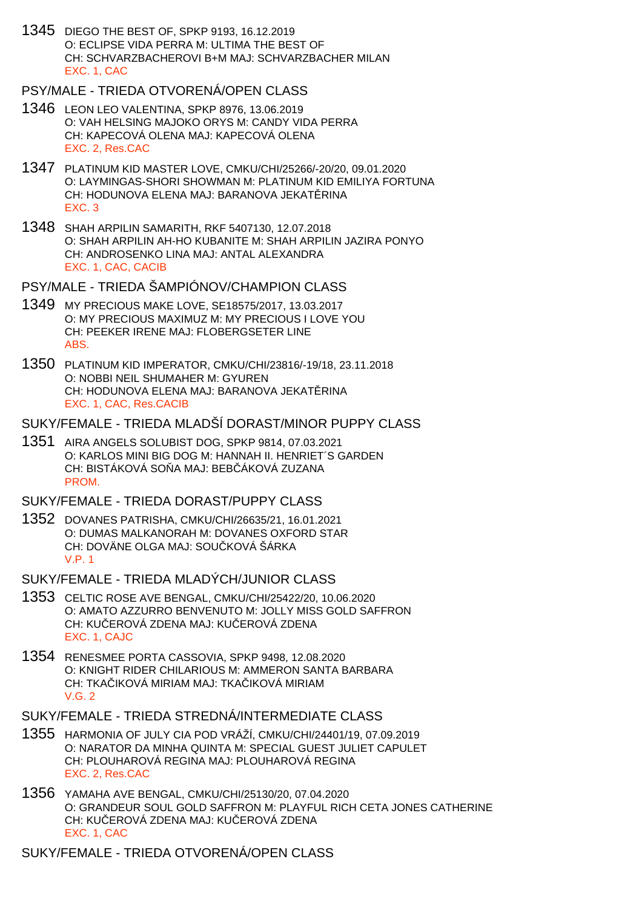1345 DIEGO THE BEST OF, SPKP 9193, 16.12.2019
O: ECLIPSE VIDA PERRA M: ULTIMA THE BEST OF
CH: SCHVARZBACHEROVI B+M MAJ: SCHVARZBACHER MILAN
EXC. 1, CAC

## PSY/MALE - TRIEDA OTVORENÁ/OPEN CLASS

1346 LEON LEO VALENTINA, SPKP 8976, 13.06.2019
O: VAH HELSING MAJOKO ORYS M: CANDY VIDA PERRA
CH: KAPECOVÁ OLENA MAJ: KAPECOVÁ OLENA
EXC. 2, Res.CAC

1347 PLATINUM KID MASTER LOVE, CMKU/CHI/25266/-20/20, 09.01.2020
O: LAYMINGAS-SHORI SHOWMAN M: PLATINUM KID EMILIYA FORTUNA
CH: HODUNOVA ELENA MAJ: BARANOVA JEKATĚRINA
EXC. 3

1348 SHAH ARPILIN SAMARITH, RKF 5407130, 12.07.2018
O: SHAH ARPILIN AH-HO KUBANITE M: SHAH ARPILIN JAZIRA PONYO
CH: ANDROSENKO LINA MAJ: ANTAL ALEXANDRA
EXC. 1, CAC, CACIB

## PSY/MALE - TRIEDA ŠAMPIÓNOV/CHAMPION CLASS

1349 MY PRECIOUS MAKE LOVE, SE18575/2017, 13.03.2017
O: MY PRECIOUS MAXIMUZ M: MY PRECIOUS I LOVE YOU
CH: PEEKER IRENE MAJ: FLOBERGSETER LINE
ABS.

1350 PLATINUM KID IMPERATOR, CMKU/CHI/23816/-19/18, 23.11.2018
O: NOBBI NEIL SHUMAHER M: GYUREN
CH: HODUNOVA ELENA MAJ: BARANOVA JEKATĚRINA
EXC. 1, CAC, Res.CACIB

## SUKY/FEMALE - TRIEDA MLADŠÍ DORAST/MINOR PUPPY CLASS

1351 AIRA ANGELS SOLUBIST DOG, SPKP 9814, 07.03.2021
O: KARLOS MINI BIG DOG M: HANNAH II. HENRIET´S GARDEN
CH: BISTÁKOVÁ SOŇA MAJ: BEBČÁKOVÁ ZUZANA
PROM.

## SUKY/FEMALE - TRIEDA DORAST/PUPPY CLASS

1352 DOVANES PATRISHA, CMKU/CHI/26635/21, 16.01.2021
O: DUMAS MALKANORAH M: DOVANES OXFORD STAR
CH: DOVÄNE OLGA MAJ: SOUČKOVÁ ŠÁRKA
V.P. 1

## SUKY/FEMALE - TRIEDA MLADÝCH/JUNIOR CLASS

1353 CELTIC ROSE AVE BENGAL, CMKU/CHI/25422/20, 10.06.2020
O: AMATO AZZURRO BENVENUTO M: JOLLY MISS GOLD SAFFRON
CH: KUČEROVÁ ZDENA MAJ: KUČEROVÁ ZDENA
EXC. 1, CAJC

1354 RENESMEE PORTA CASSOVIA, SPKP 9498, 12.08.2020
O: KNIGHT RIDER CHILARIOUS M: AMMERON SANTA BARBARA
CH: TKAČIKOVÁ MIRIAM MAJ: TKAČIKOVÁ MIRIAM
V.G. 2

## SUKY/FEMALE - TRIEDA STREDNÁ/INTERMEDIATE CLASS

1355 HARMONIA OF JULY CIA POD VRÁŽÍ, CMKU/CHI/24401/19, 07.09.2019
O: NARATOR DA MINHA QUINTA M: SPECIAL GUEST JULIET CAPULET
CH: PLOUHAROVÁ REGINA MAJ: PLOUHAROVÁ REGINA
EXC. 2, Res.CAC

1356 YAMAHA AVE BENGAL, CMKU/CHI/25130/20, 07.04.2020
O: GRANDEUR SOUL GOLD SAFFRON M: PLAYFUL RICH CETA JONES CATHERINE
CH: KUČEROVÁ ZDENA MAJ: KUČEROVÁ ZDENA
EXC. 1, CAC

## SUKY/FEMALE - TRIEDA OTVORENÁ/OPEN CLASS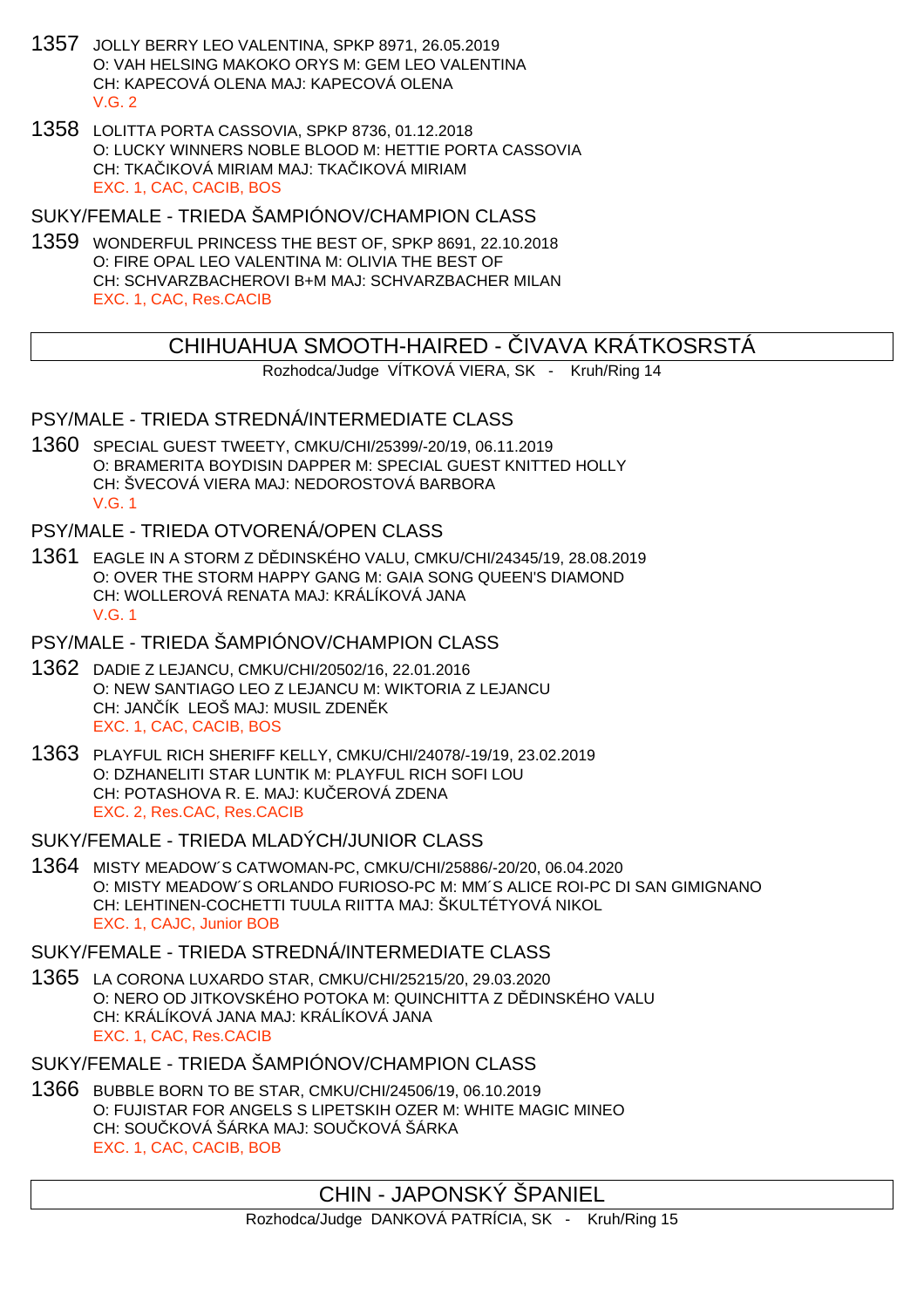1357 JOLLY BERRY LEO VALENTINA, SPKP 8971, 26.05.2019
O: VAH HELSING MAKOKO ORYS M: GEM LEO VALENTINA
CH: KAPECOVÁ OLENA MAJ: KAPECOVÁ OLENA
V.G. 2

1358 LOLITTA PORTA CASSOVIA, SPKP 8736, 01.12.2018
O: LUCKY WINNERS NOBLE BLOOD M: HETTIE PORTA CASSOVIA
CH: TKAČIKOVÁ MIRIAM MAJ: TKAČIKOVÁ MIRIAM
EXC. 1, CAC, CACIB, BOS

### SUKY/FEMALE - TRIEDA ŠAMPIÓNOV/CHAMPION CLASS

1359 WONDERFUL PRINCESS THE BEST OF, SPKP 8691, 22.10.2018
O: FIRE OPAL LEO VALENTINA M: OLIVIA THE BEST OF
CH: SCHVARZBACHEROVI B+M MAJ: SCHVARZBACHER MILAN
EXC. 1, CAC, Res.CACIB

## CHIHUAHUA SMOOTH-HAIRED - ČIVAVA KRÁTKOSRSTÁ

Rozhodca/Judge VÍTKOVÁ VIERA, SK - Kruh/Ring 14

### PSY/MALE - TRIEDA STREDNÁ/INTERMEDIATE CLASS

1360 SPECIAL GUEST TWEETY, CMKU/CHI/25399/-20/19, 06.11.2019
O: BRAMERITA BOYDISIN DAPPER M: SPECIAL GUEST KNITTED HOLLY
CH: ŠVECOVÁ VIERA MAJ: NEDOROSTOVÁ BARBORA
V.G. 1

### PSY/MALE - TRIEDA OTVORENÁ/OPEN CLASS

1361 EAGLE IN A STORM Z DĚDINSKÉHO VALU, CMKU/CHI/24345/19, 28.08.2019
O: OVER THE STORM HAPPY GANG M: GAIA SONG QUEEN'S DIAMOND
CH: WOLLEROVÁ RENATA MAJ: KRÁLÍKOVÁ JANA
V.G. 1

### PSY/MALE - TRIEDA ŠAMPIÓNOV/CHAMPION CLASS

1362 DADIE Z LEJANCU, CMKU/CHI/20502/16, 22.01.2016
O: NEW SANTIAGO LEO Z LEJANCU M: WIKTORIA Z LEJANCU
CH: JANČÍK LEOŠ MAJ: MUSIL ZDENĚK
EXC. 1, CAC, CACIB, BOS

1363 PLAYFUL RICH SHERIFF KELLY, CMKU/CHI/24078/-19/19, 23.02.2019
O: DZHANELITI STAR LUNTIK M: PLAYFUL RICH SOFI LOU
CH: POTASHOVA R. E. MAJ: KUČEROVÁ ZDENA
EXC. 2, Res.CAC, Res.CACIB

### SUKY/FEMALE - TRIEDA MLADÝCH/JUNIOR CLASS

1364 MISTY MEADOW´S CATWOMAN-PC, CMKU/CHI/25886/-20/20, 06.04.2020
O: MISTY MEADOW´S ORLANDO FURIOSO-PC M: MM´S ALICE ROI-PC DI SAN GIMIGNANO
CH: LEHTINEN-COCHETTI TUULA RIITTA MAJ: ŠKULTÉTYOVÁ NIKOL
EXC. 1, CAJC, Junior BOB

### SUKY/FEMALE - TRIEDA STREDNÁ/INTERMEDIATE CLASS

1365 LA CORONA LUXARDO STAR, CMKU/CHI/25215/20, 29.03.2020
O: NERO OD JITKOVSKÉHO POTOKA M: QUINCHITTA Z DĚDINSKÉHO VALU
CH: KRÁLÍKOVÁ JANA MAJ: KRÁLÍKOVÁ JANA
EXC. 1, CAC, Res.CACIB

### SUKY/FEMALE - TRIEDA ŠAMPIÓNOV/CHAMPION CLASS

1366 BUBBLE BORN TO BE STAR, CMKU/CHI/24506/19, 06.10.2019
O: FUJISTAR FOR ANGELS S LIPETSKIH OZER M: WHITE MAGIC MINEO
CH: SOUČKOVÁ ŠÁRKA MAJ: SOUČKOVÁ ŠÁRKA
EXC. 1, CAC, CACIB, BOB

## CHIN - JAPONSKÝ ŠPANIEL

Rozhodca/Judge DANKOVÁ PATRÍCIA, SK - Kruh/Ring 15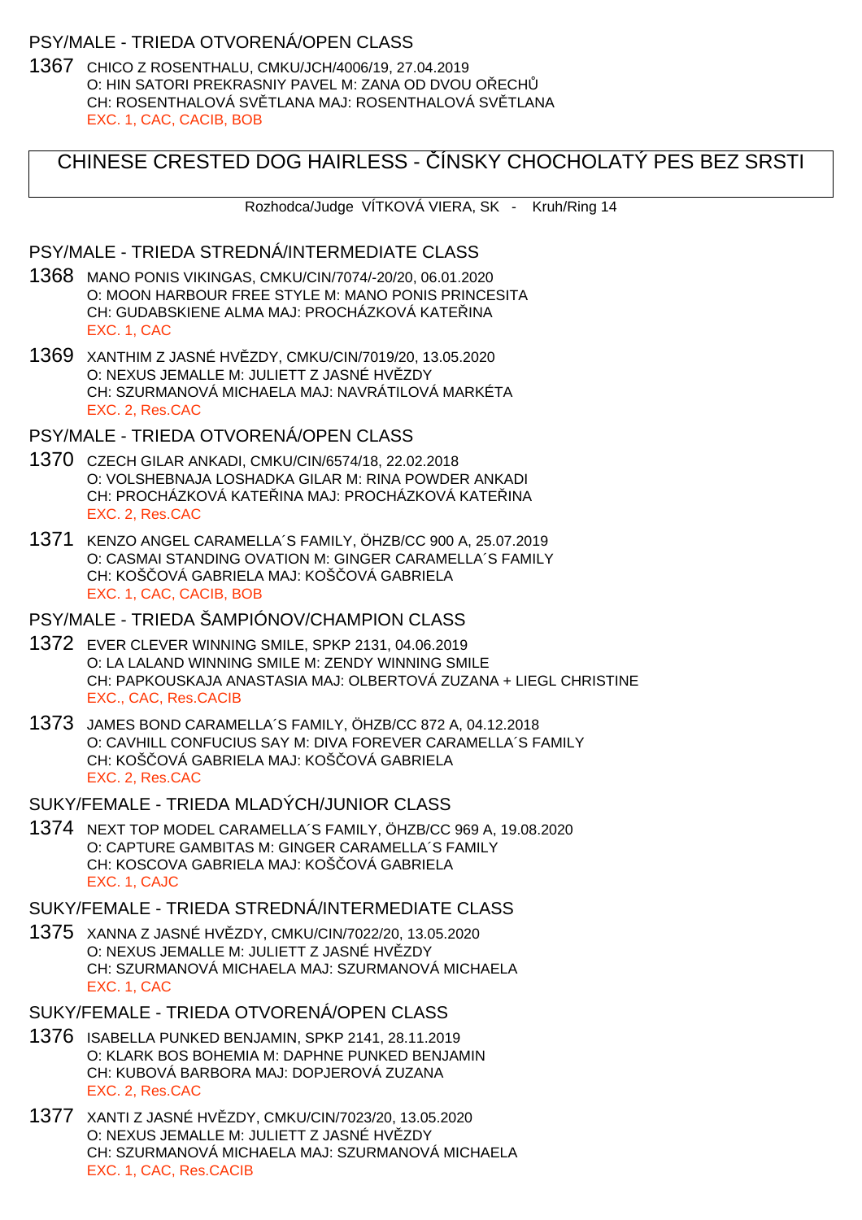### PSY/MALE - TRIEDA OTVORENÁ/OPEN CLASS

1367 CHICO Z ROSENTHALU, CMKU/JCH/4006/19, 27.04.2019
O: HIN SATORI PREKRASNIY PAVEL M: ZANA OD DVOU OŘECHŮ
CH: ROSENTHALOVÁ SVĚTLANA MAJ: ROSENTHALOVÁ SVĚTLANA
EXC. 1, CAC, CACIB, BOB

## CHINESE CRESTED DOG HAIRLESS - ČÍNSKY CHOCHOLATÝ PES BEZ SRSTI

Rozhodca/Judge VÍTKOVÁ VIERA, SK - Kruh/Ring 14

### PSY/MALE - TRIEDA STREDNÁ/INTERMEDIATE CLASS

1368 MANO PONIS VIKINGAS, CMKU/CIN/7074/-20/20, 06.01.2020
O: MOON HARBOUR FREE STYLE M: MANO PONIS PRINCESITA
CH: GUDABSKIENE ALMA MAJ: PROCHÁZKOVÁ KATEŘINA
EXC. 1, CAC

1369 XANTHIM Z JASNÉ HVĚZDY, CMKU/CIN/7019/20, 13.05.2020
O: NEXUS JEMALLE M: JULIETT Z JASNÉ HVĚZDY
CH: SZURMANOVÁ MICHAELA MAJ: NAVRÁTILOVÁ MARKÉTA
EXC. 2, Res.CAC

### PSY/MALE - TRIEDA OTVORENÁ/OPEN CLASS

1370 CZECH GILAR ANKADI, CMKU/CIN/6574/18, 22.02.2018
O: VOLSHEBNAJA LOSHADKA GILAR M: RINA POWDER ANKADI
CH: PROCHÁZKOVÁ KATEŘINA MAJ: PROCHÁZKOVÁ KATEŘINA
EXC. 2, Res.CAC

1371 KENZO ANGEL CARAMELLA´S FAMILY, ÖHZB/CC 900 A, 25.07.2019
O: CASMAI STANDING OVATION M: GINGER CARAMELLA´S FAMILY
CH: KOŠČOVÁ GABRIELA MAJ: KOŠČOVÁ GABRIELA
EXC. 1, CAC, CACIB, BOB

### PSY/MALE - TRIEDA ŠAMPIÓNOV/CHAMPION CLASS

1372 EVER CLEVER WINNING SMILE, SPKP 2131, 04.06.2019
O: LA LALAND WINNING SMILE M: ZENDY WINNING SMILE
CH: PAPKOUSKAJA ANASTASIA MAJ: OLBERTOVÁ ZUZANA + LIEGL CHRISTINE
EXC., CAC, Res.CACIB

1373 JAMES BOND CARAMELLA´S FAMILY, ÖHZB/CC 872 A, 04.12.2018
O: CAVHILL CONFUCIUS SAY M: DIVA FOREVER CARAMELLA´S FAMILY
CH: KOŠČOVÁ GABRIELA MAJ: KOŠČOVÁ GABRIELA
EXC. 2, Res.CAC

### SUKY/FEMALE - TRIEDA MLADÝCH/JUNIOR CLASS

1374 NEXT TOP MODEL CARAMELLA´S FAMILY, ÖHZB/CC 969 A, 19.08.2020
O: CAPTURE GAMBITAS M: GINGER CARAMELLA´S FAMILY
CH: KOSCOVA GABRIELA MAJ: KOŠČOVÁ GABRIELA
EXC. 1, CAJC

### SUKY/FEMALE - TRIEDA STREDNÁ/INTERMEDIATE CLASS

1375 XANNA Z JASNÉ HVĚZDY, CMKU/CIN/7022/20, 13.05.2020
O: NEXUS JEMALLE M: JULIETT Z JASNÉ HVĚZDY
CH: SZURMANOVÁ MICHAELA MAJ: SZURMANOVÁ MICHAELA
EXC. 1, CAC

### SUKY/FEMALE - TRIEDA OTVORENÁ/OPEN CLASS

1376 ISABELLA PUNKED BENJAMIN, SPKP 2141, 28.11.2019
O: KLARK BOS BOHEMIA M: DAPHNE PUNKED BENJAMIN
CH: KUBOVÁ BARBORA MAJ: DOPJEROVÁ ZUZANA
EXC. 2, Res.CAC

1377 XANTI Z JASNÉ HVĚZDY, CMKU/CIN/7023/20, 13.05.2020
O: NEXUS JEMALLE M: JULIETT Z JASNÉ HVĚZDY
CH: SZURMANOVÁ MICHAELA MAJ: SZURMANOVÁ MICHAELA
EXC. 1, CAC, Res.CACIB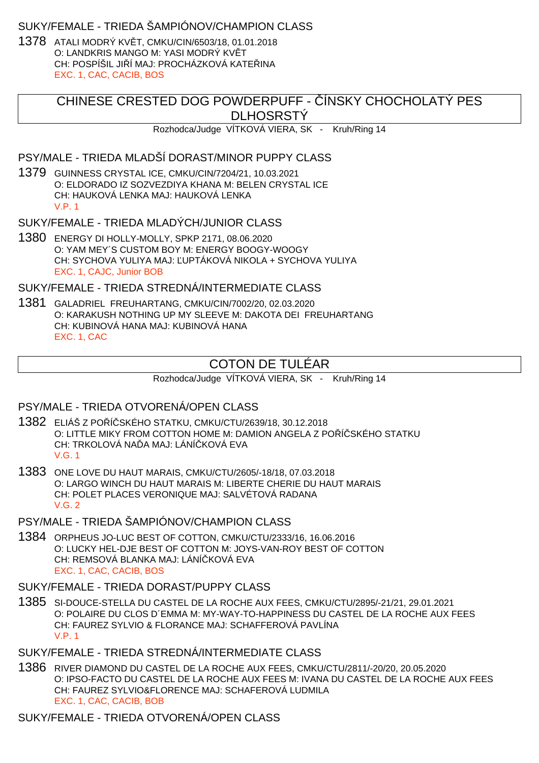SUKY/FEMALE - TRIEDA ŠAMPIÓNOV/CHAMPION CLASS

1378 ATALI MODRÝ KVĚT, CMKU/CIN/6503/18, 01.01.2018
O: LANDKRIS MANGO M: YASI MODRÝ KVĚT
CH: POSPÍŠIL JIŘÍ MAJ: PROCHÁZKOVÁ KATEŘINA
EXC. 1, CAC, CACIB, BOS

## CHINESE CRESTED DOG POWDERPUFF - ČÍNSKY CHOCHOLATÝ PES DLHOSRSTÝ

Rozhodca/Judge VÍTKOVÁ VIERA, SK - Kruh/Ring 14

PSY/MALE - TRIEDA MLADŠÍ DORAST/MINOR PUPPY CLASS

1379 GUINNESS CRYSTAL ICE, CMKU/CIN/7204/21, 10.03.2021
O: ELDORADO IZ SOZVEZDIYA KHANA M: BELEN CRYSTAL ICE
CH: HAUKOVÁ LENKA MAJ: HAUKOVÁ LENKA
V.P. 1

SUKY/FEMALE - TRIEDA MLADÝCH/JUNIOR CLASS

1380 ENERGY DI HOLLY-MOLLY, SPKP 2171, 08.06.2020
O: YAM MEY´S CUSTOM BOY M: ENERGY BOOGY-WOOGY
CH: SYCHOVA YULIYA MAJ: ĽUPTÁKOVÁ NIKOLA + SYCHOVA YULIYA
EXC. 1, CAJC, Junior BOB

SUKY/FEMALE - TRIEDA STREDNÁ/INTERMEDIATE CLASS

1381 GALADRIEL FREUHARTANG, CMKU/CIN/7002/20, 02.03.2020
O: KARAKUSH NOTHING UP MY SLEEVE M: DAKOTA DEI FREUHARTANG
CH: KUBINOVÁ HANA MAJ: KUBINOVÁ HANA
EXC. 1, CAC

## COTON DE TULÉAR

Rozhodca/Judge VÍTKOVÁ VIERA, SK - Kruh/Ring 14

PSY/MALE - TRIEDA OTVORENÁ/OPEN CLASS

1382 ELIÁŠ Z POŘÍČSKÉHO STATKU, CMKU/CTU/2639/18, 30.12.2018
O: LITTLE MIKY FROM COTTON HOME M: DAMION ANGELA Z POŘÍČSKÉHO STATKU
CH: TRKOLOVÁ NAĎA MAJ: LÁNÍČKOVÁ EVA
V.G. 1

1383 ONE LOVE DU HAUT MARAIS, CMKU/CTU/2605/-18/18, 07.03.2018
O: LARGO WINCH DU HAUT MARAIS M: LIBERTE CHERIE DU HAUT MARAIS
CH: POLET PLACES VERONIQUE MAJ: SALVÉTOVÁ RADANA
V.G. 2

PSY/MALE - TRIEDA ŠAMPIÓNOV/CHAMPION CLASS

1384 ORPHEUS JO-LUC BEST OF COTTON, CMKU/CTU/2333/16, 16.06.2016
O: LUCKY HEL-DJE BEST OF COTTON M: JOYS-VAN-ROY BEST OF COTTON
CH: REMSOVÁ BLANKA MAJ: LÁNÍČKOVÁ EVA
EXC. 1, CAC, CACIB, BOS

SUKY/FEMALE - TRIEDA DORAST/PUPPY CLASS

1385 SI-DOUCE-STELLA DU CASTEL DE LA ROCHE AUX FEES, CMKU/CTU/2895/-21/21, 29.01.2021
O: POLAIRE DU CLOS D´EMMA M: MY-WAY-TO-HAPPINESS DU CASTEL DE LA ROCHE AUX FEES
CH: FAUREZ SYLVIO & FLORANCE MAJ: SCHAFFEROVÁ PAVLÍNA
V.P. 1

SUKY/FEMALE - TRIEDA STREDNÁ/INTERMEDIATE CLASS

1386 RIVER DIAMOND DU CASTEL DE LA ROCHE AUX FEES, CMKU/CTU/2811/-20/20, 20.05.2020
O: IPSO-FACTO DU CASTEL DE LA ROCHE AUX FEES M: IVANA DU CASTEL DE LA ROCHE AUX FEES
CH: FAUREZ SYLVIO&FLORENCE MAJ: SCHAFEROVÁ LUDMILA
EXC. 1, CAC, CACIB, BOB

SUKY/FEMALE - TRIEDA OTVORENÁ/OPEN CLASS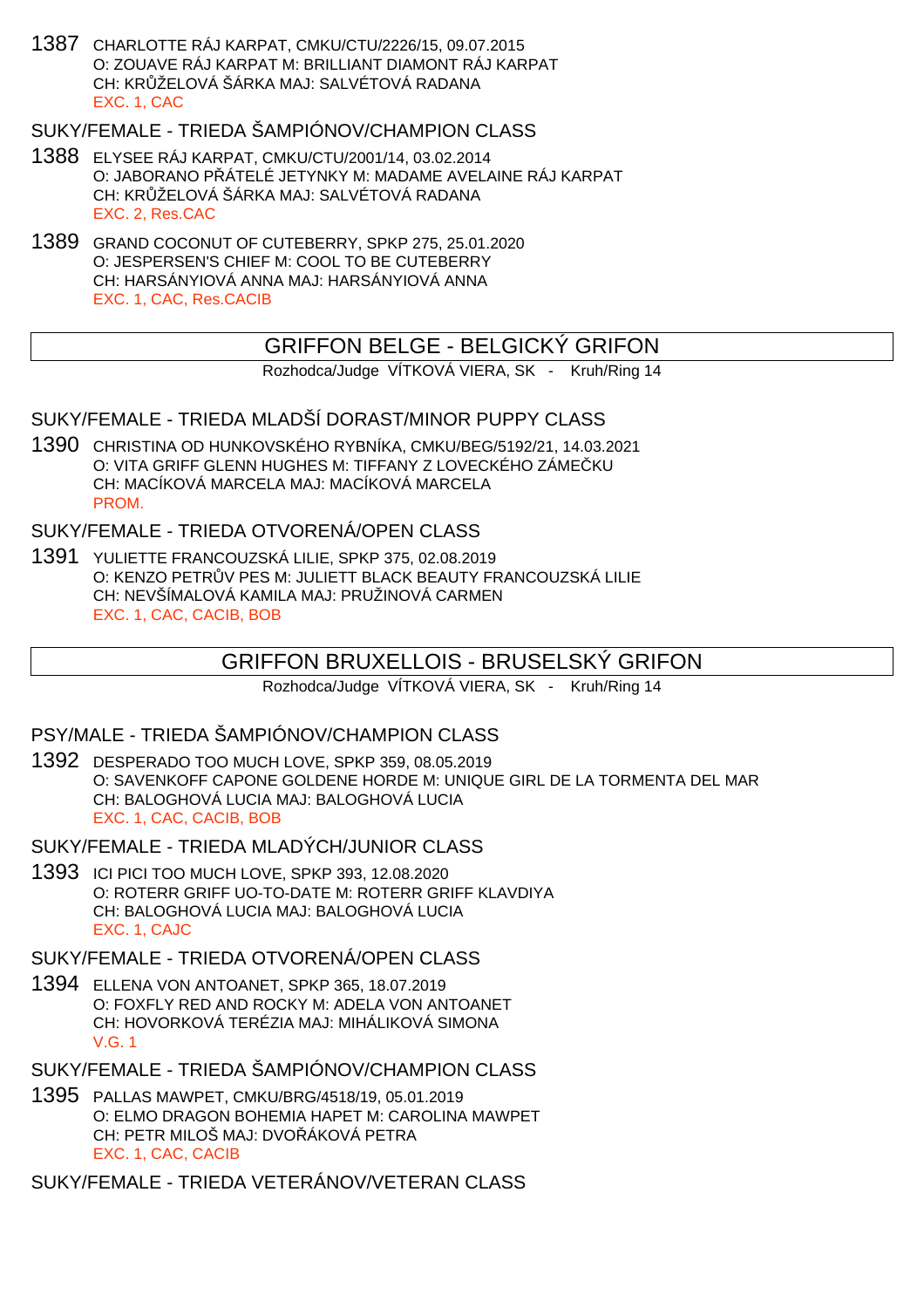1387 CHARLOTTE RÁJ KARPAT, CMKU/CTU/2226/15, 09.07.2015
O: ZOUAVE RÁJ KARPAT M: BRILLIANT DIAMONT RÁJ KARPAT
CH: KRŮŽELOVÁ ŠÁRKA MAJ: SALVÉTOVÁ RADANA
EXC. 1, CAC

SUKY/FEMALE - TRIEDA ŠAMPIÓNOV/CHAMPION CLASS

1388 ELYSEE RÁJ KARPAT, CMKU/CTU/2001/14, 03.02.2014
O: JABORANO PŘÁTELÉ JETYNKY M: MADAME AVELAINE RÁJ KARPAT
CH: KRŮŽELOVÁ ŠÁRKA MAJ: SALVÉTOVÁ RADANA
EXC. 2, Res.CAC

1389 GRAND COCONUT OF CUTEBERRY, SPKP 275, 25.01.2020
O: JESPERSEN'S CHIEF M: COOL TO BE CUTEBERRY
CH: HARSÁNYIOVÁ ANNA MAJ: HARSÁNYIOVÁ ANNA
EXC. 1, CAC, Res.CACIB

## GRIFFON BELGE - BELGICKÝ GRIFON

Rozhodca/Judge VÍTKOVÁ VIERA, SK - Kruh/Ring 14

SUKY/FEMALE - TRIEDA MLADŠÍ DORAST/MINOR PUPPY CLASS

1390 CHRISTINA OD HUNKOVSKÉHO RYBNÍKA, CMKU/BEG/5192/21, 14.03.2021
O: VITA GRIFF GLENN HUGHES M: TIFFANY Z LOVECKÉHO ZÁMEČKU
CH: MACÍKOVÁ MARCELA MAJ: MACÍKOVÁ MARCELA
PROM.

SUKY/FEMALE - TRIEDA OTVORENÁ/OPEN CLASS

1391 YULIETTE FRANCOUZSKÁ LILIE, SPKP 375, 02.08.2019
O: KENZO PETRŮV PES M: JULIETT BLACK BEAUTY FRANCOUZSKÁ LILIE
CH: NEVŠÍMALOVÁ KAMILA MAJ: PRUŽINOVÁ CARMEN
EXC. 1, CAC, CACIB, BOB

## GRIFFON BRUXELLOIS - BRUSELSKÝ GRIFON

Rozhodca/Judge VÍTKOVÁ VIERA, SK - Kruh/Ring 14

PSY/MALE - TRIEDA ŠAMPIÓNOV/CHAMPION CLASS

1392 DESPERADO TOO MUCH LOVE, SPKP 359, 08.05.2019
O: SAVENKOFF CAPONE GOLDENE HORDE M: UNIQUE GIRL DE LA TORMENTA DEL MAR
CH: BALOGHOVÁ LUCIA MAJ: BALOGHOVÁ LUCIA
EXC. 1, CAC, CACIB, BOB

SUKY/FEMALE - TRIEDA MLADÝCH/JUNIOR CLASS

1393 ICI PICI TOO MUCH LOVE, SPKP 393, 12.08.2020
O: ROTERR GRIFF UO-TO-DATE M: ROTERR GRIFF KLAVDIYA
CH: BALOGHOVÁ LUCIA MAJ: BALOGHOVÁ LUCIA
EXC. 1, CAJC

SUKY/FEMALE - TRIEDA OTVORENÁ/OPEN CLASS

1394 ELLENA VON ANTOANET, SPKP 365, 18.07.2019
O: FOXFLY RED AND ROCKY M: ADELA VON ANTOANET
CH: HOVORKOVÁ TERÉZIA MAJ: MIHÁLIKOVÁ SIMONA
V.G. 1

SUKY/FEMALE - TRIEDA ŠAMPIÓNOV/CHAMPION CLASS

1395 PALLAS MAWPET, CMKU/BRG/4518/19, 05.01.2019
O: ELMO DRAGON BOHEMIA HAPET M: CAROLINA MAWPET
CH: PETR MILOŠ MAJ: DVOŘÁKOVÁ PETRA
EXC. 1, CAC, CACIB

SUKY/FEMALE - TRIEDA VETERÁNOV/VETERAN CLASS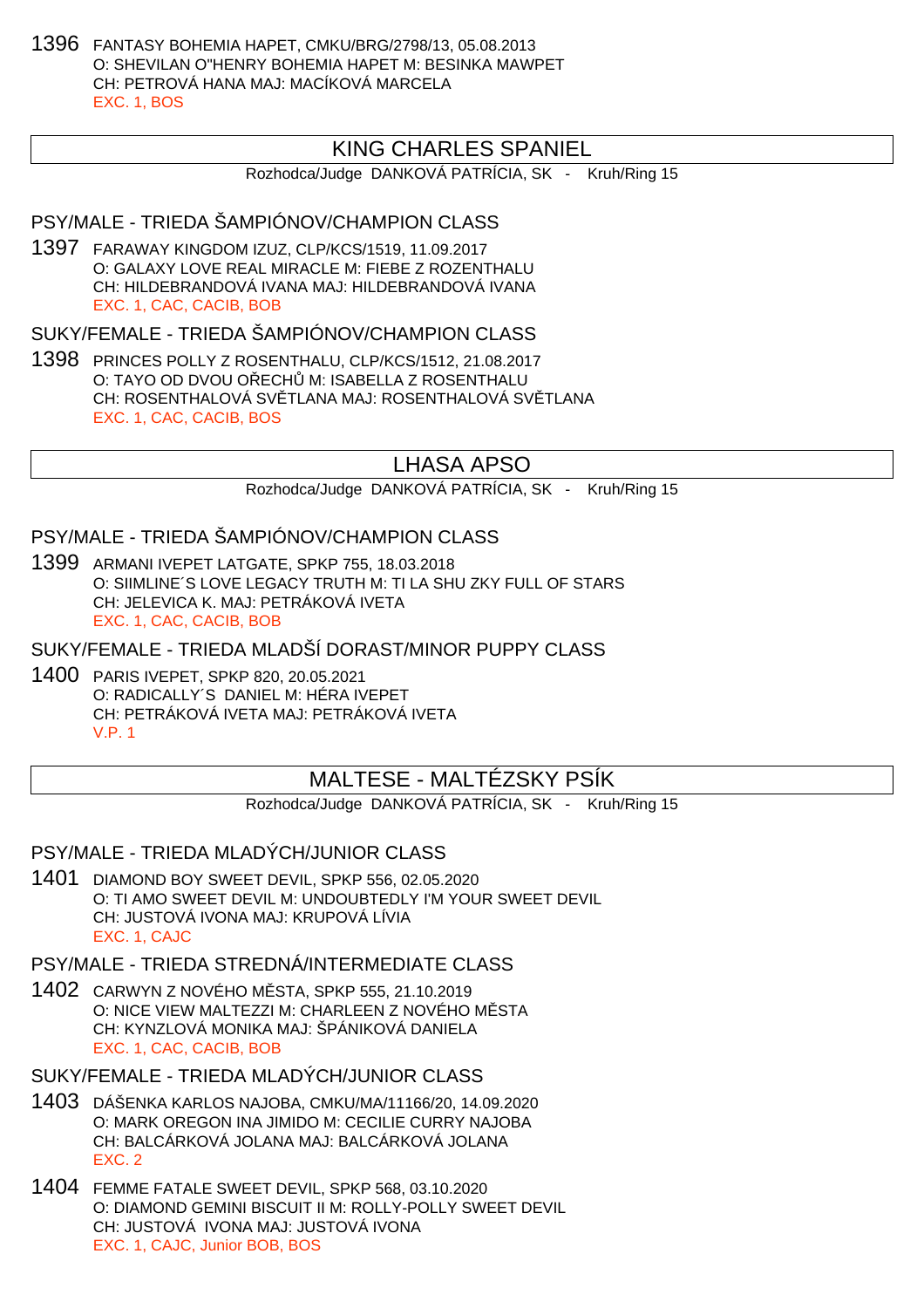1396 FANTASY BOHEMIA HAPET, CMKU/BRG/2798/13, 05.08.2013
O: SHEVILAN O"HENRY BOHEMIA HAPET M: BESINKA MAWPET
CH: PETROVÁ HANA MAJ: MACÍKOVÁ MARCELA
EXC. 1, BOS

## KING CHARLES SPANIEL

Rozhodca/Judge DANKOVÁ PATRÍCIA, SK - Kruh/Ring 15

### PSY/MALE - TRIEDA ŠAMPIÓNOV/CHAMPION CLASS

1397 FARAWAY KINGDOM IZUZ, CLP/KCS/1519, 11.09.2017
O: GALAXY LOVE REAL MIRACLE M: FIEBE Z ROZENTHALU
CH: HILDEBRANDOVÁ IVANA MAJ: HILDEBRANDOVÁ IVANA
EXC. 1, CAC, CACIB, BOB

### SUKY/FEMALE - TRIEDA ŠAMPIÓNOV/CHAMPION CLASS

1398 PRINCES POLLY Z ROSENTHALU, CLP/KCS/1512, 21.08.2017
O: TAYO OD DVOU OŘECHŮ M: ISABELLA Z ROSENTHALU
CH: ROSENTHALOVÁ SVĚTLANA MAJ: ROSENTHALOVÁ SVĚTLANA
EXC. 1, CAC, CACIB, BOS

## LHASA APSO

Rozhodca/Judge DANKOVÁ PATRÍCIA, SK - Kruh/Ring 15

### PSY/MALE - TRIEDA ŠAMPIÓNOV/CHAMPION CLASS

1399 ARMANI IVEPET LATGATE, SPKP 755, 18.03.2018
O: SIIMLINE´S LOVE LEGACY TRUTH M: TI LA SHU ZKY FULL OF STARS
CH: JELEVICA K. MAJ: PETRÁKOVÁ IVETA
EXC. 1, CAC, CACIB, BOB

### SUKY/FEMALE - TRIEDA MLADŠÍ DORAST/MINOR PUPPY CLASS

1400 PARIS IVEPET, SPKP 820, 20.05.2021
O: RADICALLY´S DANIEL M: HÉRA IVEPET
CH: PETRÁKOVÁ IVETA MAJ: PETRÁKOVÁ IVETA
V.P. 1

## MALTESE - MALTÉZSKY PSÍK

Rozhodca/Judge DANKOVÁ PATRÍCIA, SK - Kruh/Ring 15

### PSY/MALE - TRIEDA MLADÝCH/JUNIOR CLASS

1401 DIAMOND BOY SWEET DEVIL, SPKP 556, 02.05.2020
O: TI AMO SWEET DEVIL M: UNDOUBTEDLY I'M YOUR SWEET DEVIL
CH: JUSTOVÁ IVONA MAJ: KRUPOVÁ LÍVIA
EXC. 1, CAJC

### PSY/MALE - TRIEDA STREDNÁ/INTERMEDIATE CLASS

1402 CARWYN Z NOVÉHO MĚSTA, SPKP 555, 21.10.2019
O: NICE VIEW MALTEZZI M: CHARLEEN Z NOVÉHO MĚSTA
CH: KYNZLOVÁ MONIKA MAJ: ŠPÁNIKOVÁ DANIELA
EXC. 1, CAC, CACIB, BOB

### SUKY/FEMALE - TRIEDA MLADÝCH/JUNIOR CLASS

1403 DÁŠENKA KARLOS NAJOBA, CMKU/MA/11166/20, 14.09.2020
O: MARK OREGON INA JIMIDO M: CECILIE CURRY NAJOBA
CH: BALCÁRKOVÁ JOLANA MAJ: BALCÁRKOVÁ JOLANA
EXC. 2

1404 FEMME FATALE SWEET DEVIL, SPKP 568, 03.10.2020
O: DIAMOND GEMINI BISCUIT II M: ROLLY-POLLY SWEET DEVIL
CH: JUSTOVÁ IVONA MAJ: JUSTOVÁ IVONA
EXC. 1, CAJC, Junior BOB, BOS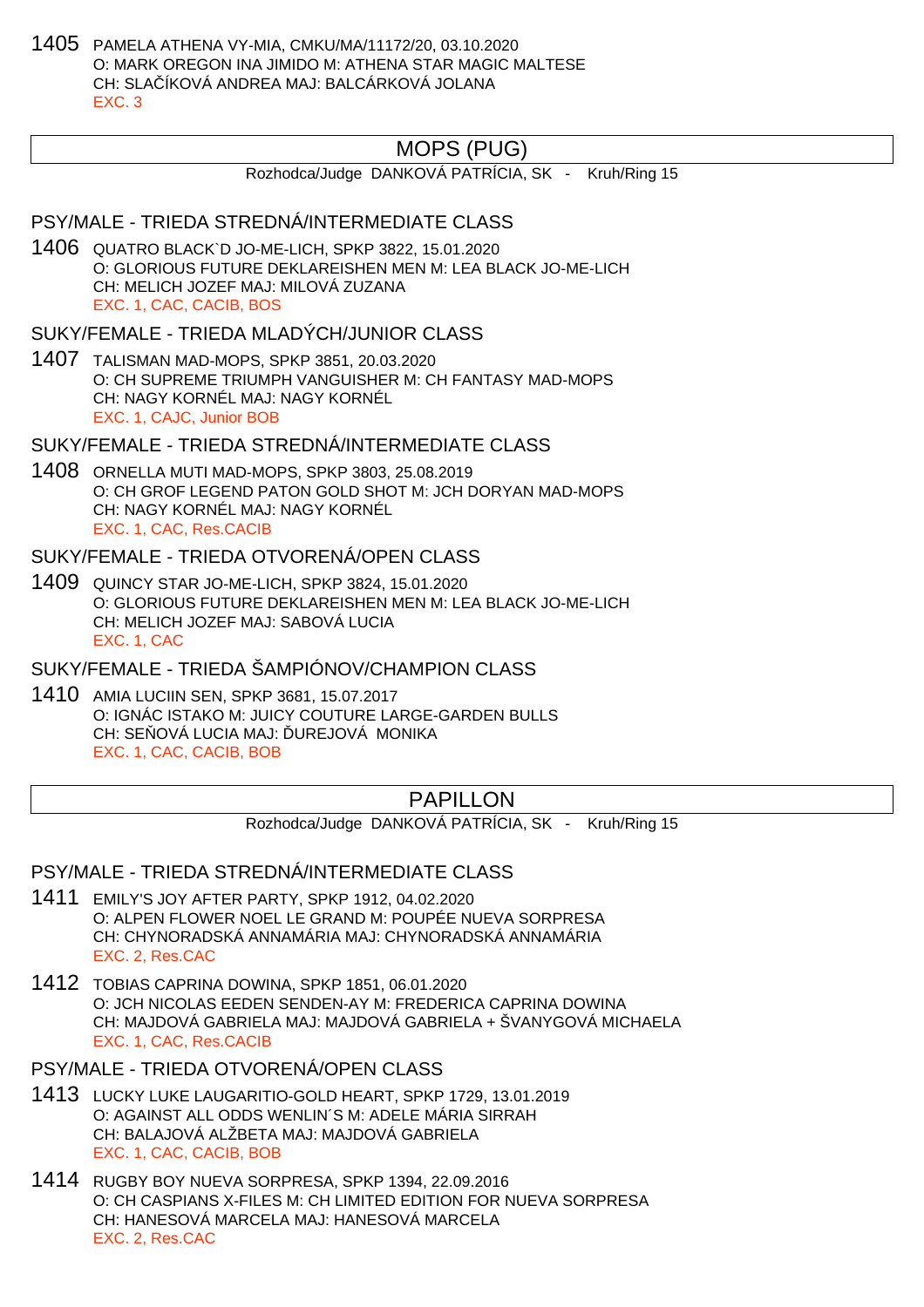1405 PAMELA ATHENA VY-MIA, CMKU/MA/11172/20, 03.10.2020
O: MARK OREGON INA JIMIDO M: ATHENA STAR MAGIC MALTESE
CH: SLAČÍKOVÁ ANDREA MAJ: BALCÁRKOVÁ JOLANA
EXC. 3

## MOPS (PUG)

Rozhodca/Judge DANKOVÁ PATRÍCIA, SK - Kruh/Ring 15

### PSY/MALE - TRIEDA STREDNÁ/INTERMEDIATE CLASS

1406 QUATRO BLACK`D JO-ME-LICH, SPKP 3822, 15.01.2020
O: GLORIOUS FUTURE DEKLAREISHEN MEN M: LEA BLACK JO-ME-LICH
CH: MELICH JOZEF MAJ: MILOVÁ ZUZANA
EXC. 1, CAC, CACIB, BOS

### SUKY/FEMALE - TRIEDA MLADÝCH/JUNIOR CLASS

1407 TALISMAN MAD-MOPS, SPKP 3851, 20.03.2020
O: CH SUPREME TRIUMPH VANGUISHER M: CH FANTASY MAD-MOPS
CH: NAGY KORNÉL MAJ: NAGY KORNÉL
EXC. 1, CAJC, Junior BOB

### SUKY/FEMALE - TRIEDA STREDNÁ/INTERMEDIATE CLASS

1408 ORNELLA MUTI MAD-MOPS, SPKP 3803, 25.08.2019
O: CH GROF LEGEND PATON GOLD SHOT M: JCH DORYAN MAD-MOPS
CH: NAGY KORNÉL MAJ: NAGY KORNÉL
EXC. 1, CAC, Res.CACIB

### SUKY/FEMALE - TRIEDA OTVORENÁ/OPEN CLASS

1409 QUINCY STAR JO-ME-LICH, SPKP 3824, 15.01.2020
O: GLORIOUS FUTURE DEKLAREISHEN MEN M: LEA BLACK JO-ME-LICH
CH: MELICH JOZEF MAJ: SABOVÁ LUCIA
EXC. 1, CAC

### SUKY/FEMALE - TRIEDA ŠAMPIÓNOV/CHAMPION CLASS

1410 AMIA LUCIIN SEN, SPKP 3681, 15.07.2017
O: IGNÁC ISTAKO M: JUICY COUTURE LARGE-GARDEN BULLS
CH: SEŇOVÁ LUCIA MAJ: ĎUREJOVÁ MONIKA
EXC. 1, CAC, CACIB, BOB

## PAPILLON

Rozhodca/Judge DANKOVÁ PATRÍCIA, SK - Kruh/Ring 15

### PSY/MALE - TRIEDA STREDNÁ/INTERMEDIATE CLASS

1411 EMILY'S JOY AFTER PARTY, SPKP 1912, 04.02.2020
O: ALPEN FLOWER NOEL LE GRAND M: POUPÉE NUEVA SORPRESA
CH: CHYNORADSKÁ ANNAMÁRIA MAJ: CHYNORADSKÁ ANNAMÁRIA
EXC. 2, Res.CAC

1412 TOBIAS CAPRINA DOWINA, SPKP 1851, 06.01.2020
O: JCH NICOLAS EEDEN SENDEN-AY M: FREDERICA CAPRINA DOWINA
CH: MAJDOVÁ GABRIELA MAJ: MAJDOVÁ GABRIELA + ŠVANYGOVÁ MICHAELA
EXC. 1, CAC, Res.CACIB

### PSY/MALE - TRIEDA OTVORENÁ/OPEN CLASS

1413 LUCKY LUKE LAUGARITIO-GOLD HEART, SPKP 1729, 13.01.2019
O: AGAINST ALL ODDS WENLIN´S M: ADELE MÁRIA SIRRAH
CH: BALAJOVÁ ALŽBETA MAJ: MAJDOVÁ GABRIELA
EXC. 1, CAC, CACIB, BOB

1414 RUGBY BOY NUEVA SORPRESA, SPKP 1394, 22.09.2016
O: CH CASPIANS X-FILES M: CH LIMITED EDITION FOR NUEVA SORPRESA
CH: HANESOVÁ MARCELA MAJ: HANESOVÁ MARCELA
EXC. 2, Res.CAC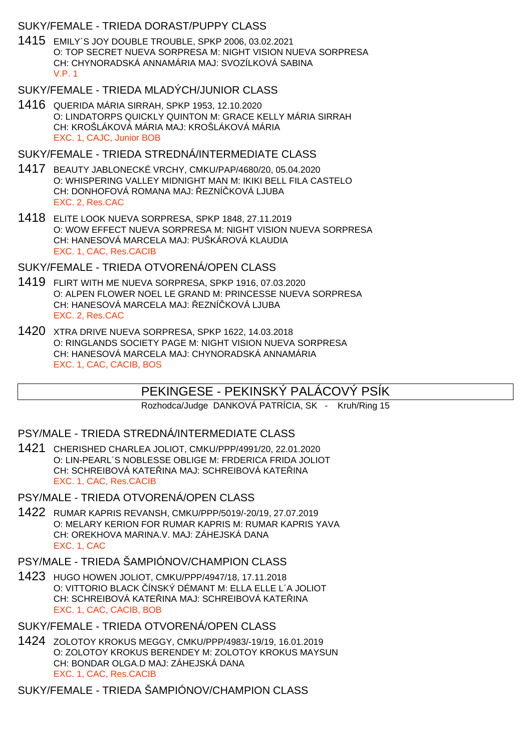## SUKY/FEMALE - TRIEDA DORAST/PUPPY CLASS

1415 EMILY´S JOY DOUBLE TROUBLE, SPKP 2006, 03.02.2021
O: TOP SECRET NUEVA SORPRESA M: NIGHT VISION NUEVA SORPRESA
CH: CHYNORADSKÁ ANNAMÁRIA MAJ: SVOZÍLKOVÁ SABINA
V.P. 1

## SUKY/FEMALE - TRIEDA MLADÝCH/JUNIOR CLASS

1416 QUERIDA MÁRIA SIRRAH, SPKP 1953, 12.10.2020
O: LINDATORPS QUICKLY QUINTON M: GRACE KELLY MÁRIA SIRRAH
CH: KROŠLÁKOVÁ MÁRIA MAJ: KROŠLÁKOVÁ MÁRIA
EXC. 1, CAJC, Junior BOB

## SUKY/FEMALE - TRIEDA STREDNÁ/INTERMEDIATE CLASS

1417 BEAUTY JABLONECKÉ VRCHY, CMKU/PAP/4680/20, 05.04.2020
O: WHISPERING VALLEY MIDNIGHT MAN M: IKIKI BELL FILA CASTELO
CH: DONHOFOVÁ ROMANA MAJ: ŘEZNÍČKOVÁ LJUBA
EXC. 2, Res.CAC

1418 ELITE LOOK NUEVA SORPRESA, SPKP 1848, 27.11.2019
O: WOW EFFECT NUEVA SORPRESA M: NIGHT VISION NUEVA SORPRESA
CH: HANESOVÁ MARCELA MAJ: PUŠKÁROVÁ KLAUDIA
EXC. 1, CAC, Res.CACIB

## SUKY/FEMALE - TRIEDA OTVORENÁ/OPEN CLASS

1419 FLIRT WITH ME NUEVA SORPRESA, SPKP 1916, 07.03.2020
O: ALPEN FLOWER NOEL LE GRAND M: PRINCESSE NUEVA SORPRESA
CH: HANESOVÁ MARCELA MAJ: ŘEZNÍČKOVÁ LJUBA
EXC. 2, Res.CAC

1420 XTRA DRIVE NUEVA SORPRESA, SPKP 1622, 14.03.2018
O: RINGLANDS SOCIETY PAGE M: NIGHT VISION NUEVA SORPRESA
CH: HANESOVÁ MARCELA MAJ: CHYNORADSKÁ ANNAMÁRIA
EXC. 1, CAC, CACIB, BOS

# PEKINGESE - PEKINSKÝ PALÁCOVÝ PSÍK

Rozhodca/Judge DANKOVÁ PATRÍCIA, SK - Kruh/Ring 15

## PSY/MALE - TRIEDA STREDNÁ/INTERMEDIATE CLASS

1421 CHERISHED CHARLEA JOLIOT, CMKU/PPP/4991/20, 22.01.2020
O: LIN-PEARL´S NOBLESSE OBLIGE M: FRDERICA FRIDA JOLIOT
CH: SCHREIBOVÁ KATEŘINA MAJ: SCHREIBOVÁ KATEŘINA
EXC. 1, CAC, Res.CACIB

## PSY/MALE - TRIEDA OTVORENÁ/OPEN CLASS

1422 RUMAR KAPRIS REVANSH, CMKU/PPP/5019/-20/19, 27.07.2019
O: MELARY KERION FOR RUMAR KAPRIS M: RUMAR KAPRIS YAVA
CH: OREKHOVA MARINA.V. MAJ: ZÁHEJSKÁ DANA
EXC. 1, CAC

## PSY/MALE - TRIEDA ŠAMPIÓNOV/CHAMPION CLASS

1423 HUGO HOWEN JOLIOT, CMKU/PPP/4947/18, 17.11.2018
O: VITTORIO BLACK ČÍNSKÝ DÉMANT M: ELLA ELLE L´A JOLIOT
CH: SCHREIBOVÁ KATEŘINA MAJ: SCHREIBOVÁ KATEŘINA
EXC. 1, CAC, CACIB, BOB

## SUKY/FEMALE - TRIEDA OTVORENÁ/OPEN CLASS

1424 ZOLOTOY KROKUS MEGGY, CMKU/PPP/4983/-19/19, 16.01.2019
O: ZOLOTOY KROKUS BERENDEY M: ZOLOTOY KROKUS MAYSUN
CH: BONDAR OLGA.D MAJ: ZÁHEJSKÁ DANA
EXC. 1, CAC, Res.CACIB

## SUKY/FEMALE - TRIEDA ŠAMPIÓNOV/CHAMPION CLASS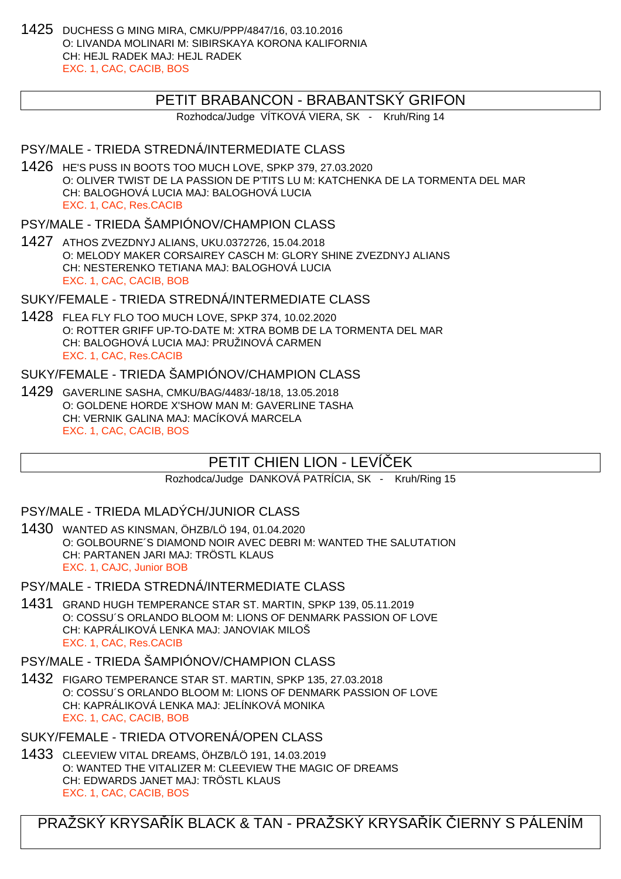1425 DUCHESS G MING MIRA, CMKU/PPP/4847/16, 03.10.2016
O: LIVANDA MOLINARI M: SIBIRSKAYA KORONA KALIFORNIA
CH: HEJL RADEK MAJ: HEJL RADEK
EXC. 1, CAC, CACIB, BOS

## PETIT BRABANCON - BRABANTSKÝ GRIFON

Rozhodca/Judge VÍTKOVÁ VIERA, SK - Kruh/Ring 14

### PSY/MALE - TRIEDA STREDNÁ/INTERMEDIATE CLASS

1426 HE'S PUSS IN BOOTS TOO MUCH LOVE, SPKP 379, 27.03.2020
O: OLIVER TWIST DE LA PASSION DE P'TITS LU M: KATCHENKA DE LA TORMENTA DEL MAR
CH: BALOGHOVÁ LUCIA MAJ: BALOGHOVÁ LUCIA
EXC. 1, CAC, Res.CACIB

### PSY/MALE - TRIEDA ŠAMPIÓNOV/CHAMPION CLASS

1427 ATHOS ZVEZDNYJ ALIANS, UKU.0372726, 15.04.2018
O: MELODY MAKER CORSAIREY CASCH M: GLORY SHINE ZVEZDNYJ ALIANS
CH: NESTERENKO TETIANA MAJ: BALOGHOVÁ LUCIA
EXC. 1, CAC, CACIB, BOB

### SUKY/FEMALE - TRIEDA STREDNÁ/INTERMEDIATE CLASS

1428 FLEA FLY FLO TOO MUCH LOVE, SPKP 374, 10.02.2020
O: ROTTER GRIFF UP-TO-DATE M: XTRA BOMB DE LA TORMENTA DEL MAR
CH: BALOGHOVÁ LUCIA MAJ: PRUŽINOVÁ CARMEN
EXC. 1, CAC, Res.CACIB

### SUKY/FEMALE - TRIEDA ŠAMPIÓNOV/CHAMPION CLASS

1429 GAVERLINE SASHA, CMKU/BAG/4483/-18/18, 13.05.2018
O: GOLDENE HORDE X'SHOW MAN M: GAVERLINE TASHA
CH: VERNIK GALINA MAJ: MACÍKOVÁ MARCELA
EXC. 1, CAC, CACIB, BOS

## PETIT CHIEN LION - LEVÍČEK

Rozhodca/Judge DANKOVÁ PATRÍCIA, SK - Kruh/Ring 15

### PSY/MALE - TRIEDA MLADÝCH/JUNIOR CLASS

1430 WANTED AS KINSMAN, ÖHZB/LÖ 194, 01.04.2020
O: GOLBOURNE´S DIAMOND NOIR AVEC DEBRI M: WANTED THE SALUTATION
CH: PARTANEN JARI MAJ: TRÖSTL KLAUS
EXC. 1, CAJC, Junior BOB

### PSY/MALE - TRIEDA STREDNÁ/INTERMEDIATE CLASS

1431 GRAND HUGH TEMPERANCE STAR ST. MARTIN, SPKP 139, 05.11.2019
O: COSSU´S ORLANDO BLOOM M: LIONS OF DENMARK PASSION OF LOVE
CH: KAPRÁLIKOVÁ LENKA MAJ: JANOVIAK MILOŠ
EXC. 1, CAC, Res.CACIB

### PSY/MALE - TRIEDA ŠAMPIÓNOV/CHAMPION CLASS

1432 FIGARO TEMPERANCE STAR ST. MARTIN, SPKP 135, 27.03.2018
O: COSSU´S ORLANDO BLOOM M: LIONS OF DENMARK PASSION OF LOVE
CH: KAPRÁLIKOVÁ LENKA MAJ: JELÍNKOVÁ MONIKA
EXC. 1, CAC, CACIB, BOB

### SUKY/FEMALE - TRIEDA OTVORENÁ/OPEN CLASS

1433 CLEEVIEW VITAL DREAMS, ÖHZB/LÖ 191, 14.03.2019
O: WANTED THE VITALIZER M: CLEEVIEW THE MAGIC OF DREAMS
CH: EDWARDS JANET MAJ: TRÖSTL KLAUS
EXC. 1, CAC, CACIB, BOS

## PRAŽSKÝ KRYSAŘÍK BLACK & TAN - PRAŽSKÝ KRYSAŘÍK ČIERNY S PÁLENÍM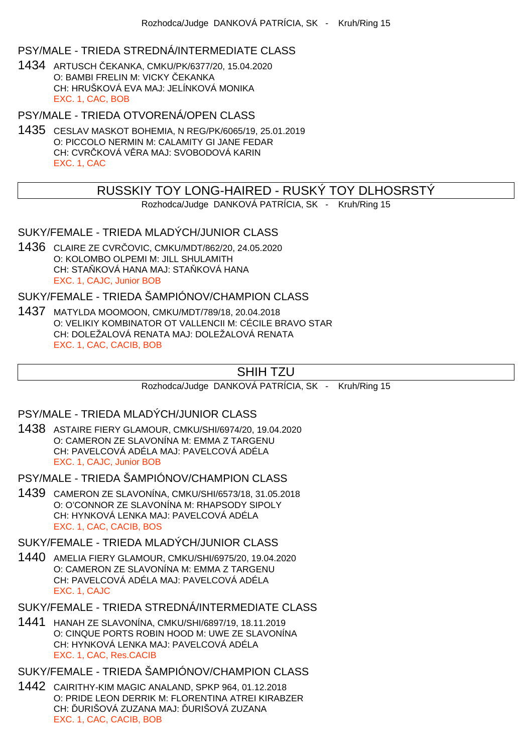Rozhodca/Judge DANKOVÁ PATRÍCIA, SK - Kruh/Ring 15

### PSY/MALE - TRIEDA STREDNÁ/INTERMEDIATE CLASS

1434 ARTUSCH ČEKANKA, CMKU/PK/6377/20, 15.04.2020
O: BAMBI FRELIN M: VICKY ČEKANKA
CH: HRUŠKOVÁ EVA MAJ: JELÍNKOVÁ MONIKA
EXC. 1, CAC, BOB

### PSY/MALE - TRIEDA OTVORENÁ/OPEN CLASS

1435 CESLAV MASKOT BOHEMIA, N REG/PK/6065/19, 25.01.2019
O: PICCOLO NERMIN M: CALAMITY GI JANE FEDAR
CH: CVRČKOVÁ VĚRA MAJ: SVOBODOVÁ KARIN
EXC. 1, CAC

## RUSSKIY TOY LONG-HAIRED - RUSKÝ TOY DLHOSRSTÝ

Rozhodca/Judge DANKOVÁ PATRÍCIA, SK - Kruh/Ring 15

### SUKY/FEMALE - TRIEDA MLADÝCH/JUNIOR CLASS

1436 CLAIRE ZE CVRČOVIC, CMKU/MDT/862/20, 24.05.2020
O: KOLOMBO OLPEMI M: JILL SHULAMITH
CH: STAŇKOVÁ HANA MAJ: STAŇKOVÁ HANA
EXC. 1, CAJC, Junior BOB

### SUKY/FEMALE - TRIEDA ŠAMPIÓNOV/CHAMPION CLASS

1437 MATYLDA MOOMOON, CMKU/MDT/789/18, 20.04.2018
O: VELIKIY KOMBINATOR OT VALLENCII M: CÉCILE BRAVO STAR
CH: DOLEŽALOVÁ RENATA MAJ: DOLEŽALOVÁ RENATA
EXC. 1, CAC, CACIB, BOB

## SHIH TZU

Rozhodca/Judge DANKOVÁ PATRÍCIA, SK - Kruh/Ring 15

### PSY/MALE - TRIEDA MLADÝCH/JUNIOR CLASS

1438 ASTAIRE FIERY GLAMOUR, CMKU/SHI/6974/20, 19.04.2020
O: CAMERON ZE SLAVONÍNA M: EMMA Z TARGENU
CH: PAVELCOVÁ ADÉLA MAJ: PAVELCOVÁ ADÉLA
EXC. 1, CAJC, Junior BOB

### PSY/MALE - TRIEDA ŠAMPIÓNOV/CHAMPION CLASS

1439 CAMERON ZE SLAVONÍNA, CMKU/SHI/6573/18, 31.05.2018
O: O'CONNOR ZE SLAVONÍNA M: RHAPSODY SIPOLY
CH: HYNKOVÁ LENKA MAJ: PAVELCOVÁ ADÉLA
EXC. 1, CAC, CACIB, BOS

### SUKY/FEMALE - TRIEDA MLADÝCH/JUNIOR CLASS

1440 AMELIA FIERY GLAMOUR, CMKU/SHI/6975/20, 19.04.2020
O: CAMERON ZE SLAVONÍNA M: EMMA Z TARGENU
CH: PAVELCOVÁ ADÉLA MAJ: PAVELCOVÁ ADÉLA
EXC. 1, CAJC

### SUKY/FEMALE - TRIEDA STREDNÁ/INTERMEDIATE CLASS

1441 HANAH ZE SLAVONÍNA, CMKU/SHI/6897/19, 18.11.2019
O: CINQUE PORTS ROBIN HOOD M: UWE ZE SLAVONÍNA
CH: HYNKOVÁ LENKA MAJ: PAVELCOVÁ ADÉLA
EXC. 1, CAC, Res.CACIB

### SUKY/FEMALE - TRIEDA ŠAMPIÓNOV/CHAMPION CLASS

1442 CAIRITHY-KIM MAGIC ANALAND, SPKP 964, 01.12.2018
O: PRIDE LEON DERRIK M: FLORENTINA ATREI KIRABZER
CH: ĎURIŠOVÁ ZUZANA MAJ: ĎURIŠOVÁ ZUZANA
EXC. 1, CAC, CACIB, BOB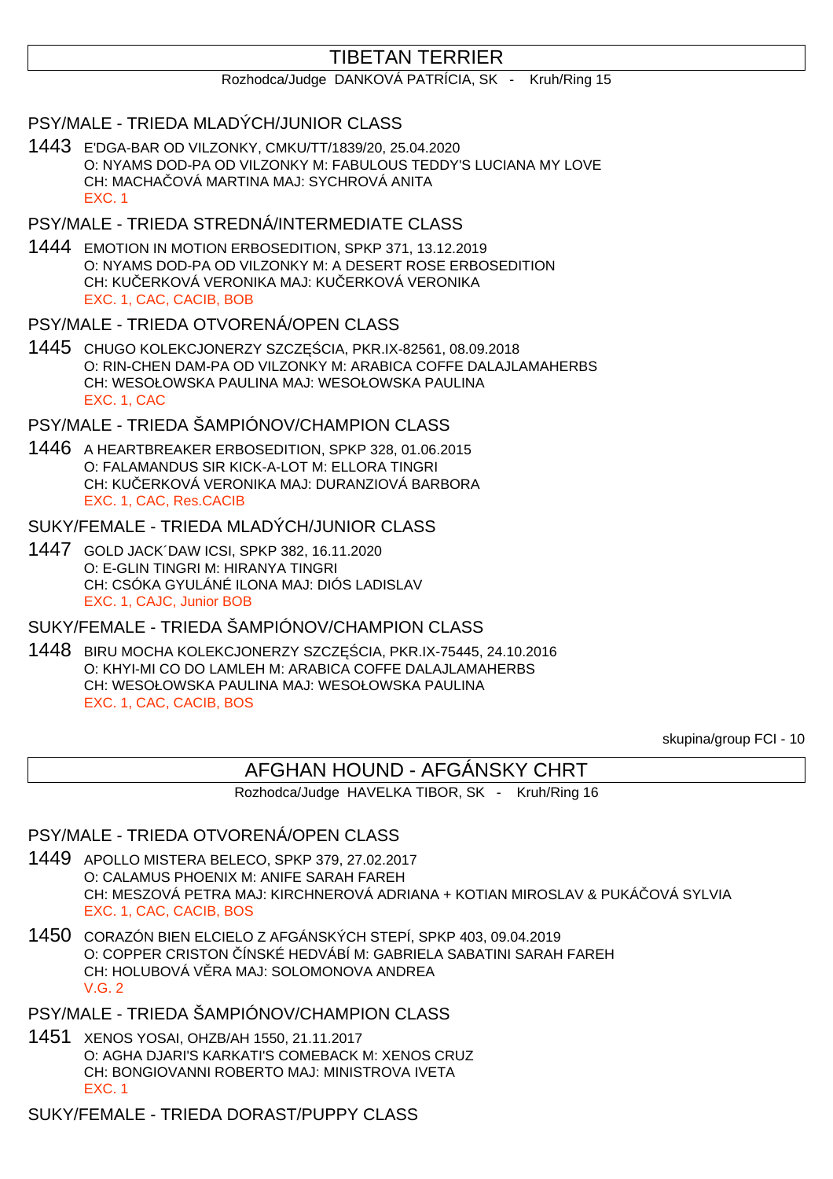## TIBETAN TERRIER

Rozhodca/Judge DANKOVÁ PATRÍCIA, SK - Kruh/Ring 15

### PSY/MALE - TRIEDA MLADÝCH/JUNIOR CLASS

1443 E'DGA-BAR OD VILZONKY, CMKU/TT/1839/20, 25.04.2020
O: NYAMS DOD-PA OD VILZONKY M: FABULOUS TEDDY'S LUCIANA MY LOVE
CH: MACHAČOVÁ MARTINA MAJ: SYCHROVÁ ANITA
EXC. 1

### PSY/MALE - TRIEDA STREDNÁ/INTERMEDIATE CLASS

1444 EMOTION IN MOTION ERBOSEDITION, SPKP 371, 13.12.2019
O: NYAMS DOD-PA OD VILZONKY M: A DESERT ROSE ERBOSEDITION
CH: KUČERKOVÁ VERONIKA MAJ: KUČERKOVÁ VERONIKA
EXC. 1, CAC, CACIB, BOB

### PSY/MALE - TRIEDA OTVORENÁ/OPEN CLASS

1445 CHUGO KOLEKCJONERZY SZCZĘŚCIA, PKR.IX-82561, 08.09.2018
O: RIN-CHEN DAM-PA OD VILZONKY M: ARABICA COFFE DALAJLAMAHERBS
CH: WESOŁOWSKA PAULINA MAJ: WESOŁOWSKA PAULINA
EXC. 1, CAC

### PSY/MALE - TRIEDA ŠAMPIÓNOV/CHAMPION CLASS

1446 A HEARTBREAKER ERBOSEDITION, SPKP 328, 01.06.2015
O: FALAMANDUS SIR KICK-A-LOT M: ELLORA TINGRI
CH: KUČERKOVÁ VERONIKA MAJ: DURANZIOVÁ BARBORA
EXC. 1, CAC, Res.CACIB

### SUKY/FEMALE - TRIEDA MLADÝCH/JUNIOR CLASS

1447 GOLD JACK´DAW ICSI, SPKP 382, 16.11.2020
O: E-GLIN TINGRI M: HIRANYA TINGRI
CH: CSÓKA GYULÁNÉ ILONA MAJ: DIÓS LADISLAV
EXC. 1, CAJC, Junior BOB

### SUKY/FEMALE - TRIEDA ŠAMPIÓNOV/CHAMPION CLASS

1448 BIRU MOCHA KOLEKCJONERZY SZCZĘŚCIA, PKR.IX-75445, 24.10.2016
O: KHYI-MI CO DO LAMLEH M: ARABICA COFFE DALAJLAMAHERBS
CH: WESOŁOWSKA PAULINA MAJ: WESOŁOWSKA PAULINA
EXC. 1, CAC, CACIB, BOS

skupina/group FCI - 10

## AFGHAN HOUND - AFGÁNSKY CHRT

Rozhodca/Judge HAVELKA TIBOR, SK - Kruh/Ring 16

### PSY/MALE - TRIEDA OTVORENÁ/OPEN CLASS

1449 APOLLO MISTERA BELECO, SPKP 379, 27.02.2017
O: CALAMUS PHOENIX M: ANIFE SARAH FAREH
CH: MESZOVÁ PETRA MAJ: KIRCHNEROVÁ ADRIANA + KOTIAN MIROSLAV & PUKÁČOVÁ SYLVIA
EXC. 1, CAC, CACIB, BOS

1450 CORAZÓN BIEN ELCIELO Z AFGÁNSKÝCH STEPÍ, SPKP 403, 09.04.2019
O: COPPER CRISTON ČÍNSKÉ HEDVÁBÍ M: GABRIELA SABATINI SARAH FAREH
CH: HOLUBOVÁ VĚRA MAJ: SOLOMONOVA ANDREA
V.G. 2

### PSY/MALE - TRIEDA ŠAMPIÓNOV/CHAMPION CLASS

1451 XENOS YOSAI, OHZB/AH 1550, 21.11.2017
O: AGHA DJARI'S KARKATI'S COMEBACK M: XENOS CRUZ
CH: BONGIOVANNI ROBERTO MAJ: MINISTROVA IVETA
EXC. 1

### SUKY/FEMALE - TRIEDA DORAST/PUPPY CLASS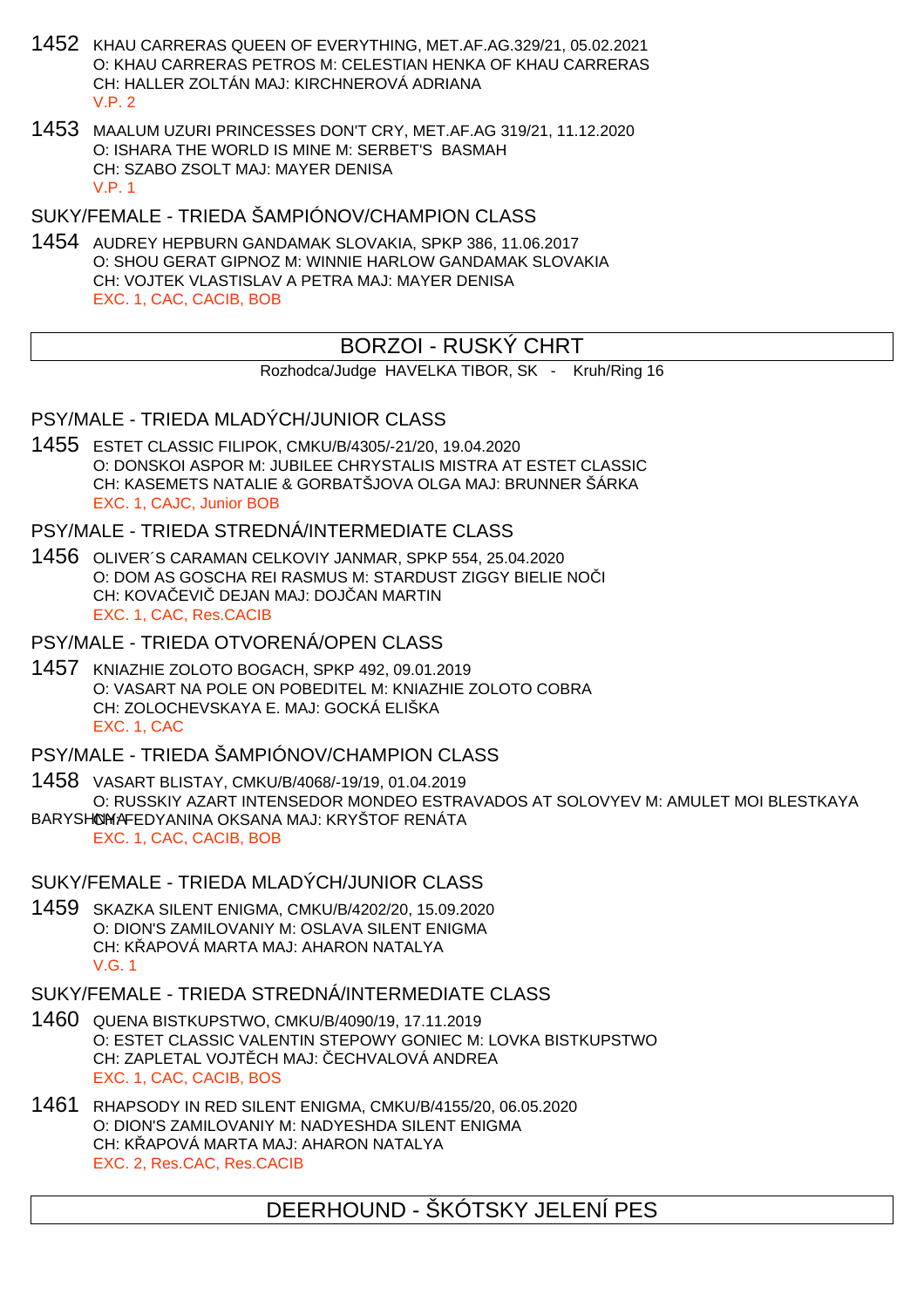1452 KHAU CARRERAS QUEEN OF EVERYTHING, MET.AF.AG.329/21, 05.02.2021
O: KHAU CARRERAS PETROS M: CELESTIAN HENKA OF KHAU CARRERAS
CH: HALLER ZOLTÁN MAJ: KIRCHNEROVÁ ADRIANA
V.P. 2

1453 MAALUM UZURI PRINCESSES DON'T CRY, MET.AF.AG 319/21, 11.12.2020
O: ISHARA THE WORLD IS MINE M: SERBET'S BASMAH
CH: SZABO ZSOLT MAJ: MAYER DENISA
V.P. 1

SUKY/FEMALE - TRIEDA ŠAMPIÓNOV/CHAMPION CLASS

1454 AUDREY HEPBURN GANDAMAK SLOVAKIA, SPKP 386, 11.06.2017
O: SHOU GERAT GIPNOZ M: WINNIE HARLOW GANDAMAK SLOVAKIA
CH: VOJTEK VLASTISLAV A PETRA MAJ: MAYER DENISA
EXC. 1, CAC, CACIB, BOB

## BORZOI - RUSKÝ CHRT

Rozhodca/Judge HAVELKA TIBOR, SK - Kruh/Ring 16

PSY/MALE - TRIEDA MLADÝCH/JUNIOR CLASS

1455 ESTET CLASSIC FILIPOK, CMKU/B/4305/-21/20, 19.04.2020
O: DONSKOI ASPOR M: JUBILEE CHRYSTALIS MISTRA AT ESTET CLASSIC
CH: KASEMETS NATALIE & GORBATŠJOVA OLGA MAJ: BRUNNER ŠÁRKA
EXC. 1, CAJC, Junior BOB

PSY/MALE - TRIEDA STREDNÁ/INTERMEDIATE CLASS

1456 OLIVER´S CARAMAN CELKOVIY JANMAR, SPKP 554, 25.04.2020
O: DOM AS GOSCHA REI RASMUS M: STARDUST ZIGGY BIELIE NOČI
CH: KOVAČEVIČ DEJAN MAJ: DOJČAN MARTIN
EXC. 1, CAC, Res.CACIB

PSY/MALE - TRIEDA OTVORENÁ/OPEN CLASS

1457 KNIAZHIE ZOLOTO BOGACH, SPKP 492, 09.01.2019
O: VASART NA POLE ON POBEDITEL M: KNIAZHIE ZOLOTO COBRA
CH: ZOLOCHEVSKAYA E. MAJ: GOCKÁ ELIŠKA
EXC. 1, CAC

PSY/MALE - TRIEDA ŠAMPIÓNOV/CHAMPION CLASS

1458 VASART BLISTAY, CMKU/B/4068/-19/19, 01.04.2019
O: RUSSKIY AZART INTENSEDOR MONDEO ESTRAVADOS AT SOLOVYEV M: AMULET MOI BLESTKAYA BARYSHNYA
CH: FEDYANINA OKSANA MAJ: KRYŠTOF RENÁTA
EXC. 1, CAC, CACIB, BOB

SUKY/FEMALE - TRIEDA MLADÝCH/JUNIOR CLASS

1459 SKAZKA SILENT ENIGMA, CMKU/B/4202/20, 15.09.2020
O: DION'S ZAMILOVANIY M: OSLAVA SILENT ENIGMA
CH: KŘAPOVÁ MARTA MAJ: AHARON NATALYA
V.G. 1

SUKY/FEMALE - TRIEDA STREDNÁ/INTERMEDIATE CLASS

1460 QUENA BISTKUPSTWO, CMKU/B/4090/19, 17.11.2019
O: ESTET CLASSIC VALENTIN STEPOWY GONIEC M: LOVKA BISTKUPSTWO
CH: ZAPLETAL VOJTĚCH MAJ: ČECHVALOVÁ ANDREA
EXC. 1, CAC, CACIB, BOS

1461 RHAPSODY IN RED SILENT ENIGMA, CMKU/B/4155/20, 06.05.2020
O: DION'S ZAMILOVANIY M: NADYESHDA SILENT ENIGMA
CH: KŘAPOVÁ MARTA MAJ: AHARON NATALYA
EXC. 2, Res.CAC, Res.CACIB

## DEERHOUND - ŠKÓTSKY JELENÍ PES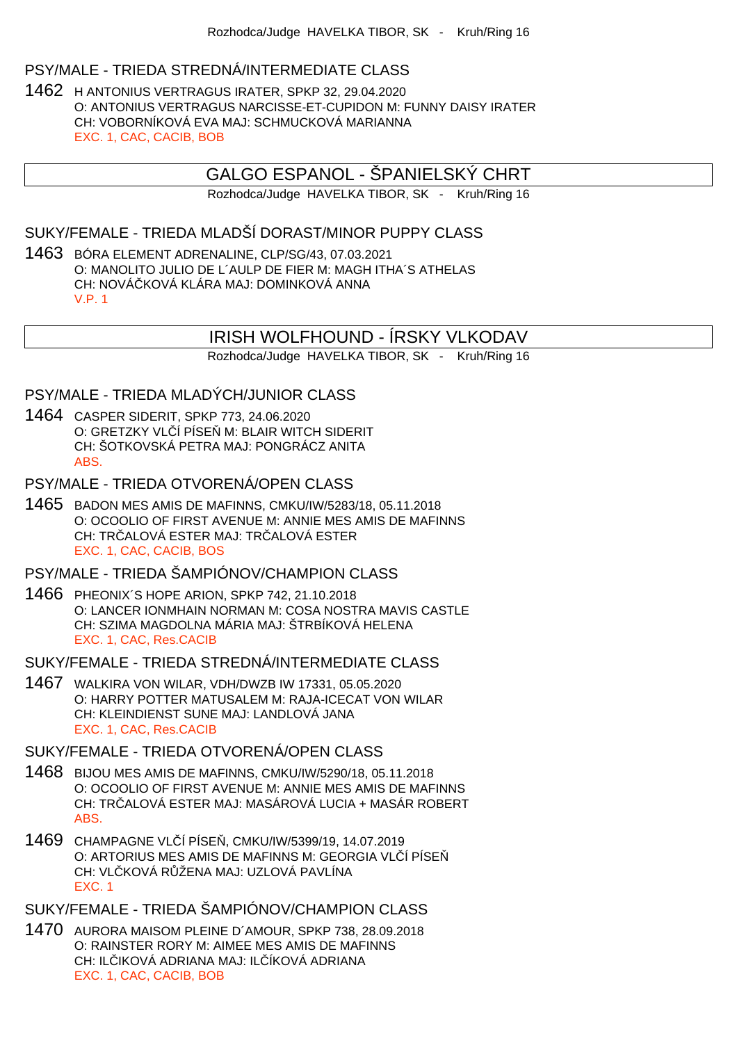Rozhodca/Judge HAVELKA TIBOR, SK - Kruh/Ring 16

### PSY/MALE - TRIEDA STREDNÁ/INTERMEDIATE CLASS

1462 H ANTONIUS VERTRAGUS IRATER, SPKP 32, 29.04.2020
O: ANTONIUS VERTRAGUS NARCISSE-ET-CUPIDON M: FUNNY DAISY IRATER
CH: VOBORNÍKOVÁ EVA MAJ: SCHMUCKOVÁ MARIANNA
EXC. 1, CAC, CACIB, BOB

## GALGO ESPANOL - ŠPANIELSKÝ CHRT

Rozhodca/Judge HAVELKA TIBOR, SK - Kruh/Ring 16

### SUKY/FEMALE - TRIEDA MLADŠÍ DORAST/MINOR PUPPY CLASS

1463 BÓRA ELEMENT ADRENALINE, CLP/SG/43, 07.03.2021
O: MANOLITO JULIO DE L´AULP DE FIER M: MAGH ITHA´S ATHELAS
CH: NOVÁČKOVÁ KLÁRA MAJ: DOMINKOVÁ ANNA
V.P. 1

## IRISH WOLFHOUND - ÍRSKY VLKODAV

Rozhodca/Judge HAVELKA TIBOR, SK - Kruh/Ring 16

### PSY/MALE - TRIEDA MLADÝCH/JUNIOR CLASS

1464 CASPER SIDERIT, SPKP 773, 24.06.2020
O: GRETZKY VLČÍ PÍSEŇ M: BLAIR WITCH SIDERIT
CH: ŠOTKOVSKÁ PETRA MAJ: PONGRÁCZ ANITA
ABS.

### PSY/MALE - TRIEDA OTVORENÁ/OPEN CLASS

1465 BADON MES AMIS DE MAFINNS, CMKU/IW/5283/18, 05.11.2018
O: OCOOLIO OF FIRST AVENUE M: ANNIE MES AMIS DE MAFINNS
CH: TRČALOVÁ ESTER MAJ: TRČALOVÁ ESTER
EXC. 1, CAC, CACIB, BOS

### PSY/MALE - TRIEDA ŠAMPIÓNOV/CHAMPION CLASS

1466 PHEONIX´S HOPE ARION, SPKP 742, 21.10.2018
O: LANCER IONMHAIN NORMAN M: COSA NOSTRA MAVIS CASTLE
CH: SZIMA MAGDOLNA MÁRIA MAJ: ŠTRBÍKOVÁ HELENA
EXC. 1, CAC, Res.CACIB

### SUKY/FEMALE - TRIEDA STREDNÁ/INTERMEDIATE CLASS

1467 WALKIRA VON WILAR, VDH/DWZB IW 17331, 05.05.2020
O: HARRY POTTER MATUSALEM M: RAJA-ICECAT VON WILAR
CH: KLEINDIENST SUNE MAJ: LANDLOVÁ JANA
EXC. 1, CAC, Res.CACIB

### SUKY/FEMALE - TRIEDA OTVORENÁ/OPEN CLASS

1468 BIJOU MES AMIS DE MAFINNS, CMKU/IW/5290/18, 05.11.2018
O: OCOOLIO OF FIRST AVENUE M: ANNIE MES AMIS DE MAFINNS
CH: TRČALOVÁ ESTER MAJ: MASÁROVÁ LUCIA + MASÁR ROBERT
ABS.

1469 CHAMPAGNE VLČÍ PÍSEŇ, CMKU/IW/5399/19, 14.07.2019
O: ARTORIUS MES AMIS DE MAFINNS M: GEORGIA VLČÍ PÍSEŇ
CH: VLČKOVÁ RŮŽENA MAJ: UZLOVÁ PAVLÍNA
EXC. 1

### SUKY/FEMALE - TRIEDA ŠAMPIÓNOV/CHAMPION CLASS

1470 AURORA MAISOM PLEINE D´AMOUR, SPKP 738, 28.09.2018
O: RAINSTER RORY M: AIMEE MES AMIS DE MAFINNS
CH: ILČIKOVÁ ADRIANA MAJ: ILČÍKOVÁ ADRIANA
EXC. 1, CAC, CACIB, BOB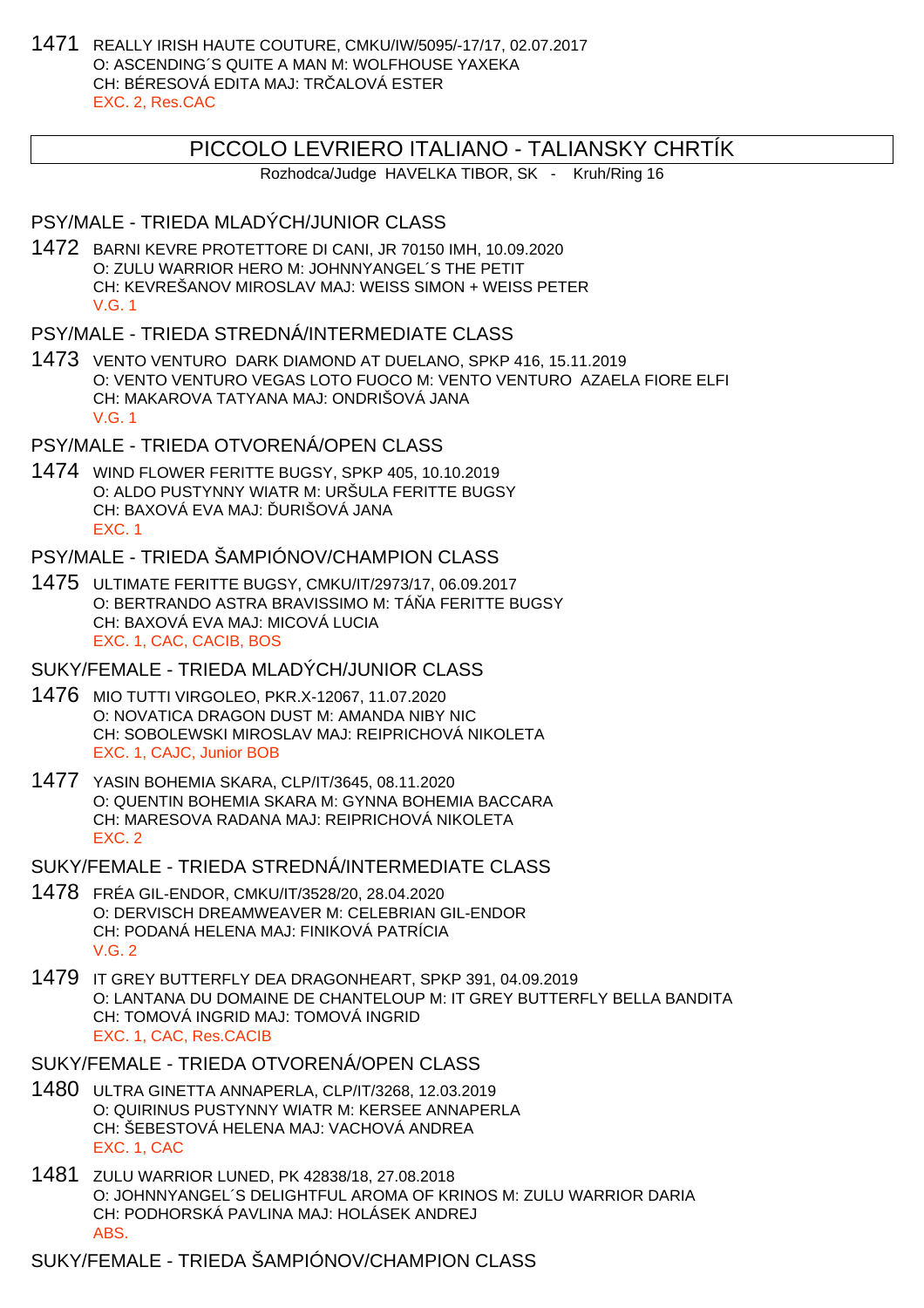1471 REALLY IRISH HAUTE COUTURE, CMKU/IW/5095/-17/17, 02.07.2017
O: ASCENDING´S QUITE A MAN M: WOLFHOUSE YAXEKA
CH: BÉRESOVÁ EDITA MAJ: TRČALOVÁ ESTER
EXC. 2, Res.CAC

## PICCOLO LEVRIERO ITALIANO - TALIANSKY CHRTÍK

Rozhodca/Judge HAVELKA TIBOR, SK - Kruh/Ring 16

### PSY/MALE - TRIEDA MLADÝCH/JUNIOR CLASS

1472 BARNI KEVRE PROTETTORE DI CANI, JR 70150 IMH, 10.09.2020
O: ZULU WARRIOR HERO M: JOHNNYANGEL´S THE PETIT
CH: KEVREŠANOV MIROSLAV MAJ: WEISS SIMON + WEISS PETER
V.G. 1

### PSY/MALE - TRIEDA STREDNÁ/INTERMEDIATE CLASS

1473 VENTO VENTURO DARK DIAMOND AT DUELANO, SPKP 416, 15.11.2019
O: VENTO VENTURO VEGAS LOTO FUOCO M: VENTO VENTURO AZAELA FIORE ELFI
CH: MAKAROVA TATYANA MAJ: ONDRIŠOVÁ JANA
V.G. 1

### PSY/MALE - TRIEDA OTVORENÁ/OPEN CLASS

1474 WIND FLOWER FERITTE BUGSY, SPKP 405, 10.10.2019
O: ALDO PUSTYNNY WIATR M: URŠULA FERITTE BUGSY
CH: BAXOVÁ EVA MAJ: ĎURIŠOVÁ JANA
EXC. 1

### PSY/MALE - TRIEDA ŠAMPIÓNOV/CHAMPION CLASS

1475 ULTIMATE FERITTE BUGSY, CMKU/IT/2973/17, 06.09.2017
O: BERTRANDO ASTRA BRAVISSIMO M: TÁŇA FERITTE BUGSY
CH: BAXOVÁ EVA MAJ: MICOVÁ LUCIA
EXC. 1, CAC, CACIB, BOS

### SUKY/FEMALE - TRIEDA MLADÝCH/JUNIOR CLASS

1476 MIO TUTTI VIRGOLEO, PKR.X-12067, 11.07.2020
O: NOVATICA DRAGON DUST M: AMANDA NIBY NIC
CH: SOBOLEWSKI MIROSLAV MAJ: REIPRICHOVÁ NIKOLETA
EXC. 1, CAJC, Junior BOB

1477 YASIN BOHEMIA SKARA, CLP/IT/3645, 08.11.2020
O: QUENTIN BOHEMIA SKARA M: GYNNA BOHEMIA BACCARA
CH: MARESOVA RADANA MAJ: REIPRICHOVÁ NIKOLETA
EXC. 2

### SUKY/FEMALE - TRIEDA STREDNÁ/INTERMEDIATE CLASS

1478 FRÉA GIL-ENDOR, CMKU/IT/3528/20, 28.04.2020
O: DERVISCH DREAMWEAVER M: CELEBRIAN GIL-ENDOR
CH: PODANÁ HELENA MAJ: FINIKOVÁ PATRÍCIA
V.G. 2

1479 IT GREY BUTTERFLY DEA DRAGONHEART, SPKP 391, 04.09.2019
O: LANTANA DU DOMAINE DE CHANTELOUP M: IT GREY BUTTERFLY BELLA BANDITA
CH: TOMOVÁ INGRID MAJ: TOMOVÁ INGRID
EXC. 1, CAC, Res.CACIB

### SUKY/FEMALE - TRIEDA OTVORENÁ/OPEN CLASS

1480 ULTRA GINETTA ANNAPERLA, CLP/IT/3268, 12.03.2019
O: QUIRINUS PUSTYNNY WIATR M: KERSEE ANNAPERLA
CH: ŠEBESTOVÁ HELENA MAJ: VACHOVÁ ANDREA
EXC. 1, CAC

1481 ZULU WARRIOR LUNED, PK 42838/18, 27.08.2018
O: JOHNNYANGEL´S DELIGHTFUL AROMA OF KRINOS M: ZULU WARRIOR DARIA
CH: PODHORSKÁ PAVLINA MAJ: HOLÁSEK ANDREJ
ABS.

### SUKY/FEMALE - TRIEDA ŠAMPIÓNOV/CHAMPION CLASS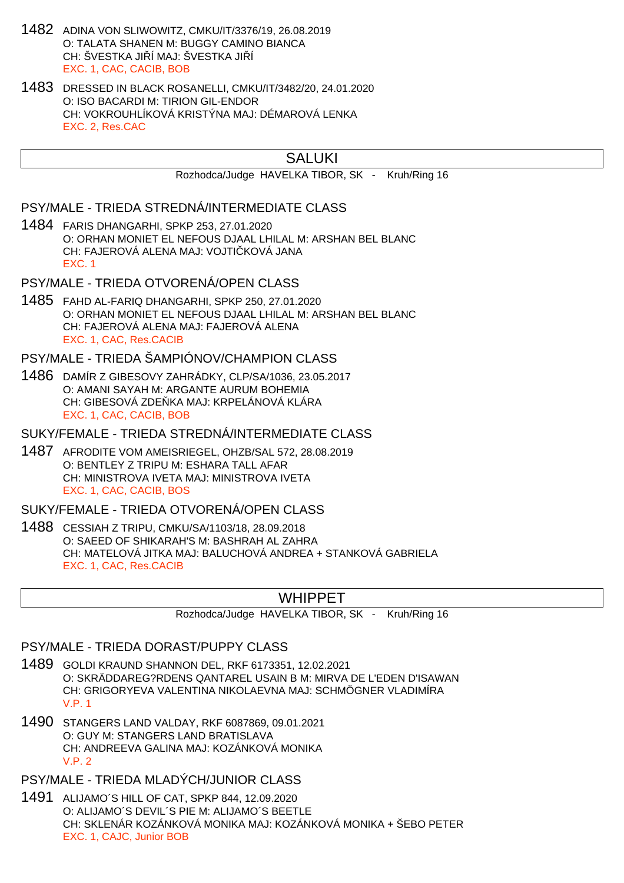1482 ADINA VON SLIWOWITZ, CMKU/IT/3376/19, 26.08.2019
O: TALATA SHANEN M: BUGGY CAMINO BIANCA
CH: ŠVESTKA JIŘÍ MAJ: ŠVESTKA JIŘÍ
EXC. 1, CAC, CACIB, BOB

1483 DRESSED IN BLACK ROSANELLI, CMKU/IT/3482/20, 24.01.2020
O: ISO BACARDI M: TIRION GIL-ENDOR
CH: VOKROUHLÍKOVÁ KRISTÝNA MAJ: DÉMAROVÁ LENKA
EXC. 2, Res.CAC

## SALUKI

Rozhodca/Judge HAVELKA TIBOR, SK - Kruh/Ring 16

### PSY/MALE - TRIEDA STREDNÁ/INTERMEDIATE CLASS

1484 FARIS DHANGARHI, SPKP 253, 27.01.2020
O: ORHAN MONIET EL NEFOUS DJAAL LHILAL M: ARSHAN BEL BLANC
CH: FAJEROVÁ ALENA MAJ: VOJTIČKOVÁ JANA
EXC. 1

### PSY/MALE - TRIEDA OTVORENÁ/OPEN CLASS

1485 FAHD AL-FARIQ DHANGARHI, SPKP 250, 27.01.2020
O: ORHAN MONIET EL NEFOUS DJAAL LHILAL M: ARSHAN BEL BLANC
CH: FAJEROVÁ ALENA MAJ: FAJEROVÁ ALENA
EXC. 1, CAC, Res.CACIB

### PSY/MALE - TRIEDA ŠAMPIÓNOV/CHAMPION CLASS

1486 DAMÍR Z GIBESOVY ZAHRÁDKY, CLP/SA/1036, 23.05.2017
O: AMANI SAYAH M: ARGANTE AURUM BOHEMIA
CH: GIBESOVÁ ZDEŇKA MAJ: KRPELÁNOVÁ KLÁRA
EXC. 1, CAC, CACIB, BOB

### SUKY/FEMALE - TRIEDA STREDNÁ/INTERMEDIATE CLASS

1487 AFRODITE VOM AMEISRIEGEL, OHZB/SAL 572, 28.08.2019
O: BENTLEY Z TRIPU M: ESHARA TALL AFAR
CH: MINISTROVA IVETA MAJ: MINISTROVA IVETA
EXC. 1, CAC, CACIB, BOS

### SUKY/FEMALE - TRIEDA OTVORENÁ/OPEN CLASS

1488 CESSIAH Z TRIPU, CMKU/SA/1103/18, 28.09.2018
O: SAEED OF SHIKARAH'S M: BASHRAH AL ZAHRA
CH: MATELOVÁ JITKA MAJ: BALUCHOVÁ ANDREA + STANKOVÁ GABRIELA
EXC. 1, CAC, Res.CACIB

## WHIPPET

Rozhodca/Judge HAVELKA TIBOR, SK - Kruh/Ring 16

### PSY/MALE - TRIEDA DORAST/PUPPY CLASS

1489 GOLDI KRAUND SHANNON DEL, RKF 6173351, 12.02.2021
O: SKRÄDDAREG?RDENS QANTAREL USAIN B M: MIRVA DE L'EDEN D'ISAWAN
CH: GRIGORYEVA VALENTINA NIKOLAEVNA MAJ: SCHMÖGNER VLADIMÍRA
V.P. 1

1490 STANGERS LAND VALDAY, RKF 6087869, 09.01.2021
O: GUY M: STANGERS LAND BRATISLAVA
CH: ANDREEVA GALINA MAJ: KOZÁNKOVÁ MONIKA
V.P. 2

### PSY/MALE - TRIEDA MLADÝCH/JUNIOR CLASS

1491 ALIJAMO´S HILL OF CAT, SPKP 844, 12.09.2020
O: ALIJAMO´S DEVIL´S PIE M: ALIJAMO´S BEETLE
CH: SKLENÁR KOZÁNKOVÁ MONIKA MAJ: KOZÁNKOVÁ MONIKA + ŠEBO PETER
EXC. 1, CAJC, Junior BOB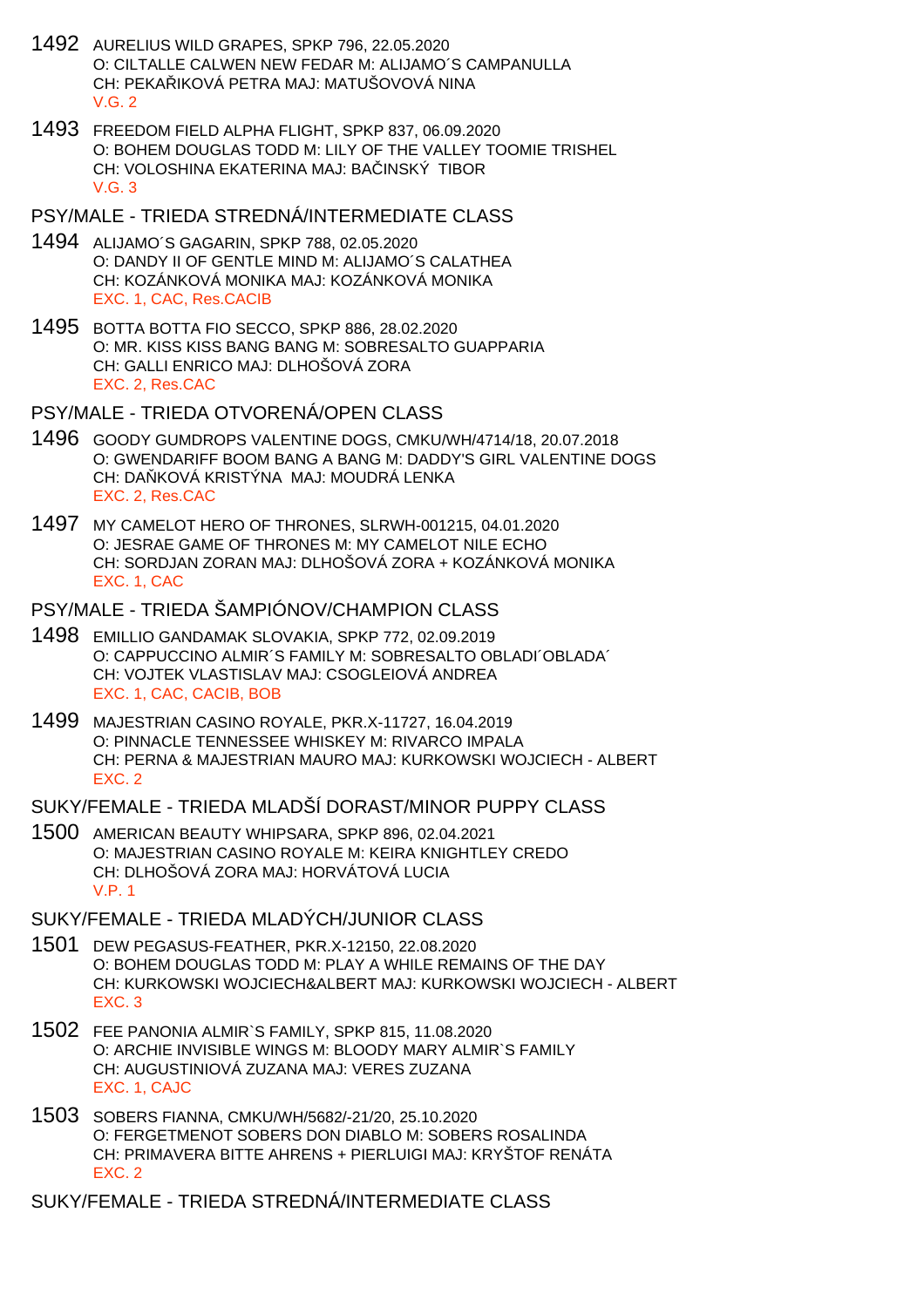1492 AURELIUS WILD GRAPES, SPKP 796, 22.05.2020
O: CILTALLE CALWEN NEW FEDAR M: ALIJAMO´S CAMPANULLA
CH: PEKAŘIKOVÁ PETRA MAJ: MATUŠOVOVÁ NINA
V.G. 2

1493 FREEDOM FIELD ALPHA FLIGHT, SPKP 837, 06.09.2020
O: BOHEM DOUGLAS TODD M: LILY OF THE VALLEY TOOMIE TRISHEL
CH: VOLOSHINA EKATERINA MAJ: BAČINSKÝ TIBOR
V.G. 3

## PSY/MALE - TRIEDA STREDNÁ/INTERMEDIATE CLASS

1494 ALIJAMO´S GAGARIN, SPKP 788, 02.05.2020
O: DANDY II OF GENTLE MIND M: ALIJAMO´S CALATHEA
CH: KOZÁNKOVÁ MONIKA MAJ: KOZÁNKOVÁ MONIKA
EXC. 1, CAC, Res.CACIB

1495 BOTTA BOTTA FIO SECCO, SPKP 886, 28.02.2020
O: MR. KISS KISS BANG BANG M: SOBRESALTO GUAPPARIA
CH: GALLI ENRICO MAJ: DLHOŠOVÁ ZORA
EXC. 2, Res.CAC

## PSY/MALE - TRIEDA OTVORENÁ/OPEN CLASS

1496 GOODY GUMDROPS VALENTINE DOGS, CMKU/WH/4714/18, 20.07.2018
O: GWENDARIFF BOOM BANG A BANG M: DADDY'S GIRL VALENTINE DOGS
CH: DAŇKOVÁ KRISTÝNA MAJ: MOUDRÁ LENKA
EXC. 2, Res.CAC

1497 MY CAMELOT HERO OF THRONES, SLRWH-001215, 04.01.2020
O: JESRAE GAME OF THRONES M: MY CAMELOT NILE ECHO
CH: SORDJAN ZORAN MAJ: DLHOŠOVÁ ZORA + KOZÁNKOVÁ MONIKA
EXC. 1, CAC

## PSY/MALE - TRIEDA ŠAMPIÓNOV/CHAMPION CLASS

1498 EMILLIO GANDAMAK SLOVAKIA, SPKP 772, 02.09.2019
O: CAPPUCCINO ALMIR´S FAMILY M: SOBRESALTO OBLADI´OBLADA´
CH: VOJTEK VLASTISLAV MAJ: CSOGLEIOVÁ ANDREA
EXC. 1, CAC, CACIB, BOB

1499 MAJESTRIAN CASINO ROYALE, PKR.X-11727, 16.04.2019
O: PINNACLE TENNESSEE WHISKEY M: RIVARCO IMPALA
CH: PERNA & MAJESTRIAN MAURO MAJ: KURKOWSKI WOJCIECH - ALBERT
EXC. 2

## SUKY/FEMALE - TRIEDA MLADŠÍ DORAST/MINOR PUPPY CLASS

1500 AMERICAN BEAUTY WHIPSARA, SPKP 896, 02.04.2021
O: MAJESTRIAN CASINO ROYALE M: KEIRA KNIGHTLEY CREDO
CH: DLHOŠOVÁ ZORA MAJ: HORVÁTOVÁ LUCIA
V.P. 1

## SUKY/FEMALE - TRIEDA MLADÝCH/JUNIOR CLASS

1501 DEW PEGASUS-FEATHER, PKR.X-12150, 22.08.2020
O: BOHEM DOUGLAS TODD M: PLAY A WHILE REMAINS OF THE DAY
CH: KURKOWSKI WOJCIECH&ALBERT MAJ: KURKOWSKI WOJCIECH - ALBERT
EXC. 3

1502 FEE PANONIA ALMIR`S FAMILY, SPKP 815, 11.08.2020
O: ARCHIE INVISIBLE WINGS M: BLOODY MARY ALMIR`S FAMILY
CH: AUGUSTINIOVÁ ZUZANA MAJ: VERES ZUZANA
EXC. 1, CAJC

1503 SOBERS FIANNA, CMKU/WH/5682/-21/20, 25.10.2020
O: FERGETMENOT SOBERS DON DIABLO M: SOBERS ROSALINDA
CH: PRIMAVERA BITTE AHRENS + PIERLUIGI MAJ: KRYŠTOF RENÁTA
EXC. 2

## SUKY/FEMALE - TRIEDA STREDNÁ/INTERMEDIATE CLASS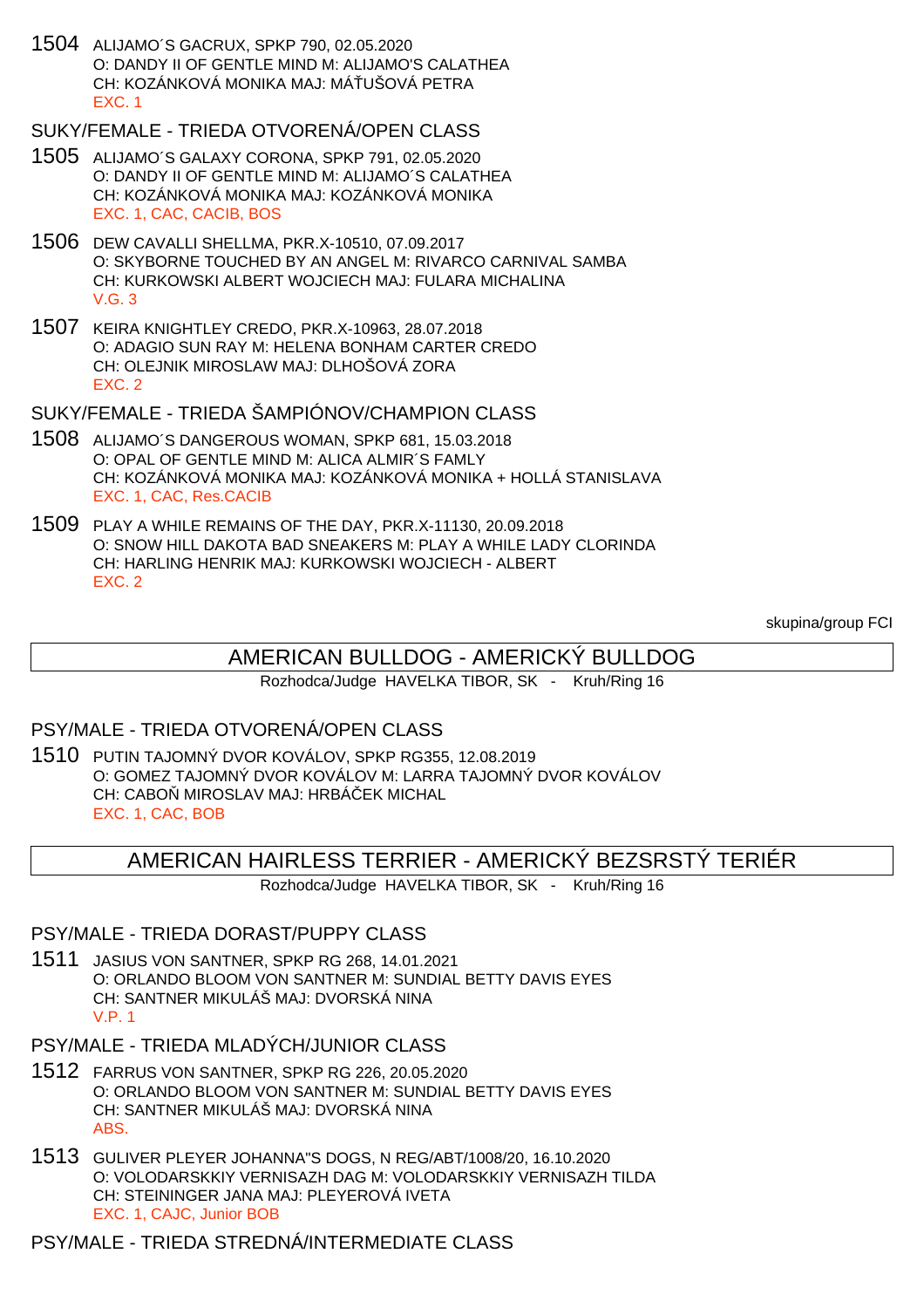1504 ALIJAMO´S GACRUX, SPKP 790, 02.05.2020
O: DANDY II OF GENTLE MIND M: ALIJAMO'S CALATHEA
CH: KOZÁNKOVÁ MONIKA MAJ: MÁŤUŠOVÁ PETRA
EXC. 1

### SUKY/FEMALE - TRIEDA OTVORENÁ/OPEN CLASS

1505 ALIJAMO´S GALAXY CORONA, SPKP 791, 02.05.2020
O: DANDY II OF GENTLE MIND M: ALIJAMO´S CALATHEA
CH: KOZÁNKOVÁ MONIKA MAJ: KOZÁNKOVÁ MONIKA
EXC. 1, CAC, CACIB, BOS

1506 DEW CAVALLI SHELLMA, PKR.X-10510, 07.09.2017
O: SKYBORNE TOUCHED BY AN ANGEL M: RIVARCO CARNIVAL SAMBA
CH: KURKOWSKI ALBERT WOJCIECH MAJ: FULARA MICHALINA
V.G. 3

1507 KEIRA KNIGHTLEY CREDO, PKR.X-10963, 28.07.2018
O: ADAGIO SUN RAY M: HELENA BONHAM CARTER CREDO
CH: OLEJNIK MIROSLAW MAJ: DLHOŠOVÁ ZORA
EXC. 2

### SUKY/FEMALE - TRIEDA ŠAMPIÓNOV/CHAMPION CLASS

1508 ALIJAMO´S DANGEROUS WOMAN, SPKP 681, 15.03.2018
O: OPAL OF GENTLE MIND M: ALICA ALMIR´S FAMLY
CH: KOZÁNKOVÁ MONIKA MAJ: KOZÁNKOVÁ MONIKA + HOLLÁ STANISLAVA
EXC. 1, CAC, Res.CACIB

1509 PLAY A WHILE REMAINS OF THE DAY, PKR.X-11130, 20.09.2018
O: SNOW HILL DAKOTA BAD SNEAKERS M: PLAY A WHILE LADY CLORINDA
CH: HARLING HENRIK MAJ: KURKOWSKI WOJCIECH - ALBERT
EXC. 2

skupina/group FCI

## AMERICAN BULLDOG - AMERICKÝ BULLDOG

Rozhodca/Judge HAVELKA TIBOR, SK - Kruh/Ring 16

### PSY/MALE - TRIEDA OTVORENÁ/OPEN CLASS

1510 PUTIN TAJOMNÝ DVOR KOVÁLOV, SPKP RG355, 12.08.2019
O: GOMEZ TAJOMNÝ DVOR KOVÁLOV M: LARRA TAJOMNÝ DVOR KOVÁLOV
CH: CABOŇ MIROSLAV MAJ: HRBÁČEK MICHAL
EXC. 1, CAC, BOB

## AMERICAN HAIRLESS TERRIER - AMERICKÝ BEZSRSTÝ TERIÉR

Rozhodca/Judge HAVELKA TIBOR, SK - Kruh/Ring 16

### PSY/MALE - TRIEDA DORAST/PUPPY CLASS

1511 JASIUS VON SANTNER, SPKP RG 268, 14.01.2021
O: ORLANDO BLOOM VON SANTNER M: SUNDIAL BETTY DAVIS EYES
CH: SANTNER MIKULÁŠ MAJ: DVORSKÁ NINA
V.P. 1

### PSY/MALE - TRIEDA MLADÝCH/JUNIOR CLASS

1512 FARRUS VON SANTNER, SPKP RG 226, 20.05.2020
O: ORLANDO BLOOM VON SANTNER M: SUNDIAL BETTY DAVIS EYES
CH: SANTNER MIKULÁŠ MAJ: DVORSKÁ NINA
ABS.

1513 GULIVER PLEYER JOHANNA"S DOGS, N REG/ABT/1008/20, 16.10.2020
O: VOLODARSKKIY VERNISAZH DAG M: VOLODARSKKIY VERNISAZH TILDA
CH: STEININGER JANA MAJ: PLEYEROVÁ IVETA
EXC. 1, CAJC, Junior BOB

### PSY/MALE - TRIEDA STREDNÁ/INTERMEDIATE CLASS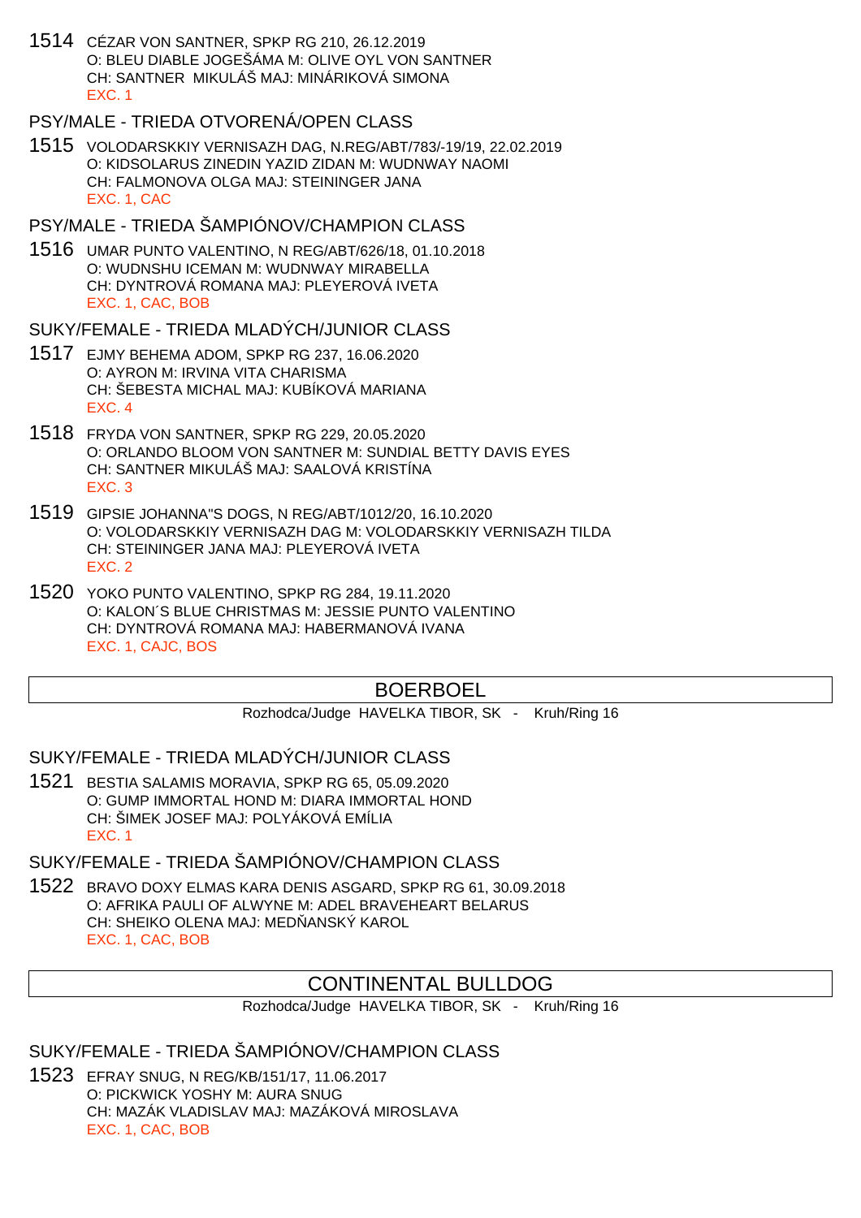1514 CÉZAR VON SANTNER, SPKP RG 210, 26.12.2019
O: BLEU DIABLE JOGEŠÁMA M: OLIVE OYL VON SANTNER
CH: SANTNER MIKULÁŠ MAJ: MINÁRIKOVÁ SIMONA
EXC. 1

### PSY/MALE - TRIEDA OTVORENÁ/OPEN CLASS

1515 VOLODARSKKIY VERNISAZH DAG, N.REG/ABT/783/-19/19, 22.02.2019
O: KIDSOLARUS ZINEDIN YAZID ZIDAN M: WUDNWAY NAOMI
CH: FALMONOVA OLGA MAJ: STEININGER JANA
EXC. 1, CAC

### PSY/MALE - TRIEDA ŠAMPIÓNOV/CHAMPION CLASS

1516 UMAR PUNTO VALENTINO, N REG/ABT/626/18, 01.10.2018
O: WUDNSHU ICEMAN M: WUDNWAY MIRABELLA
CH: DYNTROVÁ ROMANA MAJ: PLEYEROVÁ IVETA
EXC. 1, CAC, BOB

### SUKY/FEMALE - TRIEDA MLADÝCH/JUNIOR CLASS

1517 EJMY BEHEMA ADOM, SPKP RG 237, 16.06.2020
O: AYRON M: IRVINA VITA CHARISMA
CH: ŠEBESTA MICHAL MAJ: KUBÍKOVÁ MARIANA
EXC. 4

1518 FRYDA VON SANTNER, SPKP RG 229, 20.05.2020
O: ORLANDO BLOOM VON SANTNER M: SUNDIAL BETTY DAVIS EYES
CH: SANTNER MIKULÁŠ MAJ: SAALOVÁ KRISTÍNA
EXC. 3

1519 GIPSIE JOHANNA"S DOGS, N REG/ABT/1012/20, 16.10.2020
O: VOLODARSKKIY VERNISAZH DAG M: VOLODARSKKIY VERNISAZH TILDA
CH: STEININGER JANA MAJ: PLEYEROVÁ IVETA
EXC. 2

1520 YOKO PUNTO VALENTINO, SPKP RG 284, 19.11.2020
O: KALON´S BLUE CHRISTMAS M: JESSIE PUNTO VALENTINO
CH: DYNTROVÁ ROMANA MAJ: HABERMANOVÁ IVANA
EXC. 1, CAJC, BOS

## BOERBOEL

Rozhodca/Judge HAVELKA TIBOR, SK - Kruh/Ring 16

### SUKY/FEMALE - TRIEDA MLADÝCH/JUNIOR CLASS

1521 BESTIA SALAMIS MORAVIA, SPKP RG 65, 05.09.2020
O: GUMP IMMORTAL HOND M: DIARA IMMORTAL HOND
CH: ŠIMEK JOSEF MAJ: POLYÁKOVÁ EMÍLIA
EXC. 1

### SUKY/FEMALE - TRIEDA ŠAMPIÓNOV/CHAMPION CLASS

1522 BRAVO DOXY ELMAS KARA DENIS ASGARD, SPKP RG 61, 30.09.2018
O: AFRIKA PAULI OF ALWYNE M: ADEL BRAVEHEART BELARUS
CH: SHEIKO OLENA MAJ: MEDŇANSKÝ KAROL
EXC. 1, CAC, BOB

## CONTINENTAL BULLDOG

Rozhodca/Judge HAVELKA TIBOR, SK - Kruh/Ring 16

### SUKY/FEMALE - TRIEDA ŠAMPIÓNOV/CHAMPION CLASS

1523 EFRAY SNUG, N REG/KB/151/17, 11.06.2017
O: PICKWICK YOSHY M: AURA SNUG
CH: MAZÁK VLADISLAV MAJ: MAZÁKOVÁ MIROSLAVA
EXC. 1, CAC, BOB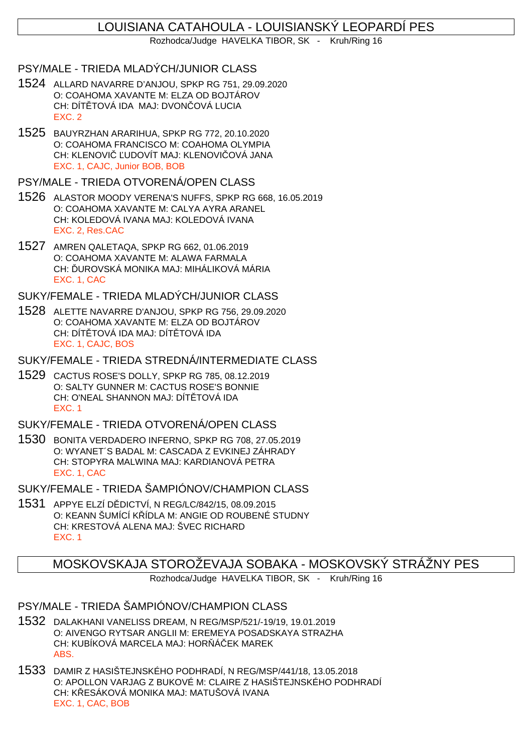## LOUISIANA CATAHOULA - LOUISIANSKÝ LEOPARDÍ PES

Rozhodca/Judge HAVELKA TIBOR, SK - Kruh/Ring 16

### PSY/MALE - TRIEDA MLADÝCH/JUNIOR CLASS

1524 ALLARD NAVARRE D'ANJOU, SPKP RG 751, 29.09.2020
O: COAHOMA XAVANTE M: ELZA OD BOJTÁROV
CH: DÍTĚTOVÁ IDA MAJ: DVONČOVÁ LUCIA
EXC. 2

1525 BAUYRZHAN ARARIHUA, SPKP RG 772, 20.10.2020
O: COAHOMA FRANCISCO M: COAHOMA OLYMPIA
CH: KLENOVIČ ĽUDOVÍT MAJ: KLENOVIČOVÁ JANA
EXC. 1, CAJC, Junior BOB, BOB

### PSY/MALE - TRIEDA OTVORENÁ/OPEN CLASS

1526 ALASTOR MOODY VERENA'S NUFFS, SPKP RG 668, 16.05.2019
O: COAHOMA XAVANTE M: CALYA AYRA ARANEL
CH: KOLEDOVÁ IVANA MAJ: KOLEDOVÁ IVANA
EXC. 2, Res.CAC

1527 AMREN QALETAQA, SPKP RG 662, 01.06.2019
O: COAHOMA XAVANTE M: ALAWA FARMALA
CH: ĎUROVSKÁ MONIKA MAJ: MIHÁLIKOVÁ MÁRIA
EXC. 1, CAC

### SUKY/FEMALE - TRIEDA MLADÝCH/JUNIOR CLASS

1528 ALETTE NAVARRE D'ANJOU, SPKP RG 756, 29.09.2020
O: COAHOMA XAVANTE M: ELZA OD BOJTÁROV
CH: DÍTĚTOVÁ IDA MAJ: DÍTĚTOVÁ IDA
EXC. 1, CAJC, BOS

### SUKY/FEMALE - TRIEDA STREDNÁ/INTERMEDIATE CLASS

1529 CACTUS ROSE'S DOLLY, SPKP RG 785, 08.12.2019
O: SALTY GUNNER M: CACTUS ROSE'S BONNIE
CH: O'NEAL SHANNON MAJ: DÍTĚTOVÁ IDA
EXC. 1

### SUKY/FEMALE - TRIEDA OTVORENÁ/OPEN CLASS

1530 BONITA VERDADERO INFERNO, SPKP RG 708, 27.05.2019
O: WYANET´S BADAL M: CASCADA Z EVKINEJ ZÁHRADY
CH: STOPYRA MALWINA MAJ: KARDIANOVÁ PETRA
EXC. 1, CAC

### SUKY/FEMALE - TRIEDA ŠAMPIÓNOV/CHAMPION CLASS

1531 APPYE ELZÍ DĚDICTVÍ, N REG/LC/842/15, 08.09.2015
O: KEANN ŠUMÍCÍ KŘÍDLA M: ANGIE OD ROUBENÉ STUDNY
CH: KRESTOVÁ ALENA MAJ: ŠVEC RICHARD
EXC. 1

## MOSKOVSKAJA STOROŽEVAJA SOBAKA - MOSKOVSKÝ STRÁŽNY PES

Rozhodca/Judge HAVELKA TIBOR, SK - Kruh/Ring 16

### PSY/MALE - TRIEDA ŠAMPIÓNOV/CHAMPION CLASS

1532 DALAKHANI VANELISS DREAM, N REG/MSP/521/-19/19, 19.01.2019
O: AIVENGO RYTSAR ANGLII M: EREMEYA POSADSKAYA STRAZHA
CH: KUBÍKOVÁ MARCELA MAJ: HORŇÁČEK MAREK
ABS.

1533 DAMIR Z HASIŠTEJNSKÉHO PODHRADÍ, N REG/MSP/441/18, 13.05.2018
O: APOLLON VARJAG Z BUKOVÉ M: CLAIRE Z HASIŠTEJNSKÉHO PODHRADÍ
CH: KŘESÁKOVÁ MONIKA MAJ: MATUŠOVÁ IVANA
EXC. 1, CAC, BOB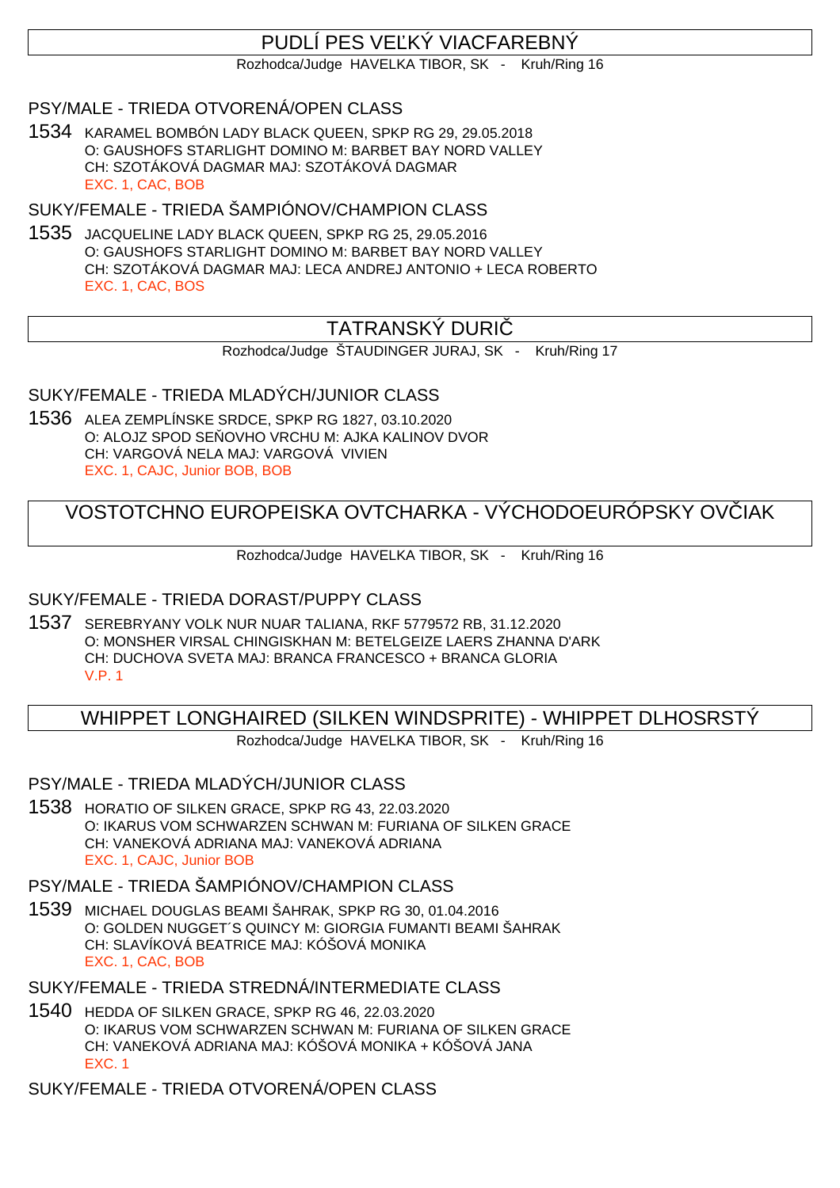# PUDLÍ PES VEĽKÝ VIACFAREBNÝ

Rozhodca/Judge HAVELKA TIBOR, SK - Kruh/Ring 16

## PSY/MALE - TRIEDA OTVORENÁ/OPEN CLASS

1534 KARAMEL BOMBÓN LADY BLACK QUEEN, SPKP RG 29, 29.05.2018
O: GAUSHOFS STARLIGHT DOMINO M: BARBET BAY NORD VALLEY
CH: SZOTÁKOVÁ DAGMAR MAJ: SZOTÁKOVÁ DAGMAR
EXC. 1, CAC, BOB

## SUKY/FEMALE - TRIEDA ŠAMPIÓNOV/CHAMPION CLASS

1535 JACQUELINE LADY BLACK QUEEN, SPKP RG 25, 29.05.2016
O: GAUSHOFS STARLIGHT DOMINO M: BARBET BAY NORD VALLEY
CH: SZOTÁKOVÁ DAGMAR MAJ: LECA ANDREJ ANTONIO + LECA ROBERTO
EXC. 1, CAC, BOS

# TATRANSKÝ DURIČ

Rozhodca/Judge ŠTAUDINGER JURAJ, SK - Kruh/Ring 17

## SUKY/FEMALE - TRIEDA MLADÝCH/JUNIOR CLASS

1536 ALEA ZEMPLÍNSKE SRDCE, SPKP RG 1827, 03.10.2020
O: ALOJZ SPOD SEŇOVHO VRCHU M: AJKA KALINOV DVOR
CH: VARGOVÁ NELA MAJ: VARGOVÁ VIVIEN
EXC. 1, CAJC, Junior BOB, BOB

# VOSTOTCHNO EUROPEISKA OVTCHARKA - VÝCHODOEURÓPSKY OVČIAK

Rozhodca/Judge HAVELKA TIBOR, SK - Kruh/Ring 16

## SUKY/FEMALE - TRIEDA DORAST/PUPPY CLASS

1537 SEREBRYANY VOLK NUR NUAR TALIANA, RKF 5779572 RB, 31.12.2020
O: MONSHER VIRSAL CHINGISKHAN M: BETELGEIZE LAERS ZHANNA D'ARK
CH: DUCHOVA SVETA MAJ: BRANCA FRANCESCO + BRANCA GLORIA
V.P. 1

# WHIPPET LONGHAIRED (SILKEN WINDSPRITE) - WHIPPET DLHOSRSTÝ

Rozhodca/Judge HAVELKA TIBOR, SK - Kruh/Ring 16

## PSY/MALE - TRIEDA MLADÝCH/JUNIOR CLASS

1538 HORATIO OF SILKEN GRACE, SPKP RG 43, 22.03.2020
O: IKARUS VOM SCHWARZEN SCHWAN M: FURIANA OF SILKEN GRACE
CH: VANEKOVÁ ADRIANA MAJ: VANEKOVÁ ADRIANA
EXC. 1, CAJC, Junior BOB

## PSY/MALE - TRIEDA ŠAMPIÓNOV/CHAMPION CLASS

1539 MICHAEL DOUGLAS BEAMI ŠAHRAK, SPKP RG 30, 01.04.2016
O: GOLDEN NUGGET´S QUINCY M: GIORGIA FUMANTI BEAMI ŠAHRAK
CH: SLAVÍKOVÁ BEATRICE MAJ: KÓŠOVÁ MONIKA
EXC. 1, CAC, BOB

## SUKY/FEMALE - TRIEDA STREDNÁ/INTERMEDIATE CLASS

1540 HEDDA OF SILKEN GRACE, SPKP RG 46, 22.03.2020
O: IKARUS VOM SCHWARZEN SCHWAN M: FURIANA OF SILKEN GRACE
CH: VANEKOVÁ ADRIANA MAJ: KÓŠOVÁ MONIKA + KÓŠOVÁ JANA
EXC. 1

## SUKY/FEMALE - TRIEDA OTVORENÁ/OPEN CLASS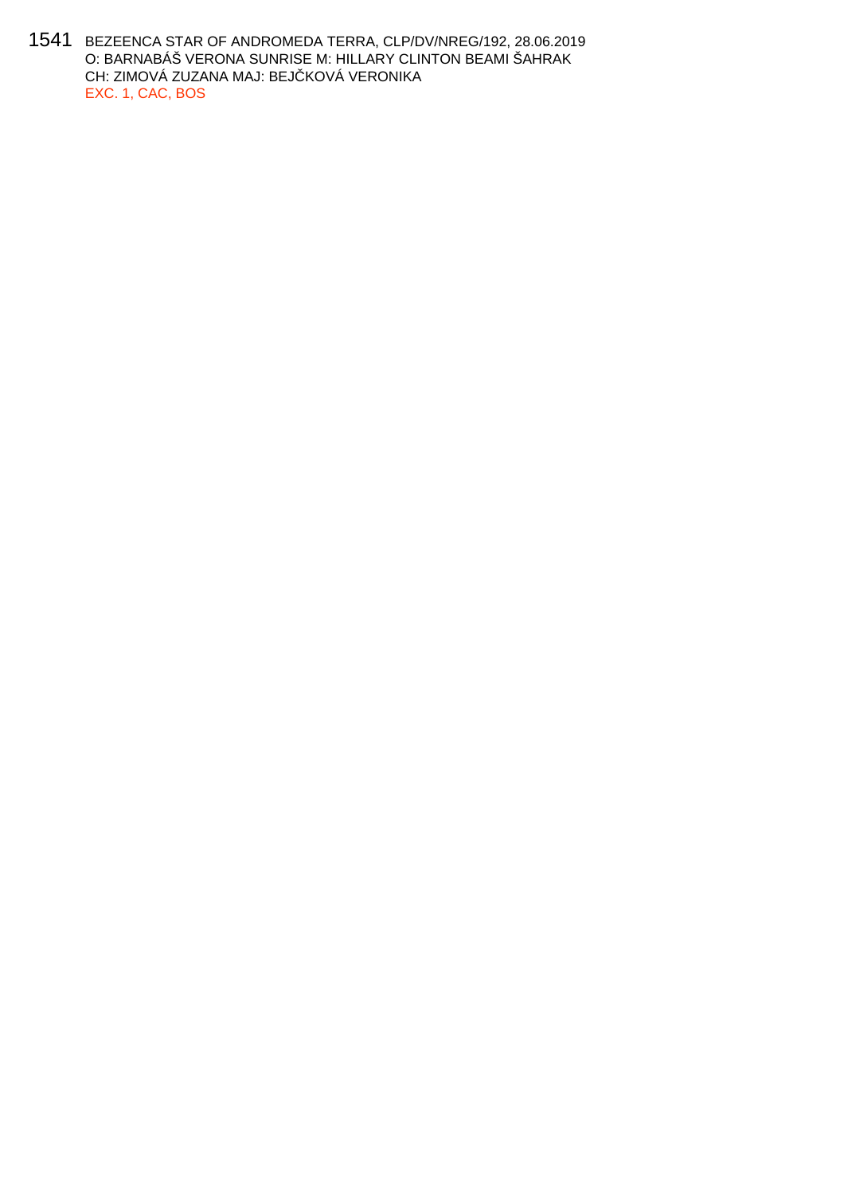1541 BEZEENCA STAR OF ANDROMEDA TERRA, CLP/DV/NREG/192, 28.06.2019
O: BARNABÁŠ VERONA SUNRISE M: HILLARY CLINTON BEAMI ŠAHRAK
CH: ZIMOVÁ ZUZANA MAJ: BEJČKOVÁ VERONIKA
EXC. 1, CAC, BOS